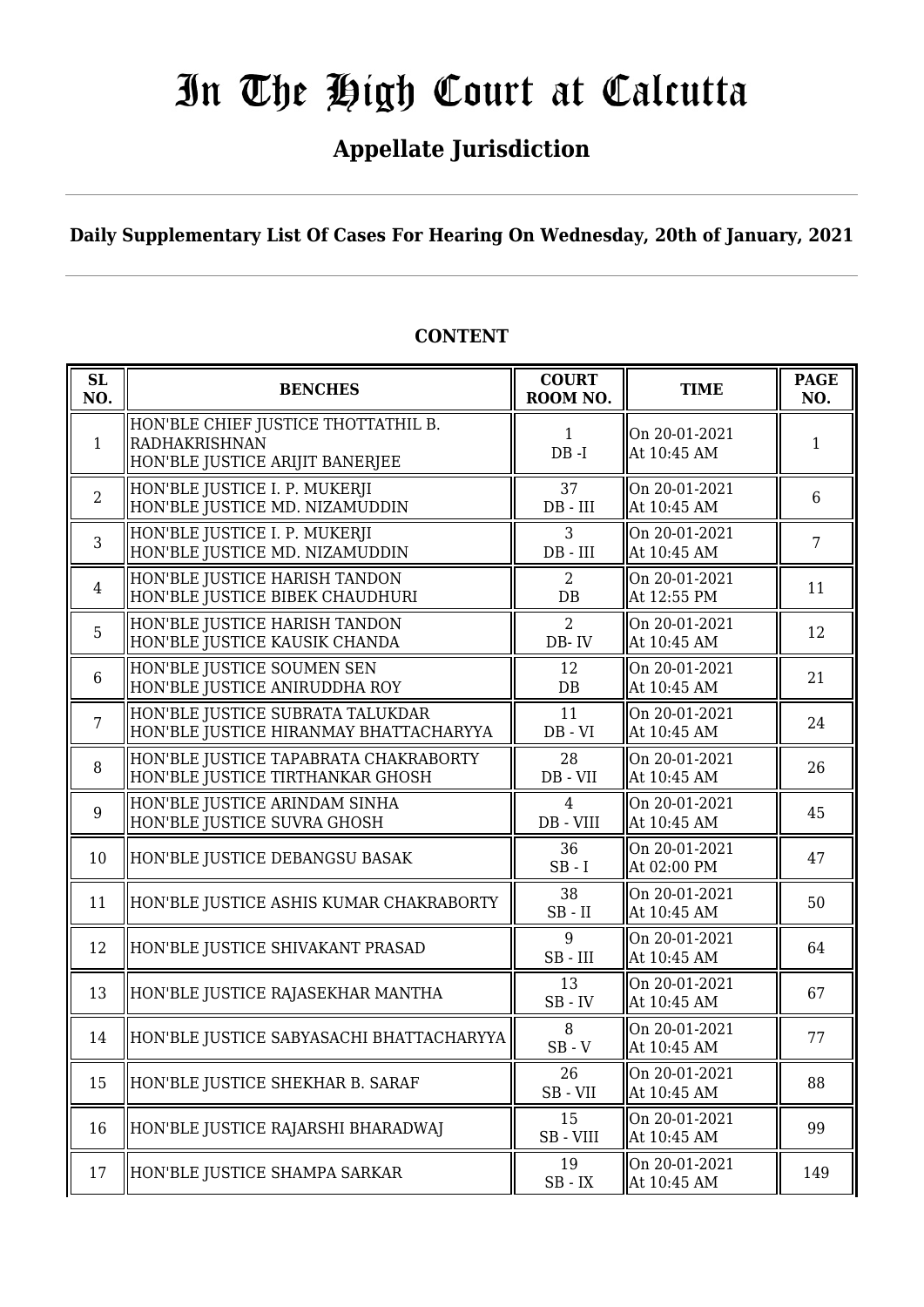# In The High Court at Calcutta

## Appellate Jurisdiction

**Daily Supplementary List Of Cases For Hearing On Wednesday, 20th of January, 2021**

**CONTENT**

| SL NO. | BENCHES | COURT ROOM NO. | TIME | PAGE NO. |
|---|---|---|---|---|
| 1 | HON'BLE CHIEF JUSTICE THOTTATHIL B. RADHAKRISHNAN<br>HON'BLE JUSTICE ARIJIT BANERJEE | 1<br>DB -I | On 20-01-2021<br>At 10:45 AM | 1 |
| 2 | HON'BLE JUSTICE I. P. MUKERJI<br>HON'BLE JUSTICE MD. NIZAMUDDIN | 37<br>DB - III | On 20-01-2021<br>At 10:45 AM | 6 |
| 3 | HON'BLE JUSTICE I. P. MUKERJI<br>HON'BLE JUSTICE MD. NIZAMUDDIN | 3<br>DB - III | On 20-01-2021<br>At 10:45 AM | 7 |
| 4 | HON'BLE JUSTICE HARISH TANDON<br>HON'BLE JUSTICE BIBEK CHAUDHURI | 2<br>DB | On 20-01-2021<br>At 12:55 PM | 11 |
| 5 | HON'BLE JUSTICE HARISH TANDON<br>HON'BLE JUSTICE KAUSIK CHANDA | 2<br>DB- IV | On 20-01-2021<br>At 10:45 AM | 12 |
| 6 | HON'BLE JUSTICE SOUMEN SEN<br>HON'BLE JUSTICE ANIRUDDHA ROY | 12<br>DB | On 20-01-2021<br>At 10:45 AM | 21 |
| 7 | HON'BLE JUSTICE SUBRATA TALUKDAR<br>HON'BLE JUSTICE HIRANMAY BHATTACHARYYA | 11<br>DB - VI | On 20-01-2021<br>At 10:45 AM | 24 |
| 8 | HON'BLE JUSTICE TAPABRATA CHAKRABORTY<br>HON'BLE JUSTICE TIRTHANKAR GHOSH | 28<br>DB - VII | On 20-01-2021<br>At 10:45 AM | 26 |
| 9 | HON'BLE JUSTICE ARINDAM SINHA<br>HON'BLE JUSTICE SUVRA GHOSH | 4<br>DB - VIII | On 20-01-2021<br>At 10:45 AM | 45 |
| 10 | HON'BLE JUSTICE DEBANGSU BASAK | 36<br>SB - I | On 20-01-2021<br>At 02:00 PM | 47 |
| 11 | HON'BLE JUSTICE ASHIS KUMAR CHAKRABORTY | 38<br>SB - II | On 20-01-2021<br>At 10:45 AM | 50 |
| 12 | HON'BLE JUSTICE SHIVAKANT PRASAD | 9<br>SB - III | On 20-01-2021<br>At 10:45 AM | 64 |
| 13 | HON'BLE JUSTICE RAJASEKHAR MANTHA | 13<br>SB - IV | On 20-01-2021<br>At 10:45 AM | 67 |
| 14 | HON'BLE JUSTICE SABYASACHI BHATTACHARYYA | 8<br>SB - V | On 20-01-2021<br>At 10:45 AM | 77 |
| 15 | HON'BLE JUSTICE SHEKHAR B. SARAF | 26<br>SB - VII | On 20-01-2021<br>At 10:45 AM | 88 |
| 16 | HON'BLE JUSTICE RAJARSHI BHARADWAJ | 15<br>SB - VIII | On 20-01-2021<br>At 10:45 AM | 99 |
| 17 | HON'BLE JUSTICE SHAMPA SARKAR | 19<br>SB - IX | On 20-01-2021<br>At 10:45 AM | 149 |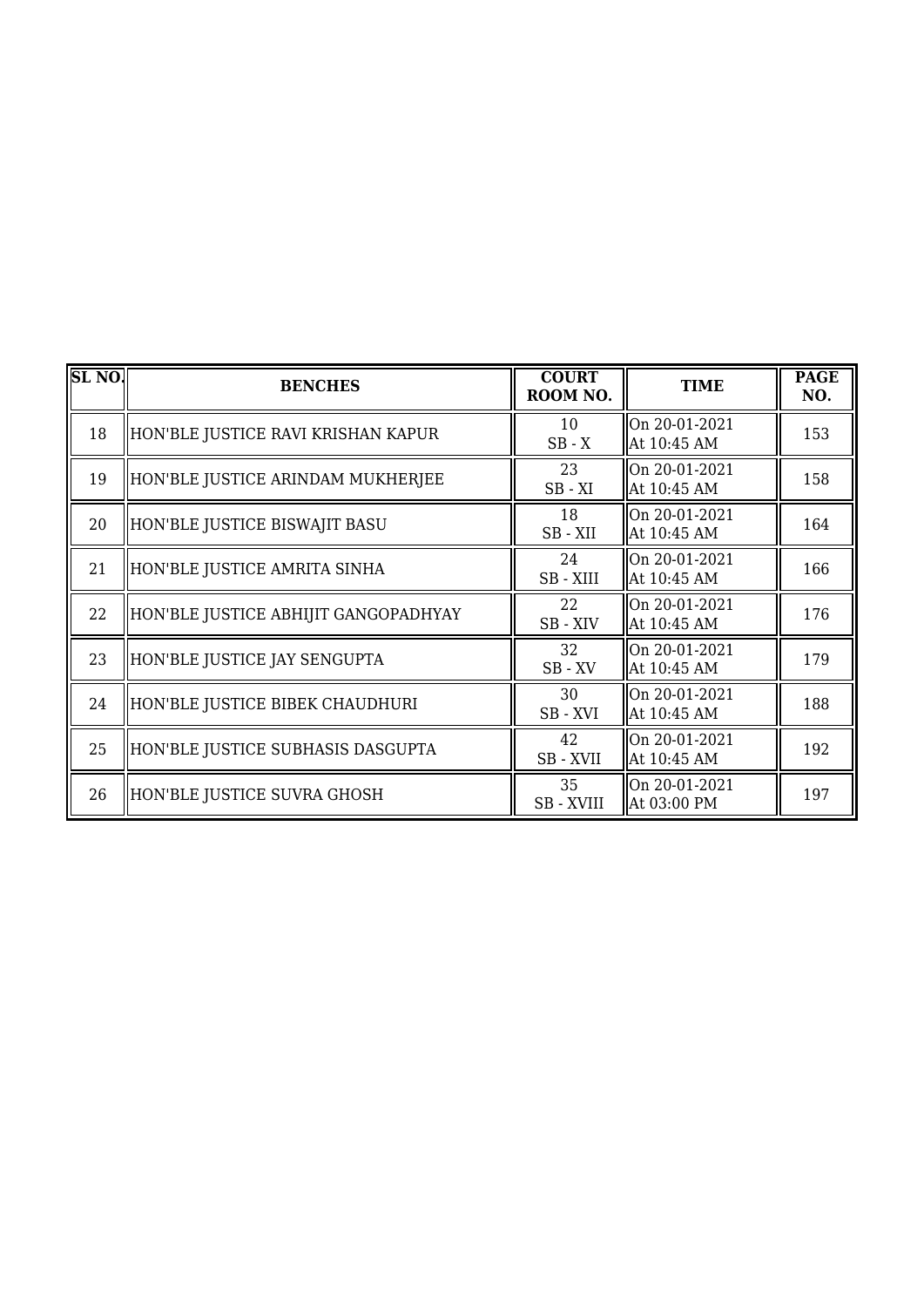| SL NO. | BENCHES | COURT ROOM NO. | TIME | PAGE NO. |
|---|---|---|---|---|
| 18 | HON'BLE JUSTICE RAVI KRISHAN KAPUR | 10<br>SB - X | On 20-01-2021<br>At 10:45 AM | 153 |
| 19 | HON'BLE JUSTICE ARINDAM MUKHERJEE | 23<br>SB - XI | On 20-01-2021<br>At 10:45 AM | 158 |
| 20 | HON'BLE JUSTICE BISWAJIT BASU | 18<br>SB - XII | On 20-01-2021<br>At 10:45 AM | 164 |
| 21 | HON'BLE JUSTICE AMRITA SINHA | 24<br>SB - XIII | On 20-01-2021<br>At 10:45 AM | 166 |
| 22 | HON'BLE JUSTICE ABHIJIT GANGOPADHYAY | 22<br>SB - XIV | On 20-01-2021<br>At 10:45 AM | 176 |
| 23 | HON'BLE JUSTICE JAY SENGUPTA | 32<br>SB - XV | On 20-01-2021<br>At 10:45 AM | 179 |
| 24 | HON'BLE JUSTICE BIBEK CHAUDHURI | 30<br>SB - XVI | On 20-01-2021<br>At 10:45 AM | 188 |
| 25 | HON'BLE JUSTICE SUBHASIS DASGUPTA | 42<br>SB - XVII | On 20-01-2021<br>At 10:45 AM | 192 |
| 26 | HON'BLE JUSTICE SUVRA GHOSH | 35<br>SB - XVIII | On 20-01-2021<br>At 03:00 PM | 197 |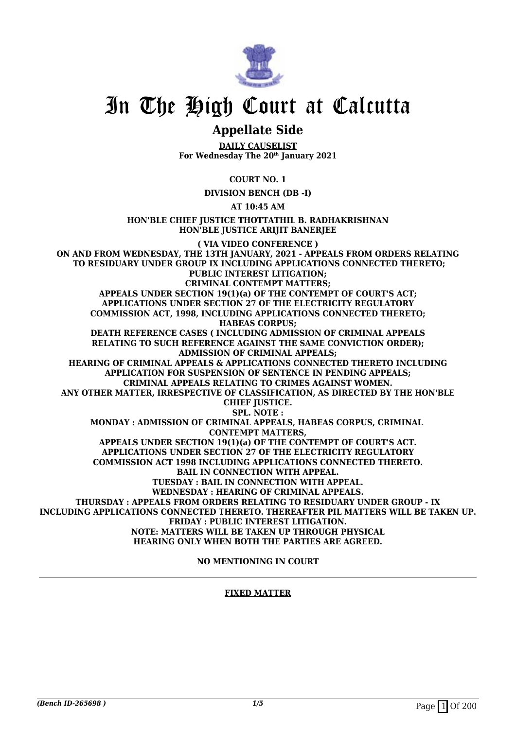# In The High Court at Calcutta

## Appellate Side

**DAILY CAUSELIST**
**For Wednesday The 20th January 2021**

**COURT NO. 1**

**DIVISION BENCH (DB -I)**

**AT 10:45 AM**

**HON'BLE CHIEF JUSTICE THOTTATHIL B. RADHAKRISHNAN**
**HON'BLE JUSTICE ARIJIT BANERJEE**

**( VIA VIDEO CONFERENCE )**
**ON AND FROM WEDNESDAY, THE 13TH JANUARY, 2021 - APPEALS FROM ORDERS RELATING TO RESIDUARY UNDER GROUP IX INCLUDING APPLICATIONS CONNECTED THERETO;**
**PUBLIC INTEREST LITIGATION;**
**CRIMINAL CONTEMPT MATTERS;**
**APPEALS UNDER SECTION 19(1)(a) OF THE CONTEMPT OF COURT'S ACT;**
**APPLICATIONS UNDER SECTION 27 OF THE ELECTRICITY REGULATORY COMMISSION ACT, 1998, INCLUDING APPLICATIONS CONNECTED THERETO;**
**HABEAS CORPUS;**
**DEATH REFERENCE CASES ( INCLUDING ADMISSION OF CRIMINAL APPEALS RELATING TO SUCH REFERENCE AGAINST THE SAME CONVICTION ORDER);**
**ADMISSION OF CRIMINAL APPEALS;**
**HEARING OF CRIMINAL APPEALS & APPLICATIONS CONNECTED THERETO INCLUDING APPLICATION FOR SUSPENSION OF SENTENCE IN PENDING APPEALS;**
**CRIMINAL APPEALS RELATING TO CRIMES AGAINST WOMEN.**
**ANY OTHER MATTER, IRRESPECTIVE OF CLASSIFICATION, AS DIRECTED BY THE HON'BLE CHIEF JUSTICE.**
**SPL. NOTE :**
**MONDAY : ADMISSION OF CRIMINAL APPEALS, HABEAS CORPUS, CRIMINAL CONTEMPT MATTERS,**
**APPEALS UNDER SECTION 19(1)(a) OF THE CONTEMPT OF COURT'S ACT.**
**APPLICATIONS UNDER SECTION 27 OF THE ELECTRICITY REGULATORY COMMISSION ACT 1998 INCLUDING APPLICATIONS CONNECTED THERETO.**
**BAIL IN CONNECTION WITH APPEAL.**
**TUESDAY : BAIL IN CONNECTION WITH APPEAL.**
**WEDNESDAY : HEARING OF CRIMINAL APPEALS.**
**THURSDAY : APPEALS FROM ORDERS RELATING TO RESIDUARY UNDER GROUP - IX INCLUDING APPLICATIONS CONNECTED THERETO. THEREAFTER PIL MATTERS WILL BE TAKEN UP.**
**FRIDAY : PUBLIC INTEREST LITIGATION.**
**NOTE: MATTERS WILL BE TAKEN UP THROUGH PHYSICAL HEARING ONLY WHEN BOTH THE PARTIES ARE AGREED.**

**NO MENTIONING IN COURT**

**FIXED MATTER**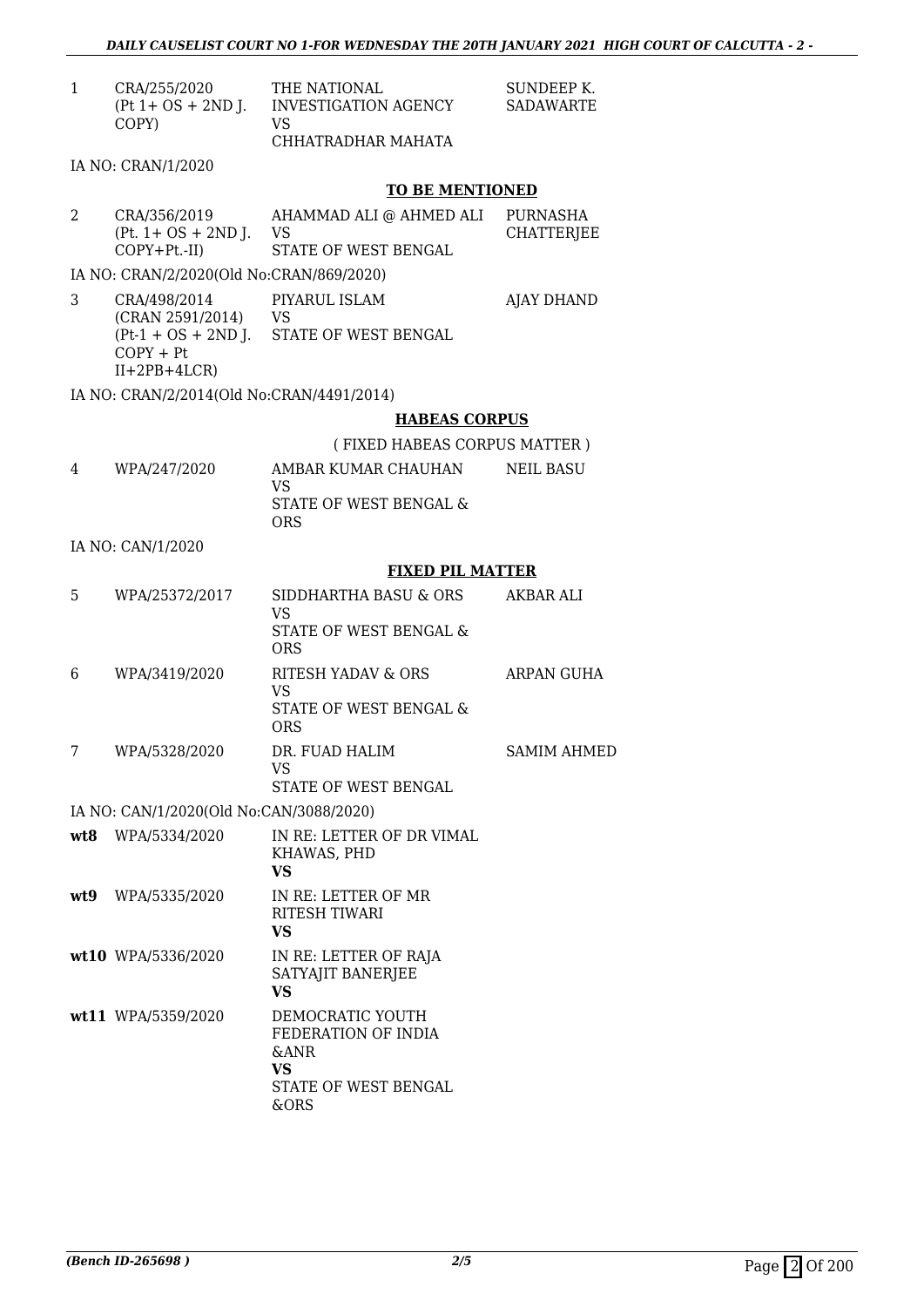| | | | |
|---|---|---|---|
| 1 | CRA/255/2020 (Pt 1+ OS + 2ND J. COPY) | THE NATIONAL INVESTIGATION AGENCY VS CHHATRADHAR MAHATA | SUNDEEP K. SADAWARTE |

IA NO: CRAN/1/2020

**TO BE MENTIONED**

| | | | |
|---|---|---|---|
| 2 | CRA/356/2019 (Pt. 1+ OS + 2ND J. COPY+Pt.-II) | AHAMMAD ALI @ AHMED ALI VS STATE OF WEST BENGAL | PURNASHA CHATTERJEE |

IA NO: CRAN/2/2020(Old No:CRAN/869/2020)

| | | | |
|---|---|---|---|
| 3 | CRA/498/2014 (CRAN 2591/2014) (Pt-1 + OS + 2ND J. COPY + Pt II+2PB+4LCR) | PIYARUL ISLAM VS STATE OF WEST BENGAL | AJAY DHAND |

IA NO: CRAN/2/2014(Old No:CRAN/4491/2014)

**HABEAS CORPUS**

( FIXED HABEAS CORPUS MATTER )

| | | | |
|---|---|---|---|
| 4 | WPA/247/2020 | AMBAR KUMAR CHAUHAN VS STATE OF WEST BENGAL & ORS | NEIL BASU |

IA NO: CAN/1/2020

**FIXED PIL MATTER**

| | | | |
|---|---|---|---|
| 5 | WPA/25372/2017 | SIDDHARTHA BASU & ORS VS STATE OF WEST BENGAL & ORS | AKBAR ALI |
| 6 | WPA/3419/2020 | RITESH YADAV & ORS VS STATE OF WEST BENGAL & ORS | ARPAN GUHA |
| 7 | WPA/5328/2020 | DR. FUAD HALIM VS STATE OF WEST BENGAL | SAMIM AHMED |

IA NO: CAN/1/2020(Old No:CAN/3088/2020)

| | | | |
|---|---|---|---|
| **wt8** | WPA/5334/2020 | IN RE: LETTER OF DR VIMAL KHAWAS, PHD **VS** | |
| **wt9** | WPA/5335/2020 | IN RE: LETTER OF MR RITESH TIWARI **VS** | |
| **wt10** | WPA/5336/2020 | IN RE: LETTER OF RAJA SATYAJIT BANERJEE **VS** | |
| **wt11** | WPA/5359/2020 | DEMOCRATIC YOUTH FEDERATION OF INDIA &ANR **VS** STATE OF WEST BENGAL &ORS | |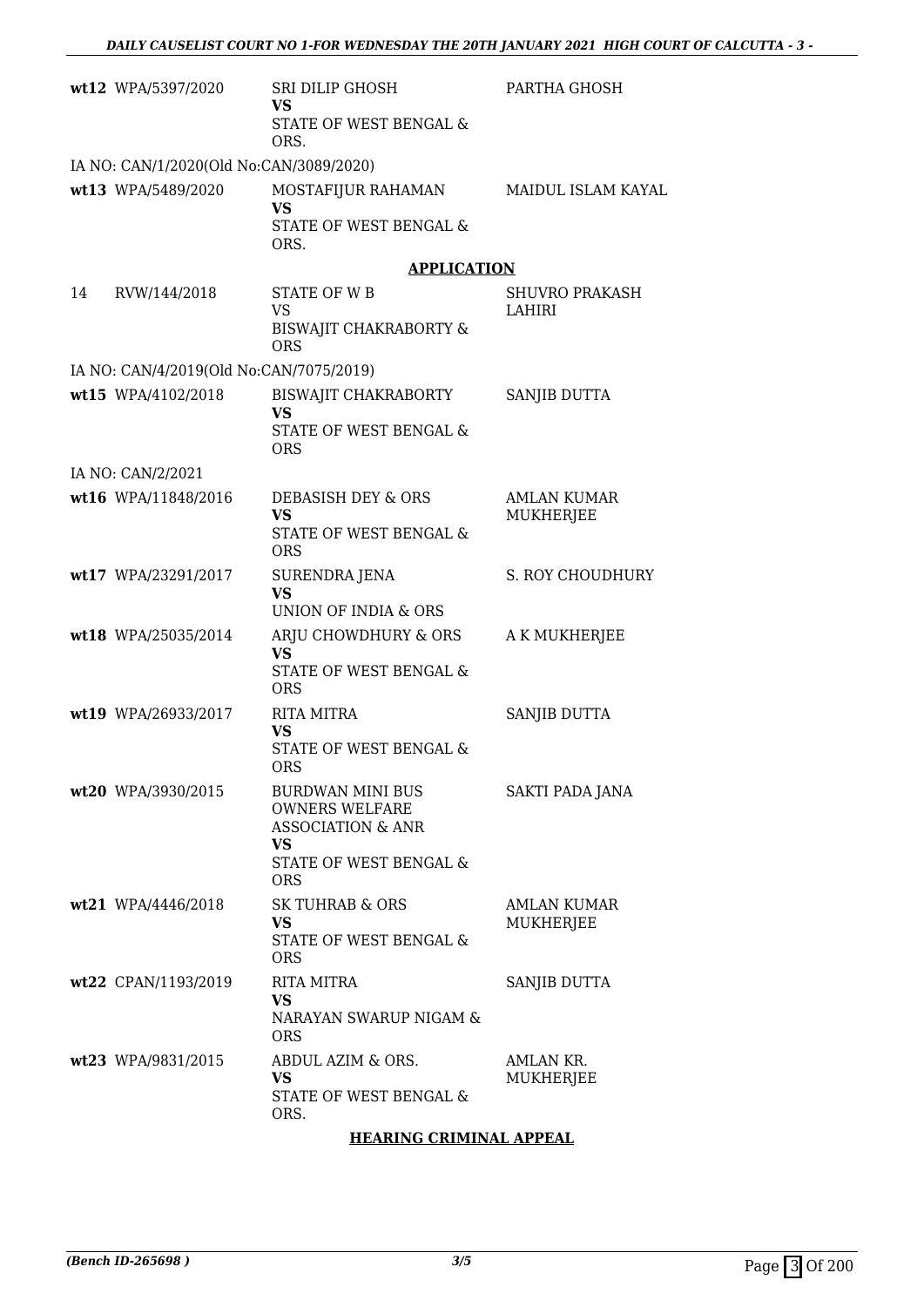| | | | |
|---|---|---|---|
| wt12 | WPA/5397/2020 | SRI DILIP GHOSH<br>**VS**<br>STATE OF WEST BENGAL & ORS. | PARTHA GHOSH |
| IA NO: CAN/1/2020(Old No:CAN/3089/2020) | | | |
| wt13 | WPA/5489/2020 | MOSTAFIJUR RAHAMAN<br>**VS**<br>STATE OF WEST BENGAL & ORS. | MAIDUL ISLAM KAYAL |

**APPLICATION**

| | | | |
|---|---|---|---|
| 14 | RVW/144/2018 | STATE OF W B<br>VS<br>BISWAJIT CHAKRABORTY & ORS | SHUVRO PRAKASH LAHIRI |
| IA NO: CAN/4/2019(Old No:CAN/7075/2019) | | | |
| wt15 | WPA/4102/2018 | BISWAJIT CHAKRABORTY<br>**VS**<br>STATE OF WEST BENGAL & ORS | SANJIB DUTTA |
| IA NO: CAN/2/2021 | | | |
| wt16 | WPA/11848/2016 | DEBASISH DEY & ORS<br>**VS**<br>STATE OF WEST BENGAL & ORS | AMLAN KUMAR MUKHERJEE |
| wt17 | WPA/23291/2017 | SURENDRA JENA<br>**VS**<br>UNION OF INDIA & ORS | S. ROY CHOUDHURY |
| wt18 | WPA/25035/2014 | ARJU CHOWDHURY & ORS<br>**VS**<br>STATE OF WEST BENGAL & ORS | A K MUKHERJEE |
| wt19 | WPA/26933/2017 | RITA MITRA<br>**VS**<br>STATE OF WEST BENGAL & ORS | SANJIB DUTTA |
| wt20 | WPA/3930/2015 | BURDWAN MINI BUS OWNERS WELFARE ASSOCIATION & ANR<br>**VS**<br>STATE OF WEST BENGAL & ORS | SAKTI PADA JANA |
| wt21 | WPA/4446/2018 | SK TUHRAB & ORS<br>**VS**<br>STATE OF WEST BENGAL & ORS | AMLAN KUMAR MUKHERJEE |
| wt22 | CPAN/1193/2019 | RITA MITRA<br>**VS**<br>NARAYAN SWARUP NIGAM & ORS | SANJIB DUTTA |
| wt23 | WPA/9831/2015 | ABDUL AZIM & ORS.<br>**VS**<br>STATE OF WEST BENGAL & ORS. | AMLAN KR. MUKHERJEE |

**HEARING CRIMINAL APPEAL**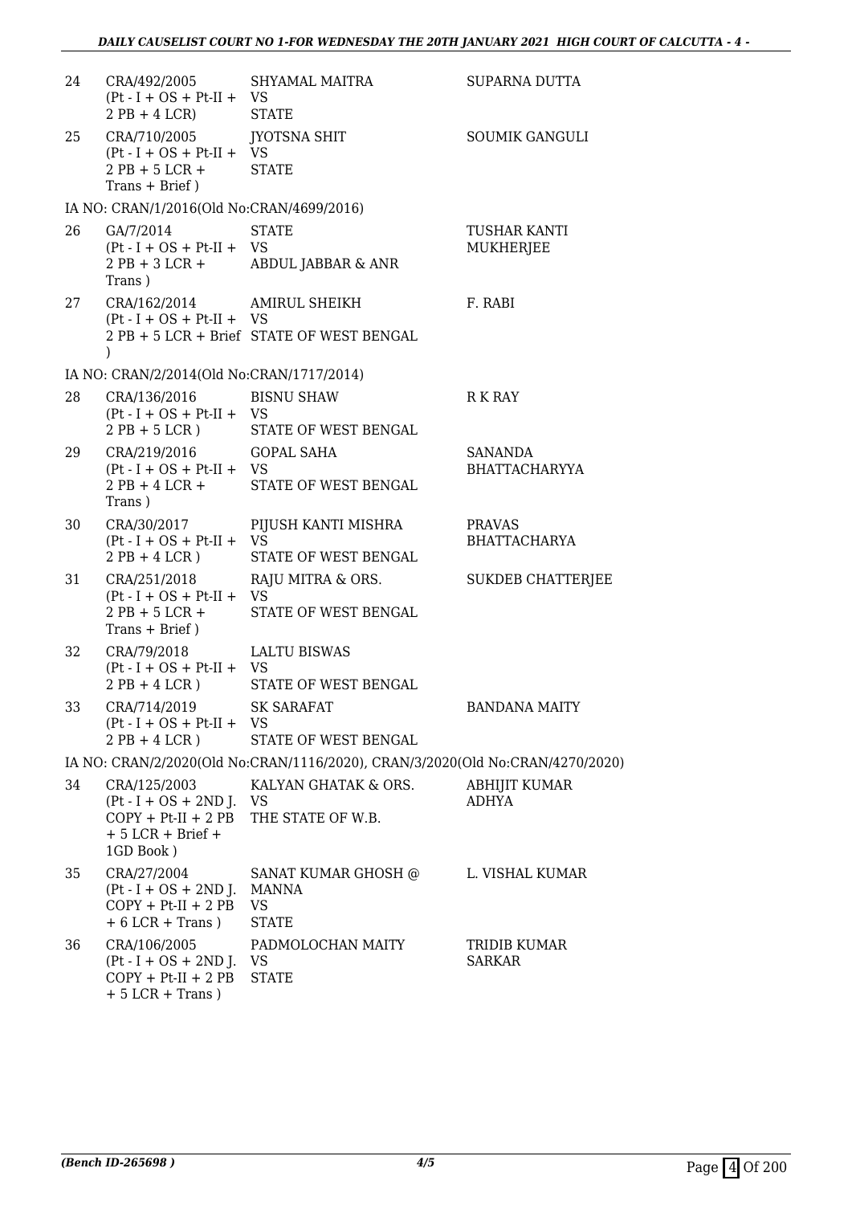| | | | |
|---|---|---|---|
| 24 | CRA/492/2005 (Pt - I + OS + Pt-II + 2 PB + 4 LCR) | SHYAMAL MAITRA VS STATE | SUPARNA DUTTA |
| 25 | CRA/710/2005 (Pt - I + OS + Pt-II + 2 PB + 5 LCR + Trans + Brief ) | JYOTSNA SHIT VS STATE | SOUMIK GANGULI |

IA NO: CRAN/1/2016(Old No:CRAN/4699/2016)

| | | | |
|---|---|---|---|
| 26 | GA/7/2014 (Pt - I + OS + Pt-II + 2 PB + 3 LCR + Trans ) | STATE VS ABDUL JABBAR & ANR | TUSHAR KANTI MUKHERJEE |
| 27 | CRA/162/2014 (Pt - I + OS + Pt-II + 2 PB + 5 LCR + Brief ) | AMIRUL SHEIKH VS STATE OF WEST BENGAL | F. RABI |

IA NO: CRAN/2/2014(Old No:CRAN/1717/2014)

| | | | |
|---|---|---|---|
| 28 | CRA/136/2016 (Pt - I + OS + Pt-II + 2 PB + 5 LCR ) | BISNU SHAW VS STATE OF WEST BENGAL | R K RAY |
| 29 | CRA/219/2016 (Pt - I + OS + Pt-II + 2 PB + 4 LCR + Trans ) | GOPAL SAHA VS STATE OF WEST BENGAL | SANANDA BHATTACHARYYA |
| 30 | CRA/30/2017 (Pt - I + OS + Pt-II + 2 PB + 4 LCR ) | PIJUSH KANTI MISHRA VS STATE OF WEST BENGAL | PRAVAS BHATTACHARYA |
| 31 | CRA/251/2018 (Pt - I + OS + Pt-II + 2 PB + 5 LCR + Trans + Brief ) | RAJU MITRA & ORS. VS STATE OF WEST BENGAL | SUKDEB CHATTERJEE |
| 32 | CRA/79/2018 (Pt - I + OS + Pt-II + 2 PB + 4 LCR ) | LALTU BISWAS VS STATE OF WEST BENGAL | |
| 33 | CRA/714/2019 (Pt - I + OS + Pt-II + 2 PB + 4 LCR ) | SK SARAFAT VS STATE OF WEST BENGAL | BANDANA MAITY |

IA NO: CRAN/2/2020(Old No:CRAN/1116/2020), CRAN/3/2020(Old No:CRAN/4270/2020)

| | | | |
|---|---|---|---|
| 34 | CRA/125/2003 (Pt - I + OS + 2ND J. COPY + Pt-II + 2 PB + 5 LCR + Brief + 1GD Book ) | KALYAN GHATAK & ORS. VS THE STATE OF W.B. | ABHIJIT KUMAR ADHYA |
| 35 | CRA/27/2004 (Pt - I + OS + 2ND J. COPY + Pt-II + 2 PB + 6 LCR + Trans ) | SANAT KUMAR GHOSH @ MANNA VS STATE | L. VISHAL KUMAR |
| 36 | CRA/106/2005 (Pt - I + OS + 2ND J. COPY + Pt-II + 2 PB + 5 LCR + Trans ) | PADMOLOCHAN MAITY VS STATE | TRIDIB KUMAR SARKAR |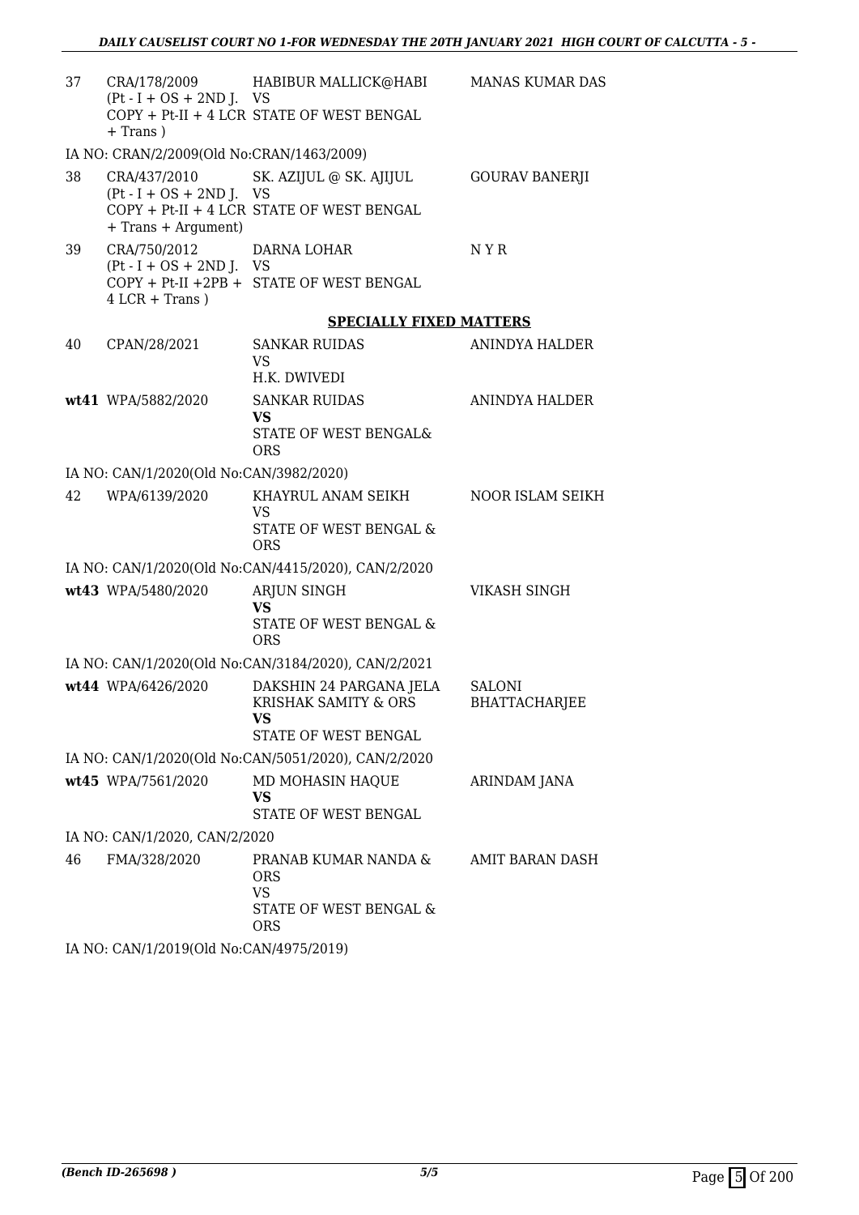| | | | |
|---|---|---|---|
| 37 | CRA/178/2009 (Pt - I + OS + 2ND J. COPY + Pt-II + 4 LCR + Trans ) | HABIBUR MALLICK@HABI VS STATE OF WEST BENGAL | MANAS KUMAR DAS |
| | IA NO: CRAN/2/2009(Old No:CRAN/1463/2009) | | |
| 38 | CRA/437/2010 (Pt - I + OS + 2ND J. COPY + Pt-II + 4 LCR + Trans + Argument) | SK. AZIJUL @ SK. AJIJUL VS STATE OF WEST BENGAL | GOURAV BANERJI |
| 39 | CRA/750/2012 (Pt - I + OS + 2ND J. COPY + Pt-II +2PB + 4 LCR + Trans ) | DARNA LOHAR VS STATE OF WEST BENGAL | N Y R |

**SPECIALLY FIXED MATTERS**

| | | | |
|---|---|---|---|
| 40 | CPAN/28/2021 | SANKAR RUIDAS VS H.K. DWIVEDI | ANINDYA HALDER |
| **wt41** | WPA/5882/2020 | SANKAR RUIDAS **VS** STATE OF WEST BENGAL& ORS | ANINDYA HALDER |
| | IA NO: CAN/1/2020(Old No:CAN/3982/2020) | | |
| 42 | WPA/6139/2020 | KHAYRUL ANAM SEIKH VS STATE OF WEST BENGAL & ORS | NOOR ISLAM SEIKH |
| | IA NO: CAN/1/2020(Old No:CAN/4415/2020), CAN/2/2020 | | |
| **wt43** | WPA/5480/2020 | ARJUN SINGH **VS** STATE OF WEST BENGAL & ORS | VIKASH SINGH |
| | IA NO: CAN/1/2020(Old No:CAN/3184/2020), CAN/2/2021 | | |
| **wt44** | WPA/6426/2020 | DAKSHIN 24 PARGANA JELA KRISHAK SAMITY & ORS **VS** STATE OF WEST BENGAL | SALONI BHATTACHARJEE |
| | IA NO: CAN/1/2020(Old No:CAN/5051/2020), CAN/2/2020 | | |
| **wt45** | WPA/7561/2020 | MD MOHASIN HAQUE **VS** STATE OF WEST BENGAL | ARINDAM JANA |
| | IA NO: CAN/1/2020, CAN/2/2020 | | |
| 46 | FMA/328/2020 | PRANAB KUMAR NANDA & ORS VS STATE OF WEST BENGAL & ORS | AMIT BARAN DASH |
| | IA NO: CAN/1/2019(Old No:CAN/4975/2019) | | |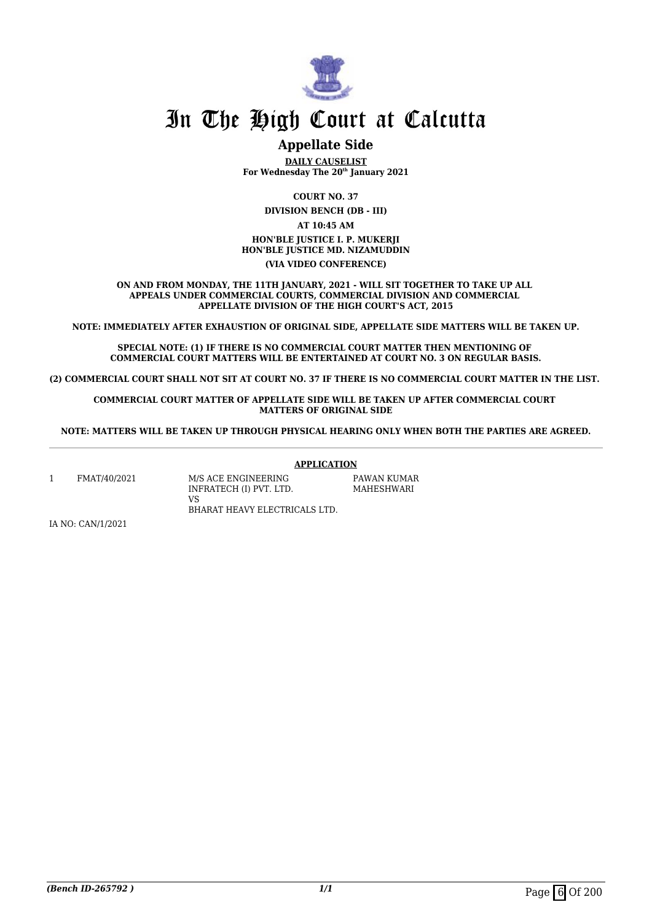# In The High Court at Calcutta

## Appellate Side

**DAILY CAUSELIST**
**For Wednesday The 20th January 2021**

**COURT NO. 37**

**DIVISION BENCH (DB - III)**

**AT 10:45 AM**

**HON'BLE JUSTICE I. P. MUKERJI**
**HON'BLE JUSTICE MD. NIZAMUDDIN**

**(VIA VIDEO CONFERENCE)**

**ON AND FROM MONDAY, THE 11TH JANUARY, 2021 - WILL SIT TOGETHER TO TAKE UP ALL APPEALS UNDER COMMERCIAL COURTS, COMMERCIAL DIVISION AND COMMERCIAL APPELLATE DIVISION OF THE HIGH COURT'S ACT, 2015**

**NOTE: IMMEDIATELY AFTER EXHAUSTION OF ORIGINAL SIDE, APPELLATE SIDE MATTERS WILL BE TAKEN UP.**

**SPECIAL NOTE: (1) IF THERE IS NO COMMERCIAL COURT MATTER THEN MENTIONING OF COMMERCIAL COURT MATTERS WILL BE ENTERTAINED AT COURT NO. 3 ON REGULAR BASIS.**

**(2) COMMERCIAL COURT SHALL NOT SIT AT COURT NO. 37 IF THERE IS NO COMMERCIAL COURT MATTER IN THE LIST.**

**COMMERCIAL COURT MATTER OF APPELLATE SIDE WILL BE TAKEN UP AFTER COMMERCIAL COURT MATTERS OF ORIGINAL SIDE**

**NOTE: MATTERS WILL BE TAKEN UP THROUGH PHYSICAL HEARING ONLY WHEN BOTH THE PARTIES ARE AGREED.**

**APPLICATION**

| | | | |
|---|---|---|---|
| 1 | FMAT/40/2021 | M/S ACE ENGINEERING INFRATECH (I) PVT. LTD. VS BHARAT HEAVY ELECTRICALS LTD. | PAWAN KUMAR MAHESHWARI |

IA NO: CAN/1/2021

*(Bench ID-265792 )*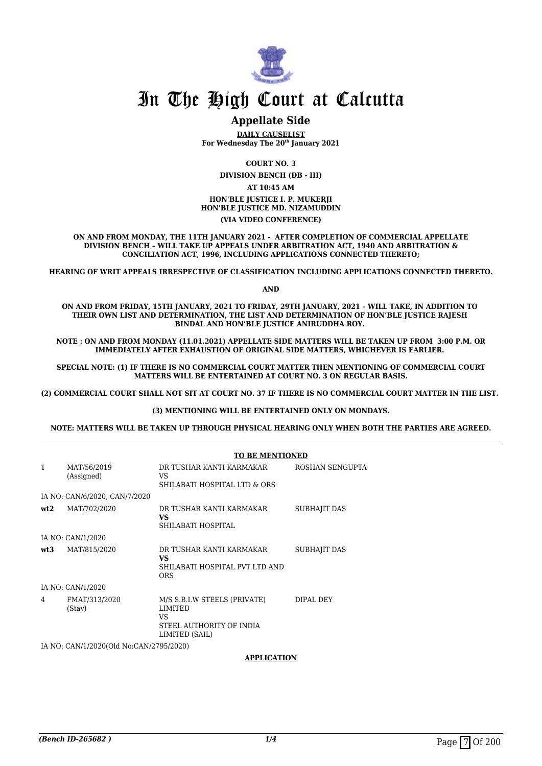# In The High Court at Calcutta

## Appellate Side

**DAILY CAUSELIST**
**For Wednesday The 20th January 2021**

**COURT NO. 3**

**DIVISION BENCH (DB - III)**

**AT 10:45 AM**

**HON'BLE JUSTICE I. P. MUKERJI**
**HON'BLE JUSTICE MD. NIZAMUDDIN**

**(VIA VIDEO CONFERENCE)**

**ON AND FROM MONDAY, THE 11TH JANUARY 2021 - AFTER COMPLETION OF COMMERCIAL APPELLATE DIVISION BENCH – WILL TAKE UP APPEALS UNDER ARBITRATION ACT, 1940 AND ARBITRATION & CONCILIATION ACT, 1996, INCLUDING APPLICATIONS CONNECTED THERETO;**

**HEARING OF WRIT APPEALS IRRESPECTIVE OF CLASSIFICATION INCLUDING APPLICATIONS CONNECTED THERETO.**

**AND**

**ON AND FROM FRIDAY, 15TH JANUARY, 2021 TO FRIDAY, 29TH JANUARY, 2021 – WILL TAKE, IN ADDITION TO THEIR OWN LIST AND DETERMINATION, THE LIST AND DETERMINATION OF HON'BLE JUSTICE RAJESH BINDAL AND HON'BLE JUSTICE ANIRUDDHA ROY.**

**NOTE : ON AND FROM MONDAY (11.01.2021) APPELLATE SIDE MATTERS WILL BE TAKEN UP FROM 3:00 P.M. OR IMMEDIATELY AFTER EXHAUSTION OF ORIGINAL SIDE MATTERS, WHICHEVER IS EARLIER.**

**SPECIAL NOTE: (1) IF THERE IS NO COMMERCIAL COURT MATTER THEN MENTIONING OF COMMERCIAL COURT MATTERS WILL BE ENTERTAINED AT COURT NO. 3 ON REGULAR BASIS.**

**(2) COMMERCIAL COURT SHALL NOT SIT AT COURT NO. 37 IF THERE IS NO COMMERCIAL COURT MATTER IN THE LIST.**

**(3) MENTIONING WILL BE ENTERTAINED ONLY ON MONDAYS.**

**NOTE: MATTERS WILL BE TAKEN UP THROUGH PHYSICAL HEARING ONLY WHEN BOTH THE PARTIES ARE AGREED.**

**TO BE MENTIONED**

| | | | |
|---|---|---|---|
| 1 | MAT/56/2019 (Assigned) | DR TUSHAR KANTI KARMAKAR VS SHILABATI HOSPITAL LTD & ORS | ROSHAN SENGUPTA |
| | IA NO: CAN/6/2020, CAN/7/2020 | | |
| **wt2** | MAT/702/2020 | DR TUSHAR KANTI KARMAKAR **VS** SHILABATI HOSPITAL | SUBHAJIT DAS |
| | IA NO: CAN/1/2020 | | |
| **wt3** | MAT/815/2020 | DR TUSHAR KANTI KARMAKAR **VS** SHILABATI HOSPITAL PVT LTD AND ORS | SUBHAJIT DAS |
| | IA NO: CAN/1/2020 | | |
| 4 | FMAT/313/2020 (Stay) | M/S S.B.I.W STEELS (PRIVATE) LIMITED VS STEEL AUTHORITY OF INDIA LIMITED (SAIL) | DIPAL DEY |
| | IA NO: CAN/1/2020(Old No:CAN/2795/2020) | | |

**APPLICATION**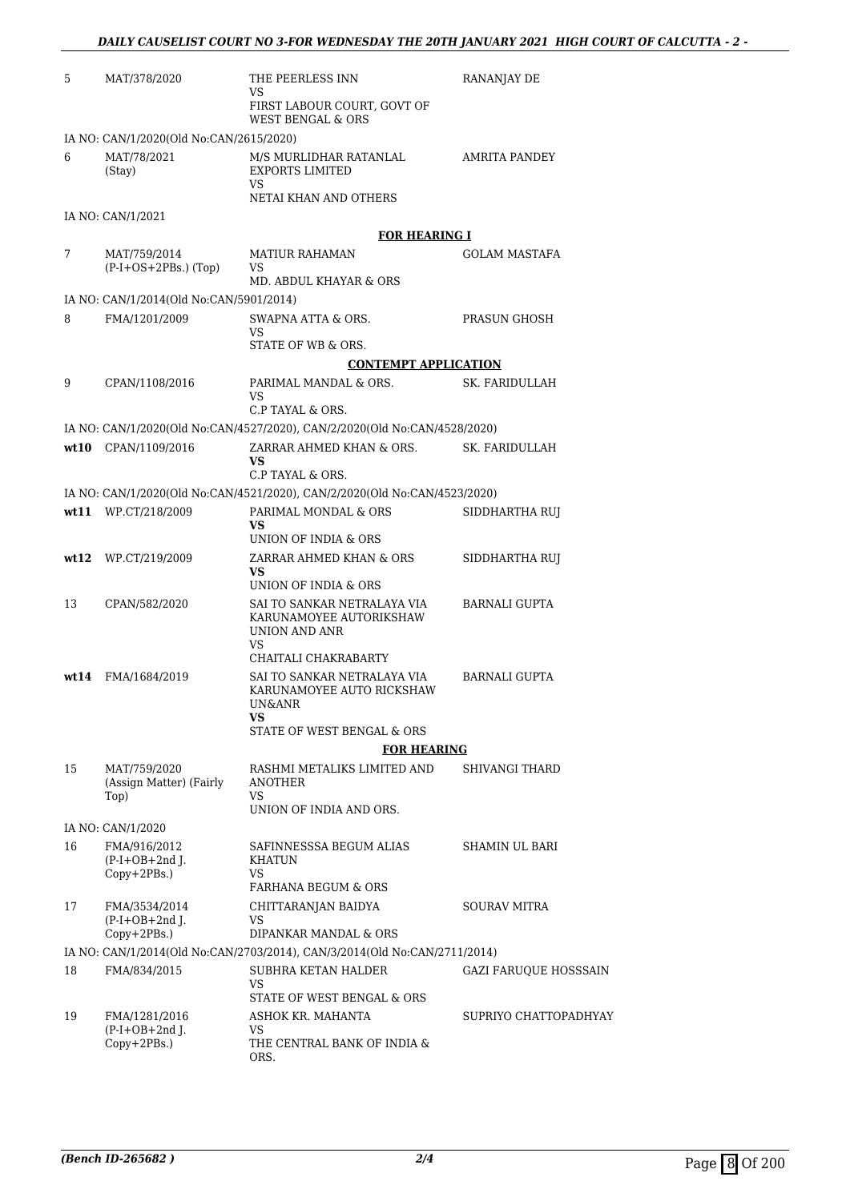| | | | |
|---|---|---|---|
| 5 | MAT/378/2020 | THE PEERLESS INN<br>VS<br>FIRST LABOUR COURT, GOVT OF WEST BENGAL & ORS | RANANJAY DE |
| | IA NO: CAN/1/2020(Old No:CAN/2615/2020) | | |
| 6 | MAT/78/2021<br>(Stay) | M/S MURLIDHAR RATANLAL EXPORTS LIMITED<br>VS<br>NETAI KHAN AND OTHERS | AMRITA PANDEY |
| | IA NO: CAN/1/2021 | | |
| | | **FOR HEARING I** | |
| 7 | MAT/759/2014<br>(P-I+OS+2PBs.) (Top) | MATIUR RAHAMAN<br>VS<br>MD. ABDUL KHAYAR & ORS | GOLAM MASTAFA |
| | IA NO: CAN/1/2014(Old No:CAN/5901/2014) | | |
| 8 | FMA/1201/2009 | SWAPNA ATTA & ORS.<br>VS<br>STATE OF WB & ORS. | PRASUN GHOSH |
| | | **CONTEMPT APPLICATION** | |
| 9 | CPAN/1108/2016 | PARIMAL MANDAL & ORS.<br>VS<br>C.P TAYAL & ORS. | SK. FARIDULLAH |
| | IA NO: CAN/1/2020(Old No:CAN/4527/2020), CAN/2/2020(Old No:CAN/4528/2020) | | |
| **wt10** | CPAN/1109/2016 | ZARRAR AHMED KHAN & ORS.<br>**VS**<br>C.P TAYAL & ORS. | SK. FARIDULLAH |
| | IA NO: CAN/1/2020(Old No:CAN/4521/2020), CAN/2/2020(Old No:CAN/4523/2020) | | |
| **wt11** | WP.CT/218/2009 | PARIMAL MONDAL & ORS<br>**VS**<br>UNION OF INDIA & ORS | SIDDHARTHA RUJ |
| **wt12** | WP.CT/219/2009 | ZARRAR AHMED KHAN & ORS<br>**VS**<br>UNION OF INDIA & ORS | SIDDHARTHA RUJ |
| 13 | CPAN/582/2020 | SAI TO SANKAR NETRALAYA VIA KARUNAMOYEE AUTORIKSHAW UNION AND ANR<br>VS<br>CHAITALI CHAKRABARTY | BARNALI GUPTA |
| **wt14** | FMA/1684/2019 | SAI TO SANKAR NETRALAYA VIA KARUNAMOYEE AUTO RICKSHAW UN&ANR<br>**VS**<br>STATE OF WEST BENGAL & ORS | BARNALI GUPTA |
| | | **FOR HEARING** | |
| 15 | MAT/759/2020<br>(Assign Matter) (Fairly Top) | RASHMI METALIKS LIMITED AND ANOTHER<br>VS<br>UNION OF INDIA AND ORS. | SHIVANGI THARD |
| | IA NO: CAN/1/2020 | | |
| 16 | FMA/916/2012<br>(P-I+OB+2nd J. Copy+2PBs.) | SAFINNESSSA BEGUM ALIAS KHATUN<br>VS<br>FARHANA BEGUM & ORS | SHAMIN UL BARI |
| 17 | FMA/3534/2014<br>(P-I+OB+2nd J. Copy+2PBs.) | CHITTARANJAN BAIDYA<br>VS<br>DIPANKAR MANDAL & ORS | SOURAV MITRA |
| | IA NO: CAN/1/2014(Old No:CAN/2703/2014), CAN/3/2014(Old No:CAN/2711/2014) | | |
| 18 | FMA/834/2015 | SUBHRA KETAN HALDER<br>VS<br>STATE OF WEST BENGAL & ORS | GAZI FARUQUE HOSSSAIN |
| 19 | FMA/1281/2016<br>(P-I+OB+2nd J. Copy+2PBs.) | ASHOK KR. MAHANTA<br>VS<br>THE CENTRAL BANK OF INDIA & ORS. | SUPRIYO CHATTOPADHYAY |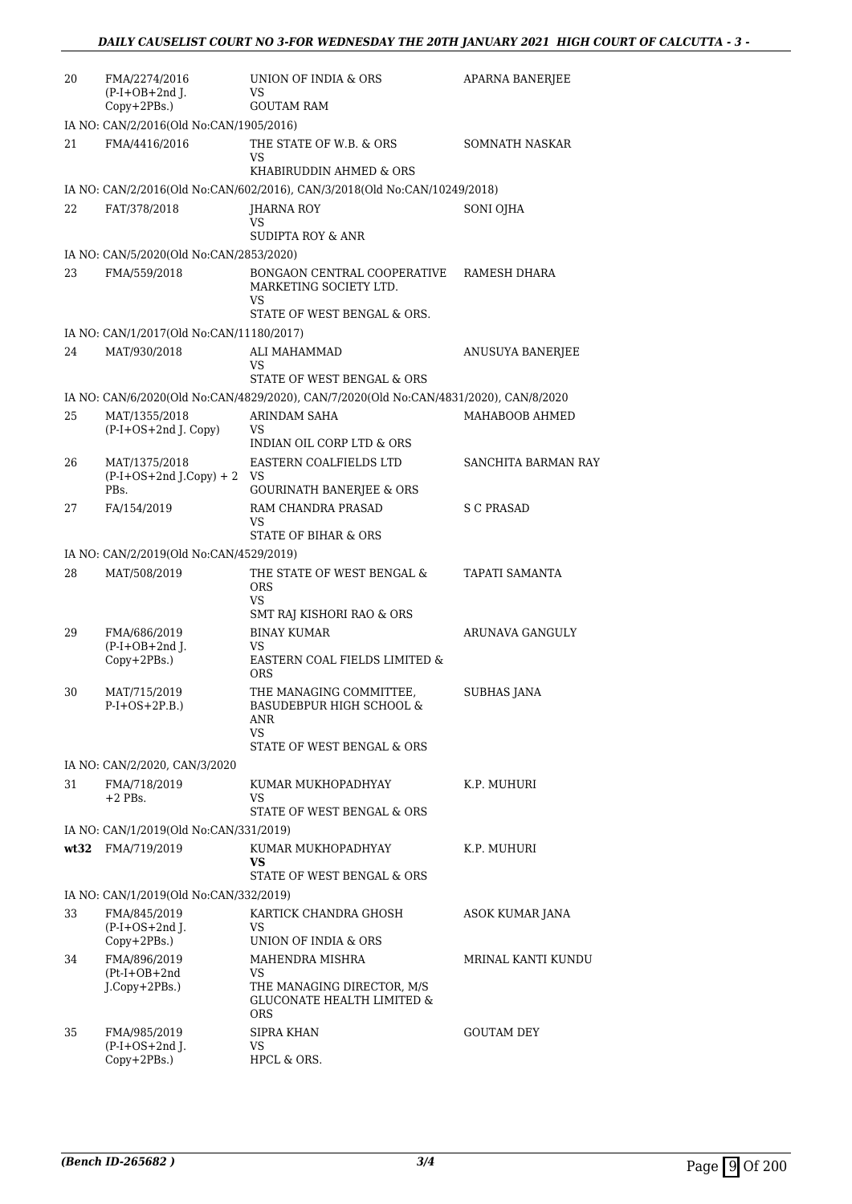| | | | |
|---|---|---|---|
| 20 | FMA/2274/2016 (P-I+OB+2nd J. Copy+2PBs.) | UNION OF INDIA & ORS VS GOUTAM RAM | APARNA BANERJEE |
| | IA NO: CAN/2/2016(Old No:CAN/1905/2016) | | |
| 21 | FMA/4416/2016 | THE STATE OF W.B. & ORS VS KHABIRUDDIN AHMED & ORS | SOMNATH NASKAR |
| | IA NO: CAN/2/2016(Old No:CAN/602/2016), CAN/3/2018(Old No:CAN/10249/2018) | | |
| 22 | FAT/378/2018 | JHARNA ROY VS SUDIPTA ROY & ANR | SONI OJHA |
| | IA NO: CAN/5/2020(Old No:CAN/2853/2020) | | |
| 23 | FMA/559/2018 | BONGAON CENTRAL COOPERATIVE MARKETING SOCIETY LTD. VS STATE OF WEST BENGAL & ORS. | RAMESH DHARA |
| | IA NO: CAN/1/2017(Old No:CAN/11180/2017) | | |
| 24 | MAT/930/2018 | ALI MAHAMMAD VS STATE OF WEST BENGAL & ORS | ANUSUYA BANERJEE |
| | IA NO: CAN/6/2020(Old No:CAN/4829/2020), CAN/7/2020(Old No:CAN/4831/2020), CAN/8/2020 | | |
| 25 | MAT/1355/2018 (P-I+OS+2nd J. Copy) | ARINDAM SAHA VS INDIAN OIL CORP LTD & ORS | MAHABOOB AHMED |
| 26 | MAT/1375/2018 (P-I+OS+2nd J.Copy) + 2 PBs. | EASTERN COALFIELDS LTD VS GOURINATH BANERJEE & ORS | SANCHITA BARMAN RAY |
| 27 | FA/154/2019 | RAM CHANDRA PRASAD VS STATE OF BIHAR & ORS | S C PRASAD |
| | IA NO: CAN/2/2019(Old No:CAN/4529/2019) | | |
| 28 | MAT/508/2019 | THE STATE OF WEST BENGAL & ORS VS SMT RAJ KISHORI RAO & ORS | TAPATI SAMANTA |
| 29 | FMA/686/2019 (P-I+OB+2nd J. Copy+2PBs.) | BINAY KUMAR VS EASTERN COAL FIELDS LIMITED & ORS | ARUNAVA GANGULY |
| 30 | MAT/715/2019 P-I+OS+2P.B.) | THE MANAGING COMMITTEE, BASUDEBPUR HIGH SCHOOL & ANR VS STATE OF WEST BENGAL & ORS | SUBHAS JANA |
| | IA NO: CAN/2/2020, CAN/3/2020 | | |
| 31 | FMA/718/2019 +2 PBs. | KUMAR MUKHOPADHYAY VS STATE OF WEST BENGAL & ORS | K.P. MUHURI |
| | IA NO: CAN/1/2019(Old No:CAN/331/2019) | | |
| **wt32** | FMA/719/2019 | KUMAR MUKHOPADHYAY **VS** STATE OF WEST BENGAL & ORS | K.P. MUHURI |
| | IA NO: CAN/1/2019(Old No:CAN/332/2019) | | |
| 33 | FMA/845/2019 (P-I+OS+2nd J. Copy+2PBs.) | KARTICK CHANDRA GHOSH VS UNION OF INDIA & ORS | ASOK KUMAR JANA |
| 34 | FMA/896/2019 (Pt-I+OB+2nd J.Copy+2PBs.) | MAHENDRA MISHRA VS THE MANAGING DIRECTOR, M/S GLUCONATE HEALTH LIMITED & ORS | MRINAL KANTI KUNDU |
| 35 | FMA/985/2019 (P-I+OS+2nd J. Copy+2PBs.) | SIPRA KHAN VS HPCL & ORS. | GOUTAM DEY |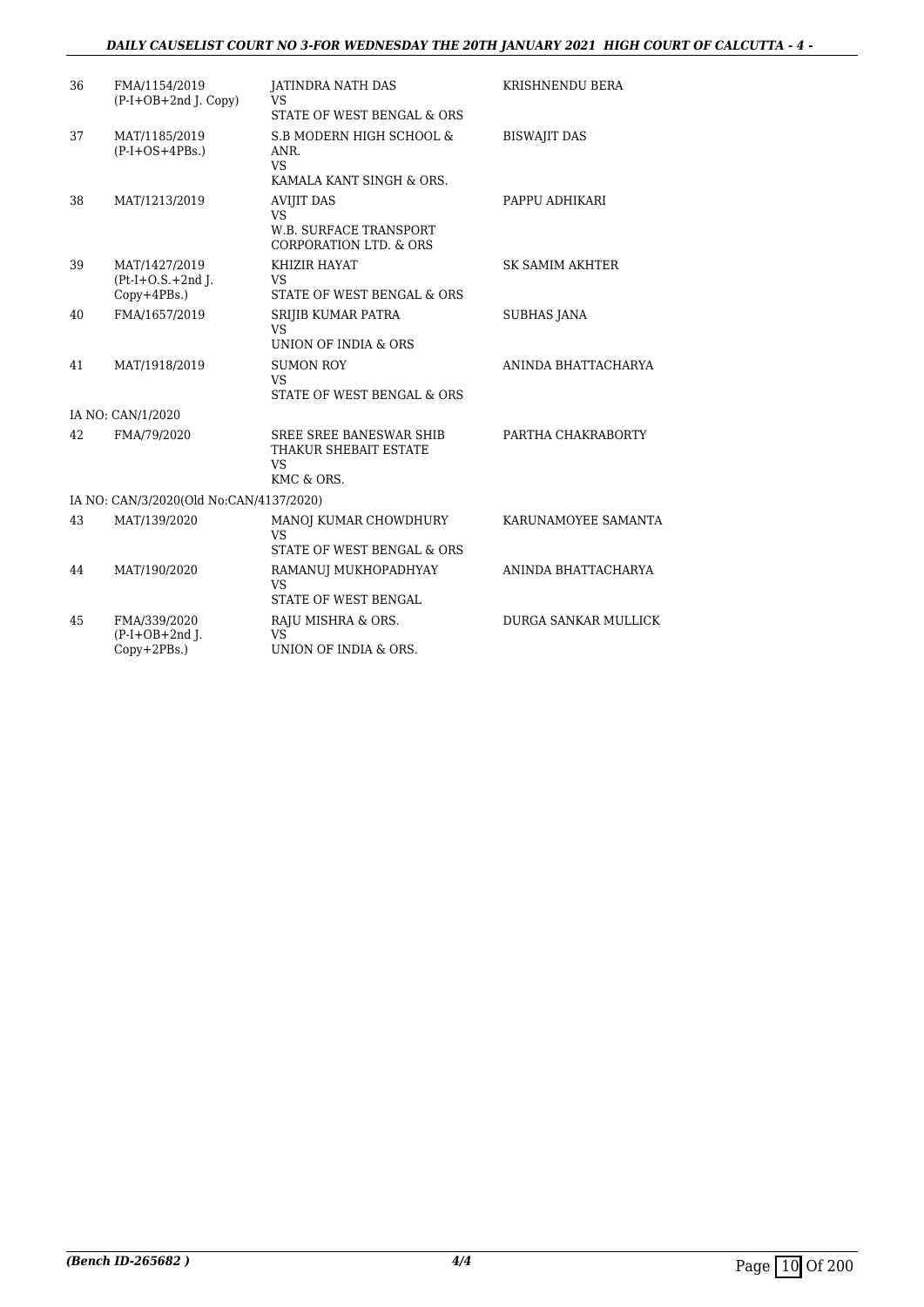| | | | |
|---|---|---|---|
| 36 | FMA/1154/2019 (P-I+OB+2nd J. Copy) | JATINDRA NATH DAS VS STATE OF WEST BENGAL & ORS | KRISHNENDU BERA |
| 37 | MAT/1185/2019 (P-I+OS+4PBs.) | S.B MODERN HIGH SCHOOL & ANR. VS KAMALA KANT SINGH & ORS. | BISWAJIT DAS |
| 38 | MAT/1213/2019 | AVIJIT DAS VS W.B. SURFACE TRANSPORT CORPORATION LTD. & ORS | PAPPU ADHIKARI |
| 39 | MAT/1427/2019 (Pt-I+O.S.+2nd J. Copy+4PBs.) | KHIZIR HAYAT VS STATE OF WEST BENGAL & ORS | SK SAMIM AKHTER |
| 40 | FMA/1657/2019 | SRIJIB KUMAR PATRA VS UNION OF INDIA & ORS | SUBHAS JANA |
| 41 | MAT/1918/2019 | SUMON ROY VS STATE OF WEST BENGAL & ORS | ANINDA BHATTACHARYA |
| | IA NO: CAN/1/2020 | | |
| 42 | FMA/79/2020 | SREE SREE BANESWAR SHIB THAKUR SHEBAIT ESTATE VS KMC & ORS. | PARTHA CHAKRABORTY |
| | IA NO: CAN/3/2020(Old No:CAN/4137/2020) | | |
| 43 | MAT/139/2020 | MANOJ KUMAR CHOWDHURY VS STATE OF WEST BENGAL & ORS | KARUNAMOYEE SAMANTA |
| 44 | MAT/190/2020 | RAMANUJ MUKHOPADHYAY VS STATE OF WEST BENGAL | ANINDA BHATTACHARYA |
| 45 | FMA/339/2020 (P-I+OB+2nd J. Copy+2PBs.) | RAJU MISHRA & ORS. VS UNION OF INDIA & ORS. | DURGA SANKAR MULLICK |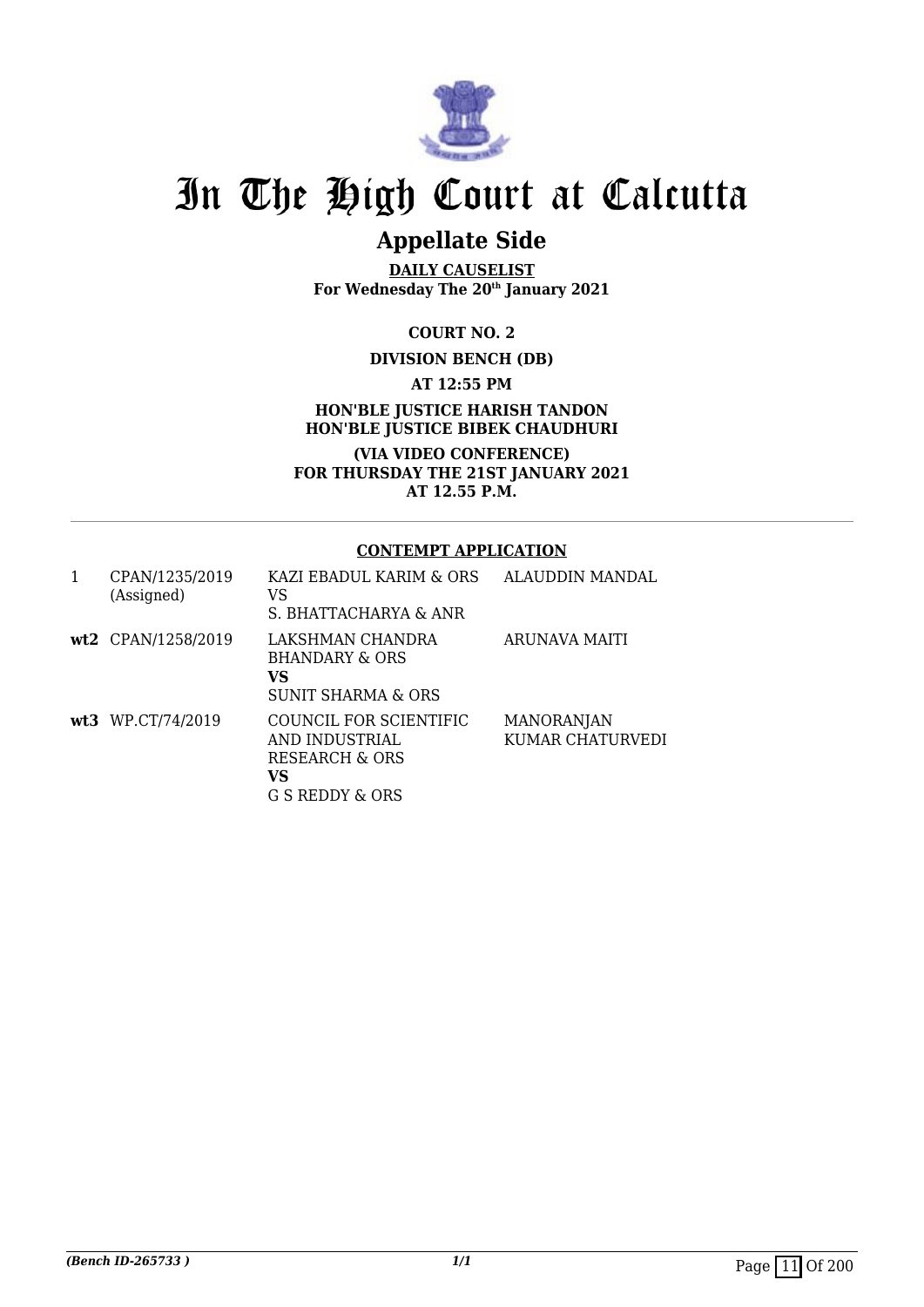# In The High Court at Calcutta

## Appellate Side

**DAILY CAUSELIST**
**For Wednesday The 20th January 2021**

**COURT NO. 2**

**DIVISION BENCH (DB)**

**AT 12:55 PM**

**HON'BLE JUSTICE HARISH TANDON**
**HON'BLE JUSTICE BIBEK CHAUDHURI**

**(VIA VIDEO CONFERENCE)**
**FOR THURSDAY THE 21ST JANUARY 2021**
**AT 12.55 P.M.**

**CONTEMPT APPLICATION**

| | | | |
|---|---|---|---|
| 1 | CPAN/1235/2019 (Assigned) | KAZI EBADUL KARIM & ORS VS S. BHATTACHARYA & ANR | ALAUDDIN MANDAL |
| **wt2** | CPAN/1258/2019 | LAKSHMAN CHANDRA BHANDARY & ORS **VS** SUNIT SHARMA & ORS | ARUNAVA MAITI |
| **wt3** | WP.CT/74/2019 | COUNCIL FOR SCIENTIFIC AND INDUSTRIAL RESEARCH & ORS **VS** G S REDDY & ORS | MANORANJAN KUMAR CHATURVEDI |

*(Bench ID-265733 )*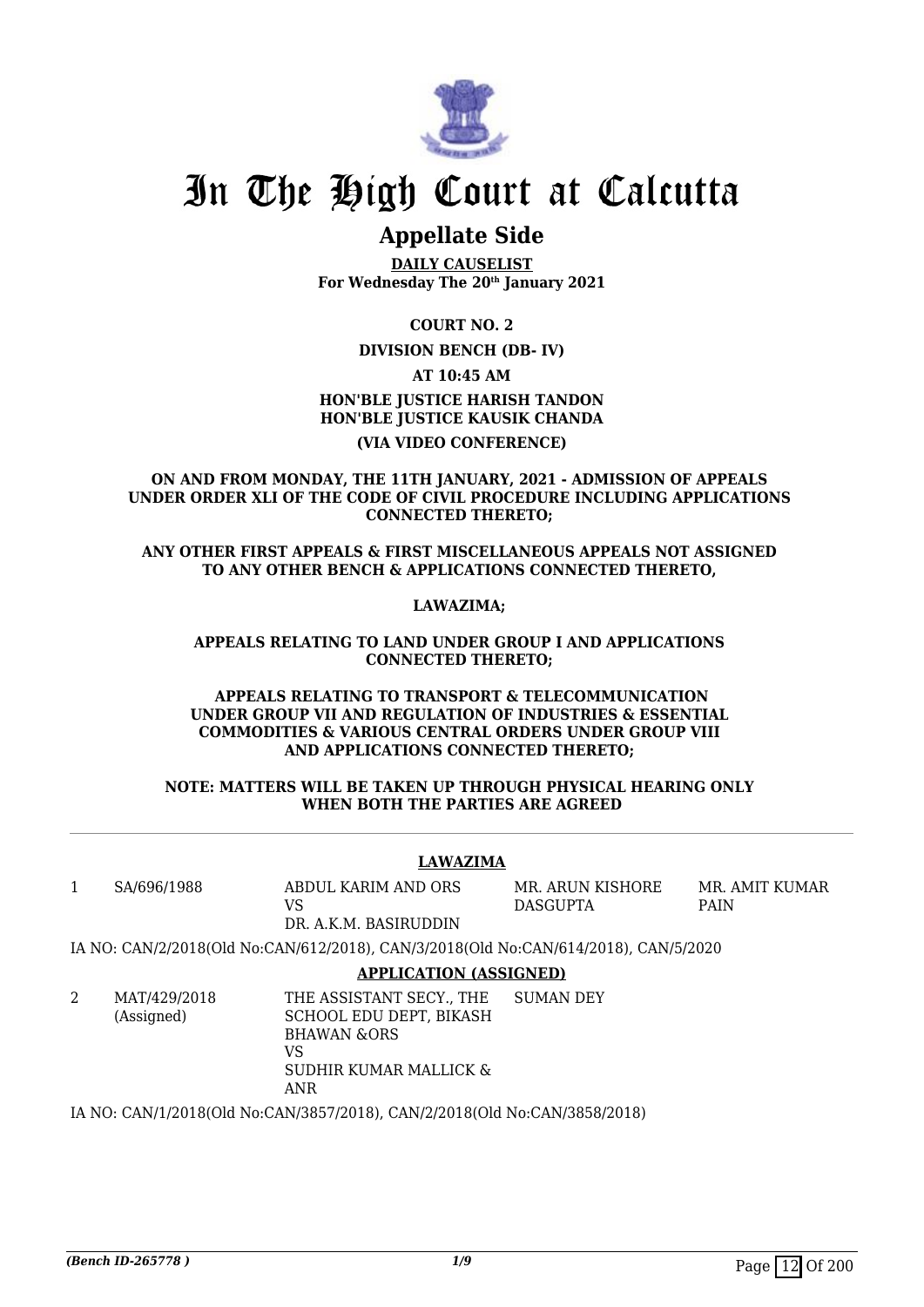# In The High Court at Calcutta

## Appellate Side

**DAILY CAUSELIST**
**For Wednesday The 20th January 2021**

**COURT NO. 2**

**DIVISION BENCH (DB- IV)**

**AT 10:45 AM**

**HON'BLE JUSTICE HARISH TANDON**
**HON'BLE JUSTICE KAUSIK CHANDA**

**(VIA VIDEO CONFERENCE)**

**ON AND FROM MONDAY, THE 11TH JANUARY, 2021 - ADMISSION OF APPEALS UNDER ORDER XLI OF THE CODE OF CIVIL PROCEDURE INCLUDING APPLICATIONS CONNECTED THERETO;**

**ANY OTHER FIRST APPEALS & FIRST MISCELLANEOUS APPEALS NOT ASSIGNED TO ANY OTHER BENCH & APPLICATIONS CONNECTED THERETO,**

**LAWAZIMA;**

**APPEALS RELATING TO LAND UNDER GROUP I AND APPLICATIONS CONNECTED THERETO;**

**APPEALS RELATING TO TRANSPORT & TELECOMMUNICATION UNDER GROUP VII AND REGULATION OF INDUSTRIES & ESSENTIAL COMMODITIES & VARIOUS CENTRAL ORDERS UNDER GROUP VIII AND APPLICATIONS CONNECTED THERETO;**

**NOTE: MATTERS WILL BE TAKEN UP THROUGH PHYSICAL HEARING ONLY WHEN BOTH THE PARTIES ARE AGREED**

**LAWAZIMA**

| | | | | |
|---|---|---|---|---|
| 1 | SA/696/1988 | ABDUL KARIM AND ORS VS DR. A.K.M. BASIRUDDIN | MR. ARUN KISHORE DASGUPTA | MR. AMIT KUMAR PAIN |

IA NO: CAN/2/2018(Old No:CAN/612/2018), CAN/3/2018(Old No:CAN/614/2018), CAN/5/2020

**APPLICATION (ASSIGNED)**

| | | | | |
|---|---|---|---|---|
| 2 | MAT/429/2018 (Assigned) | THE ASSISTANT SECY., THE SCHOOL EDU DEPT, BIKASH BHAWAN &ORS VS SUDHIR KUMAR MALLICK & ANR | SUMAN DEY | |

IA NO: CAN/1/2018(Old No:CAN/3857/2018), CAN/2/2018(Old No:CAN/3858/2018)

*(Bench ID-265778 )*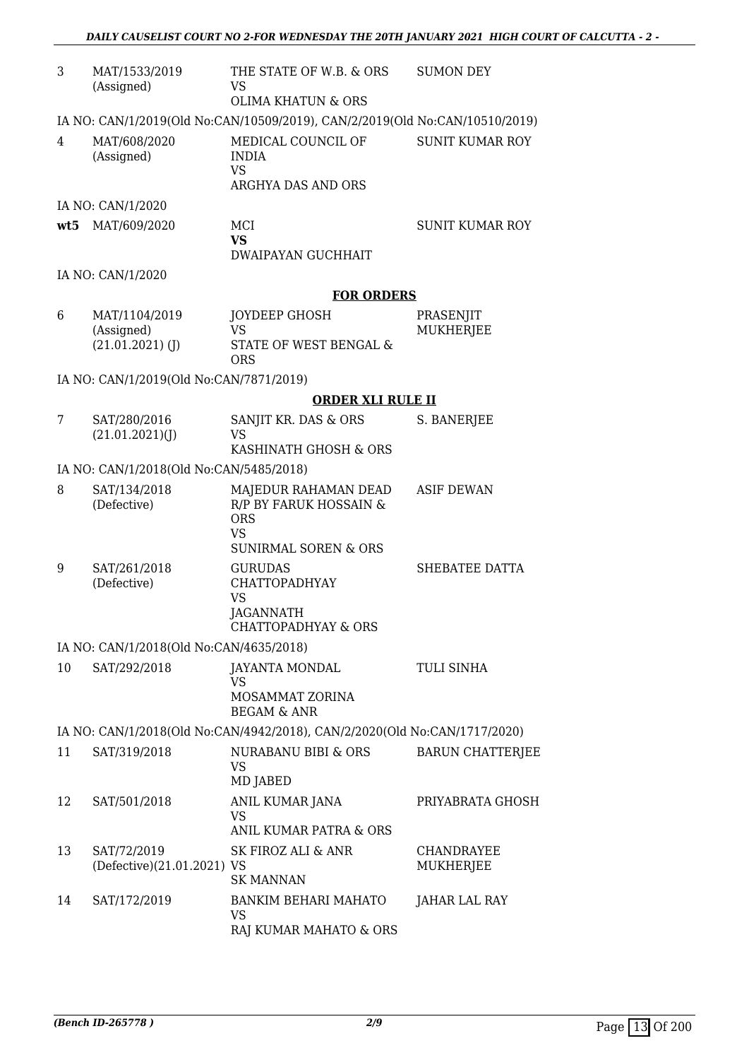| | | | |
|---|---|---|---|
| 3 | MAT/1533/2019 (Assigned) | THE STATE OF W.B. & ORS VS OLIMA KHATUN & ORS | SUMON DEY |
| | IA NO: CAN/1/2019(Old No:CAN/10509/2019), CAN/2/2019(Old No:CAN/10510/2019) | | |
| 4 | MAT/608/2020 (Assigned) | MEDICAL COUNCIL OF INDIA VS ARGHYA DAS AND ORS | SUNIT KUMAR ROY |
| | IA NO: CAN/1/2020 | | |
| **wt5** | MAT/609/2020 | MCI **VS** DWAIPAYAN GUCHHAIT | SUNIT KUMAR ROY |
| | IA NO: CAN/1/2020 | | |

**FOR ORDERS**

| | | | |
|---|---|---|---|
| 6 | MAT/1104/2019 (Assigned) (21.01.2021) (J) | JOYDEEP GHOSH VS STATE OF WEST BENGAL & ORS | PRASENJIT MUKHERJEE |
| | IA NO: CAN/1/2019(Old No:CAN/7871/2019) | | |

**ORDER XLI RULE II**

| | | | |
|---|---|---|---|
| 7 | SAT/280/2016 (21.01.2021)(J) | SANJIT KR. DAS & ORS VS KASHINATH GHOSH & ORS | S. BANERJEE |
| | IA NO: CAN/1/2018(Old No:CAN/5485/2018) | | |
| 8 | SAT/134/2018 (Defective) | MAJEDUR RAHAMAN DEAD R/P BY FARUK HOSSAIN & ORS VS SUNIRMAL SOREN & ORS | ASIF DEWAN |
| 9 | SAT/261/2018 (Defective) | GURUDAS CHATTOPADHYAY VS JAGANNATH CHATTOPADHYAY & ORS | SHEBATEE DATTA |
| | IA NO: CAN/1/2018(Old No:CAN/4635/2018) | | |
| 10 | SAT/292/2018 | JAYANTA MONDAL VS MOSAMMAT ZORINA BEGAM & ANR | TULI SINHA |
| | IA NO: CAN/1/2018(Old No:CAN/4942/2018), CAN/2/2020(Old No:CAN/1717/2020) | | |
| 11 | SAT/319/2018 | NURABANU BIBI & ORS VS MD JABED | BARUN CHATTERJEE |
| 12 | SAT/501/2018 | ANIL KUMAR JANA VS ANIL KUMAR PATRA & ORS | PRIYABRATA GHOSH |
| 13 | SAT/72/2019 (Defective)(21.01.2021) | SK FIROZ ALI & ANR VS SK MANNAN | CHANDRAYEE MUKHERJEE |
| 14 | SAT/172/2019 | BANKIM BEHARI MAHATO VS RAJ KUMAR MAHATO & ORS | JAHAR LAL RAY |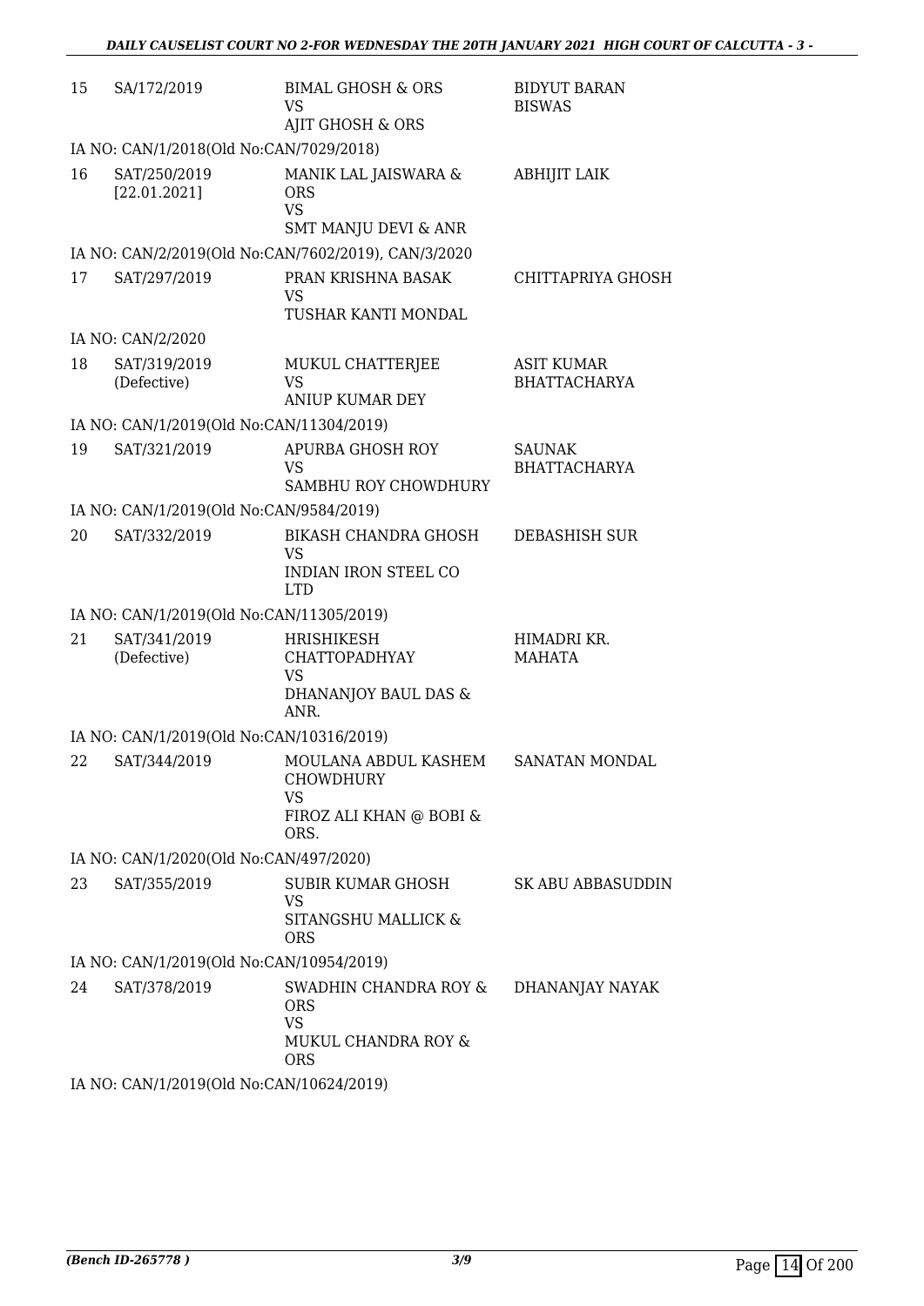| | | | |
|---|---|---|---|
| 15 | SA/172/2019 | BIMAL GHOSH & ORS<br>VS<br>AJIT GHOSH & ORS | BIDYUT BARAN BISWAS |
| | IA NO: CAN/1/2018(Old No:CAN/7029/2018) | | |
| 16 | SAT/250/2019<br>[22.01.2021] | MANIK LAL JAISWARA & ORS<br>VS<br>SMT MANJU DEVI & ANR | ABHIJIT LAIK |
| | IA NO: CAN/2/2019(Old No:CAN/7602/2019), CAN/3/2020 | | |
| 17 | SAT/297/2019 | PRAN KRISHNA BASAK<br>VS<br>TUSHAR KANTI MONDAL | CHITTAPRIYA GHOSH |
| | IA NO: CAN/2/2020 | | |
| 18 | SAT/319/2019<br>(Defective) | MUKUL CHATTERJEE<br>VS<br>ANIUP KUMAR DEY | ASIT KUMAR BHATTACHARYA |
| | IA NO: CAN/1/2019(Old No:CAN/11304/2019) | | |
| 19 | SAT/321/2019 | APURBA GHOSH ROY<br>VS<br>SAMBHU ROY CHOWDHURY | SAUNAK BHATTACHARYA |
| | IA NO: CAN/1/2019(Old No:CAN/9584/2019) | | |
| 20 | SAT/332/2019 | BIKASH CHANDRA GHOSH<br>VS<br>INDIAN IRON STEEL CO LTD | DEBASHISH SUR |
| | IA NO: CAN/1/2019(Old No:CAN/11305/2019) | | |
| 21 | SAT/341/2019<br>(Defective) | HRISHIKESH CHATTOPADHYAY<br>VS<br>DHANANJOY BAUL DAS & ANR. | HIMADRI KR. MAHATA |
| | IA NO: CAN/1/2019(Old No:CAN/10316/2019) | | |
| 22 | SAT/344/2019 | MOULANA ABDUL KASHEM CHOWDHURY<br>VS<br>FIROZ ALI KHAN @ BOBI & ORS. | SANATAN MONDAL |
| | IA NO: CAN/1/2020(Old No:CAN/497/2020) | | |
| 23 | SAT/355/2019 | SUBIR KUMAR GHOSH<br>VS<br>SITANGSHU MALLICK & ORS | SK ABU ABBASUDDIN |
| | IA NO: CAN/1/2019(Old No:CAN/10954/2019) | | |
| 24 | SAT/378/2019 | SWADHIN CHANDRA ROY & ORS<br>VS<br>MUKUL CHANDRA ROY & ORS | DHANANJAY NAYAK |
| | IA NO: CAN/1/2019(Old No:CAN/10624/2019) | | |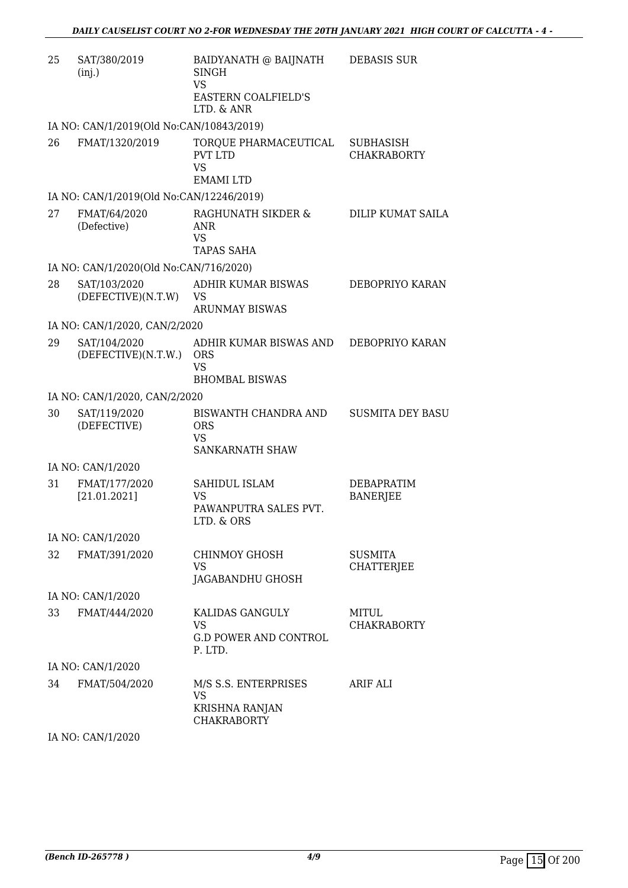| | | | |
|---|---|---|---|
| 25 | SAT/380/2019 (inj.) | BAIDYANATH @ BAIJNATH SINGH<br>VS<br>EASTERN COALFIELD'S LTD. & ANR | DEBASIS SUR |
| | IA NO: CAN/1/2019(Old No:CAN/10843/2019) | | |
| 26 | FMAT/1320/2019 | TORQUE PHARMACEUTICAL PVT LTD<br>VS<br>EMAMI LTD | SUBHASISH CHAKRABORTY |
| | IA NO: CAN/1/2019(Old No:CAN/12246/2019) | | |
| 27 | FMAT/64/2020 (Defective) | RAGHUNATH SIKDER & ANR<br>VS<br>TAPAS SAHA | DILIP KUMAT SAILA |
| | IA NO: CAN/1/2020(Old No:CAN/716/2020) | | |
| 28 | SAT/103/2020 (DEFECTIVE)(N.T.W) | ADHIR KUMAR BISWAS<br>VS<br>ARUNMAY BISWAS | DEBOPRIYO KARAN |
| | IA NO: CAN/1/2020, CAN/2/2020 | | |
| 29 | SAT/104/2020 (DEFECTIVE)(N.T.W.) | ADHIR KUMAR BISWAS AND ORS<br>VS<br>BHOMBAL BISWAS | DEBOPRIYO KARAN |
| | IA NO: CAN/1/2020, CAN/2/2020 | | |
| 30 | SAT/119/2020 (DEFECTIVE) | BISWANTH CHANDRA AND ORS<br>VS<br>SANKARNATH SHAW | SUSMITA DEY BASU |
| | IA NO: CAN/1/2020 | | |
| 31 | FMAT/177/2020 [21.01.2021] | SAHIDUL ISLAM<br>VS<br>PAWANPUTRA SALES PVT. LTD. & ORS | DEBAPRATIM BANERJEE |
| | IA NO: CAN/1/2020 | | |
| 32 | FMAT/391/2020 | CHINMOY GHOSH<br>VS<br>JAGABANDHU GHOSH | SUSMITA CHATTERJEE |
| | IA NO: CAN/1/2020 | | |
| 33 | FMAT/444/2020 | KALIDAS GANGULY<br>VS<br>G.D POWER AND CONTROL P. LTD. | MITUL CHAKRABORTY |
| | IA NO: CAN/1/2020 | | |
| 34 | FMAT/504/2020 | M/S S.S. ENTERPRISES<br>VS<br>KRISHNA RANJAN CHAKRABORTY | ARIF ALI |
| | IA NO: CAN/1/2020 | | |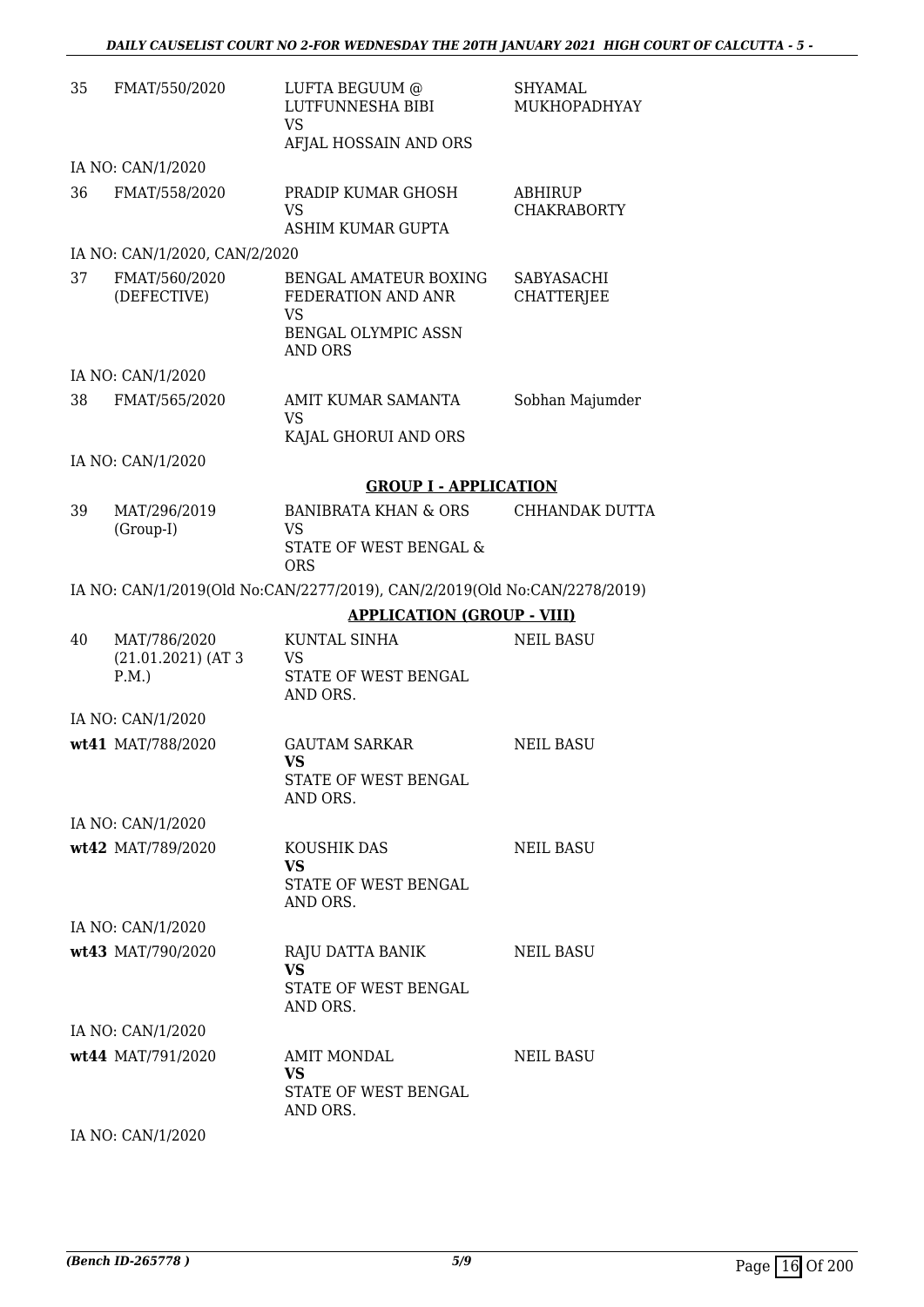| | | | |
|---|---|---|---|
| 35 | FMAT/550/2020 | LUFTA BEGUUM @ LUTFUNNESHA BIBI<br>VS<br>AFJAL HOSSAIN AND ORS | SHYAMAL MUKHOPADHYAY |
| | IA NO: CAN/1/2020 | | |
| 36 | FMAT/558/2020 | PRADIP KUMAR GHOSH<br>VS<br>ASHIM KUMAR GUPTA | ABHIRUP CHAKRABORTY |
| | IA NO: CAN/1/2020, CAN/2/2020 | | |
| 37 | FMAT/560/2020 (DEFECTIVE) | BENGAL AMATEUR BOXING FEDERATION AND ANR<br>VS<br>BENGAL OLYMPIC ASSN AND ORS | SABYASACHI CHATTERJEE |
| | IA NO: CAN/1/2020 | | |
| 38 | FMAT/565/2020 | AMIT KUMAR SAMANTA<br>VS<br>KAJAL GHORUI AND ORS | Sobhan Majumder |
| | IA NO: CAN/1/2020 | | |

**GROUP I - APPLICATION**

| | | | |
|---|---|---|---|
| 39 | MAT/296/2019 (Group-I) | BANIBRATA KHAN & ORS<br>VS<br>STATE OF WEST BENGAL & ORS | CHHANDAK DUTTA |
| | IA NO: CAN/1/2019(Old No:CAN/2277/2019), CAN/2/2019(Old No:CAN/2278/2019) | | |

**APPLICATION (GROUP - VIII)**

| | | | |
|---|---|---|---|
| 40 | MAT/786/2020 (21.01.2021) (AT 3 P.M.) | KUNTAL SINHA<br>VS<br>STATE OF WEST BENGAL AND ORS. | NEIL BASU |
| | IA NO: CAN/1/2020 | | |
| **wt41** | MAT/788/2020 | GAUTAM SARKAR<br>**VS**<br>STATE OF WEST BENGAL AND ORS. | NEIL BASU |
| | IA NO: CAN/1/2020 | | |
| **wt42** | MAT/789/2020 | KOUSHIK DAS<br>**VS**<br>STATE OF WEST BENGAL AND ORS. | NEIL BASU |
| | IA NO: CAN/1/2020 | | |
| **wt43** | MAT/790/2020 | RAJU DATTA BANIK<br>**VS**<br>STATE OF WEST BENGAL AND ORS. | NEIL BASU |
| | IA NO: CAN/1/2020 | | |
| **wt44** | MAT/791/2020 | AMIT MONDAL<br>**VS**<br>STATE OF WEST BENGAL AND ORS. | NEIL BASU |
| | IA NO: CAN/1/2020 | | |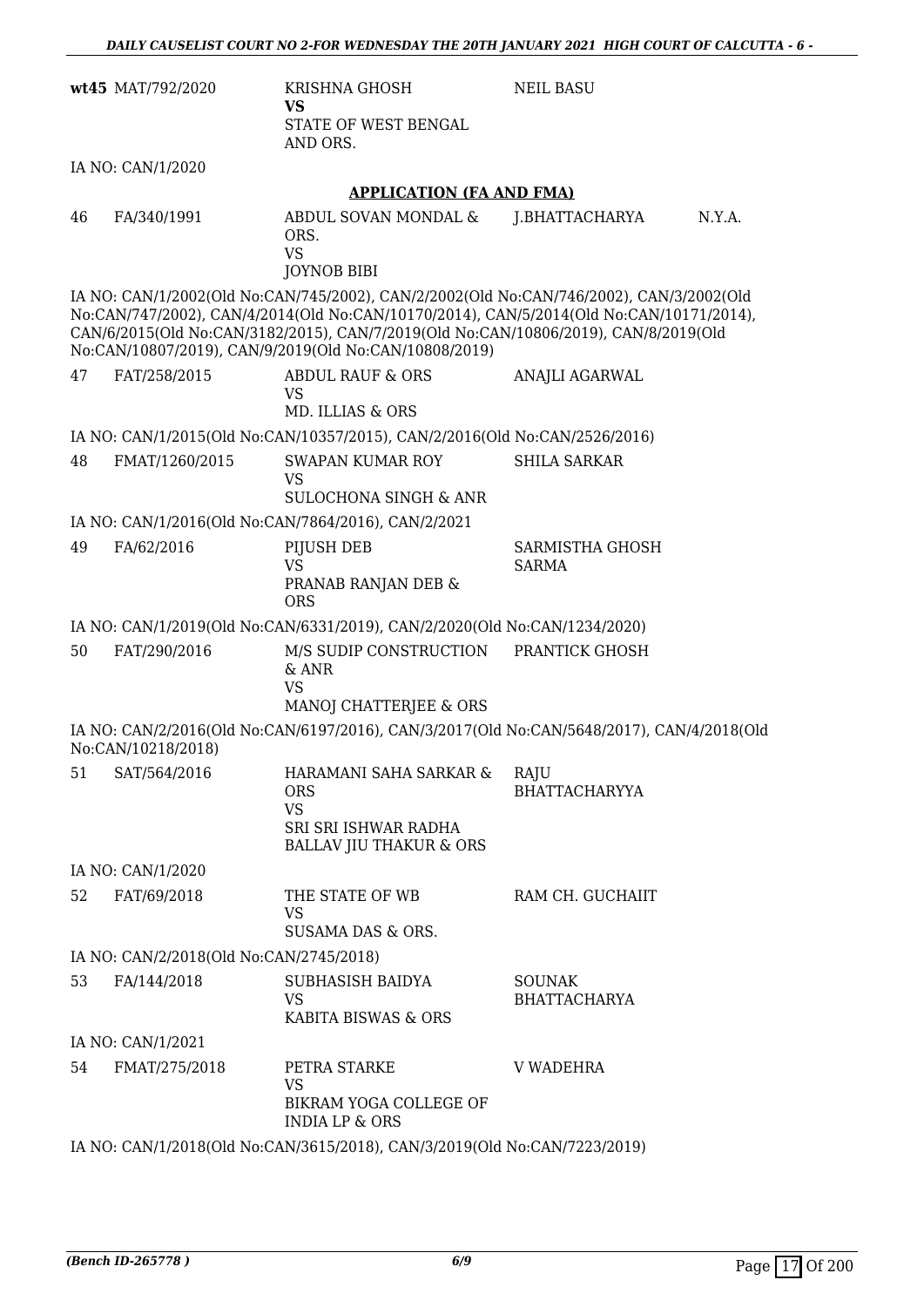| | | | | |
|---|---|---|---|---|
| **wt45** | MAT/792/2020 | KRISHNA GHOSH<br>**VS**<br>STATE OF WEST BENGAL AND ORS. | NEIL BASU | |

IA NO: CAN/1/2020

## APPLICATION (FA AND FMA)

| | | | | |
|---|---|---|---|---|
| 46 | FA/340/1991 | ABDUL SOVAN MONDAL & ORS.<br>VS<br>JOYNOB BIBI | J.BHATTACHARYA | N.Y.A. |

IA NO: CAN/1/2002(Old No:CAN/745/2002), CAN/2/2002(Old No:CAN/746/2002), CAN/3/2002(Old No:CAN/747/2002), CAN/4/2014(Old No:CAN/10170/2014), CAN/5/2014(Old No:CAN/10171/2014), CAN/6/2015(Old No:CAN/3182/2015), CAN/7/2019(Old No:CAN/10806/2019), CAN/8/2019(Old No:CAN/10807/2019), CAN/9/2019(Old No:CAN/10808/2019)

| | | | |
|---|---|---|---|
| 47 | FAT/258/2015 | ABDUL RAUF & ORS<br>VS<br>MD. ILLIAS & ORS | ANAJLI AGARWAL |

IA NO: CAN/1/2015(Old No:CAN/10357/2015), CAN/2/2016(Old No:CAN/2526/2016)

| | | | |
|---|---|---|---|
| 48 | FMAT/1260/2015 | SWAPAN KUMAR ROY<br>VS<br>SULOCHONA SINGH & ANR | SHILA SARKAR |

IA NO: CAN/1/2016(Old No:CAN/7864/2016), CAN/2/2021

| | | | |
|---|---|---|---|
| 49 | FA/62/2016 | PIJUSH DEB<br>VS<br>PRANAB RANJAN DEB & ORS | SARMISTHA GHOSH SARMA |

IA NO: CAN/1/2019(Old No:CAN/6331/2019), CAN/2/2020(Old No:CAN/1234/2020)

| | | | |
|---|---|---|---|
| 50 | FAT/290/2016 | M/S SUDIP CONSTRUCTION & ANR<br>VS<br>MANOJ CHATTERJEE & ORS | PRANTICK GHOSH |

IA NO: CAN/2/2016(Old No:CAN/6197/2016), CAN/3/2017(Old No:CAN/5648/2017), CAN/4/2018(Old No:CAN/10218/2018)

| | | | |
|---|---|---|---|
| 51 | SAT/564/2016 | HARAMANI SAHA SARKAR & ORS<br>VS<br>SRI SRI ISHWAR RADHA BALLAV JIU THAKUR & ORS | RAJU BHATTACHARYYA |

IA NO: CAN/1/2020

| | | | |
|---|---|---|---|
| 52 | FAT/69/2018 | THE STATE OF WB<br>VS<br>SUSAMA DAS & ORS. | RAM CH. GUCHAIIT |

IA NO: CAN/2/2018(Old No:CAN/2745/2018)

| | | | |
|---|---|---|---|
| 53 | FA/144/2018 | SUBHASISH BAIDYA<br>VS<br>KABITA BISWAS & ORS | SOUNAK BHATTACHARYA |

IA NO: CAN/1/2021

| | | | |
|---|---|---|---|
| 54 | FMAT/275/2018 | PETRA STARKE<br>VS<br>BIKRAM YOGA COLLEGE OF INDIA LP & ORS | V WADEHRA |

IA NO: CAN/1/2018(Old No:CAN/3615/2018), CAN/3/2019(Old No:CAN/7223/2019)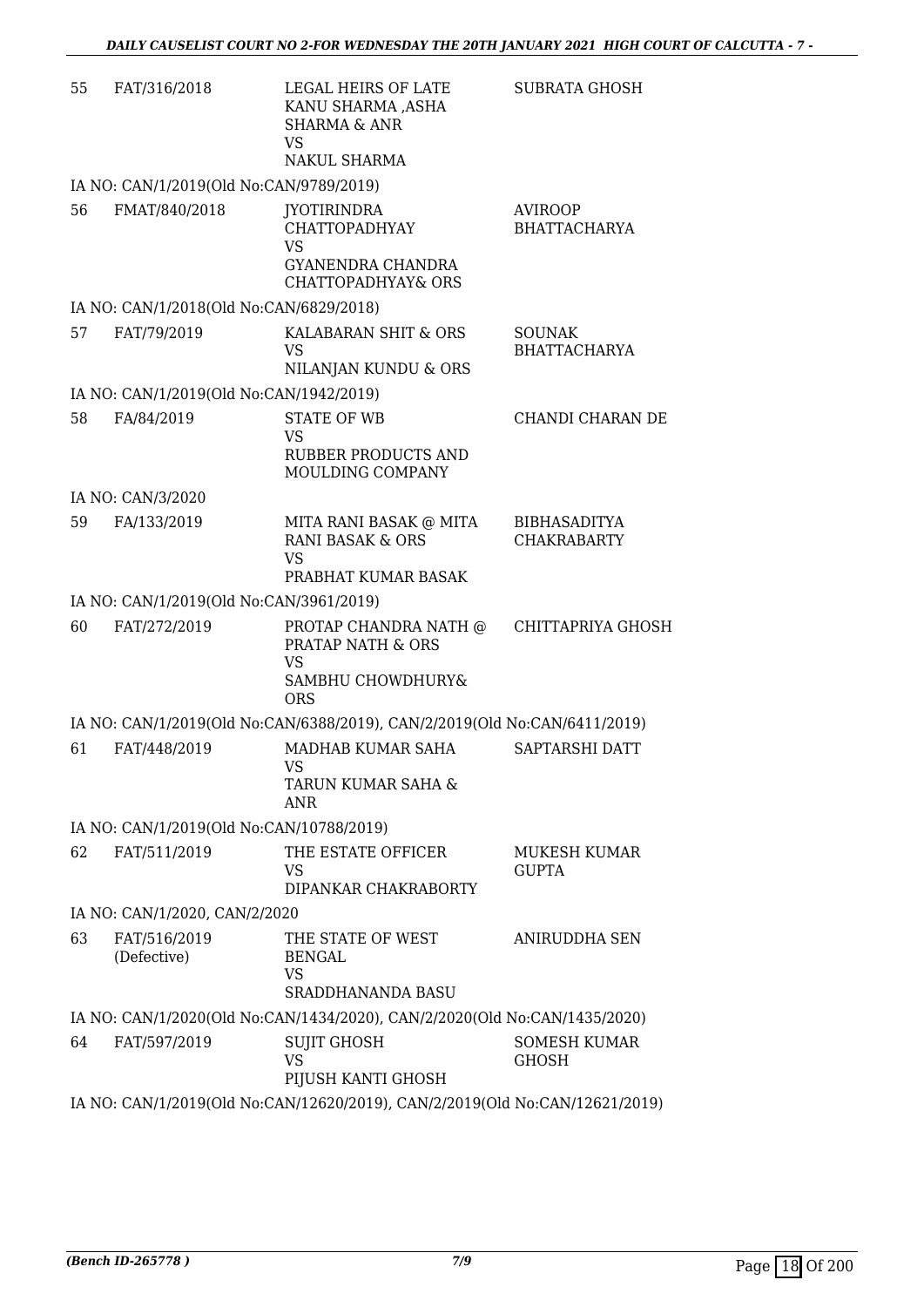| | | | |
|---|---|---|---|
| 55 | FAT/316/2018 | LEGAL HEIRS OF LATE KANU SHARMA ,ASHA SHARMA & ANR<br>VS<br>NAKUL SHARMA | SUBRATA GHOSH |
| IA NO: CAN/1/2019(Old No:CAN/9789/2019) | | | |
| 56 | FMAT/840/2018 | JYOTIRINDRA CHATTOPADHYAY<br>VS<br>GYANENDRA CHANDRA CHATTOPADHYAY& ORS | AVIROOP BHATTACHARYA |
| IA NO: CAN/1/2018(Old No:CAN/6829/2018) | | | |
| 57 | FAT/79/2019 | KALABARAN SHIT & ORS<br>VS<br>NILANJAN KUNDU & ORS | SOUNAK BHATTACHARYA |
| IA NO: CAN/1/2019(Old No:CAN/1942/2019) | | | |
| 58 | FA/84/2019 | STATE OF WB<br>VS<br>RUBBER PRODUCTS AND MOULDING COMPANY | CHANDI CHARAN DE |
| IA NO: CAN/3/2020 | | | |
| 59 | FA/133/2019 | MITA RANI BASAK @ MITA RANI BASAK & ORS<br>VS<br>PRABHAT KUMAR BASAK | BIBHASADITYA CHAKRABARTY |
| IA NO: CAN/1/2019(Old No:CAN/3961/2019) | | | |
| 60 | FAT/272/2019 | PROTAP CHANDRA NATH @ PRATAP NATH & ORS<br>VS<br>SAMBHU CHOWDHURY& ORS | CHITTAPRIYA GHOSH |
| IA NO: CAN/1/2019(Old No:CAN/6388/2019), CAN/2/2019(Old No:CAN/6411/2019) | | | |
| 61 | FAT/448/2019 | MADHAB KUMAR SAHA<br>VS<br>TARUN KUMAR SAHA & ANR | SAPTARSHI DATT |
| IA NO: CAN/1/2019(Old No:CAN/10788/2019) | | | |
| 62 | FAT/511/2019 | THE ESTATE OFFICER<br>VS<br>DIPANKAR CHAKRABORTY | MUKESH KUMAR GUPTA |
| IA NO: CAN/1/2020, CAN/2/2020 | | | |
| 63 | FAT/516/2019 (Defective) | THE STATE OF WEST BENGAL<br>VS<br>SRADDHANANDA BASU | ANIRUDDHA SEN |
| IA NO: CAN/1/2020(Old No:CAN/1434/2020), CAN/2/2020(Old No:CAN/1435/2020) | | | |
| 64 | FAT/597/2019 | SUJIT GHOSH<br>VS<br>PIJUSH KANTI GHOSH | SOMESH KUMAR GHOSH |
| IA NO: CAN/1/2019(Old No:CAN/12620/2019), CAN/2/2019(Old No:CAN/12621/2019) | | | |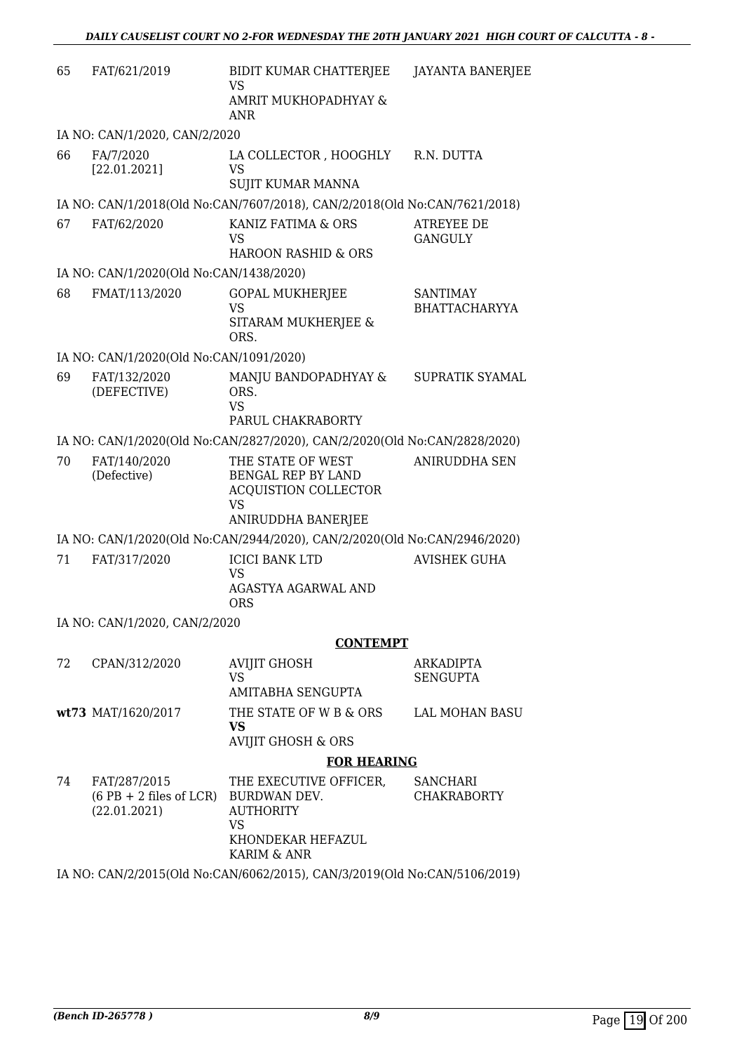| | | | |
|---|---|---|---|
| 65 | FAT/621/2019 | BIDIT KUMAR CHATTERJEE VS AMRIT MUKHOPADHYAY & ANR | JAYANTA BANERJEE |
| | IA NO: CAN/1/2020, CAN/2/2020 | | |
| 66 | FA/7/2020 [22.01.2021] | LA COLLECTOR , HOOGHLY VS SUJIT KUMAR MANNA | R.N. DUTTA |
| | IA NO: CAN/1/2018(Old No:CAN/7607/2018), CAN/2/2018(Old No:CAN/7621/2018) | | |
| 67 | FAT/62/2020 | KANIZ FATIMA & ORS VS HAROON RASHID & ORS | ATREYEE DE GANGULY |
| | IA NO: CAN/1/2020(Old No:CAN/1438/2020) | | |
| 68 | FMAT/113/2020 | GOPAL MUKHERJEE VS SITARAM MUKHERJEE & ORS. | SANTIMAY BHATTACHARYYA |
| | IA NO: CAN/1/2020(Old No:CAN/1091/2020) | | |
| 69 | FAT/132/2020 (DEFECTIVE) | MANJU BANDOPADHYAY & ORS. VS PARUL CHAKRABORTY | SUPRATIK SYAMAL |
| | IA NO: CAN/1/2020(Old No:CAN/2827/2020), CAN/2/2020(Old No:CAN/2828/2020) | | |
| 70 | FAT/140/2020 (Defective) | THE STATE OF WEST BENGAL REP BY LAND ACQUISTION COLLECTOR VS ANIRUDDHA BANERJEE | ANIRUDDHA SEN |
| | IA NO: CAN/1/2020(Old No:CAN/2944/2020), CAN/2/2020(Old No:CAN/2946/2020) | | |
| 71 | FAT/317/2020 | ICICI BANK LTD VS AGASTYA AGARWAL AND ORS | AVISHEK GUHA |
| | IA NO: CAN/1/2020, CAN/2/2020 | | |

**CONTEMPT**

| | | | |
|---|---|---|---|
| 72 | CPAN/312/2020 | AVIJIT GHOSH VS AMITABHA SENGUPTA | ARKADIPTA SENGUPTA |
| **wt73** | MAT/1620/2017 | THE STATE OF W B & ORS **VS** AVIJIT GHOSH & ORS | LAL MOHAN BASU |

**FOR HEARING**

| | | | |
|---|---|---|---|
| 74 | FAT/287/2015 (6 PB + 2 files of LCR) (22.01.2021) | THE EXECUTIVE OFFICER, BURDWAN DEV. AUTHORITY VS KHONDEKAR HEFAZUL KARIM & ANR | SANCHARI CHAKRABORTY |
| | IA NO: CAN/2/2015(Old No:CAN/6062/2015), CAN/3/2019(Old No:CAN/5106/2019) | | |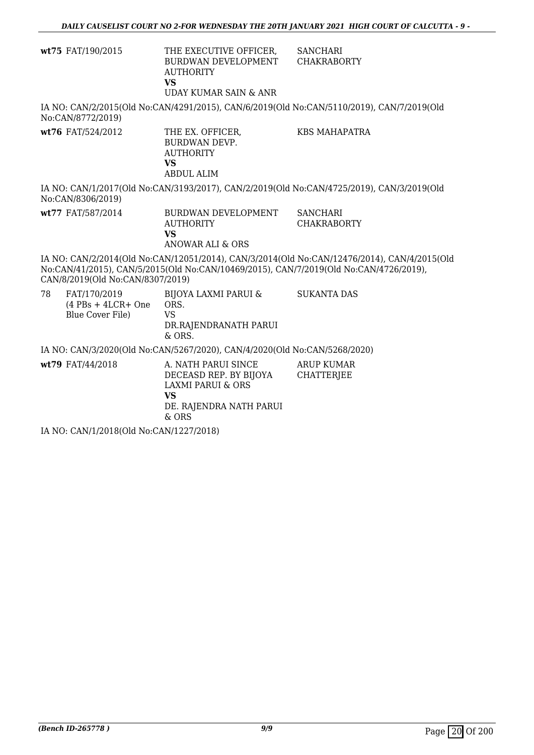| | | | |
|---|---|---|---|
| **wt75** | FAT/190/2015 | THE EXECUTIVE OFFICER, BURDWAN DEVELOPMENT AUTHORITY<br>**VS**<br>UDAY KUMAR SAIN & ANR | SANCHARI CHAKRABORTY |

IA NO: CAN/2/2015(Old No:CAN/4291/2015), CAN/6/2019(Old No:CAN/5110/2019), CAN/7/2019(Old No:CAN/8772/2019)

| | | | |
|---|---|---|---|
| **wt76** | FAT/524/2012 | THE EX. OFFICER, BURDWAN DEVP. AUTHORITY<br>**VS**<br>ABDUL ALIM | KBS MAHAPATRA |

IA NO: CAN/1/2017(Old No:CAN/3193/2017), CAN/2/2019(Old No:CAN/4725/2019), CAN/3/2019(Old No:CAN/8306/2019)

| | | | |
|---|---|---|---|
| **wt77** | FAT/587/2014 | BURDWAN DEVELOPMENT AUTHORITY<br>**VS**<br>ANOWAR ALI & ORS | SANCHARI CHAKRABORTY |

IA NO: CAN/2/2014(Old No:CAN/12051/2014), CAN/3/2014(Old No:CAN/12476/2014), CAN/4/2015(Old No:CAN/41/2015), CAN/5/2015(Old No:CAN/10469/2015), CAN/7/2019(Old No:CAN/4726/2019), CAN/8/2019(Old No:CAN/8307/2019)

| | | | |
|---|---|---|---|
| 78 | FAT/170/2019<br>(4 PBs + 4LCR+ One Blue Cover File) | BIJOYA LAXMI PARUI & ORS.<br>VS<br>DR.RAJENDRANATH PARUI & ORS. | SUKANTA DAS |

IA NO: CAN/3/2020(Old No:CAN/5267/2020), CAN/4/2020(Old No:CAN/5268/2020)

| | | | |
|---|---|---|---|
| **wt79** | FAT/44/2018 | A. NATH PARUI SINCE DECEASD REP. BY BIJOYA LAXMI PARUI & ORS<br>**VS**<br>DE. RAJENDRA NATH PARUI & ORS | ARUP KUMAR CHATTERJEE |

IA NO: CAN/1/2018(Old No:CAN/1227/2018)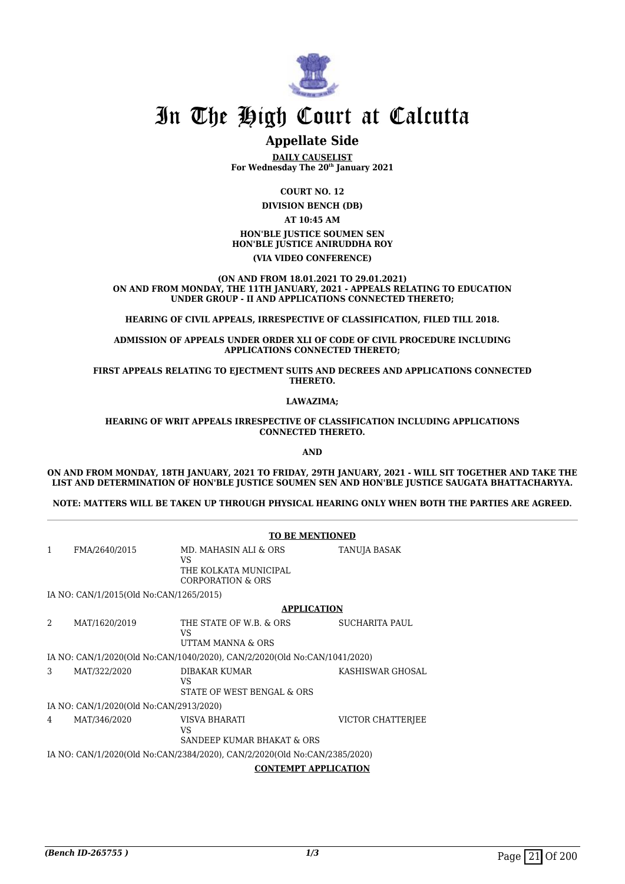# In The High Court at Calcutta

## Appellate Side

**DAILY CAUSELIST**
**For Wednesday The 20th January 2021**

**COURT NO. 12**

**DIVISION BENCH (DB)**

**AT 10:45 AM**

**HON'BLE JUSTICE SOUMEN SEN**
**HON'BLE JUSTICE ANIRUDDHA ROY**

**(VIA VIDEO CONFERENCE)**

**(ON AND FROM 18.01.2021 TO 29.01.2021)**
**ON AND FROM MONDAY, THE 11TH JANUARY, 2021 - APPEALS RELATING TO EDUCATION UNDER GROUP - II AND APPLICATIONS CONNECTED THERETO;**

**HEARING OF CIVIL APPEALS, IRRESPECTIVE OF CLASSIFICATION, FILED TILL 2018.**

**ADMISSION OF APPEALS UNDER ORDER XLI OF CODE OF CIVIL PROCEDURE INCLUDING APPLICATIONS CONNECTED THERETO;**

**FIRST APPEALS RELATING TO EJECTMENT SUITS AND DECREES AND APPLICATIONS CONNECTED THERETO.**

**LAWAZIMA;**

**HEARING OF WRIT APPEALS IRRESPECTIVE OF CLASSIFICATION INCLUDING APPLICATIONS CONNECTED THERETO.**

**AND**

**ON AND FROM MONDAY, 18TH JANUARY, 2021 TO FRIDAY, 29TH JANUARY, 2021 - WILL SIT TOGETHER AND TAKE THE LIST AND DETERMINATION OF HON'BLE JUSTICE SOUMEN SEN AND HON'BLE JUSTICE SAUGATA BHATTACHARYYA.**

**NOTE: MATTERS WILL BE TAKEN UP THROUGH PHYSICAL HEARING ONLY WHEN BOTH THE PARTIES ARE AGREED.**

**TO BE MENTIONED**

| | | | |
|---|---|---|---|
| 1 | FMA/2640/2015 | MD. MAHASIN ALI & ORS<br>VS<br>THE KOLKATA MUNICIPAL CORPORATION & ORS | TANUJA BASAK |

IA NO: CAN/1/2015(Old No:CAN/1265/2015)

**APPLICATION**

| | | | |
|---|---|---|---|
| 2 | MAT/1620/2019 | THE STATE OF W.B. & ORS<br>VS<br>UTTAM MANNA & ORS | SUCHARITA PAUL |

IA NO: CAN/1/2020(Old No:CAN/1040/2020), CAN/2/2020(Old No:CAN/1041/2020)

| | | | |
|---|---|---|---|
| 3 | MAT/322/2020 | DIBAKAR KUMAR<br>VS<br>STATE OF WEST BENGAL & ORS | KASHISWAR GHOSAL |

IA NO: CAN/1/2020(Old No:CAN/2913/2020)

| | | | |
|---|---|---|---|
| 4 | MAT/346/2020 | VISVA BHARATI<br>VS<br>SANDEEP KUMAR BHAKAT & ORS | VICTOR CHATTERJEE |

IA NO: CAN/1/2020(Old No:CAN/2384/2020), CAN/2/2020(Old No:CAN/2385/2020)

**CONTEMPT APPLICATION**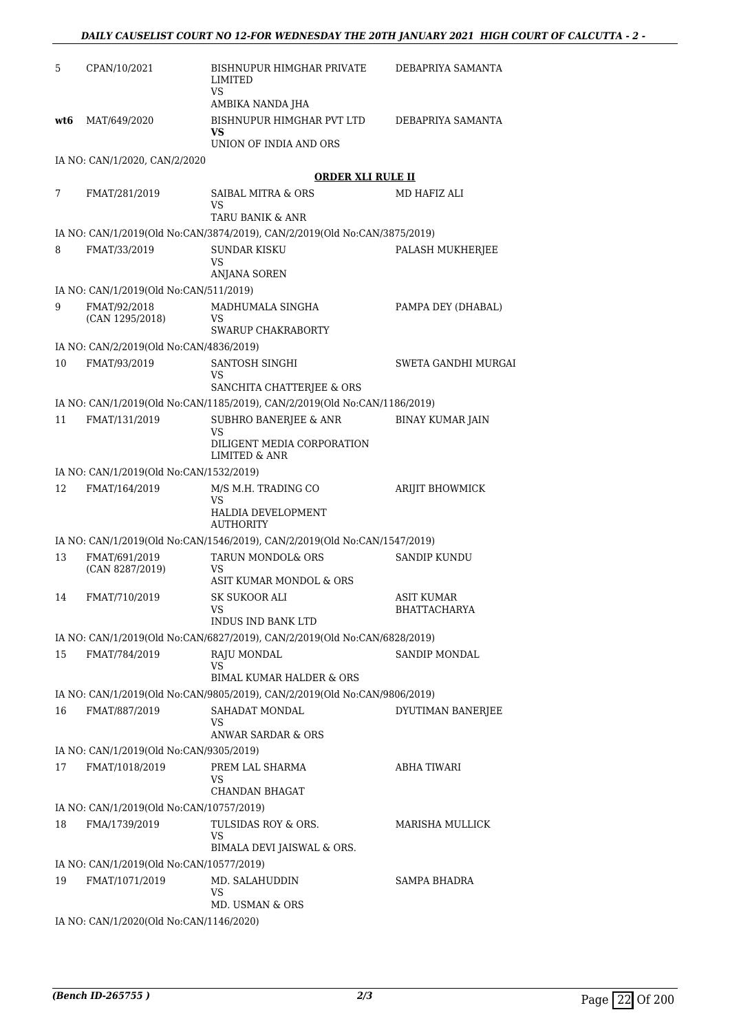| | | | |
|---|---|---|---|
| 5 | CPAN/10/2021 | BISHNUPUR HIMGHAR PRIVATE LIMITED<br>VS<br>AMBIKA NANDA JHA | DEBAPRIYA SAMANTA |
| **wt6** | MAT/649/2020 | BISHNUPUR HIMGHAR PVT LTD<br>**VS**<br>UNION OF INDIA AND ORS | DEBAPRIYA SAMANTA |

IA NO: CAN/1/2020, CAN/2/2020

**ORDER XLI RULE II**

| | | | |
|---|---|---|---|
| 7 | FMAT/281/2019 | SAIBAL MITRA & ORS<br>VS<br>TARU BANIK & ANR | MD HAFIZ ALI |

IA NO: CAN/1/2019(Old No:CAN/3874/2019), CAN/2/2019(Old No:CAN/3875/2019)

| | | | |
|---|---|---|---|
| 8 | FMAT/33/2019 | SUNDAR KISKU<br>VS<br>ANJANA SOREN | PALASH MUKHERJEE |

IA NO: CAN/1/2019(Old No:CAN/511/2019)

| | | | |
|---|---|---|---|
| 9 | FMAT/92/2018<br>(CAN 1295/2018) | MADHUMALA SINGHA<br>VS<br>SWARUP CHAKRABORTY | PAMPA DEY (DHABAL) |

IA NO: CAN/2/2019(Old No:CAN/4836/2019)

| | | | |
|---|---|---|---|
| 10 | FMAT/93/2019 | SANTOSH SINGHI<br>VS<br>SANCHITA CHATTERJEE & ORS | SWETA GANDHI MURGAI |

IA NO: CAN/1/2019(Old No:CAN/1185/2019), CAN/2/2019(Old No:CAN/1186/2019)

| | | | |
|---|---|---|---|
| 11 | FMAT/131/2019 | SUBHRO BANERJEE & ANR<br>VS<br>DILIGENT MEDIA CORPORATION LIMITED & ANR | BINAY KUMAR JAIN |

IA NO: CAN/1/2019(Old No:CAN/1532/2019)

| | | | |
|---|---|---|---|
| 12 | FMAT/164/2019 | M/S M.H. TRADING CO<br>VS<br>HALDIA DEVELOPMENT AUTHORITY | ARIJIT BHOWMICK |

IA NO: CAN/1/2019(Old No:CAN/1546/2019), CAN/2/2019(Old No:CAN/1547/2019)

| | | | |
|---|---|---|---|
| 13 | FMAT/691/2019<br>(CAN 8287/2019) | TARUN MONDOL& ORS<br>VS<br>ASIT KUMAR MONDOL & ORS | SANDIP KUNDU |
| 14 | FMAT/710/2019 | SK SUKOOR ALI<br>VS<br>INDUS IND BANK LTD | ASIT KUMAR BHATTACHARYA |

IA NO: CAN/1/2019(Old No:CAN/6827/2019), CAN/2/2019(Old No:CAN/6828/2019)

| | | | |
|---|---|---|---|
| 15 | FMAT/784/2019 | RAJU MONDAL<br>VS<br>BIMAL KUMAR HALDER & ORS | SANDIP MONDAL |

IA NO: CAN/1/2019(Old No:CAN/9805/2019), CAN/2/2019(Old No:CAN/9806/2019)

| | | | |
|---|---|---|---|
| 16 | FMAT/887/2019 | SAHADAT MONDAL<br>VS<br>ANWAR SARDAR & ORS | DYUTIMAN BANERJEE |

IA NO: CAN/1/2019(Old No:CAN/9305/2019)

| | | | |
|---|---|---|---|
| 17 | FMAT/1018/2019 | PREM LAL SHARMA<br>VS<br>CHANDAN BHAGAT | ABHA TIWARI |

IA NO: CAN/1/2019(Old No:CAN/10757/2019)

| | | | |
|---|---|---|---|
| 18 | FMA/1739/2019 | TULSIDAS ROY & ORS.<br>VS<br>BIMALA DEVI JAISWAL & ORS. | MARISHA MULLICK |

IA NO: CAN/1/2019(Old No:CAN/10577/2019)

| | | | |
|---|---|---|---|
| 19 | FMAT/1071/2019 | MD. SALAHUDDIN<br>VS<br>MD. USMAN & ORS | SAMPA BHADRA |

IA NO: CAN/1/2020(Old No:CAN/1146/2020)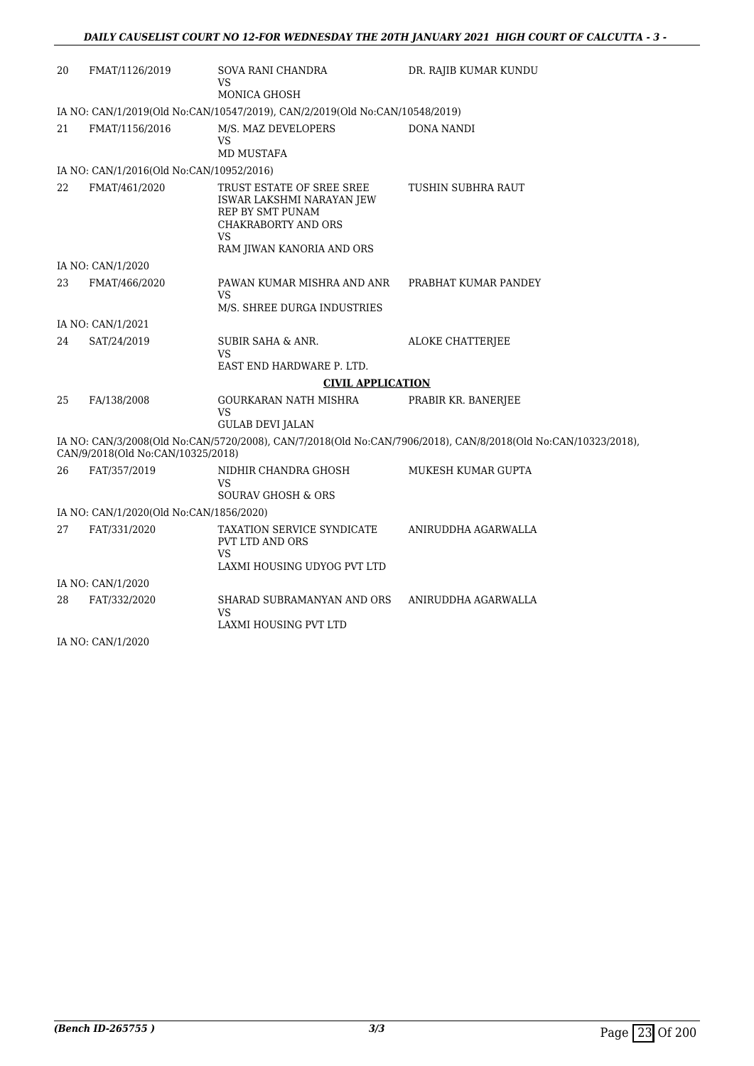| | | | |
|---|---|---|---|
| 20 | FMAT/1126/2019 | SOVA RANI CHANDRA<br>VS<br>MONICA GHOSH | DR. RAJIB KUMAR KUNDU |

IA NO: CAN/1/2019(Old No:CAN/10547/2019), CAN/2/2019(Old No:CAN/10548/2019)

| | | | |
|---|---|---|---|
| 21 | FMAT/1156/2016 | M/S. MAZ DEVELOPERS<br>VS<br>MD MUSTAFA | DONA NANDI |

IA NO: CAN/1/2016(Old No:CAN/10952/2016)

| | | | |
|---|---|---|---|
| 22 | FMAT/461/2020 | TRUST ESTATE OF SREE SREE ISWAR LAKSHMI NARAYAN JEW REP BY SMT PUNAM CHAKRABORTY AND ORS<br>VS<br>RAM JIWAN KANORIA AND ORS | TUSHIN SUBHRA RAUT |

IA NO: CAN/1/2020

| | | | |
|---|---|---|---|
| 23 | FMAT/466/2020 | PAWAN KUMAR MISHRA AND ANR<br>VS<br>M/S. SHREE DURGA INDUSTRIES | PRABHAT KUMAR PANDEY |

IA NO: CAN/1/2021

| | | | |
|---|---|---|---|
| 24 | SAT/24/2019 | SUBIR SAHA & ANR.<br>VS<br>EAST END HARDWARE P. LTD. | ALOKE CHATTERJEE |

**CIVIL APPLICATION**

| | | | |
|---|---|---|---|
| 25 | FA/138/2008 | GOURKARAN NATH MISHRA<br>VS<br>GULAB DEVI JALAN | PRABIR KR. BANERJEE |

IA NO: CAN/3/2008(Old No:CAN/5720/2008), CAN/7/2018(Old No:CAN/7906/2018), CAN/8/2018(Old No:CAN/10323/2018), CAN/9/2018(Old No:CAN/10325/2018)

| | | | |
|---|---|---|---|
| 26 | FAT/357/2019 | NIDHIR CHANDRA GHOSH<br>VS<br>SOURAV GHOSH & ORS | MUKESH KUMAR GUPTA |

IA NO: CAN/1/2020(Old No:CAN/1856/2020)

| | | | |
|---|---|---|---|
| 27 | FAT/331/2020 | TAXATION SERVICE SYNDICATE PVT LTD AND ORS<br>VS<br>LAXMI HOUSING UDYOG PVT LTD | ANIRUDDHA AGARWALLA |

IA NO: CAN/1/2020

| | | | |
|---|---|---|---|
| 28 | FAT/332/2020 | SHARAD SUBRAMANYAN AND ORS<br>VS<br>LAXMI HOUSING PVT LTD | ANIRUDDHA AGARWALLA |

IA NO: CAN/1/2020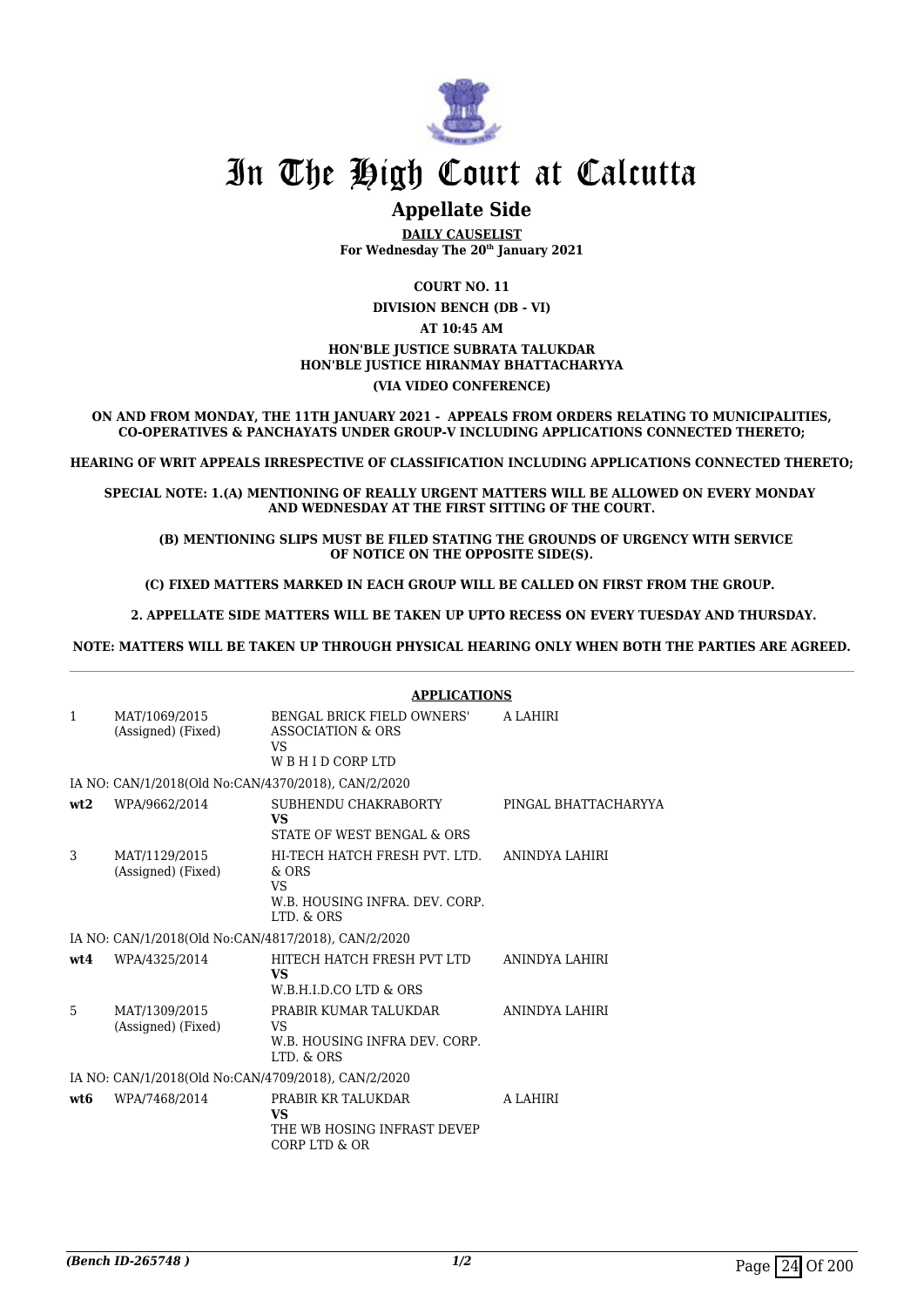# In The High Court at Calcutta

## Appellate Side

**DAILY CAUSELIST**
**For Wednesday The 20th January 2021**

**COURT NO. 11**

**DIVISION BENCH (DB - VI)**

**AT 10:45 AM**

**HON'BLE JUSTICE SUBRATA TALUKDAR**
**HON'BLE JUSTICE HIRANMAY BHATTACHARYYA**

**(VIA VIDEO CONFERENCE)**

**ON AND FROM MONDAY, THE 11TH JANUARY 2021 - APPEALS FROM ORDERS RELATING TO MUNICIPALITIES, CO-OPERATIVES & PANCHAYATS UNDER GROUP-V INCLUDING APPLICATIONS CONNECTED THERETO;**

**HEARING OF WRIT APPEALS IRRESPECTIVE OF CLASSIFICATION INCLUDING APPLICATIONS CONNECTED THERETO;**

**SPECIAL NOTE: 1.(A) MENTIONING OF REALLY URGENT MATTERS WILL BE ALLOWED ON EVERY MONDAY AND WEDNESDAY AT THE FIRST SITTING OF THE COURT.**

**(B) MENTIONING SLIPS MUST BE FILED STATING THE GROUNDS OF URGENCY WITH SERVICE OF NOTICE ON THE OPPOSITE SIDE(S).**

**(C) FIXED MATTERS MARKED IN EACH GROUP WILL BE CALLED ON FIRST FROM THE GROUP.**

**2. APPELLATE SIDE MATTERS WILL BE TAKEN UP UPTO RECESS ON EVERY TUESDAY AND THURSDAY.**

**NOTE: MATTERS WILL BE TAKEN UP THROUGH PHYSICAL HEARING ONLY WHEN BOTH THE PARTIES ARE AGREED.**

**APPLICATIONS**

| | | | |
|---|---|---|---|
| 1 | MAT/1069/2015 (Assigned) (Fixed) | BENGAL BRICK FIELD OWNERS' ASSOCIATION & ORS<br>VS<br>W B H I D CORP LTD | A LAHIRI |
| | IA NO: CAN/1/2018(Old No:CAN/4370/2018), CAN/2/2020 | | |
| **wt2** | WPA/9662/2014 | SUBHENDU CHAKRABORTY<br>**VS**<br>STATE OF WEST BENGAL & ORS | PINGAL BHATTACHARYYA |
| 3 | MAT/1129/2015 (Assigned) (Fixed) | HI-TECH HATCH FRESH PVT. LTD. & ORS<br>VS<br>W.B. HOUSING INFRA. DEV. CORP. LTD. & ORS | ANINDYA LAHIRI |
| | IA NO: CAN/1/2018(Old No:CAN/4817/2018), CAN/2/2020 | | |
| **wt4** | WPA/4325/2014 | HITECH HATCH FRESH PVT LTD<br>**VS**<br>W.B.H.I.D.CO LTD & ORS | ANINDYA LAHIRI |
| 5 | MAT/1309/2015 (Assigned) (Fixed) | PRABIR KUMAR TALUKDAR<br>VS<br>W.B. HOUSING INFRA DEV. CORP. LTD. & ORS | ANINDYA LAHIRI |
| | IA NO: CAN/1/2018(Old No:CAN/4709/2018), CAN/2/2020 | | |
| **wt6** | WPA/7468/2014 | PRABIR KR TALUKDAR<br>**VS**<br>THE WB HOSING INFRAST DEVEP CORP LTD & OR | A LAHIRI |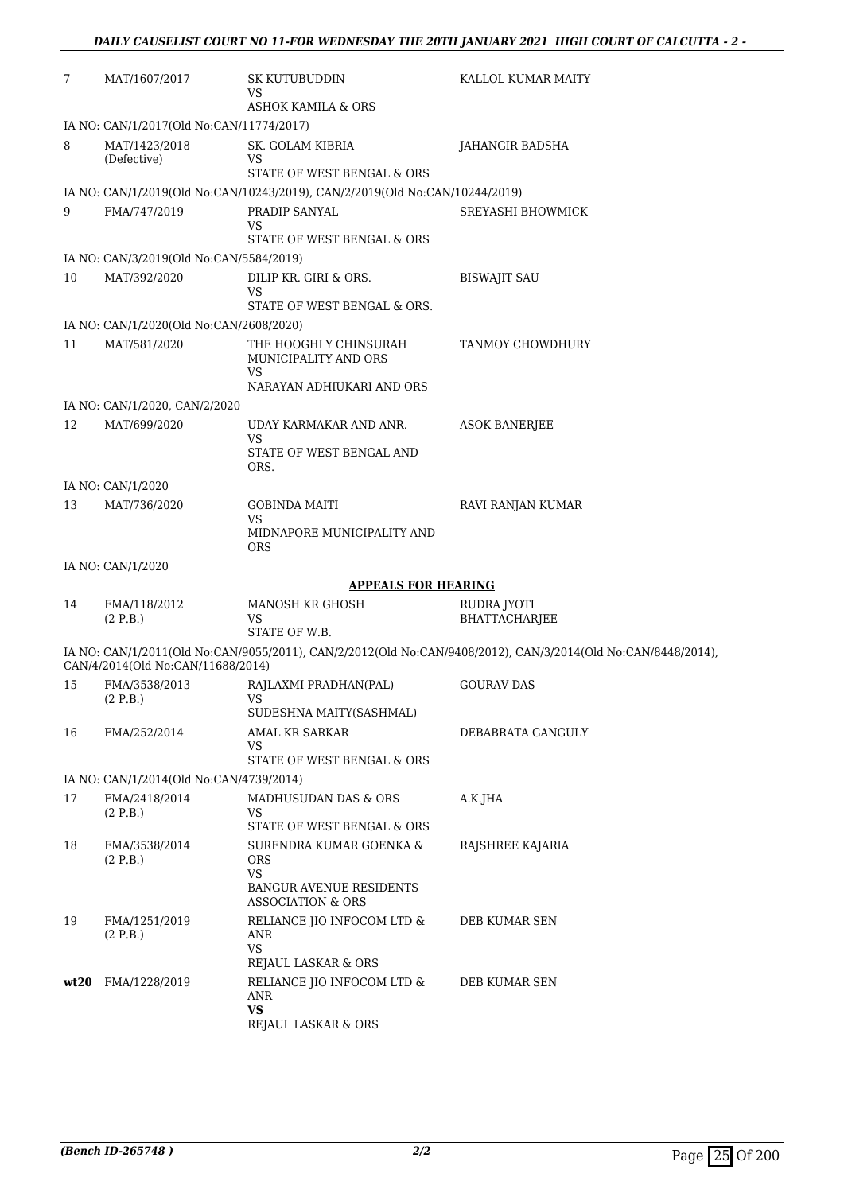| | | | |
|---|---|---|---|
| 7 | MAT/1607/2017 | SK KUTUBUDDIN<br>VS<br>ASHOK KAMILA & ORS | KALLOL KUMAR MAITY |
| | IA NO: CAN/1/2017(Old No:CAN/11774/2017) | | |
| 8 | MAT/1423/2018<br>(Defective) | SK. GOLAM KIBRIA<br>VS<br>STATE OF WEST BENGAL & ORS | JAHANGIR BADSHA |
| | IA NO: CAN/1/2019(Old No:CAN/10243/2019), CAN/2/2019(Old No:CAN/10244/2019) | | |
| 9 | FMA/747/2019 | PRADIP SANYAL<br>VS<br>STATE OF WEST BENGAL & ORS | SREYASHI BHOWMICK |
| | IA NO: CAN/3/2019(Old No:CAN/5584/2019) | | |
| 10 | MAT/392/2020 | DILIP KR. GIRI & ORS.<br>VS<br>STATE OF WEST BENGAL & ORS. | BISWAJIT SAU |
| | IA NO: CAN/1/2020(Old No:CAN/2608/2020) | | |
| 11 | MAT/581/2020 | THE HOOGHLY CHINSURAH MUNICIPALITY AND ORS<br>VS<br>NARAYAN ADHIUKARI AND ORS | TANMOY CHOWDHURY |
| | IA NO: CAN/1/2020, CAN/2/2020 | | |
| 12 | MAT/699/2020 | UDAY KARMAKAR AND ANR.<br>VS<br>STATE OF WEST BENGAL AND ORS. | ASOK BANERJEE |
| | IA NO: CAN/1/2020 | | |
| 13 | MAT/736/2020 | GOBINDA MAITI<br>VS<br>MIDNAPORE MUNICIPALITY AND ORS | RAVI RANJAN KUMAR |
| | IA NO: CAN/1/2020 | | |

**APPEALS FOR HEARING**

| | | | |
|---|---|---|---|
| 14 | FMA/118/2012<br>(2 P.B.) | MANOSH KR GHOSH<br>VS<br>STATE OF W.B. | RUDRA JYOTI BHATTACHARJEE |
| | IA NO: CAN/1/2011(Old No:CAN/9055/2011), CAN/2/2012(Old No:CAN/9408/2012), CAN/3/2014(Old No:CAN/8448/2014), CAN/4/2014(Old No:CAN/11688/2014) | | |
| 15 | FMA/3538/2013<br>(2 P.B.) | RAJLAXMI PRADHAN(PAL)<br>VS<br>SUDESHNA MAITY(SASHMAL) | GOURAV DAS |
| 16 | FMA/252/2014 | AMAL KR SARKAR<br>VS<br>STATE OF WEST BENGAL & ORS | DEBABRATA GANGULY |
| | IA NO: CAN/1/2014(Old No:CAN/4739/2014) | | |
| 17 | FMA/2418/2014<br>(2 P.B.) | MADHUSUDAN DAS & ORS<br>VS<br>STATE OF WEST BENGAL & ORS | A.K.JHA |
| 18 | FMA/3538/2014<br>(2 P.B.) | SURENDRA KUMAR GOENKA & ORS<br>VS<br>BANGUR AVENUE RESIDENTS ASSOCIATION & ORS | RAJSHREE KAJARIA |
| 19 | FMA/1251/2019<br>(2 P.B.) | RELIANCE JIO INFOCOM LTD & ANR<br>VS<br>REJAUL LASKAR & ORS | DEB KUMAR SEN |
| **wt20** | FMA/1228/2019 | RELIANCE JIO INFOCOM LTD & ANR<br>**VS**<br>REJAUL LASKAR & ORS | DEB KUMAR SEN |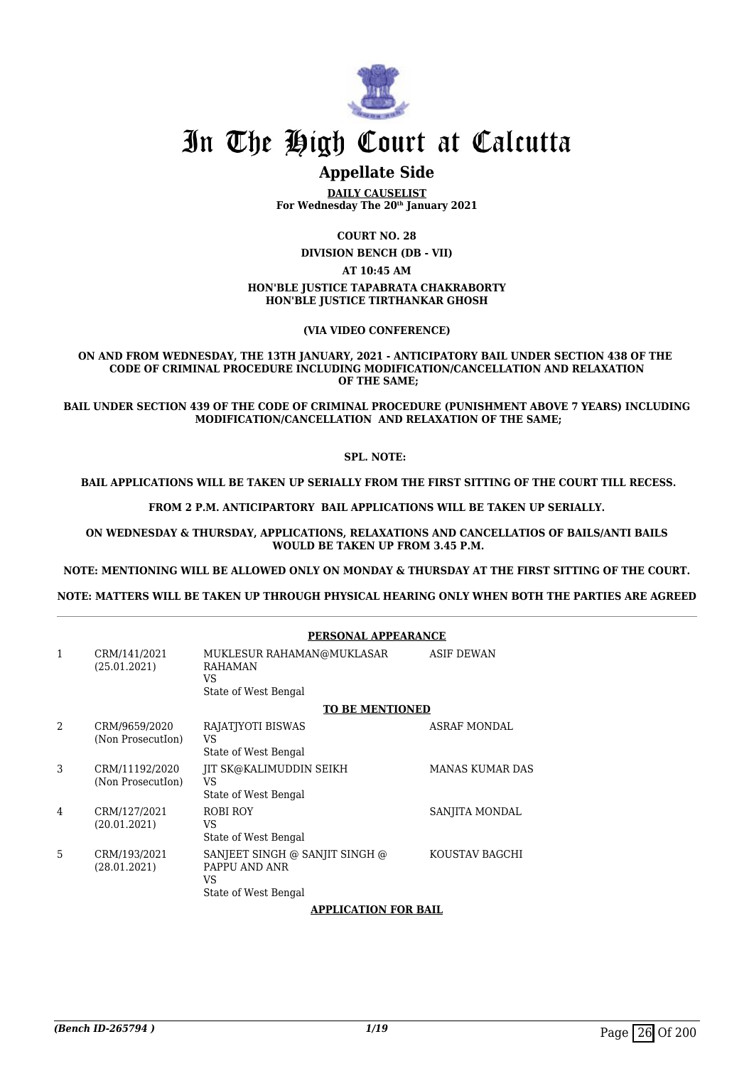# In The High Court at Calcutta

## Appellate Side

**DAILY CAUSELIST**
**For Wednesday The 20th January 2021**

**COURT NO. 28**

**DIVISION BENCH (DB - VII)**

**AT 10:45 AM**

**HON'BLE JUSTICE TAPABRATA CHAKRABORTY**
**HON'BLE JUSTICE TIRTHANKAR GHOSH**

**(VIA VIDEO CONFERENCE)**

**ON AND FROM WEDNESDAY, THE 13TH JANUARY, 2021 - ANTICIPATORY BAIL UNDER SECTION 438 OF THE CODE OF CRIMINAL PROCEDURE INCLUDING MODIFICATION/CANCELLATION AND RELAXATION OF THE SAME;**

**BAIL UNDER SECTION 439 OF THE CODE OF CRIMINAL PROCEDURE (PUNISHMENT ABOVE 7 YEARS) INCLUDING MODIFICATION/CANCELLATION AND RELAXATION OF THE SAME;**

**SPL. NOTE:**

**BAIL APPLICATIONS WILL BE TAKEN UP SERIALLY FROM THE FIRST SITTING OF THE COURT TILL RECESS.**

**FROM 2 P.M. ANTICIPARTORY BAIL APPLICATIONS WILL BE TAKEN UP SERIALLY.**

**ON WEDNESDAY & THURSDAY, APPLICATIONS, RELAXATIONS AND CANCELLATIOS OF BAILS/ANTI BAILS WOULD BE TAKEN UP FROM 3.45 P.M.**

**NOTE: MENTIONING WILL BE ALLOWED ONLY ON MONDAY & THURSDAY AT THE FIRST SITTING OF THE COURT.**

**NOTE: MATTERS WILL BE TAKEN UP THROUGH PHYSICAL HEARING ONLY WHEN BOTH THE PARTIES ARE AGREED**

**PERSONAL APPEARANCE**

| | | | |
|---|---|---|---|
| 1 | CRM/141/2021 (25.01.2021) | MUKLESUR RAHAMAN@MUKLASAR RAHAMAN VS State of West Bengal | ASIF DEWAN |

**TO BE MENTIONED**

| | | | |
|---|---|---|---|
| 2 | CRM/9659/2020 (Non ProsecutIon) | RAJATJYOTI BISWAS VS State of West Bengal | ASRAF MONDAL |
| 3 | CRM/11192/2020 (Non ProsecutIon) | JIT SK@KALIMUDDIN SEIKH VS State of West Bengal | MANAS KUMAR DAS |
| 4 | CRM/127/2021 (20.01.2021) | ROBI ROY VS State of West Bengal | SANJITA MONDAL |
| 5 | CRM/193/2021 (28.01.2021) | SANJEET SINGH @ SANJIT SINGH @ PAPPU AND ANR VS State of West Bengal | KOUSTAV BAGCHI |

**APPLICATION FOR BAIL**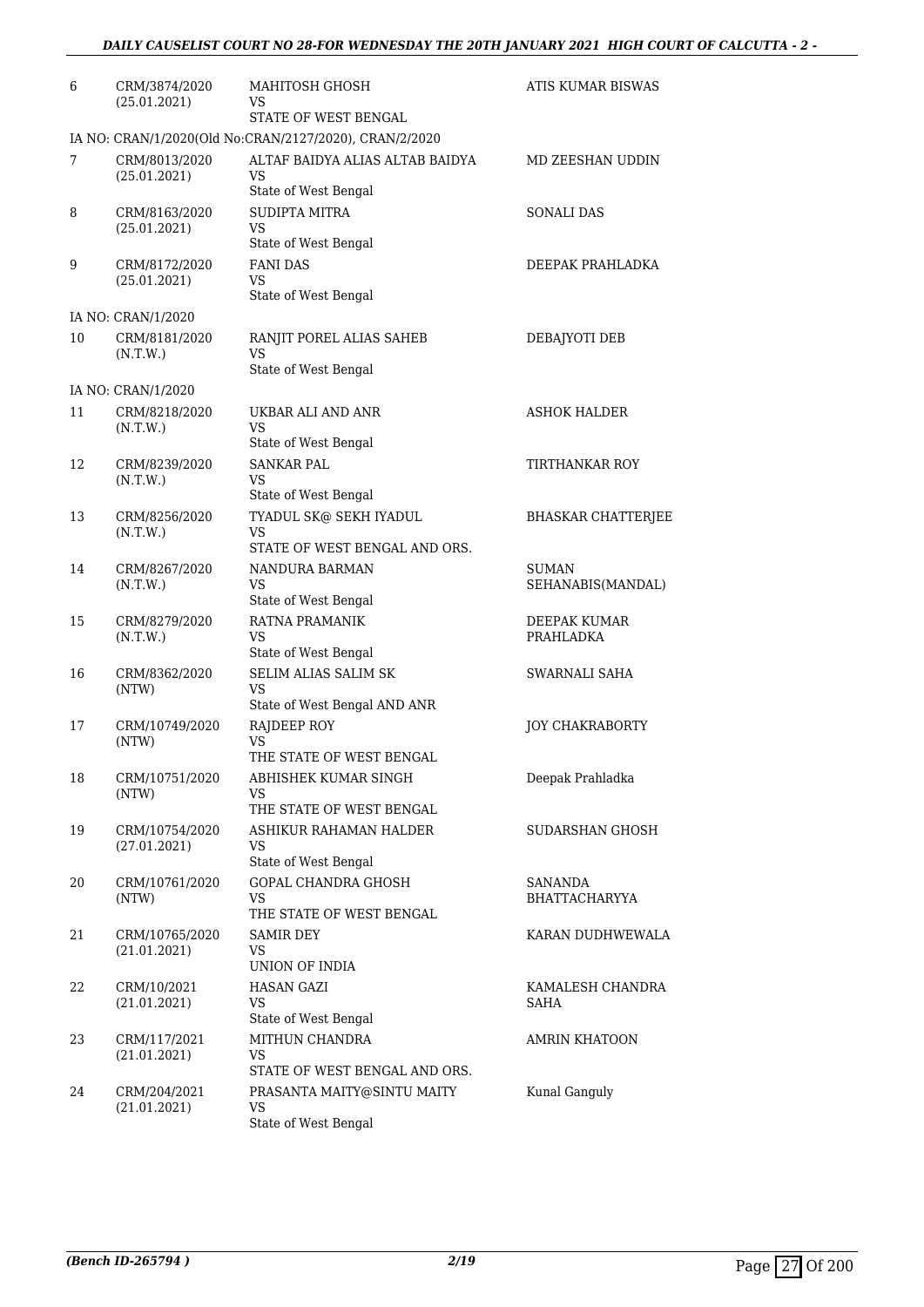| | | | |
|---|---|---|---|
| 6 | CRM/3874/2020<br>(25.01.2021) | MAHITOSH GHOSH<br>VS<br>STATE OF WEST BENGAL | ATIS KUMAR BISWAS |
| | IA NO: CRAN/1/2020(Old No:CRAN/2127/2020), CRAN/2/2020 | | |
| 7 | CRM/8013/2020<br>(25.01.2021) | ALTAF BAIDYA ALIAS ALTAB BAIDYA<br>VS<br>State of West Bengal | MD ZEESHAN UDDIN |
| 8 | CRM/8163/2020<br>(25.01.2021) | SUDIPTA MITRA<br>VS<br>State of West Bengal | SONALI DAS |
| 9 | CRM/8172/2020<br>(25.01.2021) | FANI DAS<br>VS<br>State of West Bengal | DEEPAK PRAHLADKA |
| | IA NO: CRAN/1/2020 | | |
| 10 | CRM/8181/2020<br>(N.T.W.) | RANJIT POREL ALIAS SAHEB<br>VS<br>State of West Bengal | DEBAJYOTI DEB |
| | IA NO: CRAN/1/2020 | | |
| 11 | CRM/8218/2020<br>(N.T.W.) | UKBAR ALI AND ANR<br>VS<br>State of West Bengal | ASHOK HALDER |
| 12 | CRM/8239/2020<br>(N.T.W.) | SANKAR PAL<br>VS<br>State of West Bengal | TIRTHANKAR ROY |
| 13 | CRM/8256/2020<br>(N.T.W.) | TYADUL SK@ SEKH IYADUL<br>VS<br>STATE OF WEST BENGAL AND ORS. | BHASKAR CHATTERJEE |
| 14 | CRM/8267/2020<br>(N.T.W.) | NANDURA BARMAN<br>VS<br>State of West Bengal | SUMAN SEHANABIS(MANDAL) |
| 15 | CRM/8279/2020<br>(N.T.W.) | RATNA PRAMANIK<br>VS<br>State of West Bengal | DEEPAK KUMAR PRAHLADKA |
| 16 | CRM/8362/2020<br>(NTW) | SELIM ALIAS SALIM SK<br>VS<br>State of West Bengal AND ANR | SWARNALI SAHA |
| 17 | CRM/10749/2020<br>(NTW) | RAJDEEP ROY<br>VS<br>THE STATE OF WEST BENGAL | JOY CHAKRABORTY |
| 18 | CRM/10751/2020<br>(NTW) | ABHISHEK KUMAR SINGH<br>VS<br>THE STATE OF WEST BENGAL | Deepak Prahladka |
| 19 | CRM/10754/2020<br>(27.01.2021) | ASHIKUR RAHAMAN HALDER<br>VS<br>State of West Bengal | SUDARSHAN GHOSH |
| 20 | CRM/10761/2020<br>(NTW) | GOPAL CHANDRA GHOSH<br>VS<br>THE STATE OF WEST BENGAL | SANANDA BHATTACHARYYA |
| 21 | CRM/10765/2020<br>(21.01.2021) | SAMIR DEY<br>VS<br>UNION OF INDIA | KARAN DUDHWEWALA |
| 22 | CRM/10/2021<br>(21.01.2021) | HASAN GAZI<br>VS<br>State of West Bengal | KAMALESH CHANDRA SAHA |
| 23 | CRM/117/2021<br>(21.01.2021) | MITHUN CHANDRA<br>VS<br>STATE OF WEST BENGAL AND ORS. | AMRIN KHATOON |
| 24 | CRM/204/2021<br>(21.01.2021) | PRASANTA MAITY@SINTU MAITY<br>VS<br>State of West Bengal | Kunal Ganguly |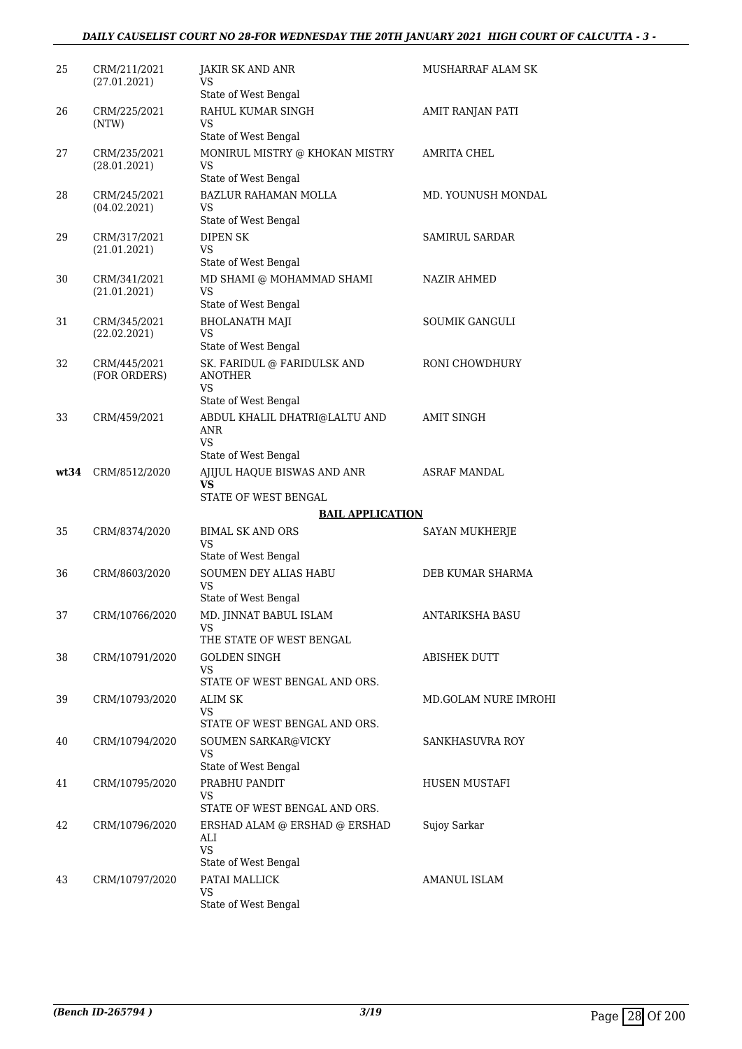| 25 | CRM/211/2021 (27.01.2021) | JAKIR SK AND ANR VS State of West Bengal | MUSHARRAF ALAM SK |
|---|---|---|---|
| 26 | CRM/225/2021 (NTW) | RAHUL KUMAR SINGH VS State of West Bengal | AMIT RANJAN PATI |
| 27 | CRM/235/2021 (28.01.2021) | MONIRUL MISTRY @ KHOKAN MISTRY VS State of West Bengal | AMRITA CHEL |
| 28 | CRM/245/2021 (04.02.2021) | BAZLUR RAHAMAN MOLLA VS State of West Bengal | MD. YOUNUSH MONDAL |
| 29 | CRM/317/2021 (21.01.2021) | DIPEN SK VS State of West Bengal | SAMIRUL SARDAR |
| 30 | CRM/341/2021 (21.01.2021) | MD SHAMI @ MOHAMMAD SHAMI VS State of West Bengal | NAZIR AHMED |
| 31 | CRM/345/2021 (22.02.2021) | BHOLANATH MAJI VS State of West Bengal | SOUMIK GANGULI |
| 32 | CRM/445/2021 (FOR ORDERS) | SK. FARIDUL @ FARIDULSK AND ANOTHER VS State of West Bengal | RONI CHOWDHURY |
| 33 | CRM/459/2021 | ABDUL KHALIL DHATRI@LALTU AND ANR VS State of West Bengal | AMIT SINGH |
| **wt34** | CRM/8512/2020 | AJIJUL HAQUE BISWAS AND ANR **VS** STATE OF WEST BENGAL | ASRAF MANDAL |
| | | **BAIL APPLICATION** | |
| 35 | CRM/8374/2020 | BIMAL SK AND ORS VS State of West Bengal | SAYAN MUKHERJE |
| 36 | CRM/8603/2020 | SOUMEN DEY ALIAS HABU VS State of West Bengal | DEB KUMAR SHARMA |
| 37 | CRM/10766/2020 | MD. JINNAT BABUL ISLAM VS THE STATE OF WEST BENGAL | ANTARIKSHA BASU |
| 38 | CRM/10791/2020 | GOLDEN SINGH VS STATE OF WEST BENGAL AND ORS. | ABISHEK DUTT |
| 39 | CRM/10793/2020 | ALIM SK VS STATE OF WEST BENGAL AND ORS. | MD.GOLAM NURE IMROHI |
| 40 | CRM/10794/2020 | SOUMEN SARKAR@VICKY VS State of West Bengal | SANKHASUVRA ROY |
| 41 | CRM/10795/2020 | PRABHU PANDIT VS STATE OF WEST BENGAL AND ORS. | HUSEN MUSTAFI |
| 42 | CRM/10796/2020 | ERSHAD ALAM @ ERSHAD @ ERSHAD ALI VS State of West Bengal | Sujoy Sarkar |
| 43 | CRM/10797/2020 | PATAI MALLICK VS State of West Bengal | AMANUL ISLAM |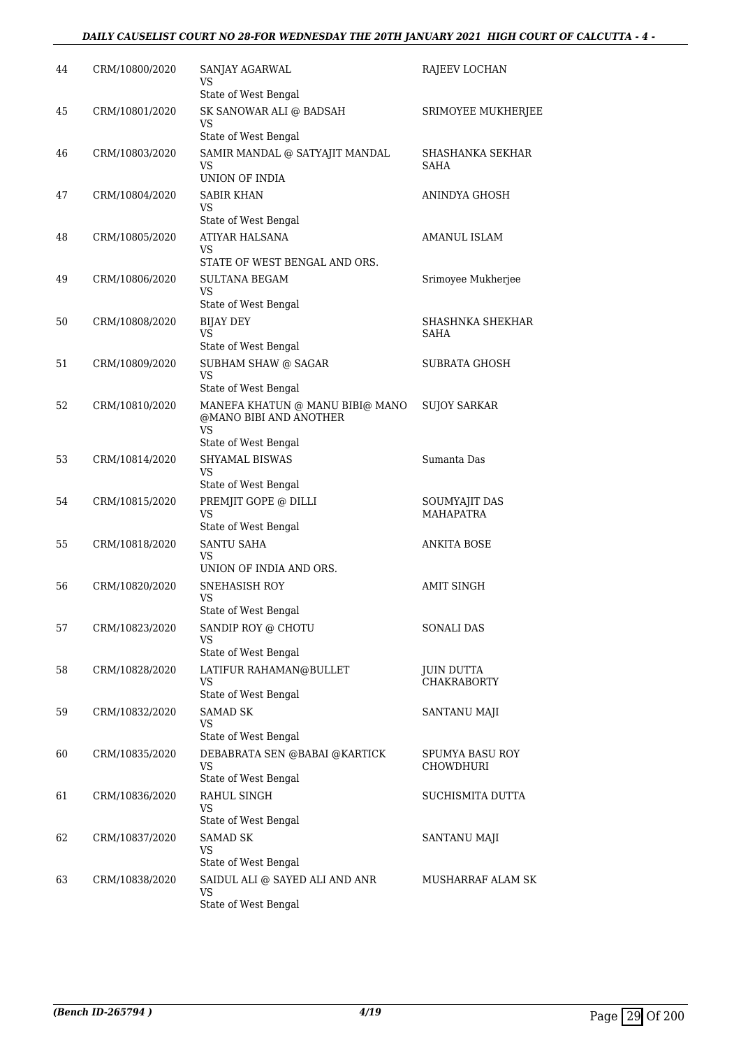| 44 | CRM/10800/2020 | SANJAY AGARWAL<br>VS<br>State of West Bengal | RAJEEV LOCHAN |
|---|---|---|---|
| 45 | CRM/10801/2020 | SK SANOWAR ALI @ BADSAH<br>VS<br>State of West Bengal | SRIMOYEE MUKHERJEE |
| 46 | CRM/10803/2020 | SAMIR MANDAL @ SATYAJIT MANDAL<br>VS<br>UNION OF INDIA | SHASHANKA SEKHAR SAHA |
| 47 | CRM/10804/2020 | SABIR KHAN<br>VS<br>State of West Bengal | ANINDYA GHOSH |
| 48 | CRM/10805/2020 | ATIYAR HALSANA<br>VS<br>STATE OF WEST BENGAL AND ORS. | AMANUL ISLAM |
| 49 | CRM/10806/2020 | SULTANA BEGAM<br>VS<br>State of West Bengal | Srimoyee Mukherjee |
| 50 | CRM/10808/2020 | BIJAY DEY<br>VS<br>State of West Bengal | SHASHNKA SHEKHAR SAHA |
| 51 | CRM/10809/2020 | SUBHAM SHAW @ SAGAR<br>VS<br>State of West Bengal | SUBRATA GHOSH |
| 52 | CRM/10810/2020 | MANEFA KHATUN @ MANU BIBI@ MANO @MANO BIBI AND ANOTHER<br>VS<br>State of West Bengal | SUJOY SARKAR |
| 53 | CRM/10814/2020 | SHYAMAL BISWAS<br>VS<br>State of West Bengal | Sumanta Das |
| 54 | CRM/10815/2020 | PREMJIT GOPE @ DILLI<br>VS<br>State of West Bengal | SOUMYAJIT DAS MAHAPATRA |
| 55 | CRM/10818/2020 | SANTU SAHA<br>VS<br>UNION OF INDIA AND ORS. | ANKITA BOSE |
| 56 | CRM/10820/2020 | SNEHASISH ROY<br>VS<br>State of West Bengal | AMIT SINGH |
| 57 | CRM/10823/2020 | SANDIP ROY @ CHOTU<br>VS<br>State of West Bengal | SONALI DAS |
| 58 | CRM/10828/2020 | LATIFUR RAHAMAN@BULLET<br>VS<br>State of West Bengal | JUIN DUTTA CHAKRABORTY |
| 59 | CRM/10832/2020 | SAMAD SK<br>VS<br>State of West Bengal | SANTANU MAJI |
| 60 | CRM/10835/2020 | DEBABRATA SEN @BABAI @KARTICK<br>VS<br>State of West Bengal | SPUMYA BASU ROY CHOWDHURI |
| 61 | CRM/10836/2020 | RAHUL SINGH<br>VS<br>State of West Bengal | SUCHISMITA DUTTA |
| 62 | CRM/10837/2020 | SAMAD SK<br>VS<br>State of West Bengal | SANTANU MAJI |
| 63 | CRM/10838/2020 | SAIDUL ALI @ SAYED ALI AND ANR<br>VS<br>State of West Bengal | MUSHARRAF ALAM SK |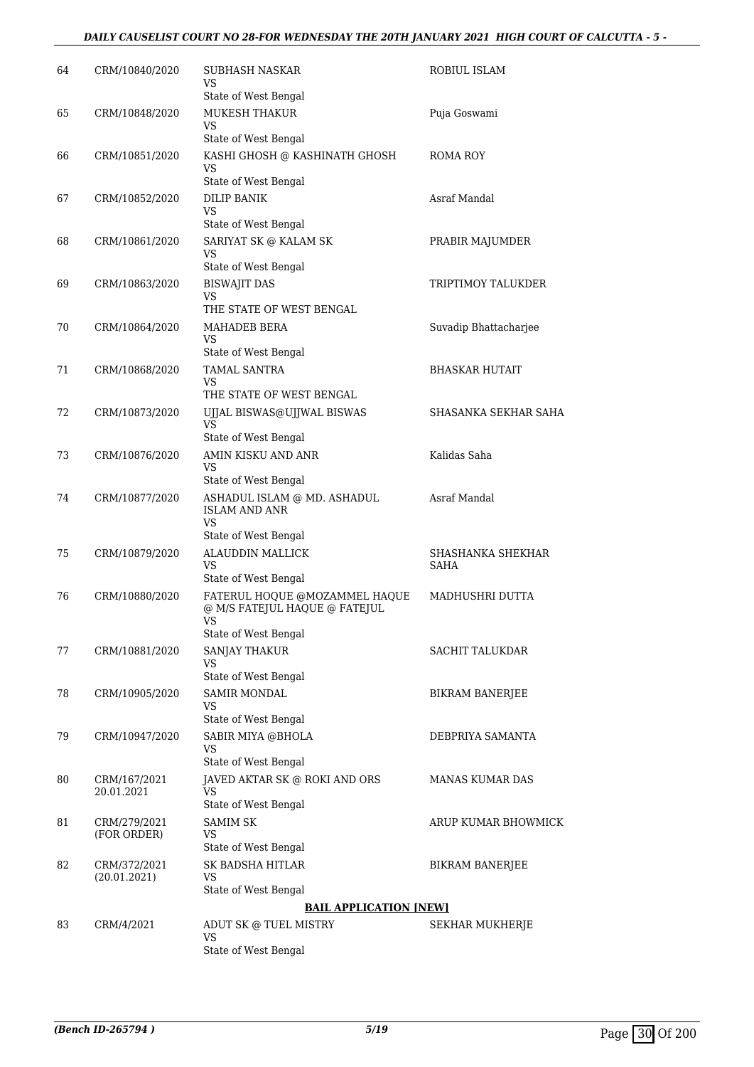| | | | |
|---|---|---|---|
| 64 | CRM/10840/2020 | SUBHASH NASKAR<br>VS<br>State of West Bengal | ROBIUL ISLAM |
| 65 | CRM/10848/2020 | MUKESH THAKUR<br>VS<br>State of West Bengal | Puja Goswami |
| 66 | CRM/10851/2020 | KASHI GHOSH @ KASHINATH GHOSH<br>VS<br>State of West Bengal | ROMA ROY |
| 67 | CRM/10852/2020 | DILIP BANIK<br>VS<br>State of West Bengal | Asraf Mandal |
| 68 | CRM/10861/2020 | SARIYAT SK @ KALAM SK<br>VS<br>State of West Bengal | PRABIR MAJUMDER |
| 69 | CRM/10863/2020 | BISWAJIT DAS<br>VS<br>THE STATE OF WEST BENGAL | TRIPTIMOY TALUKDER |
| 70 | CRM/10864/2020 | MAHADEB BERA<br>VS<br>State of West Bengal | Suvadip Bhattacharjee |
| 71 | CRM/10868/2020 | TAMAL SANTRA<br>VS<br>THE STATE OF WEST BENGAL | BHASKAR HUTAIT |
| 72 | CRM/10873/2020 | UJJAL BISWAS@UJJWAL BISWAS<br>VS<br>State of West Bengal | SHASANKA SEKHAR SAHA |
| 73 | CRM/10876/2020 | AMIN KISKU AND ANR<br>VS<br>State of West Bengal | Kalidas Saha |
| 74 | CRM/10877/2020 | ASHADUL ISLAM @ MD. ASHADUL ISLAM AND ANR<br>VS<br>State of West Bengal | Asraf Mandal |
| 75 | CRM/10879/2020 | ALAUDDIN MALLICK<br>VS<br>State of West Bengal | SHASHANKA SHEKHAR SAHA |
| 76 | CRM/10880/2020 | FATERUL HOQUE @MOZAMMEL HAQUE @ M/S FATEJUL HAQUE @ FATEJUL<br>VS<br>State of West Bengal | MADHUSHRI DUTTA |
| 77 | CRM/10881/2020 | SANJAY THAKUR<br>VS<br>State of West Bengal | SACHIT TALUKDAR |
| 78 | CRM/10905/2020 | SAMIR MONDAL<br>VS<br>State of West Bengal | BIKRAM BANERJEE |
| 79 | CRM/10947/2020 | SABIR MIYA @BHOLA<br>VS<br>State of West Bengal | DEBPRIYA SAMANTA |
| 80 | CRM/167/2021<br>20.01.2021 | JAVED AKTAR SK @ ROKI AND ORS<br>VS<br>State of West Bengal | MANAS KUMAR DAS |
| 81 | CRM/279/2021<br>(FOR ORDER) | SAMIM SK<br>VS<br>State of West Bengal | ARUP KUMAR BHOWMICK |
| 82 | CRM/372/2021<br>(20.01.2021) | SK BADSHA HITLAR<br>VS<br>State of West Bengal | BIKRAM BANERJEE |

**BAIL APPLICATION [NEW]**

| | | | |
|---|---|---|---|
| 83 | CRM/4/2021 | ADUT SK @ TUEL MISTRY<br>VS<br>State of West Bengal | SEKHAR MUKHERJE |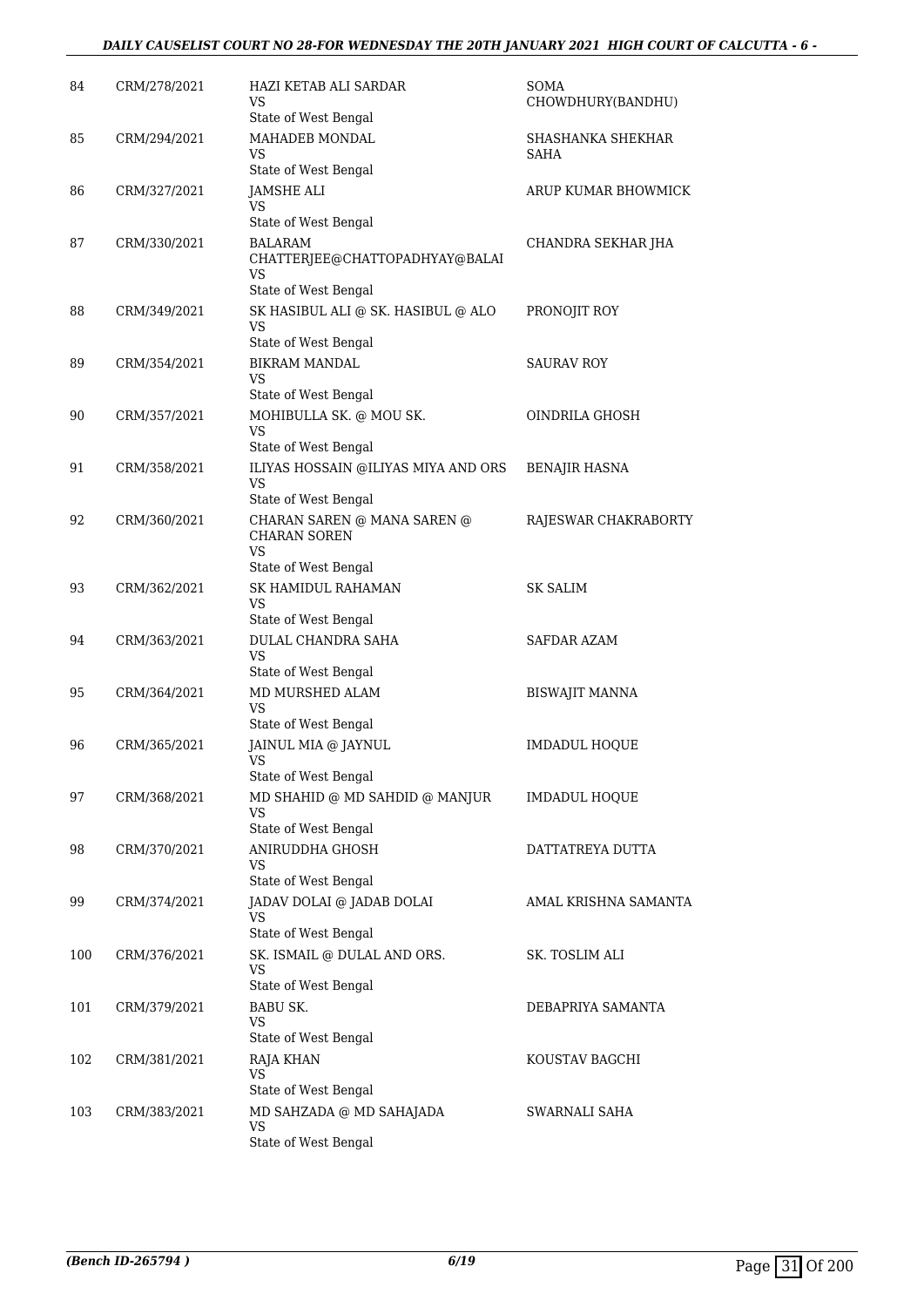| 84 | CRM/278/2021 | HAZI KETAB ALI SARDAR<br>VS<br>State of West Bengal | SOMA CHOWDHURY(BANDHU) |
|---|---|---|---|
| 85 | CRM/294/2021 | MAHADEB MONDAL<br>VS<br>State of West Bengal | SHASHANKA SHEKHAR SAHA |
| 86 | CRM/327/2021 | JAMSHE ALI<br>VS<br>State of West Bengal | ARUP KUMAR BHOWMICK |
| 87 | CRM/330/2021 | BALARAM CHATTERJEE@CHATTOPADHYAY@BALAI<br>VS<br>State of West Bengal | CHANDRA SEKHAR JHA |
| 88 | CRM/349/2021 | SK HASIBUL ALI @ SK. HASIBUL @ ALO<br>VS<br>State of West Bengal | PRONOJIT ROY |
| 89 | CRM/354/2021 | BIKRAM MANDAL<br>VS<br>State of West Bengal | SAURAV ROY |
| 90 | CRM/357/2021 | MOHIBULLA SK. @ MOU SK.<br>VS<br>State of West Bengal | OINDRILA GHOSH |
| 91 | CRM/358/2021 | ILIYAS HOSSAIN @ILIYAS MIYA AND ORS<br>VS<br>State of West Bengal | BENAJIR HASNA |
| 92 | CRM/360/2021 | CHARAN SAREN @ MANA SAREN @ CHARAN SOREN<br>VS<br>State of West Bengal | RAJESWAR CHAKRABORTY |
| 93 | CRM/362/2021 | SK HAMIDUL RAHAMAN<br>VS<br>State of West Bengal | SK SALIM |
| 94 | CRM/363/2021 | DULAL CHANDRA SAHA<br>VS<br>State of West Bengal | SAFDAR AZAM |
| 95 | CRM/364/2021 | MD MURSHED ALAM<br>VS<br>State of West Bengal | BISWAJIT MANNA |
| 96 | CRM/365/2021 | JAINUL MIA @ JAYNUL<br>VS<br>State of West Bengal | IMDADUL HOQUE |
| 97 | CRM/368/2021 | MD SHAHID @ MD SAHDID @ MANJUR<br>VS<br>State of West Bengal | IMDADUL HOQUE |
| 98 | CRM/370/2021 | ANIRUDDHA GHOSH<br>VS<br>State of West Bengal | DATTATREYA DUTTA |
| 99 | CRM/374/2021 | JADAV DOLAI @ JADAB DOLAI<br>VS<br>State of West Bengal | AMAL KRISHNA SAMANTA |
| 100 | CRM/376/2021 | SK. ISMAIL @ DULAL AND ORS.<br>VS<br>State of West Bengal | SK. TOSLIM ALI |
| 101 | CRM/379/2021 | BABU SK.<br>VS<br>State of West Bengal | DEBAPRIYA SAMANTA |
| 102 | CRM/381/2021 | RAJA KHAN<br>VS<br>State of West Bengal | KOUSTAV BAGCHI |
| 103 | CRM/383/2021 | MD SAHZADA @ MD SAHAJADA<br>VS<br>State of West Bengal | SWARNALI SAHA |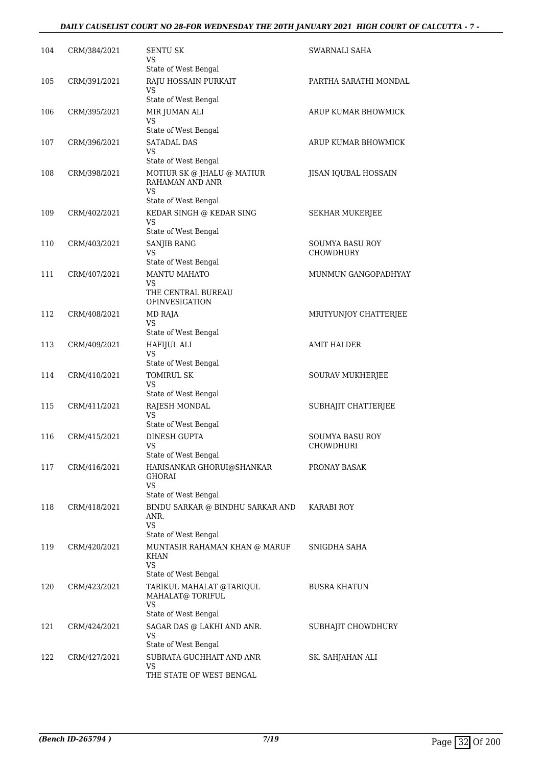| 104 | CRM/384/2021 | SENTU SK<br>VS<br>State of West Bengal | SWARNALI SAHA |
|---|---|---|---|
| 105 | CRM/391/2021 | RAJU HOSSAIN PURKAIT<br>VS<br>State of West Bengal | PARTHA SARATHI MONDAL |
| 106 | CRM/395/2021 | MIR JUMAN ALI<br>VS<br>State of West Bengal | ARUP KUMAR BHOWMICK |
| 107 | CRM/396/2021 | SATADAL DAS<br>VS<br>State of West Bengal | ARUP KUMAR BHOWMICK |
| 108 | CRM/398/2021 | MOTIUR SK @ JHALU @ MATIUR RAHAMAN AND ANR<br>VS<br>State of West Bengal | JISAN IQUBAL HOSSAIN |
| 109 | CRM/402/2021 | KEDAR SINGH @ KEDAR SING<br>VS<br>State of West Bengal | SEKHAR MUKERJEE |
| 110 | CRM/403/2021 | SANJIB RANG<br>VS<br>State of West Bengal | SOUMYA BASU ROY CHOWDHURY |
| 111 | CRM/407/2021 | MANTU MAHATO<br>VS<br>THE CENTRAL BUREAU OFINVESIGATION | MUNMUN GANGOPADHYAY |
| 112 | CRM/408/2021 | MD RAJA<br>VS<br>State of West Bengal | MRITYUNJOY CHATTERJEE |
| 113 | CRM/409/2021 | HAFIJUL ALI<br>VS<br>State of West Bengal | AMIT HALDER |
| 114 | CRM/410/2021 | TOMIRUL SK<br>VS<br>State of West Bengal | SOURAV MUKHERJEE |
| 115 | CRM/411/2021 | RAJESH MONDAL<br>VS<br>State of West Bengal | SUBHAJIT CHATTERJEE |
| 116 | CRM/415/2021 | DINESH GUPTA<br>VS<br>State of West Bengal | SOUMYA BASU ROY CHOWDHURI |
| 117 | CRM/416/2021 | HARISANKAR GHORUI@SHANKAR GHORAI<br>VS<br>State of West Bengal | PRONAY BASAK |
| 118 | CRM/418/2021 | BINDU SARKAR @ BINDHU SARKAR AND ANR.<br>VS<br>State of West Bengal | KARABI ROY |
| 119 | CRM/420/2021 | MUNTASIR RAHAMAN KHAN @ MARUF KHAN<br>VS<br>State of West Bengal | SNIGDHA SAHA |
| 120 | CRM/423/2021 | TARIKUL MAHALAT @TARIQUL MAHALAT@ TORIFUL<br>VS<br>State of West Bengal | BUSRA KHATUN |
| 121 | CRM/424/2021 | SAGAR DAS @ LAKHI AND ANR.<br>VS<br>State of West Bengal | SUBHAJIT CHOWDHURY |
| 122 | CRM/427/2021 | SUBRATA GUCHHAIT AND ANR<br>VS<br>THE STATE OF WEST BENGAL | SK. SAHJAHAN ALI |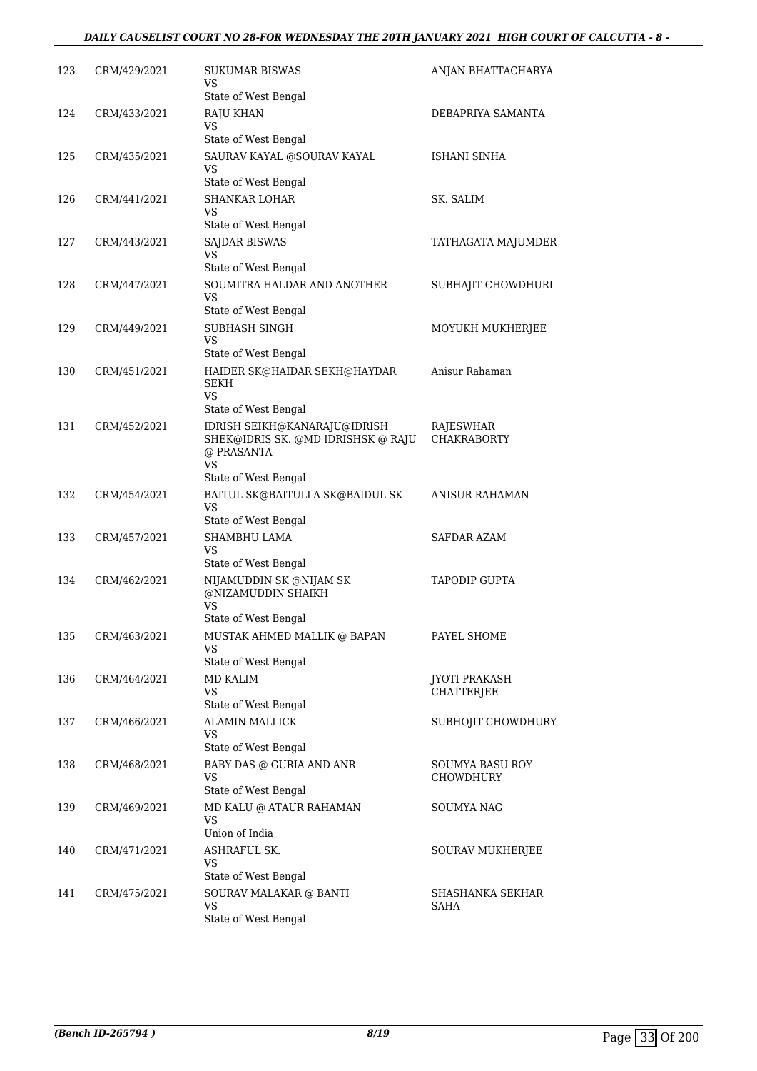| | | | |
|---|---|---|---|
| 123 | CRM/429/2021 | SUKUMAR BISWAS<br>VS<br>State of West Bengal | ANJAN BHATTACHARYA |
| 124 | CRM/433/2021 | RAJU KHAN<br>VS<br>State of West Bengal | DEBAPRIYA SAMANTA |
| 125 | CRM/435/2021 | SAURAV KAYAL @SOURAV KAYAL<br>VS<br>State of West Bengal | ISHANI SINHA |
| 126 | CRM/441/2021 | SHANKAR LOHAR<br>VS<br>State of West Bengal | SK. SALIM |
| 127 | CRM/443/2021 | SAJDAR BISWAS<br>VS<br>State of West Bengal | TATHAGATA MAJUMDER |
| 128 | CRM/447/2021 | SOUMITRA HALDAR AND ANOTHER<br>VS<br>State of West Bengal | SUBHAJIT CHOWDHURI |
| 129 | CRM/449/2021 | SUBHASH SINGH<br>VS<br>State of West Bengal | MOYUKH MUKHERJEE |
| 130 | CRM/451/2021 | HAIDER SK@HAIDAR SEKH@HAYDAR SEKH<br>VS<br>State of West Bengal | Anisur Rahaman |
| 131 | CRM/452/2021 | IDRISH SEIKH@KANARAJU@IDRISH SHEK@IDRIS SK. @MD IDRISHSK @ RAJU @ PRASANTA<br>VS<br>State of West Bengal | RAJESWHAR CHAKRABORTY |
| 132 | CRM/454/2021 | BAITUL SK@BAITULLA SK@BAIDUL SK<br>VS<br>State of West Bengal | ANISUR RAHAMAN |
| 133 | CRM/457/2021 | SHAMBHU LAMA<br>VS<br>State of West Bengal | SAFDAR AZAM |
| 134 | CRM/462/2021 | NIJAMUDDIN SK @NIJAM SK @NIZAMUDDIN SHAIKH<br>VS<br>State of West Bengal | TAPODIP GUPTA |
| 135 | CRM/463/2021 | MUSTAK AHMED MALLIK @ BAPAN<br>VS<br>State of West Bengal | PAYEL SHOME |
| 136 | CRM/464/2021 | MD KALIM<br>VS<br>State of West Bengal | JYOTI PRAKASH CHATTERJEE |
| 137 | CRM/466/2021 | ALAMIN MALLICK<br>VS<br>State of West Bengal | SUBHOJIT CHOWDHURY |
| 138 | CRM/468/2021 | BABY DAS @ GURIA AND ANR<br>VS<br>State of West Bengal | SOUMYA BASU ROY CHOWDHURY |
| 139 | CRM/469/2021 | MD KALU @ ATAUR RAHAMAN<br>VS<br>Union of India | SOUMYA NAG |
| 140 | CRM/471/2021 | ASHRAFUL SK.<br>VS<br>State of West Bengal | SOURAV MUKHERJEE |
| 141 | CRM/475/2021 | SOURAV MALAKAR @ BANTI<br>VS<br>State of West Bengal | SHASHANKA SEKHAR SAHA |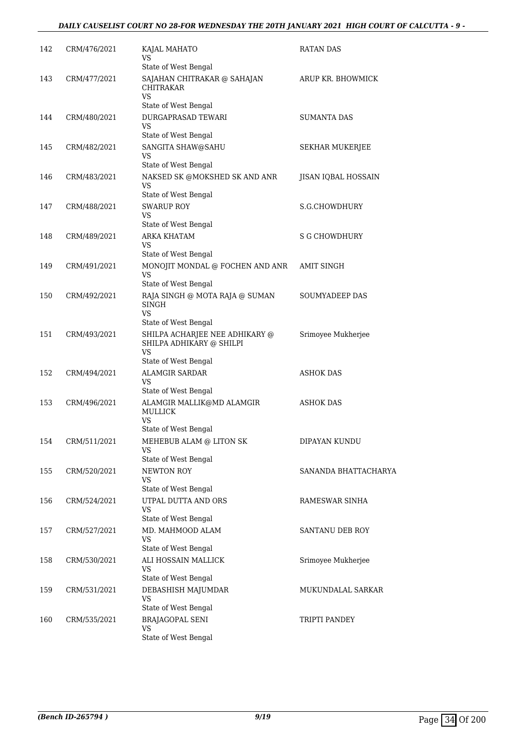| 142 | CRM/476/2021 | KAJAL MAHATO<br>VS<br>State of West Bengal | RATAN DAS |
|---|---|---|---|
| 143 | CRM/477/2021 | SAJAHAN CHITRAKAR @ SAHAJAN CHITRAKAR<br>VS<br>State of West Bengal | ARUP KR. BHOWMICK |
| 144 | CRM/480/2021 | DURGAPRASAD TEWARI<br>VS<br>State of West Bengal | SUMANTA DAS |
| 145 | CRM/482/2021 | SANGITA SHAW@SAHU<br>VS<br>State of West Bengal | SEKHAR MUKERJEE |
| 146 | CRM/483/2021 | NAKSED SK @MOKSHED SK AND ANR<br>VS<br>State of West Bengal | JISAN IQBAL HOSSAIN |
| 147 | CRM/488/2021 | SWARUP ROY<br>VS<br>State of West Bengal | S.G.CHOWDHURY |
| 148 | CRM/489/2021 | ARKA KHATAM<br>VS<br>State of West Bengal | S G CHOWDHURY |
| 149 | CRM/491/2021 | MONOJIT MONDAL @ FOCHEN AND ANR<br>VS<br>State of West Bengal | AMIT SINGH |
| 150 | CRM/492/2021 | RAJA SINGH @ MOTA RAJA @ SUMAN SINGH<br>VS<br>State of West Bengal | SOUMYADEEP DAS |
| 151 | CRM/493/2021 | SHILPA ACHARJEE NEE ADHIKARY @ SHILPA ADHIKARY @ SHILPI<br>VS<br>State of West Bengal | Srimoyee Mukherjee |
| 152 | CRM/494/2021 | ALAMGIR SARDAR<br>VS<br>State of West Bengal | ASHOK DAS |
| 153 | CRM/496/2021 | ALAMGIR MALLIK@MD ALAMGIR MULLICK<br>VS<br>State of West Bengal | ASHOK DAS |
| 154 | CRM/511/2021 | MEHEBUB ALAM @ LITON SK<br>VS<br>State of West Bengal | DIPAYAN KUNDU |
| 155 | CRM/520/2021 | NEWTON ROY<br>VS<br>State of West Bengal | SANANDA BHATTACHARYA |
| 156 | CRM/524/2021 | UTPAL DUTTA AND ORS<br>VS<br>State of West Bengal | RAMESWAR SINHA |
| 157 | CRM/527/2021 | MD. MAHMOOD ALAM<br>VS<br>State of West Bengal | SANTANU DEB ROY |
| 158 | CRM/530/2021 | ALI HOSSAIN MALLICK<br>VS<br>State of West Bengal | Srimoyee Mukherjee |
| 159 | CRM/531/2021 | DEBASHISH MAJUMDAR<br>VS<br>State of West Bengal | MUKUNDALAL SARKAR |
| 160 | CRM/535/2021 | BRAJAGOPAL SENI<br>VS<br>State of West Bengal | TRIPTI PANDEY |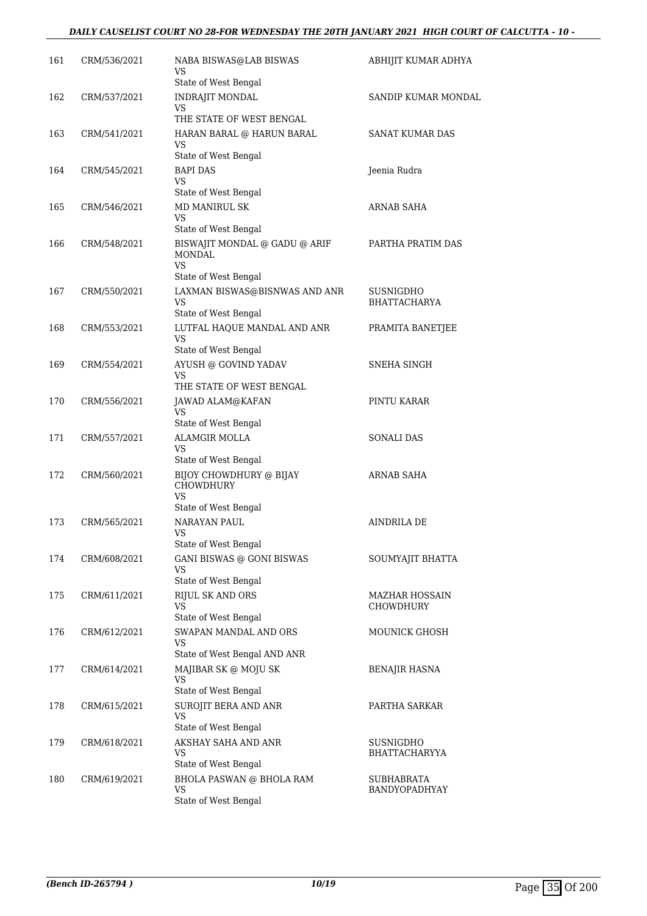| 161 | CRM/536/2021 | NABA BISWAS@LAB BISWAS<br>VS<br>State of West Bengal | ABHIJIT KUMAR ADHYA |
|---|---|---|---|
| 162 | CRM/537/2021 | INDRAJIT MONDAL<br>VS<br>THE STATE OF WEST BENGAL | SANDIP KUMAR MONDAL |
| 163 | CRM/541/2021 | HARAN BARAL @ HARUN BARAL<br>VS<br>State of West Bengal | SANAT KUMAR DAS |
| 164 | CRM/545/2021 | BAPI DAS<br>VS<br>State of West Bengal | Jeenia Rudra |
| 165 | CRM/546/2021 | MD MANIRUL SK<br>VS<br>State of West Bengal | ARNAB SAHA |
| 166 | CRM/548/2021 | BISWAJIT MONDAL @ GADU @ ARIF MONDAL<br>VS<br>State of West Bengal | PARTHA PRATIM DAS |
| 167 | CRM/550/2021 | LAXMAN BISWAS@BISNWAS AND ANR<br>VS<br>State of West Bengal | SUSNIGDHO BHATTACHARYA |
| 168 | CRM/553/2021 | LUTFAL HAQUE MANDAL AND ANR<br>VS<br>State of West Bengal | PRAMITA BANETJEE |
| 169 | CRM/554/2021 | AYUSH @ GOVIND YADAV<br>VS<br>THE STATE OF WEST BENGAL | SNEHA SINGH |
| 170 | CRM/556/2021 | JAWAD ALAM@KAFAN<br>VS<br>State of West Bengal | PINTU KARAR |
| 171 | CRM/557/2021 | ALAMGIR MOLLA<br>VS<br>State of West Bengal | SONALI DAS |
| 172 | CRM/560/2021 | BIJOY CHOWDHURY @ BIJAY CHOWDHURY<br>VS<br>State of West Bengal | ARNAB SAHA |
| 173 | CRM/565/2021 | NARAYAN PAUL<br>VS<br>State of West Bengal | AINDRILA DE |
| 174 | CRM/608/2021 | GANI BISWAS @ GONI BISWAS<br>VS<br>State of West Bengal | SOUMYAJIT BHATTA |
| 175 | CRM/611/2021 | RIJUL SK AND ORS<br>VS<br>State of West Bengal | MAZHAR HOSSAIN CHOWDHURY |
| 176 | CRM/612/2021 | SWAPAN MANDAL AND ORS<br>VS<br>State of West Bengal AND ANR | MOUNICK GHOSH |
| 177 | CRM/614/2021 | MAJIBAR SK @ MOJU SK<br>VS<br>State of West Bengal | BENAJIR HASNA |
| 178 | CRM/615/2021 | SUROJIT BERA AND ANR<br>VS<br>State of West Bengal | PARTHA SARKAR |
| 179 | CRM/618/2021 | AKSHAY SAHA AND ANR<br>VS<br>State of West Bengal | SUSNIGDHO BHATTACHARYYA |
| 180 | CRM/619/2021 | BHOLA PASWAN @ BHOLA RAM<br>VS<br>State of West Bengal | SUBHABRATA BANDYOPADHYAY |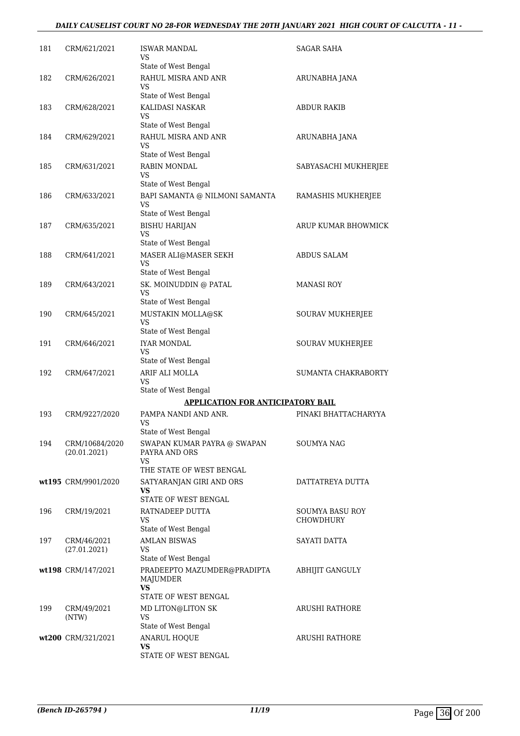| | | | |
|---|---|---|---|
| 181 | CRM/621/2021 | ISWAR MANDAL<br>VS<br>State of West Bengal | SAGAR SAHA |
| 182 | CRM/626/2021 | RAHUL MISRA AND ANR<br>VS<br>State of West Bengal | ARUNABHA JANA |
| 183 | CRM/628/2021 | KALIDASI NASKAR<br>VS<br>State of West Bengal | ABDUR RAKIB |
| 184 | CRM/629/2021 | RAHUL MISRA AND ANR<br>VS<br>State of West Bengal | ARUNABHA JANA |
| 185 | CRM/631/2021 | RABIN MONDAL<br>VS<br>State of West Bengal | SABYASACHI MUKHERJEE |
| 186 | CRM/633/2021 | BAPI SAMANTA @ NILMONI SAMANTA<br>VS<br>State of West Bengal | RAMASHIS MUKHERJEE |
| 187 | CRM/635/2021 | BISHU HARIJAN<br>VS<br>State of West Bengal | ARUP KUMAR BHOWMICK |
| 188 | CRM/641/2021 | MASER ALI@MASER SEKH<br>VS<br>State of West Bengal | ABDUS SALAM |
| 189 | CRM/643/2021 | SK. MOINUDDIN @ PATAL<br>VS<br>State of West Bengal | MANASI ROY |
| 190 | CRM/645/2021 | MUSTAKIN MOLLA@SK<br>VS<br>State of West Bengal | SOURAV MUKHERJEE |
| 191 | CRM/646/2021 | IYAR MONDAL<br>VS<br>State of West Bengal | SOURAV MUKHERJEE |
| 192 | CRM/647/2021 | ARIF ALI MOLLA<br>VS<br>State of West Bengal | SUMANTA CHAKRABORTY |

**APPLICATION FOR ANTICIPATORY BAIL**

| | | | |
|---|---|---|---|
| 193 | CRM/9227/2020 | PAMPA NANDI AND ANR.<br>VS<br>State of West Bengal | PINAKI BHATTACHARYYA |
| 194 | CRM/10684/2020<br>(20.01.2021) | SWAPAN KUMAR PAYRA @ SWAPAN PAYRA AND ORS<br>VS<br>THE STATE OF WEST BENGAL | SOUMYA NAG |
| wt195 | CRM/9901/2020 | SATYARANJAN GIRI AND ORS<br>**VS**<br>STATE OF WEST BENGAL | DATTATREYA DUTTA |
| 196 | CRM/19/2021 | RATNADEEP DUTTA<br>VS<br>State of West Bengal | SOUMYA BASU ROY CHOWDHURY |
| 197 | CRM/46/2021<br>(27.01.2021) | AMLAN BISWAS<br>VS<br>State of West Bengal | SAYATI DATTA |
| wt198 | CRM/147/2021 | PRADEEPTO MAZUMDER@PRADIPTA MAJUMDER<br>**VS**<br>STATE OF WEST BENGAL | ABHIJIT GANGULY |
| 199 | CRM/49/2021<br>(NTW) | MD LITON@LITON SK<br>VS<br>State of West Bengal | ARUSHI RATHORE |
| wt200 | CRM/321/2021 | ANARUL HOQUE<br>**VS**<br>STATE OF WEST BENGAL | ARUSHI RATHORE |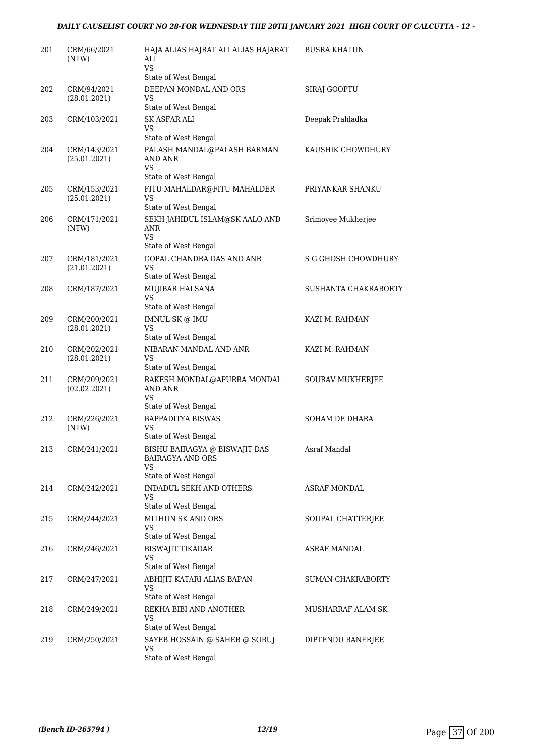| 201 | CRM/66/2021 (NTW) | HAJA ALIAS HAJRAT ALI ALIAS HAJARAT ALI VS State of West Bengal | BUSRA KHATUN |
|---|---|---|---|
| 202 | CRM/94/2021 (28.01.2021) | DEEPAN MONDAL AND ORS VS State of West Bengal | SIRAJ GOOPTU |
| 203 | CRM/103/2021 | SK ASFAR ALI VS State of West Bengal | Deepak Prahladka |
| 204 | CRM/143/2021 (25.01.2021) | PALASH MANDAL@PALASH BARMAN AND ANR VS State of West Bengal | KAUSHIK CHOWDHURY |
| 205 | CRM/153/2021 (25.01.2021) | FITU MAHALDAR@FITU MAHALDER VS State of West Bengal | PRIYANKAR SHANKU |
| 206 | CRM/171/2021 (NTW) | SEKH JAHIDUL ISLAM@SK AALO AND ANR VS State of West Bengal | Srimoyee Mukherjee |
| 207 | CRM/181/2021 (21.01.2021) | GOPAL CHANDRA DAS AND ANR VS State of West Bengal | S G GHOSH CHOWDHURY |
| 208 | CRM/187/2021 | MUJIBAR HALSANA VS State of West Bengal | SUSHANTA CHAKRABORTY |
| 209 | CRM/200/2021 (28.01.2021) | IMNUL SK @ IMU VS State of West Bengal | KAZI M. RAHMAN |
| 210 | CRM/202/2021 (28.01.2021) | NIBARAN MANDAL AND ANR VS State of West Bengal | KAZI M. RAHMAN |
| 211 | CRM/209/2021 (02.02.2021) | RAKESH MONDAL@APURBA MONDAL AND ANR VS State of West Bengal | SOURAV MUKHERJEE |
| 212 | CRM/226/2021 (NTW) | BAPPADITYA BISWAS VS State of West Bengal | SOHAM DE DHARA |
| 213 | CRM/241/2021 | BISHU BAIRAGYA @ BISWAJIT DAS BAIRAGYA AND ORS VS State of West Bengal | Asraf Mandal |
| 214 | CRM/242/2021 | INDADUL SEKH AND OTHERS VS State of West Bengal | ASRAF MONDAL |
| 215 | CRM/244/2021 | MITHUN SK AND ORS VS State of West Bengal | SOUPAL CHATTERJEE |
| 216 | CRM/246/2021 | BISWAJIT TIKADAR VS State of West Bengal | ASRAF MANDAL |
| 217 | CRM/247/2021 | ABHIJIT KATARI ALIAS BAPAN VS State of West Bengal | SUMAN CHAKRABORTY |
| 218 | CRM/249/2021 | REKHA BIBI AND ANOTHER VS State of West Bengal | MUSHARRAF ALAM SK |
| 219 | CRM/250/2021 | SAYEB HOSSAIN @ SAHEB @ SOBUJ VS State of West Bengal | DIPTENDU BANERJEE |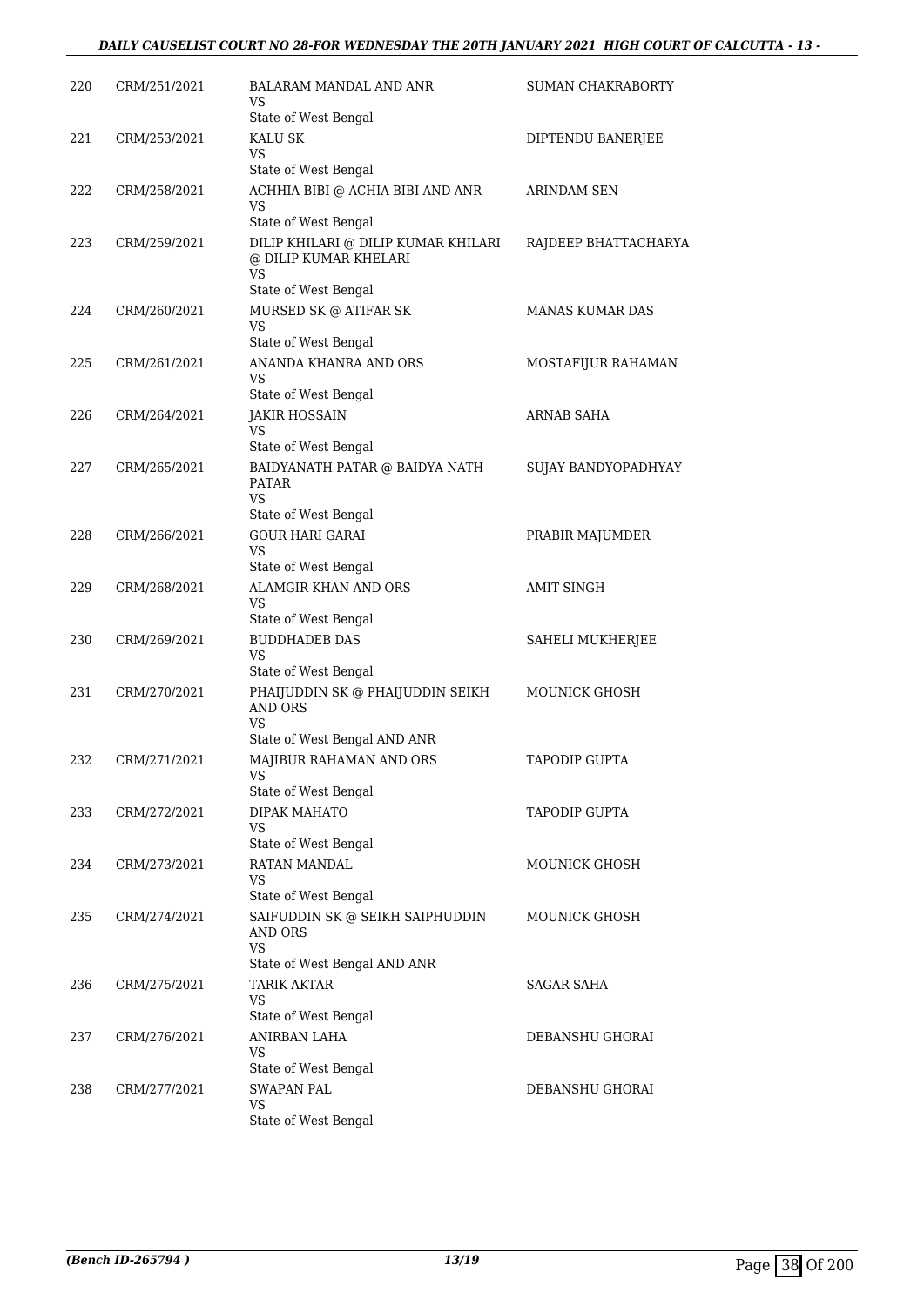| 220 | CRM/251/2021 | BALARAM MANDAL AND ANR<br>VS<br>State of West Bengal | SUMAN CHAKRABORTY |
|---|---|---|---|
| 221 | CRM/253/2021 | KALU SK<br>VS<br>State of West Bengal | DIPTENDU BANERJEE |
| 222 | CRM/258/2021 | ACHHIA BIBI @ ACHIA BIBI AND ANR<br>VS<br>State of West Bengal | ARINDAM SEN |
| 223 | CRM/259/2021 | DILIP KHILARI @ DILIP KUMAR KHILARI @ DILIP KUMAR KHELARI<br>VS<br>State of West Bengal | RAJDEEP BHATTACHARYA |
| 224 | CRM/260/2021 | MURSED SK @ ATIFAR SK<br>VS<br>State of West Bengal | MANAS KUMAR DAS |
| 225 | CRM/261/2021 | ANANDA KHANRA AND ORS<br>VS<br>State of West Bengal | MOSTAFIJUR RAHAMAN |
| 226 | CRM/264/2021 | JAKIR HOSSAIN<br>VS<br>State of West Bengal | ARNAB SAHA |
| 227 | CRM/265/2021 | BAIDYANATH PATAR @ BAIDYA NATH PATAR<br>VS<br>State of West Bengal | SUJAY BANDYOPADHYAY |
| 228 | CRM/266/2021 | GOUR HARI GARAI<br>VS<br>State of West Bengal | PRABIR MAJUMDER |
| 229 | CRM/268/2021 | ALAMGIR KHAN AND ORS<br>VS<br>State of West Bengal | AMIT SINGH |
| 230 | CRM/269/2021 | BUDDHADEB DAS<br>VS<br>State of West Bengal | SAHELI MUKHERJEE |
| 231 | CRM/270/2021 | PHAIJUDDIN SK @ PHAIJUDDIN SEIKH AND ORS<br>VS<br>State of West Bengal AND ANR | MOUNICK GHOSH |
| 232 | CRM/271/2021 | MAJIBUR RAHAMAN AND ORS<br>VS<br>State of West Bengal | TAPODIP GUPTA |
| 233 | CRM/272/2021 | DIPAK MAHATO<br>VS<br>State of West Bengal | TAPODIP GUPTA |
| 234 | CRM/273/2021 | RATAN MANDAL<br>VS<br>State of West Bengal | MOUNICK GHOSH |
| 235 | CRM/274/2021 | SAIFUDDIN SK @ SEIKH SAIPHUDDIN AND ORS<br>VS<br>State of West Bengal AND ANR | MOUNICK GHOSH |
| 236 | CRM/275/2021 | TARIK AKTAR<br>VS<br>State of West Bengal | SAGAR SAHA |
| 237 | CRM/276/2021 | ANIRBAN LAHA<br>VS<br>State of West Bengal | DEBANSHU GHORAI |
| 238 | CRM/277/2021 | SWAPAN PAL<br>VS<br>State of West Bengal | DEBANSHU GHORAI |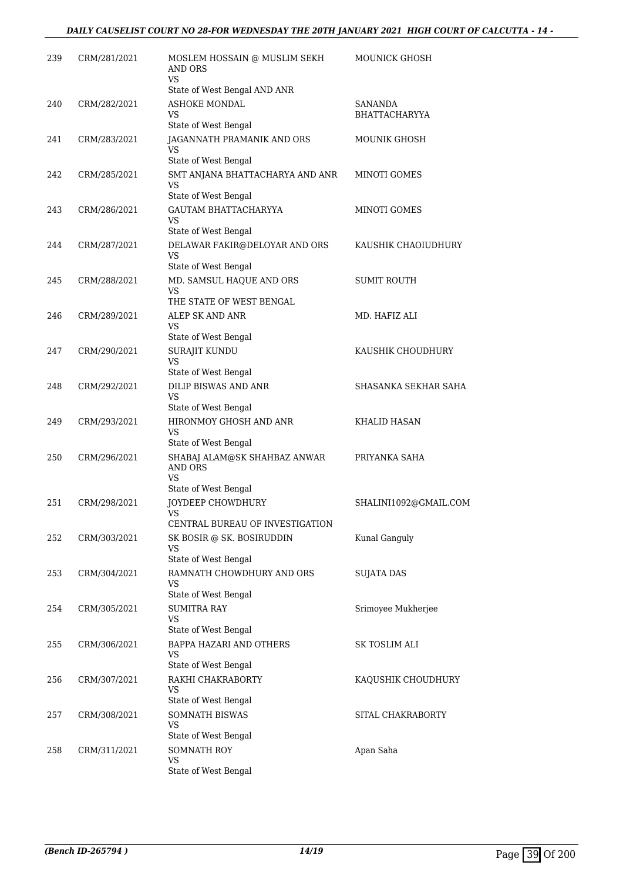| 239 | CRM/281/2021 | MOSLEM HOSSAIN @ MUSLIM SEKH AND ORS<br>VS<br>State of West Bengal AND ANR | MOUNICK GHOSH |
|---|---|---|---|
| 240 | CRM/282/2021 | ASHOKE MONDAL<br>VS<br>State of West Bengal | SANANDA BHATTACHARYYA |
| 241 | CRM/283/2021 | JAGANNATH PRAMANIK AND ORS<br>VS<br>State of West Bengal | MOUNIK GHOSH |
| 242 | CRM/285/2021 | SMT ANJANA BHATTACHARYA AND ANR<br>VS<br>State of West Bengal | MINOTI GOMES |
| 243 | CRM/286/2021 | GAUTAM BHATTACHARYYA<br>VS<br>State of West Bengal | MINOTI GOMES |
| 244 | CRM/287/2021 | DELAWAR FAKIR@DELOYAR AND ORS<br>VS<br>State of West Bengal | KAUSHIK CHAOIUDHURY |
| 245 | CRM/288/2021 | MD. SAMSUL HAQUE AND ORS<br>VS<br>THE STATE OF WEST BENGAL | SUMIT ROUTH |
| 246 | CRM/289/2021 | ALEP SK AND ANR<br>VS<br>State of West Bengal | MD. HAFIZ ALI |
| 247 | CRM/290/2021 | SURAJIT KUNDU<br>VS<br>State of West Bengal | KAUSHIK CHOUDHURY |
| 248 | CRM/292/2021 | DILIP BISWAS AND ANR<br>VS<br>State of West Bengal | SHASANKA SEKHAR SAHA |
| 249 | CRM/293/2021 | HIRONMOY GHOSH AND ANR<br>VS<br>State of West Bengal | KHALID HASAN |
| 250 | CRM/296/2021 | SHABAJ ALAM@SK SHAHBAZ ANWAR AND ORS<br>VS<br>State of West Bengal | PRIYANKA SAHA |
| 251 | CRM/298/2021 | JOYDEEP CHOWDHURY<br>VS<br>CENTRAL BUREAU OF INVESTIGATION | SHALINI1092@GMAIL.COM |
| 252 | CRM/303/2021 | SK BOSIR @ SK. BOSIRUDDIN<br>VS<br>State of West Bengal | Kunal Ganguly |
| 253 | CRM/304/2021 | RAMNATH CHOWDHURY AND ORS<br>VS<br>State of West Bengal | SUJATA DAS |
| 254 | CRM/305/2021 | SUMITRA RAY<br>VS<br>State of West Bengal | Srimoyee Mukherjee |
| 255 | CRM/306/2021 | BAPPA HAZARI AND OTHERS<br>VS<br>State of West Bengal | SK TOSLIM ALI |
| 256 | CRM/307/2021 | RAKHI CHAKRABORTY<br>VS<br>State of West Bengal | KAQUSHIK CHOUDHURY |
| 257 | CRM/308/2021 | SOMNATH BISWAS<br>VS<br>State of West Bengal | SITAL CHAKRABORTY |
| 258 | CRM/311/2021 | SOMNATH ROY<br>VS<br>State of West Bengal | Apan Saha |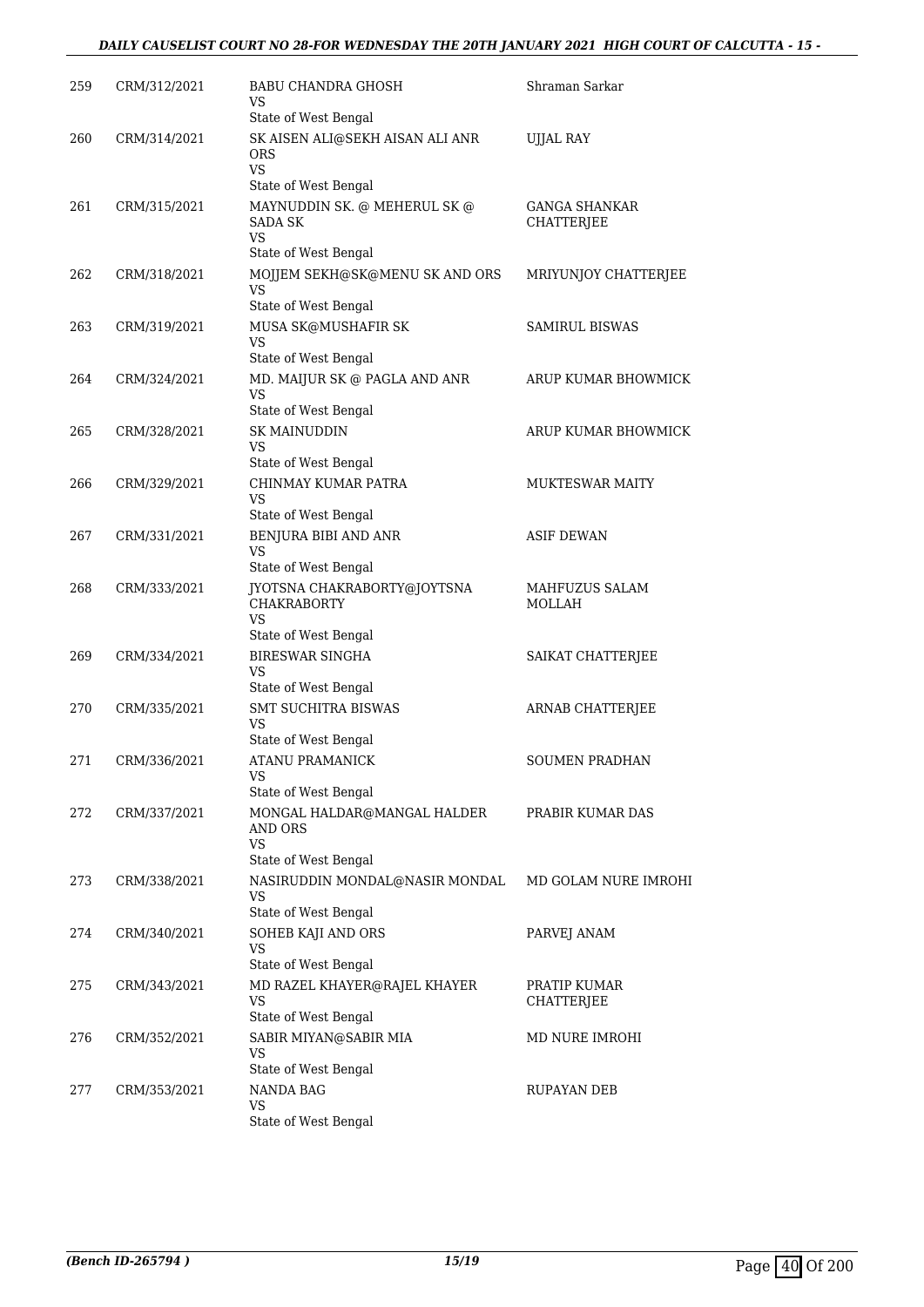| 259 | CRM/312/2021 | BABU CHANDRA GHOSH<br>VS<br>State of West Bengal | Shraman Sarkar |
|---|---|---|---|
| 260 | CRM/314/2021 | SK AISEN ALI@SEKH AISAN ALI ANR ORS<br>VS<br>State of West Bengal | UJJAL RAY |
| 261 | CRM/315/2021 | MAYNUDDIN SK. @ MEHERUL SK @ SADA SK<br>VS<br>State of West Bengal | GANGA SHANKAR CHATTERJEE |
| 262 | CRM/318/2021 | MOJJEM SEKH@SK@MENU SK AND ORS<br>VS<br>State of West Bengal | MRIYUNJOY CHATTERJEE |
| 263 | CRM/319/2021 | MUSA SK@MUSHAFIR SK<br>VS<br>State of West Bengal | SAMIRUL BISWAS |
| 264 | CRM/324/2021 | MD. MAIJUR SK @ PAGLA AND ANR<br>VS<br>State of West Bengal | ARUP KUMAR BHOWMICK |
| 265 | CRM/328/2021 | SK MAINUDDIN<br>VS<br>State of West Bengal | ARUP KUMAR BHOWMICK |
| 266 | CRM/329/2021 | CHINMAY KUMAR PATRA<br>VS<br>State of West Bengal | MUKTESWAR MAITY |
| 267 | CRM/331/2021 | BENJURA BIBI AND ANR<br>VS<br>State of West Bengal | ASIF DEWAN |
| 268 | CRM/333/2021 | JYOTSNA CHAKRABORTY@JOYTSNA CHAKRABORTY<br>VS<br>State of West Bengal | MAHFUZUS SALAM MOLLAH |
| 269 | CRM/334/2021 | BIRESWAR SINGHA<br>VS<br>State of West Bengal | SAIKAT CHATTERJEE |
| 270 | CRM/335/2021 | SMT SUCHITRA BISWAS<br>VS<br>State of West Bengal | ARNAB CHATTERJEE |
| 271 | CRM/336/2021 | ATANU PRAMANICK<br>VS<br>State of West Bengal | SOUMEN PRADHAN |
| 272 | CRM/337/2021 | MONGAL HALDAR@MANGAL HALDER AND ORS<br>VS<br>State of West Bengal | PRABIR KUMAR DAS |
| 273 | CRM/338/2021 | NASIRUDDIN MONDAL@NASIR MONDAL<br>VS<br>State of West Bengal | MD GOLAM NURE IMROHI |
| 274 | CRM/340/2021 | SOHEB KAJI AND ORS<br>VS<br>State of West Bengal | PARVEJ ANAM |
| 275 | CRM/343/2021 | MD RAZEL KHAYER@RAJEL KHAYER<br>VS<br>State of West Bengal | PRATIP KUMAR CHATTERJEE |
| 276 | CRM/352/2021 | SABIR MIYAN@SABIR MIA<br>VS<br>State of West Bengal | MD NURE IMROHI |
| 277 | CRM/353/2021 | NANDA BAG<br>VS<br>State of West Bengal | RUPAYAN DEB |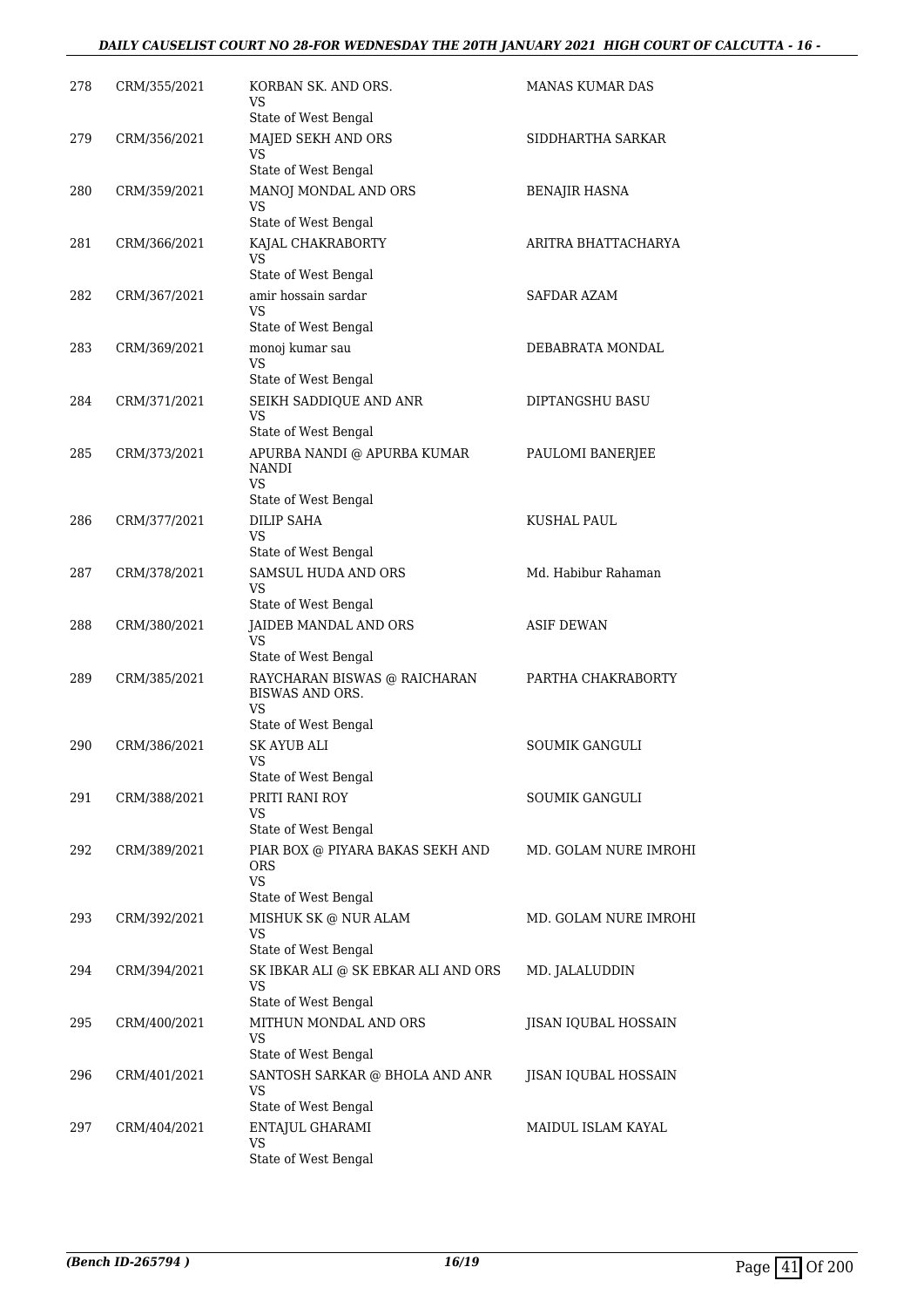| 278 | CRM/355/2021 | KORBAN SK. AND ORS.<br>VS<br>State of West Bengal | MANAS KUMAR DAS |
|---|---|---|---|
| 279 | CRM/356/2021 | MAJED SEKH AND ORS<br>VS<br>State of West Bengal | SIDDHARTHA SARKAR |
| 280 | CRM/359/2021 | MANOJ MONDAL AND ORS<br>VS<br>State of West Bengal | BENAJIR HASNA |
| 281 | CRM/366/2021 | KAJAL CHAKRABORTY<br>VS<br>State of West Bengal | ARITRA BHATTACHARYA |
| 282 | CRM/367/2021 | amir hossain sardar<br>VS<br>State of West Bengal | SAFDAR AZAM |
| 283 | CRM/369/2021 | monoj kumar sau<br>VS<br>State of West Bengal | DEBABRATA MONDAL |
| 284 | CRM/371/2021 | SEIKH SADDIQUE AND ANR<br>VS<br>State of West Bengal | DIPTANGSHU BASU |
| 285 | CRM/373/2021 | APURBA NANDI @ APURBA KUMAR NANDI<br>VS<br>State of West Bengal | PAULOMI BANERJEE |
| 286 | CRM/377/2021 | DILIP SAHA<br>VS<br>State of West Bengal | KUSHAL PAUL |
| 287 | CRM/378/2021 | SAMSUL HUDA AND ORS<br>VS<br>State of West Bengal | Md. Habibur Rahaman |
| 288 | CRM/380/2021 | JAIDEB MANDAL AND ORS<br>VS<br>State of West Bengal | ASIF DEWAN |
| 289 | CRM/385/2021 | RAYCHARAN BISWAS @ RAICHARAN BISWAS AND ORS.<br>VS<br>State of West Bengal | PARTHA CHAKRABORTY |
| 290 | CRM/386/2021 | SK AYUB ALI<br>VS<br>State of West Bengal | SOUMIK GANGULI |
| 291 | CRM/388/2021 | PRITI RANI ROY<br>VS<br>State of West Bengal | SOUMIK GANGULI |
| 292 | CRM/389/2021 | PIAR BOX @ PIYARA BAKAS SEKH AND ORS<br>VS<br>State of West Bengal | MD. GOLAM NURE IMROHI |
| 293 | CRM/392/2021 | MISHUK SK @ NUR ALAM<br>VS<br>State of West Bengal | MD. GOLAM NURE IMROHI |
| 294 | CRM/394/2021 | SK IBKAR ALI @ SK EBKAR ALI AND ORS<br>VS<br>State of West Bengal | MD. JALALUDDIN |
| 295 | CRM/400/2021 | MITHUN MONDAL AND ORS<br>VS<br>State of West Bengal | JISAN IQUBAL HOSSAIN |
| 296 | CRM/401/2021 | SANTOSH SARKAR @ BHOLA AND ANR<br>VS<br>State of West Bengal | JISAN IQUBAL HOSSAIN |
| 297 | CRM/404/2021 | ENTAJUL GHARAMI<br>VS<br>State of West Bengal | MAIDUL ISLAM KAYAL |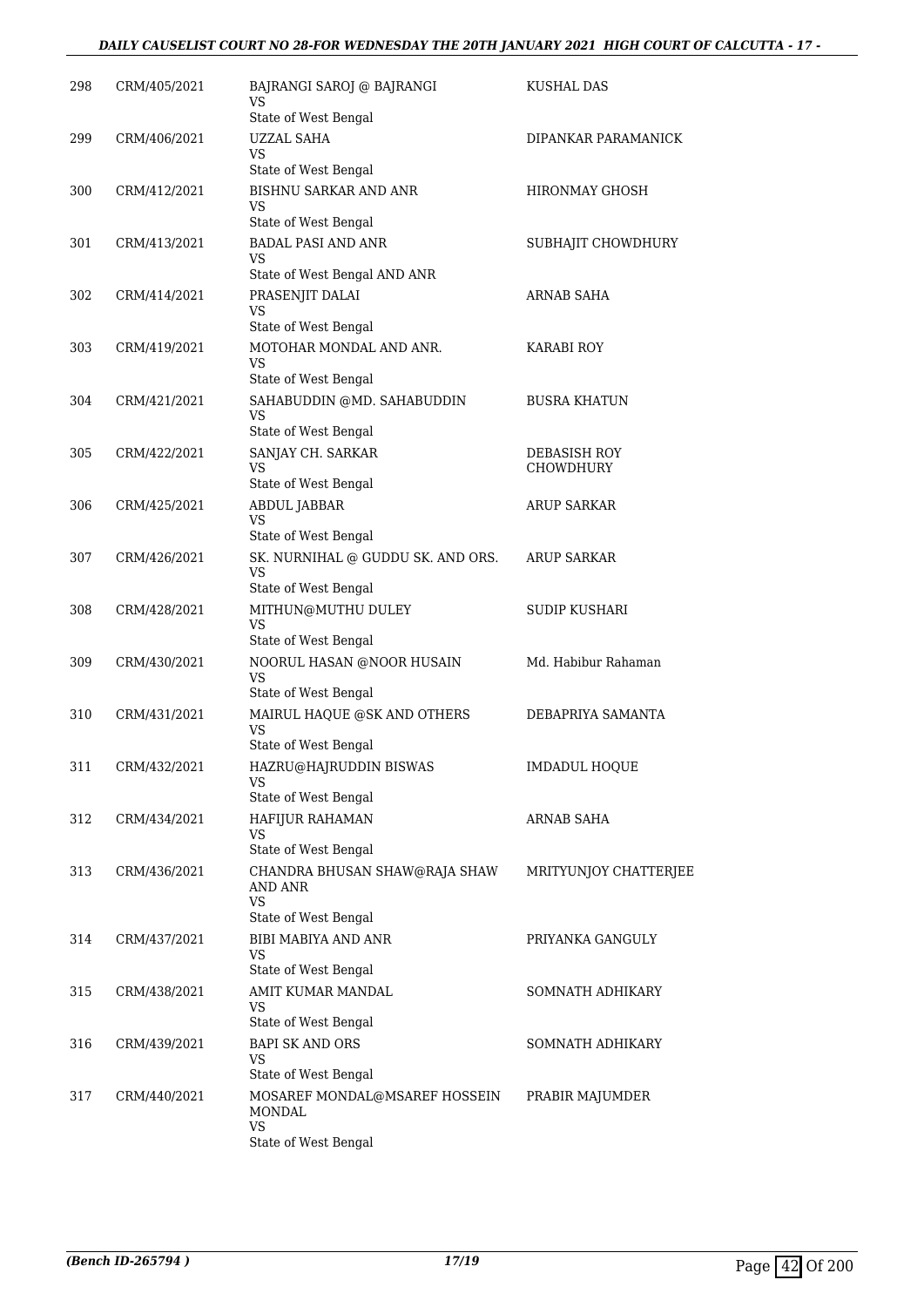| | | | |
|---|---|---|---|
| 298 | CRM/405/2021 | BAJRANGI SAROJ @ BAJRANGI<br>VS<br>State of West Bengal | KUSHAL DAS |
| 299 | CRM/406/2021 | UZZAL SAHA<br>VS<br>State of West Bengal | DIPANKAR PARAMANICK |
| 300 | CRM/412/2021 | BISHNU SARKAR AND ANR<br>VS<br>State of West Bengal | HIRONMAY GHOSH |
| 301 | CRM/413/2021 | BADAL PASI AND ANR<br>VS<br>State of West Bengal AND ANR | SUBHAJIT CHOWDHURY |
| 302 | CRM/414/2021 | PRASENJIT DALAI<br>VS<br>State of West Bengal | ARNAB SAHA |
| 303 | CRM/419/2021 | MOTOHAR MONDAL AND ANR.<br>VS<br>State of West Bengal | KARABI ROY |
| 304 | CRM/421/2021 | SAHABUDDIN @MD. SAHABUDDIN<br>VS<br>State of West Bengal | BUSRA KHATUN |
| 305 | CRM/422/2021 | SANJAY CH. SARKAR<br>VS<br>State of West Bengal | DEBASISH ROY CHOWDHURY |
| 306 | CRM/425/2021 | ABDUL JABBAR<br>VS<br>State of West Bengal | ARUP SARKAR |
| 307 | CRM/426/2021 | SK. NURNIHAL @ GUDDU SK. AND ORS.<br>VS<br>State of West Bengal | ARUP SARKAR |
| 308 | CRM/428/2021 | MITHUN@MUTHU DULEY<br>VS<br>State of West Bengal | SUDIP KUSHARI |
| 309 | CRM/430/2021 | NOORUL HASAN @NOOR HUSAIN<br>VS<br>State of West Bengal | Md. Habibur Rahaman |
| 310 | CRM/431/2021 | MAIRUL HAQUE @SK AND OTHERS<br>VS<br>State of West Bengal | DEBAPRIYA SAMANTA |
| 311 | CRM/432/2021 | HAZRU@HAJRUDDIN BISWAS<br>VS<br>State of West Bengal | IMDADUL HOQUE |
| 312 | CRM/434/2021 | HAFIJUR RAHAMAN<br>VS<br>State of West Bengal | ARNAB SAHA |
| 313 | CRM/436/2021 | CHANDRA BHUSAN SHAW@RAJA SHAW AND ANR<br>VS<br>State of West Bengal | MRITYUNJOY CHATTERJEE |
| 314 | CRM/437/2021 | BIBI MABIYA AND ANR<br>VS<br>State of West Bengal | PRIYANKA GANGULY |
| 315 | CRM/438/2021 | AMIT KUMAR MANDAL<br>VS<br>State of West Bengal | SOMNATH ADHIKARY |
| 316 | CRM/439/2021 | BAPI SK AND ORS<br>VS<br>State of West Bengal | SOMNATH ADHIKARY |
| 317 | CRM/440/2021 | MOSAREF MONDAL@MSAREF HOSSEIN MONDAL<br>VS<br>State of West Bengal | PRABIR MAJUMDER |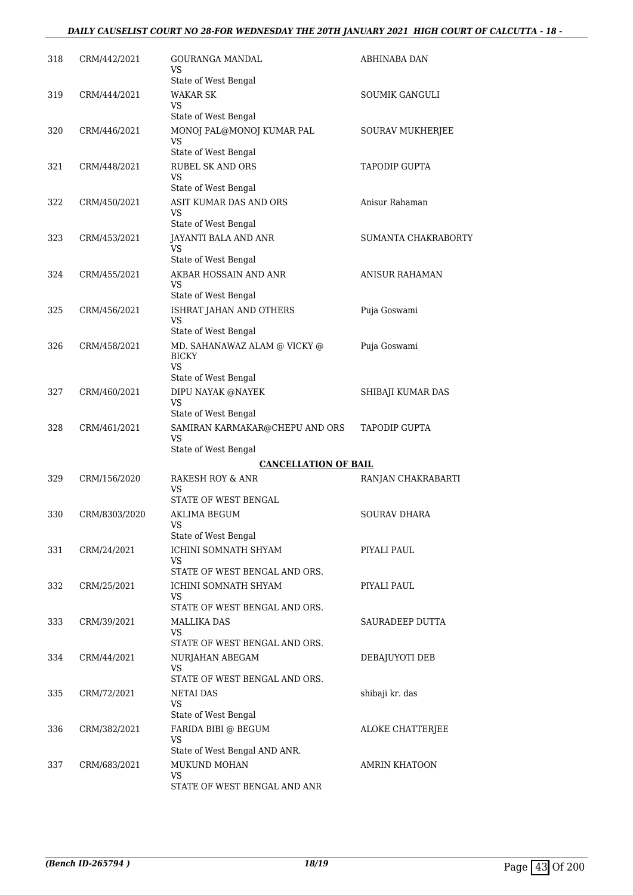| | | | |
|---|---|---|---|
| 318 | CRM/442/2021 | GOURANGA MANDAL<br>VS<br>State of West Bengal | ABHINABA DAN |
| 319 | CRM/444/2021 | WAKAR SK<br>VS<br>State of West Bengal | SOUMIK GANGULI |
| 320 | CRM/446/2021 | MONOJ PAL@MONOJ KUMAR PAL<br>VS<br>State of West Bengal | SOURAV MUKHERJEE |
| 321 | CRM/448/2021 | RUBEL SK AND ORS<br>VS<br>State of West Bengal | TAPODIP GUPTA |
| 322 | CRM/450/2021 | ASIT KUMAR DAS AND ORS<br>VS<br>State of West Bengal | Anisur Rahaman |
| 323 | CRM/453/2021 | JAYANTI BALA AND ANR<br>VS<br>State of West Bengal | SUMANTA CHAKRABORTY |
| 324 | CRM/455/2021 | AKBAR HOSSAIN AND ANR<br>VS<br>State of West Bengal | ANISUR RAHAMAN |
| 325 | CRM/456/2021 | ISHRAT JAHAN AND OTHERS<br>VS<br>State of West Bengal | Puja Goswami |
| 326 | CRM/458/2021 | MD. SAHANAWAZ ALAM @ VICKY @ BICKY<br>VS<br>State of West Bengal | Puja Goswami |
| 327 | CRM/460/2021 | DIPU NAYAK @NAYEK<br>VS<br>State of West Bengal | SHIBAJI KUMAR DAS |
| 328 | CRM/461/2021 | SAMIRAN KARMAKAR@CHEPU AND ORS<br>VS<br>State of West Bengal | TAPODIP GUPTA |

**CANCELLATION OF BAIL**

| | | | |
|---|---|---|---|
| 329 | CRM/156/2020 | RAKESH ROY & ANR<br>VS<br>STATE OF WEST BENGAL | RANJAN CHAKRABARTI |
| 330 | CRM/8303/2020 | AKLIMA BEGUM<br>VS<br>State of West Bengal | SOURAV DHARA |
| 331 | CRM/24/2021 | ICHINI SOMNATH SHYAM<br>VS<br>STATE OF WEST BENGAL AND ORS. | PIYALI PAUL |
| 332 | CRM/25/2021 | ICHINI SOMNATH SHYAM<br>VS<br>STATE OF WEST BENGAL AND ORS. | PIYALI PAUL |
| 333 | CRM/39/2021 | MALLIKA DAS<br>VS<br>STATE OF WEST BENGAL AND ORS. | SAURADEEP DUTTA |
| 334 | CRM/44/2021 | NURJAHAN ABEGAM<br>VS<br>STATE OF WEST BENGAL AND ORS. | DEBAJUYOTI DEB |
| 335 | CRM/72/2021 | NETAI DAS<br>VS<br>State of West Bengal | shibaji kr. das |
| 336 | CRM/382/2021 | FARIDA BIBI @ BEGUM<br>VS<br>State of West Bengal AND ANR. | ALOKE CHATTERJEE |
| 337 | CRM/683/2021 | MUKUND MOHAN<br>VS<br>STATE OF WEST BENGAL AND ANR | AMRIN KHATOON |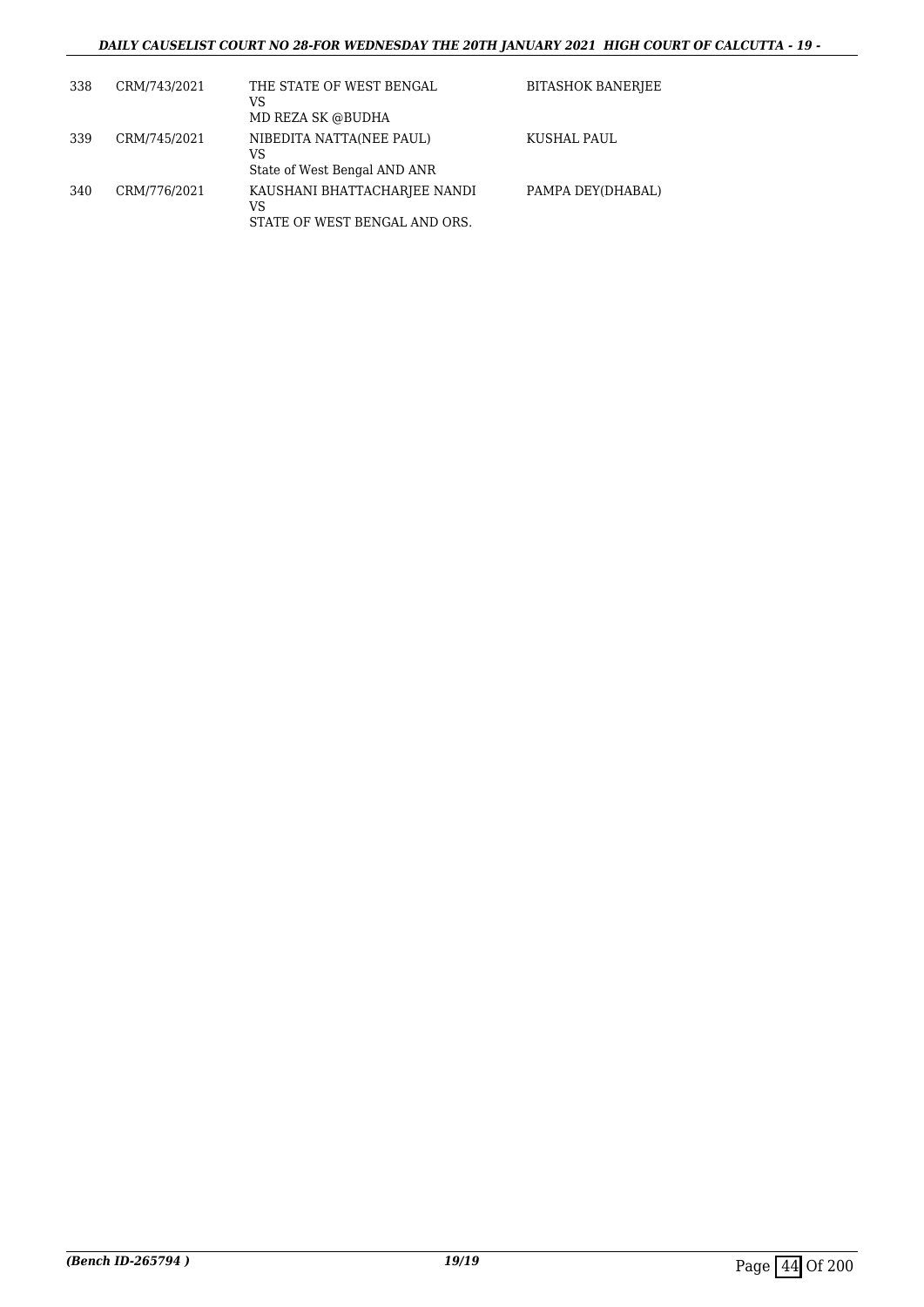| | | | |
|---|---|---|---|
| 338 | CRM/743/2021 | THE STATE OF WEST BENGAL<br>VS<br>MD REZA SK @BUDHA | BITASHOK BANERJEE |
| 339 | CRM/745/2021 | NIBEDITA NATTA(NEE PAUL)<br>VS<br>State of West Bengal AND ANR | KUSHAL PAUL |
| 340 | CRM/776/2021 | KAUSHANI BHATTACHARJEE NANDI<br>VS<br>STATE OF WEST BENGAL AND ORS. | PAMPA DEY(DHABAL) |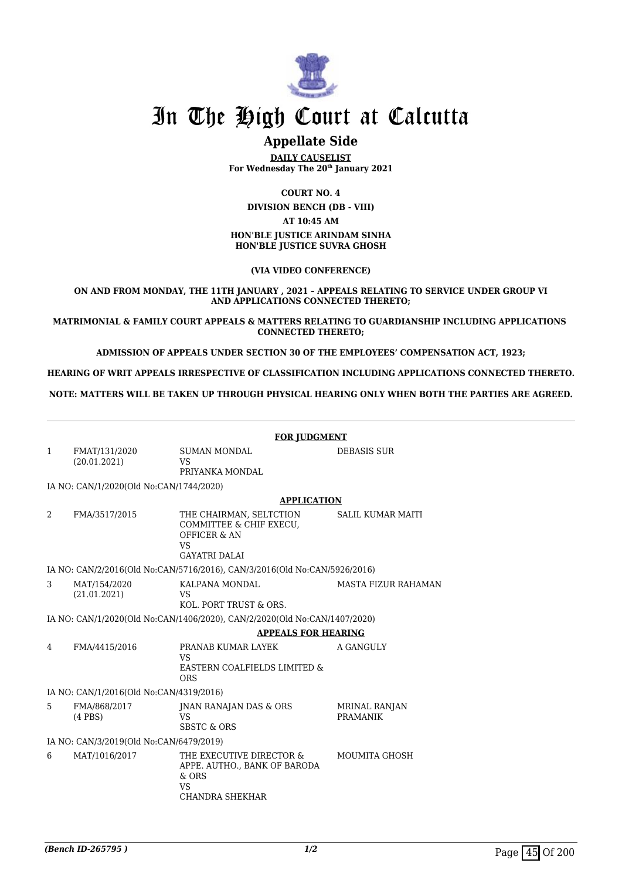# In The High Court at Calcutta

## Appellate Side

**DAILY CAUSELIST**
**For Wednesday The 20th January 2021**

**COURT NO. 4**
**DIVISION BENCH (DB - VIII)**
**AT 10:45 AM**
**HON'BLE JUSTICE ARINDAM SINHA**
**HON'BLE JUSTICE SUVRA GHOSH**

**(VIA VIDEO CONFERENCE)**

**ON AND FROM MONDAY, THE 11TH JANUARY , 2021 – APPEALS RELATING TO SERVICE UNDER GROUP VI AND APPLICATIONS CONNECTED THERETO;**

**MATRIMONIAL & FAMILY COURT APPEALS & MATTERS RELATING TO GUARDIANSHIP INCLUDING APPLICATIONS CONNECTED THERETO;**

**ADMISSION OF APPEALS UNDER SECTION 30 OF THE EMPLOYEES' COMPENSATION ACT, 1923;**

**HEARING OF WRIT APPEALS IRRESPECTIVE OF CLASSIFICATION INCLUDING APPLICATIONS CONNECTED THERETO.**

**NOTE: MATTERS WILL BE TAKEN UP THROUGH PHYSICAL HEARING ONLY WHEN BOTH THE PARTIES ARE AGREED.**

---

**FOR JUDGMENT**

| | | | |
|---|---|---|---|
| 1 | FMAT/131/2020 (20.01.2021) | SUMAN MONDAL VS PRIYANKA MONDAL | DEBASIS SUR |

IA NO: CAN/1/2020(Old No:CAN/1744/2020)

**APPLICATION**

| | | | |
|---|---|---|---|
| 2 | FMA/3517/2015 | THE CHAIRMAN, SELTCTION COMMITTEE & CHIF EXECU, OFFICER & AN VS GAYATRI DALAI | SALIL KUMAR MAITI |

IA NO: CAN/2/2016(Old No:CAN/5716/2016), CAN/3/2016(Old No:CAN/5926/2016)

| | | | |
|---|---|---|---|
| 3 | MAT/154/2020 (21.01.2021) | KALPANA MONDAL VS KOL. PORT TRUST & ORS. | MASTA FIZUR RAHAMAN |

IA NO: CAN/1/2020(Old No:CAN/1406/2020), CAN/2/2020(Old No:CAN/1407/2020)

**APPEALS FOR HEARING**

| | | | |
|---|---|---|---|
| 4 | FMA/4415/2016 | PRANAB KUMAR LAYEK VS EASTERN COALFIELDS LIMITED & ORS | A GANGULY |

IA NO: CAN/1/2016(Old No:CAN/4319/2016)

| | | | |
|---|---|---|---|
| 5 | FMA/868/2017 (4 PBS) | JNAN RANAJAN DAS & ORS VS SBSTC & ORS | MRINAL RANJAN PRAMANIK |

IA NO: CAN/3/2019(Old No:CAN/6479/2019)

| | | | |
|---|---|---|---|
| 6 | MAT/1016/2017 | THE EXECUTIVE DIRECTOR & APPE. AUTHO., BANK OF BARODA & ORS VS CHANDRA SHEKHAR | MOUMITA GHOSH |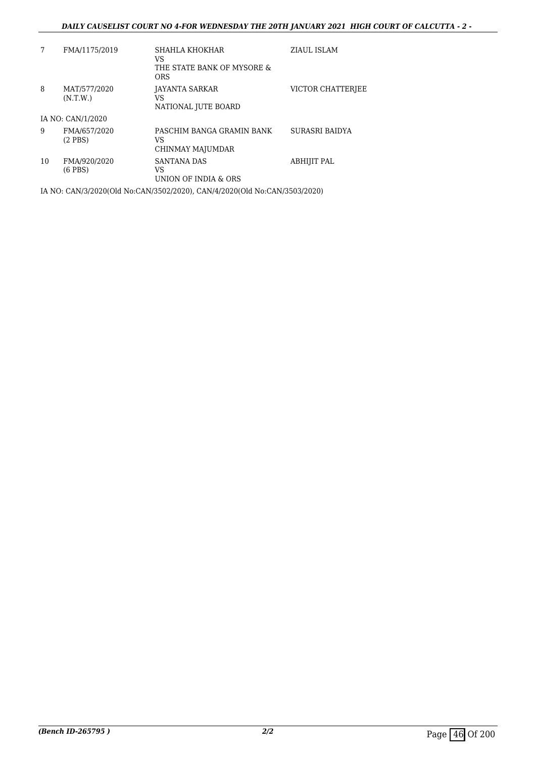| | | | |
|---|---|---|---|
| 7 | FMA/1175/2019 | SHAHLA KHOKHAR<br>VS<br>THE STATE BANK OF MYSORE & ORS | ZIAUL ISLAM |
| 8 | MAT/577/2020<br>(N.T.W.) | JAYANTA SARKAR<br>VS<br>NATIONAL JUTE BOARD | VICTOR CHATTERJEE |

IA NO: CAN/1/2020

| | | | |
|---|---|---|---|
| 9 | FMA/657/2020<br>(2 PBS) | PASCHIM BANGA GRAMIN BANK<br>VS<br>CHINMAY MAJUMDAR | SURASRI BAIDYA |
| 10 | FMA/920/2020<br>(6 PBS) | SANTANA DAS<br>VS<br>UNION OF INDIA & ORS | ABHIJIT PAL |

IA NO: CAN/3/2020(Old No:CAN/3502/2020), CAN/4/2020(Old No:CAN/3503/2020)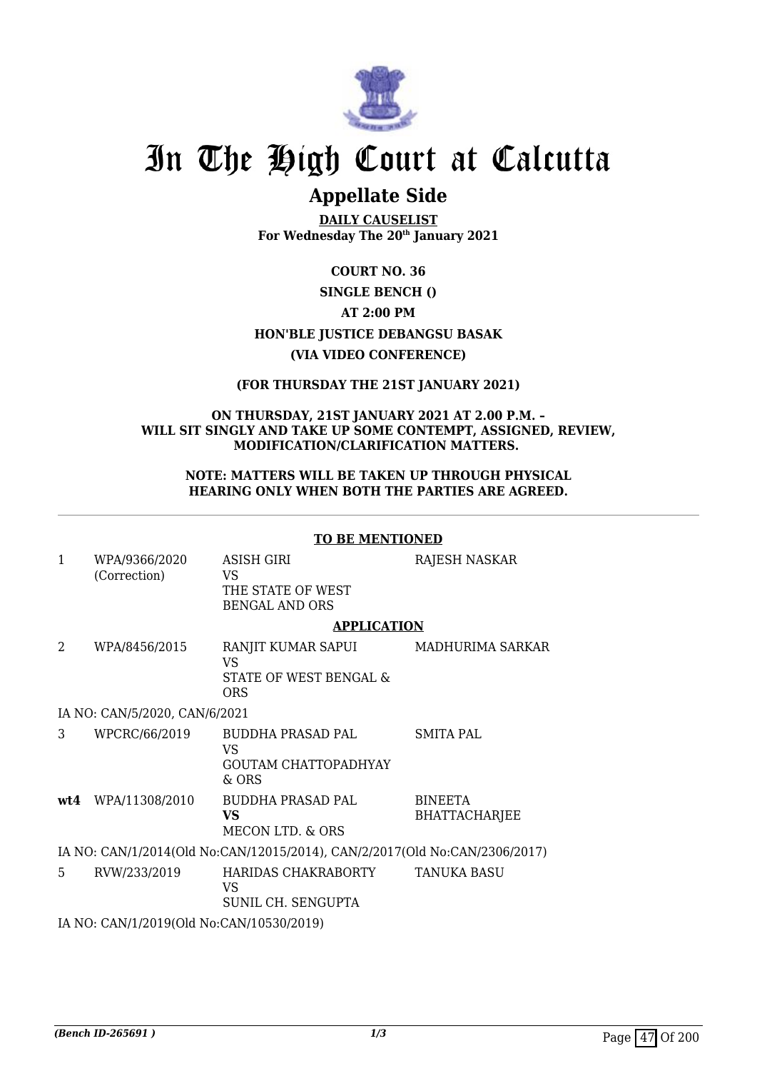# In The High Court at Calcutta

## Appellate Side

**DAILY CAUSELIST**
**For Wednesday The 20th January 2021**

**COURT NO. 36**

**SINGLE BENCH ()**

**AT 2:00 PM**

**HON'BLE JUSTICE DEBANGSU BASAK**

**(VIA VIDEO CONFERENCE)**

**(FOR THURSDAY THE 21ST JANUARY 2021)**

**ON THURSDAY, 21ST JANUARY 2021 AT 2.00 P.M. – WILL SIT SINGLY AND TAKE UP SOME CONTEMPT, ASSIGNED, REVIEW, MODIFICATION/CLARIFICATION MATTERS.**

**NOTE: MATTERS WILL BE TAKEN UP THROUGH PHYSICAL HEARING ONLY WHEN BOTH THE PARTIES ARE AGREED.**

---

**TO BE MENTIONED**

| | | | |
|---|---|---|---|
| 1 | WPA/9366/2020 (Correction) | ASISH GIRI VS THE STATE OF WEST BENGAL AND ORS | RAJESH NASKAR |

**APPLICATION**

| | | | |
|---|---|---|---|
| 2 | WPA/8456/2015 | RANJIT KUMAR SAPUI VS STATE OF WEST BENGAL & ORS | MADHURIMA SARKAR |

IA NO: CAN/5/2020, CAN/6/2021

| | | | |
|---|---|---|---|
| 3 | WPCRC/66/2019 | BUDDHA PRASAD PAL VS GOUTAM CHATTOPADHYAY & ORS | SMITA PAL |
| **wt4** | WPA/11308/2010 | BUDDHA PRASAD PAL **VS** MECON LTD. & ORS | BINEETA BHATTACHARJEE |

IA NO: CAN/1/2014(Old No:CAN/12015/2014), CAN/2/2017(Old No:CAN/2306/2017)

| | | | |
|---|---|---|---|
| 5 | RVW/233/2019 | HARIDAS CHAKRABORTY VS SUNIL CH. SENGUPTA | TANUKA BASU |

IA NO: CAN/1/2019(Old No:CAN/10530/2019)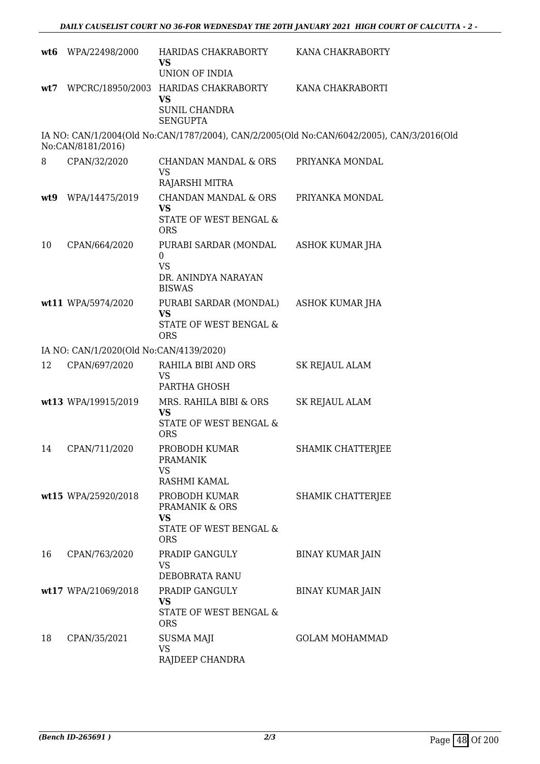| | | | |
|---|---|---|---|
| **wt6** | WPA/22498/2000 | HARIDAS CHAKRABORTY **VS** UNION OF INDIA | KANA CHAKRABORTY |
| **wt7** | WPCRC/18950/2003 | HARIDAS CHAKRABORTY **VS** SUNIL CHANDRA SENGUPTA | KANA CHAKRABORTI |

IA NO: CAN/1/2004(Old No:CAN/1787/2004), CAN/2/2005(Old No:CAN/6042/2005), CAN/3/2016(Old No:CAN/8181/2016)

| | | | |
|---|---|---|---|
| 8 | CPAN/32/2020 | CHANDAN MANDAL & ORS VS RAJARSHI MITRA | PRIYANKA MONDAL |
| **wt9** | WPA/14475/2019 | CHANDAN MANDAL & ORS **VS** STATE OF WEST BENGAL & ORS | PRIYANKA MONDAL |
| 10 | CPAN/664/2020 | PURABI SARDAR (MONDAL 0 VS DR. ANINDYA NARAYAN BISWAS | ASHOK KUMAR JHA |
| **wt11** | WPA/5974/2020 | PURABI SARDAR (MONDAL) **VS** STATE OF WEST BENGAL & ORS | ASHOK KUMAR JHA |

IA NO: CAN/1/2020(Old No:CAN/4139/2020)

| | | | |
|---|---|---|---|
| 12 | CPAN/697/2020 | RAHILA BIBI AND ORS VS PARTHA GHOSH | SK REJAUL ALAM |
| **wt13** | WPA/19915/2019 | MRS. RAHILA BIBI & ORS **VS** STATE OF WEST BENGAL & ORS | SK REJAUL ALAM |
| 14 | CPAN/711/2020 | PROBODH KUMAR PRAMANIK VS RASHMI KAMAL | SHAMIK CHATTERJEE |
| **wt15** | WPA/25920/2018 | PROBODH KUMAR PRAMANIK & ORS **VS** STATE OF WEST BENGAL & ORS | SHAMIK CHATTERJEE |
| 16 | CPAN/763/2020 | PRADIP GANGULY VS DEBOBRATA RANU | BINAY KUMAR JAIN |
| **wt17** | WPA/21069/2018 | PRADIP GANGULY **VS** STATE OF WEST BENGAL & ORS | BINAY KUMAR JAIN |
| 18 | CPAN/35/2021 | SUSMA MAJI VS RAJDEEP CHANDRA | GOLAM MOHAMMAD |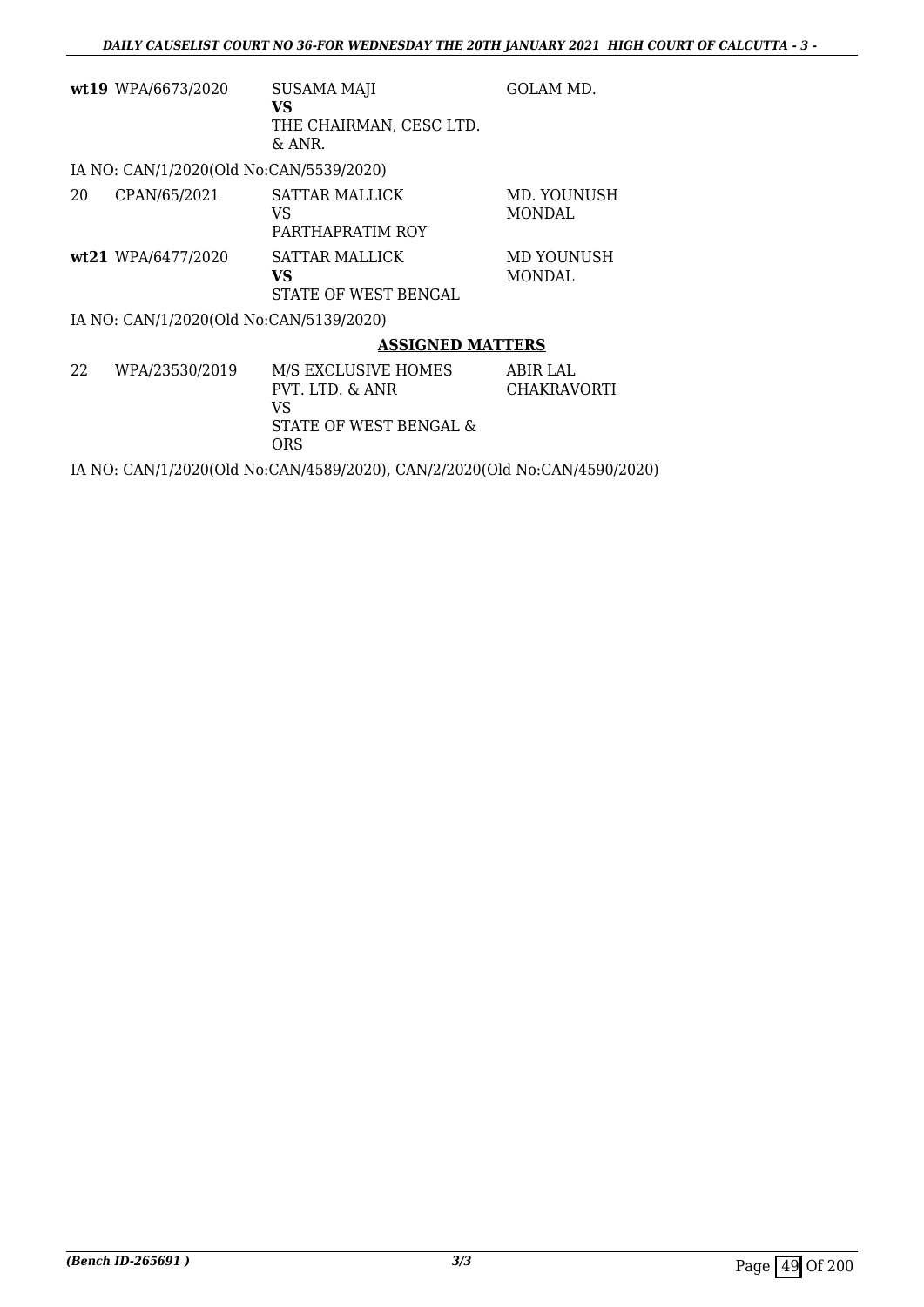| | | | |
|---|---|---|---|
| **wt19** | WPA/6673/2020 | SUSAMA MAJI<br>**VS**<br>THE CHAIRMAN, CESC LTD.<br>& ANR. | GOLAM MD. |

IA NO: CAN/1/2020(Old No:CAN/5539/2020)

| | | | |
|---|---|---|---|
| 20 | CPAN/65/2021 | SATTAR MALLICK<br>VS<br>PARTHAPRATIM ROY | MD. YOUNUSH<br>MONDAL |
| **wt21** | WPA/6477/2020 | SATTAR MALLICK<br>**VS**<br>STATE OF WEST BENGAL | MD YOUNUSH<br>MONDAL |

IA NO: CAN/1/2020(Old No:CAN/5139/2020)

**ASSIGNED MATTERS**

| | | | |
|---|---|---|---|
| 22 | WPA/23530/2019 | M/S EXCLUSIVE HOMES<br>PVT. LTD. & ANR<br>VS<br>STATE OF WEST BENGAL &<br>ORS | ABIR LAL<br>CHAKRAVORTI |

IA NO: CAN/1/2020(Old No:CAN/4589/2020), CAN/2/2020(Old No:CAN/4590/2020)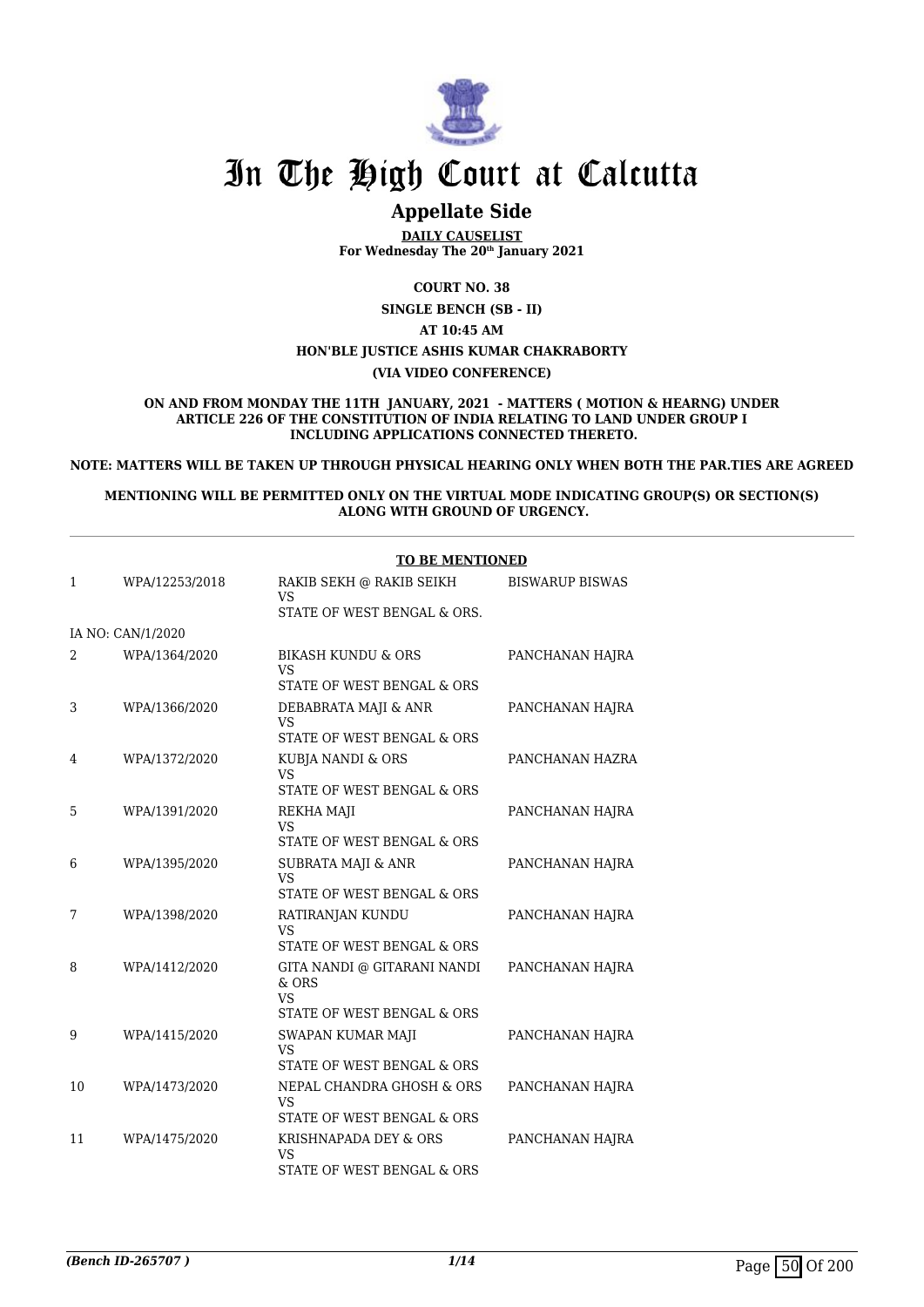# In The High Court at Calcutta

## Appellate Side

**DAILY CAUSELIST**
**For Wednesday The 20th January 2021**

**COURT NO. 38**

**SINGLE BENCH (SB - II)**

**AT 10:45 AM**

**HON'BLE JUSTICE ASHIS KUMAR CHAKRABORTY**

**(VIA VIDEO CONFERENCE)**

**ON AND FROM MONDAY THE 11TH JANUARY, 2021 - MATTERS ( MOTION & HEARNG) UNDER ARTICLE 226 OF THE CONSTITUTION OF INDIA RELATING TO LAND UNDER GROUP I INCLUDING APPLICATIONS CONNECTED THERETO.**

**NOTE: MATTERS WILL BE TAKEN UP THROUGH PHYSICAL HEARING ONLY WHEN BOTH THE PAR.TIES ARE AGREED**

**MENTIONING WILL BE PERMITTED ONLY ON THE VIRTUAL MODE INDICATING GROUP(S) OR SECTION(S) ALONG WITH GROUND OF URGENCY.**

**TO BE MENTIONED**

| | | | |
|---|---|---|---|
| 1 | WPA/12253/2018 | RAKIB SEKH @ RAKIB SEIKH<br>VS<br>STATE OF WEST BENGAL & ORS. | BISWARUP BISWAS |
| IA NO: CAN/1/2020 | | | |
| 2 | WPA/1364/2020 | BIKASH KUNDU & ORS<br>VS<br>STATE OF WEST BENGAL & ORS | PANCHANAN HAJRA |
| 3 | WPA/1366/2020 | DEBABRATA MAJI & ANR<br>VS<br>STATE OF WEST BENGAL & ORS | PANCHANAN HAJRA |
| 4 | WPA/1372/2020 | KUBJA NANDI & ORS<br>VS<br>STATE OF WEST BENGAL & ORS | PANCHANAN HAZRA |
| 5 | WPA/1391/2020 | REKHA MAJI<br>VS<br>STATE OF WEST BENGAL & ORS | PANCHANAN HAJRA |
| 6 | WPA/1395/2020 | SUBRATA MAJI & ANR<br>VS<br>STATE OF WEST BENGAL & ORS | PANCHANAN HAJRA |
| 7 | WPA/1398/2020 | RATIRANJAN KUNDU<br>VS<br>STATE OF WEST BENGAL & ORS | PANCHANAN HAJRA |
| 8 | WPA/1412/2020 | GITA NANDI @ GITARANI NANDI & ORS<br>VS<br>STATE OF WEST BENGAL & ORS | PANCHANAN HAJRA |
| 9 | WPA/1415/2020 | SWAPAN KUMAR MAJI<br>VS<br>STATE OF WEST BENGAL & ORS | PANCHANAN HAJRA |
| 10 | WPA/1473/2020 | NEPAL CHANDRA GHOSH & ORS<br>VS<br>STATE OF WEST BENGAL & ORS | PANCHANAN HAJRA |
| 11 | WPA/1475/2020 | KRISHNAPADA DEY & ORS<br>VS<br>STATE OF WEST BENGAL & ORS | PANCHANAN HAJRA |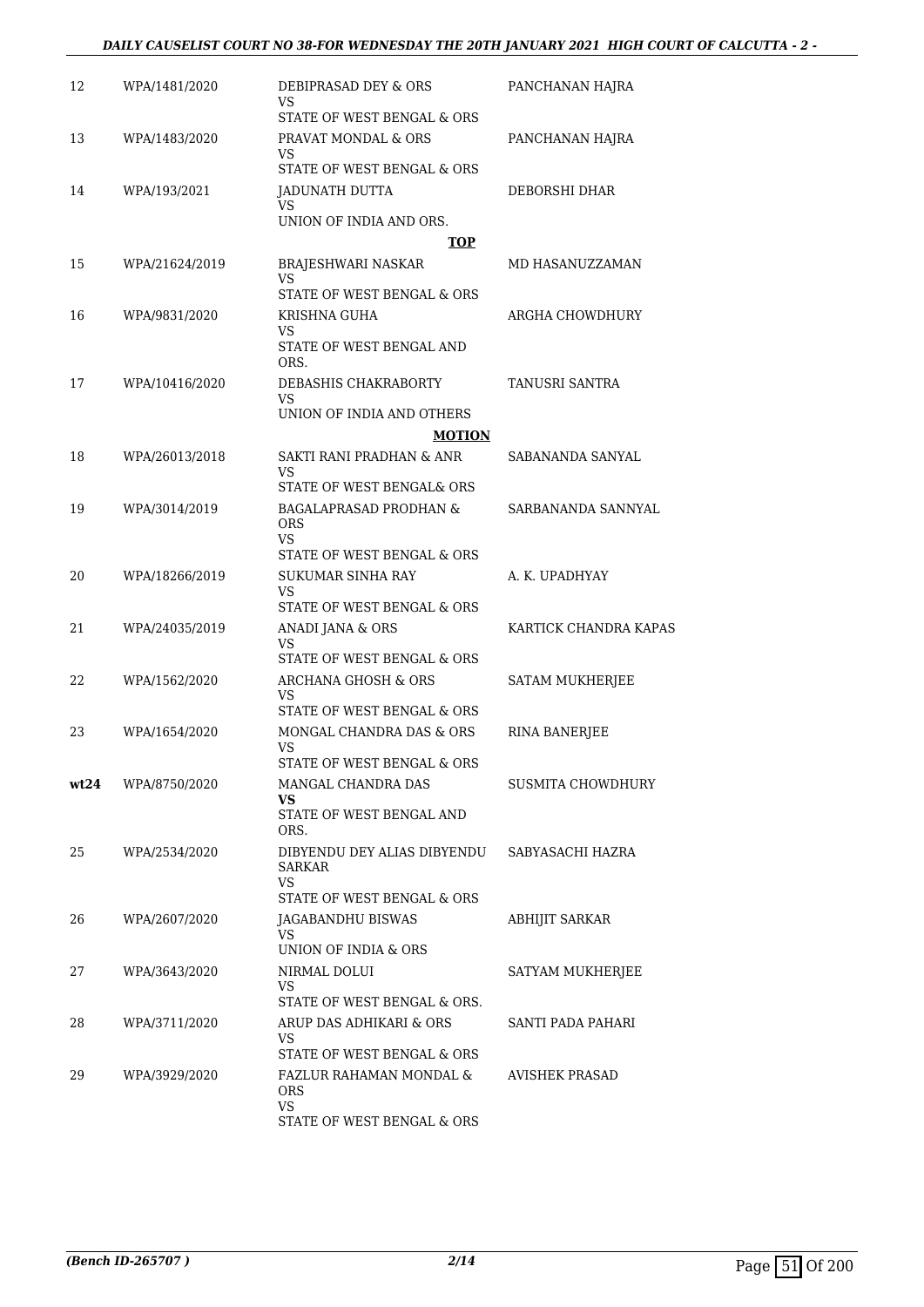| | | | |
|---|---|---|---|
| 12 | WPA/1481/2020 | DEBIPRASAD DEY & ORS<br>VS<br>STATE OF WEST BENGAL & ORS | PANCHANAN HAJRA |
| 13 | WPA/1483/2020 | PRAVAT MONDAL & ORS<br>VS<br>STATE OF WEST BENGAL & ORS | PANCHANAN HAJRA |
| 14 | WPA/193/2021 | JADUNATH DUTTA<br>VS<br>UNION OF INDIA AND ORS. | DEBORSHI DHAR |
| | | **TOP** | |
| 15 | WPA/21624/2019 | BRAJESHWARI NASKAR<br>VS<br>STATE OF WEST BENGAL & ORS | MD HASANUZZAMAN |
| 16 | WPA/9831/2020 | KRISHNA GUHA<br>VS<br>STATE OF WEST BENGAL AND ORS. | ARGHA CHOWDHURY |
| 17 | WPA/10416/2020 | DEBASHIS CHAKRABORTY<br>VS<br>UNION OF INDIA AND OTHERS | TANUSRI SANTRA |
| | | **MOTION** | |
| 18 | WPA/26013/2018 | SAKTI RANI PRADHAN & ANR<br>VS<br>STATE OF WEST BENGAL& ORS | SABANANDA SANYAL |
| 19 | WPA/3014/2019 | BAGALAPRASAD PRODHAN & ORS<br>VS<br>STATE OF WEST BENGAL & ORS | SARBANANDA SANNYAL |
| 20 | WPA/18266/2019 | SUKUMAR SINHA RAY<br>VS<br>STATE OF WEST BENGAL & ORS | A. K. UPADHYAY |
| 21 | WPA/24035/2019 | ANADI JANA & ORS<br>VS<br>STATE OF WEST BENGAL & ORS | KARTICK CHANDRA KAPAS |
| 22 | WPA/1562/2020 | ARCHANA GHOSH & ORS<br>VS<br>STATE OF WEST BENGAL & ORS | SATAM MUKHERJEE |
| 23 | WPA/1654/2020 | MONGAL CHANDRA DAS & ORS<br>VS<br>STATE OF WEST BENGAL & ORS | RINA BANERJEE |
| **wt24** | WPA/8750/2020 | MANGAL CHANDRA DAS<br>**VS**<br>STATE OF WEST BENGAL AND ORS. | SUSMITA CHOWDHURY |
| 25 | WPA/2534/2020 | DIBYENDU DEY ALIAS DIBYENDU SARKAR<br>VS<br>STATE OF WEST BENGAL & ORS | SABYASACHI HAZRA |
| 26 | WPA/2607/2020 | JAGABANDHU BISWAS<br>VS<br>UNION OF INDIA & ORS | ABHIJIT SARKAR |
| 27 | WPA/3643/2020 | NIRMAL DOLUI<br>VS<br>STATE OF WEST BENGAL & ORS. | SATYAM MUKHERJEE |
| 28 | WPA/3711/2020 | ARUP DAS ADHIKARI & ORS<br>VS<br>STATE OF WEST BENGAL & ORS | SANTI PADA PAHARI |
| 29 | WPA/3929/2020 | FAZLUR RAHAMAN MONDAL & ORS<br>VS<br>STATE OF WEST BENGAL & ORS | AVISHEK PRASAD |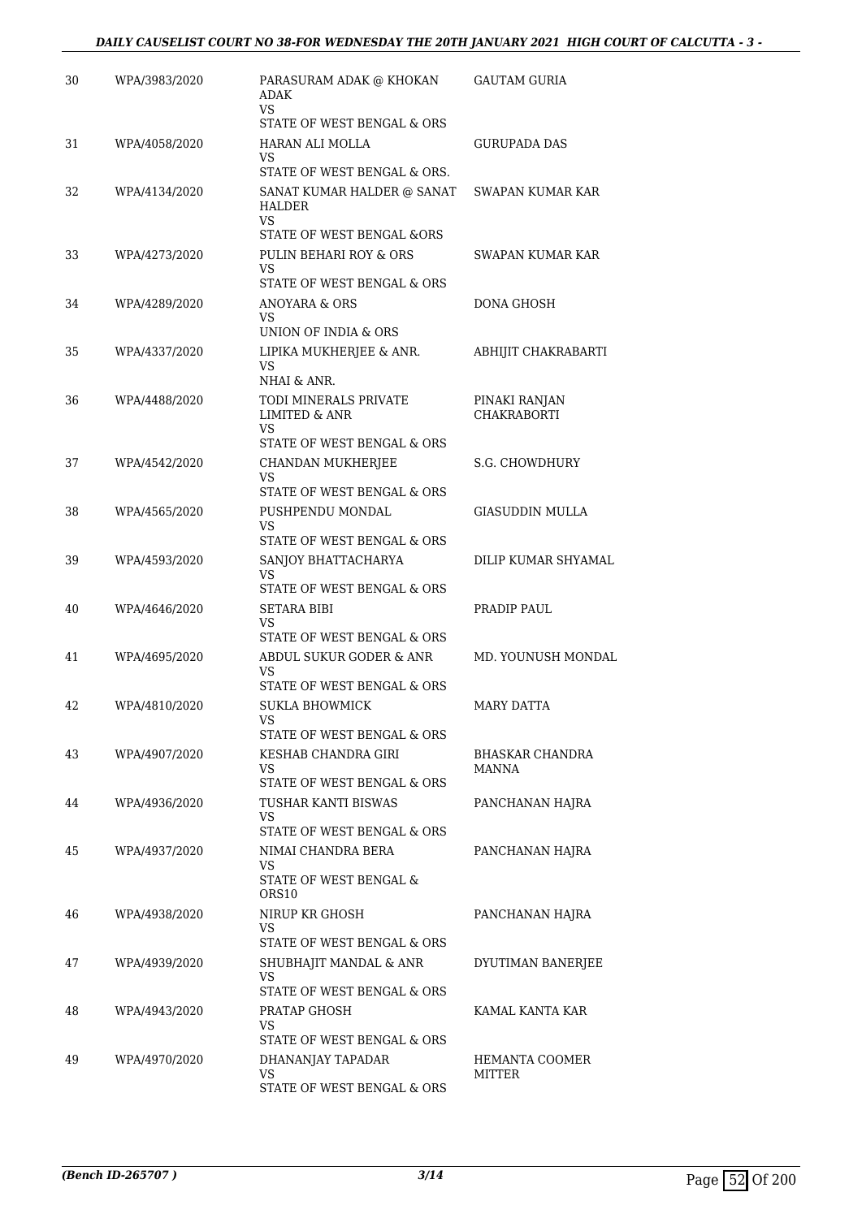| | | | |
|---|---|---|---|
| 30 | WPA/3983/2020 | PARASURAM ADAK @ KHOKAN ADAK<br>VS<br>STATE OF WEST BENGAL & ORS | GAUTAM GURIA |
| 31 | WPA/4058/2020 | HARAN ALI MOLLA<br>VS<br>STATE OF WEST BENGAL & ORS. | GURUPADA DAS |
| 32 | WPA/4134/2020 | SANAT KUMAR HALDER @ SANAT HALDER<br>VS<br>STATE OF WEST BENGAL &ORS | SWAPAN KUMAR KAR |
| 33 | WPA/4273/2020 | PULIN BEHARI ROY & ORS<br>VS<br>STATE OF WEST BENGAL & ORS | SWAPAN KUMAR KAR |
| 34 | WPA/4289/2020 | ANOYARA & ORS<br>VS<br>UNION OF INDIA & ORS | DONA GHOSH |
| 35 | WPA/4337/2020 | LIPIKA MUKHERJEE & ANR.<br>VS<br>NHAI & ANR. | ABHIJIT CHAKRABARTI |
| 36 | WPA/4488/2020 | TODI MINERALS PRIVATE LIMITED & ANR<br>VS<br>STATE OF WEST BENGAL & ORS | PINAKI RANJAN CHAKRABORTI |
| 37 | WPA/4542/2020 | CHANDAN MUKHERJEE<br>VS<br>STATE OF WEST BENGAL & ORS | S.G. CHOWDHURY |
| 38 | WPA/4565/2020 | PUSHPENDU MONDAL<br>VS<br>STATE OF WEST BENGAL & ORS | GIASUDDIN MULLA |
| 39 | WPA/4593/2020 | SANJOY BHATTACHARYA<br>VS<br>STATE OF WEST BENGAL & ORS | DILIP KUMAR SHYAMAL |
| 40 | WPA/4646/2020 | SETARA BIBI<br>VS<br>STATE OF WEST BENGAL & ORS | PRADIP PAUL |
| 41 | WPA/4695/2020 | ABDUL SUKUR GODER & ANR<br>VS<br>STATE OF WEST BENGAL & ORS | MD. YOUNUSH MONDAL |
| 42 | WPA/4810/2020 | SUKLA BHOWMICK<br>VS<br>STATE OF WEST BENGAL & ORS | MARY DATTA |
| 43 | WPA/4907/2020 | KESHAB CHANDRA GIRI<br>VS<br>STATE OF WEST BENGAL & ORS | BHASKAR CHANDRA MANNA |
| 44 | WPA/4936/2020 | TUSHAR KANTI BISWAS<br>VS<br>STATE OF WEST BENGAL & ORS | PANCHANAN HAJRA |
| 45 | WPA/4937/2020 | NIMAI CHANDRA BERA<br>VS<br>STATE OF WEST BENGAL & ORS10 | PANCHANAN HAJRA |
| 46 | WPA/4938/2020 | NIRUP KR GHOSH<br>VS<br>STATE OF WEST BENGAL & ORS | PANCHANAN HAJRA |
| 47 | WPA/4939/2020 | SHUBHAJIT MANDAL & ANR<br>VS<br>STATE OF WEST BENGAL & ORS | DYUTIMAN BANERJEE |
| 48 | WPA/4943/2020 | PRATAP GHOSH<br>VS<br>STATE OF WEST BENGAL & ORS | KAMAL KANTA KAR |
| 49 | WPA/4970/2020 | DHANANJAY TAPADAR<br>VS<br>STATE OF WEST BENGAL & ORS | HEMANTA COOMER MITTER |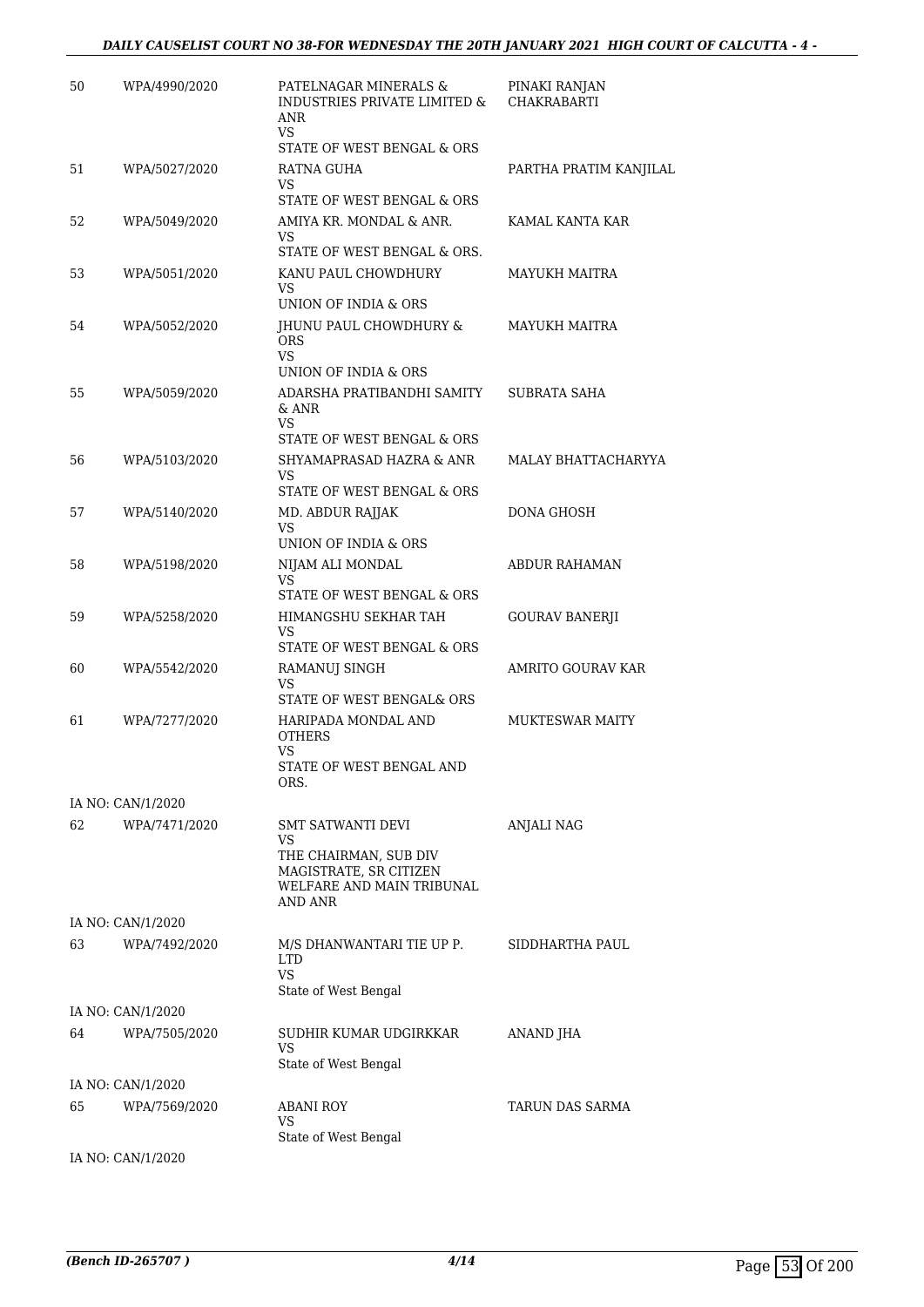| | | | |
|---|---|---|---|
| 50 | WPA/4990/2020 | PATELNAGAR MINERALS & INDUSTRIES PRIVATE LIMITED & ANR<br>VS<br>STATE OF WEST BENGAL & ORS | PINAKI RANJAN CHAKRABARTI |
| 51 | WPA/5027/2020 | RATNA GUHA<br>VS<br>STATE OF WEST BENGAL & ORS | PARTHA PRATIM KANJILAL |
| 52 | WPA/5049/2020 | AMIYA KR. MONDAL & ANR.<br>VS<br>STATE OF WEST BENGAL & ORS. | KAMAL KANTA KAR |
| 53 | WPA/5051/2020 | KANU PAUL CHOWDHURY<br>VS<br>UNION OF INDIA & ORS | MAYUKH MAITRA |
| 54 | WPA/5052/2020 | JHUNU PAUL CHOWDHURY & ORS<br>VS<br>UNION OF INDIA & ORS | MAYUKH MAITRA |
| 55 | WPA/5059/2020 | ADARSHA PRATIBANDHI SAMITY & ANR<br>VS<br>STATE OF WEST BENGAL & ORS | SUBRATA SAHA |
| 56 | WPA/5103/2020 | SHYAMAPRASAD HAZRA & ANR<br>VS<br>STATE OF WEST BENGAL & ORS | MALAY BHATTACHARYYA |
| 57 | WPA/5140/2020 | MD. ABDUR RAJJAK<br>VS<br>UNION OF INDIA & ORS | DONA GHOSH |
| 58 | WPA/5198/2020 | NIJAM ALI MONDAL<br>VS<br>STATE OF WEST BENGAL & ORS | ABDUR RAHAMAN |
| 59 | WPA/5258/2020 | HIMANGSHU SEKHAR TAH<br>VS<br>STATE OF WEST BENGAL & ORS | GOURAV BANERJI |
| 60 | WPA/5542/2020 | RAMANUJ SINGH<br>VS<br>STATE OF WEST BENGAL& ORS | AMRITO GOURAV KAR |
| 61 | WPA/7277/2020 | HARIPADA MONDAL AND OTHERS<br>VS<br>STATE OF WEST BENGAL AND ORS. | MUKTESWAR MAITY |
| | IA NO: CAN/1/2020 | | |
| 62 | WPA/7471/2020 | SMT SATWANTI DEVI<br>VS<br>THE CHAIRMAN, SUB DIV MAGISTRATE, SR CITIZEN WELFARE AND MAIN TRIBUNAL AND ANR | ANJALI NAG |
| | IA NO: CAN/1/2020 | | |
| 63 | WPA/7492/2020 | M/S DHANWANTARI TIE UP P. LTD<br>VS<br>State of West Bengal | SIDDHARTHA PAUL |
| | IA NO: CAN/1/2020 | | |
| 64 | WPA/7505/2020 | SUDHIR KUMAR UDGIRKKAR<br>VS<br>State of West Bengal | ANAND JHA |
| | IA NO: CAN/1/2020 | | |
| 65 | WPA/7569/2020 | ABANI ROY<br>VS<br>State of West Bengal | TARUN DAS SARMA |
| | IA NO: CAN/1/2020 | | |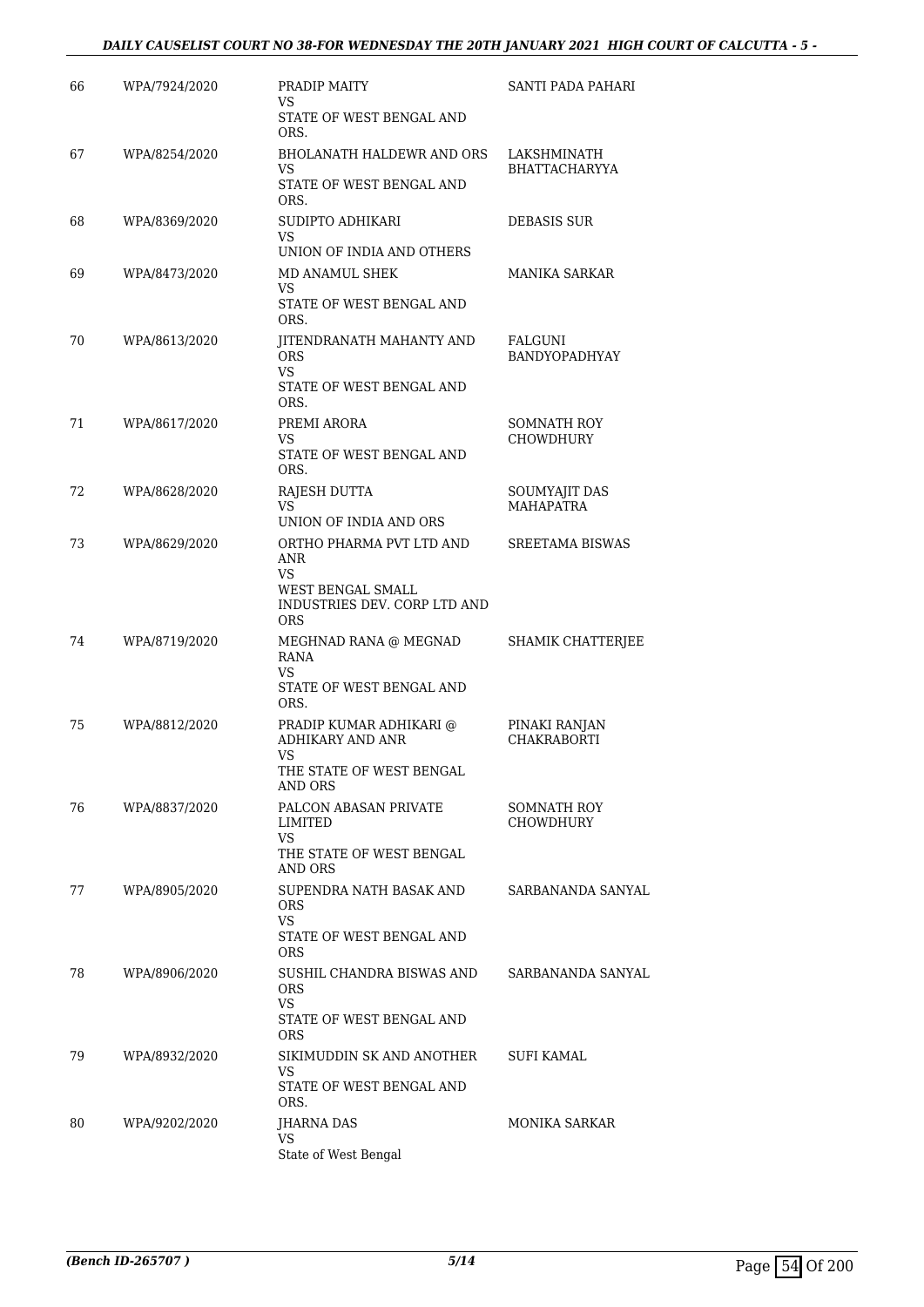| 66 | WPA/7924/2020 | PRADIP MAITY<br>VS<br>STATE OF WEST BENGAL AND ORS. | SANTI PADA PAHARI |
|---|---|---|---|
| 67 | WPA/8254/2020 | BHOLANATH HALDEWR AND ORS<br>VS<br>STATE OF WEST BENGAL AND ORS. | LAKSHMINATH BHATTACHARYYA |
| 68 | WPA/8369/2020 | SUDIPTO ADHIKARI<br>VS<br>UNION OF INDIA AND OTHERS | DEBASIS SUR |
| 69 | WPA/8473/2020 | MD ANAMUL SHEK<br>VS<br>STATE OF WEST BENGAL AND ORS. | MANIKA SARKAR |
| 70 | WPA/8613/2020 | JITENDRANATH MAHANTY AND ORS<br>VS<br>STATE OF WEST BENGAL AND ORS. | FALGUNI BANDYOPADHYAY |
| 71 | WPA/8617/2020 | PREMI ARORA<br>VS<br>STATE OF WEST BENGAL AND ORS. | SOMNATH ROY CHOWDHURY |
| 72 | WPA/8628/2020 | RAJESH DUTTA<br>VS<br>UNION OF INDIA AND ORS | SOUMYAJIT DAS MAHAPATRA |
| 73 | WPA/8629/2020 | ORTHO PHARMA PVT LTD AND ANR<br>VS<br>WEST BENGAL SMALL INDUSTRIES DEV. CORP LTD AND ORS | SREETAMA BISWAS |
| 74 | WPA/8719/2020 | MEGHNAD RANA @ MEGNAD RANA<br>VS<br>STATE OF WEST BENGAL AND ORS. | SHAMIK CHATTERJEE |
| 75 | WPA/8812/2020 | PRADIP KUMAR ADHIKARI @ ADHIKARY AND ANR<br>VS<br>THE STATE OF WEST BENGAL AND ORS | PINAKI RANJAN CHAKRABORTI |
| 76 | WPA/8837/2020 | PALCON ABASAN PRIVATE LIMITED<br>VS<br>THE STATE OF WEST BENGAL AND ORS | SOMNATH ROY CHOWDHURY |
| 77 | WPA/8905/2020 | SUPENDRA NATH BASAK AND ORS<br>VS<br>STATE OF WEST BENGAL AND ORS | SARBANANDA SANYAL |
| 78 | WPA/8906/2020 | SUSHIL CHANDRA BISWAS AND ORS<br>VS<br>STATE OF WEST BENGAL AND ORS | SARBANANDA SANYAL |
| 79 | WPA/8932/2020 | SIKIMUDDIN SK AND ANOTHER<br>VS<br>STATE OF WEST BENGAL AND ORS. | SUFI KAMAL |
| 80 | WPA/9202/2020 | JHARNA DAS<br>VS<br>State of West Bengal | MONIKA SARKAR |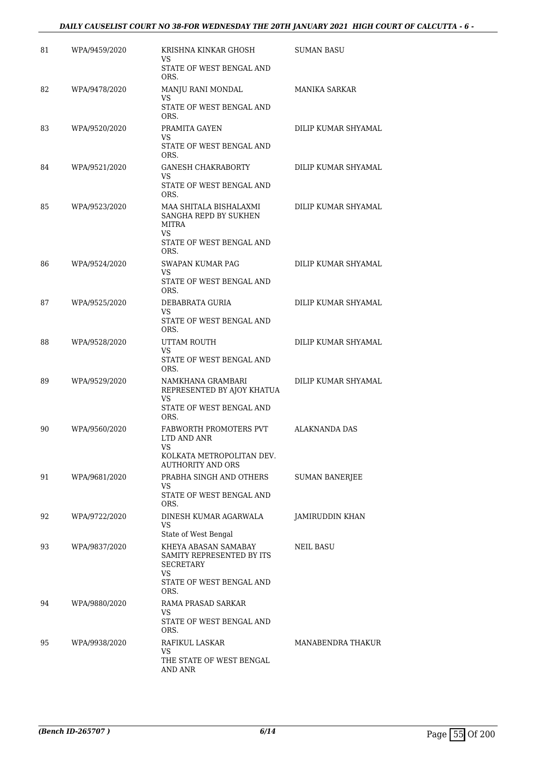| 81 | WPA/9459/2020 | KRISHNA KINKAR GHOSH<br>VS<br>STATE OF WEST BENGAL AND ORS. | SUMAN BASU |
|---|---|---|---|
| 82 | WPA/9478/2020 | MANJU RANI MONDAL<br>VS<br>STATE OF WEST BENGAL AND ORS. | MANIKA SARKAR |
| 83 | WPA/9520/2020 | PRAMITA GAYEN<br>VS<br>STATE OF WEST BENGAL AND ORS. | DILIP KUMAR SHYAMAL |
| 84 | WPA/9521/2020 | GANESH CHAKRABORTY<br>VS<br>STATE OF WEST BENGAL AND ORS. | DILIP KUMAR SHYAMAL |
| 85 | WPA/9523/2020 | MAA SHITALA BISHALAXMI SANGHA REPD BY SUKHEN MITRA<br>VS<br>STATE OF WEST BENGAL AND ORS. | DILIP KUMAR SHYAMAL |
| 86 | WPA/9524/2020 | SWAPAN KUMAR PAG<br>VS<br>STATE OF WEST BENGAL AND ORS. | DILIP KUMAR SHYAMAL |
| 87 | WPA/9525/2020 | DEBABRATA GURIA<br>VS<br>STATE OF WEST BENGAL AND ORS. | DILIP KUMAR SHYAMAL |
| 88 | WPA/9528/2020 | UTTAM ROUTH<br>VS<br>STATE OF WEST BENGAL AND ORS. | DILIP KUMAR SHYAMAL |
| 89 | WPA/9529/2020 | NAMKHANA GRAMBARI REPRESENTED BY AJOY KHATUA<br>VS<br>STATE OF WEST BENGAL AND ORS. | DILIP KUMAR SHYAMAL |
| 90 | WPA/9560/2020 | FABWORTH PROMOTERS PVT LTD AND ANR<br>VS<br>KOLKATA METROPOLITAN DEV. AUTHORITY AND ORS | ALAKNANDA DAS |
| 91 | WPA/9681/2020 | PRABHA SINGH AND OTHERS<br>VS<br>STATE OF WEST BENGAL AND ORS. | SUMAN BANERJEE |
| 92 | WPA/9722/2020 | DINESH KUMAR AGARWALA<br>VS<br>State of West Bengal | JAMIRUDDIN KHAN |
| 93 | WPA/9837/2020 | KHEYA ABASAN SAMABAY SAMITY REPRESENTED BY ITS SECRETARY<br>VS<br>STATE OF WEST BENGAL AND ORS. | NEIL BASU |
| 94 | WPA/9880/2020 | RAMA PRASAD SARKAR<br>VS<br>STATE OF WEST BENGAL AND ORS. | |
| 95 | WPA/9938/2020 | RAFIKUL LASKAR<br>VS<br>THE STATE OF WEST BENGAL AND ANR | MANABENDRA THAKUR |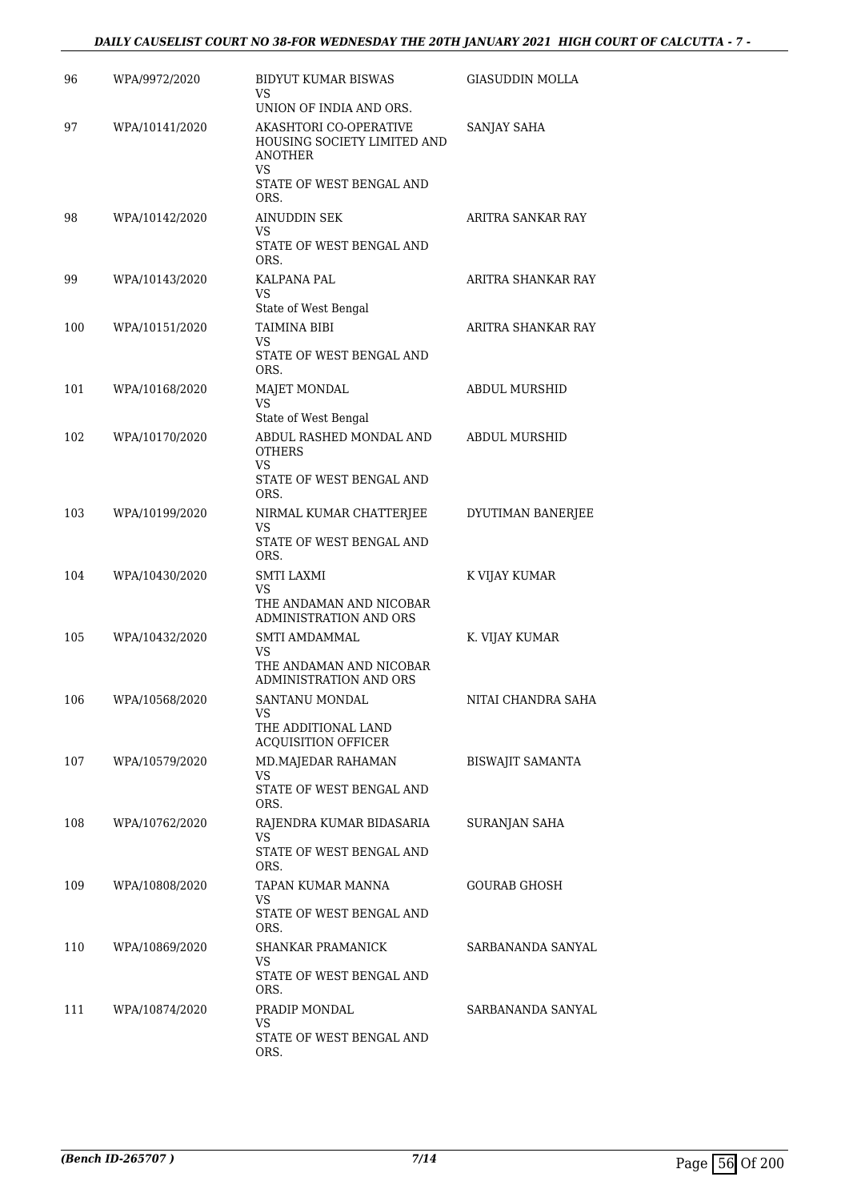| | | | |
|---|---|---|---|
| 96 | WPA/9972/2020 | BIDYUT KUMAR BISWAS<br>VS<br>UNION OF INDIA AND ORS. | GIASUDDIN MOLLA |
| 97 | WPA/10141/2020 | AKASHTORI CO-OPERATIVE HOUSING SOCIETY LIMITED AND ANOTHER<br>VS<br>STATE OF WEST BENGAL AND ORS. | SANJAY SAHA |
| 98 | WPA/10142/2020 | AINUDDIN SEK<br>VS<br>STATE OF WEST BENGAL AND ORS. | ARITRA SANKAR RAY |
| 99 | WPA/10143/2020 | KALPANA PAL<br>VS<br>State of West Bengal | ARITRA SHANKAR RAY |
| 100 | WPA/10151/2020 | TAIMINA BIBI<br>VS<br>STATE OF WEST BENGAL AND ORS. | ARITRA SHANKAR RAY |
| 101 | WPA/10168/2020 | MAJET MONDAL<br>VS<br>State of West Bengal | ABDUL MURSHID |
| 102 | WPA/10170/2020 | ABDUL RASHED MONDAL AND OTHERS<br>VS<br>STATE OF WEST BENGAL AND ORS. | ABDUL MURSHID |
| 103 | WPA/10199/2020 | NIRMAL KUMAR CHATTERJEE<br>VS<br>STATE OF WEST BENGAL AND ORS. | DYUTIMAN BANERJEE |
| 104 | WPA/10430/2020 | SMTI LAXMI<br>VS<br>THE ANDAMAN AND NICOBAR ADMINISTRATION AND ORS | K VIJAY KUMAR |
| 105 | WPA/10432/2020 | SMTI AMDAMMAL<br>VS<br>THE ANDAMAN AND NICOBAR ADMINISTRATION AND ORS | K. VIJAY KUMAR |
| 106 | WPA/10568/2020 | SANTANU MONDAL<br>VS<br>THE ADDITIONAL LAND ACQUISITION OFFICER | NITAI CHANDRA SAHA |
| 107 | WPA/10579/2020 | MD.MAJEDAR RAHAMAN<br>VS<br>STATE OF WEST BENGAL AND ORS. | BISWAJIT SAMANTA |
| 108 | WPA/10762/2020 | RAJENDRA KUMAR BIDASARIA<br>VS<br>STATE OF WEST BENGAL AND ORS. | SURANJAN SAHA |
| 109 | WPA/10808/2020 | TAPAN KUMAR MANNA<br>VS<br>STATE OF WEST BENGAL AND ORS. | GOURAB GHOSH |
| 110 | WPA/10869/2020 | SHANKAR PRAMANICK<br>VS<br>STATE OF WEST BENGAL AND ORS. | SARBANANDA SANYAL |
| 111 | WPA/10874/2020 | PRADIP MONDAL<br>VS<br>STATE OF WEST BENGAL AND ORS. | SARBANANDA SANYAL |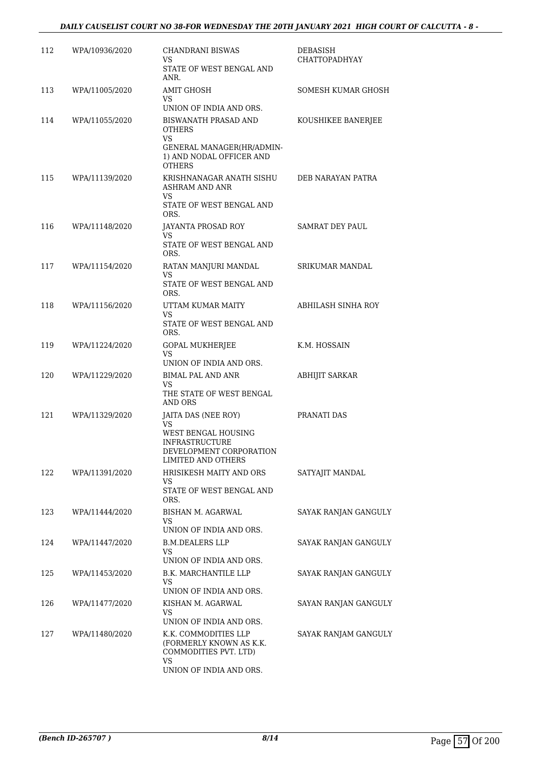| 112 | WPA/10936/2020 | CHANDRANI BISWAS<br>VS<br>STATE OF WEST BENGAL AND ANR. | DEBASISH CHATTOPADHYAY |
|---|---|---|---|
| 113 | WPA/11005/2020 | AMIT GHOSH<br>VS<br>UNION OF INDIA AND ORS. | SOMESH KUMAR GHOSH |
| 114 | WPA/11055/2020 | BISWANATH PRASAD AND OTHERS<br>VS<br>GENERAL MANAGER(HR/ADMIN-1) AND NODAL OFFICER AND OTHERS | KOUSHIKEE BANERJEE |
| 115 | WPA/11139/2020 | KRISHNANAGAR ANATH SISHU ASHRAM AND ANR<br>VS<br>STATE OF WEST BENGAL AND ORS. | DEB NARAYAN PATRA |
| 116 | WPA/11148/2020 | JAYANTA PROSAD ROY<br>VS<br>STATE OF WEST BENGAL AND ORS. | SAMRAT DEY PAUL |
| 117 | WPA/11154/2020 | RATAN MANJURI MANDAL<br>VS<br>STATE OF WEST BENGAL AND ORS. | SRIKUMAR MANDAL |
| 118 | WPA/11156/2020 | UTTAM KUMAR MAITY<br>VS<br>STATE OF WEST BENGAL AND ORS. | ABHILASH SINHA ROY |
| 119 | WPA/11224/2020 | GOPAL MUKHERJEE<br>VS<br>UNION OF INDIA AND ORS. | K.M. HOSSAIN |
| 120 | WPA/11229/2020 | BIMAL PAL AND ANR<br>VS<br>THE STATE OF WEST BENGAL AND ORS | ABHIJIT SARKAR |
| 121 | WPA/11329/2020 | JAITA DAS (NEE ROY)<br>VS<br>WEST BENGAL HOUSING INFRASTRUCTURE DEVELOPMENT CORPORATION LIMITED AND OTHERS | PRANATI DAS |
| 122 | WPA/11391/2020 | HRISIKESH MAITY AND ORS<br>VS<br>STATE OF WEST BENGAL AND ORS. | SATYAJIT MANDAL |
| 123 | WPA/11444/2020 | BISHAN M. AGARWAL<br>VS<br>UNION OF INDIA AND ORS. | SAYAK RANJAN GANGULY |
| 124 | WPA/11447/2020 | B.M.DEALERS LLP<br>VS<br>UNION OF INDIA AND ORS. | SAYAK RANJAN GANGULY |
| 125 | WPA/11453/2020 | B.K. MARCHANTILE LLP<br>VS<br>UNION OF INDIA AND ORS. | SAYAK RANJAN GANGULY |
| 126 | WPA/11477/2020 | KISHAN M. AGARWAL<br>VS<br>UNION OF INDIA AND ORS. | SAYAN RANJAN GANGULY |
| 127 | WPA/11480/2020 | K.K. COMMODITIES LLP (FORMERLY KNOWN AS K.K. COMMODITIES PVT. LTD)<br>VS<br>UNION OF INDIA AND ORS. | SAYAK RANJAM GANGULY |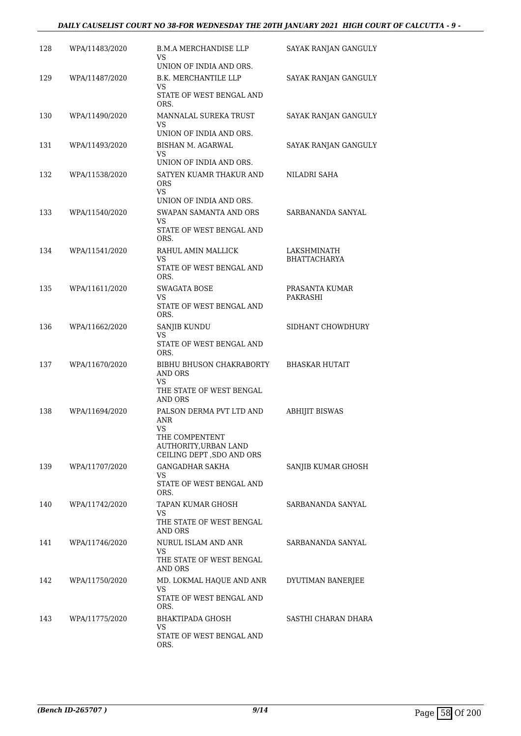| 128 | WPA/11483/2020 | B.M.A MERCHANDISE LLP<br>VS<br>UNION OF INDIA AND ORS. | SAYAK RANJAN GANGULY |
|---|---|---|---|
| 129 | WPA/11487/2020 | B.K. MERCHANTILE LLP<br>VS<br>STATE OF WEST BENGAL AND ORS. | SAYAK RANJAN GANGULY |
| 130 | WPA/11490/2020 | MANNALAL SUREKA TRUST<br>VS<br>UNION OF INDIA AND ORS. | SAYAK RANJAN GANGULY |
| 131 | WPA/11493/2020 | BISHAN M. AGARWAL<br>VS<br>UNION OF INDIA AND ORS. | SAYAK RANJAN GANGULY |
| 132 | WPA/11538/2020 | SATYEN KUAMR THAKUR AND ORS<br>VS<br>UNION OF INDIA AND ORS. | NILADRI SAHA |
| 133 | WPA/11540/2020 | SWAPAN SAMANTA AND ORS<br>VS<br>STATE OF WEST BENGAL AND ORS. | SARBANANDA SANYAL |
| 134 | WPA/11541/2020 | RAHUL AMIN MALLICK<br>VS<br>STATE OF WEST BENGAL AND ORS. | LAKSHMINATH BHATTACHARYA |
| 135 | WPA/11611/2020 | SWAGATA BOSE<br>VS<br>STATE OF WEST BENGAL AND ORS. | PRASANTA KUMAR PAKRASHI |
| 136 | WPA/11662/2020 | SANJIB KUNDU<br>VS<br>STATE OF WEST BENGAL AND ORS. | SIDHANT CHOWDHURY |
| 137 | WPA/11670/2020 | BIBHU BHUSON CHAKRABORTY AND ORS<br>VS<br>THE STATE OF WEST BENGAL AND ORS | BHASKAR HUTAIT |
| 138 | WPA/11694/2020 | PALSON DERMA PVT LTD AND ANR<br>VS<br>THE COMPENTENT AUTHORITY,URBAN LAND CEILING DEPT ,SDO AND ORS | ABHIJIT BISWAS |
| 139 | WPA/11707/2020 | GANGADHAR SAKHA<br>VS<br>STATE OF WEST BENGAL AND ORS. | SANJIB KUMAR GHOSH |
| 140 | WPA/11742/2020 | TAPAN KUMAR GHOSH<br>VS<br>THE STATE OF WEST BENGAL AND ORS | SARBANANDA SANYAL |
| 141 | WPA/11746/2020 | NURUL ISLAM AND ANR<br>VS<br>THE STATE OF WEST BENGAL AND ORS | SARBANANDA SANYAL |
| 142 | WPA/11750/2020 | MD. LOKMAL HAQUE AND ANR<br>VS<br>STATE OF WEST BENGAL AND ORS. | DYUTIMAN BANERJEE |
| 143 | WPA/11775/2020 | BHAKTIPADA GHOSH<br>VS<br>STATE OF WEST BENGAL AND ORS. | SASTHI CHARAN DHARA |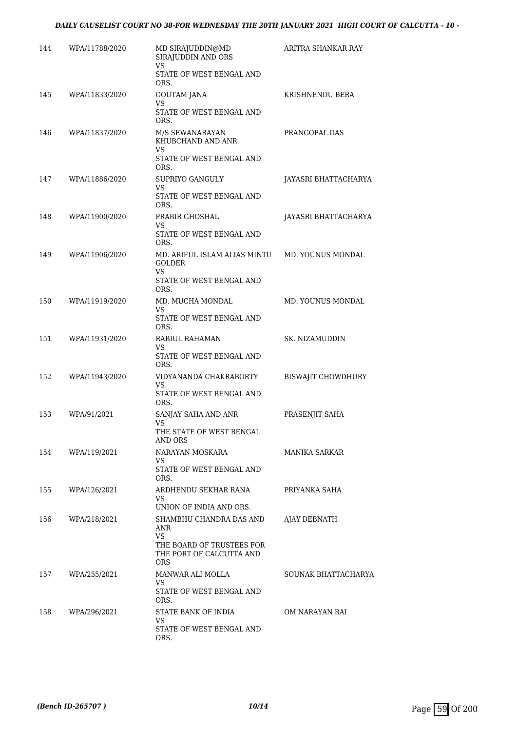| | | | |
|---|---|---|---|
| 144 | WPA/11788/2020 | MD SIRAJUDDIN@MD SIRAJUDDIN AND ORS<br>VS<br>STATE OF WEST BENGAL AND ORS. | ARITRA SHANKAR RAY |
| 145 | WPA/11833/2020 | GOUTAM JANA<br>VS<br>STATE OF WEST BENGAL AND ORS. | KRISHNENDU BERA |
| 146 | WPA/11837/2020 | M/S SEWANARAYAN KHUBCHAND AND ANR<br>VS<br>STATE OF WEST BENGAL AND ORS. | PRANGOPAL DAS |
| 147 | WPA/11886/2020 | SUPRIYO GANGULY<br>VS<br>STATE OF WEST BENGAL AND ORS. | JAYASRI BHATTACHARYA |
| 148 | WPA/11900/2020 | PRABIR GHOSHAL<br>VS<br>STATE OF WEST BENGAL AND ORS. | JAYASRI BHATTACHARYA |
| 149 | WPA/11906/2020 | MD. ARIFUL ISLAM ALIAS MINTU GOLDER<br>VS<br>STATE OF WEST BENGAL AND ORS. | MD. YOUNUS MONDAL |
| 150 | WPA/11919/2020 | MD. MUCHA MONDAL<br>VS<br>STATE OF WEST BENGAL AND ORS. | MD. YOUNUS MONDAL |
| 151 | WPA/11931/2020 | RABIUL RAHAMAN<br>VS<br>STATE OF WEST BENGAL AND ORS. | SK. NIZAMUDDIN |
| 152 | WPA/11943/2020 | VIDYANANDA CHAKRABORTY<br>VS<br>STATE OF WEST BENGAL AND ORS. | BISWAJIT CHOWDHURY |
| 153 | WPA/91/2021 | SANJAY SAHA AND ANR<br>VS<br>THE STATE OF WEST BENGAL AND ORS | PRASENJIT SAHA |
| 154 | WPA/119/2021 | NARAYAN MOSKARA<br>VS<br>STATE OF WEST BENGAL AND ORS. | MANIKA SARKAR |
| 155 | WPA/126/2021 | ARDHENDU SEKHAR RANA<br>VS<br>UNION OF INDIA AND ORS. | PRIYANKA SAHA |
| 156 | WPA/218/2021 | SHAMBHU CHANDRA DAS AND ANR<br>VS<br>THE BOARD OF TRUSTEES FOR THE PORT OF CALCUTTA AND ORS | AJAY DEBNATH |
| 157 | WPA/255/2021 | MANWAR ALI MOLLA<br>VS<br>STATE OF WEST BENGAL AND ORS. | SOUNAK BHATTACHARYA |
| 158 | WPA/296/2021 | STATE BANK OF INDIA<br>VS<br>STATE OF WEST BENGAL AND ORS. | OM NARAYAN RAI |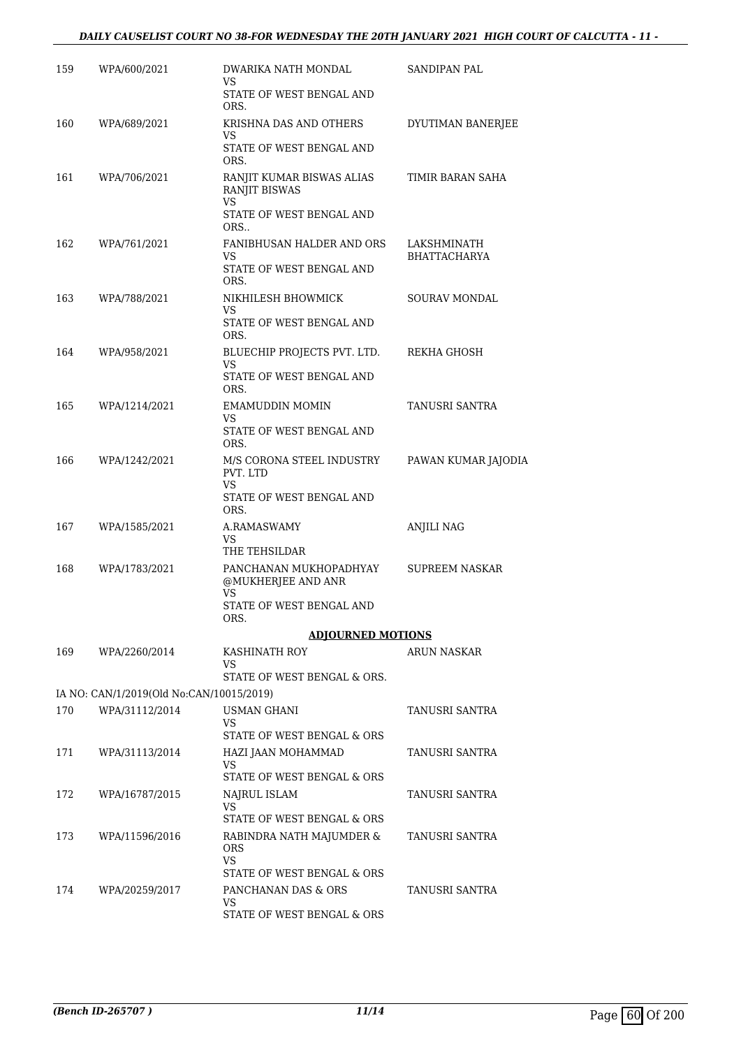| | | | |
|---|---|---|---|
| 159 | WPA/600/2021 | DWARIKA NATH MONDAL<br>VS<br>STATE OF WEST BENGAL AND ORS. | SANDIPAN PAL |
| 160 | WPA/689/2021 | KRISHNA DAS AND OTHERS<br>VS<br>STATE OF WEST BENGAL AND ORS. | DYUTIMAN BANERJEE |
| 161 | WPA/706/2021 | RANJIT KUMAR BISWAS ALIAS RANJIT BISWAS<br>VS<br>STATE OF WEST BENGAL AND ORS.. | TIMIR BARAN SAHA |
| 162 | WPA/761/2021 | FANIBHUSAN HALDER AND ORS<br>VS<br>STATE OF WEST BENGAL AND ORS. | LAKSHMINATH BHATTACHARYA |
| 163 | WPA/788/2021 | NIKHILESH BHOWMICK<br>VS<br>STATE OF WEST BENGAL AND ORS. | SOURAV MONDAL |
| 164 | WPA/958/2021 | BLUECHIP PROJECTS PVT. LTD.<br>VS<br>STATE OF WEST BENGAL AND ORS. | REKHA GHOSH |
| 165 | WPA/1214/2021 | EMAMUDDIN MOMIN<br>VS<br>STATE OF WEST BENGAL AND ORS. | TANUSRI SANTRA |
| 166 | WPA/1242/2021 | M/S CORONA STEEL INDUSTRY PVT. LTD<br>VS<br>STATE OF WEST BENGAL AND ORS. | PAWAN KUMAR JAJODIA |
| 167 | WPA/1585/2021 | A.RAMASWAMY<br>VS<br>THE TEHSILDAR | ANJILI NAG |
| 168 | WPA/1783/2021 | PANCHANAN MUKHOPADHYAY @MUKHERJEE AND ANR<br>VS<br>STATE OF WEST BENGAL AND ORS. | SUPREEM NASKAR |

**ADJOURNED MOTIONS**

| | | | |
|---|---|---|---|
| 169 | WPA/2260/2014 | KASHINATH ROY<br>VS<br>STATE OF WEST BENGAL & ORS. | ARUN NASKAR |
| | IA NO: CAN/1/2019(Old No:CAN/10015/2019) | | |
| 170 | WPA/31112/2014 | USMAN GHANI<br>VS<br>STATE OF WEST BENGAL & ORS | TANUSRI SANTRA |
| 171 | WPA/31113/2014 | HAZI JAAN MOHAMMAD<br>VS<br>STATE OF WEST BENGAL & ORS | TANUSRI SANTRA |
| 172 | WPA/16787/2015 | NAJRUL ISLAM<br>VS<br>STATE OF WEST BENGAL & ORS | TANUSRI SANTRA |
| 173 | WPA/11596/2016 | RABINDRA NATH MAJUMDER & ORS<br>VS<br>STATE OF WEST BENGAL & ORS | TANUSRI SANTRA |
| 174 | WPA/20259/2017 | PANCHANAN DAS & ORS<br>VS<br>STATE OF WEST BENGAL & ORS | TANUSRI SANTRA |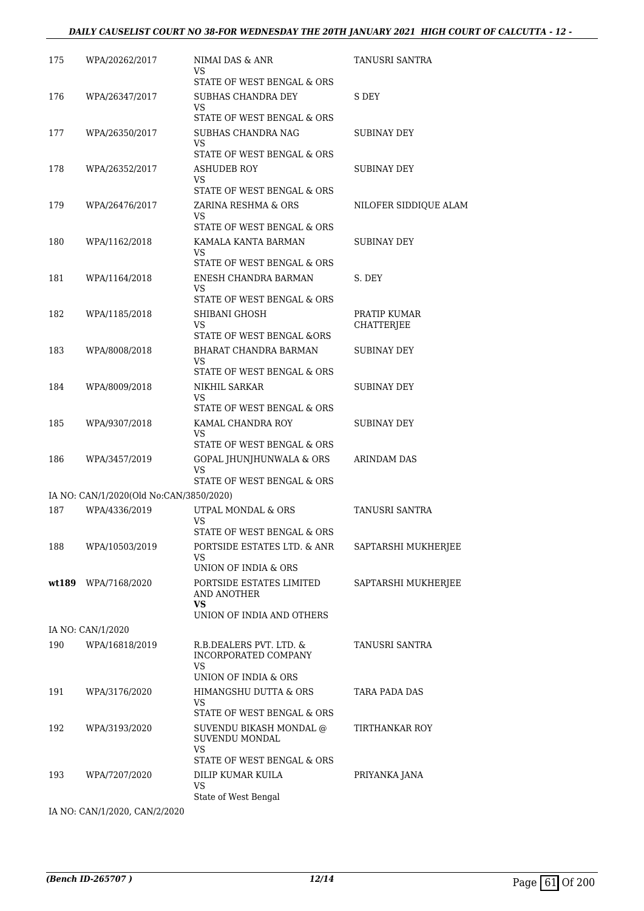| | | | |
|---|---|---|---|
| 175 | WPA/20262/2017 | NIMAI DAS & ANR<br>VS<br>STATE OF WEST BENGAL & ORS | TANUSRI SANTRA |
| 176 | WPA/26347/2017 | SUBHAS CHANDRA DEY<br>VS<br>STATE OF WEST BENGAL & ORS | S DEY |
| 177 | WPA/26350/2017 | SUBHAS CHANDRA NAG<br>VS<br>STATE OF WEST BENGAL & ORS | SUBINAY DEY |
| 178 | WPA/26352/2017 | ASHUDEB ROY<br>VS<br>STATE OF WEST BENGAL & ORS | SUBINAY DEY |
| 179 | WPA/26476/2017 | ZARINA RESHMA & ORS<br>VS<br>STATE OF WEST BENGAL & ORS | NILOFER SIDDIQUE ALAM |
| 180 | WPA/1162/2018 | KAMALA KANTA BARMAN<br>VS<br>STATE OF WEST BENGAL & ORS | SUBINAY DEY |
| 181 | WPA/1164/2018 | ENESH CHANDRA BARMAN<br>VS<br>STATE OF WEST BENGAL & ORS | S. DEY |
| 182 | WPA/1185/2018 | SHIBANI GHOSH<br>VS<br>STATE OF WEST BENGAL &ORS | PRATIP KUMAR CHATTERJEE |
| 183 | WPA/8008/2018 | BHARAT CHANDRA BARMAN<br>VS<br>STATE OF WEST BENGAL & ORS | SUBINAY DEY |
| 184 | WPA/8009/2018 | NIKHIL SARKAR<br>VS<br>STATE OF WEST BENGAL & ORS | SUBINAY DEY |
| 185 | WPA/9307/2018 | KAMAL CHANDRA ROY<br>VS<br>STATE OF WEST BENGAL & ORS | SUBINAY DEY |
| 186 | WPA/3457/2019 | GOPAL JHUNJHUNWALA & ORS<br>VS<br>STATE OF WEST BENGAL & ORS | ARINDAM DAS |
| IA NO: CAN/1/2020(Old No:CAN/3850/2020) | | | |
| 187 | WPA/4336/2019 | UTPAL MONDAL & ORS<br>VS<br>STATE OF WEST BENGAL & ORS | TANUSRI SANTRA |
| 188 | WPA/10503/2019 | PORTSIDE ESTATES LTD. & ANR<br>VS<br>UNION OF INDIA & ORS | SAPTARSHI MUKHERJEE |
| **wt189** | WPA/7168/2020 | PORTSIDE ESTATES LIMITED AND ANOTHER<br>**VS**<br>UNION OF INDIA AND OTHERS | SAPTARSHI MUKHERJEE |
| IA NO: CAN/1/2020 | | | |
| 190 | WPA/16818/2019 | R.B.DEALERS PVT. LTD. & INCORPORATED COMPANY<br>VS<br>UNION OF INDIA & ORS | TANUSRI SANTRA |
| 191 | WPA/3176/2020 | HIMANGSHU DUTTA & ORS<br>VS<br>STATE OF WEST BENGAL & ORS | TARA PADA DAS |
| 192 | WPA/3193/2020 | SUVENDU BIKASH MONDAL @ SUVENDU MONDAL<br>VS<br>STATE OF WEST BENGAL & ORS | TIRTHANKAR ROY |
| 193 | WPA/7207/2020 | DILIP KUMAR KUILA<br>VS<br>State of West Bengal | PRIYANKA JANA |
| IA NO: CAN/1/2020, CAN/2/2020 | | | |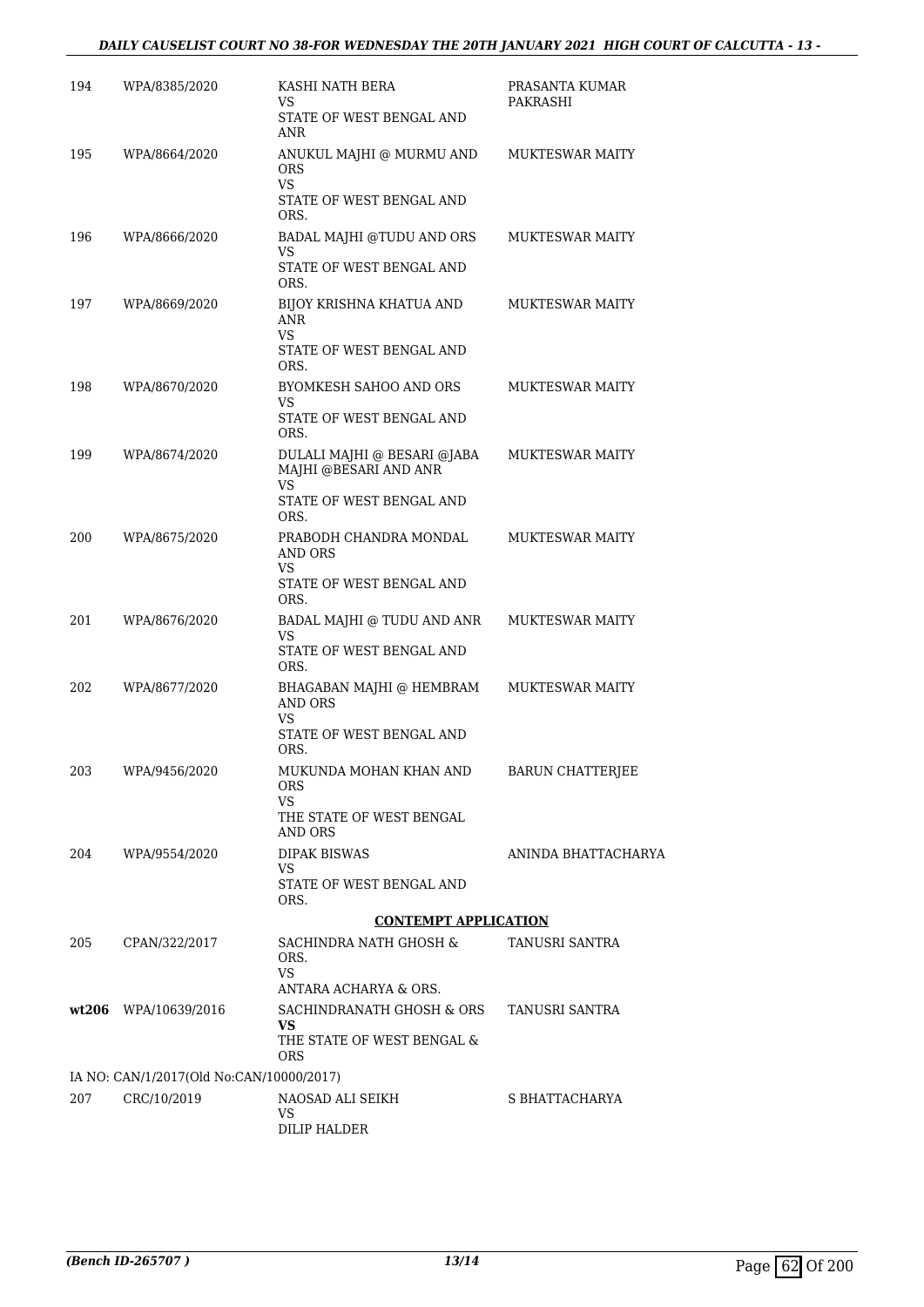| | | | |
|---|---|---|---|
| 194 | WPA/8385/2020 | KASHI NATH BERA<br>VS<br>STATE OF WEST BENGAL AND ANR | PRASANTA KUMAR PAKRASHI |
| 195 | WPA/8664/2020 | ANUKUL MAJHI @ MURMU AND ORS<br>VS<br>STATE OF WEST BENGAL AND ORS. | MUKTESWAR MAITY |
| 196 | WPA/8666/2020 | BADAL MAJHI @TUDU AND ORS<br>VS<br>STATE OF WEST BENGAL AND ORS. | MUKTESWAR MAITY |
| 197 | WPA/8669/2020 | BIJOY KRISHNA KHATUA AND ANR<br>VS<br>STATE OF WEST BENGAL AND ORS. | MUKTESWAR MAITY |
| 198 | WPA/8670/2020 | BYOMKESH SAHOO AND ORS<br>VS<br>STATE OF WEST BENGAL AND ORS. | MUKTESWAR MAITY |
| 199 | WPA/8674/2020 | DULALI MAJHI @ BESARI @JABA MAJHI @BESARI AND ANR<br>VS<br>STATE OF WEST BENGAL AND ORS. | MUKTESWAR MAITY |
| 200 | WPA/8675/2020 | PRABODH CHANDRA MONDAL AND ORS<br>VS<br>STATE OF WEST BENGAL AND ORS. | MUKTESWAR MAITY |
| 201 | WPA/8676/2020 | BADAL MAJHI @ TUDU AND ANR<br>VS<br>STATE OF WEST BENGAL AND ORS. | MUKTESWAR MAITY |
| 202 | WPA/8677/2020 | BHAGABAN MAJHI @ HEMBRAM AND ORS<br>VS<br>STATE OF WEST BENGAL AND ORS. | MUKTESWAR MAITY |
| 203 | WPA/9456/2020 | MUKUNDA MOHAN KHAN AND ORS<br>VS<br>THE STATE OF WEST BENGAL AND ORS | BARUN CHATTERJEE |
| 204 | WPA/9554/2020 | DIPAK BISWAS<br>VS<br>STATE OF WEST BENGAL AND ORS. | ANINDA BHATTACHARYA |

**CONTEMPT APPLICATION**

| | | | |
|---|---|---|---|
| 205 | CPAN/322/2017 | SACHINDRA NATH GHOSH & ORS.<br>VS<br>ANTARA ACHARYA & ORS. | TANUSRI SANTRA |
| **wt206** | WPA/10639/2016 | SACHINDRANATH GHOSH & ORS<br>**VS**<br>THE STATE OF WEST BENGAL & ORS | TANUSRI SANTRA |

IA NO: CAN/1/2017(Old No:CAN/10000/2017)

| | | | |
|---|---|---|---|
| 207 | CRC/10/2019 | NAOSAD ALI SEIKH<br>VS<br>DILIP HALDER | S BHATTACHARYA |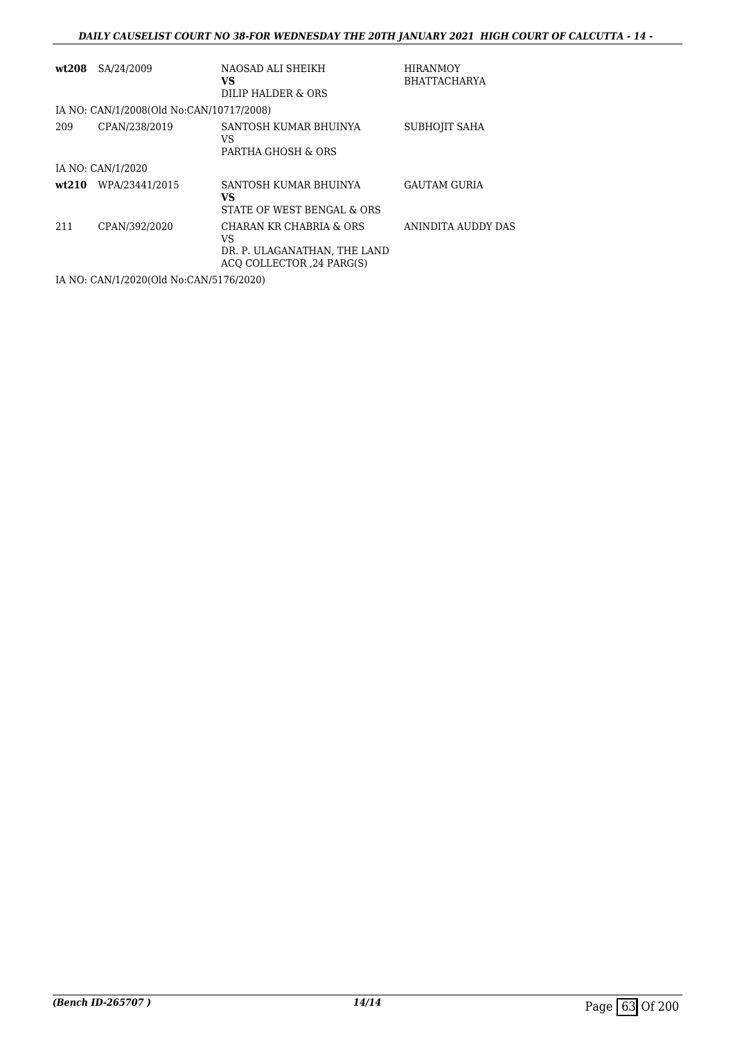| | | | |
|---|---|---|---|
| **wt208** | SA/24/2009 | NAOSAD ALI SHEIKH<br>**VS**<br>DILIP HALDER & ORS | HIRANMOY BHATTACHARYA |
| IA NO: CAN/1/2008(Old No:CAN/10717/2008) | | | |
| 209 | CPAN/238/2019 | SANTOSH KUMAR BHUINYA<br>VS<br>PARTHA GHOSH & ORS | SUBHOJIT SAHA |
| IA NO: CAN/1/2020 | | | |
| **wt210** | WPA/23441/2015 | SANTOSH KUMAR BHUINYA<br>**VS**<br>STATE OF WEST BENGAL & ORS | GAUTAM GURIA |
| 211 | CPAN/392/2020 | CHARAN KR CHABRIA & ORS<br>VS<br>DR. P. ULAGANATHAN, THE LAND ACQ COLLECTOR ,24 PARG(S) | ANINDITA AUDDY DAS |
| IA NO: CAN/1/2020(Old No:CAN/5176/2020) | | | |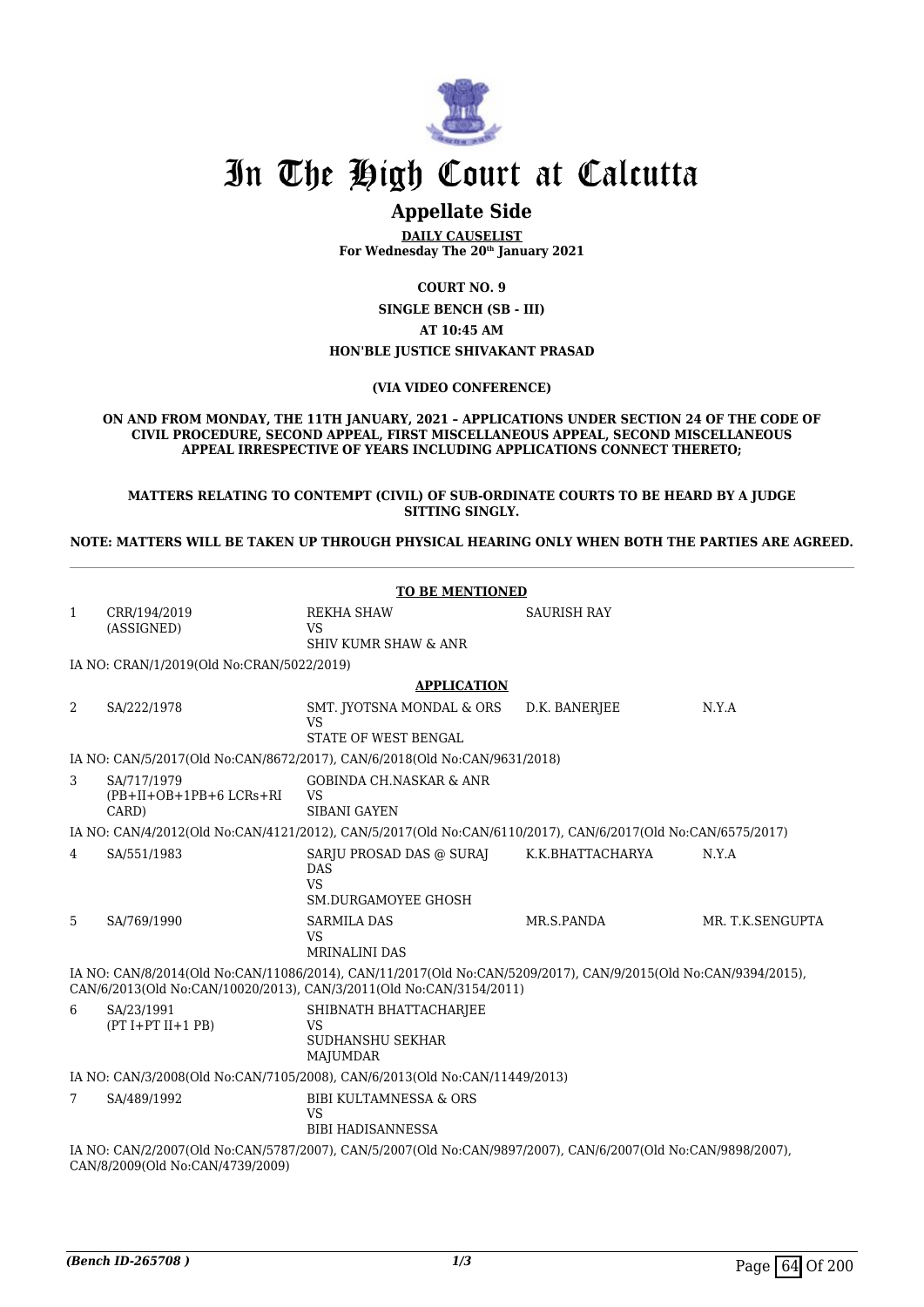# In The High Court at Calcutta

## Appellate Side

**DAILY CAUSELIST**
**For Wednesday The 20th January 2021**

**COURT NO. 9**
**SINGLE BENCH (SB - III)**
**AT 10:45 AM**
**HON'BLE JUSTICE SHIVAKANT PRASAD**

**(VIA VIDEO CONFERENCE)**

**ON AND FROM MONDAY, THE 11TH JANUARY, 2021 – APPLICATIONS UNDER SECTION 24 OF THE CODE OF CIVIL PROCEDURE, SECOND APPEAL, FIRST MISCELLANEOUS APPEAL, SECOND MISCELLANEOUS APPEAL IRRESPECTIVE OF YEARS INCLUDING APPLICATIONS CONNECT THERETO;**

**MATTERS RELATING TO CONTEMPT (CIVIL) OF SUB-ORDINATE COURTS TO BE HEARD BY A JUDGE SITTING SINGLY.**

**NOTE: MATTERS WILL BE TAKEN UP THROUGH PHYSICAL HEARING ONLY WHEN BOTH THE PARTIES ARE AGREED.**

**TO BE MENTIONED**

| | | | | |
|---|---|---|---|---|
| 1 | CRR/194/2019 (ASSIGNED) | REKHA SHAW VS SHIV KUMR SHAW & ANR | SAURISH RAY | |

IA NO: CRAN/1/2019(Old No:CRAN/5022/2019)

**APPLICATION**

| | | | | |
|---|---|---|---|---|
| 2 | SA/222/1978 | SMT. JYOTSNA MONDAL & ORS VS STATE OF WEST BENGAL | D.K. BANERJEE | N.Y.A |

IA NO: CAN/5/2017(Old No:CAN/8672/2017), CAN/6/2018(Old No:CAN/9631/2018)

| | | | | |
|---|---|---|---|---|
| 3 | SA/717/1979 (PB+II+OB+1PB+6 LCRs+RI CARD) | GOBINDA CH.NASKAR & ANR VS SIBANI GAYEN | | |

IA NO: CAN/4/2012(Old No:CAN/4121/2012), CAN/5/2017(Old No:CAN/6110/2017), CAN/6/2017(Old No:CAN/6575/2017)

| | | | | |
|---|---|---|---|---|
| 4 | SA/551/1983 | SARJU PROSAD DAS @ SURAJ DAS VS SM.DURGAMOYEE GHOSH | K.K.BHATTACHARYA | N.Y.A |
| 5 | SA/769/1990 | SARMILA DAS VS MRINALINI DAS | MR.S.PANDA | MR. T.K.SENGUPTA |

IA NO: CAN/8/2014(Old No:CAN/11086/2014), CAN/11/2017(Old No:CAN/5209/2017), CAN/9/2015(Old No:CAN/9394/2015), CAN/6/2013(Old No:CAN/10020/2013), CAN/3/2011(Old No:CAN/3154/2011)

| | | | | |
|---|---|---|---|---|
| 6 | SA/23/1991 (PT I+PT II+1 PB) | SHIBNATH BHATTACHARJEE VS SUDHANSHU SEKHAR MAJUMDAR | | |

IA NO: CAN/3/2008(Old No:CAN/7105/2008), CAN/6/2013(Old No:CAN/11449/2013)

| | | | | |
|---|---|---|---|---|
| 7 | SA/489/1992 | BIBI KULTAMNESSA & ORS VS BIBI HADISANNESSA | | |

IA NO: CAN/2/2007(Old No:CAN/5787/2007), CAN/5/2007(Old No:CAN/9897/2007), CAN/6/2007(Old No:CAN/9898/2007), CAN/8/2009(Old No:CAN/4739/2009)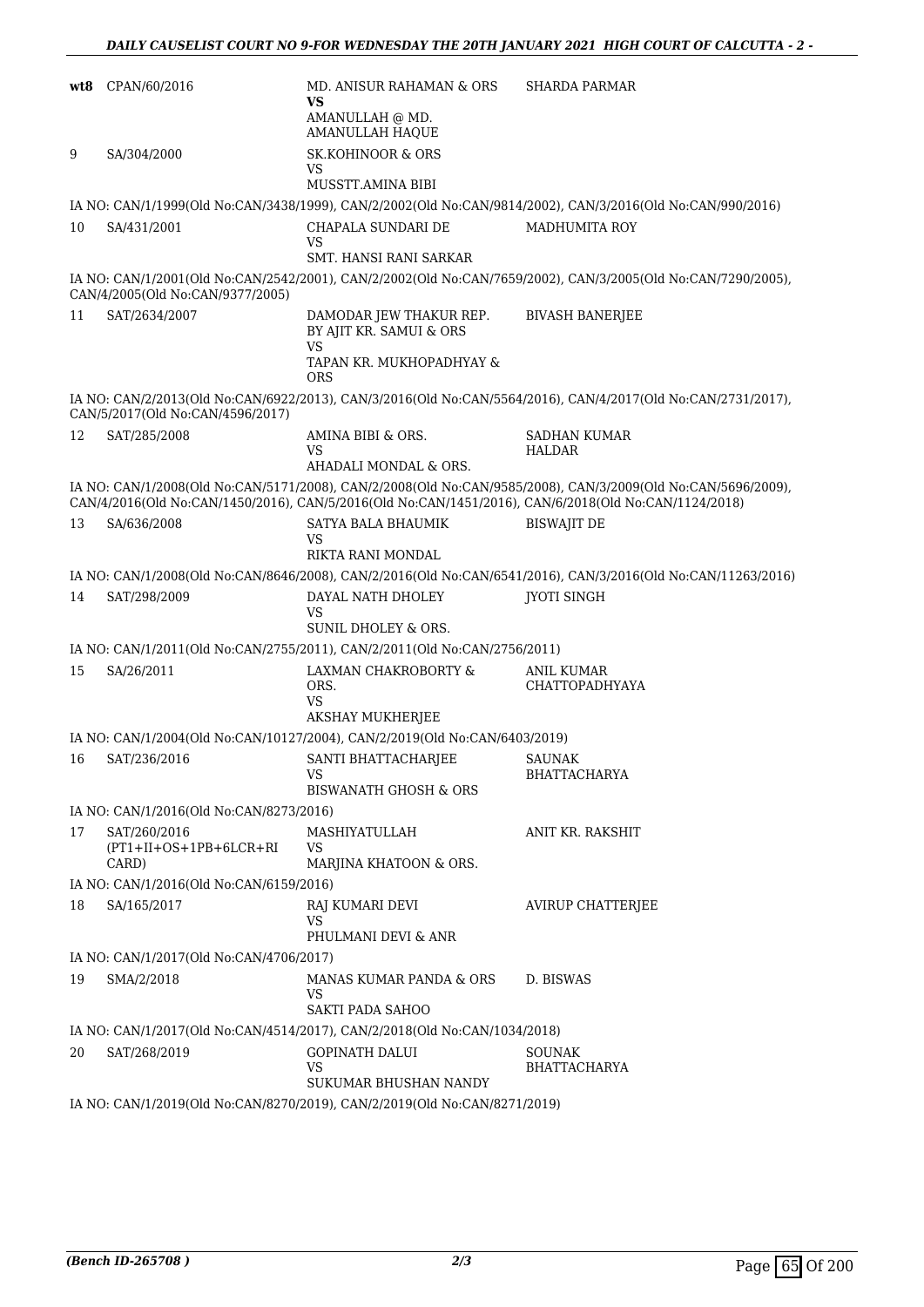| | | | |
|---|---|---|---|
| **wt8** | CPAN/60/2016 | MD. ANISUR RAHAMAN & ORS **VS** AMANULLAH @ MD. AMANULLAH HAQUE | SHARDA PARMAR |
| 9 | SA/304/2000 | SK.KOHINOOR & ORS VS MUSSTT.AMINA BIBI | |

IA NO: CAN/1/1999(Old No:CAN/3438/1999), CAN/2/2002(Old No:CAN/9814/2002), CAN/3/2016(Old No:CAN/990/2016)

| | | | |
|---|---|---|---|
| 10 | SA/431/2001 | CHAPALA SUNDARI DE VS SMT. HANSI RANI SARKAR | MADHUMITA ROY |

IA NO: CAN/1/2001(Old No:CAN/2542/2001), CAN/2/2002(Old No:CAN/7659/2002), CAN/3/2005(Old No:CAN/7290/2005), CAN/4/2005(Old No:CAN/9377/2005)

| | | | |
|---|---|---|---|
| 11 | SAT/2634/2007 | DAMODAR JEW THAKUR REP. BY AJIT KR. SAMUI & ORS VS TAPAN KR. MUKHOPADHYAY & ORS | BIVASH BANERJEE |

IA NO: CAN/2/2013(Old No:CAN/6922/2013), CAN/3/2016(Old No:CAN/5564/2016), CAN/4/2017(Old No:CAN/2731/2017), CAN/5/2017(Old No:CAN/4596/2017)

| | | | |
|---|---|---|---|
| 12 | SAT/285/2008 | AMINA BIBI & ORS. VS AHADALI MONDAL & ORS. | SADHAN KUMAR HALDAR |

IA NO: CAN/1/2008(Old No:CAN/5171/2008), CAN/2/2008(Old No:CAN/9585/2008), CAN/3/2009(Old No:CAN/5696/2009), CAN/4/2016(Old No:CAN/1450/2016), CAN/5/2016(Old No:CAN/1451/2016), CAN/6/2018(Old No:CAN/1124/2018)

| | | | |
|---|---|---|---|
| 13 | SA/636/2008 | SATYA BALA BHAUMIK VS RIKTA RANI MONDAL | BISWAJIT DE |

IA NO: CAN/1/2008(Old No:CAN/8646/2008), CAN/2/2016(Old No:CAN/6541/2016), CAN/3/2016(Old No:CAN/11263/2016)

| | | | |
|---|---|---|---|
| 14 | SAT/298/2009 | DAYAL NATH DHOLEY VS SUNIL DHOLEY & ORS. | JYOTI SINGH |

IA NO: CAN/1/2011(Old No:CAN/2755/2011), CAN/2/2011(Old No:CAN/2756/2011)

| | | | |
|---|---|---|---|
| 15 | SA/26/2011 | LAXMAN CHAKROBORTY & ORS. VS AKSHAY MUKHERJEE | ANIL KUMAR CHATTOPADHYAYA |

IA NO: CAN/1/2004(Old No:CAN/10127/2004), CAN/2/2019(Old No:CAN/6403/2019)

| | | | |
|---|---|---|---|
| 16 | SAT/236/2016 | SANTI BHATTACHARJEE VS BISWANATH GHOSH & ORS | SAUNAK BHATTACHARYA |

IA NO: CAN/1/2016(Old No:CAN/8273/2016)

| | | | |
|---|---|---|---|
| 17 | SAT/260/2016 (PT1+II+OS+1PB+6LCR+RI CARD) | MASHIYATULLAH VS MARJINA KHATOON & ORS. | ANIT KR. RAKSHIT |

IA NO: CAN/1/2016(Old No:CAN/6159/2016)

| | | | |
|---|---|---|---|
| 18 | SA/165/2017 | RAJ KUMARI DEVI VS PHULMANI DEVI & ANR | AVIRUP CHATTERJEE |

IA NO: CAN/1/2017(Old No:CAN/4706/2017)

| | | | |
|---|---|---|---|
| 19 | SMA/2/2018 | MANAS KUMAR PANDA & ORS VS SAKTI PADA SAHOO | D. BISWAS |

IA NO: CAN/1/2017(Old No:CAN/4514/2017), CAN/2/2018(Old No:CAN/1034/2018)

| | | | |
|---|---|---|---|
| 20 | SAT/268/2019 | GOPINATH DALUI VS SUKUMAR BHUSHAN NANDY | SOUNAK BHATTACHARYA |

IA NO: CAN/1/2019(Old No:CAN/8270/2019), CAN/2/2019(Old No:CAN/8271/2019)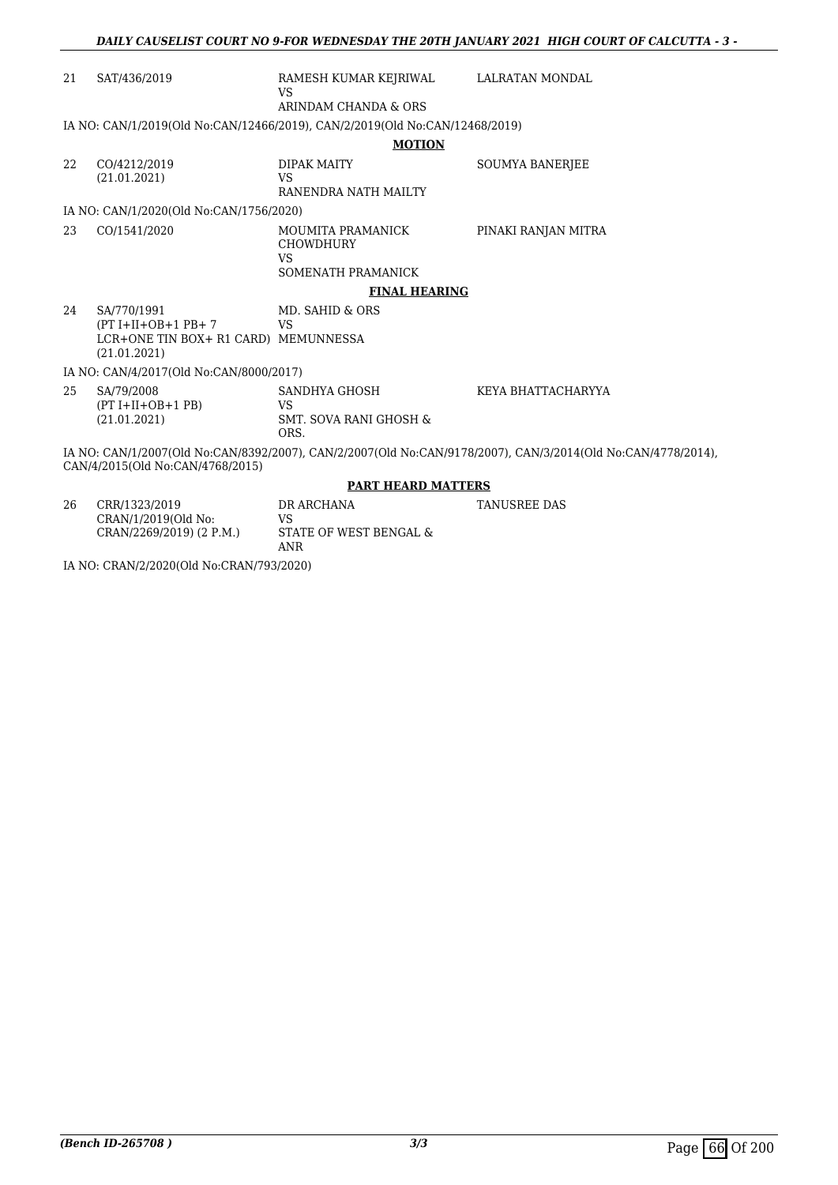| | | | |
|---|---|---|---|
| 21 | SAT/436/2019 | RAMESH KUMAR KEJRIWAL<br>VS<br>ARINDAM CHANDA & ORS | LALRATAN MONDAL |

IA NO: CAN/1/2019(Old No:CAN/12466/2019), CAN/2/2019(Old No:CAN/12468/2019)

**MOTION**

| | | | |
|---|---|---|---|
| 22 | CO/4212/2019<br>(21.01.2021) | DIPAK MAITY<br>VS<br>RANENDRA NATH MAILTY | SOUMYA BANERJEE |

IA NO: CAN/1/2020(Old No:CAN/1756/2020)

| | | | |
|---|---|---|---|
| 23 | CO/1541/2020 | MOUMITA PRAMANICK CHOWDHURY<br>VS<br>SOMENATH PRAMANICK | PINAKI RANJAN MITRA |

**FINAL HEARING**

| | | | |
|---|---|---|---|
| 24 | SA/770/1991<br>(PT I+II+OB+1 PB+ 7 LCR+ONE TIN BOX+ R1 CARD)<br>(21.01.2021) | MD. SAHID & ORS<br>VS<br>MEMUNNESSA | |

IA NO: CAN/4/2017(Old No:CAN/8000/2017)

| | | | |
|---|---|---|---|
| 25 | SA/79/2008<br>(PT I+II+OB+1 PB)<br>(21.01.2021) | SANDHYA GHOSH<br>VS<br>SMT. SOVA RANI GHOSH & ORS. | KEYA BHATTACHARYYA |

IA NO: CAN/1/2007(Old No:CAN/8392/2007), CAN/2/2007(Old No:CAN/9178/2007), CAN/3/2014(Old No:CAN/4778/2014), CAN/4/2015(Old No:CAN/4768/2015)

**PART HEARD MATTERS**

| | | | |
|---|---|---|---|
| 26 | CRR/1323/2019<br>CRAN/1/2019(Old No: CRAN/2269/2019) (2 P.M.) | DR ARCHANA<br>VS<br>STATE OF WEST BENGAL & ANR | TANUSREE DAS |

IA NO: CRAN/2/2020(Old No:CRAN/793/2020)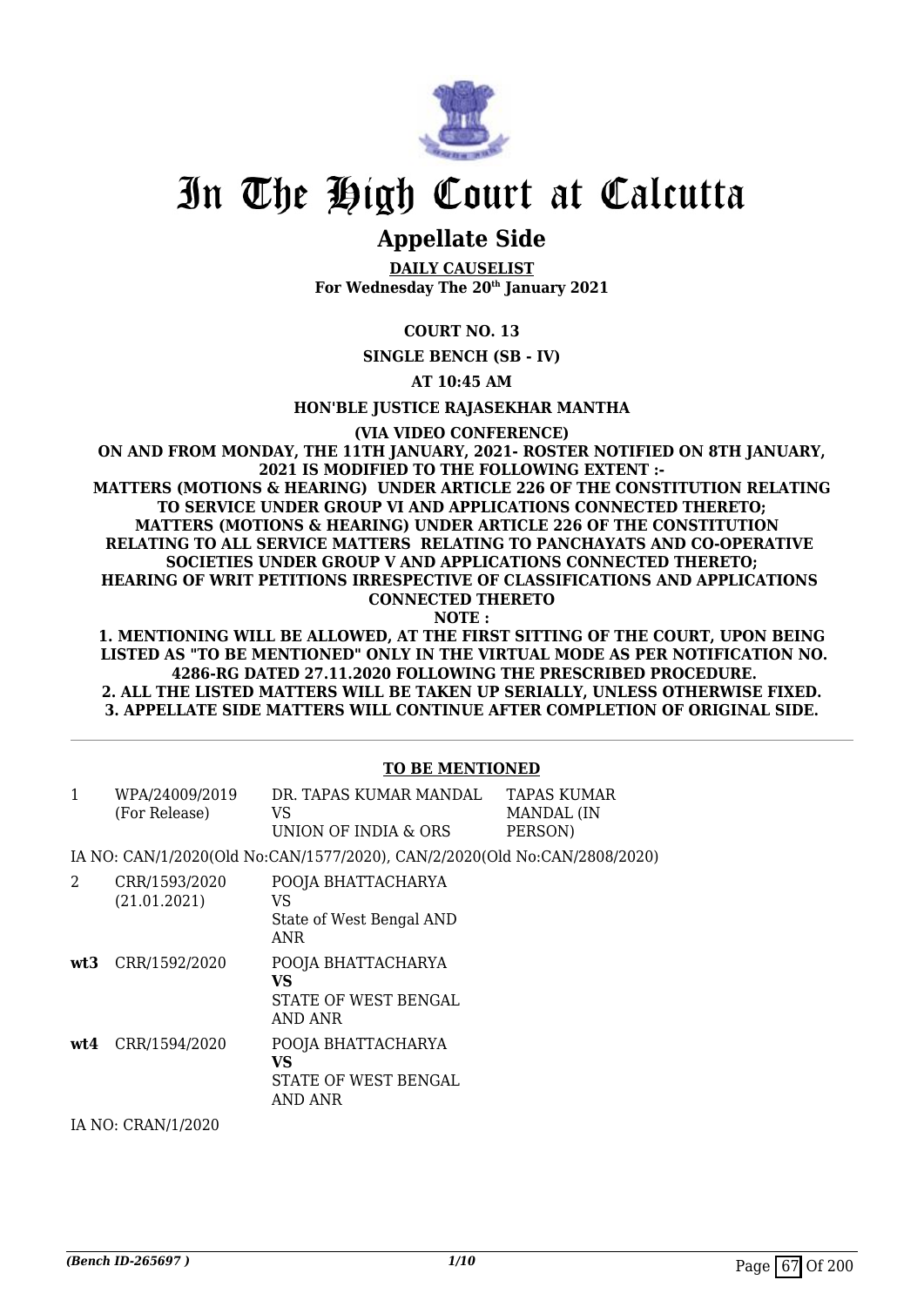# In The High Court at Calcutta

## Appellate Side

**DAILY CAUSELIST**
**For Wednesday The 20th January 2021**

**COURT NO. 13**

**SINGLE BENCH (SB - IV)**

**AT 10:45 AM**

**HON'BLE JUSTICE RAJASEKHAR MANTHA**

**(VIA VIDEO CONFERENCE)**

**ON AND FROM MONDAY, THE 11TH JANUARY, 2021- ROSTER NOTIFIED ON 8TH JANUARY, 2021 IS MODIFIED TO THE FOLLOWING EXTENT :-**
**MATTERS (MOTIONS & HEARING) UNDER ARTICLE 226 OF THE CONSTITUTION RELATING TO SERVICE UNDER GROUP VI AND APPLICATIONS CONNECTED THERETO;**
**MATTERS (MOTIONS & HEARING) UNDER ARTICLE 226 OF THE CONSTITUTION RELATING TO ALL SERVICE MATTERS RELATING TO PANCHAYATS AND CO-OPERATIVE SOCIETIES UNDER GROUP V AND APPLICATIONS CONNECTED THERETO;**
**HEARING OF WRIT PETITIONS IRRESPECTIVE OF CLASSIFICATIONS AND APPLICATIONS CONNECTED THERETO**
**NOTE :**
**1. MENTIONING WILL BE ALLOWED, AT THE FIRST SITTING OF THE COURT, UPON BEING LISTED AS "TO BE MENTIONED" ONLY IN THE VIRTUAL MODE AS PER NOTIFICATION NO. 4286-RG DATED 27.11.2020 FOLLOWING THE PRESCRIBED PROCEDURE.**
**2. ALL THE LISTED MATTERS WILL BE TAKEN UP SERIALLY, UNLESS OTHERWISE FIXED.**
**3. APPELLATE SIDE MATTERS WILL CONTINUE AFTER COMPLETION OF ORIGINAL SIDE.**

**TO BE MENTIONED**

| | | | |
|---|---|---|---|
| 1 | WPA/24009/2019 (For Release) | DR. TAPAS KUMAR MANDAL VS UNION OF INDIA & ORS | TAPAS KUMAR MANDAL (IN PERSON) |
| | IA NO: CAN/1/2020(Old No:CAN/1577/2020), CAN/2/2020(Old No:CAN/2808/2020) | | |
| 2 | CRR/1593/2020 (21.01.2021) | POOJA BHATTACHARYA VS State of West Bengal AND ANR | |
| **wt3** | CRR/1592/2020 | POOJA BHATTACHARYA **VS** STATE OF WEST BENGAL AND ANR | |
| **wt4** | CRR/1594/2020 | POOJA BHATTACHARYA **VS** STATE OF WEST BENGAL AND ANR | |
| | IA NO: CRAN/1/2020 | | |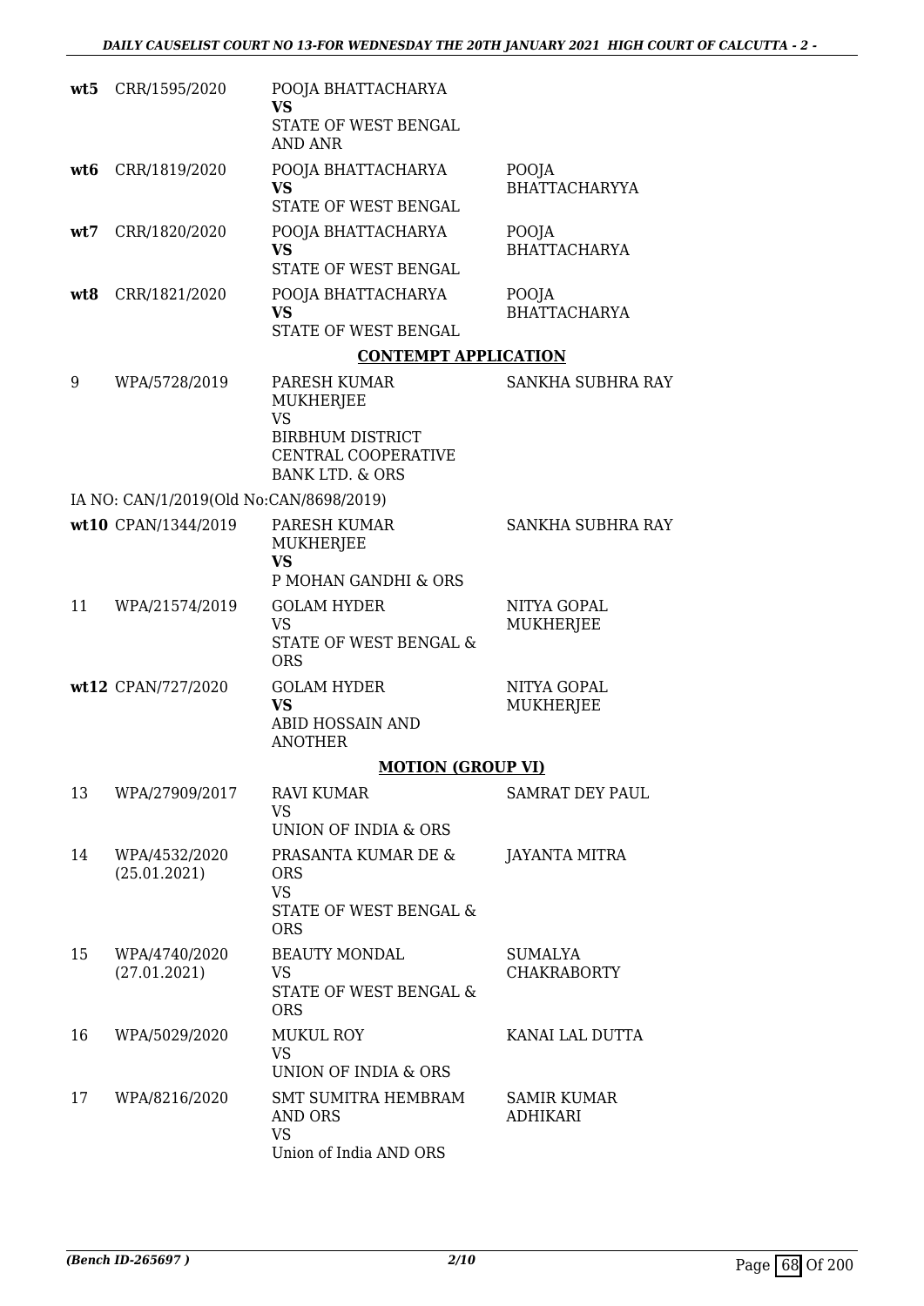| | | | |
|---|---|---|---|
| **wt5** | CRR/1595/2020 | POOJA BHATTACHARYA **VS** STATE OF WEST BENGAL AND ANR | |
| **wt6** | CRR/1819/2020 | POOJA BHATTACHARYA **VS** STATE OF WEST BENGAL | POOJA BHATTACHARYYA |
| **wt7** | CRR/1820/2020 | POOJA BHATTACHARYA **VS** STATE OF WEST BENGAL | POOJA BHATTACHARYA |
| **wt8** | CRR/1821/2020 | POOJA BHATTACHARYA **VS** STATE OF WEST BENGAL | POOJA BHATTACHARYA |

**CONTEMPT APPLICATION**

| | | | |
|---|---|---|---|
| 9 | WPA/5728/2019 | PARESH KUMAR MUKHERJEE VS BIRBHUM DISTRICT CENTRAL COOPERATIVE BANK LTD. & ORS | SANKHA SUBHRA RAY |
| | IA NO: CAN/1/2019(Old No:CAN/8698/2019) | | |
| **wt10** | CPAN/1344/2019 | PARESH KUMAR MUKHERJEE **VS** P MOHAN GANDHI & ORS | SANKHA SUBHRA RAY |
| 11 | WPA/21574/2019 | GOLAM HYDER VS STATE OF WEST BENGAL & ORS | NITYA GOPAL MUKHERJEE |
| **wt12** | CPAN/727/2020 | GOLAM HYDER **VS** ABID HOSSAIN AND ANOTHER | NITYA GOPAL MUKHERJEE |

**MOTION (GROUP VI)**

| | | | |
|---|---|---|---|
| 13 | WPA/27909/2017 | RAVI KUMAR VS UNION OF INDIA & ORS | SAMRAT DEY PAUL |
| 14 | WPA/4532/2020 (25.01.2021) | PRASANTA KUMAR DE & ORS VS STATE OF WEST BENGAL & ORS | JAYANTA MITRA |
| 15 | WPA/4740/2020 (27.01.2021) | BEAUTY MONDAL VS STATE OF WEST BENGAL & ORS | SUMALYA CHAKRABORTY |
| 16 | WPA/5029/2020 | MUKUL ROY VS UNION OF INDIA & ORS | KANAI LAL DUTTA |
| 17 | WPA/8216/2020 | SMT SUMITRA HEMBRAM AND ORS VS Union of India AND ORS | SAMIR KUMAR ADHIKARI |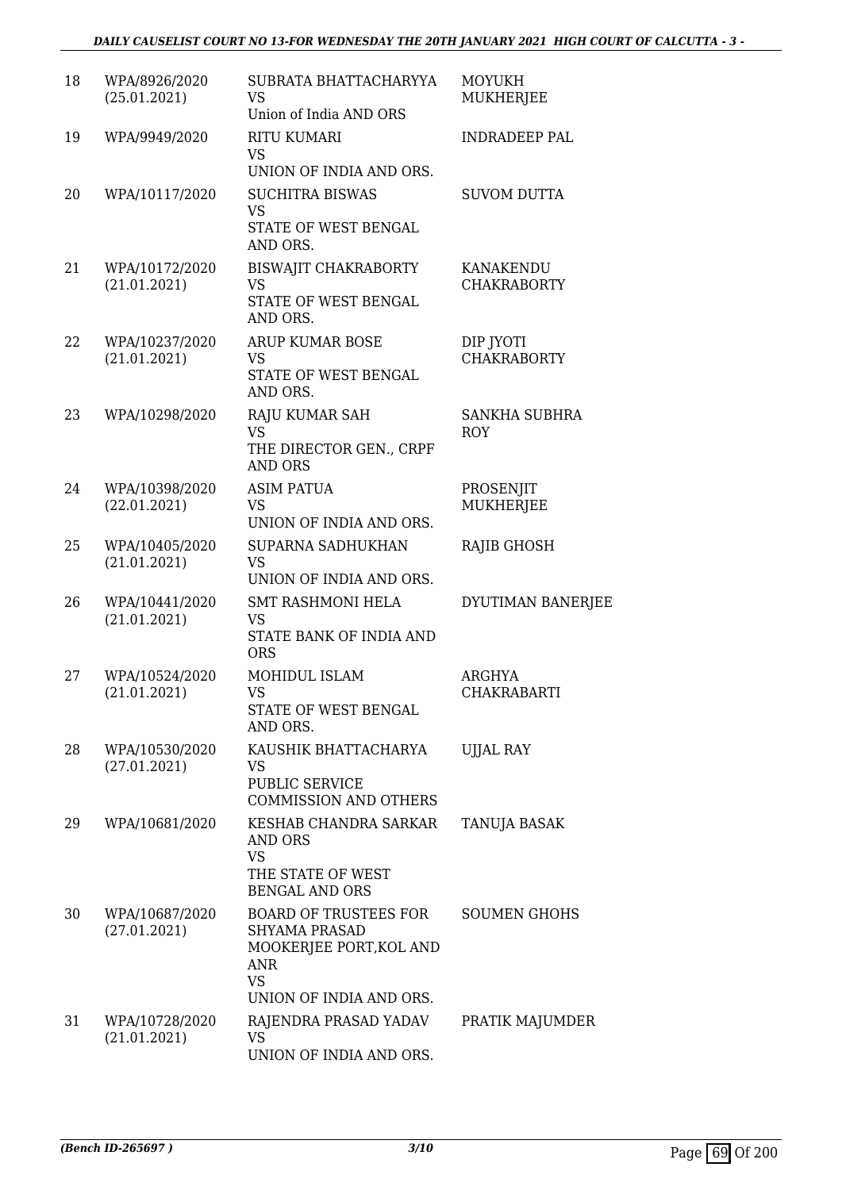| 18 | WPA/8926/2020 (25.01.2021) | SUBRATA BHATTACHARYYA VS Union of India AND ORS | MOYUKH MUKHERJEE |
|---|---|---|---|
| 19 | WPA/9949/2020 | RITU KUMARI VS UNION OF INDIA AND ORS. | INDRADEEP PAL |
| 20 | WPA/10117/2020 | SUCHITRA BISWAS VS STATE OF WEST BENGAL AND ORS. | SUVOM DUTTA |
| 21 | WPA/10172/2020 (21.01.2021) | BISWAJIT CHAKRABORTY VS STATE OF WEST BENGAL AND ORS. | KANAKENDU CHAKRABORTY |
| 22 | WPA/10237/2020 (21.01.2021) | ARUP KUMAR BOSE VS STATE OF WEST BENGAL AND ORS. | DIP JYOTI CHAKRABORTY |
| 23 | WPA/10298/2020 | RAJU KUMAR SAH VS THE DIRECTOR GEN., CRPF AND ORS | SANKHA SUBHRA ROY |
| 24 | WPA/10398/2020 (22.01.2021) | ASIM PATUA VS UNION OF INDIA AND ORS. | PROSENJIT MUKHERJEE |
| 25 | WPA/10405/2020 (21.01.2021) | SUPARNA SADHUKHAN VS UNION OF INDIA AND ORS. | RAJIB GHOSH |
| 26 | WPA/10441/2020 (21.01.2021) | SMT RASHMONI HELA VS STATE BANK OF INDIA AND ORS | DYUTIMAN BANERJEE |
| 27 | WPA/10524/2020 (21.01.2021) | MOHIDUL ISLAM VS STATE OF WEST BENGAL AND ORS. | ARGHYA CHAKRABARTI |
| 28 | WPA/10530/2020 (27.01.2021) | KAUSHIK BHATTACHARYA VS PUBLIC SERVICE COMMISSION AND OTHERS | UJJAL RAY |
| 29 | WPA/10681/2020 | KESHAB CHANDRA SARKAR AND ORS VS THE STATE OF WEST BENGAL AND ORS | TANUJA BASAK |
| 30 | WPA/10687/2020 (27.01.2021) | BOARD OF TRUSTEES FOR SHYAMA PRASAD MOOKERJEE PORT,KOL AND ANR VS UNION OF INDIA AND ORS. | SOUMEN GHOHS |
| 31 | WPA/10728/2020 (21.01.2021) | RAJENDRA PRASAD YADAV VS UNION OF INDIA AND ORS. | PRATIK MAJUMDER |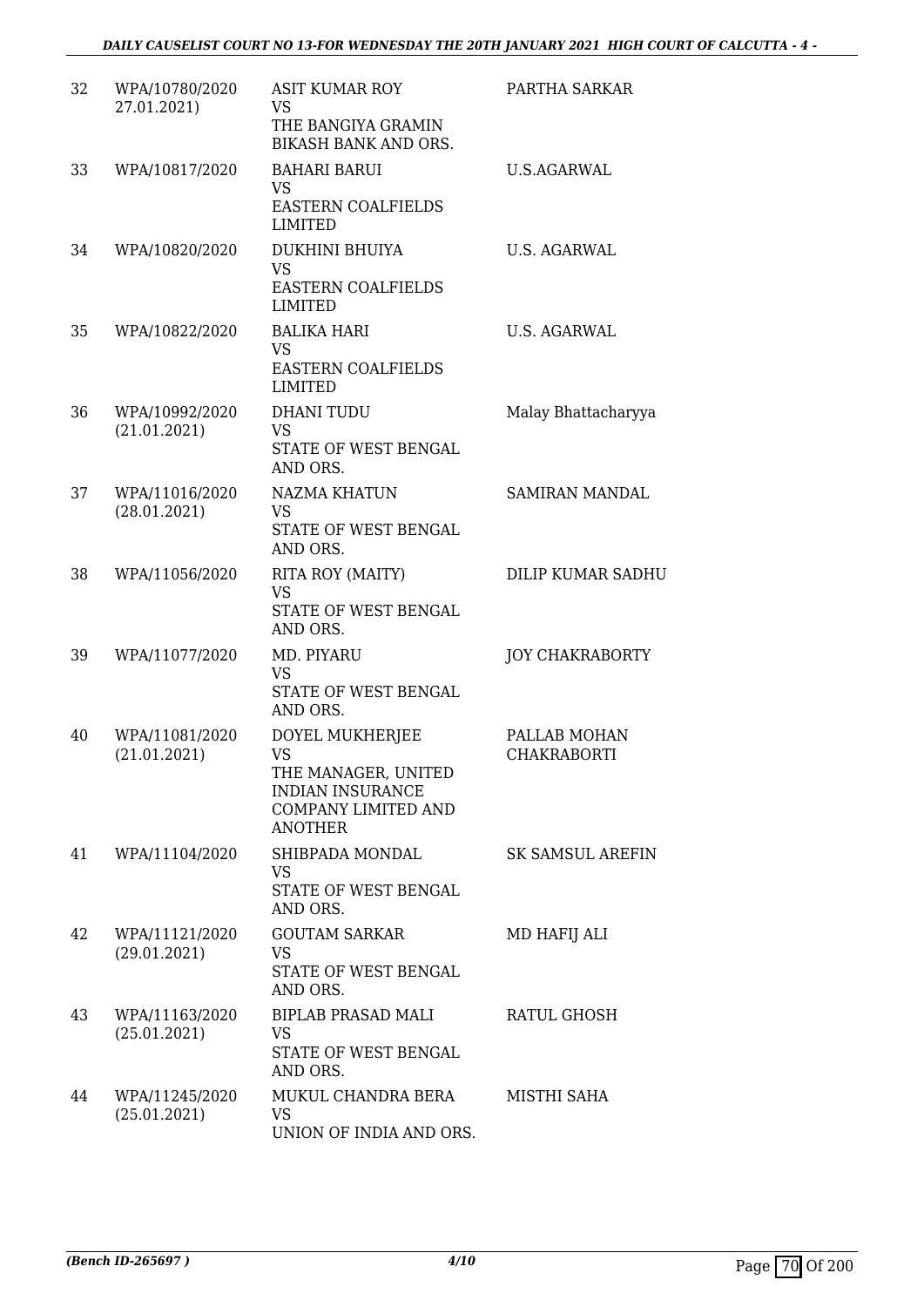| 32 | WPA/10780/2020 27.01.2021) | ASIT KUMAR ROY VS THE BANGIYA GRAMIN BIKASH BANK AND ORS. | PARTHA SARKAR |
|---|---|---|---|
| 33 | WPA/10817/2020 | BAHARI BARUI VS EASTERN COALFIELDS LIMITED | U.S.AGARWAL |
| 34 | WPA/10820/2020 | DUKHINI BHUIYA VS EASTERN COALFIELDS LIMITED | U.S. AGARWAL |
| 35 | WPA/10822/2020 | BALIKA HARI VS EASTERN COALFIELDS LIMITED | U.S. AGARWAL |
| 36 | WPA/10992/2020 (21.01.2021) | DHANI TUDU VS STATE OF WEST BENGAL AND ORS. | Malay Bhattacharyya |
| 37 | WPA/11016/2020 (28.01.2021) | NAZMA KHATUN VS STATE OF WEST BENGAL AND ORS. | SAMIRAN MANDAL |
| 38 | WPA/11056/2020 | RITA ROY (MAITY) VS STATE OF WEST BENGAL AND ORS. | DILIP KUMAR SADHU |
| 39 | WPA/11077/2020 | MD. PIYARU VS STATE OF WEST BENGAL AND ORS. | JOY CHAKRABORTY |
| 40 | WPA/11081/2020 (21.01.2021) | DOYEL MUKHERJEE VS THE MANAGER, UNITED INDIAN INSURANCE COMPANY LIMITED AND ANOTHER | PALLAB MOHAN CHAKRABORTI |
| 41 | WPA/11104/2020 | SHIBPADA MONDAL VS STATE OF WEST BENGAL AND ORS. | SK SAMSUL AREFIN |
| 42 | WPA/11121/2020 (29.01.2021) | GOUTAM SARKAR VS STATE OF WEST BENGAL AND ORS. | MD HAFIJ ALI |
| 43 | WPA/11163/2020 (25.01.2021) | BIPLAB PRASAD MALI VS STATE OF WEST BENGAL AND ORS. | RATUL GHOSH |
| 44 | WPA/11245/2020 (25.01.2021) | MUKUL CHANDRA BERA VS UNION OF INDIA AND ORS. | MISTHI SAHA |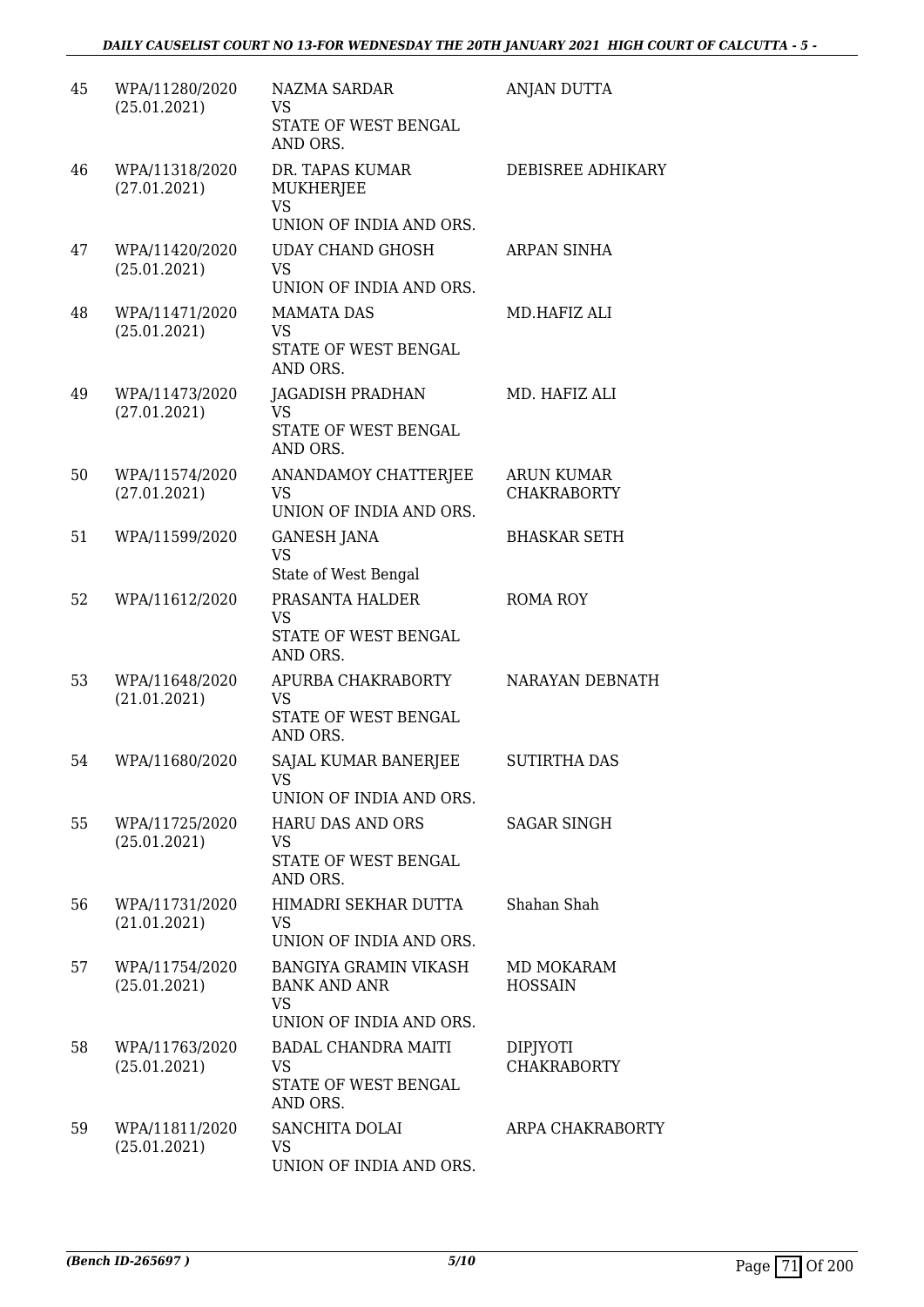| | | | |
|---|---|---|---|
| 45 | WPA/11280/2020 (25.01.2021) | NAZMA SARDAR VS STATE OF WEST BENGAL AND ORS. | ANJAN DUTTA |
| 46 | WPA/11318/2020 (27.01.2021) | DR. TAPAS KUMAR MUKHERJEE VS UNION OF INDIA AND ORS. | DEBISREE ADHIKARY |
| 47 | WPA/11420/2020 (25.01.2021) | UDAY CHAND GHOSH VS UNION OF INDIA AND ORS. | ARPAN SINHA |
| 48 | WPA/11471/2020 (25.01.2021) | MAMATA DAS VS STATE OF WEST BENGAL AND ORS. | MD.HAFIZ ALI |
| 49 | WPA/11473/2020 (27.01.2021) | JAGADISH PRADHAN VS STATE OF WEST BENGAL AND ORS. | MD. HAFIZ ALI |
| 50 | WPA/11574/2020 (27.01.2021) | ANANDAMOY CHATTERJEE VS UNION OF INDIA AND ORS. | ARUN KUMAR CHAKRABORTY |
| 51 | WPA/11599/2020 | GANESH JANA VS State of West Bengal | BHASKAR SETH |
| 52 | WPA/11612/2020 | PRASANTA HALDER VS STATE OF WEST BENGAL AND ORS. | ROMA ROY |
| 53 | WPA/11648/2020 (21.01.2021) | APURBA CHAKRABORTY VS STATE OF WEST BENGAL AND ORS. | NARAYAN DEBNATH |
| 54 | WPA/11680/2020 | SAJAL KUMAR BANERJEE VS UNION OF INDIA AND ORS. | SUTIRTHA DAS |
| 55 | WPA/11725/2020 (25.01.2021) | HARU DAS AND ORS VS STATE OF WEST BENGAL AND ORS. | SAGAR SINGH |
| 56 | WPA/11731/2020 (21.01.2021) | HIMADRI SEKHAR DUTTA VS UNION OF INDIA AND ORS. | Shahan Shah |
| 57 | WPA/11754/2020 (25.01.2021) | BANGIYA GRAMIN VIKASH BANK AND ANR VS UNION OF INDIA AND ORS. | MD MOKARAM HOSSAIN |
| 58 | WPA/11763/2020 (25.01.2021) | BADAL CHANDRA MAITI VS STATE OF WEST BENGAL AND ORS. | DIPJYOTI CHAKRABORTY |
| 59 | WPA/11811/2020 (25.01.2021) | SANCHITA DOLAI VS UNION OF INDIA AND ORS. | ARPA CHAKRABORTY |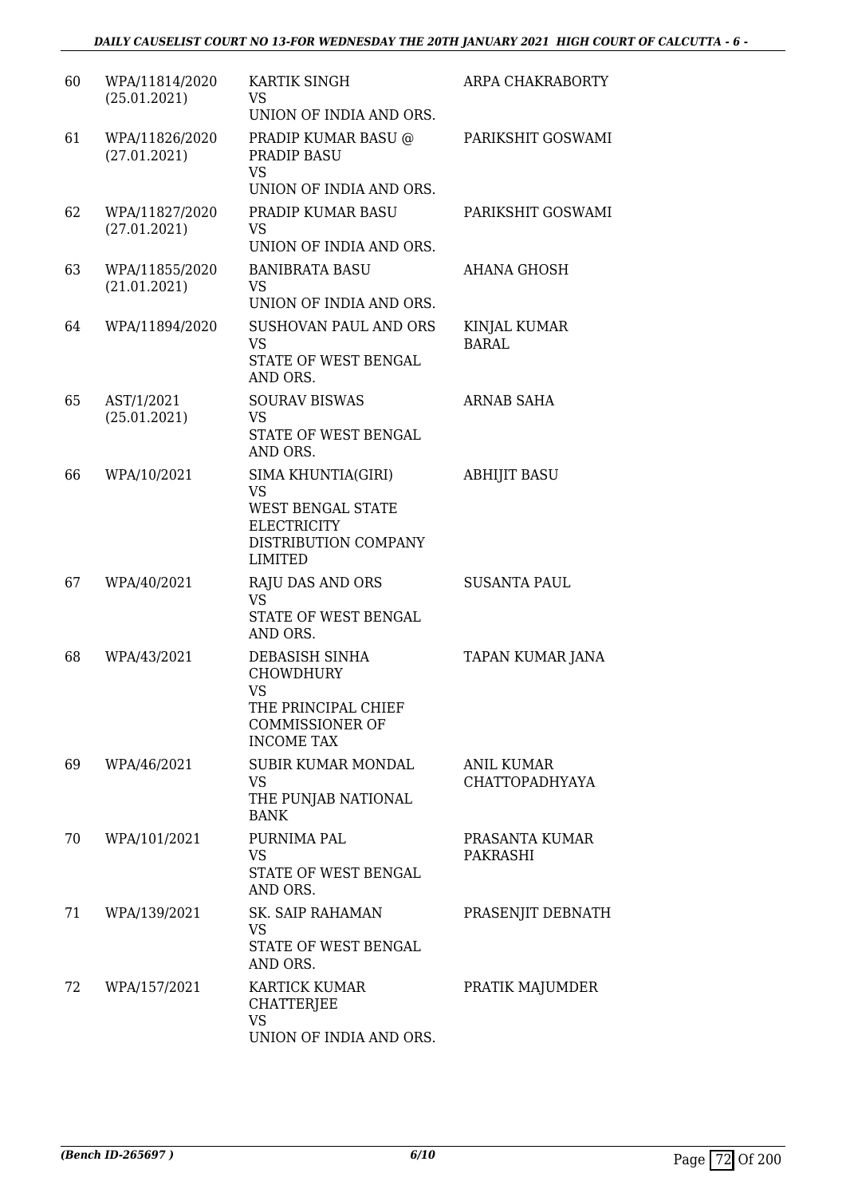| | | | |
|---|---|---|---|
| 60 | WPA/11814/2020 (25.01.2021) | KARTIK SINGH VS UNION OF INDIA AND ORS. | ARPA CHAKRABORTY |
| 61 | WPA/11826/2020 (27.01.2021) | PRADIP KUMAR BASU @ PRADIP BASU VS UNION OF INDIA AND ORS. | PARIKSHIT GOSWAMI |
| 62 | WPA/11827/2020 (27.01.2021) | PRADIP KUMAR BASU VS UNION OF INDIA AND ORS. | PARIKSHIT GOSWAMI |
| 63 | WPA/11855/2020 (21.01.2021) | BANIBRATA BASU VS UNION OF INDIA AND ORS. | AHANA GHOSH |
| 64 | WPA/11894/2020 | SUSHOVAN PAUL AND ORS VS STATE OF WEST BENGAL AND ORS. | KINJAL KUMAR BARAL |
| 65 | AST/1/2021 (25.01.2021) | SOURAV BISWAS VS STATE OF WEST BENGAL AND ORS. | ARNAB SAHA |
| 66 | WPA/10/2021 | SIMA KHUNTIA(GIRI) VS WEST BENGAL STATE ELECTRICITY DISTRIBUTION COMPANY LIMITED | ABHIJIT BASU |
| 67 | WPA/40/2021 | RAJU DAS AND ORS VS STATE OF WEST BENGAL AND ORS. | SUSANTA PAUL |
| 68 | WPA/43/2021 | DEBASISH SINHA CHOWDHURY VS THE PRINCIPAL CHIEF COMMISSIONER OF INCOME TAX | TAPAN KUMAR JANA |
| 69 | WPA/46/2021 | SUBIR KUMAR MONDAL VS THE PUNJAB NATIONAL BANK | ANIL KUMAR CHATTOPADHYAYA |
| 70 | WPA/101/2021 | PURNIMA PAL VS STATE OF WEST BENGAL AND ORS. | PRASANTA KUMAR PAKRASHI |
| 71 | WPA/139/2021 | SK. SAIP RAHAMAN VS STATE OF WEST BENGAL AND ORS. | PRASENJIT DEBNATH |
| 72 | WPA/157/2021 | KARTICK KUMAR CHATTERJEE VS UNION OF INDIA AND ORS. | PRATIK MAJUMDER |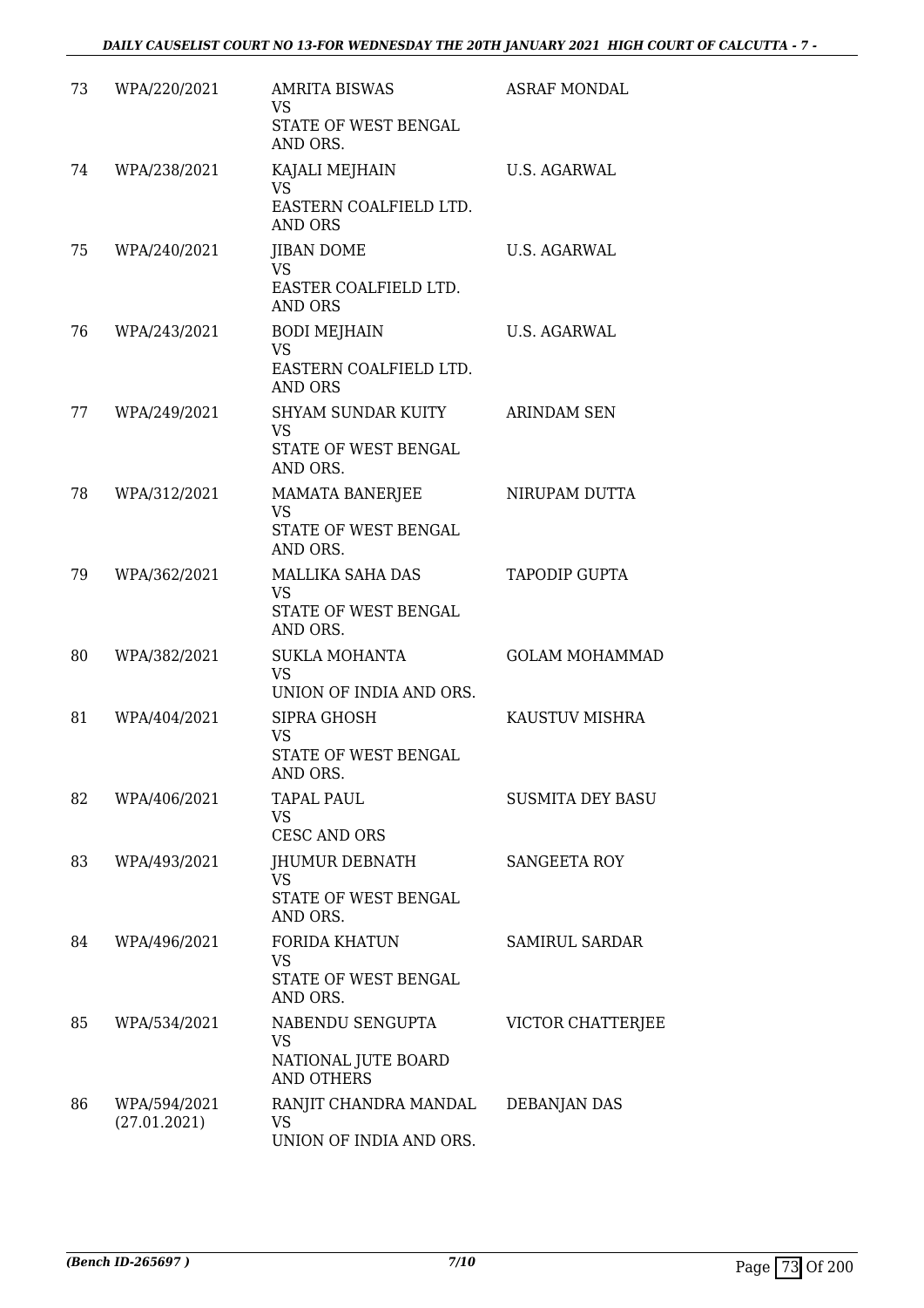| 73 | WPA/220/2021 | AMRITA BISWAS<br>VS<br>STATE OF WEST BENGAL AND ORS. | ASRAF MONDAL |
|---|---|---|---|
| 74 | WPA/238/2021 | KAJALI MEJHAIN<br>VS<br>EASTERN COALFIELD LTD. AND ORS | U.S. AGARWAL |
| 75 | WPA/240/2021 | JIBAN DOME<br>VS<br>EASTER COALFIELD LTD. AND ORS | U.S. AGARWAL |
| 76 | WPA/243/2021 | BODI MEJHAIN<br>VS<br>EASTERN COALFIELD LTD. AND ORS | U.S. AGARWAL |
| 77 | WPA/249/2021 | SHYAM SUNDAR KUITY<br>VS<br>STATE OF WEST BENGAL AND ORS. | ARINDAM SEN |
| 78 | WPA/312/2021 | MAMATA BANERJEE<br>VS<br>STATE OF WEST BENGAL AND ORS. | NIRUPAM DUTTA |
| 79 | WPA/362/2021 | MALLIKA SAHA DAS<br>VS<br>STATE OF WEST BENGAL AND ORS. | TAPODIP GUPTA |
| 80 | WPA/382/2021 | SUKLA MOHANTA<br>VS<br>UNION OF INDIA AND ORS. | GOLAM MOHAMMAD |
| 81 | WPA/404/2021 | SIPRA GHOSH<br>VS<br>STATE OF WEST BENGAL AND ORS. | KAUSTUV MISHRA |
| 82 | WPA/406/2021 | TAPAL PAUL<br>VS<br>CESC AND ORS | SUSMITA DEY BASU |
| 83 | WPA/493/2021 | JHUMUR DEBNATH<br>VS<br>STATE OF WEST BENGAL AND ORS. | SANGEETA ROY |
| 84 | WPA/496/2021 | FORIDA KHATUN<br>VS<br>STATE OF WEST BENGAL AND ORS. | SAMIRUL SARDAR |
| 85 | WPA/534/2021 | NABENDU SENGUPTA<br>VS<br>NATIONAL JUTE BOARD AND OTHERS | VICTOR CHATTERJEE |
| 86 | WPA/594/2021<br>(27.01.2021) | RANJIT CHANDRA MANDAL<br>VS<br>UNION OF INDIA AND ORS. | DEBANJAN DAS |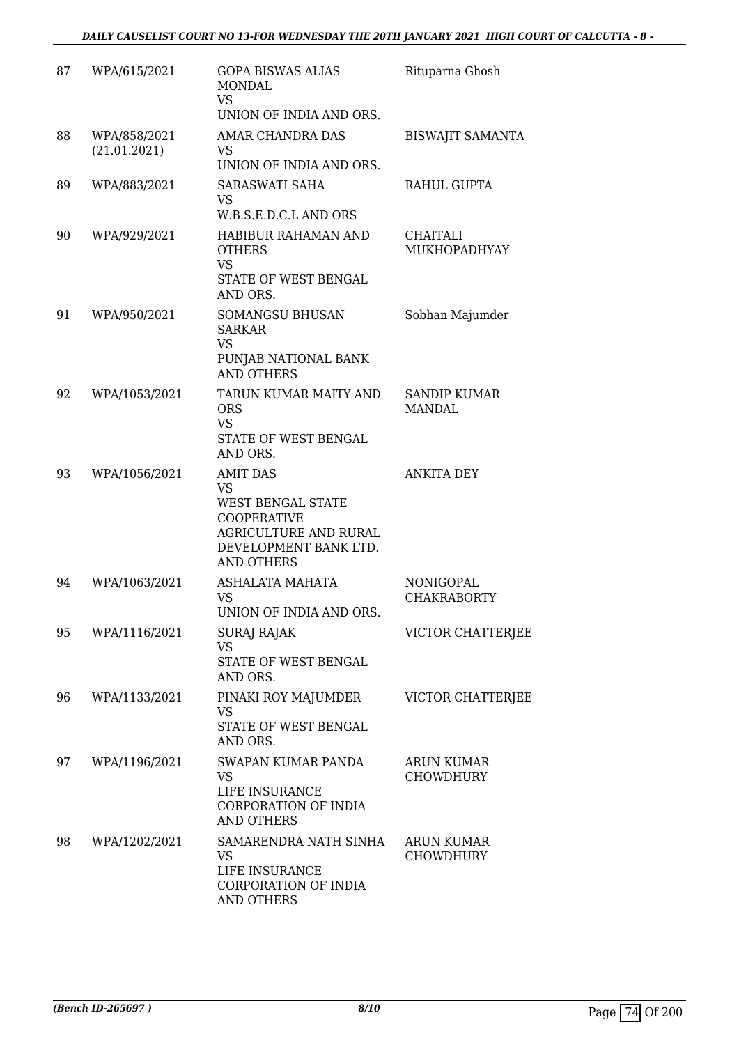| 87 | WPA/615/2021 | GOPA BISWAS ALIAS MONDAL<br>VS<br>UNION OF INDIA AND ORS. | Rituparna Ghosh |
|---|---|---|---|
| 88 | WPA/858/2021<br>(21.01.2021) | AMAR CHANDRA DAS<br>VS<br>UNION OF INDIA AND ORS. | BISWAJIT SAMANTA |
| 89 | WPA/883/2021 | SARASWATI SAHA<br>VS<br>W.B.S.E.D.C.L AND ORS | RAHUL GUPTA |
| 90 | WPA/929/2021 | HABIBUR RAHAMAN AND OTHERS<br>VS<br>STATE OF WEST BENGAL AND ORS. | CHAITALI MUKHOPADHYAY |
| 91 | WPA/950/2021 | SOMANGSU BHUSAN SARKAR<br>VS<br>PUNJAB NATIONAL BANK AND OTHERS | Sobhan Majumder |
| 92 | WPA/1053/2021 | TARUN KUMAR MAITY AND ORS<br>VS<br>STATE OF WEST BENGAL AND ORS. | SANDIP KUMAR MANDAL |
| 93 | WPA/1056/2021 | AMIT DAS<br>VS<br>WEST BENGAL STATE COOPERATIVE AGRICULTURE AND RURAL DEVELOPMENT BANK LTD. AND OTHERS | ANKITA DEY |
| 94 | WPA/1063/2021 | ASHALATA MAHATA<br>VS<br>UNION OF INDIA AND ORS. | NONIGOPAL CHAKRABORTY |
| 95 | WPA/1116/2021 | SURAJ RAJAK<br>VS<br>STATE OF WEST BENGAL AND ORS. | VICTOR CHATTERJEE |
| 96 | WPA/1133/2021 | PINAKI ROY MAJUMDER<br>VS<br>STATE OF WEST BENGAL AND ORS. | VICTOR CHATTERJEE |
| 97 | WPA/1196/2021 | SWAPAN KUMAR PANDA<br>VS<br>LIFE INSURANCE CORPORATION OF INDIA AND OTHERS | ARUN KUMAR CHOWDHURY |
| 98 | WPA/1202/2021 | SAMARENDRA NATH SINHA<br>VS<br>LIFE INSURANCE CORPORATION OF INDIA AND OTHERS | ARUN KUMAR CHOWDHURY |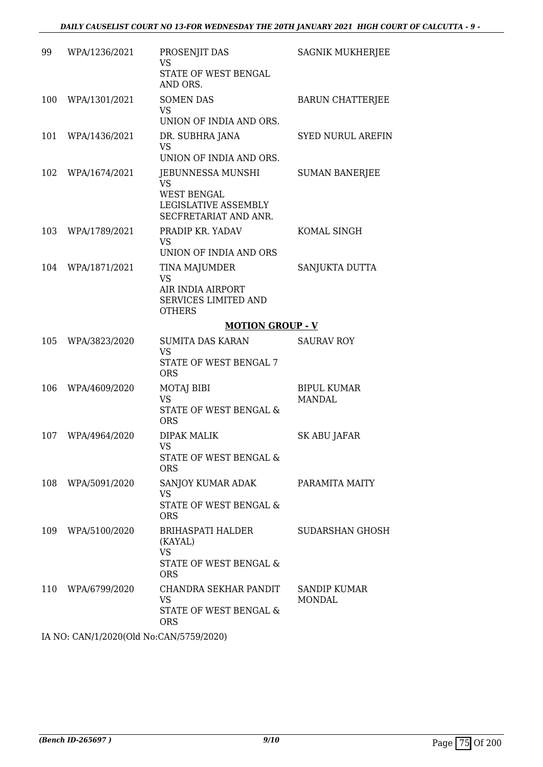| | | | |
|---|---|---|---|
| 99 | WPA/1236/2021 | PROSENJIT DAS<br>VS<br>STATE OF WEST BENGAL AND ORS. | SAGNIK MUKHERJEE |
| 100 | WPA/1301/2021 | SOMEN DAS<br>VS<br>UNION OF INDIA AND ORS. | BARUN CHATTERJEE |
| 101 | WPA/1436/2021 | DR. SUBHRA JANA<br>VS<br>UNION OF INDIA AND ORS. | SYED NURUL AREFIN |
| 102 | WPA/1674/2021 | JEBUNNESSA MUNSHI<br>VS<br>WEST BENGAL LEGISLATIVE ASSEMBLY SECFRETARIAT AND ANR. | SUMAN BANERJEE |
| 103 | WPA/1789/2021 | PRADIP KR. YADAV<br>VS<br>UNION OF INDIA AND ORS | KOMAL SINGH |
| 104 | WPA/1871/2021 | TINA MAJUMDER<br>VS<br>AIR INDIA AIRPORT SERVICES LIMITED AND OTHERS | SANJUKTA DUTTA |

**MOTION GROUP - V**

| | | | |
|---|---|---|---|
| 105 | WPA/3823/2020 | SUMITA DAS KARAN<br>VS<br>STATE OF WEST BENGAL 7 ORS | SAURAV ROY |
| 106 | WPA/4609/2020 | MOTAJ BIBI<br>VS<br>STATE OF WEST BENGAL & ORS | BIPUL KUMAR MANDAL |
| 107 | WPA/4964/2020 | DIPAK MALIK<br>VS<br>STATE OF WEST BENGAL & ORS | SK ABU JAFAR |
| 108 | WPA/5091/2020 | SANJOY KUMAR ADAK<br>VS<br>STATE OF WEST BENGAL & ORS | PARAMITA MAITY |
| 109 | WPA/5100/2020 | BRIHASPATI HALDER (KAYAL)<br>VS<br>STATE OF WEST BENGAL & ORS | SUDARSHAN GHOSH |
| 110 | WPA/6799/2020 | CHANDRA SEKHAR PANDIT<br>VS<br>STATE OF WEST BENGAL & ORS | SANDIP KUMAR MONDAL |

IA NO: CAN/1/2020(Old No:CAN/5759/2020)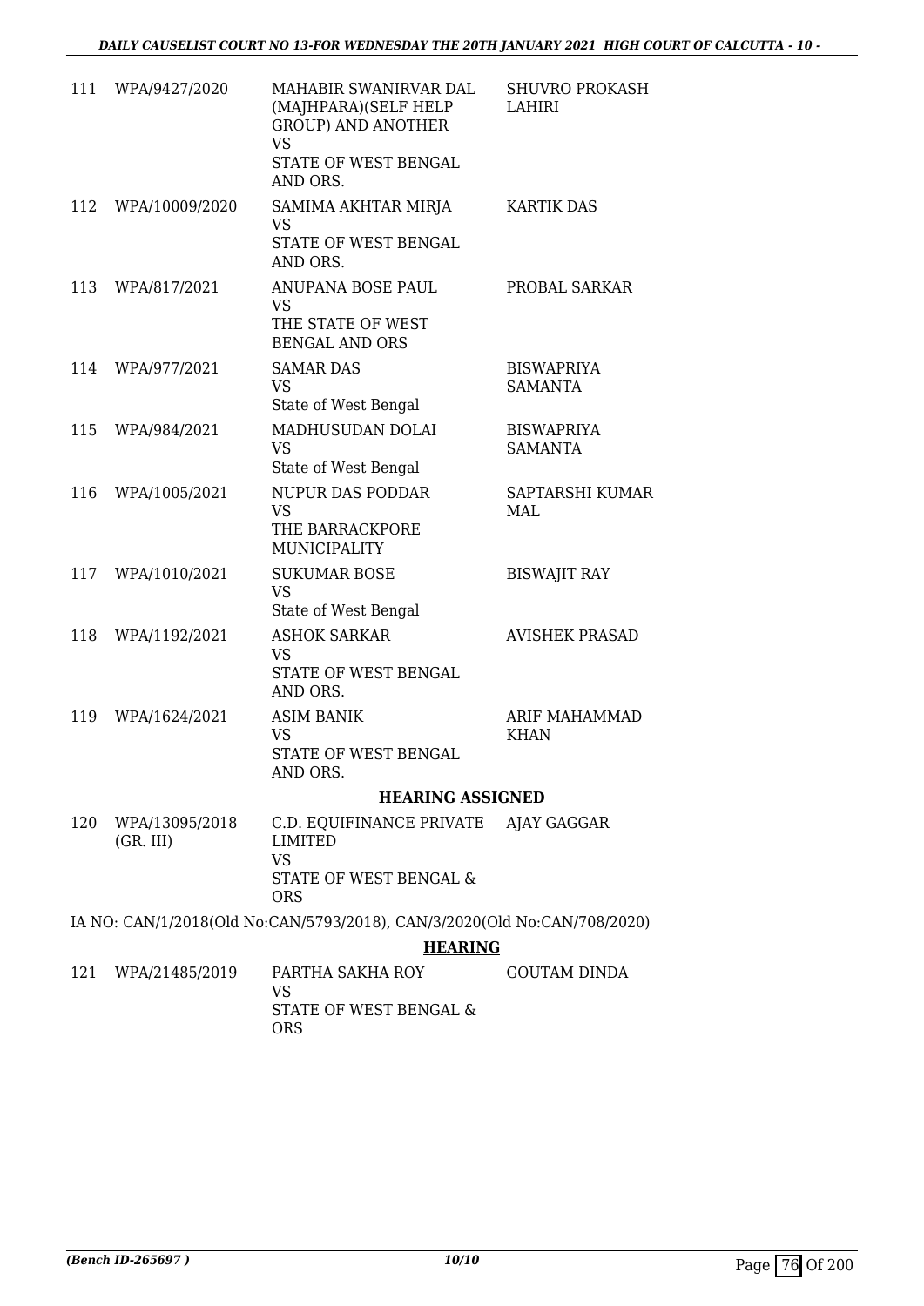| | | | |
|---|---|---|---|
| 111 | WPA/9427/2020 | MAHABIR SWANIRVAR DAL (MAJHPARA)(SELF HELP GROUP) AND ANOTHER<br>VS<br>STATE OF WEST BENGAL AND ORS. | SHUVRO PROKASH LAHIRI |
| 112 | WPA/10009/2020 | SAMIMA AKHTAR MIRJA<br>VS<br>STATE OF WEST BENGAL AND ORS. | KARTIK DAS |
| 113 | WPA/817/2021 | ANUPANA BOSE PAUL<br>VS<br>THE STATE OF WEST BENGAL AND ORS | PROBAL SARKAR |
| 114 | WPA/977/2021 | SAMAR DAS<br>VS<br>State of West Bengal | BISWAPRIYA SAMANTA |
| 115 | WPA/984/2021 | MADHUSUDAN DOLAI<br>VS<br>State of West Bengal | BISWAPRIYA SAMANTA |
| 116 | WPA/1005/2021 | NUPUR DAS PODDAR<br>VS<br>THE BARRACKPORE MUNICIPALITY | SAPTARSHI KUMAR MAL |
| 117 | WPA/1010/2021 | SUKUMAR BOSE<br>VS<br>State of West Bengal | BISWAJIT RAY |
| 118 | WPA/1192/2021 | ASHOK SARKAR<br>VS<br>STATE OF WEST BENGAL AND ORS. | AVISHEK PRASAD |
| 119 | WPA/1624/2021 | ASIM BANIK<br>VS<br>STATE OF WEST BENGAL AND ORS. | ARIF MAHAMMAD KHAN |

**HEARING ASSIGNED**

| | | | |
|---|---|---|---|
| 120 | WPA/13095/2018 (GR. III) | C.D. EQUIFINANCE PRIVATE LIMITED<br>VS<br>STATE OF WEST BENGAL & ORS | AJAY GAGGAR |

IA NO: CAN/1/2018(Old No:CAN/5793/2018), CAN/3/2020(Old No:CAN/708/2020)

**HEARING**

| | | | |
|---|---|---|---|
| 121 | WPA/21485/2019 | PARTHA SAKHA ROY<br>VS<br>STATE OF WEST BENGAL & ORS | GOUTAM DINDA |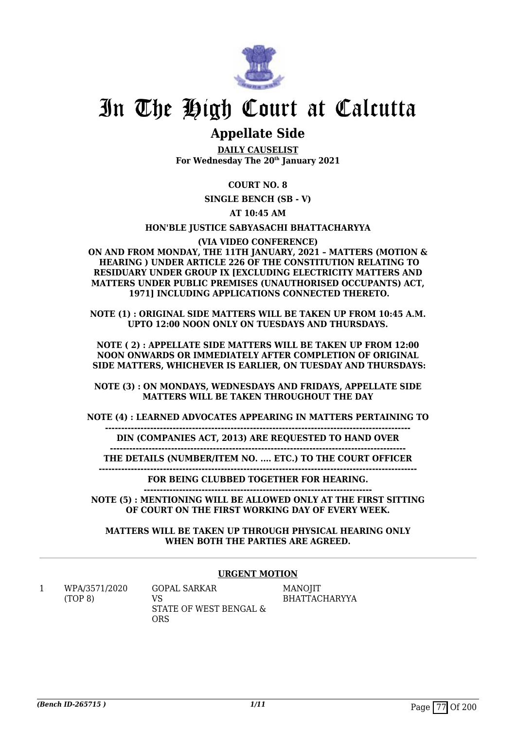# In The High Court at Calcutta

## Appellate Side

**DAILY CAUSELIST**
**For Wednesday The 20th January 2021**

**COURT NO. 8**

**SINGLE BENCH (SB - V)**

**AT 10:45 AM**

**HON'BLE JUSTICE SABYASACHI BHATTACHARYYA**

**(VIA VIDEO CONFERENCE)**
**ON AND FROM MONDAY, THE 11TH JANUARY, 2021 – MATTERS (MOTION & HEARING ) UNDER ARTICLE 226 OF THE CONSTITUTION RELATING TO RESIDUARY UNDER GROUP IX [EXCLUDING ELECTRICITY MATTERS AND MATTERS UNDER PUBLIC PREMISES (UNAUTHORISED OCCUPANTS) ACT, 1971] INCLUDING APPLICATIONS CONNECTED THERETO.**

**NOTE (1) : ORIGINAL SIDE MATTERS WILL BE TAKEN UP FROM 10:45 A.M. UPTO 12:00 NOON ONLY ON TUESDAYS AND THURSDAYS.**

**NOTE ( 2) : APPELLATE SIDE MATTERS WILL BE TAKEN UP FROM 12:00 NOON ONWARDS OR IMMEDIATELY AFTER COMPLETION OF ORIGINAL SIDE MATTERS, WHICHEVER IS EARLIER, ON TUESDAY AND THURSDAYS:**

**NOTE (3) : ON MONDAYS, WEDNESDAYS AND FRIDAYS, APPELLATE SIDE MATTERS WILL BE TAKEN THROUGHOUT THE DAY**

**NOTE (4) : LEARNED ADVOCATES APPEARING IN MATTERS PERTAINING TO**
**DIN (COMPANIES ACT, 2013) ARE REQUESTED TO HAND OVER**
**THE DETAILS (NUMBER/ITEM NO. .... ETC.) TO THE COURT OFFICER**
**FOR BEING CLUBBED TOGETHER FOR HEARING.**

**NOTE (5) : MENTIONING WILL BE ALLOWED ONLY AT THE FIRST SITTING OF COURT ON THE FIRST WORKING DAY OF EVERY WEEK.**

**MATTERS WILL BE TAKEN UP THROUGH PHYSICAL HEARING ONLY WHEN BOTH THE PARTIES ARE AGREED.**

**URGENT MOTION**

| | | | |
|---|---|---|---|
| 1 | WPA/3571/2020 (TOP 8) | GOPAL SARKAR VS STATE OF WEST BENGAL & ORS | MANOJIT BHATTACHARYYA |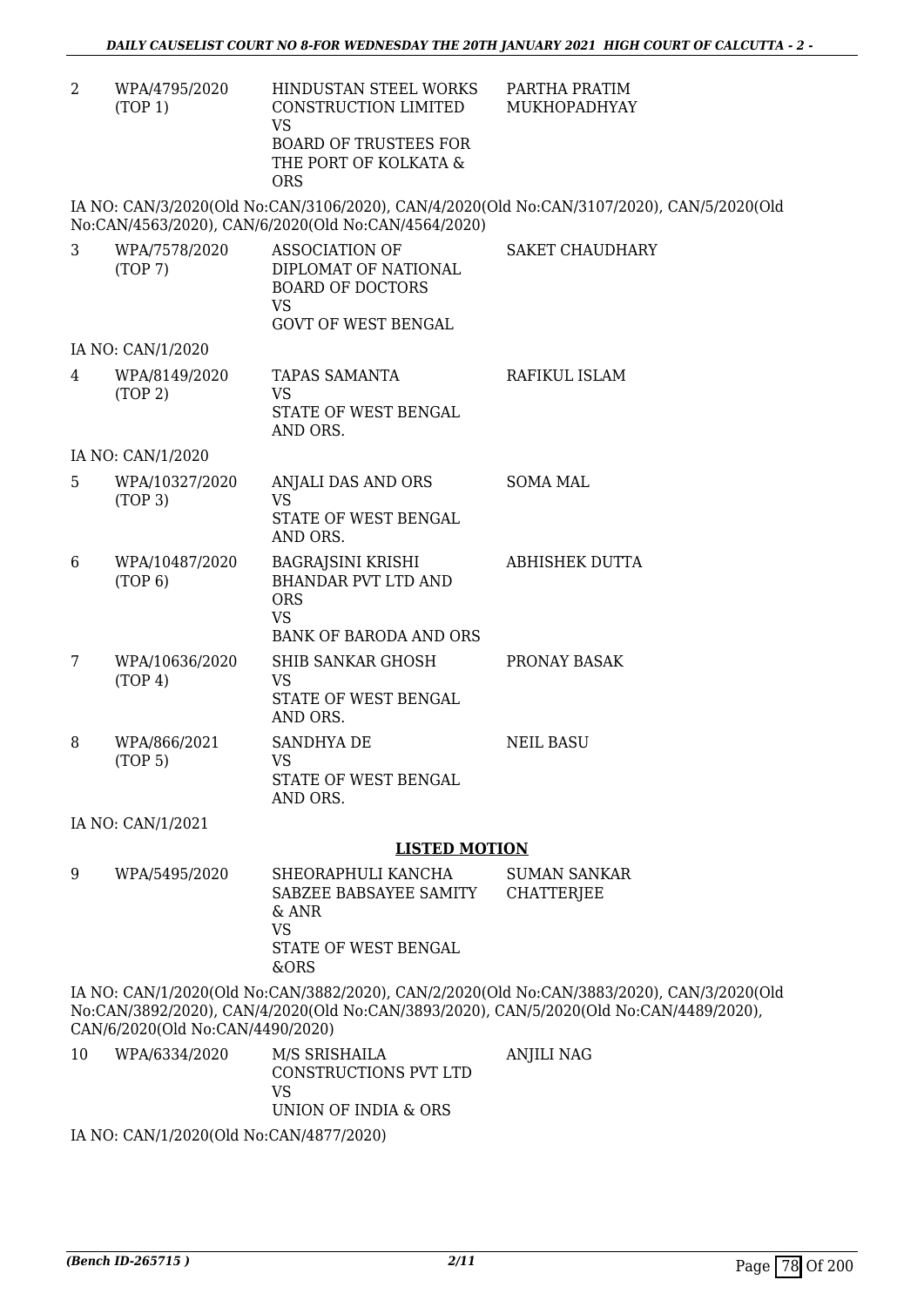| | | | |
|---|---|---|---|
| 2 | WPA/4795/2020 (TOP 1) | HINDUSTAN STEEL WORKS CONSTRUCTION LIMITED VS BOARD OF TRUSTEES FOR THE PORT OF KOLKATA & ORS | PARTHA PRATIM MUKHOPADHYAY |

IA NO: CAN/3/2020(Old No:CAN/3106/2020), CAN/4/2020(Old No:CAN/3107/2020), CAN/5/2020(Old No:CAN/4563/2020), CAN/6/2020(Old No:CAN/4564/2020)

| | | | |
|---|---|---|---|
| 3 | WPA/7578/2020 (TOP 7) | ASSOCIATION OF DIPLOMAT OF NATIONAL BOARD OF DOCTORS VS GOVT OF WEST BENGAL | SAKET CHAUDHARY |

IA NO: CAN/1/2020

| | | | |
|---|---|---|---|
| 4 | WPA/8149/2020 (TOP 2) | TAPAS SAMANTA VS STATE OF WEST BENGAL AND ORS. | RAFIKUL ISLAM |

IA NO: CAN/1/2020

| | | | |
|---|---|---|---|
| 5 | WPA/10327/2020 (TOP 3) | ANJALI DAS AND ORS VS STATE OF WEST BENGAL AND ORS. | SOMA MAL |
| 6 | WPA/10487/2020 (TOP 6) | BAGRAJSINI KRISHI BHANDAR PVT LTD AND ORS VS BANK OF BARODA AND ORS | ABHISHEK DUTTA |
| 7 | WPA/10636/2020 (TOP 4) | SHIB SANKAR GHOSH VS STATE OF WEST BENGAL AND ORS. | PRONAY BASAK |
| 8 | WPA/866/2021 (TOP 5) | SANDHYA DE VS STATE OF WEST BENGAL AND ORS. | NEIL BASU |

IA NO: CAN/1/2021

**LISTED MOTION**

| | | | |
|---|---|---|---|
| 9 | WPA/5495/2020 | SHEORAPHULI KANCHA SABZEE BABSAYEE SAMITY & ANR VS STATE OF WEST BENGAL &ORS | SUMAN SANKAR CHATTERJEE |

IA NO: CAN/1/2020(Old No:CAN/3882/2020), CAN/2/2020(Old No:CAN/3883/2020), CAN/3/2020(Old No:CAN/3892/2020), CAN/4/2020(Old No:CAN/3893/2020), CAN/5/2020(Old No:CAN/4489/2020), CAN/6/2020(Old No:CAN/4490/2020)

| | | | |
|---|---|---|---|
| 10 | WPA/6334/2020 | M/S SRISHAILA CONSTRUCTIONS PVT LTD VS UNION OF INDIA & ORS | ANJILI NAG |

IA NO: CAN/1/2020(Old No:CAN/4877/2020)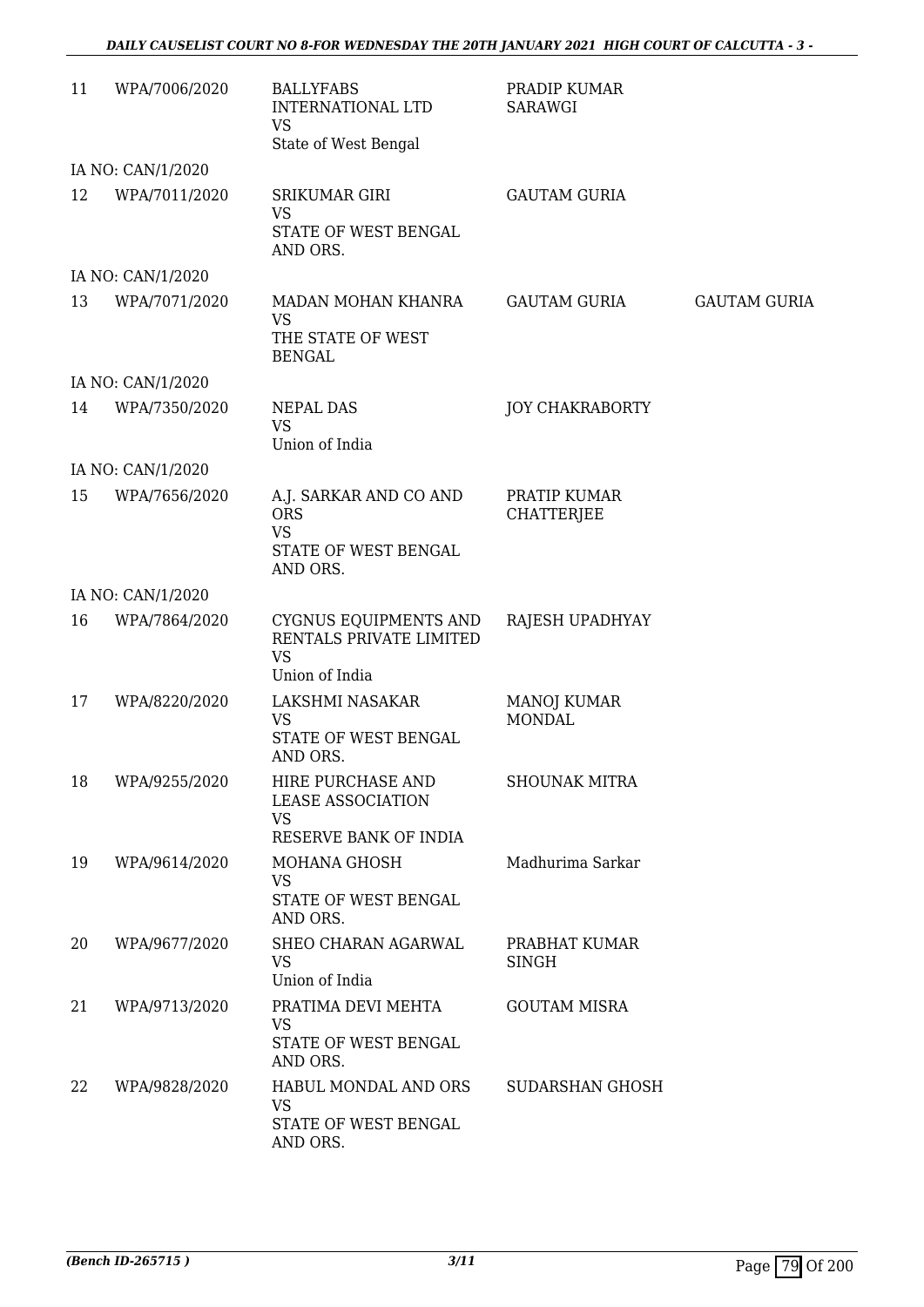| | | | | |
|---|---|---|---|---|
| 11 | WPA/7006/2020 | BALLYFABS INTERNATIONAL LTD<br>VS<br>State of West Bengal | PRADIP KUMAR SARAWGI | |
| | IA NO: CAN/1/2020 | | | |
| 12 | WPA/7011/2020 | SRIKUMAR GIRI<br>VS<br>STATE OF WEST BENGAL AND ORS. | GAUTAM GURIA | |
| | IA NO: CAN/1/2020 | | | |
| 13 | WPA/7071/2020 | MADAN MOHAN KHANRA<br>VS<br>THE STATE OF WEST BENGAL | GAUTAM GURIA | GAUTAM GURIA |
| | IA NO: CAN/1/2020 | | | |
| 14 | WPA/7350/2020 | NEPAL DAS<br>VS<br>Union of India | JOY CHAKRABORTY | |
| | IA NO: CAN/1/2020 | | | |
| 15 | WPA/7656/2020 | A.J. SARKAR AND CO AND ORS<br>VS<br>STATE OF WEST BENGAL AND ORS. | PRATIP KUMAR CHATTERJEE | |
| | IA NO: CAN/1/2020 | | | |
| 16 | WPA/7864/2020 | CYGNUS EQUIPMENTS AND RENTALS PRIVATE LIMITED<br>VS<br>Union of India | RAJESH UPADHYAY | |
| 17 | WPA/8220/2020 | LAKSHMI NASAKAR<br>VS<br>STATE OF WEST BENGAL AND ORS. | MANOJ KUMAR MONDAL | |
| 18 | WPA/9255/2020 | HIRE PURCHASE AND LEASE ASSOCIATION<br>VS<br>RESERVE BANK OF INDIA | SHOUNAK MITRA | |
| 19 | WPA/9614/2020 | MOHANA GHOSH<br>VS<br>STATE OF WEST BENGAL AND ORS. | Madhurima Sarkar | |
| 20 | WPA/9677/2020 | SHEO CHARAN AGARWAL<br>VS<br>Union of India | PRABHAT KUMAR SINGH | |
| 21 | WPA/9713/2020 | PRATIMA DEVI MEHTA<br>VS<br>STATE OF WEST BENGAL AND ORS. | GOUTAM MISRA | |
| 22 | WPA/9828/2020 | HABUL MONDAL AND ORS<br>VS<br>STATE OF WEST BENGAL AND ORS. | SUDARSHAN GHOSH | |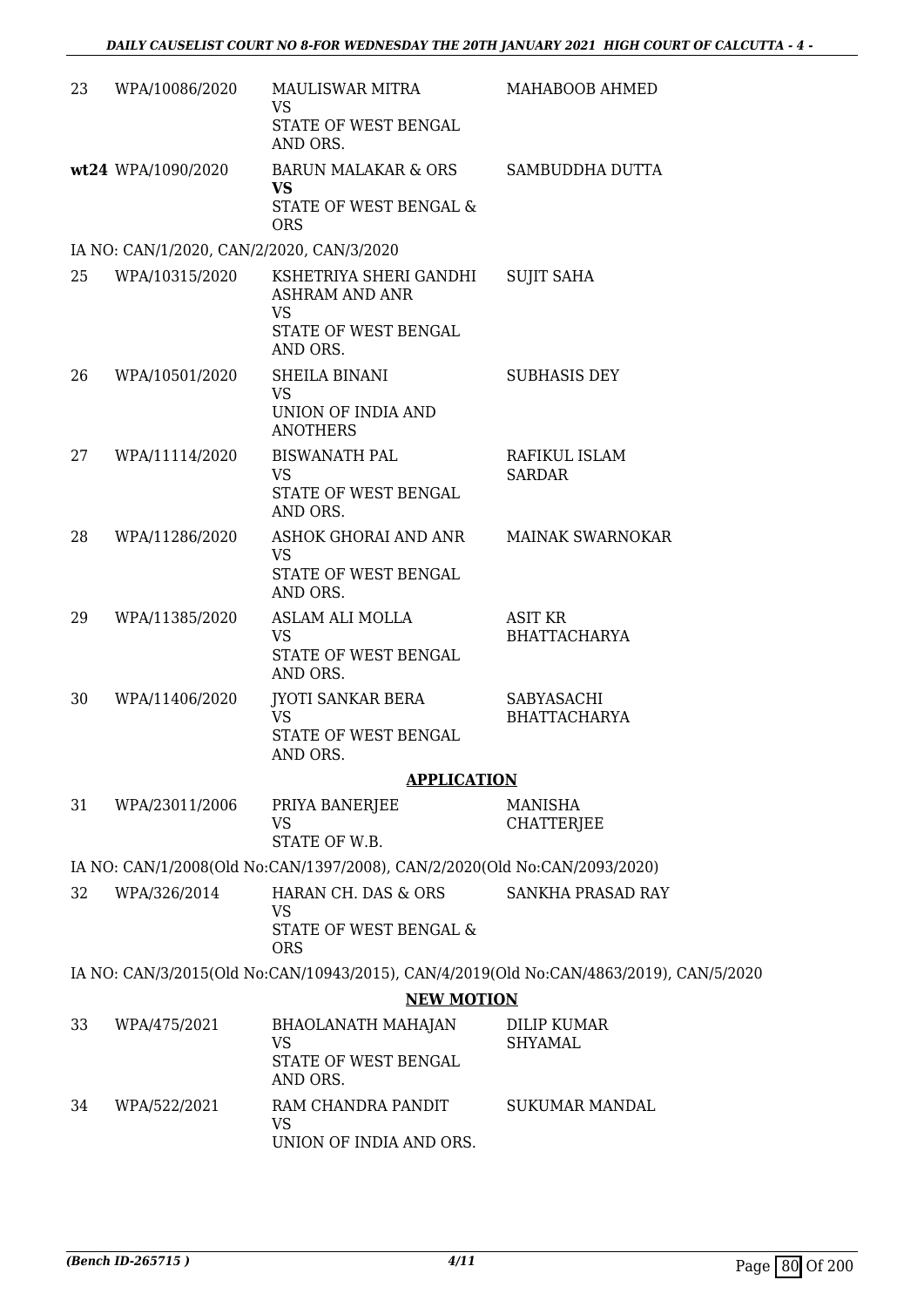| | | | |
|---|---|---|---|
| 23 | WPA/10086/2020 | MAULISWAR MITRA<br>VS<br>STATE OF WEST BENGAL AND ORS. | MAHABOOB AHMED |
| **wt24** | WPA/1090/2020 | BARUN MALAKAR & ORS<br>**VS**<br>STATE OF WEST BENGAL & ORS | SAMBUDDHA DUTTA |

IA NO: CAN/1/2020, CAN/2/2020, CAN/3/2020

| | | | |
|---|---|---|---|
| 25 | WPA/10315/2020 | KSHETRIYA SHERI GANDHI ASHRAM AND ANR<br>VS<br>STATE OF WEST BENGAL AND ORS. | SUJIT SAHA |
| 26 | WPA/10501/2020 | SHEILA BINANI<br>VS<br>UNION OF INDIA AND ANOTHERS | SUBHASIS DEY |
| 27 | WPA/11114/2020 | BISWANATH PAL<br>VS<br>STATE OF WEST BENGAL AND ORS. | RAFIKUL ISLAM SARDAR |
| 28 | WPA/11286/2020 | ASHOK GHORAI AND ANR<br>VS<br>STATE OF WEST BENGAL AND ORS. | MAINAK SWARNOKAR |
| 29 | WPA/11385/2020 | ASLAM ALI MOLLA<br>VS<br>STATE OF WEST BENGAL AND ORS. | ASIT KR BHATTACHARYA |
| 30 | WPA/11406/2020 | JYOTI SANKAR BERA<br>VS<br>STATE OF WEST BENGAL AND ORS. | SABYASACHI BHATTACHARYA |

**APPLICATION**

| | | | |
|---|---|---|---|
| 31 | WPA/23011/2006 | PRIYA BANERJEE<br>VS<br>STATE OF W.B. | MANISHA CHATTERJEE |

IA NO: CAN/1/2008(Old No:CAN/1397/2008), CAN/2/2020(Old No:CAN/2093/2020)

| | | | |
|---|---|---|---|
| 32 | WPA/326/2014 | HARAN CH. DAS & ORS<br>VS<br>STATE OF WEST BENGAL & ORS | SANKHA PRASAD RAY |

IA NO: CAN/3/2015(Old No:CAN/10943/2015), CAN/4/2019(Old No:CAN/4863/2019), CAN/5/2020

**NEW MOTION**

| | | | |
|---|---|---|---|
| 33 | WPA/475/2021 | BHAOLANATH MAHAJAN<br>VS<br>STATE OF WEST BENGAL AND ORS. | DILIP KUMAR SHYAMAL |
| 34 | WPA/522/2021 | RAM CHANDRA PANDIT<br>VS<br>UNION OF INDIA AND ORS. | SUKUMAR MANDAL |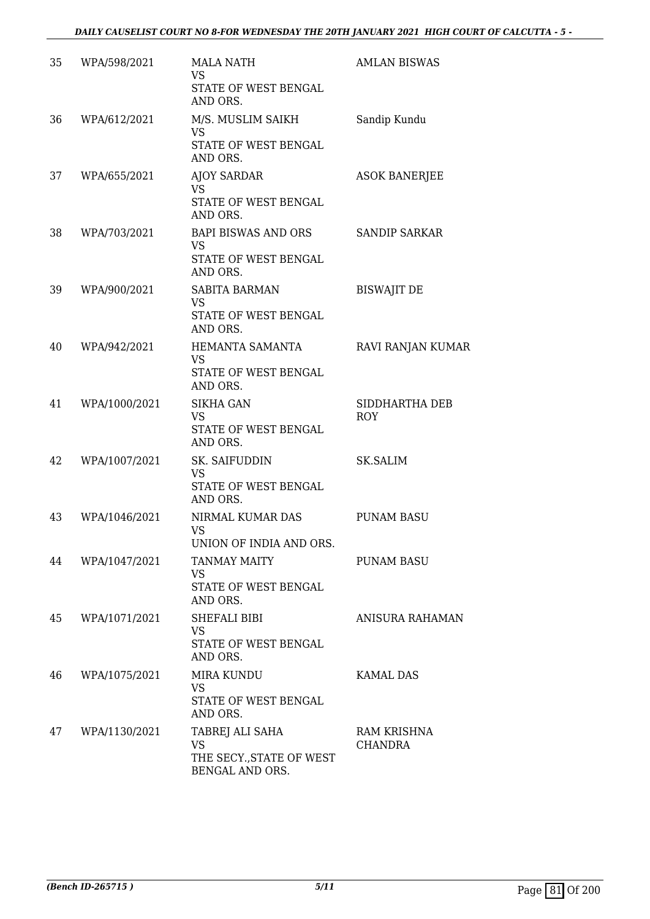| | | | |
|---|---|---|---|
| 35 | WPA/598/2021 | MALA NATH<br>VS<br>STATE OF WEST BENGAL AND ORS. | AMLAN BISWAS |
| 36 | WPA/612/2021 | M/S. MUSLIM SAIKH<br>VS<br>STATE OF WEST BENGAL AND ORS. | Sandip Kundu |
| 37 | WPA/655/2021 | AJOY SARDAR<br>VS<br>STATE OF WEST BENGAL AND ORS. | ASOK BANERJEE |
| 38 | WPA/703/2021 | BAPI BISWAS AND ORS<br>VS<br>STATE OF WEST BENGAL AND ORS. | SANDIP SARKAR |
| 39 | WPA/900/2021 | SABITA BARMAN<br>VS<br>STATE OF WEST BENGAL AND ORS. | BISWAJIT DE |
| 40 | WPA/942/2021 | HEMANTA SAMANTA<br>VS<br>STATE OF WEST BENGAL AND ORS. | RAVI RANJAN KUMAR |
| 41 | WPA/1000/2021 | SIKHA GAN<br>VS<br>STATE OF WEST BENGAL AND ORS. | SIDDHARTHA DEB ROY |
| 42 | WPA/1007/2021 | SK. SAIFUDDIN<br>VS<br>STATE OF WEST BENGAL AND ORS. | SK.SALIM |
| 43 | WPA/1046/2021 | NIRMAL KUMAR DAS<br>VS<br>UNION OF INDIA AND ORS. | PUNAM BASU |
| 44 | WPA/1047/2021 | TANMAY MAITY<br>VS<br>STATE OF WEST BENGAL AND ORS. | PUNAM BASU |
| 45 | WPA/1071/2021 | SHEFALI BIBI<br>VS<br>STATE OF WEST BENGAL AND ORS. | ANISURA RAHAMAN |
| 46 | WPA/1075/2021 | MIRA KUNDU<br>VS<br>STATE OF WEST BENGAL AND ORS. | KAMAL DAS |
| 47 | WPA/1130/2021 | TABREJ ALI SAHA<br>VS<br>THE SECY.,STATE OF WEST BENGAL AND ORS. | RAM KRISHNA CHANDRA |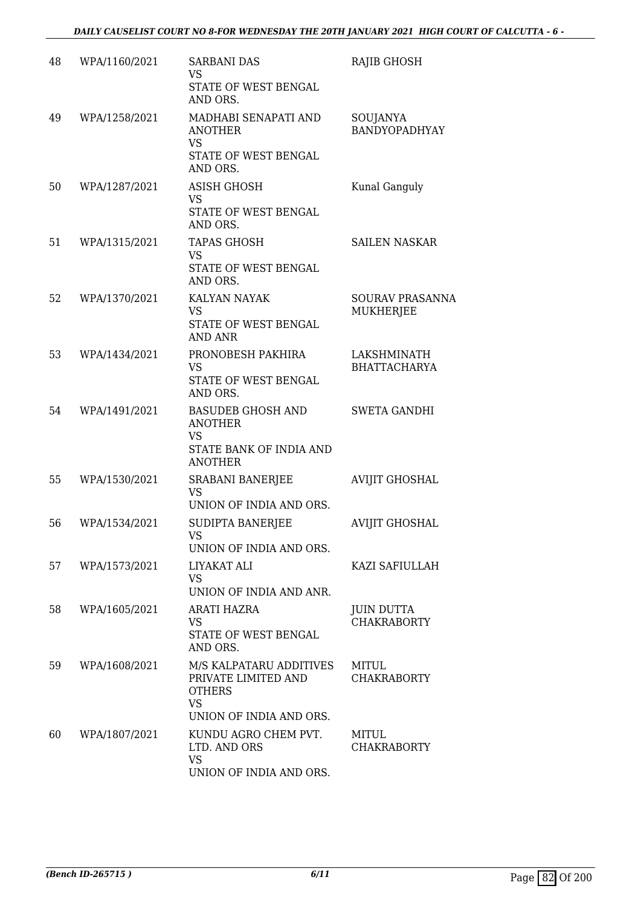| | | | |
|---|---|---|---|
| 48 | WPA/1160/2021 | SARBANI DAS<br>VS<br>STATE OF WEST BENGAL AND ORS. | RAJIB GHOSH |
| 49 | WPA/1258/2021 | MADHABI SENAPATI AND ANOTHER<br>VS<br>STATE OF WEST BENGAL AND ORS. | SOUJANYA BANDYOPADHYAY |
| 50 | WPA/1287/2021 | ASISH GHOSH<br>VS<br>STATE OF WEST BENGAL AND ORS. | Kunal Ganguly |
| 51 | WPA/1315/2021 | TAPAS GHOSH<br>VS<br>STATE OF WEST BENGAL AND ORS. | SAILEN NASKAR |
| 52 | WPA/1370/2021 | KALYAN NAYAK<br>VS<br>STATE OF WEST BENGAL AND ANR | SOURAV PRASANNA MUKHERJEE |
| 53 | WPA/1434/2021 | PRONOBESH PAKHIRA<br>VS<br>STATE OF WEST BENGAL AND ORS. | LAKSHMINATH BHATTACHARYA |
| 54 | WPA/1491/2021 | BASUDEB GHOSH AND ANOTHER<br>VS<br>STATE BANK OF INDIA AND ANOTHER | SWETA GANDHI |
| 55 | WPA/1530/2021 | SRABANI BANERJEE<br>VS<br>UNION OF INDIA AND ORS. | AVIJIT GHOSHAL |
| 56 | WPA/1534/2021 | SUDIPTA BANERJEE<br>VS<br>UNION OF INDIA AND ORS. | AVIJIT GHOSHAL |
| 57 | WPA/1573/2021 | LIYAKAT ALI<br>VS<br>UNION OF INDIA AND ANR. | KAZI SAFIULLAH |
| 58 | WPA/1605/2021 | ARATI HAZRA<br>VS<br>STATE OF WEST BENGAL AND ORS. | JUIN DUTTA CHAKRABORTY |
| 59 | WPA/1608/2021 | M/S KALPATARU ADDITIVES PRIVATE LIMITED AND OTHERS<br>VS<br>UNION OF INDIA AND ORS. | MITUL CHAKRABORTY |
| 60 | WPA/1807/2021 | KUNDU AGRO CHEM PVT. LTD. AND ORS<br>VS<br>UNION OF INDIA AND ORS. | MITUL CHAKRABORTY |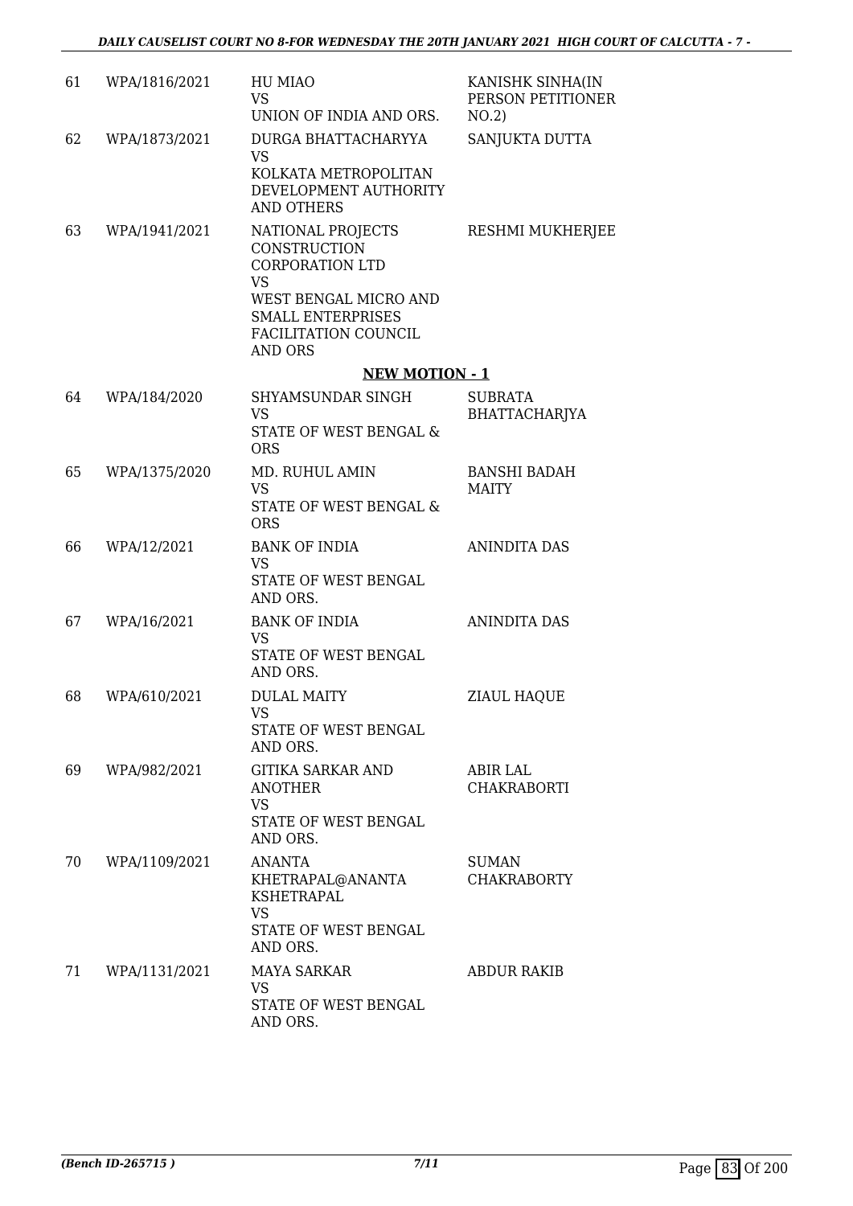| 61 | WPA/1816/2021 | HU MIAO<br>VS<br>UNION OF INDIA AND ORS. | KANISHK SINHA(IN PERSON PETITIONER NO.2) |
|---|---|---|---|
| 62 | WPA/1873/2021 | DURGA BHATTACHARYYA<br>VS<br>KOLKATA METROPOLITAN DEVELOPMENT AUTHORITY AND OTHERS | SANJUKTA DUTTA |
| 63 | WPA/1941/2021 | NATIONAL PROJECTS CONSTRUCTION CORPORATION LTD<br>VS<br>WEST BENGAL MICRO AND SMALL ENTERPRISES FACILITATION COUNCIL AND ORS | RESHMI MUKHERJEE |

**NEW MOTION - 1**

| 64 | WPA/184/2020 | SHYAMSUNDAR SINGH<br>VS<br>STATE OF WEST BENGAL & ORS | SUBRATA BHATTACHARJYA |
|---|---|---|---|
| 65 | WPA/1375/2020 | MD. RUHUL AMIN<br>VS<br>STATE OF WEST BENGAL & ORS | BANSHI BADAH MAITY |
| 66 | WPA/12/2021 | BANK OF INDIA<br>VS<br>STATE OF WEST BENGAL AND ORS. | ANINDITA DAS |
| 67 | WPA/16/2021 | BANK OF INDIA<br>VS<br>STATE OF WEST BENGAL AND ORS. | ANINDITA DAS |
| 68 | WPA/610/2021 | DULAL MAITY<br>VS<br>STATE OF WEST BENGAL AND ORS. | ZIAUL HAQUE |
| 69 | WPA/982/2021 | GITIKA SARKAR AND ANOTHER<br>VS<br>STATE OF WEST BENGAL AND ORS. | ABIR LAL CHAKRABORTI |
| 70 | WPA/1109/2021 | ANANTA KHETRAPAL@ANANTA KSHETRAPAL<br>VS<br>STATE OF WEST BENGAL AND ORS. | SUMAN CHAKRABORTY |
| 71 | WPA/1131/2021 | MAYA SARKAR<br>VS<br>STATE OF WEST BENGAL AND ORS. | ABDUR RAKIB |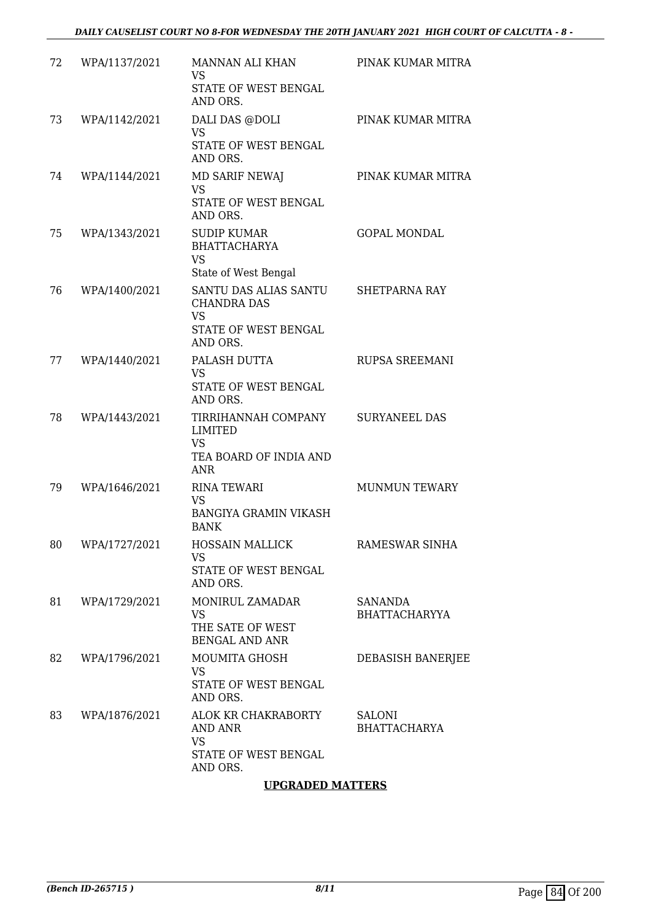| | | | |
|---|---|---|---|
| 72 | WPA/1137/2021 | MANNAN ALI KHAN<br>VS<br>STATE OF WEST BENGAL AND ORS. | PINAK KUMAR MITRA |
| 73 | WPA/1142/2021 | DALI DAS @DOLI<br>VS<br>STATE OF WEST BENGAL AND ORS. | PINAK KUMAR MITRA |
| 74 | WPA/1144/2021 | MD SARIF NEWAJ<br>VS<br>STATE OF WEST BENGAL AND ORS. | PINAK KUMAR MITRA |
| 75 | WPA/1343/2021 | SUDIP KUMAR BHATTACHARYA<br>VS<br>State of West Bengal | GOPAL MONDAL |
| 76 | WPA/1400/2021 | SANTU DAS ALIAS SANTU CHANDRA DAS<br>VS<br>STATE OF WEST BENGAL AND ORS. | SHETPARNA RAY |
| 77 | WPA/1440/2021 | PALASH DUTTA<br>VS<br>STATE OF WEST BENGAL AND ORS. | RUPSA SREEMANI |
| 78 | WPA/1443/2021 | TIRRIHANNAH COMPANY LIMITED<br>VS<br>TEA BOARD OF INDIA AND ANR | SURYANEEL DAS |
| 79 | WPA/1646/2021 | RINA TEWARI<br>VS<br>BANGIYA GRAMIN VIKASH BANK | MUNMUN TEWARY |
| 80 | WPA/1727/2021 | HOSSAIN MALLICK<br>VS<br>STATE OF WEST BENGAL AND ORS. | RAMESWAR SINHA |
| 81 | WPA/1729/2021 | MONIRUL ZAMADAR<br>VS<br>THE SATE OF WEST BENGAL AND ANR | SANANDA BHATTACHARYYA |
| 82 | WPA/1796/2021 | MOUMITA GHOSH<br>VS<br>STATE OF WEST BENGAL AND ORS. | DEBASISH BANERJEE |
| 83 | WPA/1876/2021 | ALOK KR CHAKRABORTY AND ANR<br>VS<br>STATE OF WEST BENGAL AND ORS. | SALONI BHATTACHARYA |

**UPGRADED MATTERS**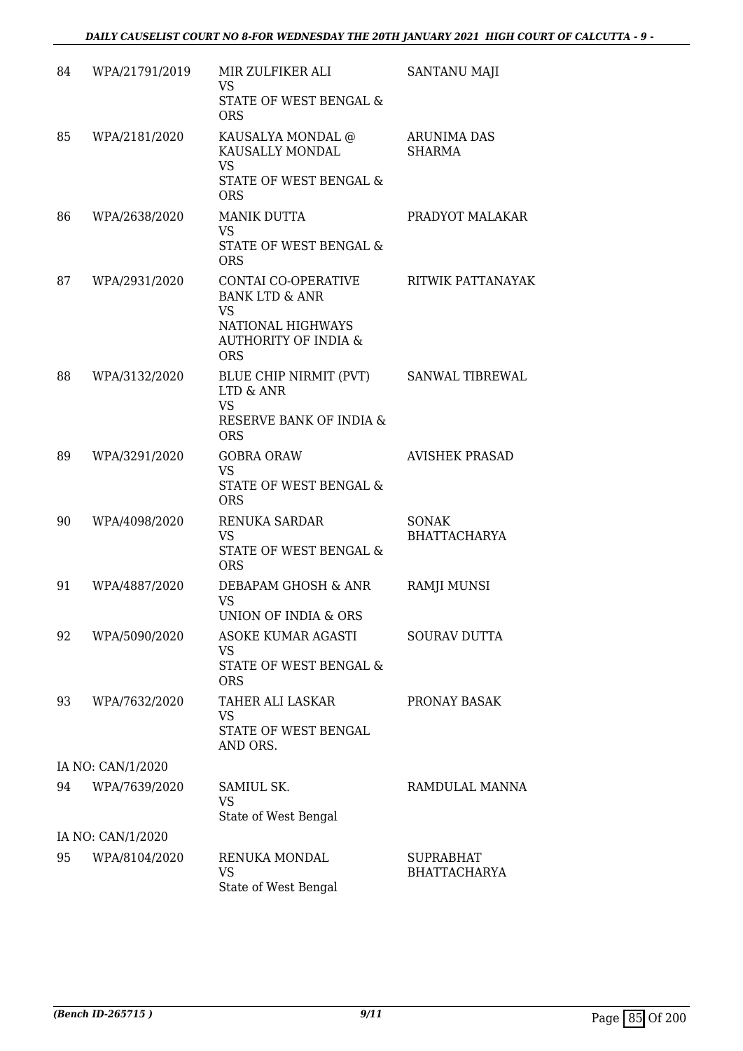| | | | |
|---|---|---|---|
| 84 | WPA/21791/2019 | MIR ZULFIKER ALI<br>VS<br>STATE OF WEST BENGAL & ORS | SANTANU MAJI |
| 85 | WPA/2181/2020 | KAUSALYA MONDAL @ KAUSALLY MONDAL<br>VS<br>STATE OF WEST BENGAL & ORS | ARUNIMA DAS SHARMA |
| 86 | WPA/2638/2020 | MANIK DUTTA<br>VS<br>STATE OF WEST BENGAL & ORS | PRADYOT MALAKAR |
| 87 | WPA/2931/2020 | CONTAI CO-OPERATIVE BANK LTD & ANR<br>VS<br>NATIONAL HIGHWAYS AUTHORITY OF INDIA & ORS | RITWIK PATTANAYAK |
| 88 | WPA/3132/2020 | BLUE CHIP NIRMIT (PVT) LTD & ANR<br>VS<br>RESERVE BANK OF INDIA & ORS | SANWAL TIBREWAL |
| 89 | WPA/3291/2020 | GOBRA ORAW<br>VS<br>STATE OF WEST BENGAL & ORS | AVISHEK PRASAD |
| 90 | WPA/4098/2020 | RENUKA SARDAR<br>VS<br>STATE OF WEST BENGAL & ORS | SONAK BHATTACHARYA |
| 91 | WPA/4887/2020 | DEBAPAM GHOSH & ANR<br>VS<br>UNION OF INDIA & ORS | RAMJI MUNSI |
| 92 | WPA/5090/2020 | ASOKE KUMAR AGASTI<br>VS<br>STATE OF WEST BENGAL & ORS | SOURAV DUTTA |
| 93 | WPA/7632/2020 | TAHER ALI LASKAR<br>VS<br>STATE OF WEST BENGAL AND ORS. | PRONAY BASAK |
| | IA NO: CAN/1/2020 | | |
| 94 | WPA/7639/2020 | SAMIUL SK.<br>VS<br>State of West Bengal | RAMDULAL MANNA |
| | IA NO: CAN/1/2020 | | |
| 95 | WPA/8104/2020 | RENUKA MONDAL<br>VS<br>State of West Bengal | SUPRABHAT BHATTACHARYA |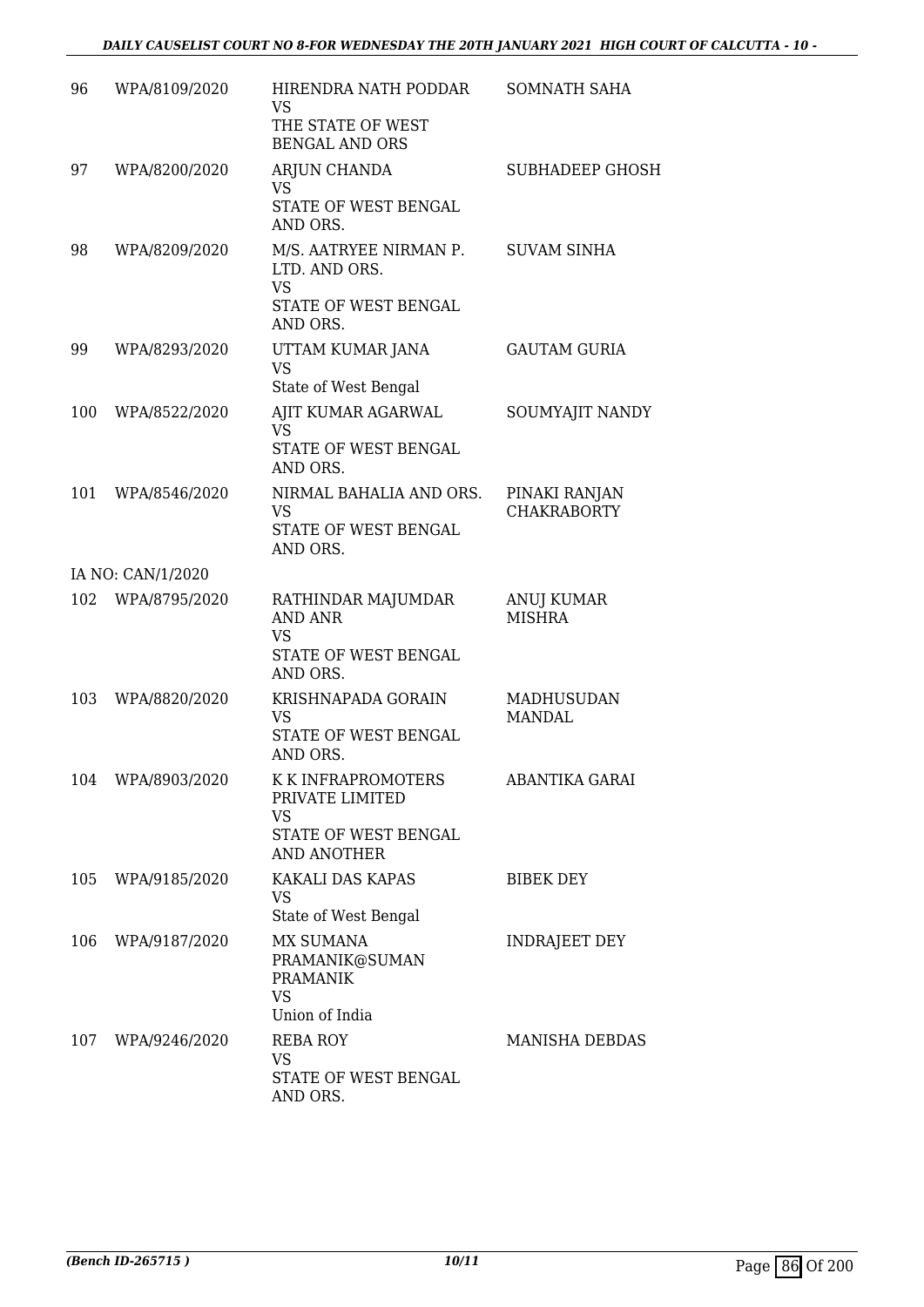| | | | |
|---|---|---|---|
| 96 | WPA/8109/2020 | HIRENDRA NATH PODDAR<br>VS<br>THE STATE OF WEST BENGAL AND ORS | SOMNATH SAHA |
| 97 | WPA/8200/2020 | ARJUN CHANDA<br>VS<br>STATE OF WEST BENGAL AND ORS. | SUBHADEEP GHOSH |
| 98 | WPA/8209/2020 | M/S. AATRYEE NIRMAN P. LTD. AND ORS.<br>VS<br>STATE OF WEST BENGAL AND ORS. | SUVAM SINHA |
| 99 | WPA/8293/2020 | UTTAM KUMAR JANA<br>VS<br>State of West Bengal | GAUTAM GURIA |
| 100 | WPA/8522/2020 | AJIT KUMAR AGARWAL<br>VS<br>STATE OF WEST BENGAL AND ORS. | SOUMYAJIT NANDY |
| 101 | WPA/8546/2020 | NIRMAL BAHALIA AND ORS.<br>VS<br>STATE OF WEST BENGAL AND ORS. | PINAKI RANJAN CHAKRABORTY |
| | IA NO: CAN/1/2020 | | |
| 102 | WPA/8795/2020 | RATHINDAR MAJUMDAR AND ANR<br>VS<br>STATE OF WEST BENGAL AND ORS. | ANUJ KUMAR MISHRA |
| 103 | WPA/8820/2020 | KRISHNAPADA GORAIN<br>VS<br>STATE OF WEST BENGAL AND ORS. | MADHUSUDAN MANDAL |
| 104 | WPA/8903/2020 | K K INFRAPROMOTERS PRIVATE LIMITED<br>VS<br>STATE OF WEST BENGAL AND ANOTHER | ABANTIKA GARAI |
| 105 | WPA/9185/2020 | KAKALI DAS KAPAS<br>VS<br>State of West Bengal | BIBEK DEY |
| 106 | WPA/9187/2020 | MX SUMANA PRAMANIK@SUMAN PRAMANIK<br>VS<br>Union of India | INDRAJEET DEY |
| 107 | WPA/9246/2020 | REBA ROY<br>VS<br>STATE OF WEST BENGAL AND ORS. | MANISHA DEBDAS |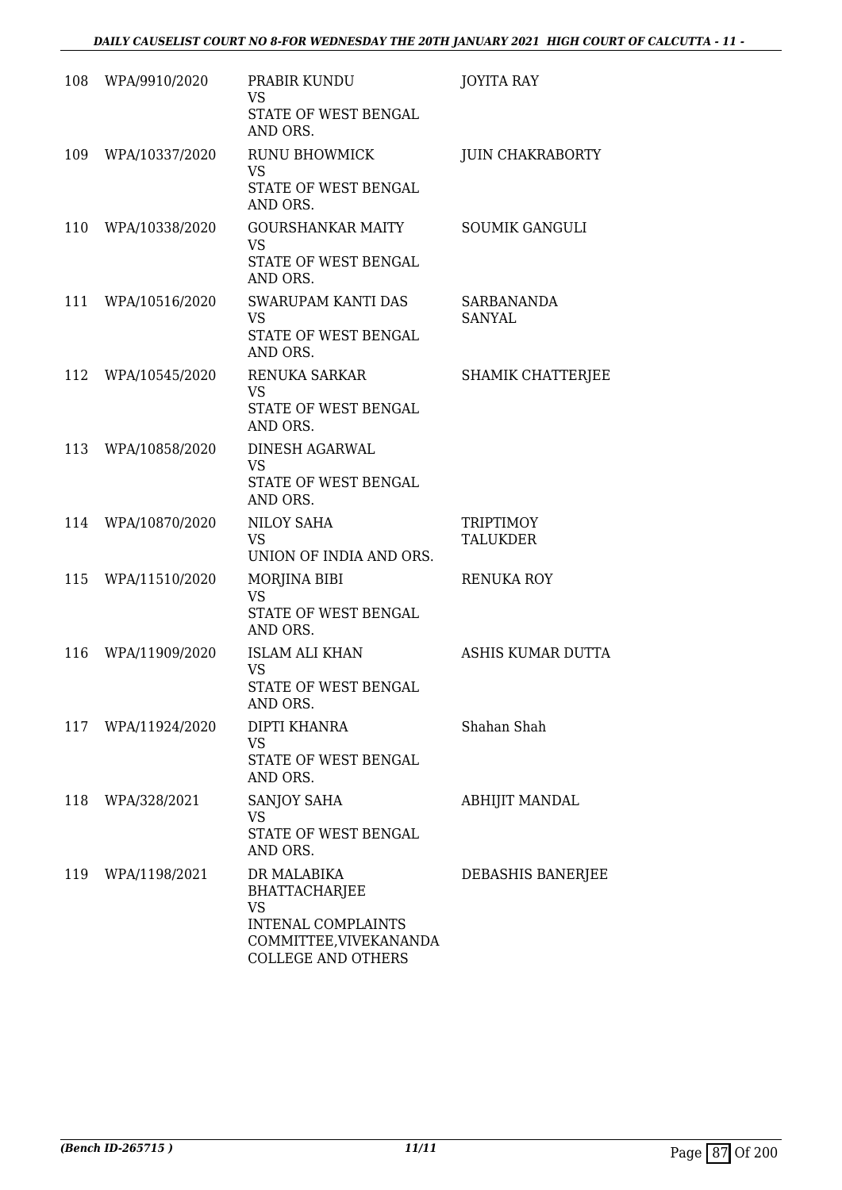| | | | |
|---|---|---|---|
| 108 | WPA/9910/2020 | PRABIR KUNDU<br>VS<br>STATE OF WEST BENGAL AND ORS. | JOYITA RAY |
| 109 | WPA/10337/2020 | RUNU BHOWMICK<br>VS<br>STATE OF WEST BENGAL AND ORS. | JUIN CHAKRABORTY |
| 110 | WPA/10338/2020 | GOURSHANKAR MAITY<br>VS<br>STATE OF WEST BENGAL AND ORS. | SOUMIK GANGULI |
| 111 | WPA/10516/2020 | SWARUPAM KANTI DAS<br>VS<br>STATE OF WEST BENGAL AND ORS. | SARBANANDA SANYAL |
| 112 | WPA/10545/2020 | RENUKA SARKAR<br>VS<br>STATE OF WEST BENGAL AND ORS. | SHAMIK CHATTERJEE |
| 113 | WPA/10858/2020 | DINESH AGARWAL<br>VS<br>STATE OF WEST BENGAL AND ORS. | |
| 114 | WPA/10870/2020 | NILOY SAHA<br>VS<br>UNION OF INDIA AND ORS. | TRIPTIMOY TALUKDER |
| 115 | WPA/11510/2020 | MORJINA BIBI<br>VS<br>STATE OF WEST BENGAL AND ORS. | RENUKA ROY |
| 116 | WPA/11909/2020 | ISLAM ALI KHAN<br>VS<br>STATE OF WEST BENGAL AND ORS. | ASHIS KUMAR DUTTA |
| 117 | WPA/11924/2020 | DIPTI KHANRA<br>VS<br>STATE OF WEST BENGAL AND ORS. | Shahan Shah |
| 118 | WPA/328/2021 | SANJOY SAHA<br>VS<br>STATE OF WEST BENGAL AND ORS. | ABHIJIT MANDAL |
| 119 | WPA/1198/2021 | DR MALABIKA BHATTACHARJEE<br>VS<br>INTENAL COMPLAINTS COMMITTEE,VIVEKANANDA COLLEGE AND OTHERS | DEBASHIS BANERJEE |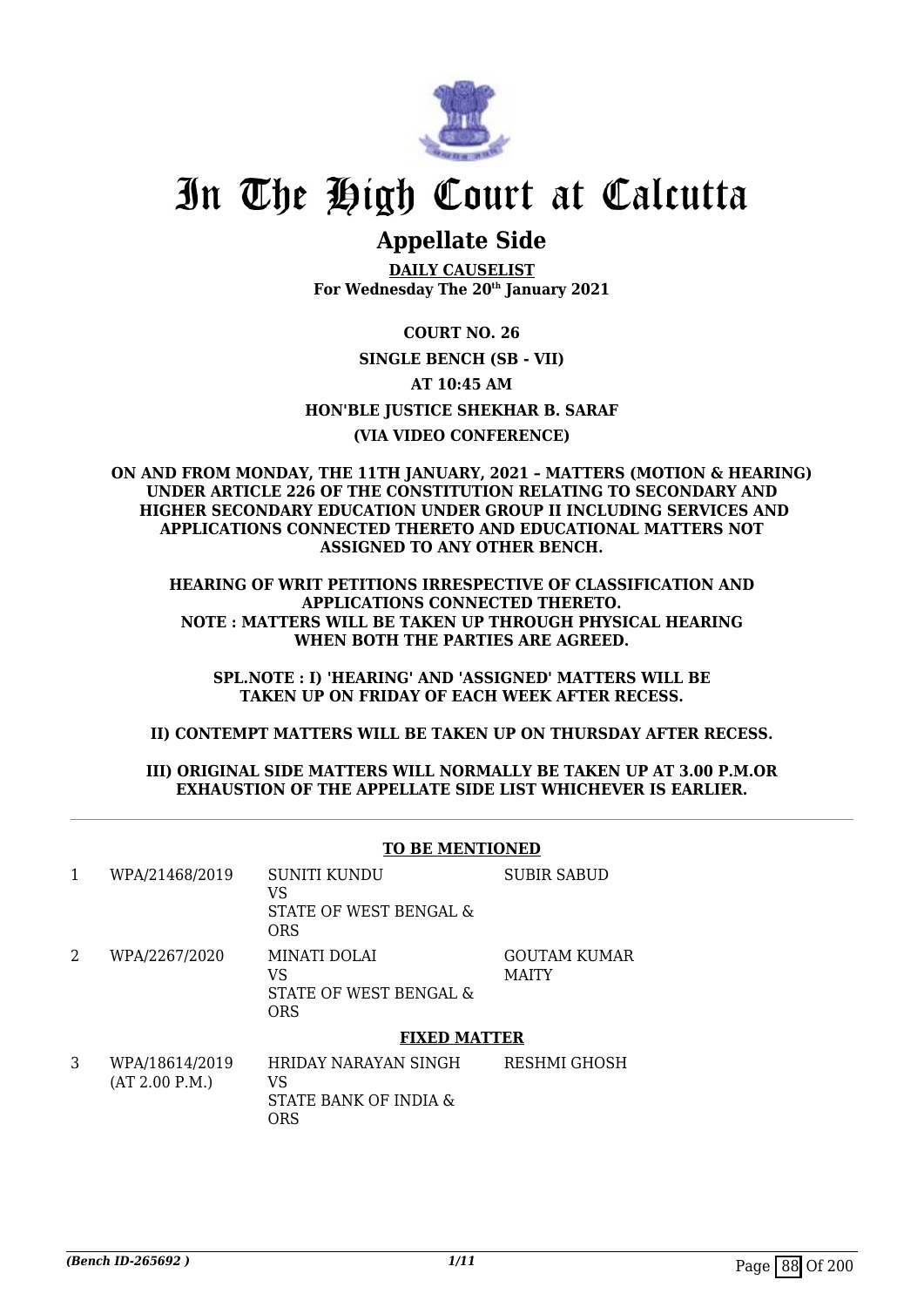# In The High Court at Calcutta

## Appellate Side

**DAILY CAUSELIST**
**For Wednesday The 20th January 2021**

**COURT NO. 26**

**SINGLE BENCH (SB - VII)**

**AT 10:45 AM**

**HON'BLE JUSTICE SHEKHAR B. SARAF**

**(VIA VIDEO CONFERENCE)**

**ON AND FROM MONDAY, THE 11TH JANUARY, 2021 – MATTERS (MOTION & HEARING) UNDER ARTICLE 226 OF THE CONSTITUTION RELATING TO SECONDARY AND HIGHER SECONDARY EDUCATION UNDER GROUP II INCLUDING SERVICES AND APPLICATIONS CONNECTED THERETO AND EDUCATIONAL MATTERS NOT ASSIGNED TO ANY OTHER BENCH.**

**HEARING OF WRIT PETITIONS IRRESPECTIVE OF CLASSIFICATION AND APPLICATIONS CONNECTED THERETO.**
**NOTE : MATTERS WILL BE TAKEN UP THROUGH PHYSICAL HEARING WHEN BOTH THE PARTIES ARE AGREED.**

**SPL.NOTE : I) 'HEARING' AND 'ASSIGNED' MATTERS WILL BE TAKEN UP ON FRIDAY OF EACH WEEK AFTER RECESS.**

**II) CONTEMPT MATTERS WILL BE TAKEN UP ON THURSDAY AFTER RECESS.**

**III) ORIGINAL SIDE MATTERS WILL NORMALLY BE TAKEN UP AT 3.00 P.M.OR EXHAUSTION OF THE APPELLATE SIDE LIST WHICHEVER IS EARLIER.**

**TO BE MENTIONED**

| | | | |
|---|---|---|---|
| 1 | WPA/21468/2019 | SUNITI KUNDU<br>VS<br>STATE OF WEST BENGAL & ORS | SUBIR SABUD |
| 2 | WPA/2267/2020 | MINATI DOLAI<br>VS<br>STATE OF WEST BENGAL & ORS | GOUTAM KUMAR MAITY |

**FIXED MATTER**

| | | | |
|---|---|---|---|
| 3 | WPA/18614/2019<br>(AT 2.00 P.M.) | HRIDAY NARAYAN SINGH<br>VS<br>STATE BANK OF INDIA & ORS | RESHMI GHOSH |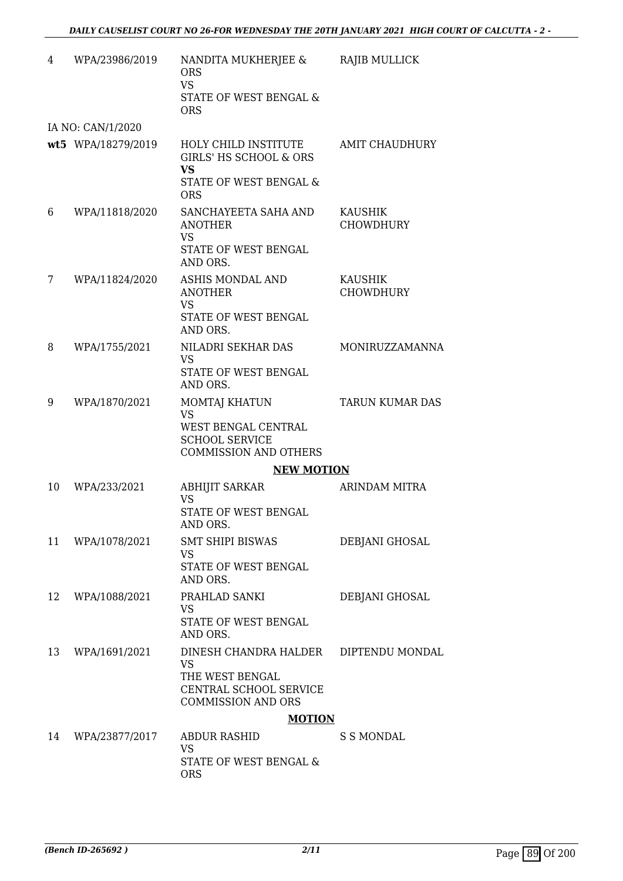| 4 | WPA/23986/2019 | NANDITA MUKHERJEE & ORS<br>VS<br>STATE OF WEST BENGAL & ORS | RAJIB MULLICK |
|---|---|---|---|
| | IA NO: CAN/1/2020 | | |
| **wt5** | WPA/18279/2019 | HOLY CHILD INSTITUTE GIRLS' HS SCHOOL & ORS<br>**VS**<br>STATE OF WEST BENGAL & ORS | AMIT CHAUDHURY |
| 6 | WPA/11818/2020 | SANCHAYEETA SAHA AND ANOTHER<br>VS<br>STATE OF WEST BENGAL AND ORS. | KAUSHIK CHOWDHURY |
| 7 | WPA/11824/2020 | ASHIS MONDAL AND ANOTHER<br>VS<br>STATE OF WEST BENGAL AND ORS. | KAUSHIK CHOWDHURY |
| 8 | WPA/1755/2021 | NILADRI SEKHAR DAS<br>VS<br>STATE OF WEST BENGAL AND ORS. | MONIRUZZAMANNA |
| 9 | WPA/1870/2021 | MOMTAJ KHATUN<br>VS<br>WEST BENGAL CENTRAL SCHOOL SERVICE COMMISSION AND OTHERS | TARUN KUMAR DAS |
| | | **NEW MOTION** | |
| 10 | WPA/233/2021 | ABHIJIT SARKAR<br>VS<br>STATE OF WEST BENGAL AND ORS. | ARINDAM MITRA |
| 11 | WPA/1078/2021 | SMT SHIPI BISWAS<br>VS<br>STATE OF WEST BENGAL AND ORS. | DEBJANI GHOSAL |
| 12 | WPA/1088/2021 | PRAHLAD SANKI<br>VS<br>STATE OF WEST BENGAL AND ORS. | DEBJANI GHOSAL |
| 13 | WPA/1691/2021 | DINESH CHANDRA HALDER<br>VS<br>THE WEST BENGAL CENTRAL SCHOOL SERVICE COMMISSION AND ORS | DIPTENDU MONDAL |
| | | **MOTION** | |
| 14 | WPA/23877/2017 | ABDUR RASHID<br>VS<br>STATE OF WEST BENGAL & ORS | S S MONDAL |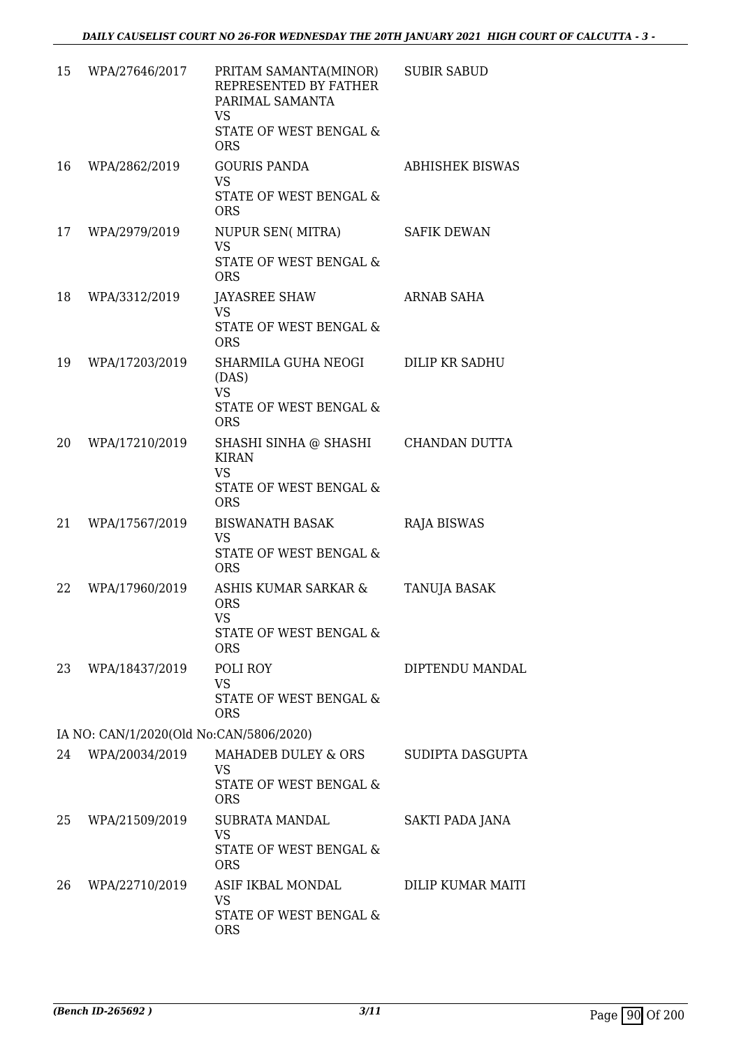| 15 | WPA/27646/2017 | PRITAM SAMANTA(MINOR) REPRESENTED BY FATHER PARIMAL SAMANTA<br>VS<br>STATE OF WEST BENGAL & ORS | SUBIR SABUD |
|---|---|---|---|
| 16 | WPA/2862/2019 | GOURIS PANDA<br>VS<br>STATE OF WEST BENGAL & ORS | ABHISHEK BISWAS |
| 17 | WPA/2979/2019 | NUPUR SEN( MITRA)<br>VS<br>STATE OF WEST BENGAL & ORS | SAFIK DEWAN |
| 18 | WPA/3312/2019 | JAYASREE SHAW<br>VS<br>STATE OF WEST BENGAL & ORS | ARNAB SAHA |
| 19 | WPA/17203/2019 | SHARMILA GUHA NEOGI (DAS)<br>VS<br>STATE OF WEST BENGAL & ORS | DILIP KR SADHU |
| 20 | WPA/17210/2019 | SHASHI SINHA @ SHASHI KIRAN<br>VS<br>STATE OF WEST BENGAL & ORS | CHANDAN DUTTA |
| 21 | WPA/17567/2019 | BISWANATH BASAK<br>VS<br>STATE OF WEST BENGAL & ORS | RAJA BISWAS |
| 22 | WPA/17960/2019 | ASHIS KUMAR SARKAR & ORS<br>VS<br>STATE OF WEST BENGAL & ORS | TANUJA BASAK |
| 23 | WPA/18437/2019 | POLI ROY<br>VS<br>STATE OF WEST BENGAL & ORS | DIPTENDU MANDAL |
| | IA NO: CAN/1/2020(Old No:CAN/5806/2020) | | |
| 24 | WPA/20034/2019 | MAHADEB DULEY & ORS<br>VS<br>STATE OF WEST BENGAL & ORS | SUDIPTA DASGUPTA |
| 25 | WPA/21509/2019 | SUBRATA MANDAL<br>VS<br>STATE OF WEST BENGAL & ORS | SAKTI PADA JANA |
| 26 | WPA/22710/2019 | ASIF IKBAL MONDAL<br>VS<br>STATE OF WEST BENGAL & ORS | DILIP KUMAR MAITI |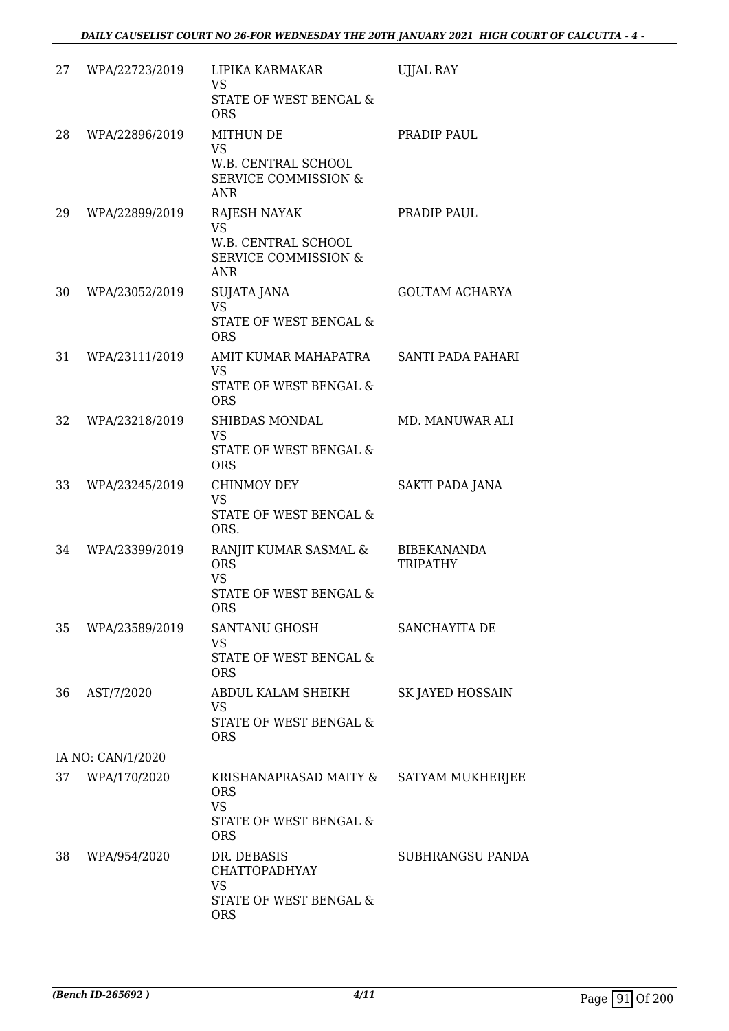| | | | |
|---|---|---|---|
| 27 | WPA/22723/2019 | LIPIKA KARMAKAR<br>VS<br>STATE OF WEST BENGAL & ORS | UJJAL RAY |
| 28 | WPA/22896/2019 | MITHUN DE<br>VS<br>W.B. CENTRAL SCHOOL SERVICE COMMISSION & ANR | PRADIP PAUL |
| 29 | WPA/22899/2019 | RAJESH NAYAK<br>VS<br>W.B. CENTRAL SCHOOL SERVICE COMMISSION & ANR | PRADIP PAUL |
| 30 | WPA/23052/2019 | SUJATA JANA<br>VS<br>STATE OF WEST BENGAL & ORS | GOUTAM ACHARYA |
| 31 | WPA/23111/2019 | AMIT KUMAR MAHAPATRA<br>VS<br>STATE OF WEST BENGAL & ORS | SANTI PADA PAHARI |
| 32 | WPA/23218/2019 | SHIBDAS MONDAL<br>VS<br>STATE OF WEST BENGAL & ORS | MD. MANUWAR ALI |
| 33 | WPA/23245/2019 | CHINMOY DEY<br>VS<br>STATE OF WEST BENGAL & ORS. | SAKTI PADA JANA |
| 34 | WPA/23399/2019 | RANJIT KUMAR SASMAL & ORS<br>VS<br>STATE OF WEST BENGAL & ORS | BIBEKANANDA TRIPATHY |
| 35 | WPA/23589/2019 | SANTANU GHOSH<br>VS<br>STATE OF WEST BENGAL & ORS | SANCHAYITA DE |
| 36 | AST/7/2020 | ABDUL KALAM SHEIKH<br>VS<br>STATE OF WEST BENGAL & ORS | SK JAYED HOSSAIN |
| | IA NO: CAN/1/2020 | | |
| 37 | WPA/170/2020 | KRISHANAPRASAD MAITY & ORS<br>VS<br>STATE OF WEST BENGAL & ORS | SATYAM MUKHERJEE |
| 38 | WPA/954/2020 | DR. DEBASIS CHATTOPADHYAY<br>VS<br>STATE OF WEST BENGAL & ORS | SUBHRANGSU PANDA |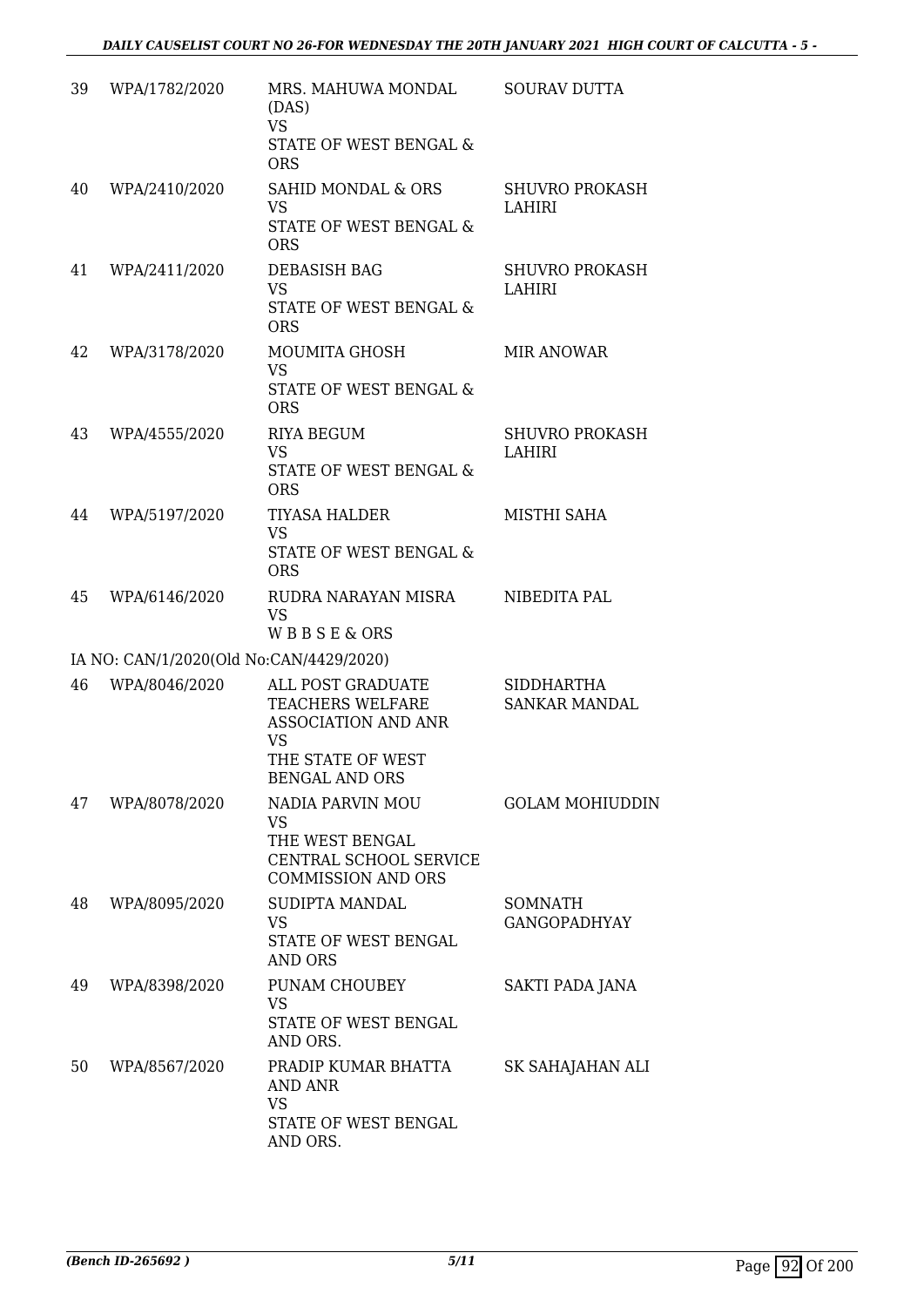| | | | |
|---|---|---|---|
| 39 | WPA/1782/2020 | MRS. MAHUWA MONDAL (DAS) VS STATE OF WEST BENGAL & ORS | SOURAV DUTTA |
| 40 | WPA/2410/2020 | SAHID MONDAL & ORS VS STATE OF WEST BENGAL & ORS | SHUVRO PROKASH LAHIRI |
| 41 | WPA/2411/2020 | DEBASISH BAG VS STATE OF WEST BENGAL & ORS | SHUVRO PROKASH LAHIRI |
| 42 | WPA/3178/2020 | MOUMITA GHOSH VS STATE OF WEST BENGAL & ORS | MIR ANOWAR |
| 43 | WPA/4555/2020 | RIYA BEGUM VS STATE OF WEST BENGAL & ORS | SHUVRO PROKASH LAHIRI |
| 44 | WPA/5197/2020 | TIYASA HALDER VS STATE OF WEST BENGAL & ORS | MISTHI SAHA |
| 45 | WPA/6146/2020 | RUDRA NARAYAN MISRA VS W B B S E & ORS | NIBEDITA PAL |
| | IA NO: CAN/1/2020(Old No:CAN/4429/2020) | | |
| 46 | WPA/8046/2020 | ALL POST GRADUATE TEACHERS WELFARE ASSOCIATION AND ANR VS THE STATE OF WEST BENGAL AND ORS | SIDDHARTHA SANKAR MANDAL |
| 47 | WPA/8078/2020 | NADIA PARVIN MOU VS THE WEST BENGAL CENTRAL SCHOOL SERVICE COMMISSION AND ORS | GOLAM MOHIUDDIN |
| 48 | WPA/8095/2020 | SUDIPTA MANDAL VS STATE OF WEST BENGAL AND ORS | SOMNATH GANGOPADHYAY |
| 49 | WPA/8398/2020 | PUNAM CHOUBEY VS STATE OF WEST BENGAL AND ORS. | SAKTI PADA JANA |
| 50 | WPA/8567/2020 | PRADIP KUMAR BHATTA AND ANR VS STATE OF WEST BENGAL AND ORS. | SK SAHAJAHAN ALI |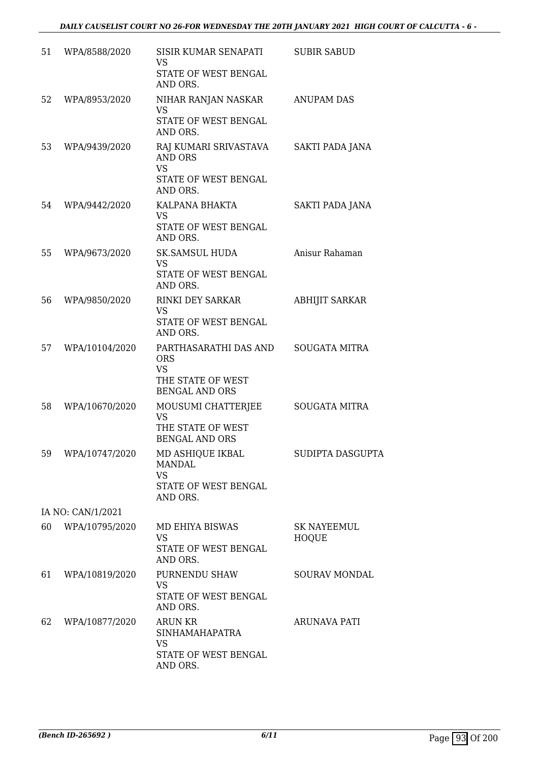| | | | |
|---|---|---|---|
| 51 | WPA/8588/2020 | SISIR KUMAR SENAPATI<br>VS<br>STATE OF WEST BENGAL AND ORS. | SUBIR SABUD |
| 52 | WPA/8953/2020 | NIHAR RANJAN NASKAR<br>VS<br>STATE OF WEST BENGAL AND ORS. | ANUPAM DAS |
| 53 | WPA/9439/2020 | RAJ KUMARI SRIVASTAVA AND ORS<br>VS<br>STATE OF WEST BENGAL AND ORS. | SAKTI PADA JANA |
| 54 | WPA/9442/2020 | KALPANA BHAKTA<br>VS<br>STATE OF WEST BENGAL AND ORS. | SAKTI PADA JANA |
| 55 | WPA/9673/2020 | SK.SAMSUL HUDA<br>VS<br>STATE OF WEST BENGAL AND ORS. | Anisur Rahaman |
| 56 | WPA/9850/2020 | RINKI DEY SARKAR<br>VS<br>STATE OF WEST BENGAL AND ORS. | ABHIJIT SARKAR |
| 57 | WPA/10104/2020 | PARTHASARATHI DAS AND ORS<br>VS<br>THE STATE OF WEST BENGAL AND ORS | SOUGATA MITRA |
| 58 | WPA/10670/2020 | MOUSUMI CHATTERJEE<br>VS<br>THE STATE OF WEST BENGAL AND ORS | SOUGATA MITRA |
| 59 | WPA/10747/2020 | MD ASHIQUE IKBAL MANDAL<br>VS<br>STATE OF WEST BENGAL AND ORS. | SUDIPTA DASGUPTA |
| | IA NO: CAN/1/2021 | | |
| 60 | WPA/10795/2020 | MD EHIYA BISWAS<br>VS<br>STATE OF WEST BENGAL AND ORS. | SK NAYEEMUL HOQUE |
| 61 | WPA/10819/2020 | PURNENDU SHAW<br>VS<br>STATE OF WEST BENGAL AND ORS. | SOURAV MONDAL |
| 62 | WPA/10877/2020 | ARUN KR SINHAMAHAPATRA<br>VS<br>STATE OF WEST BENGAL AND ORS. | ARUNAVA PATI |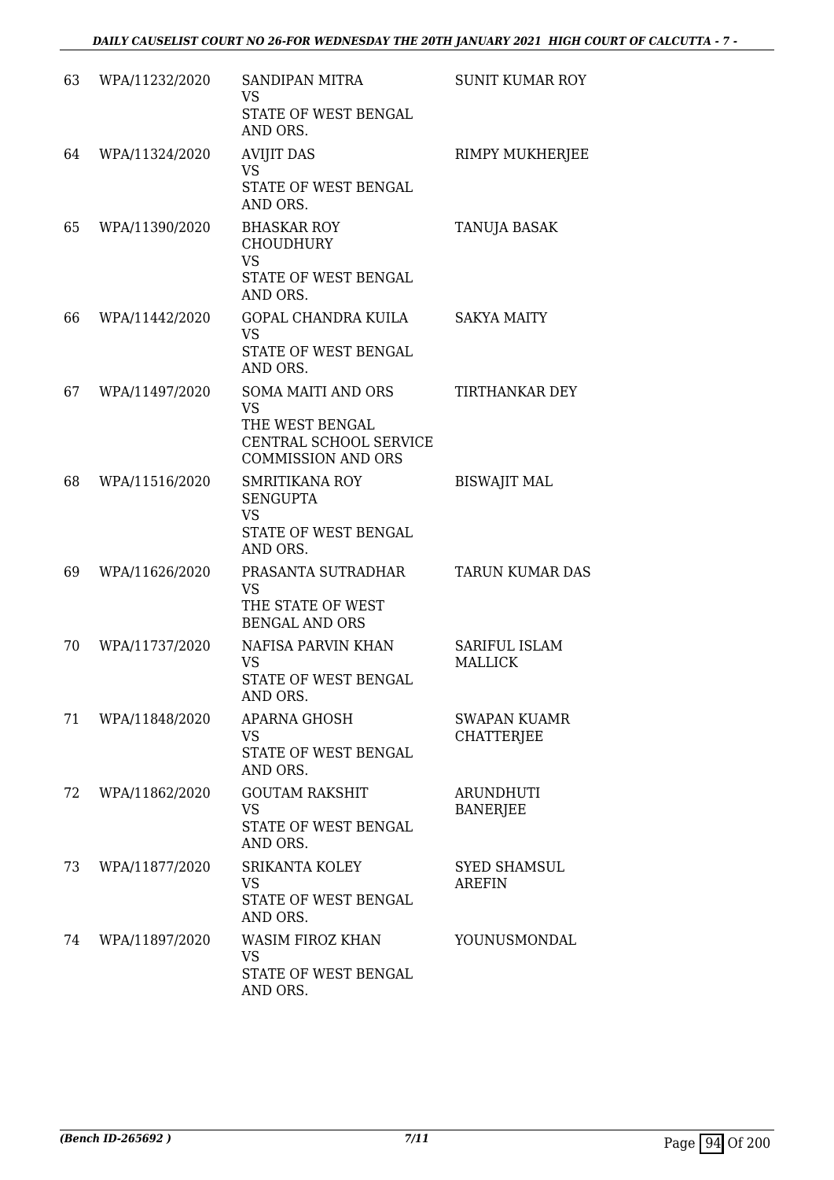| | | | |
|---|---|---|---|
| 63 | WPA/11232/2020 | SANDIPAN MITRA<br>VS<br>STATE OF WEST BENGAL AND ORS. | SUNIT KUMAR ROY |
| 64 | WPA/11324/2020 | AVIJIT DAS<br>VS<br>STATE OF WEST BENGAL AND ORS. | RIMPY MUKHERJEE |
| 65 | WPA/11390/2020 | BHASKAR ROY CHOUDHURY<br>VS<br>STATE OF WEST BENGAL AND ORS. | TANUJA BASAK |
| 66 | WPA/11442/2020 | GOPAL CHANDRA KUILA<br>VS<br>STATE OF WEST BENGAL AND ORS. | SAKYA MAITY |
| 67 | WPA/11497/2020 | SOMA MAITI AND ORS<br>VS<br>THE WEST BENGAL CENTRAL SCHOOL SERVICE COMMISSION AND ORS | TIRTHANKAR DEY |
| 68 | WPA/11516/2020 | SMRITIKANA ROY SENGUPTA<br>VS<br>STATE OF WEST BENGAL AND ORS. | BISWAJIT MAL |
| 69 | WPA/11626/2020 | PRASANTA SUTRADHAR<br>VS<br>THE STATE OF WEST BENGAL AND ORS | TARUN KUMAR DAS |
| 70 | WPA/11737/2020 | NAFISA PARVIN KHAN<br>VS<br>STATE OF WEST BENGAL AND ORS. | SARIFUL ISLAM MALLICK |
| 71 | WPA/11848/2020 | APARNA GHOSH<br>VS<br>STATE OF WEST BENGAL AND ORS. | SWAPAN KUAMR CHATTERJEE |
| 72 | WPA/11862/2020 | GOUTAM RAKSHIT<br>VS<br>STATE OF WEST BENGAL AND ORS. | ARUNDHUTI BANERJEE |
| 73 | WPA/11877/2020 | SRIKANTA KOLEY<br>VS<br>STATE OF WEST BENGAL AND ORS. | SYED SHAMSUL AREFIN |
| 74 | WPA/11897/2020 | WASIM FIROZ KHAN<br>VS<br>STATE OF WEST BENGAL AND ORS. | YOUNUSMONDAL |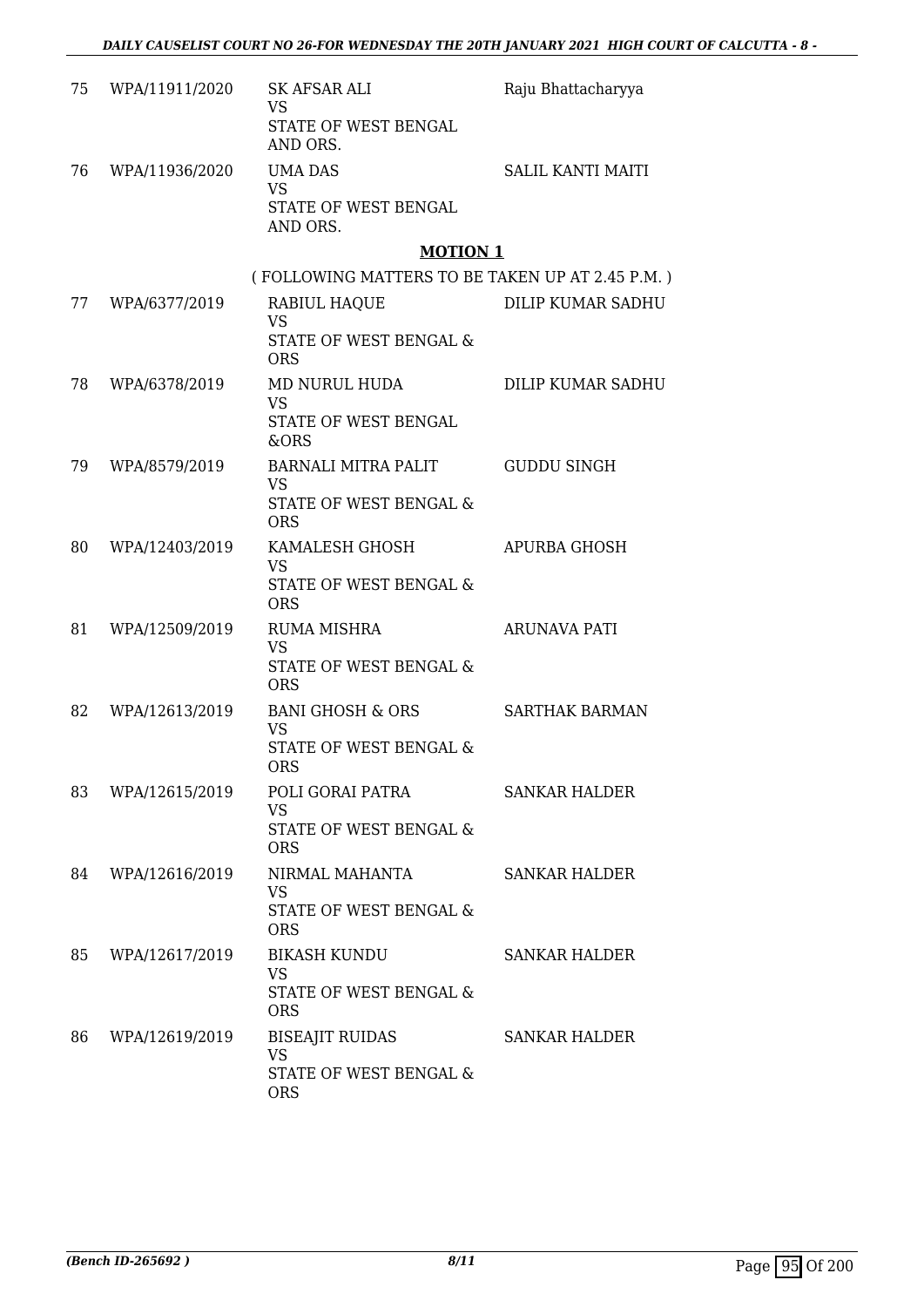| | | | |
|---|---|---|---|
| 75 | WPA/11911/2020 | SK AFSAR ALI<br>VS<br>STATE OF WEST BENGAL AND ORS. | Raju Bhattacharyya |
| 76 | WPA/11936/2020 | UMA DAS<br>VS<br>STATE OF WEST BENGAL AND ORS. | SALIL KANTI MAITI |

## MOTION 1

( FOLLOWING MATTERS TO BE TAKEN UP AT 2.45 P.M. )

| | | | |
|---|---|---|---|
| 77 | WPA/6377/2019 | RABIUL HAQUE<br>VS<br>STATE OF WEST BENGAL & ORS | DILIP KUMAR SADHU |
| 78 | WPA/6378/2019 | MD NURUL HUDA<br>VS<br>STATE OF WEST BENGAL &ORS | DILIP KUMAR SADHU |
| 79 | WPA/8579/2019 | BARNALI MITRA PALIT<br>VS<br>STATE OF WEST BENGAL & ORS | GUDDU SINGH |
| 80 | WPA/12403/2019 | KAMALESH GHOSH<br>VS<br>STATE OF WEST BENGAL & ORS | APURBA GHOSH |
| 81 | WPA/12509/2019 | RUMA MISHRA<br>VS<br>STATE OF WEST BENGAL & ORS | ARUNAVA PATI |
| 82 | WPA/12613/2019 | BANI GHOSH & ORS<br>VS<br>STATE OF WEST BENGAL & ORS | SARTHAK BARMAN |
| 83 | WPA/12615/2019 | POLI GORAI PATRA<br>VS<br>STATE OF WEST BENGAL & ORS | SANKAR HALDER |
| 84 | WPA/12616/2019 | NIRMAL MAHANTA<br>VS<br>STATE OF WEST BENGAL & ORS | SANKAR HALDER |
| 85 | WPA/12617/2019 | BIKASH KUNDU<br>VS<br>STATE OF WEST BENGAL & ORS | SANKAR HALDER |
| 86 | WPA/12619/2019 | BISEAJIT RUIDAS<br>VS<br>STATE OF WEST BENGAL & ORS | SANKAR HALDER |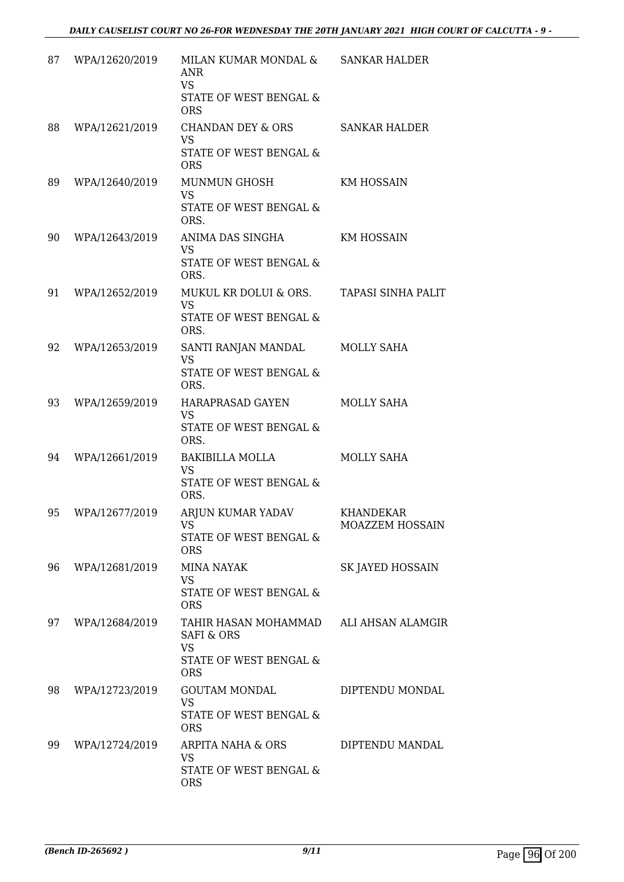| | | | |
|---|---|---|---|
| 87 | WPA/12620/2019 | MILAN KUMAR MONDAL & ANR<br>VS<br>STATE OF WEST BENGAL & ORS | SANKAR HALDER |
| 88 | WPA/12621/2019 | CHANDAN DEY & ORS<br>VS<br>STATE OF WEST BENGAL & ORS | SANKAR HALDER |
| 89 | WPA/12640/2019 | MUNMUN GHOSH<br>VS<br>STATE OF WEST BENGAL & ORS. | KM HOSSAIN |
| 90 | WPA/12643/2019 | ANIMA DAS SINGHA<br>VS<br>STATE OF WEST BENGAL & ORS. | KM HOSSAIN |
| 91 | WPA/12652/2019 | MUKUL KR DOLUI & ORS.<br>VS<br>STATE OF WEST BENGAL & ORS. | TAPASI SINHA PALIT |
| 92 | WPA/12653/2019 | SANTI RANJAN MANDAL<br>VS<br>STATE OF WEST BENGAL & ORS. | MOLLY SAHA |
| 93 | WPA/12659/2019 | HARAPRASAD GAYEN<br>VS<br>STATE OF WEST BENGAL & ORS. | MOLLY SAHA |
| 94 | WPA/12661/2019 | BAKIBILLA MOLLA<br>VS<br>STATE OF WEST BENGAL & ORS. | MOLLY SAHA |
| 95 | WPA/12677/2019 | ARJUN KUMAR YADAV<br>VS<br>STATE OF WEST BENGAL & ORS | KHANDEKAR MOAZZEM HOSSAIN |
| 96 | WPA/12681/2019 | MINA NAYAK<br>VS<br>STATE OF WEST BENGAL & ORS | SK JAYED HOSSAIN |
| 97 | WPA/12684/2019 | TAHIR HASAN MOHAMMAD SAFI & ORS<br>VS<br>STATE OF WEST BENGAL & ORS | ALI AHSAN ALAMGIR |
| 98 | WPA/12723/2019 | GOUTAM MONDAL<br>VS<br>STATE OF WEST BENGAL & ORS | DIPTENDU MONDAL |
| 99 | WPA/12724/2019 | ARPITA NAHA & ORS<br>VS<br>STATE OF WEST BENGAL & ORS | DIPTENDU MANDAL |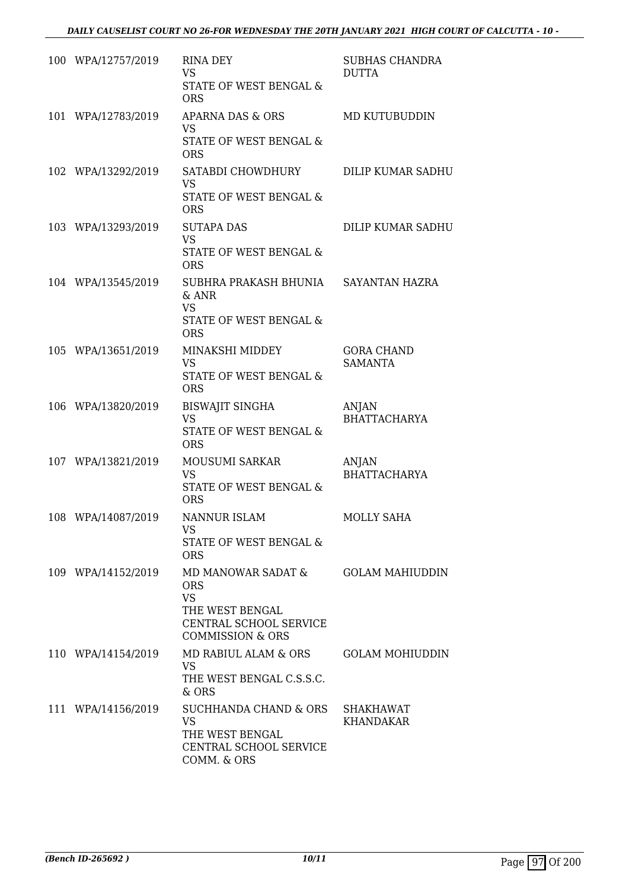| | | | |
|---|---|---|---|
| 100 | WPA/12757/2019 | RINA DEY<br>VS<br>STATE OF WEST BENGAL & ORS | SUBHAS CHANDRA DUTTA |
| 101 | WPA/12783/2019 | APARNA DAS & ORS<br>VS<br>STATE OF WEST BENGAL & ORS | MD KUTUBUDDIN |
| 102 | WPA/13292/2019 | SATABDI CHOWDHURY<br>VS<br>STATE OF WEST BENGAL & ORS | DILIP KUMAR SADHU |
| 103 | WPA/13293/2019 | SUTAPA DAS<br>VS<br>STATE OF WEST BENGAL & ORS | DILIP KUMAR SADHU |
| 104 | WPA/13545/2019 | SUBHRA PRAKASH BHUNIA & ANR<br>VS<br>STATE OF WEST BENGAL & ORS | SAYANTAN HAZRA |
| 105 | WPA/13651/2019 | MINAKSHI MIDDEY<br>VS<br>STATE OF WEST BENGAL & ORS | GORA CHAND SAMANTA |
| 106 | WPA/13820/2019 | BISWAJIT SINGHA<br>VS<br>STATE OF WEST BENGAL & ORS | ANJAN BHATTACHARYA |
| 107 | WPA/13821/2019 | MOUSUMI SARKAR<br>VS<br>STATE OF WEST BENGAL & ORS | ANJAN BHATTACHARYA |
| 108 | WPA/14087/2019 | NANNUR ISLAM<br>VS<br>STATE OF WEST BENGAL & ORS | MOLLY SAHA |
| 109 | WPA/14152/2019 | MD MANOWAR SADAT & ORS<br>VS<br>THE WEST BENGAL CENTRAL SCHOOL SERVICE COMMISSION & ORS | GOLAM MAHIUDDIN |
| 110 | WPA/14154/2019 | MD RABIUL ALAM & ORS<br>VS<br>THE WEST BENGAL C.S.S.C. & ORS | GOLAM MOHIUDDIN |
| 111 | WPA/14156/2019 | SUCHHANDA CHAND & ORS<br>VS<br>THE WEST BENGAL CENTRAL SCHOOL SERVICE COMM. & ORS | SHAKHAWAT KHANDAKAR |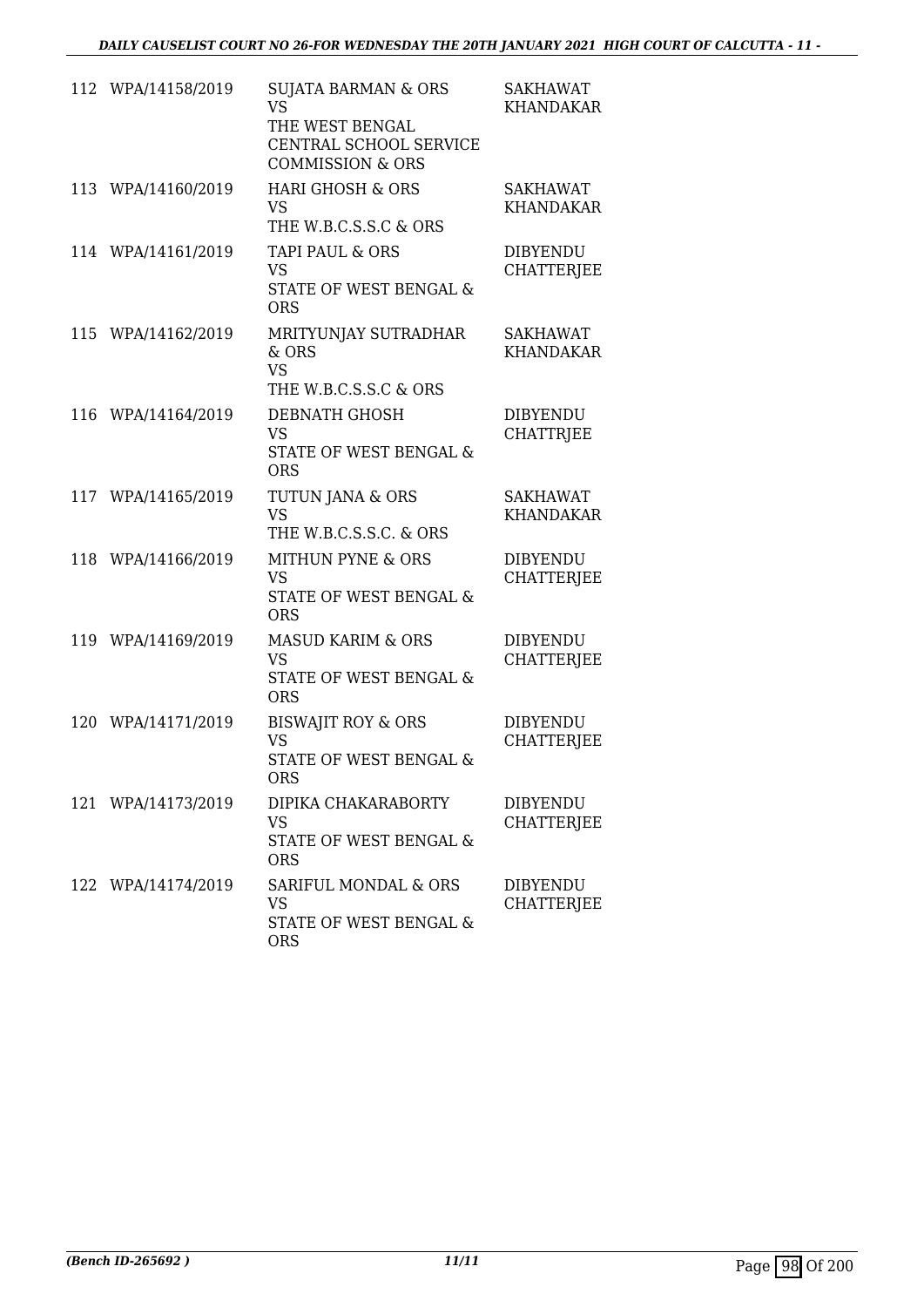| | | | |
|---|---|---|---|
| 112 | WPA/14158/2019 | SUJATA BARMAN & ORS<br>VS<br>THE WEST BENGAL CENTRAL SCHOOL SERVICE COMMISSION & ORS | SAKHAWAT KHANDAKAR |
| 113 | WPA/14160/2019 | HARI GHOSH & ORS<br>VS<br>THE W.B.C.S.S.C & ORS | SAKHAWAT KHANDAKAR |
| 114 | WPA/14161/2019 | TAPI PAUL & ORS<br>VS<br>STATE OF WEST BENGAL & ORS | DIBYENDU CHATTERJEE |
| 115 | WPA/14162/2019 | MRITYUNJAY SUTRADHAR & ORS<br>VS<br>THE W.B.C.S.S.C & ORS | SAKHAWAT KHANDAKAR |
| 116 | WPA/14164/2019 | DEBNATH GHOSH<br>VS<br>STATE OF WEST BENGAL & ORS | DIBYENDU CHATTRJEE |
| 117 | WPA/14165/2019 | TUTUN JANA & ORS<br>VS<br>THE W.B.C.S.S.C. & ORS | SAKHAWAT KHANDAKAR |
| 118 | WPA/14166/2019 | MITHUN PYNE & ORS<br>VS<br>STATE OF WEST BENGAL & ORS | DIBYENDU CHATTERJEE |
| 119 | WPA/14169/2019 | MASUD KARIM & ORS<br>VS<br>STATE OF WEST BENGAL & ORS | DIBYENDU CHATTERJEE |
| 120 | WPA/14171/2019 | BISWAJIT ROY & ORS<br>VS<br>STATE OF WEST BENGAL & ORS | DIBYENDU CHATTERJEE |
| 121 | WPA/14173/2019 | DIPIKA CHAKARABORTY<br>VS<br>STATE OF WEST BENGAL & ORS | DIBYENDU CHATTERJEE |
| 122 | WPA/14174/2019 | SARIFUL MONDAL & ORS<br>VS<br>STATE OF WEST BENGAL & ORS | DIBYENDU CHATTERJEE |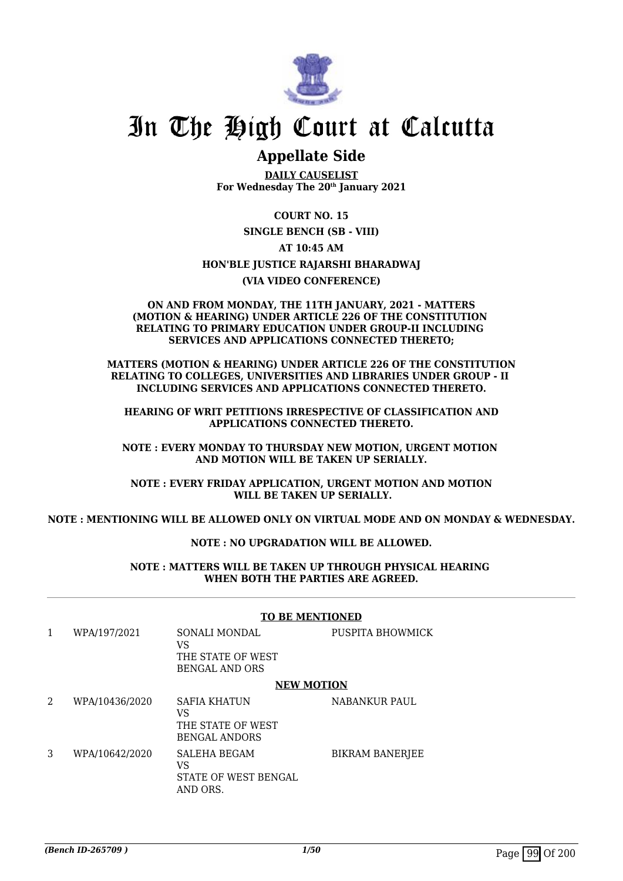# In The High Court at Calcutta

## Appellate Side

**DAILY CAUSELIST**
**For Wednesday The 20th January 2021**

**COURT NO. 15**

**SINGLE BENCH (SB - VIII)**

**AT 10:45 AM**

**HON'BLE JUSTICE RAJARSHI BHARADWAJ**

**(VIA VIDEO CONFERENCE)**

**ON AND FROM MONDAY, THE 11TH JANUARY, 2021 - MATTERS (MOTION & HEARING) UNDER ARTICLE 226 OF THE CONSTITUTION RELATING TO PRIMARY EDUCATION UNDER GROUP-II INCLUDING SERVICES AND APPLICATIONS CONNECTED THERETO;**

**MATTERS (MOTION & HEARING) UNDER ARTICLE 226 OF THE CONSTITUTION RELATING TO COLLEGES, UNIVERSITIES AND LIBRARIES UNDER GROUP - II INCLUDING SERVICES AND APPLICATIONS CONNECTED THERETO.**

**HEARING OF WRIT PETITIONS IRRESPECTIVE OF CLASSIFICATION AND APPLICATIONS CONNECTED THERETO.**

**NOTE : EVERY MONDAY TO THURSDAY NEW MOTION, URGENT MOTION AND MOTION WILL BE TAKEN UP SERIALLY.**

**NOTE : EVERY FRIDAY APPLICATION, URGENT MOTION AND MOTION WILL BE TAKEN UP SERIALLY.**

**NOTE : MENTIONING WILL BE ALLOWED ONLY ON VIRTUAL MODE AND ON MONDAY & WEDNESDAY.**

**NOTE : NO UPGRADATION WILL BE ALLOWED.**

**NOTE : MATTERS WILL BE TAKEN UP THROUGH PHYSICAL HEARING WHEN BOTH THE PARTIES ARE AGREED.**

**TO BE MENTIONED**

| | | | |
|---|---|---|---|
| 1 | WPA/197/2021 | SONALI MONDAL<br>VS<br>THE STATE OF WEST BENGAL AND ORS | PUSPITA BHOWMICK |

**NEW MOTION**

| | | | |
|---|---|---|---|
| 2 | WPA/10436/2020 | SAFIA KHATUN<br>VS<br>THE STATE OF WEST BENGAL ANDORS | NABANKUR PAUL |
| 3 | WPA/10642/2020 | SALEHA BEGAM<br>VS<br>STATE OF WEST BENGAL AND ORS. | BIKRAM BANERJEE |

*(Bench ID-265709 )*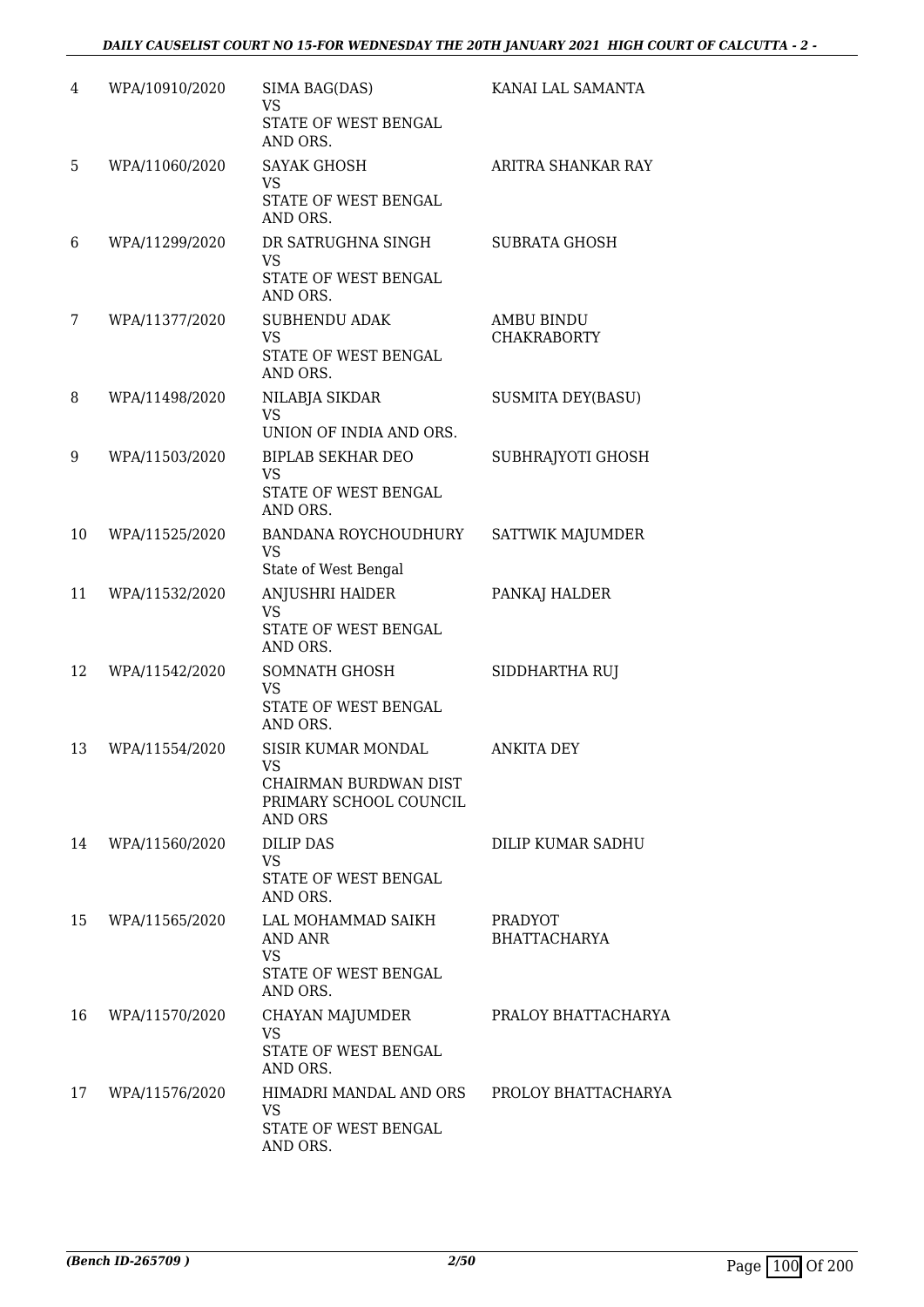| | | | |
|---|---|---|---|
| 4 | WPA/10910/2020 | SIMA BAG(DAS)<br>VS<br>STATE OF WEST BENGAL AND ORS. | KANAI LAL SAMANTA |
| 5 | WPA/11060/2020 | SAYAK GHOSH<br>VS<br>STATE OF WEST BENGAL AND ORS. | ARITRA SHANKAR RAY |
| 6 | WPA/11299/2020 | DR SATRUGHNA SINGH<br>VS<br>STATE OF WEST BENGAL AND ORS. | SUBRATA GHOSH |
| 7 | WPA/11377/2020 | SUBHENDU ADAK<br>VS<br>STATE OF WEST BENGAL AND ORS. | AMBU BINDU CHAKRABORTY |
| 8 | WPA/11498/2020 | NILABJA SIKDAR<br>VS<br>UNION OF INDIA AND ORS. | SUSMITA DEY(BASU) |
| 9 | WPA/11503/2020 | BIPLAB SEKHAR DEO<br>VS<br>STATE OF WEST BENGAL AND ORS. | SUBHRAJYOTI GHOSH |
| 10 | WPA/11525/2020 | BANDANA ROYCHOUDHURY<br>VS<br>State of West Bengal | SATTWIK MAJUMDER |
| 11 | WPA/11532/2020 | ANJUSHRI HAlDER<br>VS<br>STATE OF WEST BENGAL AND ORS. | PANKAJ HALDER |
| 12 | WPA/11542/2020 | SOMNATH GHOSH<br>VS<br>STATE OF WEST BENGAL AND ORS. | SIDDHARTHA RUJ |
| 13 | WPA/11554/2020 | SISIR KUMAR MONDAL<br>VS<br>CHAIRMAN BURDWAN DIST PRIMARY SCHOOL COUNCIL AND ORS | ANKITA DEY |
| 14 | WPA/11560/2020 | DILIP DAS<br>VS<br>STATE OF WEST BENGAL AND ORS. | DILIP KUMAR SADHU |
| 15 | WPA/11565/2020 | LAL MOHAMMAD SAIKH AND ANR<br>VS<br>STATE OF WEST BENGAL AND ORS. | PRADYOT BHATTACHARYA |
| 16 | WPA/11570/2020 | CHAYAN MAJUMDER<br>VS<br>STATE OF WEST BENGAL AND ORS. | PRALOY BHATTACHARYA |
| 17 | WPA/11576/2020 | HIMADRI MANDAL AND ORS<br>VS<br>STATE OF WEST BENGAL AND ORS. | PROLOY BHATTACHARYA |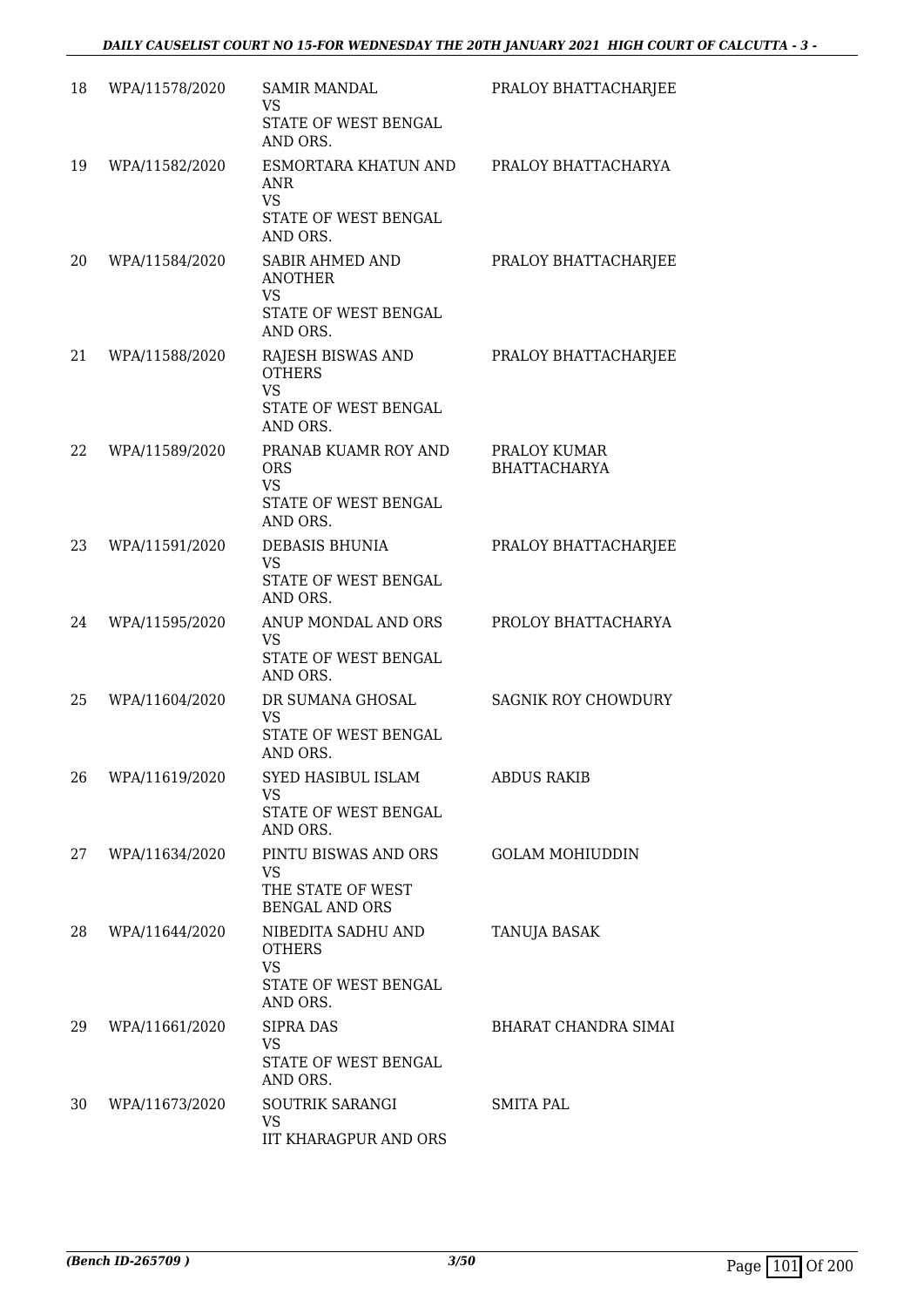| 18 | WPA/11578/2020 | SAMIR MANDAL<br>VS<br>STATE OF WEST BENGAL AND ORS. | PRALOY BHATTACHARJEE |
|---|---|---|---|
| 19 | WPA/11582/2020 | ESMORTARA KHATUN AND ANR<br>VS<br>STATE OF WEST BENGAL AND ORS. | PRALOY BHATTACHARYA |
| 20 | WPA/11584/2020 | SABIR AHMED AND ANOTHER<br>VS<br>STATE OF WEST BENGAL AND ORS. | PRALOY BHATTACHARJEE |
| 21 | WPA/11588/2020 | RAJESH BISWAS AND OTHERS<br>VS<br>STATE OF WEST BENGAL AND ORS. | PRALOY BHATTACHARJEE |
| 22 | WPA/11589/2020 | PRANAB KUAMR ROY AND ORS<br>VS<br>STATE OF WEST BENGAL AND ORS. | PRALOY KUMAR BHATTACHARYA |
| 23 | WPA/11591/2020 | DEBASIS BHUNIA<br>VS<br>STATE OF WEST BENGAL AND ORS. | PRALOY BHATTACHARJEE |
| 24 | WPA/11595/2020 | ANUP MONDAL AND ORS<br>VS<br>STATE OF WEST BENGAL AND ORS. | PROLOY BHATTACHARYA |
| 25 | WPA/11604/2020 | DR SUMANA GHOSAL<br>VS<br>STATE OF WEST BENGAL AND ORS. | SAGNIK ROY CHOWDURY |
| 26 | WPA/11619/2020 | SYED HASIBUL ISLAM<br>VS<br>STATE OF WEST BENGAL AND ORS. | ABDUS RAKIB |
| 27 | WPA/11634/2020 | PINTU BISWAS AND ORS<br>VS<br>THE STATE OF WEST BENGAL AND ORS | GOLAM MOHIUDDIN |
| 28 | WPA/11644/2020 | NIBEDITA SADHU AND OTHERS<br>VS<br>STATE OF WEST BENGAL AND ORS. | TANUJA BASAK |
| 29 | WPA/11661/2020 | SIPRA DAS<br>VS<br>STATE OF WEST BENGAL AND ORS. | BHARAT CHANDRA SIMAI |
| 30 | WPA/11673/2020 | SOUTRIK SARANGI<br>VS<br>IIT KHARAGPUR AND ORS | SMITA PAL |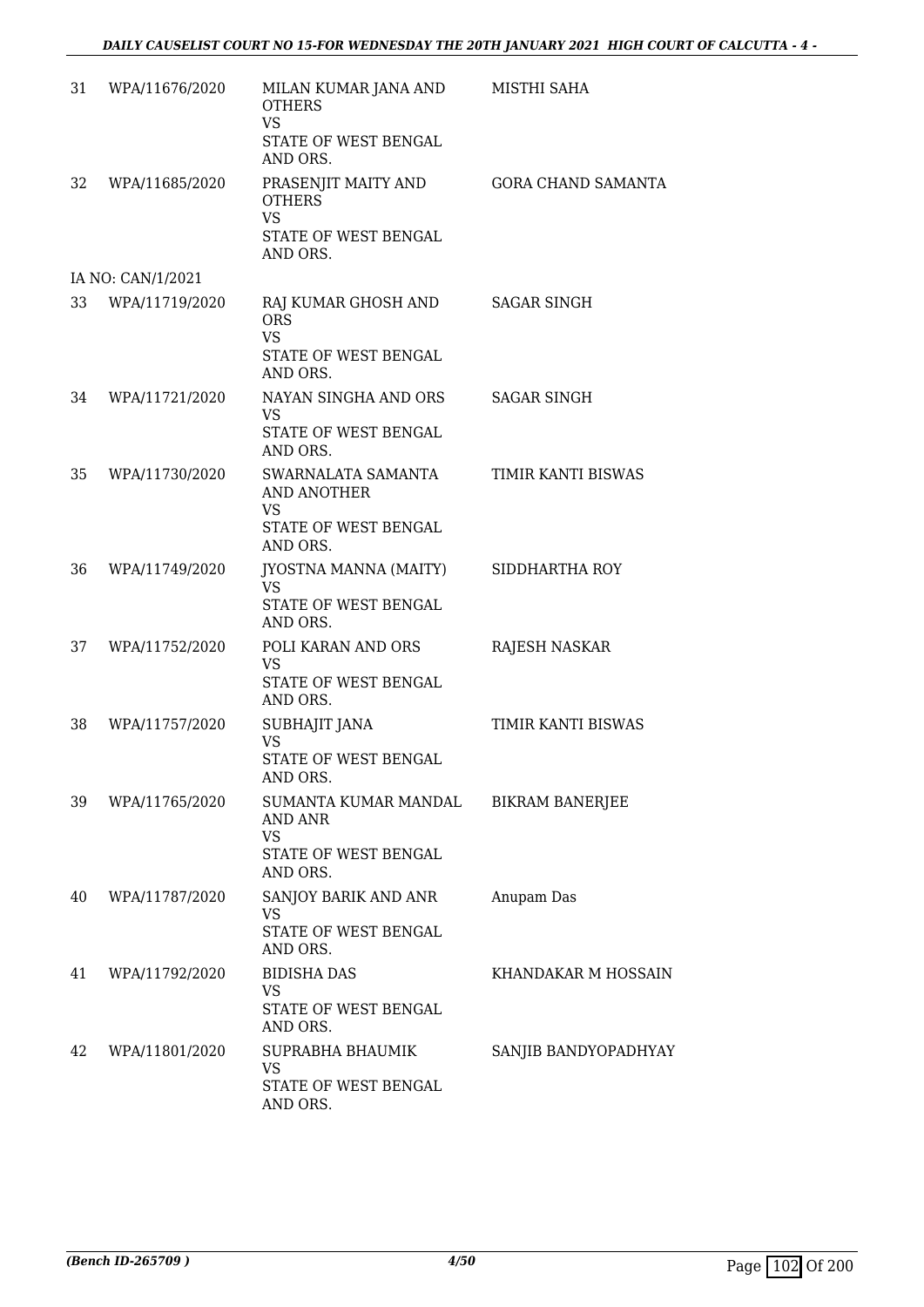| | | | |
|---|---|---|---|
| 31 | WPA/11676/2020 | MILAN KUMAR JANA AND OTHERS<br>VS<br>STATE OF WEST BENGAL AND ORS. | MISTHI SAHA |
| 32 | WPA/11685/2020 | PRASENJIT MAITY AND OTHERS<br>VS<br>STATE OF WEST BENGAL AND ORS. | GORA CHAND SAMANTA |
| | IA NO: CAN/1/2021 | | |
| 33 | WPA/11719/2020 | RAJ KUMAR GHOSH AND ORS<br>VS<br>STATE OF WEST BENGAL AND ORS. | SAGAR SINGH |
| 34 | WPA/11721/2020 | NAYAN SINGHA AND ORS<br>VS<br>STATE OF WEST BENGAL AND ORS. | SAGAR SINGH |
| 35 | WPA/11730/2020 | SWARNALATA SAMANTA AND ANOTHER<br>VS<br>STATE OF WEST BENGAL AND ORS. | TIMIR KANTI BISWAS |
| 36 | WPA/11749/2020 | JYOSTNA MANNA (MAITY)<br>VS<br>STATE OF WEST BENGAL AND ORS. | SIDDHARTHA ROY |
| 37 | WPA/11752/2020 | POLI KARAN AND ORS<br>VS<br>STATE OF WEST BENGAL AND ORS. | RAJESH NASKAR |
| 38 | WPA/11757/2020 | SUBHAJIT JANA<br>VS<br>STATE OF WEST BENGAL AND ORS. | TIMIR KANTI BISWAS |
| 39 | WPA/11765/2020 | SUMANTA KUMAR MANDAL AND ANR<br>VS<br>STATE OF WEST BENGAL AND ORS. | BIKRAM BANERJEE |
| 40 | WPA/11787/2020 | SANJOY BARIK AND ANR<br>VS<br>STATE OF WEST BENGAL AND ORS. | Anupam Das |
| 41 | WPA/11792/2020 | BIDISHA DAS<br>VS<br>STATE OF WEST BENGAL AND ORS. | KHANDAKAR M HOSSAIN |
| 42 | WPA/11801/2020 | SUPRABHA BHAUMIK<br>VS<br>STATE OF WEST BENGAL AND ORS. | SANJIB BANDYOPADHYAY |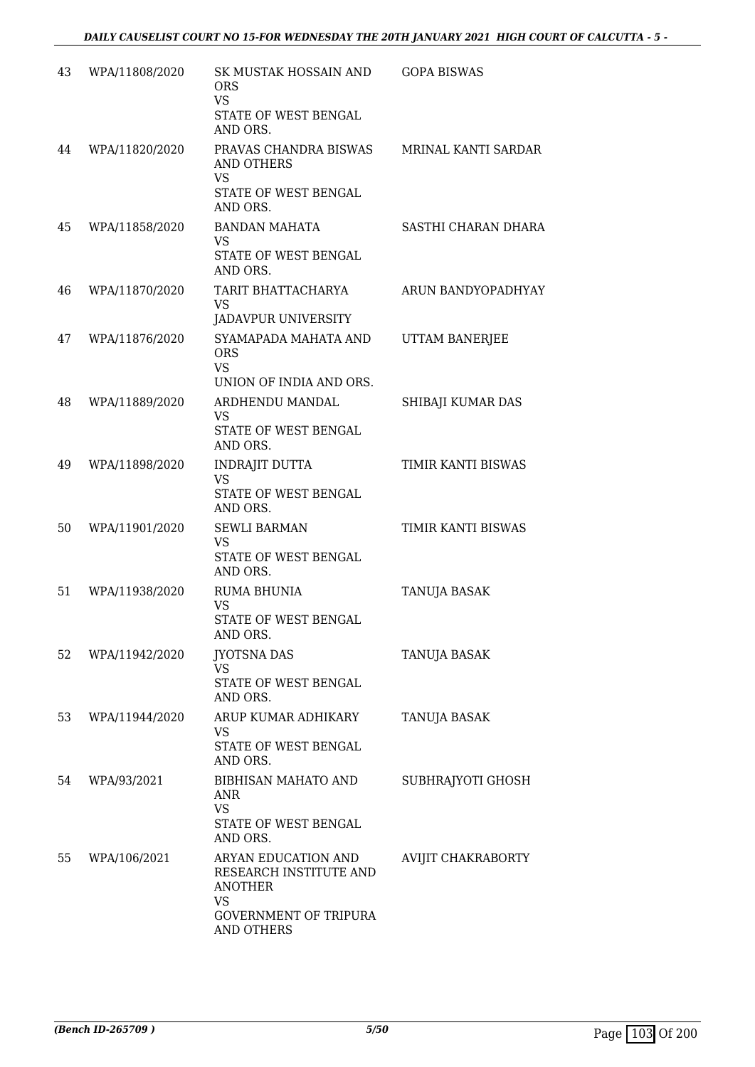| 43 | WPA/11808/2020 | SK MUSTAK HOSSAIN AND ORS<br>VS<br>STATE OF WEST BENGAL AND ORS. | GOPA BISWAS |
|---|---|---|---|
| 44 | WPA/11820/2020 | PRAVAS CHANDRA BISWAS AND OTHERS<br>VS<br>STATE OF WEST BENGAL AND ORS. | MRINAL KANTI SARDAR |
| 45 | WPA/11858/2020 | BANDAN MAHATA<br>VS<br>STATE OF WEST BENGAL AND ORS. | SASTHI CHARAN DHARA |
| 46 | WPA/11870/2020 | TARIT BHATTACHARYA<br>VS<br>JADAVPUR UNIVERSITY | ARUN BANDYOPADHYAY |
| 47 | WPA/11876/2020 | SYAMAPADA MAHATA AND ORS<br>VS<br>UNION OF INDIA AND ORS. | UTTAM BANERJEE |
| 48 | WPA/11889/2020 | ARDHENDU MANDAL<br>VS<br>STATE OF WEST BENGAL AND ORS. | SHIBAJI KUMAR DAS |
| 49 | WPA/11898/2020 | INDRAJIT DUTTA<br>VS<br>STATE OF WEST BENGAL AND ORS. | TIMIR KANTI BISWAS |
| 50 | WPA/11901/2020 | SEWLI BARMAN<br>VS<br>STATE OF WEST BENGAL AND ORS. | TIMIR KANTI BISWAS |
| 51 | WPA/11938/2020 | RUMA BHUNIA<br>VS<br>STATE OF WEST BENGAL AND ORS. | TANUJA BASAK |
| 52 | WPA/11942/2020 | JYOTSNA DAS<br>VS<br>STATE OF WEST BENGAL AND ORS. | TANUJA BASAK |
| 53 | WPA/11944/2020 | ARUP KUMAR ADHIKARY<br>VS<br>STATE OF WEST BENGAL AND ORS. | TANUJA BASAK |
| 54 | WPA/93/2021 | BIBHISAN MAHATO AND ANR<br>VS<br>STATE OF WEST BENGAL AND ORS. | SUBHRAJYOTI GHOSH |
| 55 | WPA/106/2021 | ARYAN EDUCATION AND RESEARCH INSTITUTE AND ANOTHER<br>VS<br>GOVERNMENT OF TRIPURA AND OTHERS | AVIJIT CHAKRABORTY |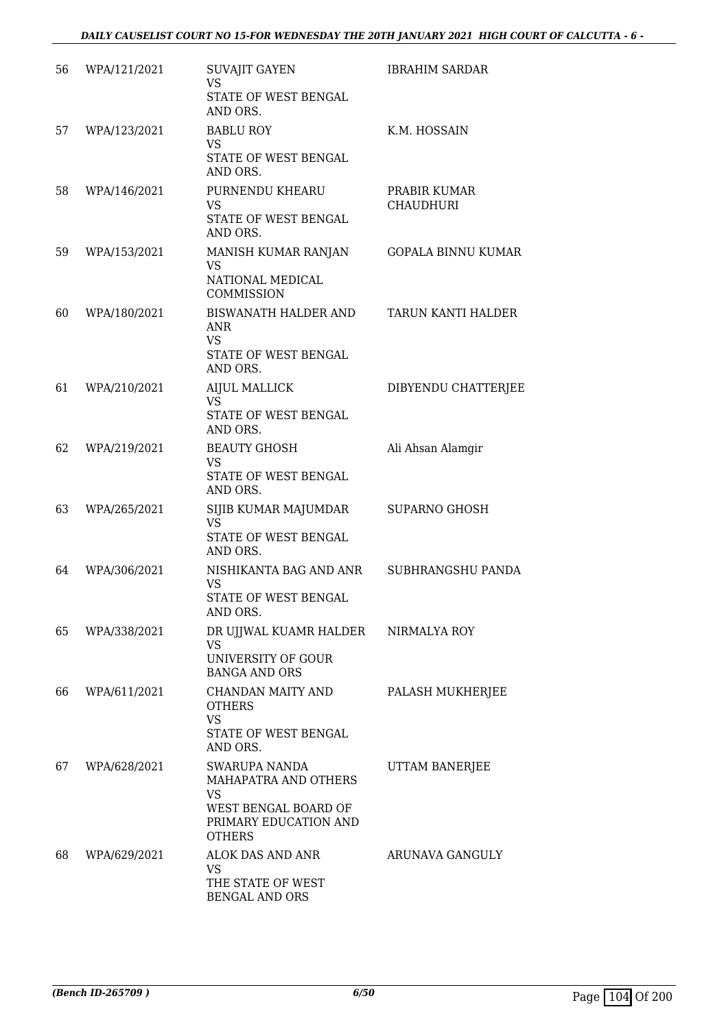| | | | |
|---|---|---|---|
| 56 | WPA/121/2021 | SUVAJIT GAYEN<br>VS<br>STATE OF WEST BENGAL AND ORS. | IBRAHIM SARDAR |
| 57 | WPA/123/2021 | BABLU ROY<br>VS<br>STATE OF WEST BENGAL AND ORS. | K.M. HOSSAIN |
| 58 | WPA/146/2021 | PURNENDU KHEARU<br>VS<br>STATE OF WEST BENGAL AND ORS. | PRABIR KUMAR CHAUDHURI |
| 59 | WPA/153/2021 | MANISH KUMAR RANJAN<br>VS<br>NATIONAL MEDICAL COMMISSION | GOPALA BINNU KUMAR |
| 60 | WPA/180/2021 | BISWANATH HALDER AND ANR<br>VS<br>STATE OF WEST BENGAL AND ORS. | TARUN KANTI HALDER |
| 61 | WPA/210/2021 | AIJUL MALLICK<br>VS<br>STATE OF WEST BENGAL AND ORS. | DIBYENDU CHATTERJEE |
| 62 | WPA/219/2021 | BEAUTY GHOSH<br>VS<br>STATE OF WEST BENGAL AND ORS. | Ali Ahsan Alamgir |
| 63 | WPA/265/2021 | SIJIB KUMAR MAJUMDAR<br>VS<br>STATE OF WEST BENGAL AND ORS. | SUPARNO GHOSH |
| 64 | WPA/306/2021 | NISHIKANTA BAG AND ANR<br>VS<br>STATE OF WEST BENGAL AND ORS. | SUBHRANGSHU PANDA |
| 65 | WPA/338/2021 | DR UJJWAL KUAMR HALDER<br>VS<br>UNIVERSITY OF GOUR BANGA AND ORS | NIRMALYA ROY |
| 66 | WPA/611/2021 | CHANDAN MAITY AND OTHERS<br>VS<br>STATE OF WEST BENGAL AND ORS. | PALASH MUKHERJEE |
| 67 | WPA/628/2021 | SWARUPA NANDA MAHAPATRA AND OTHERS<br>VS<br>WEST BENGAL BOARD OF PRIMARY EDUCATION AND OTHERS | UTTAM BANERJEE |
| 68 | WPA/629/2021 | ALOK DAS AND ANR<br>VS<br>THE STATE OF WEST BENGAL AND ORS | ARUNAVA GANGULY |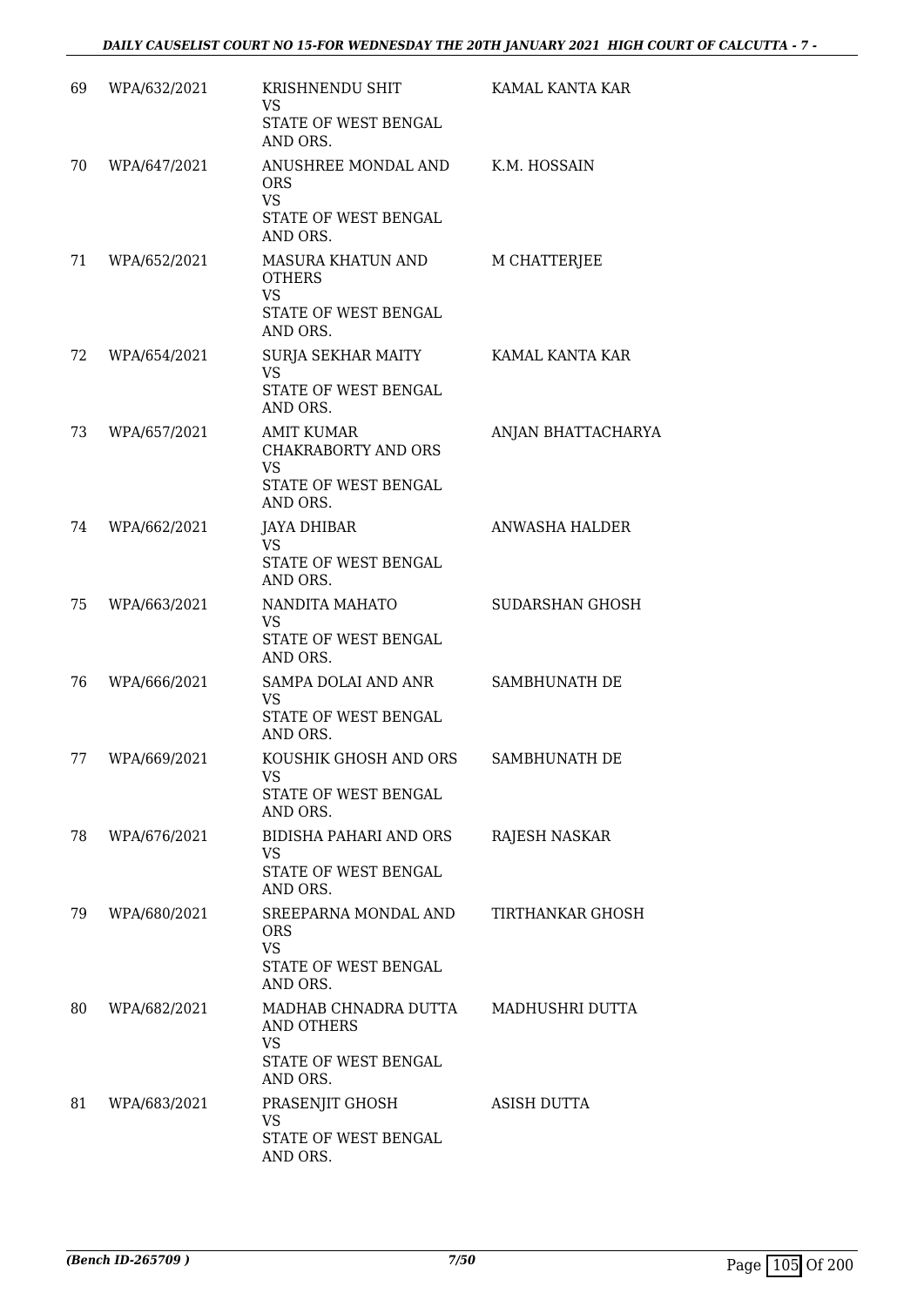| | | | |
|---|---|---|---|
| 69 | WPA/632/2021 | KRISHNENDU SHIT<br>VS<br>STATE OF WEST BENGAL AND ORS. | KAMAL KANTA KAR |
| 70 | WPA/647/2021 | ANUSHREE MONDAL AND ORS<br>VS<br>STATE OF WEST BENGAL AND ORS. | K.M. HOSSAIN |
| 71 | WPA/652/2021 | MASURA KHATUN AND OTHERS<br>VS<br>STATE OF WEST BENGAL AND ORS. | M CHATTERJEE |
| 72 | WPA/654/2021 | SURJA SEKHAR MAITY<br>VS<br>STATE OF WEST BENGAL AND ORS. | KAMAL KANTA KAR |
| 73 | WPA/657/2021 | AMIT KUMAR CHAKRABORTY AND ORS<br>VS<br>STATE OF WEST BENGAL AND ORS. | ANJAN BHATTACHARYA |
| 74 | WPA/662/2021 | JAYA DHIBAR<br>VS<br>STATE OF WEST BENGAL AND ORS. | ANWASHA HALDER |
| 75 | WPA/663/2021 | NANDITA MAHATO<br>VS<br>STATE OF WEST BENGAL AND ORS. | SUDARSHAN GHOSH |
| 76 | WPA/666/2021 | SAMPA DOLAI AND ANR<br>VS<br>STATE OF WEST BENGAL AND ORS. | SAMBHUNATH DE |
| 77 | WPA/669/2021 | KOUSHIK GHOSH AND ORS<br>VS<br>STATE OF WEST BENGAL AND ORS. | SAMBHUNATH DE |
| 78 | WPA/676/2021 | BIDISHA PAHARI AND ORS<br>VS<br>STATE OF WEST BENGAL AND ORS. | RAJESH NASKAR |
| 79 | WPA/680/2021 | SREEPARNA MONDAL AND ORS<br>VS<br>STATE OF WEST BENGAL AND ORS. | TIRTHANKAR GHOSH |
| 80 | WPA/682/2021 | MADHAB CHNADRA DUTTA AND OTHERS<br>VS<br>STATE OF WEST BENGAL AND ORS. | MADHUSHRI DUTTA |
| 81 | WPA/683/2021 | PRASENJIT GHOSH<br>VS<br>STATE OF WEST BENGAL AND ORS. | ASISH DUTTA |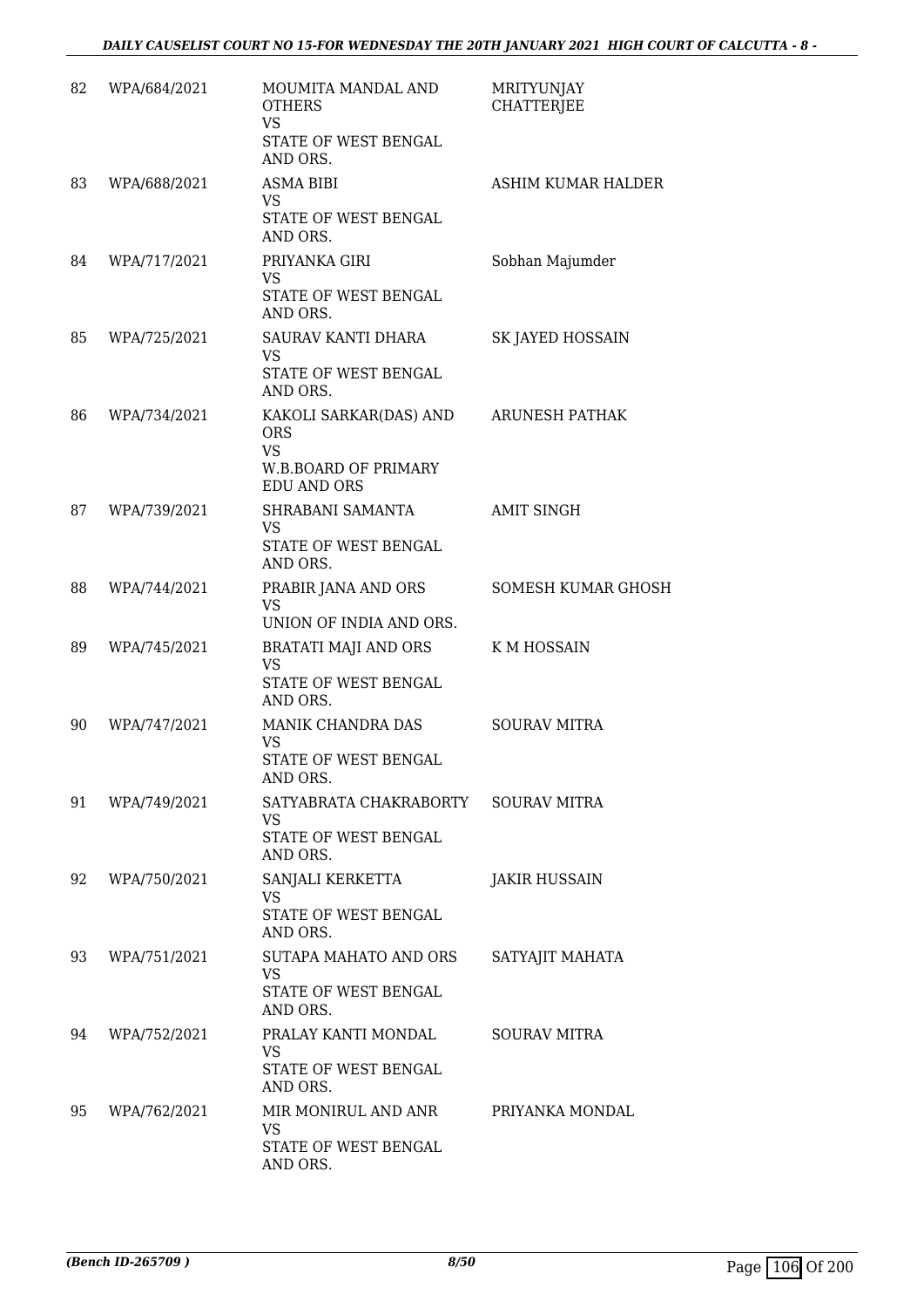| | | | |
|---|---|---|---|
| 82 | WPA/684/2021 | MOUMITA MANDAL AND OTHERS<br>VS<br>STATE OF WEST BENGAL AND ORS. | MRITYUNJAY CHATTERJEE |
| 83 | WPA/688/2021 | ASMA BIBI<br>VS<br>STATE OF WEST BENGAL AND ORS. | ASHIM KUMAR HALDER |
| 84 | WPA/717/2021 | PRIYANKA GIRI<br>VS<br>STATE OF WEST BENGAL AND ORS. | Sobhan Majumder |
| 85 | WPA/725/2021 | SAURAV KANTI DHARA<br>VS<br>STATE OF WEST BENGAL AND ORS. | SK JAYED HOSSAIN |
| 86 | WPA/734/2021 | KAKOLI SARKAR(DAS) AND ORS<br>VS<br>W.B.BOARD OF PRIMARY EDU AND ORS | ARUNESH PATHAK |
| 87 | WPA/739/2021 | SHRABANI SAMANTA<br>VS<br>STATE OF WEST BENGAL AND ORS. | AMIT SINGH |
| 88 | WPA/744/2021 | PRABIR JANA AND ORS<br>VS<br>UNION OF INDIA AND ORS. | SOMESH KUMAR GHOSH |
| 89 | WPA/745/2021 | BRATATI MAJI AND ORS<br>VS<br>STATE OF WEST BENGAL AND ORS. | K M HOSSAIN |
| 90 | WPA/747/2021 | MANIK CHANDRA DAS<br>VS<br>STATE OF WEST BENGAL AND ORS. | SOURAV MITRA |
| 91 | WPA/749/2021 | SATYABRATA CHAKRABORTY<br>VS<br>STATE OF WEST BENGAL AND ORS. | SOURAV MITRA |
| 92 | WPA/750/2021 | SANJALI KERKETTA<br>VS<br>STATE OF WEST BENGAL AND ORS. | JAKIR HUSSAIN |
| 93 | WPA/751/2021 | SUTAPA MAHATO AND ORS<br>VS<br>STATE OF WEST BENGAL AND ORS. | SATYAJIT MAHATA |
| 94 | WPA/752/2021 | PRALAY KANTI MONDAL<br>VS<br>STATE OF WEST BENGAL AND ORS. | SOURAV MITRA |
| 95 | WPA/762/2021 | MIR MONIRUL AND ANR<br>VS<br>STATE OF WEST BENGAL AND ORS. | PRIYANKA MONDAL |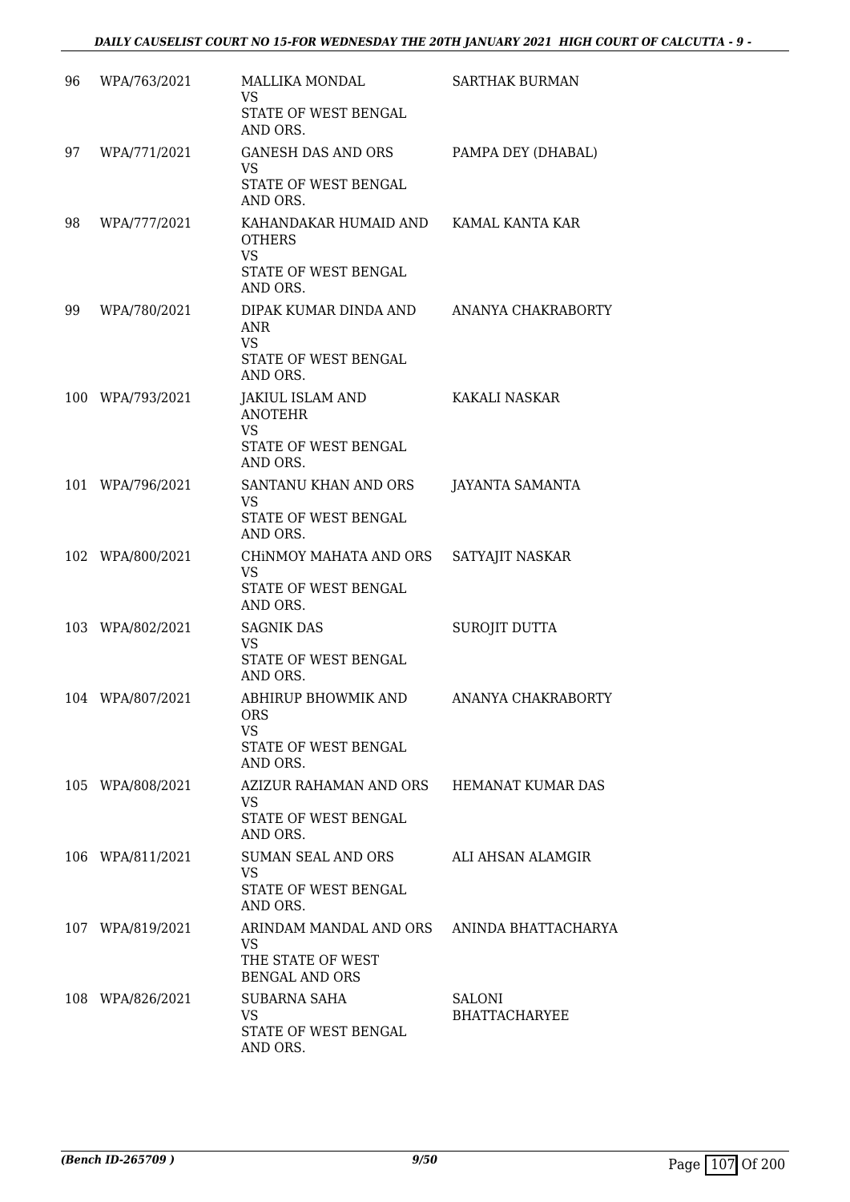| | | | |
|---|---|---|---|
| 96 | WPA/763/2021 | MALLIKA MONDAL<br>VS<br>STATE OF WEST BENGAL AND ORS. | SARTHAK BURMAN |
| 97 | WPA/771/2021 | GANESH DAS AND ORS<br>VS<br>STATE OF WEST BENGAL AND ORS. | PAMPA DEY (DHABAL) |
| 98 | WPA/777/2021 | KAHANDAKAR HUMAID AND OTHERS<br>VS<br>STATE OF WEST BENGAL AND ORS. | KAMAL KANTA KAR |
| 99 | WPA/780/2021 | DIPAK KUMAR DINDA AND ANR<br>VS<br>STATE OF WEST BENGAL AND ORS. | ANANYA CHAKRABORTY |
| 100 | WPA/793/2021 | JAKIUL ISLAM AND ANOTEHR<br>VS<br>STATE OF WEST BENGAL AND ORS. | KAKALI NASKAR |
| 101 | WPA/796/2021 | SANTANU KHAN AND ORS<br>VS<br>STATE OF WEST BENGAL AND ORS. | JAYANTA SAMANTA |
| 102 | WPA/800/2021 | CHiNMOY MAHATA AND ORS<br>VS<br>STATE OF WEST BENGAL AND ORS. | SATYAJIT NASKAR |
| 103 | WPA/802/2021 | SAGNIK DAS<br>VS<br>STATE OF WEST BENGAL AND ORS. | SUROJIT DUTTA |
| 104 | WPA/807/2021 | ABHIRUP BHOWMIK AND ORS<br>VS<br>STATE OF WEST BENGAL AND ORS. | ANANYA CHAKRABORTY |
| 105 | WPA/808/2021 | AZIZUR RAHAMAN AND ORS<br>VS<br>STATE OF WEST BENGAL AND ORS. | HEMANAT KUMAR DAS |
| 106 | WPA/811/2021 | SUMAN SEAL AND ORS<br>VS<br>STATE OF WEST BENGAL AND ORS. | ALI AHSAN ALAMGIR |
| 107 | WPA/819/2021 | ARINDAM MANDAL AND ORS<br>VS<br>THE STATE OF WEST BENGAL AND ORS | ANINDA BHATTACHARYA |
| 108 | WPA/826/2021 | SUBARNA SAHA<br>VS<br>STATE OF WEST BENGAL AND ORS. | SALONI BHATTACHARYEE |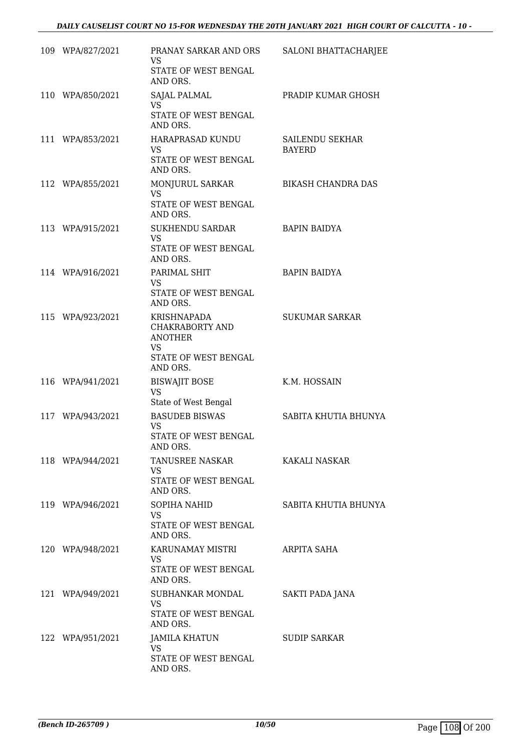| | | | |
|---|---|---|---|
| 109 | WPA/827/2021 | PRANAY SARKAR AND ORS<br>VS<br>STATE OF WEST BENGAL AND ORS. | SALONI BHATTACHARJEE |
| 110 | WPA/850/2021 | SAJAL PALMAL<br>VS<br>STATE OF WEST BENGAL AND ORS. | PRADIP KUMAR GHOSH |
| 111 | WPA/853/2021 | HARAPRASAD KUNDU<br>VS<br>STATE OF WEST BENGAL AND ORS. | SAILENDU SEKHAR BAYERD |
| 112 | WPA/855/2021 | MONJURUL SARKAR<br>VS<br>STATE OF WEST BENGAL AND ORS. | BIKASH CHANDRA DAS |
| 113 | WPA/915/2021 | SUKHENDU SARDAR<br>VS<br>STATE OF WEST BENGAL AND ORS. | BAPIN BAIDYA |
| 114 | WPA/916/2021 | PARIMAL SHIT<br>VS<br>STATE OF WEST BENGAL AND ORS. | BAPIN BAIDYA |
| 115 | WPA/923/2021 | KRISHNAPADA CHAKRABORTY AND ANOTHER<br>VS<br>STATE OF WEST BENGAL AND ORS. | SUKUMAR SARKAR |
| 116 | WPA/941/2021 | BISWAJIT BOSE<br>VS<br>State of West Bengal | K.M. HOSSAIN |
| 117 | WPA/943/2021 | BASUDEB BISWAS<br>VS<br>STATE OF WEST BENGAL AND ORS. | SABITA KHUTIA BHUNYA |
| 118 | WPA/944/2021 | TANUSREE NASKAR<br>VS<br>STATE OF WEST BENGAL AND ORS. | KAKALI NASKAR |
| 119 | WPA/946/2021 | SOPIHA NAHID<br>VS<br>STATE OF WEST BENGAL AND ORS. | SABITA KHUTIA BHUNYA |
| 120 | WPA/948/2021 | KARUNAMAY MISTRI<br>VS<br>STATE OF WEST BENGAL AND ORS. | ARPITA SAHA |
| 121 | WPA/949/2021 | SUBHANKAR MONDAL<br>VS<br>STATE OF WEST BENGAL AND ORS. | SAKTI PADA JANA |
| 122 | WPA/951/2021 | JAMILA KHATUN<br>VS<br>STATE OF WEST BENGAL AND ORS. | SUDIP SARKAR |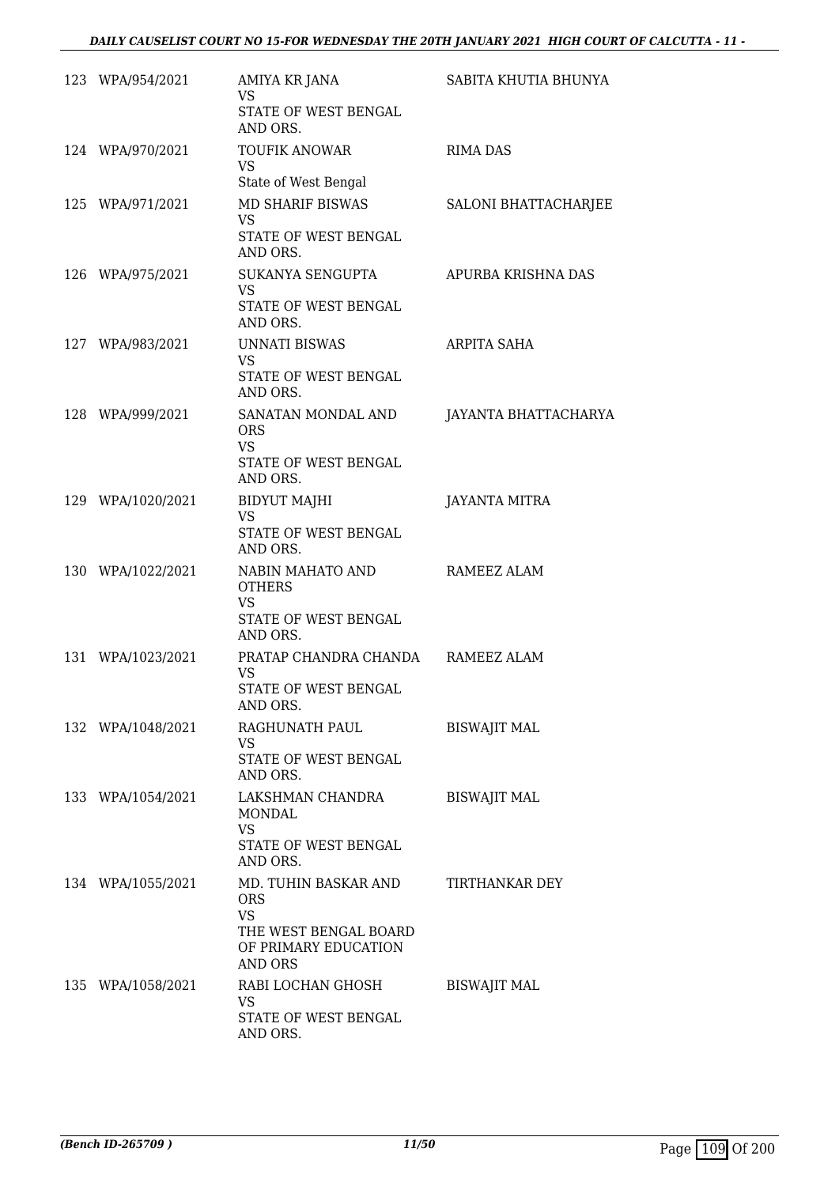| | | | |
|---|---|---|---|
| 123 | WPA/954/2021 | AMIYA KR JANA<br>VS<br>STATE OF WEST BENGAL AND ORS. | SABITA KHUTIA BHUNYA |
| 124 | WPA/970/2021 | TOUFIK ANOWAR<br>VS<br>State of West Bengal | RIMA DAS |
| 125 | WPA/971/2021 | MD SHARIF BISWAS<br>VS<br>STATE OF WEST BENGAL AND ORS. | SALONI BHATTACHARJEE |
| 126 | WPA/975/2021 | SUKANYA SENGUPTA<br>VS<br>STATE OF WEST BENGAL AND ORS. | APURBA KRISHNA DAS |
| 127 | WPA/983/2021 | UNNATI BISWAS<br>VS<br>STATE OF WEST BENGAL AND ORS. | ARPITA SAHA |
| 128 | WPA/999/2021 | SANATAN MONDAL AND ORS<br>VS<br>STATE OF WEST BENGAL AND ORS. | JAYANTA BHATTACHARYA |
| 129 | WPA/1020/2021 | BIDYUT MAJHI<br>VS<br>STATE OF WEST BENGAL AND ORS. | JAYANTA MITRA |
| 130 | WPA/1022/2021 | NABIN MAHATO AND OTHERS<br>VS<br>STATE OF WEST BENGAL AND ORS. | RAMEEZ ALAM |
| 131 | WPA/1023/2021 | PRATAP CHANDRA CHANDA<br>VS<br>STATE OF WEST BENGAL AND ORS. | RAMEEZ ALAM |
| 132 | WPA/1048/2021 | RAGHUNATH PAUL<br>VS<br>STATE OF WEST BENGAL AND ORS. | BISWAJIT MAL |
| 133 | WPA/1054/2021 | LAKSHMAN CHANDRA MONDAL<br>VS<br>STATE OF WEST BENGAL AND ORS. | BISWAJIT MAL |
| 134 | WPA/1055/2021 | MD. TUHIN BASKAR AND ORS<br>VS<br>THE WEST BENGAL BOARD OF PRIMARY EDUCATION AND ORS | TIRTHANKAR DEY |
| 135 | WPA/1058/2021 | RABI LOCHAN GHOSH<br>VS<br>STATE OF WEST BENGAL AND ORS. | BISWAJIT MAL |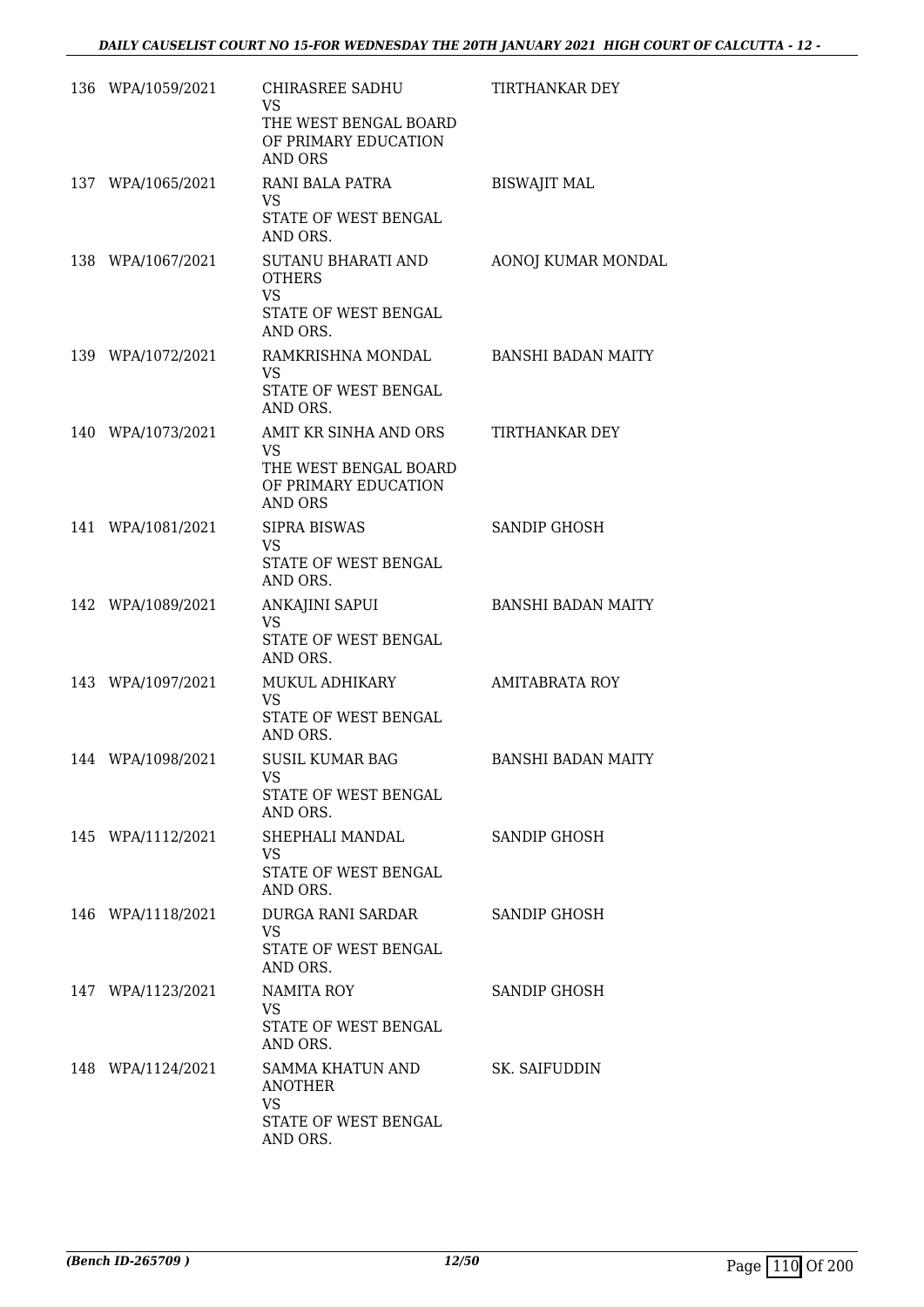| | | | |
|---|---|---|---|
| 136 | WPA/1059/2021 | CHIRASREE SADHU<br>VS<br>THE WEST BENGAL BOARD OF PRIMARY EDUCATION AND ORS | TIRTHANKAR DEY |
| 137 | WPA/1065/2021 | RANI BALA PATRA<br>VS<br>STATE OF WEST BENGAL AND ORS. | BISWAJIT MAL |
| 138 | WPA/1067/2021 | SUTANU BHARATI AND OTHERS<br>VS<br>STATE OF WEST BENGAL AND ORS. | AONOJ KUMAR MONDAL |
| 139 | WPA/1072/2021 | RAMKRISHNA MONDAL<br>VS<br>STATE OF WEST BENGAL AND ORS. | BANSHI BADAN MAITY |
| 140 | WPA/1073/2021 | AMIT KR SINHA AND ORS<br>VS<br>THE WEST BENGAL BOARD OF PRIMARY EDUCATION AND ORS | TIRTHANKAR DEY |
| 141 | WPA/1081/2021 | SIPRA BISWAS<br>VS<br>STATE OF WEST BENGAL AND ORS. | SANDIP GHOSH |
| 142 | WPA/1089/2021 | ANKAJINI SAPUI<br>VS<br>STATE OF WEST BENGAL AND ORS. | BANSHI BADAN MAITY |
| 143 | WPA/1097/2021 | MUKUL ADHIKARY<br>VS<br>STATE OF WEST BENGAL AND ORS. | AMITABRATA ROY |
| 144 | WPA/1098/2021 | SUSIL KUMAR BAG<br>VS<br>STATE OF WEST BENGAL AND ORS. | BANSHI BADAN MAITY |
| 145 | WPA/1112/2021 | SHEPHALI MANDAL<br>VS<br>STATE OF WEST BENGAL AND ORS. | SANDIP GHOSH |
| 146 | WPA/1118/2021 | DURGA RANI SARDAR<br>VS<br>STATE OF WEST BENGAL AND ORS. | SANDIP GHOSH |
| 147 | WPA/1123/2021 | NAMITA ROY<br>VS<br>STATE OF WEST BENGAL AND ORS. | SANDIP GHOSH |
| 148 | WPA/1124/2021 | SAMMA KHATUN AND ANOTHER<br>VS<br>STATE OF WEST BENGAL AND ORS. | SK. SAIFUDDIN |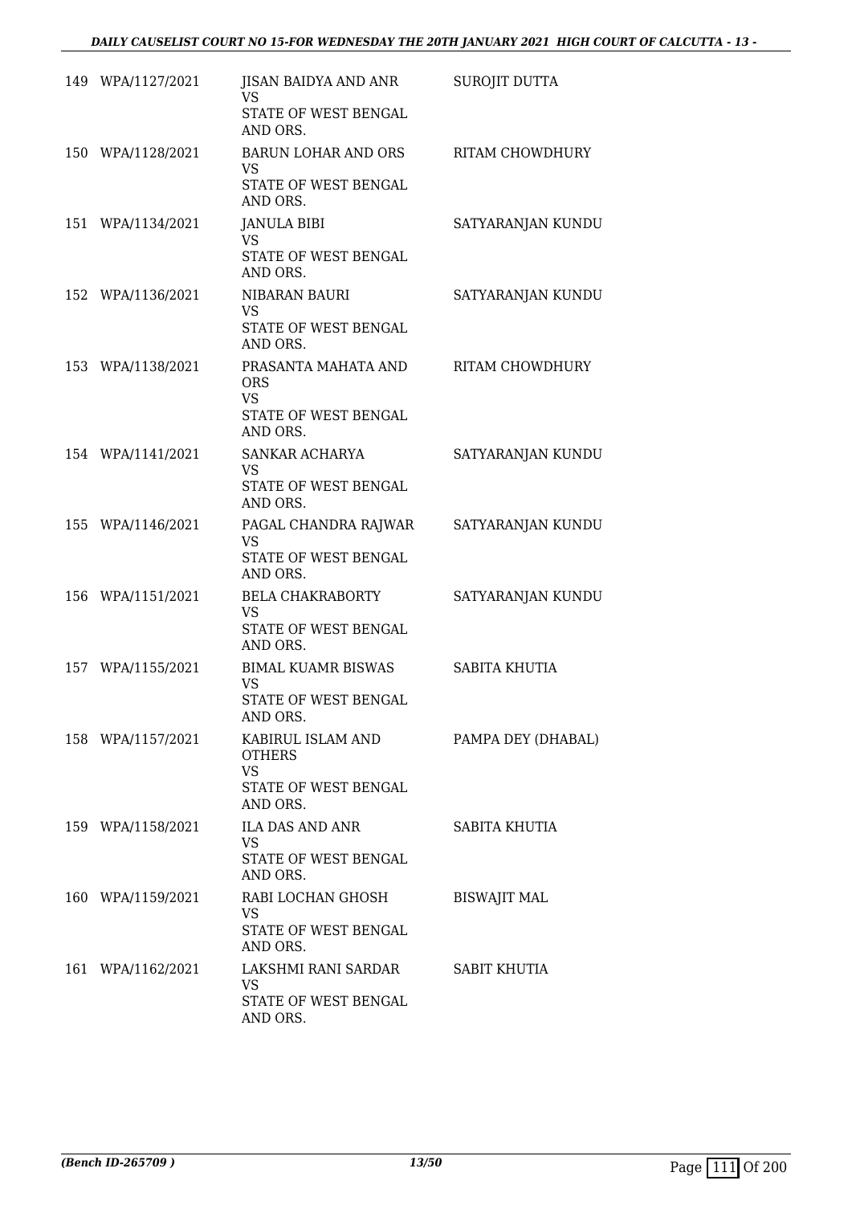| | | | |
|---|---|---|---|
| 149 | WPA/1127/2021 | JISAN BAIDYA AND ANR<br>VS<br>STATE OF WEST BENGAL AND ORS. | SUROJIT DUTTA |
| 150 | WPA/1128/2021 | BARUN LOHAR AND ORS<br>VS<br>STATE OF WEST BENGAL AND ORS. | RITAM CHOWDHURY |
| 151 | WPA/1134/2021 | JANULA BIBI<br>VS<br>STATE OF WEST BENGAL AND ORS. | SATYARANJAN KUNDU |
| 152 | WPA/1136/2021 | NIBARAN BAURI<br>VS<br>STATE OF WEST BENGAL AND ORS. | SATYARANJAN KUNDU |
| 153 | WPA/1138/2021 | PRASANTA MAHATA AND ORS<br>VS<br>STATE OF WEST BENGAL AND ORS. | RITAM CHOWDHURY |
| 154 | WPA/1141/2021 | SANKAR ACHARYA<br>VS<br>STATE OF WEST BENGAL AND ORS. | SATYARANJAN KUNDU |
| 155 | WPA/1146/2021 | PAGAL CHANDRA RAJWAR<br>VS<br>STATE OF WEST BENGAL AND ORS. | SATYARANJAN KUNDU |
| 156 | WPA/1151/2021 | BELA CHAKRABORTY<br>VS<br>STATE OF WEST BENGAL AND ORS. | SATYARANJAN KUNDU |
| 157 | WPA/1155/2021 | BIMAL KUAMR BISWAS<br>VS<br>STATE OF WEST BENGAL AND ORS. | SABITA KHUTIA |
| 158 | WPA/1157/2021 | KABIRUL ISLAM AND OTHERS<br>VS<br>STATE OF WEST BENGAL AND ORS. | PAMPA DEY (DHABAL) |
| 159 | WPA/1158/2021 | ILA DAS AND ANR<br>VS<br>STATE OF WEST BENGAL AND ORS. | SABITA KHUTIA |
| 160 | WPA/1159/2021 | RABI LOCHAN GHOSH<br>VS<br>STATE OF WEST BENGAL AND ORS. | BISWAJIT MAL |
| 161 | WPA/1162/2021 | LAKSHMI RANI SARDAR<br>VS<br>STATE OF WEST BENGAL AND ORS. | SABIT KHUTIA |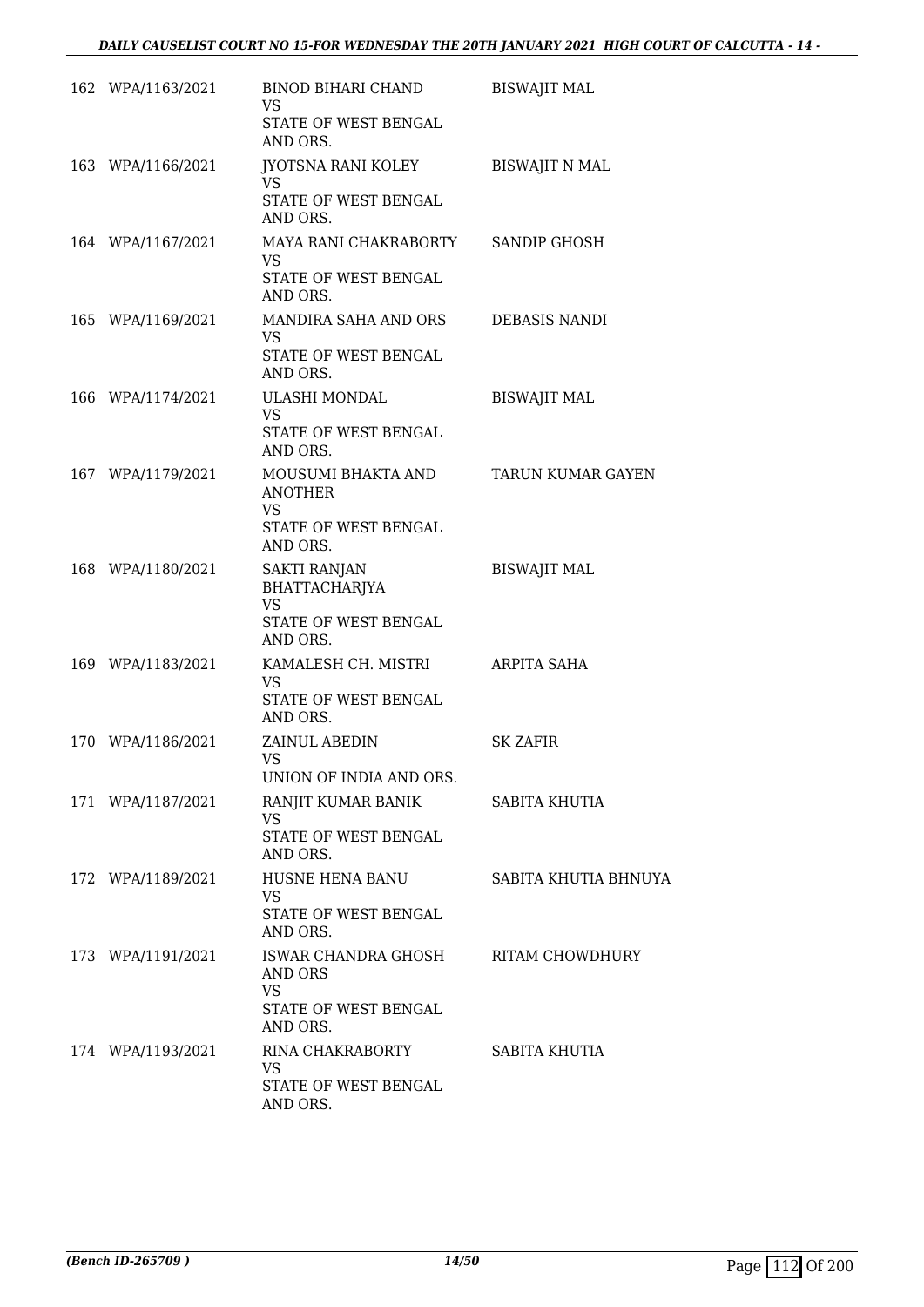| | | | |
|---|---|---|---|
| 162 | WPA/1163/2021 | BINOD BIHARI CHAND<br>VS<br>STATE OF WEST BENGAL AND ORS. | BISWAJIT MAL |
| 163 | WPA/1166/2021 | JYOTSNA RANI KOLEY<br>VS<br>STATE OF WEST BENGAL AND ORS. | BISWAJIT N MAL |
| 164 | WPA/1167/2021 | MAYA RANI CHAKRABORTY<br>VS<br>STATE OF WEST BENGAL AND ORS. | SANDIP GHOSH |
| 165 | WPA/1169/2021 | MANDIRA SAHA AND ORS<br>VS<br>STATE OF WEST BENGAL AND ORS. | DEBASIS NANDI |
| 166 | WPA/1174/2021 | ULASHI MONDAL<br>VS<br>STATE OF WEST BENGAL AND ORS. | BISWAJIT MAL |
| 167 | WPA/1179/2021 | MOUSUMI BHAKTA AND ANOTHER<br>VS<br>STATE OF WEST BENGAL AND ORS. | TARUN KUMAR GAYEN |
| 168 | WPA/1180/2021 | SAKTI RANJAN BHATTACHARJYA<br>VS<br>STATE OF WEST BENGAL AND ORS. | BISWAJIT MAL |
| 169 | WPA/1183/2021 | KAMALESH CH. MISTRI<br>VS<br>STATE OF WEST BENGAL AND ORS. | ARPITA SAHA |
| 170 | WPA/1186/2021 | ZAINUL ABEDIN<br>VS<br>UNION OF INDIA AND ORS. | SK ZAFIR |
| 171 | WPA/1187/2021 | RANJIT KUMAR BANIK<br>VS<br>STATE OF WEST BENGAL AND ORS. | SABITA KHUTIA |
| 172 | WPA/1189/2021 | HUSNE HENA BANU<br>VS<br>STATE OF WEST BENGAL AND ORS. | SABITA KHUTIA BHNUYA |
| 173 | WPA/1191/2021 | ISWAR CHANDRA GHOSH AND ORS<br>VS<br>STATE OF WEST BENGAL AND ORS. | RITAM CHOWDHURY |
| 174 | WPA/1193/2021 | RINA CHAKRABORTY<br>VS<br>STATE OF WEST BENGAL AND ORS. | SABITA KHUTIA |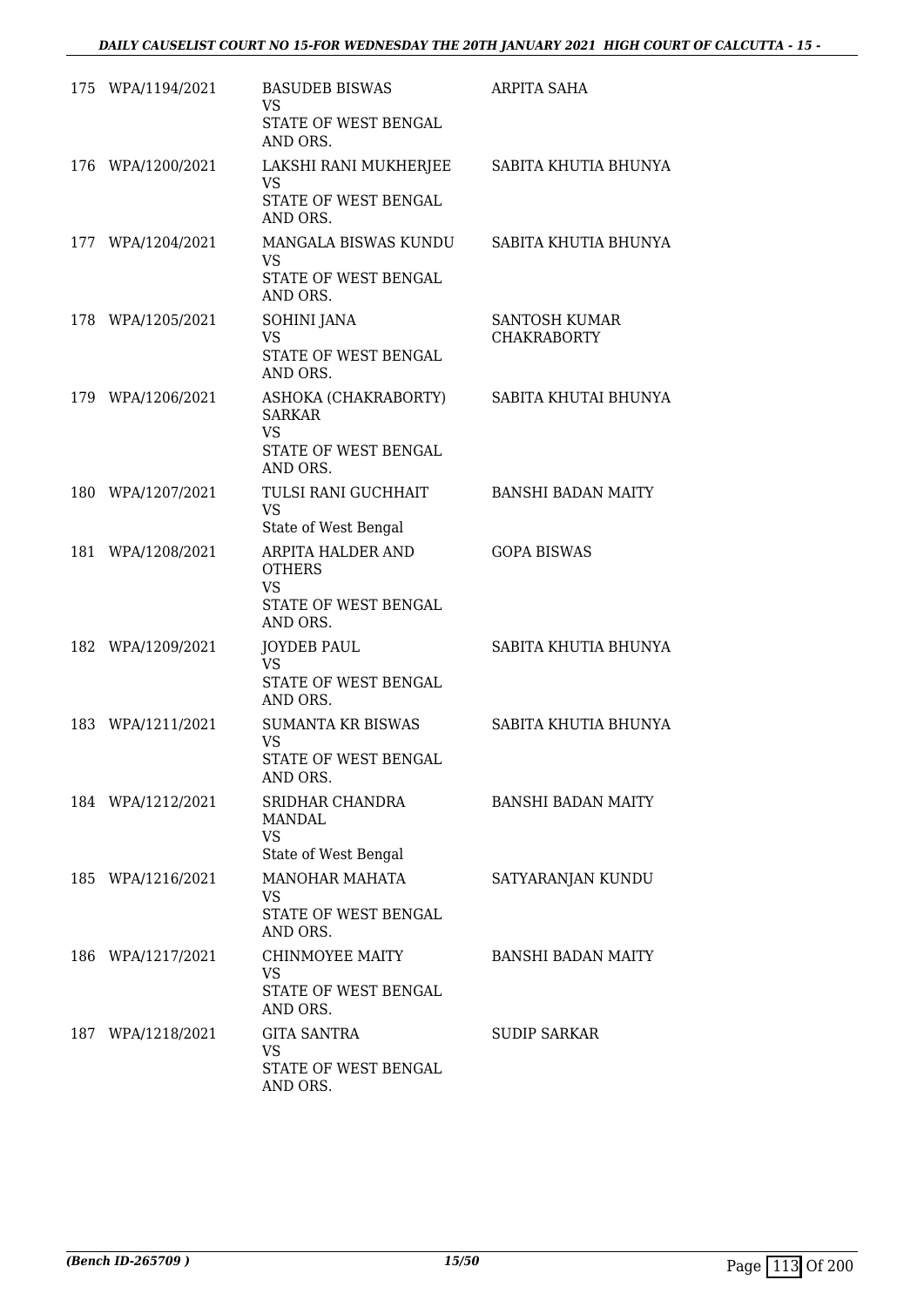| | | | |
|---|---|---|---|
| 175 | WPA/1194/2021 | BASUDEB BISWAS<br>VS<br>STATE OF WEST BENGAL AND ORS. | ARPITA SAHA |
| 176 | WPA/1200/2021 | LAKSHI RANI MUKHERJEE<br>VS<br>STATE OF WEST BENGAL AND ORS. | SABITA KHUTIA BHUNYA |
| 177 | WPA/1204/2021 | MANGALA BISWAS KUNDU<br>VS<br>STATE OF WEST BENGAL AND ORS. | SABITA KHUTIA BHUNYA |
| 178 | WPA/1205/2021 | SOHINI JANA<br>VS<br>STATE OF WEST BENGAL AND ORS. | SANTOSH KUMAR CHAKRABORTY |
| 179 | WPA/1206/2021 | ASHOKA (CHAKRABORTY) SARKAR<br>VS<br>STATE OF WEST BENGAL AND ORS. | SABITA KHUTAI BHUNYA |
| 180 | WPA/1207/2021 | TULSI RANI GUCHHAIT<br>VS<br>State of West Bengal | BANSHI BADAN MAITY |
| 181 | WPA/1208/2021 | ARPITA HALDER AND OTHERS<br>VS<br>STATE OF WEST BENGAL AND ORS. | GOPA BISWAS |
| 182 | WPA/1209/2021 | JOYDEB PAUL<br>VS<br>STATE OF WEST BENGAL AND ORS. | SABITA KHUTIA BHUNYA |
| 183 | WPA/1211/2021 | SUMANTA KR BISWAS<br>VS<br>STATE OF WEST BENGAL AND ORS. | SABITA KHUTIA BHUNYA |
| 184 | WPA/1212/2021 | SRIDHAR CHANDRA MANDAL<br>VS<br>State of West Bengal | BANSHI BADAN MAITY |
| 185 | WPA/1216/2021 | MANOHAR MAHATA<br>VS<br>STATE OF WEST BENGAL AND ORS. | SATYARANJAN KUNDU |
| 186 | WPA/1217/2021 | CHINMOYEE MAITY<br>VS<br>STATE OF WEST BENGAL AND ORS. | BANSHI BADAN MAITY |
| 187 | WPA/1218/2021 | GITA SANTRA<br>VS<br>STATE OF WEST BENGAL AND ORS. | SUDIP SARKAR |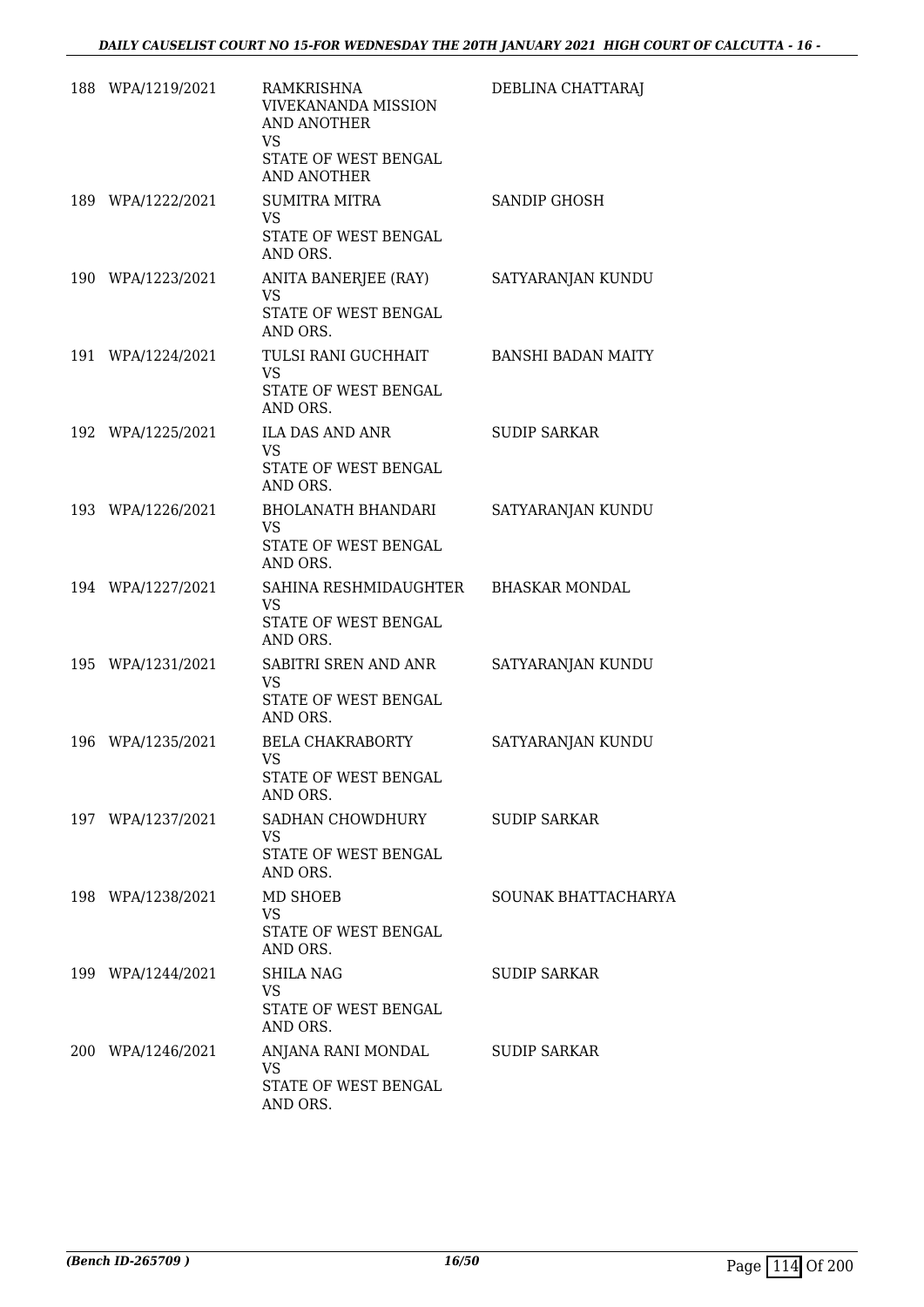| | | | |
|---|---|---|---|
| 188 | WPA/1219/2021 | RAMKRISHNA VIVEKANANDA MISSION AND ANOTHER<br>VS<br>STATE OF WEST BENGAL AND ANOTHER | DEBLINA CHATTARAJ |
| 189 | WPA/1222/2021 | SUMITRA MITRA<br>VS<br>STATE OF WEST BENGAL AND ORS. | SANDIP GHOSH |
| 190 | WPA/1223/2021 | ANITA BANERJEE (RAY)<br>VS<br>STATE OF WEST BENGAL AND ORS. | SATYARANJAN KUNDU |
| 191 | WPA/1224/2021 | TULSI RANI GUCHHAIT<br>VS<br>STATE OF WEST BENGAL AND ORS. | BANSHI BADAN MAITY |
| 192 | WPA/1225/2021 | ILA DAS AND ANR<br>VS<br>STATE OF WEST BENGAL AND ORS. | SUDIP SARKAR |
| 193 | WPA/1226/2021 | BHOLANATH BHANDARI<br>VS<br>STATE OF WEST BENGAL AND ORS. | SATYARANJAN KUNDU |
| 194 | WPA/1227/2021 | SAHINA RESHMIDAUGHTER<br>VS<br>STATE OF WEST BENGAL AND ORS. | BHASKAR MONDAL |
| 195 | WPA/1231/2021 | SABITRI SREN AND ANR<br>VS<br>STATE OF WEST BENGAL AND ORS. | SATYARANJAN KUNDU |
| 196 | WPA/1235/2021 | BELA CHAKRABORTY<br>VS<br>STATE OF WEST BENGAL AND ORS. | SATYARANJAN KUNDU |
| 197 | WPA/1237/2021 | SADHAN CHOWDHURY<br>VS<br>STATE OF WEST BENGAL AND ORS. | SUDIP SARKAR |
| 198 | WPA/1238/2021 | MD SHOEB<br>VS<br>STATE OF WEST BENGAL AND ORS. | SOUNAK BHATTACHARYA |
| 199 | WPA/1244/2021 | SHILA NAG<br>VS<br>STATE OF WEST BENGAL AND ORS. | SUDIP SARKAR |
| 200 | WPA/1246/2021 | ANJANA RANI MONDAL<br>VS<br>STATE OF WEST BENGAL AND ORS. | SUDIP SARKAR |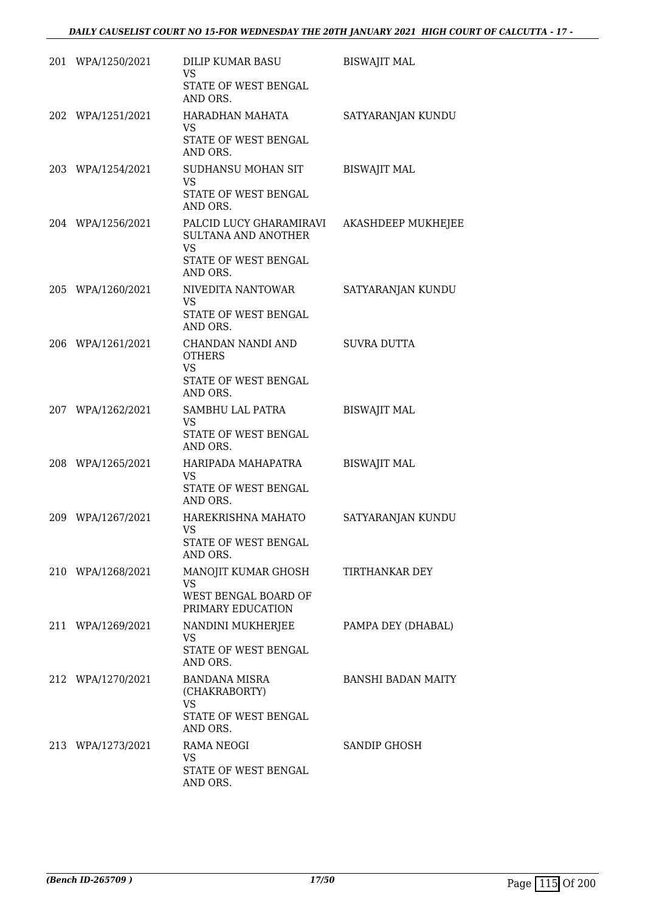| | | | |
|---|---|---|---|
| 201 | WPA/1250/2021 | DILIP KUMAR BASU<br>VS<br>STATE OF WEST BENGAL AND ORS. | BISWAJIT MAL |
| 202 | WPA/1251/2021 | HARADHAN MAHATA<br>VS<br>STATE OF WEST BENGAL AND ORS. | SATYARANJAN KUNDU |
| 203 | WPA/1254/2021 | SUDHANSU MOHAN SIT<br>VS<br>STATE OF WEST BENGAL AND ORS. | BISWAJIT MAL |
| 204 | WPA/1256/2021 | PALCID LUCY GHARAMIRAVI SULTANA AND ANOTHER<br>VS<br>STATE OF WEST BENGAL AND ORS. | AKASHDEEP MUKHEJEE |
| 205 | WPA/1260/2021 | NIVEDITA NANTOWAR<br>VS<br>STATE OF WEST BENGAL AND ORS. | SATYARANJAN KUNDU |
| 206 | WPA/1261/2021 | CHANDAN NANDI AND OTHERS<br>VS<br>STATE OF WEST BENGAL AND ORS. | SUVRA DUTTA |
| 207 | WPA/1262/2021 | SAMBHU LAL PATRA<br>VS<br>STATE OF WEST BENGAL AND ORS. | BISWAJIT MAL |
| 208 | WPA/1265/2021 | HARIPADA MAHAPATRA<br>VS<br>STATE OF WEST BENGAL AND ORS. | BISWAJIT MAL |
| 209 | WPA/1267/2021 | HAREKRISHNA MAHATO<br>VS<br>STATE OF WEST BENGAL AND ORS. | SATYARANJAN KUNDU |
| 210 | WPA/1268/2021 | MANOJIT KUMAR GHOSH<br>VS<br>WEST BENGAL BOARD OF PRIMARY EDUCATION | TIRTHANKAR DEY |
| 211 | WPA/1269/2021 | NANDINI MUKHERJEE<br>VS<br>STATE OF WEST BENGAL AND ORS. | PAMPA DEY (DHABAL) |
| 212 | WPA/1270/2021 | BANDANA MISRA (CHAKRABORTY)<br>VS<br>STATE OF WEST BENGAL AND ORS. | BANSHI BADAN MAITY |
| 213 | WPA/1273/2021 | RAMA NEOGI<br>VS<br>STATE OF WEST BENGAL AND ORS. | SANDIP GHOSH |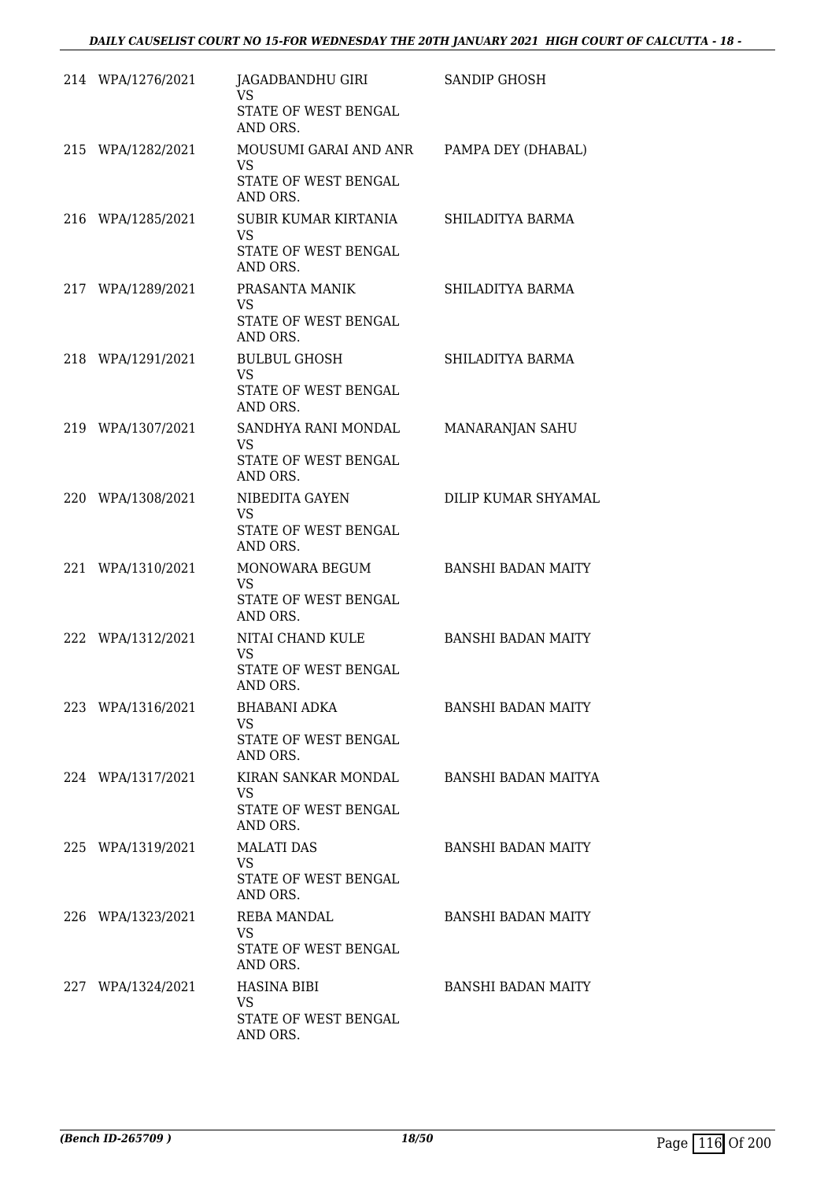| | | | |
|---|---|---|---|
| 214 | WPA/1276/2021 | JAGADBANDHU GIRI<br>VS<br>STATE OF WEST BENGAL AND ORS. | SANDIP GHOSH |
| 215 | WPA/1282/2021 | MOUSUMI GARAI AND ANR<br>VS<br>STATE OF WEST BENGAL AND ORS. | PAMPA DEY (DHABAL) |
| 216 | WPA/1285/2021 | SUBIR KUMAR KIRTANIA<br>VS<br>STATE OF WEST BENGAL AND ORS. | SHILADITYA BARMA |
| 217 | WPA/1289/2021 | PRASANTA MANIK<br>VS<br>STATE OF WEST BENGAL AND ORS. | SHILADITYA BARMA |
| 218 | WPA/1291/2021 | BULBUL GHOSH<br>VS<br>STATE OF WEST BENGAL AND ORS. | SHILADITYA BARMA |
| 219 | WPA/1307/2021 | SANDHYA RANI MONDAL<br>VS<br>STATE OF WEST BENGAL AND ORS. | MANARANJAN SAHU |
| 220 | WPA/1308/2021 | NIBEDITA GAYEN<br>VS<br>STATE OF WEST BENGAL AND ORS. | DILIP KUMAR SHYAMAL |
| 221 | WPA/1310/2021 | MONOWARA BEGUM<br>VS<br>STATE OF WEST BENGAL AND ORS. | BANSHI BADAN MAITY |
| 222 | WPA/1312/2021 | NITAI CHAND KULE<br>VS<br>STATE OF WEST BENGAL AND ORS. | BANSHI BADAN MAITY |
| 223 | WPA/1316/2021 | BHABANI ADKA<br>VS<br>STATE OF WEST BENGAL AND ORS. | BANSHI BADAN MAITY |
| 224 | WPA/1317/2021 | KIRAN SANKAR MONDAL<br>VS<br>STATE OF WEST BENGAL AND ORS. | BANSHI BADAN MAITYA |
| 225 | WPA/1319/2021 | MALATI DAS<br>VS<br>STATE OF WEST BENGAL AND ORS. | BANSHI BADAN MAITY |
| 226 | WPA/1323/2021 | REBA MANDAL<br>VS<br>STATE OF WEST BENGAL AND ORS. | BANSHI BADAN MAITY |
| 227 | WPA/1324/2021 | HASINA BIBI<br>VS<br>STATE OF WEST BENGAL AND ORS. | BANSHI BADAN MAITY |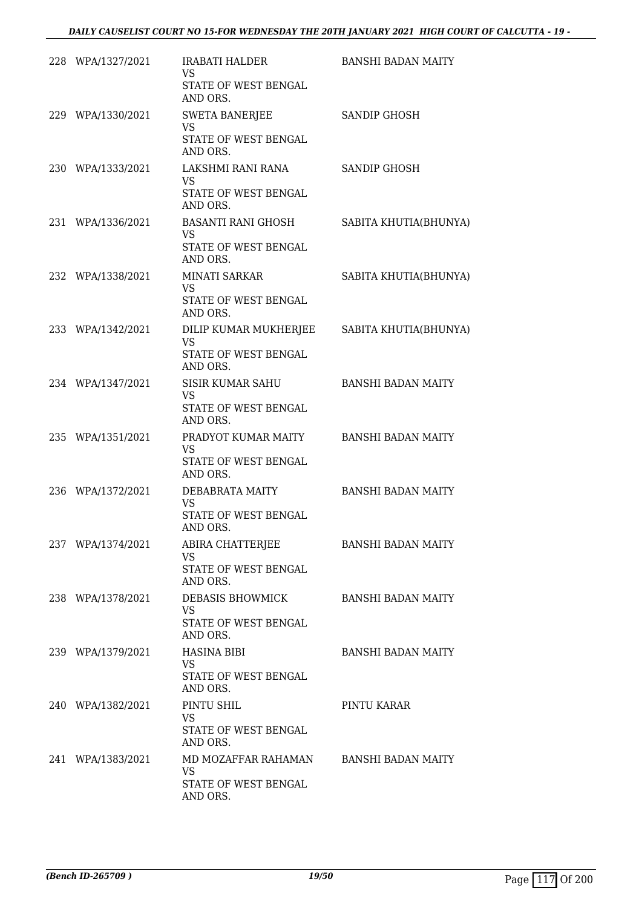| | | | |
|---|---|---|---|
| 228 | WPA/1327/2021 | IRABATI HALDER<br>VS<br>STATE OF WEST BENGAL AND ORS. | BANSHI BADAN MAITY |
| 229 | WPA/1330/2021 | SWETA BANERJEE<br>VS<br>STATE OF WEST BENGAL AND ORS. | SANDIP GHOSH |
| 230 | WPA/1333/2021 | LAKSHMI RANI RANA<br>VS<br>STATE OF WEST BENGAL AND ORS. | SANDIP GHOSH |
| 231 | WPA/1336/2021 | BASANTI RANI GHOSH<br>VS<br>STATE OF WEST BENGAL AND ORS. | SABITA KHUTIA(BHUNYA) |
| 232 | WPA/1338/2021 | MINATI SARKAR<br>VS<br>STATE OF WEST BENGAL AND ORS. | SABITA KHUTIA(BHUNYA) |
| 233 | WPA/1342/2021 | DILIP KUMAR MUKHERJEE<br>VS<br>STATE OF WEST BENGAL AND ORS. | SABITA KHUTIA(BHUNYA) |
| 234 | WPA/1347/2021 | SISIR KUMAR SAHU<br>VS<br>STATE OF WEST BENGAL AND ORS. | BANSHI BADAN MAITY |
| 235 | WPA/1351/2021 | PRADYOT KUMAR MAITY<br>VS<br>STATE OF WEST BENGAL AND ORS. | BANSHI BADAN MAITY |
| 236 | WPA/1372/2021 | DEBABRATA MAITY<br>VS<br>STATE OF WEST BENGAL AND ORS. | BANSHI BADAN MAITY |
| 237 | WPA/1374/2021 | ABIRA CHATTERJEE<br>VS<br>STATE OF WEST BENGAL AND ORS. | BANSHI BADAN MAITY |
| 238 | WPA/1378/2021 | DEBASIS BHOWMICK<br>VS<br>STATE OF WEST BENGAL AND ORS. | BANSHI BADAN MAITY |
| 239 | WPA/1379/2021 | HASINA BIBI<br>VS<br>STATE OF WEST BENGAL AND ORS. | BANSHI BADAN MAITY |
| 240 | WPA/1382/2021 | PINTU SHIL<br>VS<br>STATE OF WEST BENGAL AND ORS. | PINTU KARAR |
| 241 | WPA/1383/2021 | MD MOZAFFAR RAHAMAN<br>VS<br>STATE OF WEST BENGAL AND ORS. | BANSHI BADAN MAITY |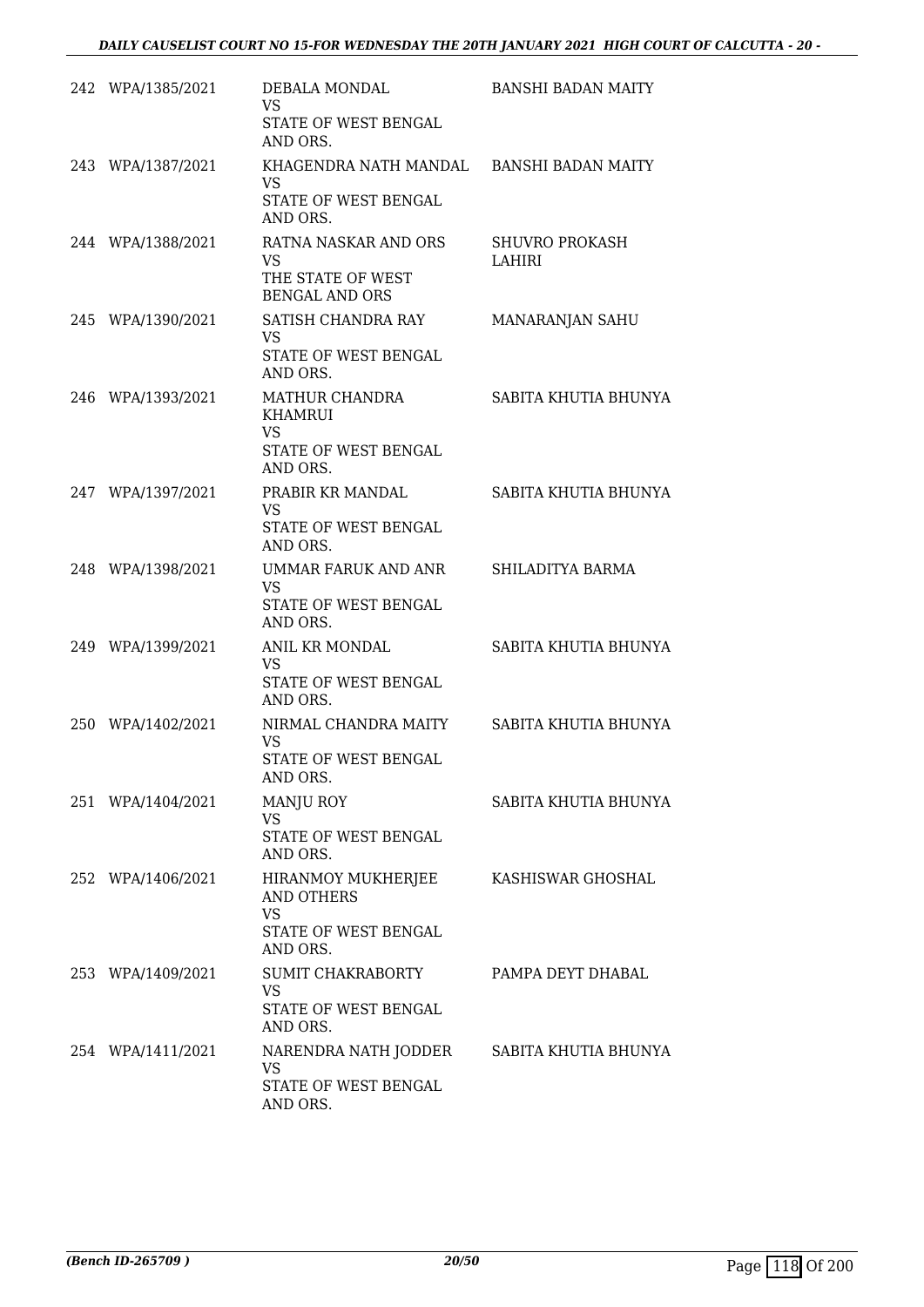| | | | |
|---|---|---|---|
| 242 | WPA/1385/2021 | DEBALA MONDAL<br>VS<br>STATE OF WEST BENGAL AND ORS. | BANSHI BADAN MAITY |
| 243 | WPA/1387/2021 | KHAGENDRA NATH MANDAL<br>VS<br>STATE OF WEST BENGAL AND ORS. | BANSHI BADAN MAITY |
| 244 | WPA/1388/2021 | RATNA NASKAR AND ORS<br>VS<br>THE STATE OF WEST BENGAL AND ORS | SHUVRO PROKASH LAHIRI |
| 245 | WPA/1390/2021 | SATISH CHANDRA RAY<br>VS<br>STATE OF WEST BENGAL AND ORS. | MANARANJAN SAHU |
| 246 | WPA/1393/2021 | MATHUR CHANDRA KHAMRUI<br>VS<br>STATE OF WEST BENGAL AND ORS. | SABITA KHUTIA BHUNYA |
| 247 | WPA/1397/2021 | PRABIR KR MANDAL<br>VS<br>STATE OF WEST BENGAL AND ORS. | SABITA KHUTIA BHUNYA |
| 248 | WPA/1398/2021 | UMMAR FARUK AND ANR<br>VS<br>STATE OF WEST BENGAL AND ORS. | SHILADITYA BARMA |
| 249 | WPA/1399/2021 | ANIL KR MONDAL<br>VS<br>STATE OF WEST BENGAL AND ORS. | SABITA KHUTIA BHUNYA |
| 250 | WPA/1402/2021 | NIRMAL CHANDRA MAITY<br>VS<br>STATE OF WEST BENGAL AND ORS. | SABITA KHUTIA BHUNYA |
| 251 | WPA/1404/2021 | MANJU ROY<br>VS<br>STATE OF WEST BENGAL AND ORS. | SABITA KHUTIA BHUNYA |
| 252 | WPA/1406/2021 | HIRANMOY MUKHERJEE AND OTHERS<br>VS<br>STATE OF WEST BENGAL AND ORS. | KASHISWAR GHOSHAL |
| 253 | WPA/1409/2021 | SUMIT CHAKRABORTY<br>VS<br>STATE OF WEST BENGAL AND ORS. | PAMPA DEYT DHABAL |
| 254 | WPA/1411/2021 | NARENDRA NATH JODDER<br>VS<br>STATE OF WEST BENGAL AND ORS. | SABITA KHUTIA BHUNYA |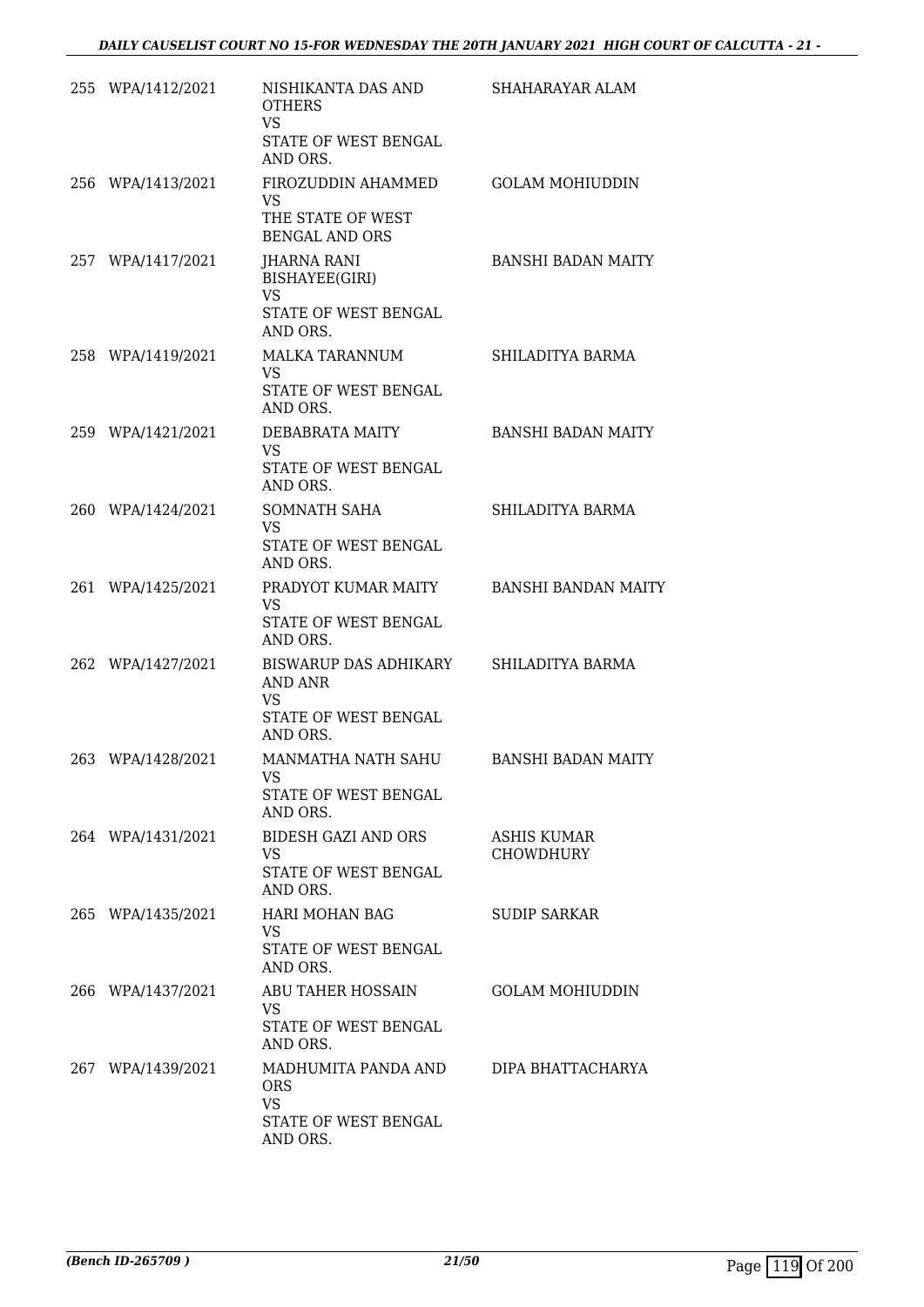| | | | |
|---|---|---|---|
| 255 | WPA/1412/2021 | NISHIKANTA DAS AND OTHERS<br>VS<br>STATE OF WEST BENGAL AND ORS. | SHAHARAYAR ALAM |
| 256 | WPA/1413/2021 | FIROZUDDIN AHAMMED<br>VS<br>THE STATE OF WEST BENGAL AND ORS | GOLAM MOHIUDDIN |
| 257 | WPA/1417/2021 | JHARNA RANI BISHAYEE(GIRI)<br>VS<br>STATE OF WEST BENGAL AND ORS. | BANSHI BADAN MAITY |
| 258 | WPA/1419/2021 | MALKA TARANNUM<br>VS<br>STATE OF WEST BENGAL AND ORS. | SHILADITYA BARMA |
| 259 | WPA/1421/2021 | DEBABRATA MAITY<br>VS<br>STATE OF WEST BENGAL AND ORS. | BANSHI BADAN MAITY |
| 260 | WPA/1424/2021 | SOMNATH SAHA<br>VS<br>STATE OF WEST BENGAL AND ORS. | SHILADITYA BARMA |
| 261 | WPA/1425/2021 | PRADYOT KUMAR MAITY<br>VS<br>STATE OF WEST BENGAL AND ORS. | BANSHI BANDAN MAITY |
| 262 | WPA/1427/2021 | BISWARUP DAS ADHIKARY AND ANR<br>VS<br>STATE OF WEST BENGAL AND ORS. | SHILADITYA BARMA |
| 263 | WPA/1428/2021 | MANMATHA NATH SAHU<br>VS<br>STATE OF WEST BENGAL AND ORS. | BANSHI BADAN MAITY |
| 264 | WPA/1431/2021 | BIDESH GAZI AND ORS<br>VS<br>STATE OF WEST BENGAL AND ORS. | ASHIS KUMAR CHOWDHURY |
| 265 | WPA/1435/2021 | HARI MOHAN BAG<br>VS<br>STATE OF WEST BENGAL AND ORS. | SUDIP SARKAR |
| 266 | WPA/1437/2021 | ABU TAHER HOSSAIN<br>VS<br>STATE OF WEST BENGAL AND ORS. | GOLAM MOHIUDDIN |
| 267 | WPA/1439/2021 | MADHUMITA PANDA AND ORS<br>VS<br>STATE OF WEST BENGAL AND ORS. | DIPA BHATTACHARYA |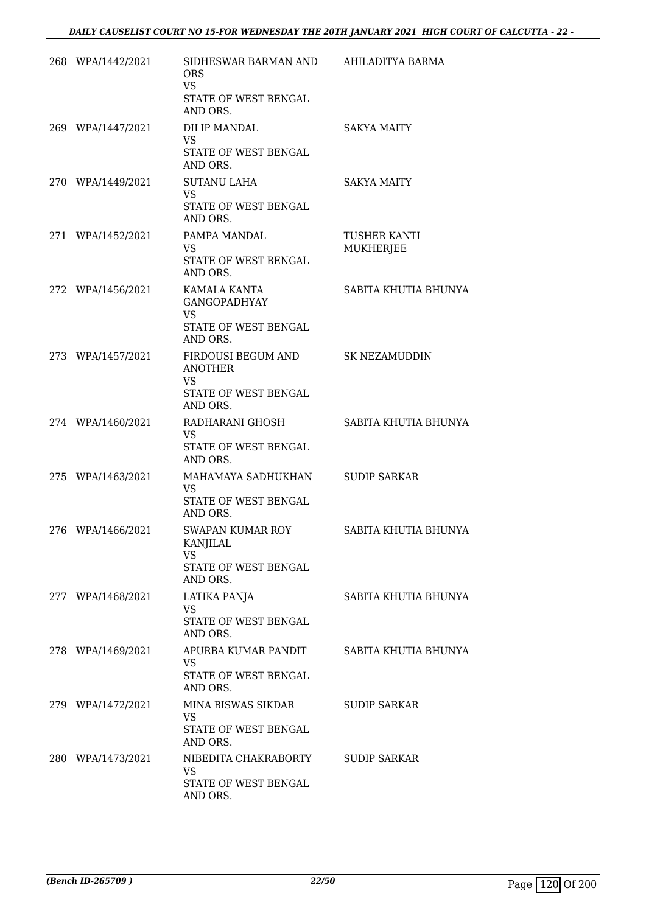| | | | |
|---|---|---|---|
| 268 | WPA/1442/2021 | SIDHESWAR BARMAN AND ORS<br>VS<br>STATE OF WEST BENGAL AND ORS. | AHILADITYA BARMA |
| 269 | WPA/1447/2021 | DILIP MANDAL<br>VS<br>STATE OF WEST BENGAL AND ORS. | SAKYA MAITY |
| 270 | WPA/1449/2021 | SUTANU LAHA<br>VS<br>STATE OF WEST BENGAL AND ORS. | SAKYA MAITY |
| 271 | WPA/1452/2021 | PAMPA MANDAL<br>VS<br>STATE OF WEST BENGAL AND ORS. | TUSHER KANTI MUKHERJEE |
| 272 | WPA/1456/2021 | KAMALA KANTA GANGOPADHYAY<br>VS<br>STATE OF WEST BENGAL AND ORS. | SABITA KHUTIA BHUNYA |
| 273 | WPA/1457/2021 | FIRDOUSI BEGUM AND ANOTHER<br>VS<br>STATE OF WEST BENGAL AND ORS. | SK NEZAMUDDIN |
| 274 | WPA/1460/2021 | RADHARANI GHOSH<br>VS<br>STATE OF WEST BENGAL AND ORS. | SABITA KHUTIA BHUNYA |
| 275 | WPA/1463/2021 | MAHAMAYA SADHUKHAN<br>VS<br>STATE OF WEST BENGAL AND ORS. | SUDIP SARKAR |
| 276 | WPA/1466/2021 | SWAPAN KUMAR ROY KANJILAL<br>VS<br>STATE OF WEST BENGAL AND ORS. | SABITA KHUTIA BHUNYA |
| 277 | WPA/1468/2021 | LATIKA PANJA<br>VS<br>STATE OF WEST BENGAL AND ORS. | SABITA KHUTIA BHUNYA |
| 278 | WPA/1469/2021 | APURBA KUMAR PANDIT<br>VS<br>STATE OF WEST BENGAL AND ORS. | SABITA KHUTIA BHUNYA |
| 279 | WPA/1472/2021 | MINA BISWAS SIKDAR<br>VS<br>STATE OF WEST BENGAL AND ORS. | SUDIP SARKAR |
| 280 | WPA/1473/2021 | NIBEDITA CHAKRABORTY<br>VS<br>STATE OF WEST BENGAL AND ORS. | SUDIP SARKAR |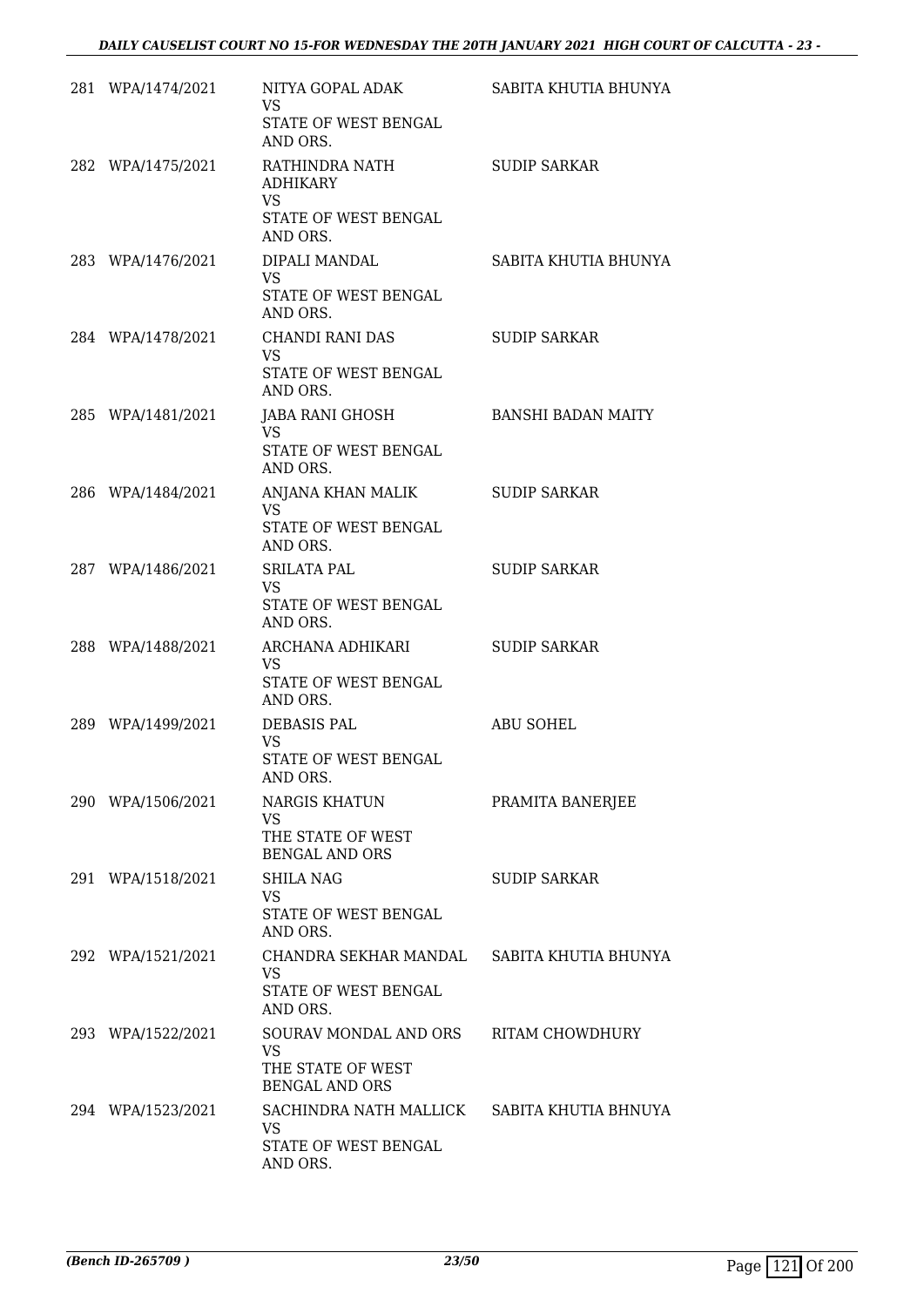| | | | |
|---|---|---|---|
| 281 | WPA/1474/2021 | NITYA GOPAL ADAK<br>VS<br>STATE OF WEST BENGAL AND ORS. | SABITA KHUTIA BHUNYA |
| 282 | WPA/1475/2021 | RATHINDRA NATH ADHIKARY<br>VS<br>STATE OF WEST BENGAL AND ORS. | SUDIP SARKAR |
| 283 | WPA/1476/2021 | DIPALI MANDAL<br>VS<br>STATE OF WEST BENGAL AND ORS. | SABITA KHUTIA BHUNYA |
| 284 | WPA/1478/2021 | CHANDI RANI DAS<br>VS<br>STATE OF WEST BENGAL AND ORS. | SUDIP SARKAR |
| 285 | WPA/1481/2021 | JABA RANI GHOSH<br>VS<br>STATE OF WEST BENGAL AND ORS. | BANSHI BADAN MAITY |
| 286 | WPA/1484/2021 | ANJANA KHAN MALIK<br>VS<br>STATE OF WEST BENGAL AND ORS. | SUDIP SARKAR |
| 287 | WPA/1486/2021 | SRILATA PAL<br>VS<br>STATE OF WEST BENGAL AND ORS. | SUDIP SARKAR |
| 288 | WPA/1488/2021 | ARCHANA ADHIKARI<br>VS<br>STATE OF WEST BENGAL AND ORS. | SUDIP SARKAR |
| 289 | WPA/1499/2021 | DEBASIS PAL<br>VS<br>STATE OF WEST BENGAL AND ORS. | ABU SOHEL |
| 290 | WPA/1506/2021 | NARGIS KHATUN<br>VS<br>THE STATE OF WEST BENGAL AND ORS | PRAMITA BANERJEE |
| 291 | WPA/1518/2021 | SHILA NAG<br>VS<br>STATE OF WEST BENGAL AND ORS. | SUDIP SARKAR |
| 292 | WPA/1521/2021 | CHANDRA SEKHAR MANDAL<br>VS<br>STATE OF WEST BENGAL AND ORS. | SABITA KHUTIA BHUNYA |
| 293 | WPA/1522/2021 | SOURAV MONDAL AND ORS<br>VS<br>THE STATE OF WEST BENGAL AND ORS | RITAM CHOWDHURY |
| 294 | WPA/1523/2021 | SACHINDRA NATH MALLICK<br>VS<br>STATE OF WEST BENGAL AND ORS. | SABITA KHUTIA BHNUYA |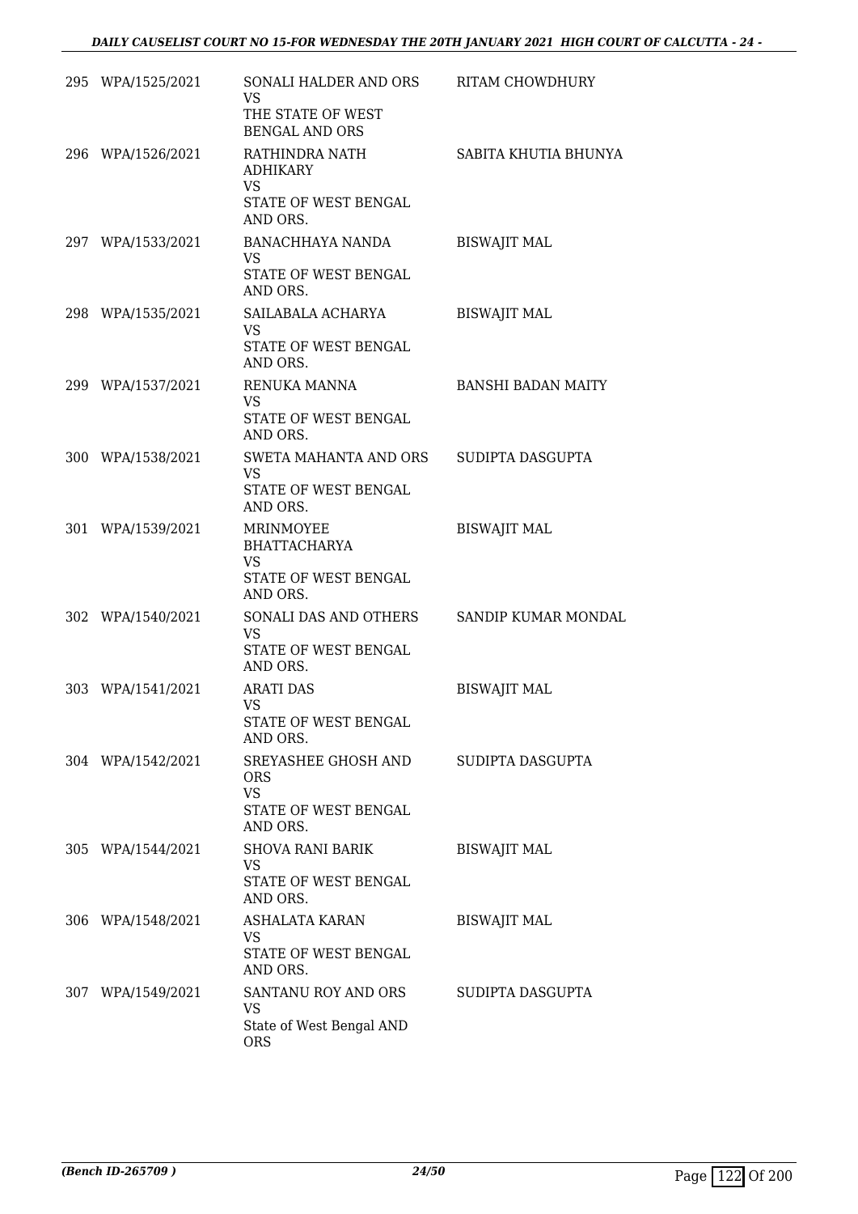| | | | |
|---|---|---|---|
| 295 | WPA/1525/2021 | SONALI HALDER AND ORS<br>VS<br>THE STATE OF WEST BENGAL AND ORS | RITAM CHOWDHURY |
| 296 | WPA/1526/2021 | RATHINDRA NATH ADHIKARY<br>VS<br>STATE OF WEST BENGAL AND ORS. | SABITA KHUTIA BHUNYA |
| 297 | WPA/1533/2021 | BANACHHAYA NANDA<br>VS<br>STATE OF WEST BENGAL AND ORS. | BISWAJIT MAL |
| 298 | WPA/1535/2021 | SAILABALA ACHARYA<br>VS<br>STATE OF WEST BENGAL AND ORS. | BISWAJIT MAL |
| 299 | WPA/1537/2021 | RENUKA MANNA<br>VS<br>STATE OF WEST BENGAL AND ORS. | BANSHI BADAN MAITY |
| 300 | WPA/1538/2021 | SWETA MAHANTA AND ORS<br>VS<br>STATE OF WEST BENGAL AND ORS. | SUDIPTA DASGUPTA |
| 301 | WPA/1539/2021 | MRINMOYEE BHATTACHARYA<br>VS<br>STATE OF WEST BENGAL AND ORS. | BISWAJIT MAL |
| 302 | WPA/1540/2021 | SONALI DAS AND OTHERS<br>VS<br>STATE OF WEST BENGAL AND ORS. | SANDIP KUMAR MONDAL |
| 303 | WPA/1541/2021 | ARATI DAS<br>VS<br>STATE OF WEST BENGAL AND ORS. | BISWAJIT MAL |
| 304 | WPA/1542/2021 | SREYASHEE GHOSH AND ORS<br>VS<br>STATE OF WEST BENGAL AND ORS. | SUDIPTA DASGUPTA |
| 305 | WPA/1544/2021 | SHOVA RANI BARIK<br>VS<br>STATE OF WEST BENGAL AND ORS. | BISWAJIT MAL |
| 306 | WPA/1548/2021 | ASHALATA KARAN<br>VS<br>STATE OF WEST BENGAL AND ORS. | BISWAJIT MAL |
| 307 | WPA/1549/2021 | SANTANU ROY AND ORS<br>VS<br>State of West Bengal AND ORS | SUDIPTA DASGUPTA |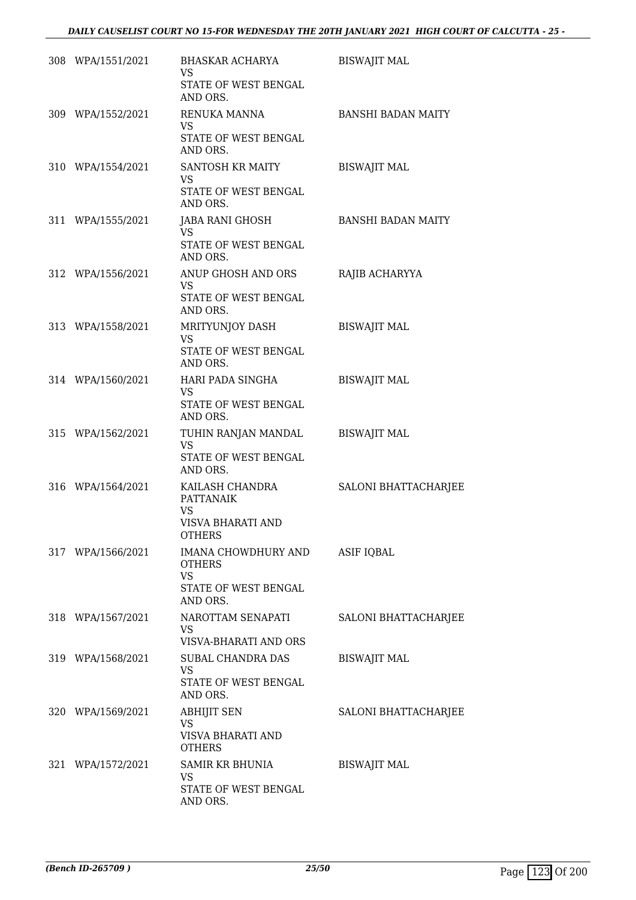| | | | |
|---|---|---|---|
| 308 | WPA/1551/2021 | BHASKAR ACHARYA<br>VS<br>STATE OF WEST BENGAL AND ORS. | BISWAJIT MAL |
| 309 | WPA/1552/2021 | RENUKA MANNA<br>VS<br>STATE OF WEST BENGAL AND ORS. | BANSHI BADAN MAITY |
| 310 | WPA/1554/2021 | SANTOSH KR MAITY<br>VS<br>STATE OF WEST BENGAL AND ORS. | BISWAJIT MAL |
| 311 | WPA/1555/2021 | JABA RANI GHOSH<br>VS<br>STATE OF WEST BENGAL AND ORS. | BANSHI BADAN MAITY |
| 312 | WPA/1556/2021 | ANUP GHOSH AND ORS<br>VS<br>STATE OF WEST BENGAL AND ORS. | RAJIB ACHARYYA |
| 313 | WPA/1558/2021 | MRITYUNJOY DASH<br>VS<br>STATE OF WEST BENGAL AND ORS. | BISWAJIT MAL |
| 314 | WPA/1560/2021 | HARI PADA SINGHA<br>VS<br>STATE OF WEST BENGAL AND ORS. | BISWAJIT MAL |
| 315 | WPA/1562/2021 | TUHIN RANJAN MANDAL<br>VS<br>STATE OF WEST BENGAL AND ORS. | BISWAJIT MAL |
| 316 | WPA/1564/2021 | KAILASH CHANDRA PATTANAIK<br>VS<br>VISVA BHARATI AND OTHERS | SALONI BHATTACHARJEE |
| 317 | WPA/1566/2021 | IMANA CHOWDHURY AND OTHERS<br>VS<br>STATE OF WEST BENGAL AND ORS. | ASIF IQBAL |
| 318 | WPA/1567/2021 | NAROTTAM SENAPATI<br>VS<br>VISVA-BHARATI AND ORS | SALONI BHATTACHARJEE |
| 319 | WPA/1568/2021 | SUBAL CHANDRA DAS<br>VS<br>STATE OF WEST BENGAL AND ORS. | BISWAJIT MAL |
| 320 | WPA/1569/2021 | ABHIJIT SEN<br>VS<br>VISVA BHARATI AND OTHERS | SALONI BHATTACHARJEE |
| 321 | WPA/1572/2021 | SAMIR KR BHUNIA<br>VS<br>STATE OF WEST BENGAL AND ORS. | BISWAJIT MAL |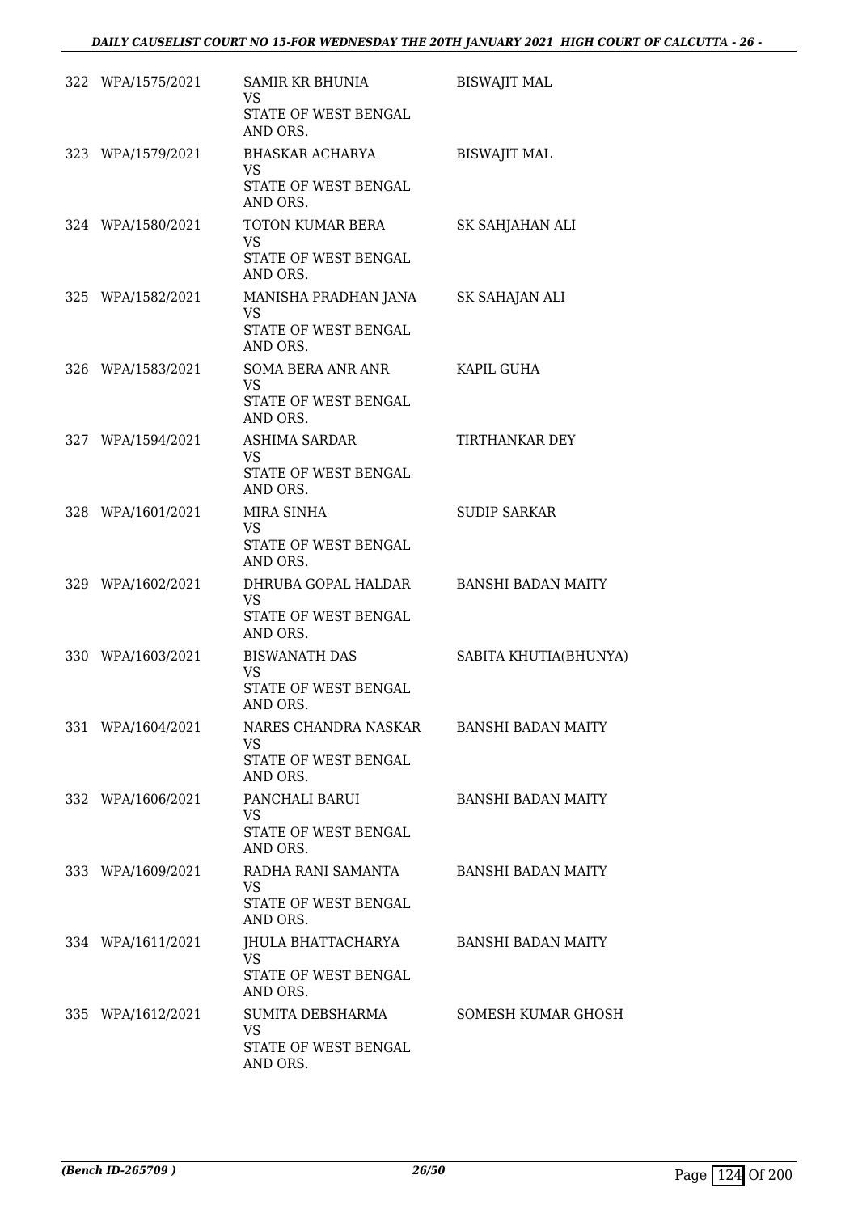| | | | |
|---|---|---|---|
| 322 | WPA/1575/2021 | SAMIR KR BHUNIA<br>VS<br>STATE OF WEST BENGAL AND ORS. | BISWAJIT MAL |
| 323 | WPA/1579/2021 | BHASKAR ACHARYA<br>VS<br>STATE OF WEST BENGAL AND ORS. | BISWAJIT MAL |
| 324 | WPA/1580/2021 | TOTON KUMAR BERA<br>VS<br>STATE OF WEST BENGAL AND ORS. | SK SAHJAHAN ALI |
| 325 | WPA/1582/2021 | MANISHA PRADHAN JANA<br>VS<br>STATE OF WEST BENGAL AND ORS. | SK SAHAJAN ALI |
| 326 | WPA/1583/2021 | SOMA BERA ANR ANR<br>VS<br>STATE OF WEST BENGAL AND ORS. | KAPIL GUHA |
| 327 | WPA/1594/2021 | ASHIMA SARDAR<br>VS<br>STATE OF WEST BENGAL AND ORS. | TIRTHANKAR DEY |
| 328 | WPA/1601/2021 | MIRA SINHA<br>VS<br>STATE OF WEST BENGAL AND ORS. | SUDIP SARKAR |
| 329 | WPA/1602/2021 | DHRUBA GOPAL HALDAR<br>VS<br>STATE OF WEST BENGAL AND ORS. | BANSHI BADAN MAITY |
| 330 | WPA/1603/2021 | BISWANATH DAS<br>VS<br>STATE OF WEST BENGAL AND ORS. | SABITA KHUTIA(BHUNYA) |
| 331 | WPA/1604/2021 | NARES CHANDRA NASKAR<br>VS<br>STATE OF WEST BENGAL AND ORS. | BANSHI BADAN MAITY |
| 332 | WPA/1606/2021 | PANCHALI BARUI<br>VS<br>STATE OF WEST BENGAL AND ORS. | BANSHI BADAN MAITY |
| 333 | WPA/1609/2021 | RADHA RANI SAMANTA<br>VS<br>STATE OF WEST BENGAL AND ORS. | BANSHI BADAN MAITY |
| 334 | WPA/1611/2021 | JHULA BHATTACHARYA<br>VS<br>STATE OF WEST BENGAL AND ORS. | BANSHI BADAN MAITY |
| 335 | WPA/1612/2021 | SUMITA DEBSHARMA<br>VS<br>STATE OF WEST BENGAL AND ORS. | SOMESH KUMAR GHOSH |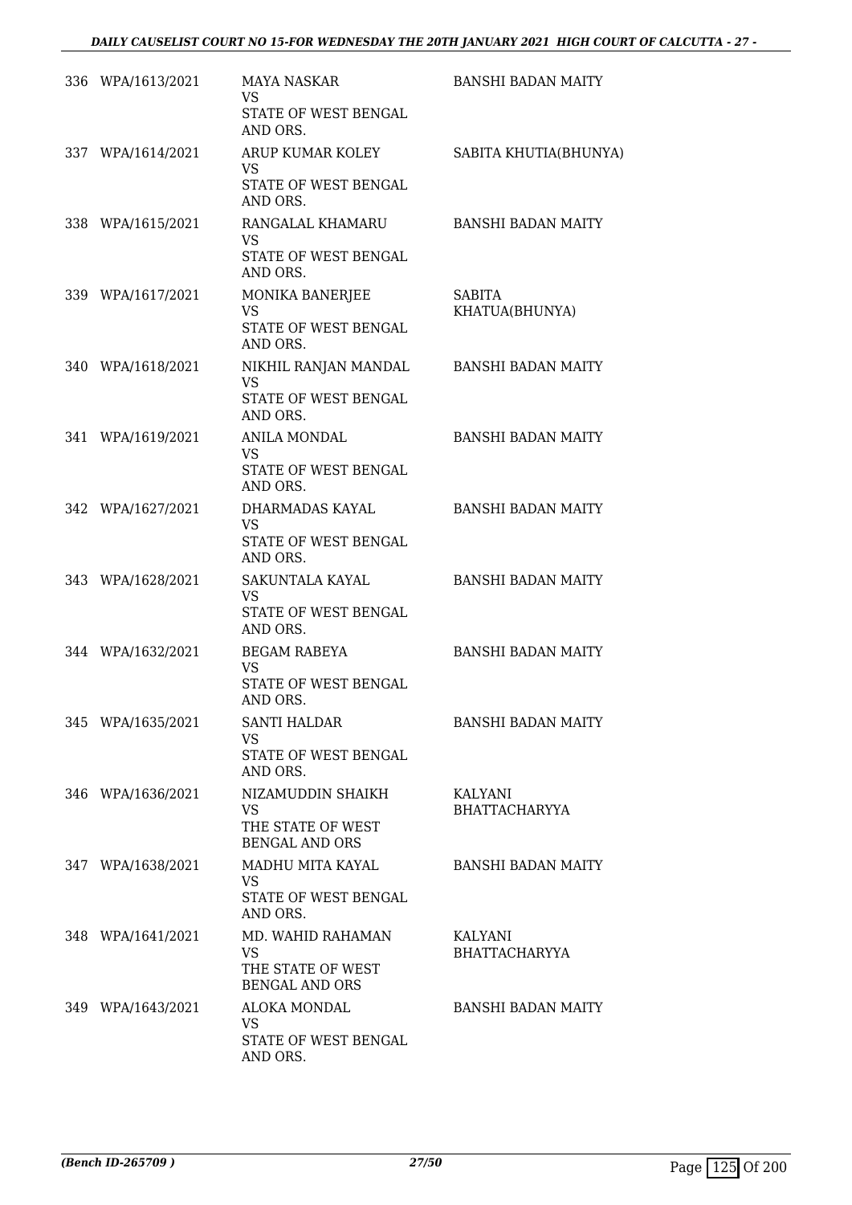| | | | |
|---|---|---|---|
| 336 | WPA/1613/2021 | MAYA NASKAR<br>VS<br>STATE OF WEST BENGAL AND ORS. | BANSHI BADAN MAITY |
| 337 | WPA/1614/2021 | ARUP KUMAR KOLEY<br>VS<br>STATE OF WEST BENGAL AND ORS. | SABITA KHUTIA(BHUNYA) |
| 338 | WPA/1615/2021 | RANGALAL KHAMARU<br>VS<br>STATE OF WEST BENGAL AND ORS. | BANSHI BADAN MAITY |
| 339 | WPA/1617/2021 | MONIKA BANERJEE<br>VS<br>STATE OF WEST BENGAL AND ORS. | SABITA KHATUA(BHUNYA) |
| 340 | WPA/1618/2021 | NIKHIL RANJAN MANDAL<br>VS<br>STATE OF WEST BENGAL AND ORS. | BANSHI BADAN MAITY |
| 341 | WPA/1619/2021 | ANILA MONDAL<br>VS<br>STATE OF WEST BENGAL AND ORS. | BANSHI BADAN MAITY |
| 342 | WPA/1627/2021 | DHARMADAS KAYAL<br>VS<br>STATE OF WEST BENGAL AND ORS. | BANSHI BADAN MAITY |
| 343 | WPA/1628/2021 | SAKUNTALA KAYAL<br>VS<br>STATE OF WEST BENGAL AND ORS. | BANSHI BADAN MAITY |
| 344 | WPA/1632/2021 | BEGAM RABEYA<br>VS<br>STATE OF WEST BENGAL AND ORS. | BANSHI BADAN MAITY |
| 345 | WPA/1635/2021 | SANTI HALDAR<br>VS<br>STATE OF WEST BENGAL AND ORS. | BANSHI BADAN MAITY |
| 346 | WPA/1636/2021 | NIZAMUDDIN SHAIKH<br>VS<br>THE STATE OF WEST BENGAL AND ORS | KALYANI BHATTACHARYYA |
| 347 | WPA/1638/2021 | MADHU MITA KAYAL<br>VS<br>STATE OF WEST BENGAL AND ORS. | BANSHI BADAN MAITY |
| 348 | WPA/1641/2021 | MD. WAHID RAHAMAN<br>VS<br>THE STATE OF WEST BENGAL AND ORS | KALYANI BHATTACHARYYA |
| 349 | WPA/1643/2021 | ALOKA MONDAL<br>VS<br>STATE OF WEST BENGAL AND ORS. | BANSHI BADAN MAITY |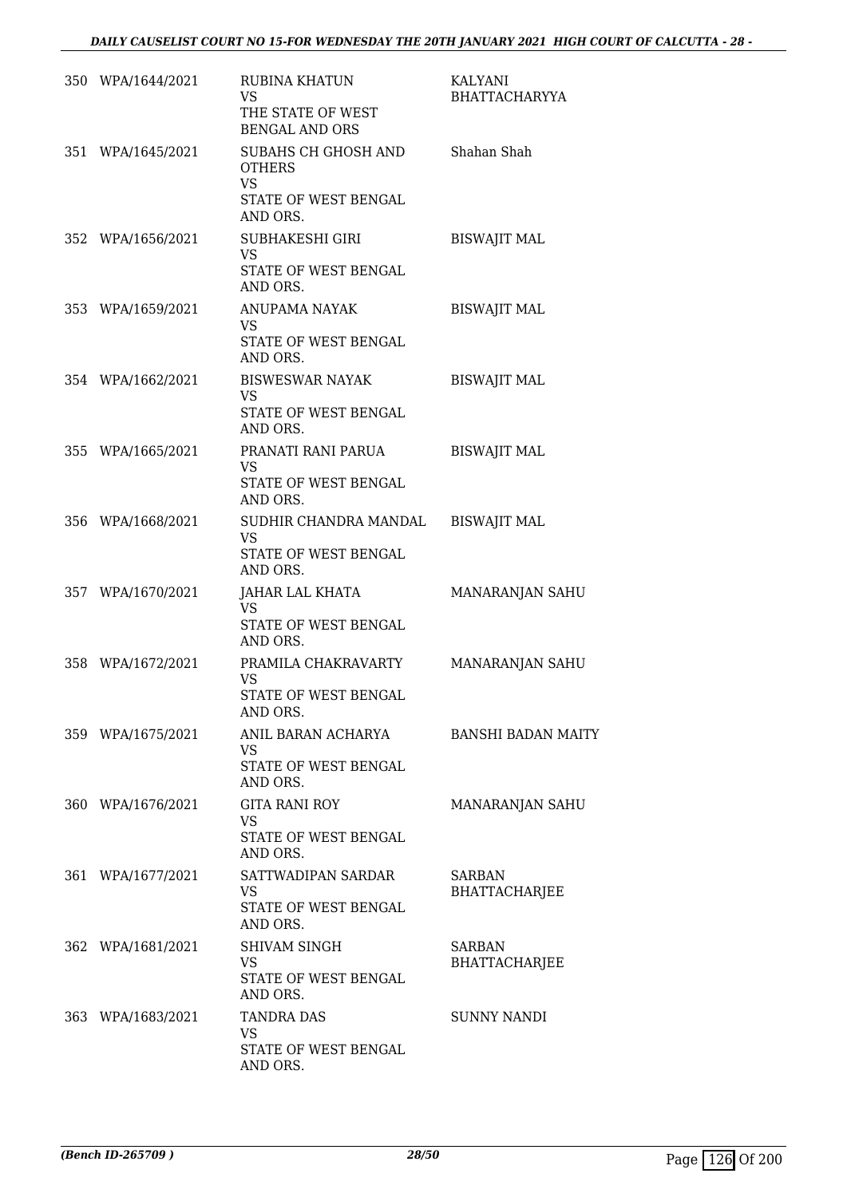| | | | |
|---|---|---|---|
| 350 | WPA/1644/2021 | RUBINA KHATUN<br>VS<br>THE STATE OF WEST BENGAL AND ORS | KALYANI BHATTACHARYYA |
| 351 | WPA/1645/2021 | SUBAHS CH GHOSH AND OTHERS<br>VS<br>STATE OF WEST BENGAL AND ORS. | Shahan Shah |
| 352 | WPA/1656/2021 | SUBHAKESHI GIRI<br>VS<br>STATE OF WEST BENGAL AND ORS. | BISWAJIT MAL |
| 353 | WPA/1659/2021 | ANUPAMA NAYAK<br>VS<br>STATE OF WEST BENGAL AND ORS. | BISWAJIT MAL |
| 354 | WPA/1662/2021 | BISWESWAR NAYAK<br>VS<br>STATE OF WEST BENGAL AND ORS. | BISWAJIT MAL |
| 355 | WPA/1665/2021 | PRANATI RANI PARUA<br>VS<br>STATE OF WEST BENGAL AND ORS. | BISWAJIT MAL |
| 356 | WPA/1668/2021 | SUDHIR CHANDRA MANDAL<br>VS<br>STATE OF WEST BENGAL AND ORS. | BISWAJIT MAL |
| 357 | WPA/1670/2021 | JAHAR LAL KHATA<br>VS<br>STATE OF WEST BENGAL AND ORS. | MANARANJAN SAHU |
| 358 | WPA/1672/2021 | PRAMILA CHAKRAVARTY<br>VS<br>STATE OF WEST BENGAL AND ORS. | MANARANJAN SAHU |
| 359 | WPA/1675/2021 | ANIL BARAN ACHARYA<br>VS<br>STATE OF WEST BENGAL AND ORS. | BANSHI BADAN MAITY |
| 360 | WPA/1676/2021 | GITA RANI ROY<br>VS<br>STATE OF WEST BENGAL AND ORS. | MANARANJAN SAHU |
| 361 | WPA/1677/2021 | SATTWADIPAN SARDAR<br>VS<br>STATE OF WEST BENGAL AND ORS. | SARBAN BHATTACHARJEE |
| 362 | WPA/1681/2021 | SHIVAM SINGH<br>VS<br>STATE OF WEST BENGAL AND ORS. | SARBAN BHATTACHARJEE |
| 363 | WPA/1683/2021 | TANDRA DAS<br>VS<br>STATE OF WEST BENGAL AND ORS. | SUNNY NANDI |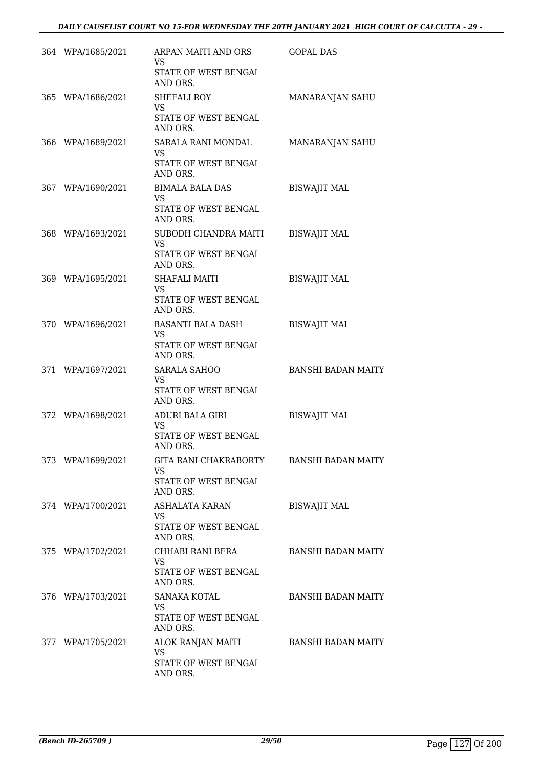| | | | |
|---|---|---|---|
| 364 | WPA/1685/2021 | ARPAN MAITI AND ORS<br>VS<br>STATE OF WEST BENGAL AND ORS. | GOPAL DAS |
| 365 | WPA/1686/2021 | SHEFALI ROY<br>VS<br>STATE OF WEST BENGAL AND ORS. | MANARANJAN SAHU |
| 366 | WPA/1689/2021 | SARALA RANI MONDAL<br>VS<br>STATE OF WEST BENGAL AND ORS. | MANARANJAN SAHU |
| 367 | WPA/1690/2021 | BIMALA BALA DAS<br>VS<br>STATE OF WEST BENGAL AND ORS. | BISWAJIT MAL |
| 368 | WPA/1693/2021 | SUBODH CHANDRA MAITI<br>VS<br>STATE OF WEST BENGAL AND ORS. | BISWAJIT MAL |
| 369 | WPA/1695/2021 | SHAFALI MAITI<br>VS<br>STATE OF WEST BENGAL AND ORS. | BISWAJIT MAL |
| 370 | WPA/1696/2021 | BASANTI BALA DASH<br>VS<br>STATE OF WEST BENGAL AND ORS. | BISWAJIT MAL |
| 371 | WPA/1697/2021 | SARALA SAHOO<br>VS<br>STATE OF WEST BENGAL AND ORS. | BANSHI BADAN MAITY |
| 372 | WPA/1698/2021 | ADURI BALA GIRI<br>VS<br>STATE OF WEST BENGAL AND ORS. | BISWAJIT MAL |
| 373 | WPA/1699/2021 | GITA RANI CHAKRABORTY<br>VS<br>STATE OF WEST BENGAL AND ORS. | BANSHI BADAN MAITY |
| 374 | WPA/1700/2021 | ASHALATA KARAN<br>VS<br>STATE OF WEST BENGAL AND ORS. | BISWAJIT MAL |
| 375 | WPA/1702/2021 | CHHABI RANI BERA<br>VS<br>STATE OF WEST BENGAL AND ORS. | BANSHI BADAN MAITY |
| 376 | WPA/1703/2021 | SANAKA KOTAL<br>VS<br>STATE OF WEST BENGAL AND ORS. | BANSHI BADAN MAITY |
| 377 | WPA/1705/2021 | ALOK RANJAN MAITI<br>VS<br>STATE OF WEST BENGAL AND ORS. | BANSHI BADAN MAITY |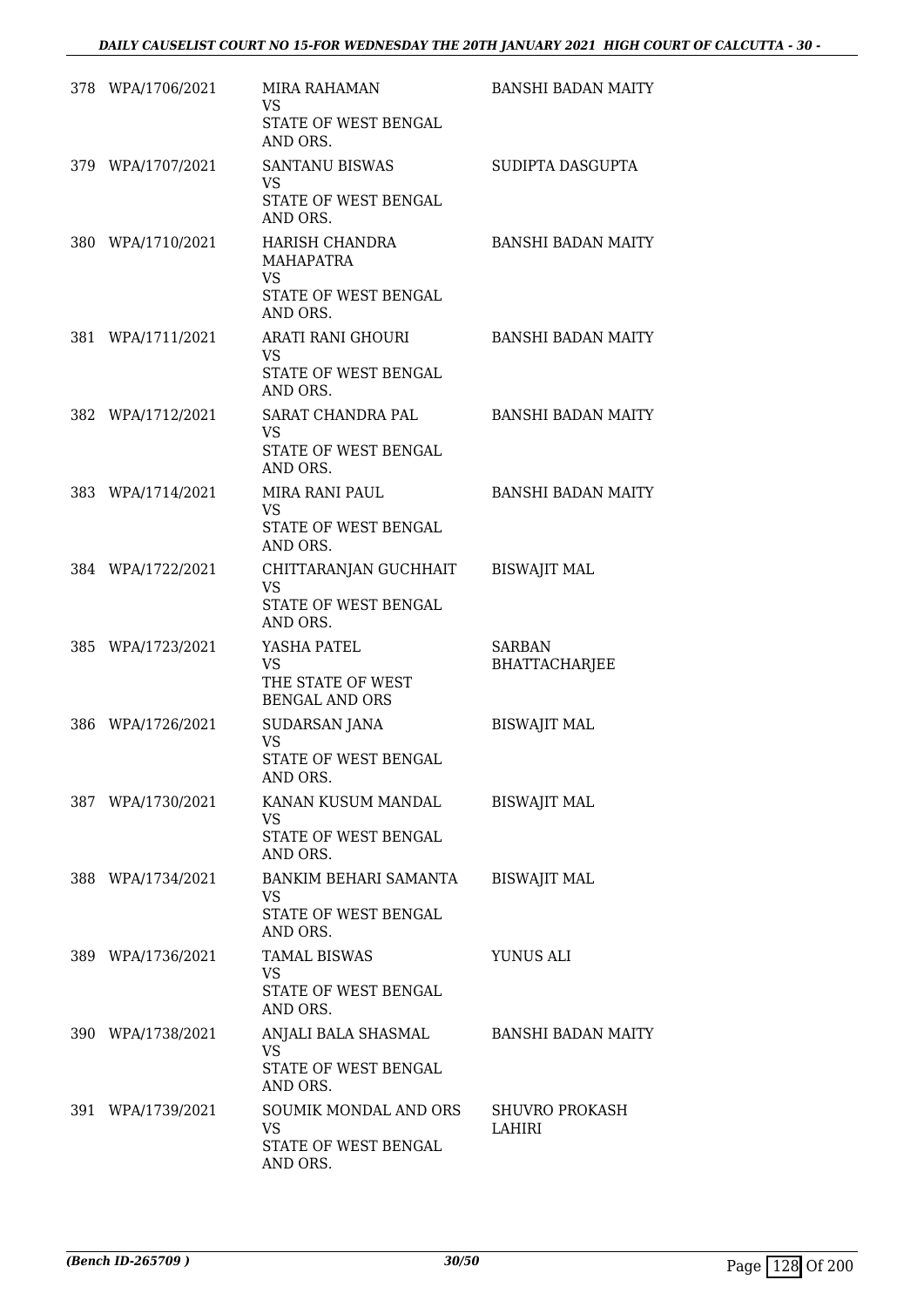| | | | |
|---|---|---|---|
| 378 | WPA/1706/2021 | MIRA RAHAMAN<br>VS<br>STATE OF WEST BENGAL AND ORS. | BANSHI BADAN MAITY |
| 379 | WPA/1707/2021 | SANTANU BISWAS<br>VS<br>STATE OF WEST BENGAL AND ORS. | SUDIPTA DASGUPTA |
| 380 | WPA/1710/2021 | HARISH CHANDRA MAHAPATRA<br>VS<br>STATE OF WEST BENGAL AND ORS. | BANSHI BADAN MAITY |
| 381 | WPA/1711/2021 | ARATI RANI GHOURI<br>VS<br>STATE OF WEST BENGAL AND ORS. | BANSHI BADAN MAITY |
| 382 | WPA/1712/2021 | SARAT CHANDRA PAL<br>VS<br>STATE OF WEST BENGAL AND ORS. | BANSHI BADAN MAITY |
| 383 | WPA/1714/2021 | MIRA RANI PAUL<br>VS<br>STATE OF WEST BENGAL AND ORS. | BANSHI BADAN MAITY |
| 384 | WPA/1722/2021 | CHITTARANJAN GUCHHAIT<br>VS<br>STATE OF WEST BENGAL AND ORS. | BISWAJIT MAL |
| 385 | WPA/1723/2021 | YASHA PATEL<br>VS<br>THE STATE OF WEST BENGAL AND ORS | SARBAN BHATTACHARJEE |
| 386 | WPA/1726/2021 | SUDARSAN JANA<br>VS<br>STATE OF WEST BENGAL AND ORS. | BISWAJIT MAL |
| 387 | WPA/1730/2021 | KANAN KUSUM MANDAL<br>VS<br>STATE OF WEST BENGAL AND ORS. | BISWAJIT MAL |
| 388 | WPA/1734/2021 | BANKIM BEHARI SAMANTA<br>VS<br>STATE OF WEST BENGAL AND ORS. | BISWAJIT MAL |
| 389 | WPA/1736/2021 | TAMAL BISWAS<br>VS<br>STATE OF WEST BENGAL AND ORS. | YUNUS ALI |
| 390 | WPA/1738/2021 | ANJALI BALA SHASMAL<br>VS<br>STATE OF WEST BENGAL AND ORS. | BANSHI BADAN MAITY |
| 391 | WPA/1739/2021 | SOUMIK MONDAL AND ORS<br>VS<br>STATE OF WEST BENGAL AND ORS. | SHUVRO PROKASH LAHIRI |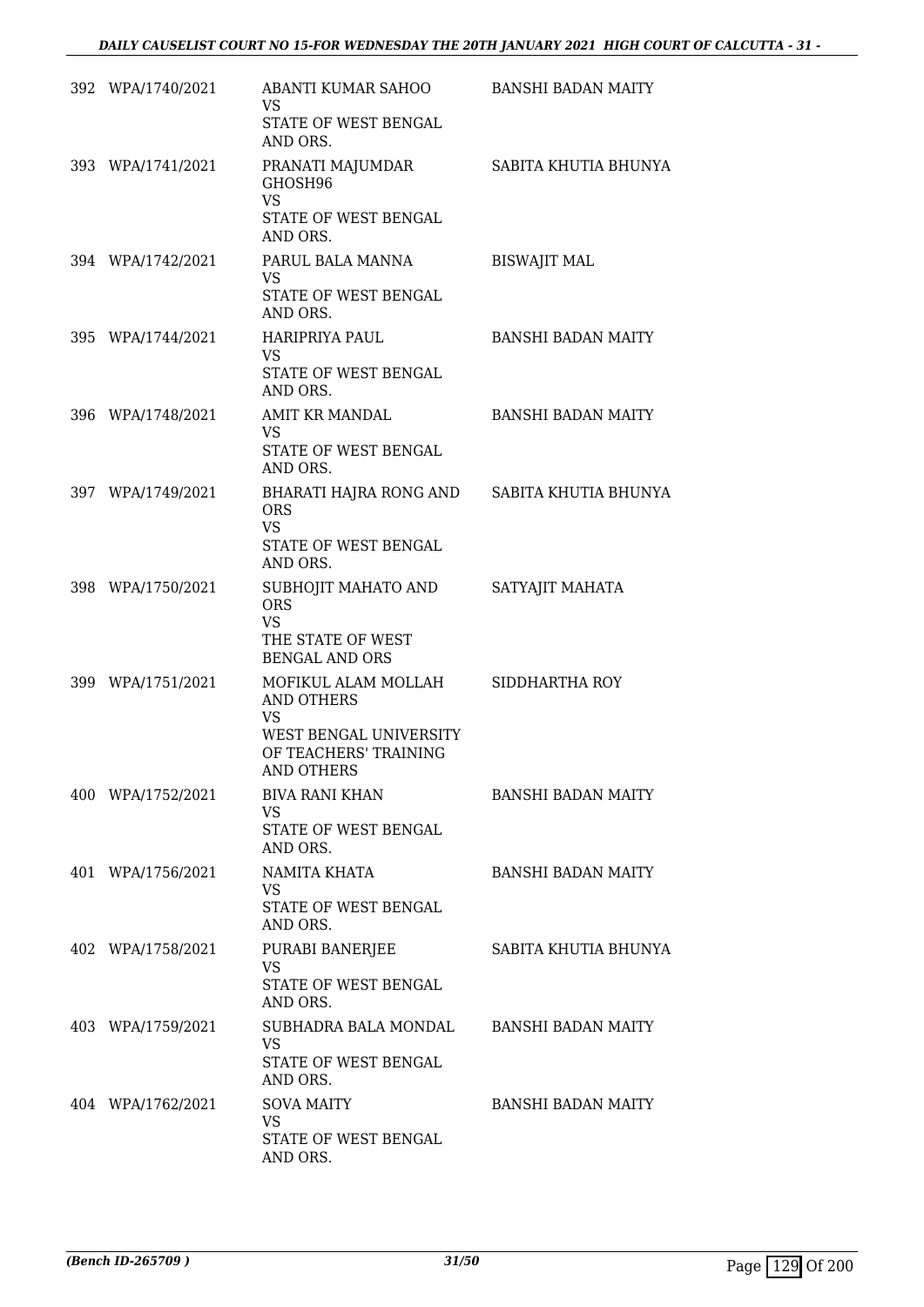| | | | |
|---|---|---|---|
| 392 | WPA/1740/2021 | ABANTI KUMAR SAHOO<br>VS<br>STATE OF WEST BENGAL AND ORS. | BANSHI BADAN MAITY |
| 393 | WPA/1741/2021 | PRANATI MAJUMDAR GHOSH96<br>VS<br>STATE OF WEST BENGAL AND ORS. | SABITA KHUTIA BHUNYA |
| 394 | WPA/1742/2021 | PARUL BALA MANNA<br>VS<br>STATE OF WEST BENGAL AND ORS. | BISWAJIT MAL |
| 395 | WPA/1744/2021 | HARIPRIYA PAUL<br>VS<br>STATE OF WEST BENGAL AND ORS. | BANSHI BADAN MAITY |
| 396 | WPA/1748/2021 | AMIT KR MANDAL<br>VS<br>STATE OF WEST BENGAL AND ORS. | BANSHI BADAN MAITY |
| 397 | WPA/1749/2021 | BHARATI HAJRA RONG AND ORS<br>VS<br>STATE OF WEST BENGAL AND ORS. | SABITA KHUTIA BHUNYA |
| 398 | WPA/1750/2021 | SUBHOJIT MAHATO AND ORS<br>VS<br>THE STATE OF WEST BENGAL AND ORS | SATYAJIT MAHATA |
| 399 | WPA/1751/2021 | MOFIKUL ALAM MOLLAH AND OTHERS<br>VS<br>WEST BENGAL UNIVERSITY OF TEACHERS' TRAINING AND OTHERS | SIDDHARTHA ROY |
| 400 | WPA/1752/2021 | BIVA RANI KHAN<br>VS<br>STATE OF WEST BENGAL AND ORS. | BANSHI BADAN MAITY |
| 401 | WPA/1756/2021 | NAMITA KHATA<br>VS<br>STATE OF WEST BENGAL AND ORS. | BANSHI BADAN MAITY |
| 402 | WPA/1758/2021 | PURABI BANERJEE<br>VS<br>STATE OF WEST BENGAL AND ORS. | SABITA KHUTIA BHUNYA |
| 403 | WPA/1759/2021 | SUBHADRA BALA MONDAL<br>VS<br>STATE OF WEST BENGAL AND ORS. | BANSHI BADAN MAITY |
| 404 | WPA/1762/2021 | SOVA MAITY<br>VS<br>STATE OF WEST BENGAL AND ORS. | BANSHI BADAN MAITY |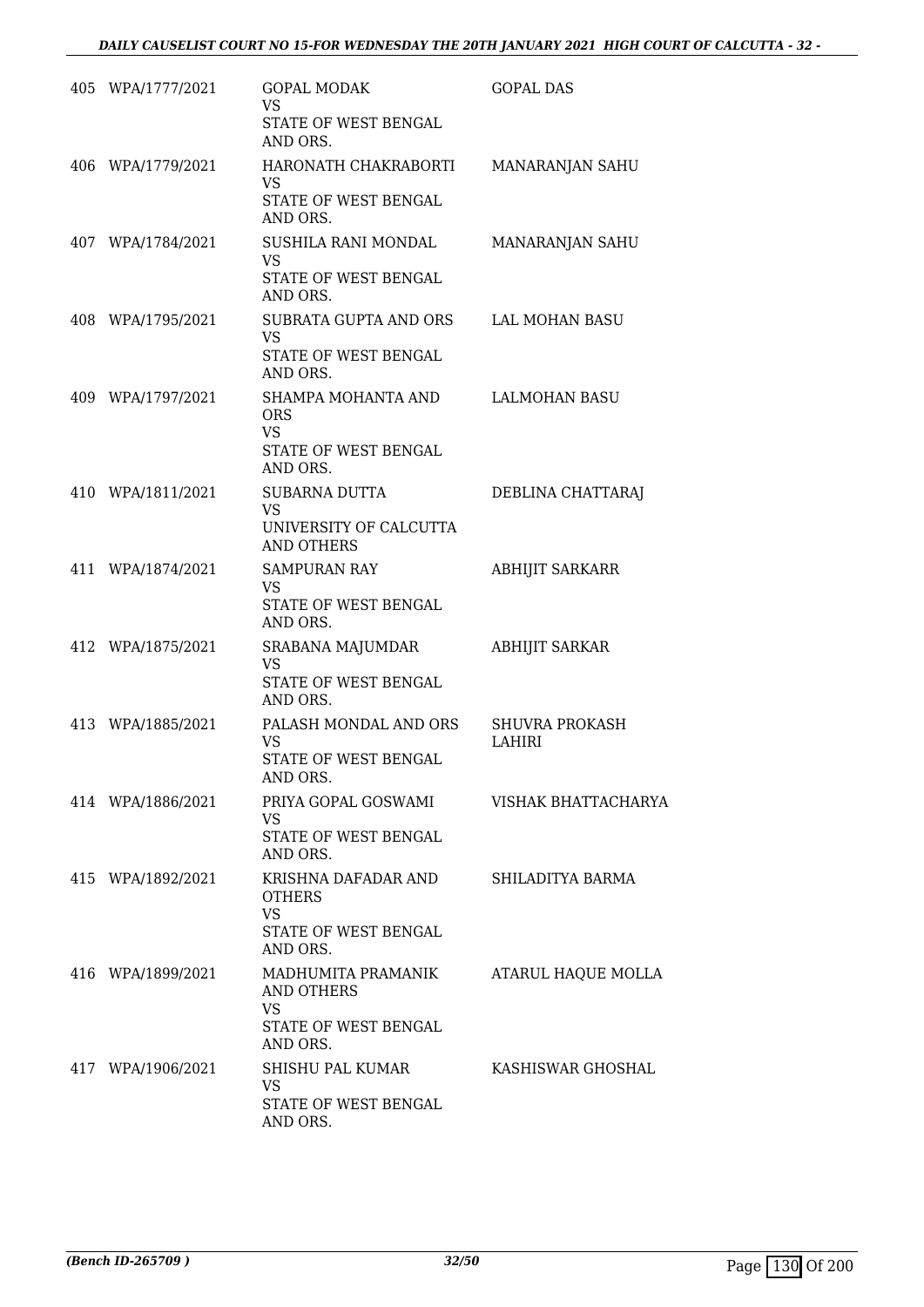| | | | |
|---|---|---|---|
| 405 | WPA/1777/2021 | GOPAL MODAK<br>VS<br>STATE OF WEST BENGAL AND ORS. | GOPAL DAS |
| 406 | WPA/1779/2021 | HARONATH CHAKRABORTI<br>VS<br>STATE OF WEST BENGAL AND ORS. | MANARANJAN SAHU |
| 407 | WPA/1784/2021 | SUSHILA RANI MONDAL<br>VS<br>STATE OF WEST BENGAL AND ORS. | MANARANJAN SAHU |
| 408 | WPA/1795/2021 | SUBRATA GUPTA AND ORS<br>VS<br>STATE OF WEST BENGAL AND ORS. | LAL MOHAN BASU |
| 409 | WPA/1797/2021 | SHAMPA MOHANTA AND ORS<br>VS<br>STATE OF WEST BENGAL AND ORS. | LALMOHAN BASU |
| 410 | WPA/1811/2021 | SUBARNA DUTTA<br>VS<br>UNIVERSITY OF CALCUTTA AND OTHERS | DEBLINA CHATTARAJ |
| 411 | WPA/1874/2021 | SAMPURAN RAY<br>VS<br>STATE OF WEST BENGAL AND ORS. | ABHIJIT SARKARR |
| 412 | WPA/1875/2021 | SRABANA MAJUMDAR<br>VS<br>STATE OF WEST BENGAL AND ORS. | ABHIJIT SARKAR |
| 413 | WPA/1885/2021 | PALASH MONDAL AND ORS<br>VS<br>STATE OF WEST BENGAL AND ORS. | SHUVRA PROKASH LAHIRI |
| 414 | WPA/1886/2021 | PRIYA GOPAL GOSWAMI<br>VS<br>STATE OF WEST BENGAL AND ORS. | VISHAK BHATTACHARYA |
| 415 | WPA/1892/2021 | KRISHNA DAFADAR AND OTHERS<br>VS<br>STATE OF WEST BENGAL AND ORS. | SHILADITYA BARMA |
| 416 | WPA/1899/2021 | MADHUMITA PRAMANIK AND OTHERS<br>VS<br>STATE OF WEST BENGAL AND ORS. | ATARUL HAQUE MOLLA |
| 417 | WPA/1906/2021 | SHISHU PAL KUMAR<br>VS<br>STATE OF WEST BENGAL AND ORS. | KASHISWAR GHOSHAL |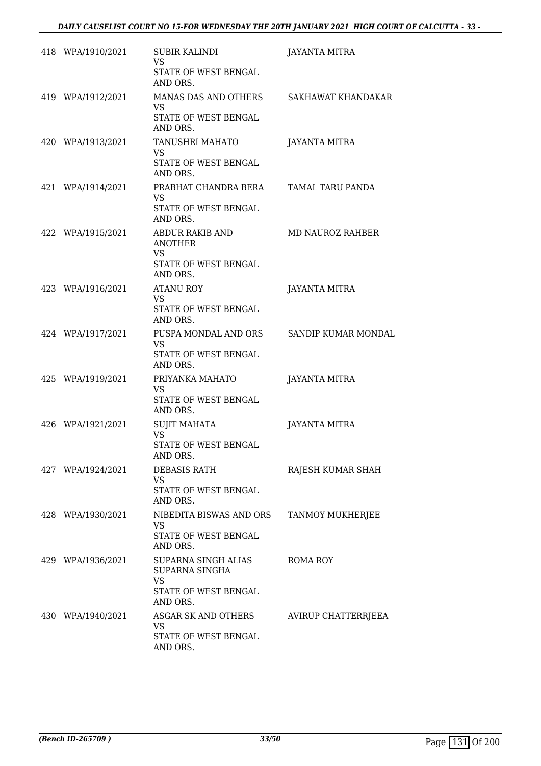| | | | |
|---|---|---|---|
| 418 | WPA/1910/2021 | SUBIR KALINDI<br>VS<br>STATE OF WEST BENGAL AND ORS. | JAYANTA MITRA |
| 419 | WPA/1912/2021 | MANAS DAS AND OTHERS<br>VS<br>STATE OF WEST BENGAL AND ORS. | SAKHAWAT KHANDAKAR |
| 420 | WPA/1913/2021 | TANUSHRI MAHATO<br>VS<br>STATE OF WEST BENGAL AND ORS. | JAYANTA MITRA |
| 421 | WPA/1914/2021 | PRABHAT CHANDRA BERA<br>VS<br>STATE OF WEST BENGAL AND ORS. | TAMAL TARU PANDA |
| 422 | WPA/1915/2021 | ABDUR RAKIB AND ANOTHER<br>VS<br>STATE OF WEST BENGAL AND ORS. | MD NAUROZ RAHBER |
| 423 | WPA/1916/2021 | ATANU ROY<br>VS<br>STATE OF WEST BENGAL AND ORS. | JAYANTA MITRA |
| 424 | WPA/1917/2021 | PUSPA MONDAL AND ORS<br>VS<br>STATE OF WEST BENGAL AND ORS. | SANDIP KUMAR MONDAL |
| 425 | WPA/1919/2021 | PRIYANKA MAHATO<br>VS<br>STATE OF WEST BENGAL AND ORS. | JAYANTA MITRA |
| 426 | WPA/1921/2021 | SUJIT MAHATA<br>VS<br>STATE OF WEST BENGAL AND ORS. | JAYANTA MITRA |
| 427 | WPA/1924/2021 | DEBASIS RATH<br>VS<br>STATE OF WEST BENGAL AND ORS. | RAJESH KUMAR SHAH |
| 428 | WPA/1930/2021 | NIBEDITA BISWAS AND ORS<br>VS<br>STATE OF WEST BENGAL AND ORS. | TANMOY MUKHERJEE |
| 429 | WPA/1936/2021 | SUPARNA SINGH ALIAS SUPARNA SINGHA<br>VS<br>STATE OF WEST BENGAL AND ORS. | ROMA ROY |
| 430 | WPA/1940/2021 | ASGAR SK AND OTHERS<br>VS<br>STATE OF WEST BENGAL AND ORS. | AVIRUP CHATTERRJEEA |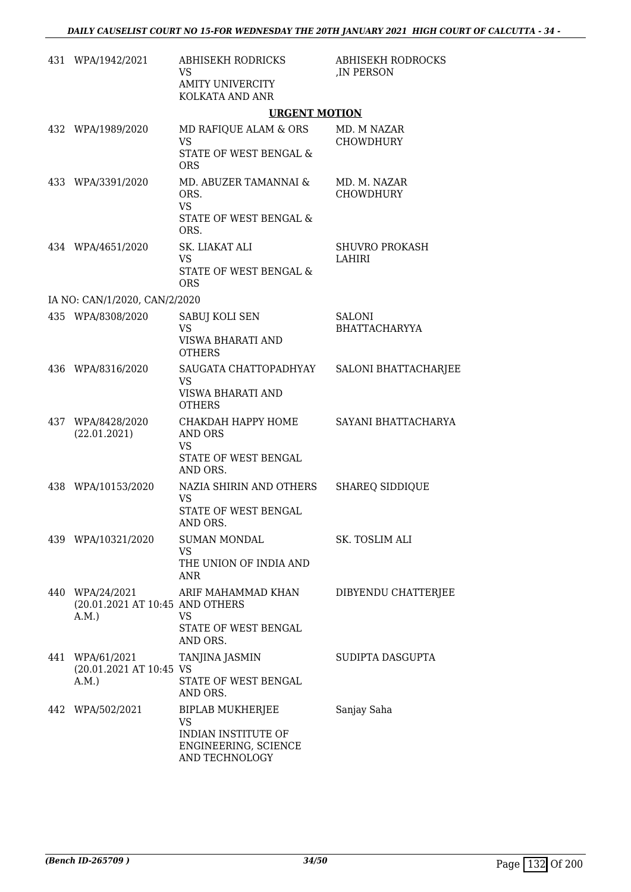| | | | |
|---|---|---|---|
| 431 | WPA/1942/2021 | ABHISEKH RODRICKS<br>VS<br>AMITY UNIVERCITY KOLKATA AND ANR | ABHISEKH RODROCKS ,IN PERSON |

**URGENT MOTION**

| | | | |
|---|---|---|---|
| 432 | WPA/1989/2020 | MD RAFIQUE ALAM & ORS<br>VS<br>STATE OF WEST BENGAL & ORS | MD. M NAZAR CHOWDHURY |
| 433 | WPA/3391/2020 | MD. ABUZER TAMANNAI & ORS.<br>VS<br>STATE OF WEST BENGAL & ORS. | MD. M. NAZAR CHOWDHURY |
| 434 | WPA/4651/2020 | SK. LIAKAT ALI<br>VS<br>STATE OF WEST BENGAL & ORS | SHUVRO PROKASH LAHIRI |
| | IA NO: CAN/1/2020, CAN/2/2020 | | |
| 435 | WPA/8308/2020 | SABUJ KOLI SEN<br>VS<br>VISWA BHARATI AND OTHERS | SALONI BHATTACHARYYA |
| 436 | WPA/8316/2020 | SAUGATA CHATTOPADHYAY<br>VS<br>VISWA BHARATI AND OTHERS | SALONI BHATTACHARJEE |
| 437 | WPA/8428/2020 (22.01.2021) | CHAKDAH HAPPY HOME AND ORS<br>VS<br>STATE OF WEST BENGAL AND ORS. | SAYANI BHATTACHARYA |
| 438 | WPA/10153/2020 | NAZIA SHIRIN AND OTHERS<br>VS<br>STATE OF WEST BENGAL AND ORS. | SHAREQ SIDDIQUE |
| 439 | WPA/10321/2020 | SUMAN MONDAL<br>VS<br>THE UNION OF INDIA AND ANR | SK. TOSLIM ALI |
| 440 | WPA/24/2021 (20.01.2021 AT 10:45 A.M.) | ARIF MAHAMMAD KHAN AND OTHERS<br>VS<br>STATE OF WEST BENGAL AND ORS. | DIBYENDU CHATTERJEE |
| 441 | WPA/61/2021 (20.01.2021 AT 10:45 A.M.) | TANJINA JASMIN<br>VS<br>STATE OF WEST BENGAL AND ORS. | SUDIPTA DASGUPTA |
| 442 | WPA/502/2021 | BIPLAB MUKHERJEE<br>VS<br>INDIAN INSTITUTE OF ENGINEERING, SCIENCE AND TECHNOLOGY | Sanjay Saha |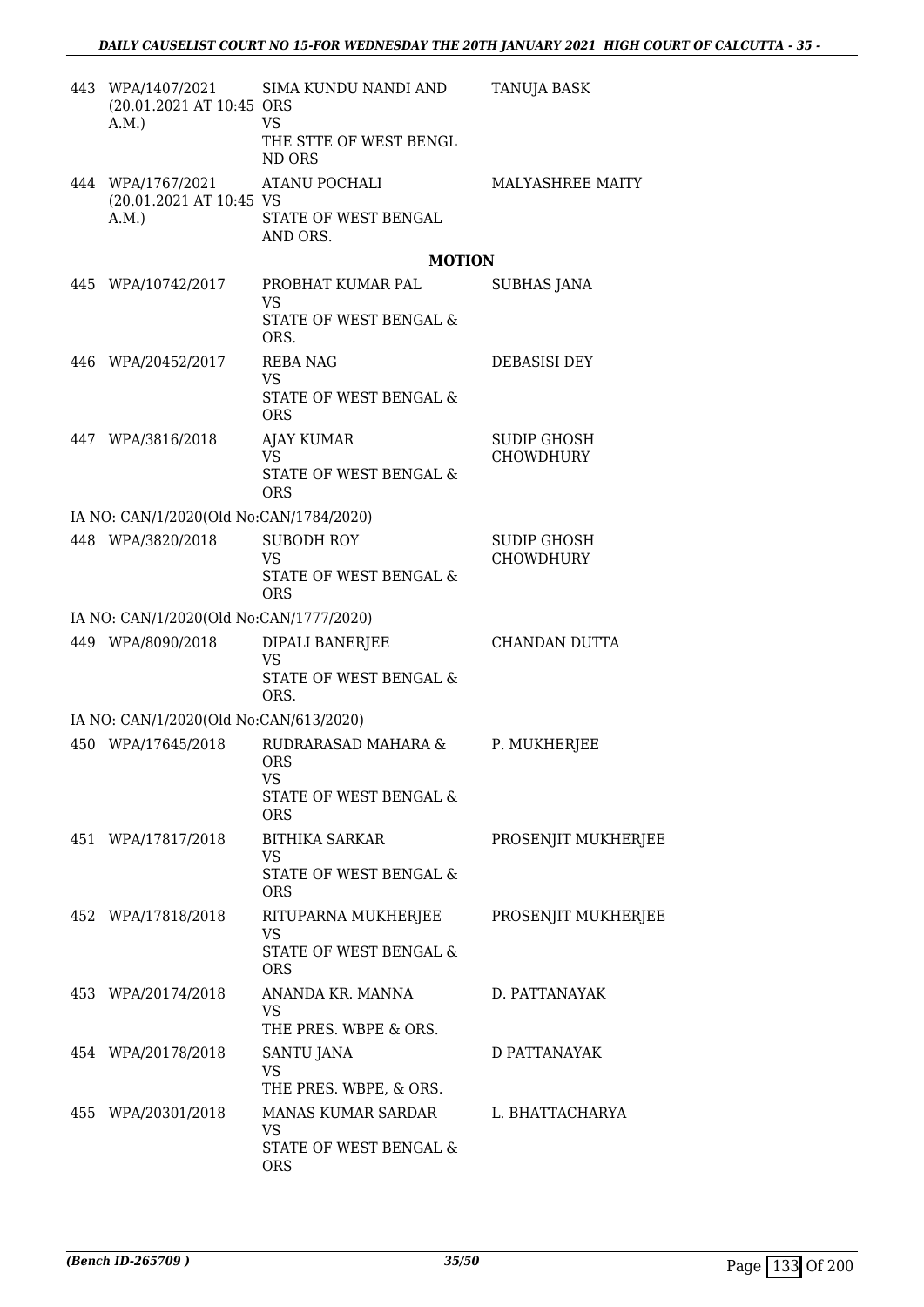| | | | |
|---|---|---|---|
| 443 | WPA/1407/2021 (20.01.2021 AT 10:45 A.M.) | SIMA KUNDU NANDI AND ORS<br>VS<br>THE STTE OF WEST BENGL ND ORS | TANUJA BASK |
| 444 | WPA/1767/2021 (20.01.2021 AT 10:45 A.M.) | ATANU POCHALI<br>VS<br>STATE OF WEST BENGAL AND ORS. | MALYASHREE MAITY |

**MOTION**

| | | | |
|---|---|---|---|
| 445 | WPA/10742/2017 | PROBHAT KUMAR PAL<br>VS<br>STATE OF WEST BENGAL & ORS. | SUBHAS JANA |
| 446 | WPA/20452/2017 | REBA NAG<br>VS<br>STATE OF WEST BENGAL & ORS | DEBASISI DEY |
| 447 | WPA/3816/2018 | AJAY KUMAR<br>VS<br>STATE OF WEST BENGAL & ORS | SUDIP GHOSH CHOWDHURY |
| | IA NO: CAN/1/2020(Old No:CAN/1784/2020) | | |
| 448 | WPA/3820/2018 | SUBODH ROY<br>VS<br>STATE OF WEST BENGAL & ORS | SUDIP GHOSH CHOWDHURY |
| | IA NO: CAN/1/2020(Old No:CAN/1777/2020) | | |
| 449 | WPA/8090/2018 | DIPALI BANERJEE<br>VS<br>STATE OF WEST BENGAL & ORS. | CHANDAN DUTTA |
| | IA NO: CAN/1/2020(Old No:CAN/613/2020) | | |
| 450 | WPA/17645/2018 | RUDRARASAD MAHARA & ORS<br>VS<br>STATE OF WEST BENGAL & ORS | P. MUKHERJEE |
| 451 | WPA/17817/2018 | BITHIKA SARKAR<br>VS<br>STATE OF WEST BENGAL & ORS | PROSENJIT MUKHERJEE |
| 452 | WPA/17818/2018 | RITUPARNA MUKHERJEE<br>VS<br>STATE OF WEST BENGAL & ORS | PROSENJIT MUKHERJEE |
| 453 | WPA/20174/2018 | ANANDA KR. MANNA<br>VS<br>THE PRES. WBPE & ORS. | D. PATTANAYAK |
| 454 | WPA/20178/2018 | SANTU JANA<br>VS<br>THE PRES. WBPE, & ORS. | D PATTANAYAK |
| 455 | WPA/20301/2018 | MANAS KUMAR SARDAR<br>VS<br>STATE OF WEST BENGAL & ORS | L. BHATTACHARYA |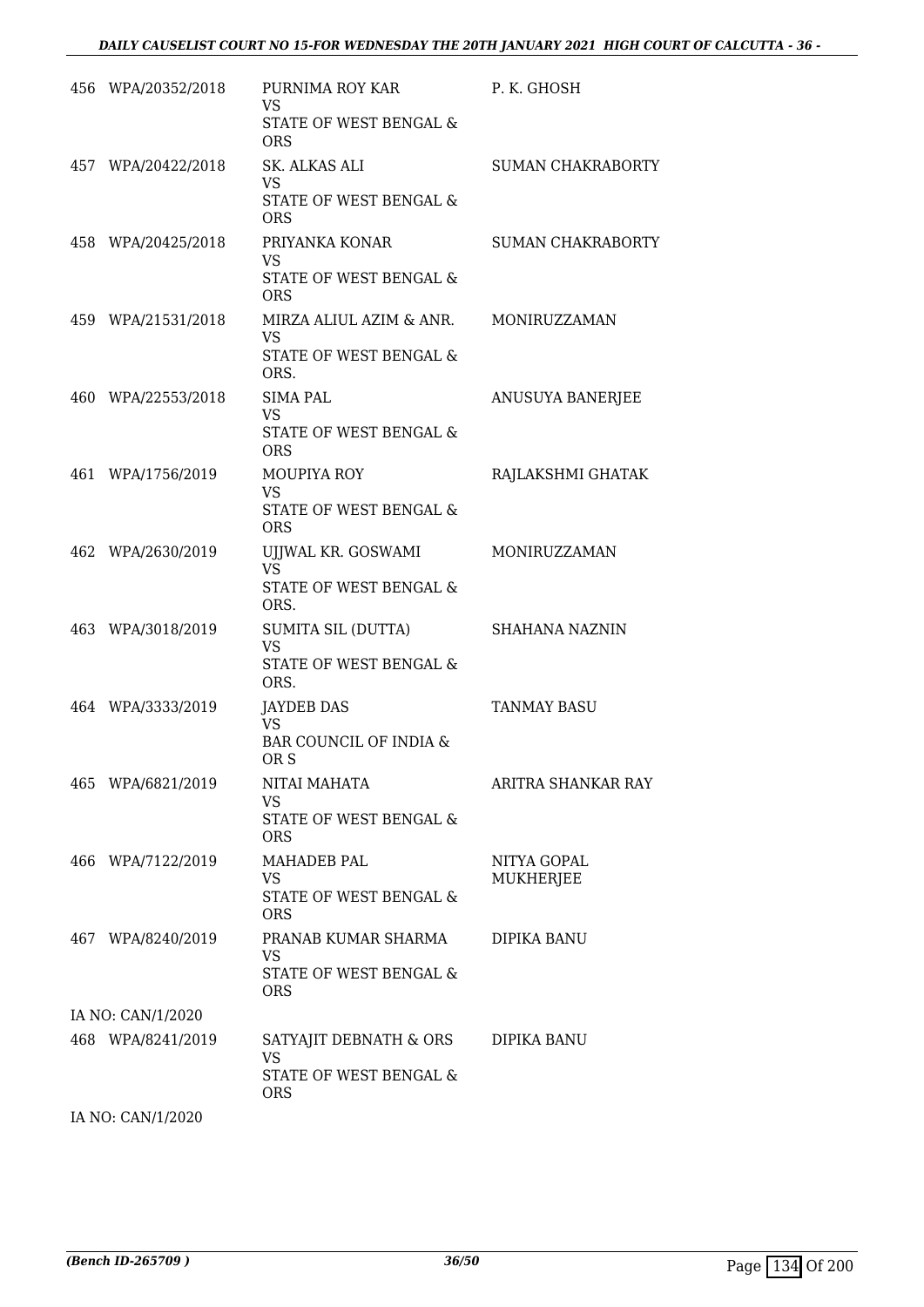| | | | |
|---|---|---|---|
| 456 | WPA/20352/2018 | PURNIMA ROY KAR<br>VS<br>STATE OF WEST BENGAL & ORS | P. K. GHOSH |
| 457 | WPA/20422/2018 | SK. ALKAS ALI<br>VS<br>STATE OF WEST BENGAL & ORS | SUMAN CHAKRABORTY |
| 458 | WPA/20425/2018 | PRIYANKA KONAR<br>VS<br>STATE OF WEST BENGAL & ORS | SUMAN CHAKRABORTY |
| 459 | WPA/21531/2018 | MIRZA ALIUL AZIM & ANR.<br>VS<br>STATE OF WEST BENGAL & ORS. | MONIRUZZAMAN |
| 460 | WPA/22553/2018 | SIMA PAL<br>VS<br>STATE OF WEST BENGAL & ORS | ANUSUYA BANERJEE |
| 461 | WPA/1756/2019 | MOUPIYA ROY<br>VS<br>STATE OF WEST BENGAL & ORS | RAJLAKSHMI GHATAK |
| 462 | WPA/2630/2019 | UJJWAL KR. GOSWAMI<br>VS<br>STATE OF WEST BENGAL & ORS. | MONIRUZZAMAN |
| 463 | WPA/3018/2019 | SUMITA SIL (DUTTA)<br>VS<br>STATE OF WEST BENGAL & ORS. | SHAHANA NAZNIN |
| 464 | WPA/3333/2019 | JAYDEB DAS<br>VS<br>BAR COUNCIL OF INDIA & OR S | TANMAY BASU |
| 465 | WPA/6821/2019 | NITAI MAHATA<br>VS<br>STATE OF WEST BENGAL & ORS | ARITRA SHANKAR RAY |
| 466 | WPA/7122/2019 | MAHADEB PAL<br>VS<br>STATE OF WEST BENGAL & ORS | NITYA GOPAL MUKHERJEE |
| 467 | WPA/8240/2019 | PRANAB KUMAR SHARMA<br>VS<br>STATE OF WEST BENGAL & ORS | DIPIKA BANU |
| | IA NO: CAN/1/2020 | | |
| 468 | WPA/8241/2019 | SATYAJIT DEBNATH & ORS<br>VS<br>STATE OF WEST BENGAL & ORS | DIPIKA BANU |
| | IA NO: CAN/1/2020 | | |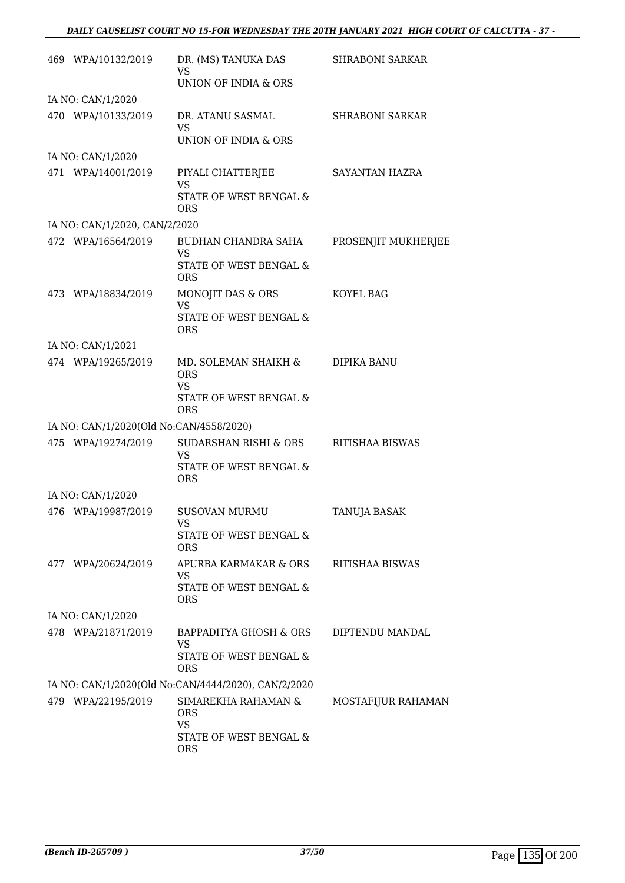| | | | |
|---|---|---|---|
| 469 | WPA/10132/2019 | DR. (MS) TANUKA DAS<br>VS<br>UNION OF INDIA & ORS | SHRABONI SARKAR |
| IA NO: CAN/1/2020 | | | |
| 470 | WPA/10133/2019 | DR. ATANU SASMAL<br>VS<br>UNION OF INDIA & ORS | SHRABONI SARKAR |
| IA NO: CAN/1/2020 | | | |
| 471 | WPA/14001/2019 | PIYALI CHATTERJEE<br>VS<br>STATE OF WEST BENGAL & ORS | SAYANTAN HAZRA |
| IA NO: CAN/1/2020, CAN/2/2020 | | | |
| 472 | WPA/16564/2019 | BUDHAN CHANDRA SAHA<br>VS<br>STATE OF WEST BENGAL & ORS | PROSENJIT MUKHERJEE |
| 473 | WPA/18834/2019 | MONOJIT DAS & ORS<br>VS<br>STATE OF WEST BENGAL & ORS | KOYEL BAG |
| IA NO: CAN/1/2021 | | | |
| 474 | WPA/19265/2019 | MD. SOLEMAN SHAIKH & ORS<br>VS<br>STATE OF WEST BENGAL & ORS | DIPIKA BANU |
| IA NO: CAN/1/2020(Old No:CAN/4558/2020) | | | |
| 475 | WPA/19274/2019 | SUDARSHAN RISHI & ORS<br>VS<br>STATE OF WEST BENGAL & ORS | RITISHAA BISWAS |
| IA NO: CAN/1/2020 | | | |
| 476 | WPA/19987/2019 | SUSOVAN MURMU<br>VS<br>STATE OF WEST BENGAL & ORS | TANUJA BASAK |
| 477 | WPA/20624/2019 | APURBA KARMAKAR & ORS<br>VS<br>STATE OF WEST BENGAL & ORS | RITISHAA BISWAS |
| IA NO: CAN/1/2020 | | | |
| 478 | WPA/21871/2019 | BAPPADITYA GHOSH & ORS<br>VS<br>STATE OF WEST BENGAL & ORS | DIPTENDU MANDAL |
| IA NO: CAN/1/2020(Old No:CAN/4444/2020), CAN/2/2020 | | | |
| 479 | WPA/22195/2019 | SIMAREKHA RAHAMAN & ORS<br>VS<br>STATE OF WEST BENGAL & ORS | MOSTAFIJUR RAHAMAN |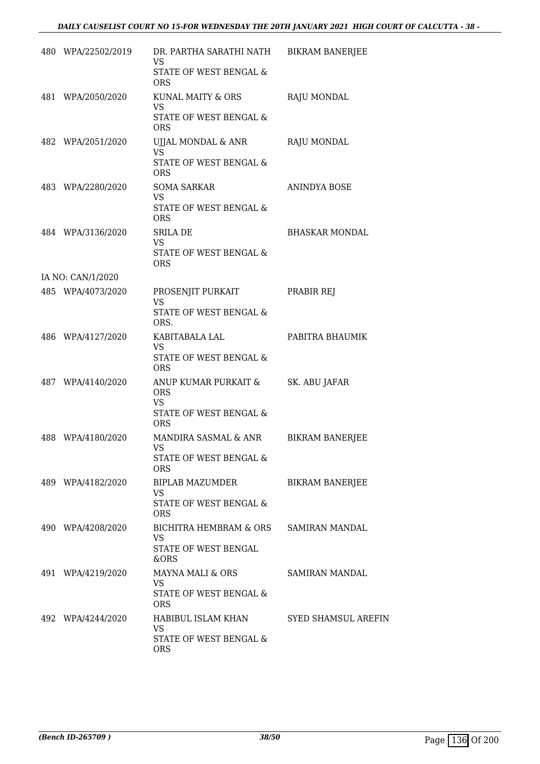| | | | |
|---|---|---|---|
| 480 | WPA/22502/2019 | DR. PARTHA SARATHI NATH<br>VS<br>STATE OF WEST BENGAL & ORS | BIKRAM BANERJEE |
| 481 | WPA/2050/2020 | KUNAL MAITY & ORS<br>VS<br>STATE OF WEST BENGAL & ORS | RAJU MONDAL |
| 482 | WPA/2051/2020 | UJJAL MONDAL & ANR<br>VS<br>STATE OF WEST BENGAL & ORS | RAJU MONDAL |
| 483 | WPA/2280/2020 | SOMA SARKAR<br>VS<br>STATE OF WEST BENGAL & ORS | ANINDYA BOSE |
| 484 | WPA/3136/2020 | SRILA DE<br>VS<br>STATE OF WEST BENGAL & ORS | BHASKAR MONDAL |
| | IA NO: CAN/1/2020 | | |
| 485 | WPA/4073/2020 | PROSENJIT PURKAIT<br>VS<br>STATE OF WEST BENGAL & ORS. | PRABIR REJ |
| 486 | WPA/4127/2020 | KABITABALA LAL<br>VS<br>STATE OF WEST BENGAL & ORS | PABITRA BHAUMIK |
| 487 | WPA/4140/2020 | ANUP KUMAR PURKAIT & ORS<br>VS<br>STATE OF WEST BENGAL & ORS | SK. ABU JAFAR |
| 488 | WPA/4180/2020 | MANDIRA SASMAL & ANR<br>VS<br>STATE OF WEST BENGAL & ORS | BIKRAM BANERJEE |
| 489 | WPA/4182/2020 | BIPLAB MAZUMDER<br>VS<br>STATE OF WEST BENGAL & ORS | BIKRAM BANERJEE |
| 490 | WPA/4208/2020 | BICHITRA HEMBRAM & ORS<br>VS<br>STATE OF WEST BENGAL &ORS | SAMIRAN MANDAL |
| 491 | WPA/4219/2020 | MAYNA MALI & ORS<br>VS<br>STATE OF WEST BENGAL & ORS | SAMIRAN MANDAL |
| 492 | WPA/4244/2020 | HABIBUL ISLAM KHAN<br>VS<br>STATE OF WEST BENGAL & ORS | SYED SHAMSUL AREFIN |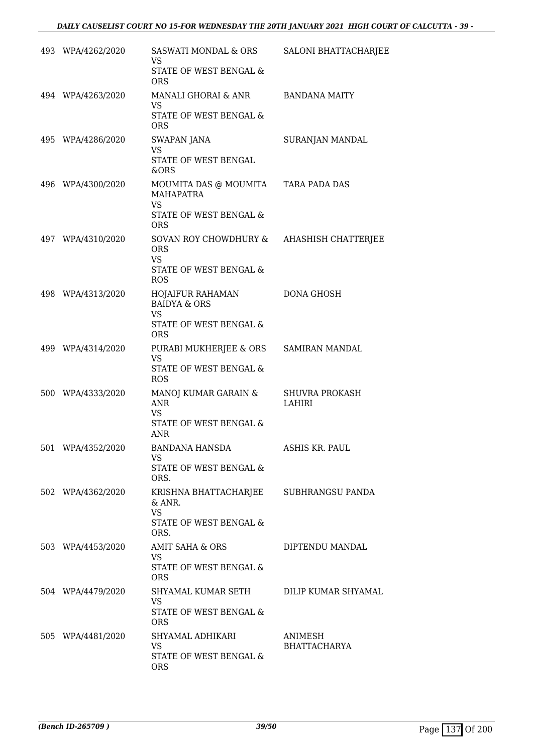| | | | |
|---|---|---|---|
| 493 | WPA/4262/2020 | SASWATI MONDAL & ORS<br>VS<br>STATE OF WEST BENGAL & ORS | SALONI BHATTACHARJEE |
| 494 | WPA/4263/2020 | MANALI GHORAI & ANR<br>VS<br>STATE OF WEST BENGAL & ORS | BANDANA MAITY |
| 495 | WPA/4286/2020 | SWAPAN JANA<br>VS<br>STATE OF WEST BENGAL &ORS | SURANJAN MANDAL |
| 496 | WPA/4300/2020 | MOUMITA DAS @ MOUMITA MAHAPATRA<br>VS<br>STATE OF WEST BENGAL & ORS | TARA PADA DAS |
| 497 | WPA/4310/2020 | SOVAN ROY CHOWDHURY & ORS<br>VS<br>STATE OF WEST BENGAL & ROS | AHASHISH CHATTERJEE |
| 498 | WPA/4313/2020 | HOJAIFUR RAHAMAN BAIDYA & ORS<br>VS<br>STATE OF WEST BENGAL & ORS | DONA GHOSH |
| 499 | WPA/4314/2020 | PURABI MUKHERJEE & ORS<br>VS<br>STATE OF WEST BENGAL & ROS | SAMIRAN MANDAL |
| 500 | WPA/4333/2020 | MANOJ KUMAR GARAIN & ANR<br>VS<br>STATE OF WEST BENGAL & ANR | SHUVRA PROKASH LAHIRI |
| 501 | WPA/4352/2020 | BANDANA HANSDA<br>VS<br>STATE OF WEST BENGAL & ORS. | ASHIS KR. PAUL |
| 502 | WPA/4362/2020 | KRISHNA BHATTACHARJEE & ANR.<br>VS<br>STATE OF WEST BENGAL & ORS. | SUBHRANGSU PANDA |
| 503 | WPA/4453/2020 | AMIT SAHA & ORS<br>VS<br>STATE OF WEST BENGAL & ORS | DIPTENDU MANDAL |
| 504 | WPA/4479/2020 | SHYAMAL KUMAR SETH<br>VS<br>STATE OF WEST BENGAL & ORS | DILIP KUMAR SHYAMAL |
| 505 | WPA/4481/2020 | SHYAMAL ADHIKARI<br>VS<br>STATE OF WEST BENGAL & ORS | ANIMESH BHATTACHARYA |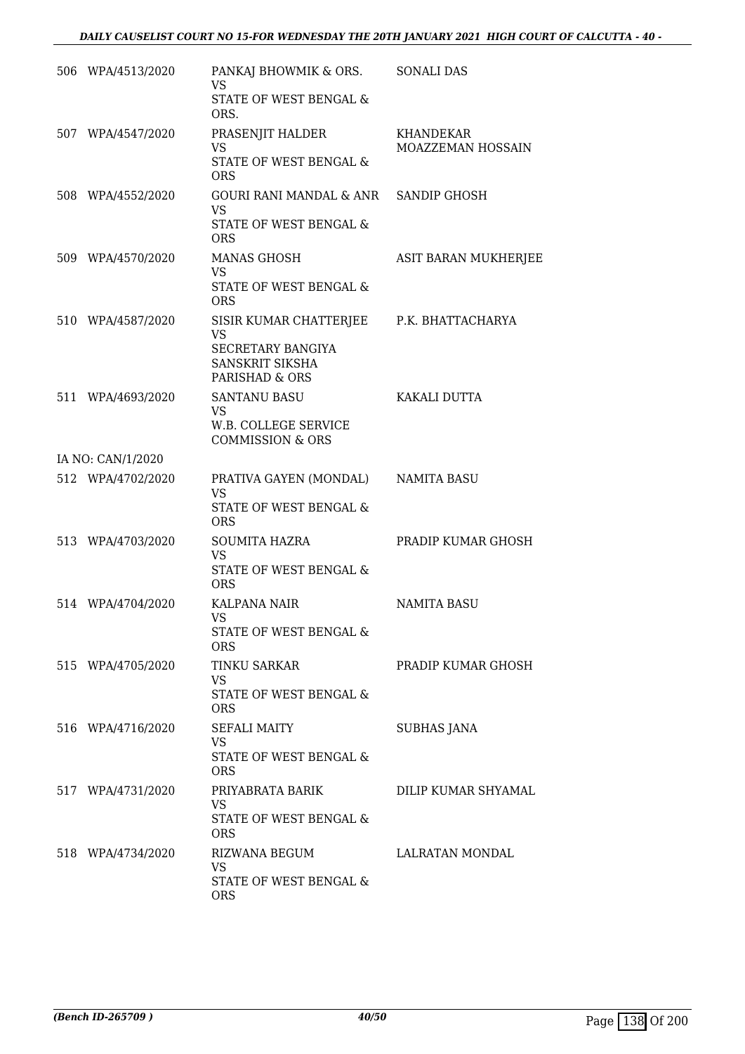| | | | |
|---|---|---|---|
| 506 | WPA/4513/2020 | PANKAJ BHOWMIK & ORS.<br>VS<br>STATE OF WEST BENGAL & ORS. | SONALI DAS |
| 507 | WPA/4547/2020 | PRASENJIT HALDER<br>VS<br>STATE OF WEST BENGAL & ORS | KHANDEKAR MOAZZEMAN HOSSAIN |
| 508 | WPA/4552/2020 | GOURI RANI MANDAL & ANR<br>VS<br>STATE OF WEST BENGAL & ORS | SANDIP GHOSH |
| 509 | WPA/4570/2020 | MANAS GHOSH<br>VS<br>STATE OF WEST BENGAL & ORS | ASIT BARAN MUKHERJEE |
| 510 | WPA/4587/2020 | SISIR KUMAR CHATTERJEE<br>VS<br>SECRETARY BANGIYA SANSKRIT SIKSHA PARISHAD & ORS | P.K. BHATTACHARYA |
| 511 | WPA/4693/2020 | SANTANU BASU<br>VS<br>W.B. COLLEGE SERVICE COMMISSION & ORS | KAKALI DUTTA |
| | IA NO: CAN/1/2020 | | |
| 512 | WPA/4702/2020 | PRATIVA GAYEN (MONDAL)<br>VS<br>STATE OF WEST BENGAL & ORS | NAMITA BASU |
| 513 | WPA/4703/2020 | SOUMITA HAZRA<br>VS<br>STATE OF WEST BENGAL & ORS | PRADIP KUMAR GHOSH |
| 514 | WPA/4704/2020 | KALPANA NAIR<br>VS<br>STATE OF WEST BENGAL & ORS | NAMITA BASU |
| 515 | WPA/4705/2020 | TINKU SARKAR<br>VS<br>STATE OF WEST BENGAL & ORS | PRADIP KUMAR GHOSH |
| 516 | WPA/4716/2020 | SEFALI MAITY<br>VS<br>STATE OF WEST BENGAL & ORS | SUBHAS JANA |
| 517 | WPA/4731/2020 | PRIYABRATA BARIK<br>VS<br>STATE OF WEST BENGAL & ORS | DILIP KUMAR SHYAMAL |
| 518 | WPA/4734/2020 | RIZWANA BEGUM<br>VS<br>STATE OF WEST BENGAL & ORS | LALRATAN MONDAL |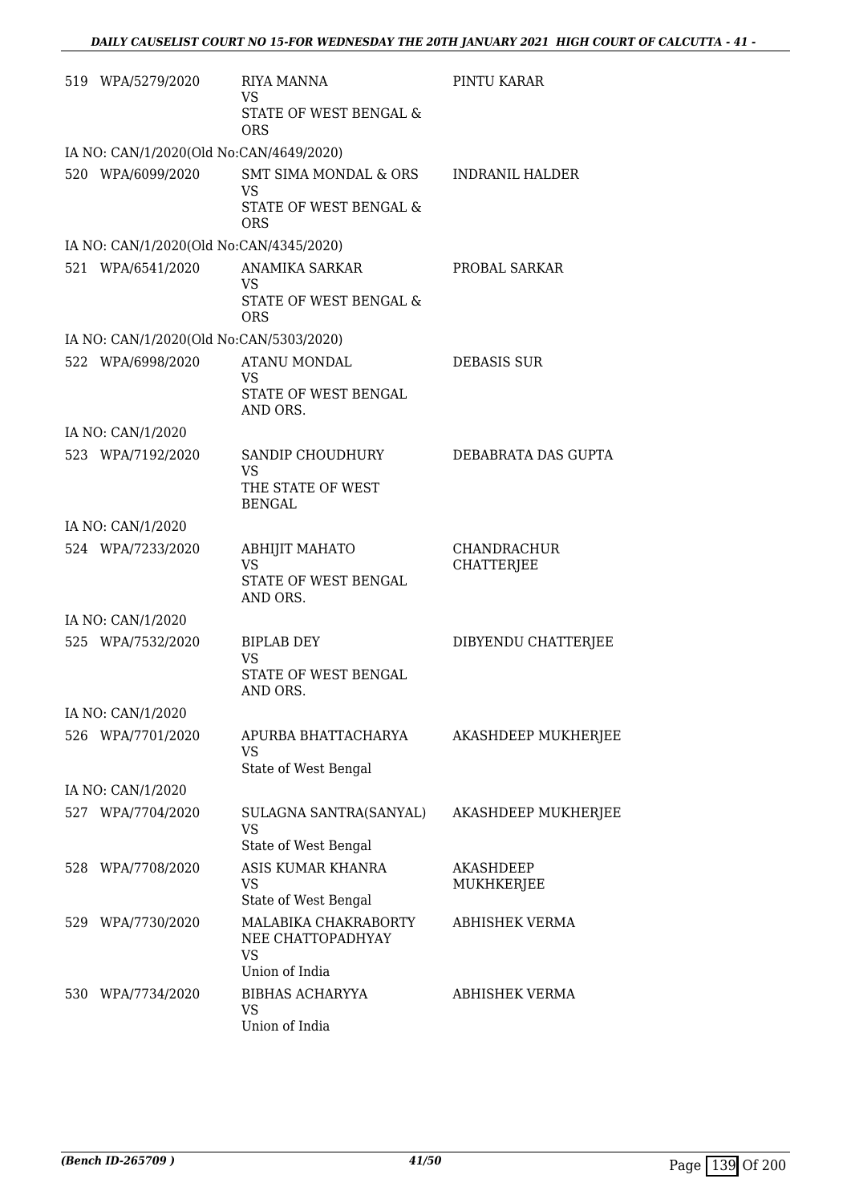| | | | |
|---|---|---|---|
| 519 | WPA/5279/2020 | RIYA MANNA<br>VS<br>STATE OF WEST BENGAL & ORS | PINTU KARAR |
| IA NO: CAN/1/2020(Old No:CAN/4649/2020) | | | |
| 520 | WPA/6099/2020 | SMT SIMA MONDAL & ORS<br>VS<br>STATE OF WEST BENGAL & ORS | INDRANIL HALDER |
| IA NO: CAN/1/2020(Old No:CAN/4345/2020) | | | |
| 521 | WPA/6541/2020 | ANAMIKA SARKAR<br>VS<br>STATE OF WEST BENGAL & ORS | PROBAL SARKAR |
| IA NO: CAN/1/2020(Old No:CAN/5303/2020) | | | |
| 522 | WPA/6998/2020 | ATANU MONDAL<br>VS<br>STATE OF WEST BENGAL AND ORS. | DEBASIS SUR |
| IA NO: CAN/1/2020 | | | |
| 523 | WPA/7192/2020 | SANDIP CHOUDHURY<br>VS<br>THE STATE OF WEST BENGAL | DEBABRATA DAS GUPTA |
| IA NO: CAN/1/2020 | | | |
| 524 | WPA/7233/2020 | ABHIJIT MAHATO<br>VS<br>STATE OF WEST BENGAL AND ORS. | CHANDRACHUR CHATTERJEE |
| IA NO: CAN/1/2020 | | | |
| 525 | WPA/7532/2020 | BIPLAB DEY<br>VS<br>STATE OF WEST BENGAL AND ORS. | DIBYENDU CHATTERJEE |
| IA NO: CAN/1/2020 | | | |
| 526 | WPA/7701/2020 | APURBA BHATTACHARYA<br>VS<br>State of West Bengal | AKASHDEEP MUKHERJEE |
| IA NO: CAN/1/2020 | | | |
| 527 | WPA/7704/2020 | SULAGNA SANTRA(SANYAL)<br>VS<br>State of West Bengal | AKASHDEEP MUKHERJEE |
| 528 | WPA/7708/2020 | ASIS KUMAR KHANRA<br>VS<br>State of West Bengal | AKASHDEEP MUKHKERJEE |
| 529 | WPA/7730/2020 | MALABIKA CHAKRABORTY NEE CHATTOPADHYAY<br>VS<br>Union of India | ABHISHEK VERMA |
| 530 | WPA/7734/2020 | BIBHAS ACHARYYA<br>VS<br>Union of India | ABHISHEK VERMA |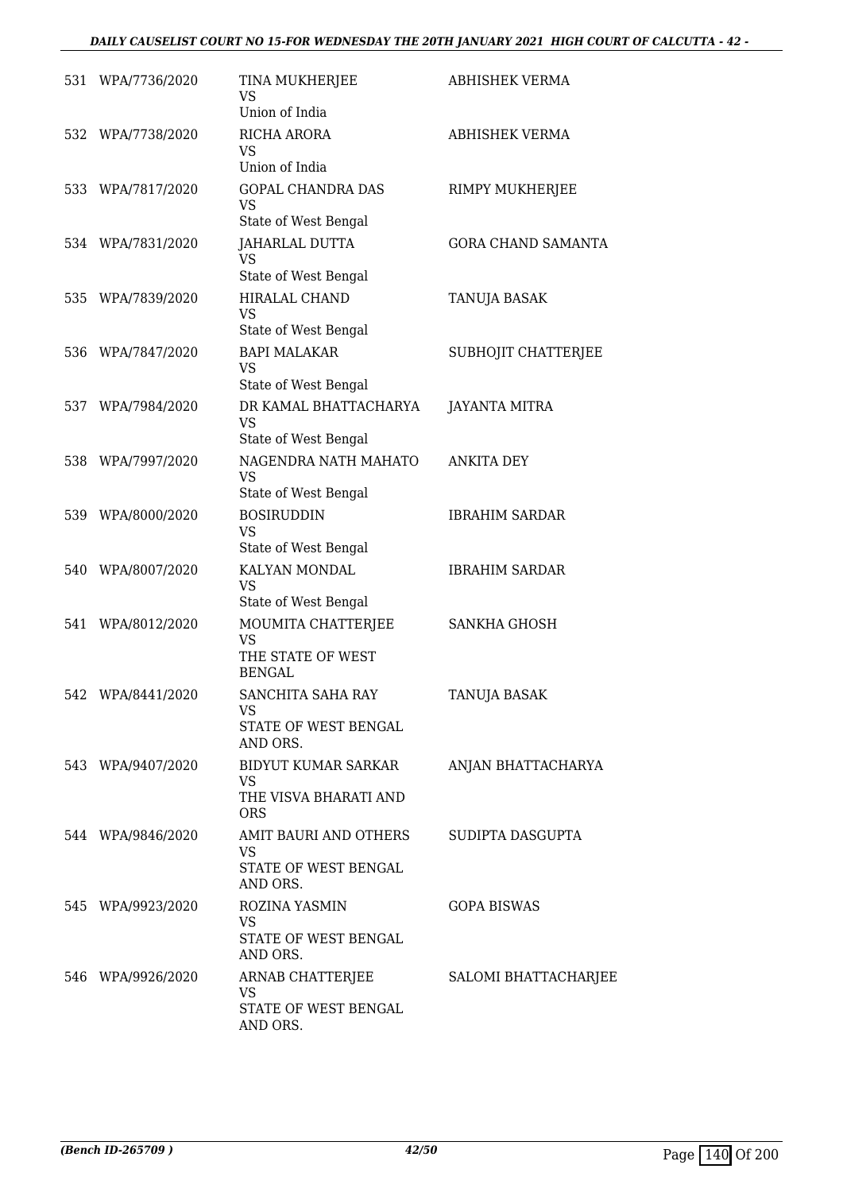| | | | |
|---|---|---|---|
| 531 | WPA/7736/2020 | TINA MUKHERJEE<br>VS<br>Union of India | ABHISHEK VERMA |
| 532 | WPA/7738/2020 | RICHA ARORA<br>VS<br>Union of India | ABHISHEK VERMA |
| 533 | WPA/7817/2020 | GOPAL CHANDRA DAS<br>VS<br>State of West Bengal | RIMPY MUKHERJEE |
| 534 | WPA/7831/2020 | JAHARLAL DUTTA<br>VS<br>State of West Bengal | GORA CHAND SAMANTA |
| 535 | WPA/7839/2020 | HIRALAL CHAND<br>VS<br>State of West Bengal | TANUJA BASAK |
| 536 | WPA/7847/2020 | BAPI MALAKAR<br>VS<br>State of West Bengal | SUBHOJIT CHATTERJEE |
| 537 | WPA/7984/2020 | DR KAMAL BHATTACHARYA<br>VS<br>State of West Bengal | JAYANTA MITRA |
| 538 | WPA/7997/2020 | NAGENDRA NATH MAHATO<br>VS<br>State of West Bengal | ANKITA DEY |
| 539 | WPA/8000/2020 | BOSIRUDDIN<br>VS<br>State of West Bengal | IBRAHIM SARDAR |
| 540 | WPA/8007/2020 | KALYAN MONDAL<br>VS<br>State of West Bengal | IBRAHIM SARDAR |
| 541 | WPA/8012/2020 | MOUMITA CHATTERJEE<br>VS<br>THE STATE OF WEST BENGAL | SANKHA GHOSH |
| 542 | WPA/8441/2020 | SANCHITA SAHA RAY<br>VS<br>STATE OF WEST BENGAL AND ORS. | TANUJA BASAK |
| 543 | WPA/9407/2020 | BIDYUT KUMAR SARKAR<br>VS<br>THE VISVA BHARATI AND ORS | ANJAN BHATTACHARYA |
| 544 | WPA/9846/2020 | AMIT BAURI AND OTHERS<br>VS<br>STATE OF WEST BENGAL AND ORS. | SUDIPTA DASGUPTA |
| 545 | WPA/9923/2020 | ROZINA YASMIN<br>VS<br>STATE OF WEST BENGAL AND ORS. | GOPA BISWAS |
| 546 | WPA/9926/2020 | ARNAB CHATTERJEE<br>VS<br>STATE OF WEST BENGAL AND ORS. | SALOMI BHATTACHARJEE |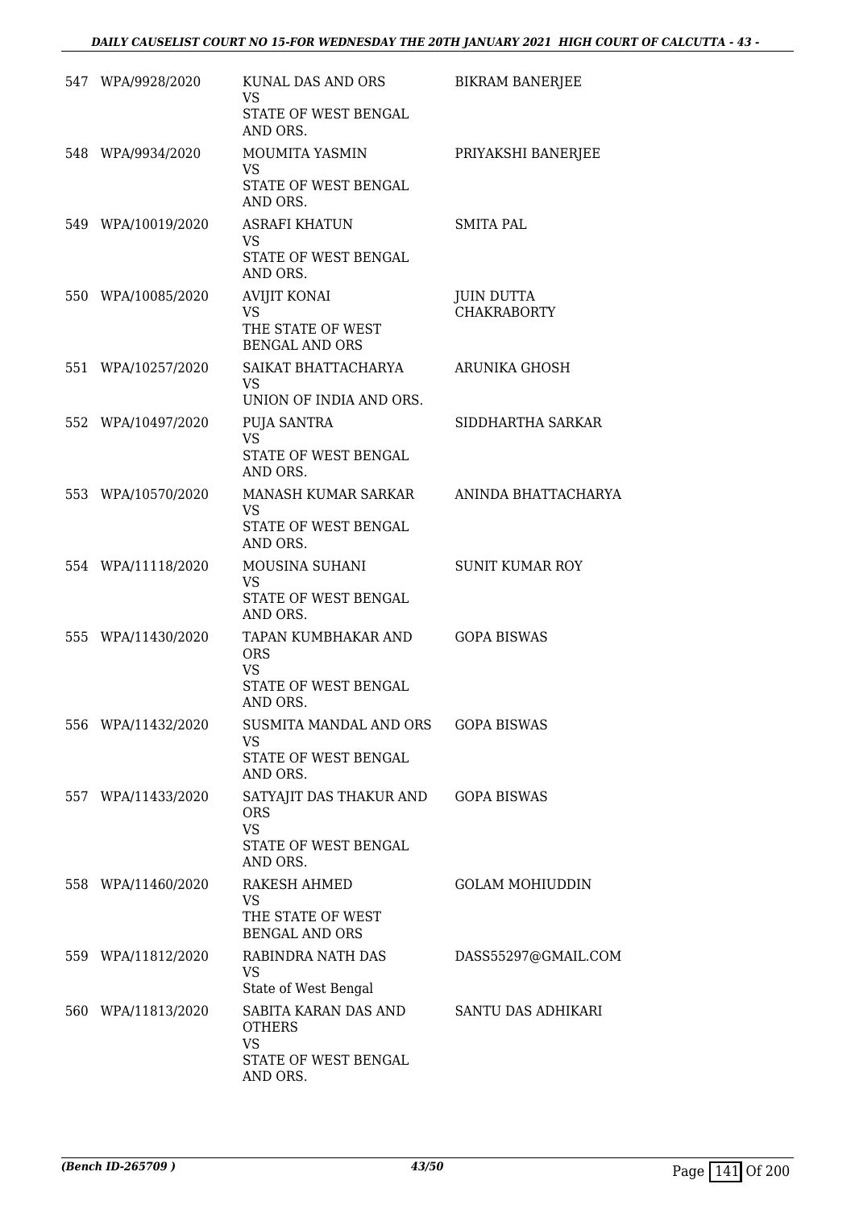| | | | |
|---|---|---|---|
| 547 | WPA/9928/2020 | KUNAL DAS AND ORS<br>VS<br>STATE OF WEST BENGAL AND ORS. | BIKRAM BANERJEE |
| 548 | WPA/9934/2020 | MOUMITA YASMIN<br>VS<br>STATE OF WEST BENGAL AND ORS. | PRIYAKSHI BANERJEE |
| 549 | WPA/10019/2020 | ASRAFI KHATUN<br>VS<br>STATE OF WEST BENGAL AND ORS. | SMITA PAL |
| 550 | WPA/10085/2020 | AVIJIT KONAI<br>VS<br>THE STATE OF WEST BENGAL AND ORS | JUIN DUTTA CHAKRABORTY |
| 551 | WPA/10257/2020 | SAIKAT BHATTACHARYA<br>VS<br>UNION OF INDIA AND ORS. | ARUNIKA GHOSH |
| 552 | WPA/10497/2020 | PUJA SANTRA<br>VS<br>STATE OF WEST BENGAL AND ORS. | SIDDHARTHA SARKAR |
| 553 | WPA/10570/2020 | MANASH KUMAR SARKAR<br>VS<br>STATE OF WEST BENGAL AND ORS. | ANINDA BHATTACHARYA |
| 554 | WPA/11118/2020 | MOUSINA SUHANI<br>VS<br>STATE OF WEST BENGAL AND ORS. | SUNIT KUMAR ROY |
| 555 | WPA/11430/2020 | TAPAN KUMBHAKAR AND ORS<br>VS<br>STATE OF WEST BENGAL AND ORS. | GOPA BISWAS |
| 556 | WPA/11432/2020 | SUSMITA MANDAL AND ORS<br>VS<br>STATE OF WEST BENGAL AND ORS. | GOPA BISWAS |
| 557 | WPA/11433/2020 | SATYAJIT DAS THAKUR AND ORS<br>VS<br>STATE OF WEST BENGAL AND ORS. | GOPA BISWAS |
| 558 | WPA/11460/2020 | RAKESH AHMED<br>VS<br>THE STATE OF WEST BENGAL AND ORS | GOLAM MOHIUDDIN |
| 559 | WPA/11812/2020 | RABINDRA NATH DAS<br>VS<br>State of West Bengal | DASS55297@GMAIL.COM |
| 560 | WPA/11813/2020 | SABITA KARAN DAS AND OTHERS<br>VS<br>STATE OF WEST BENGAL AND ORS. | SANTU DAS ADHIKARI |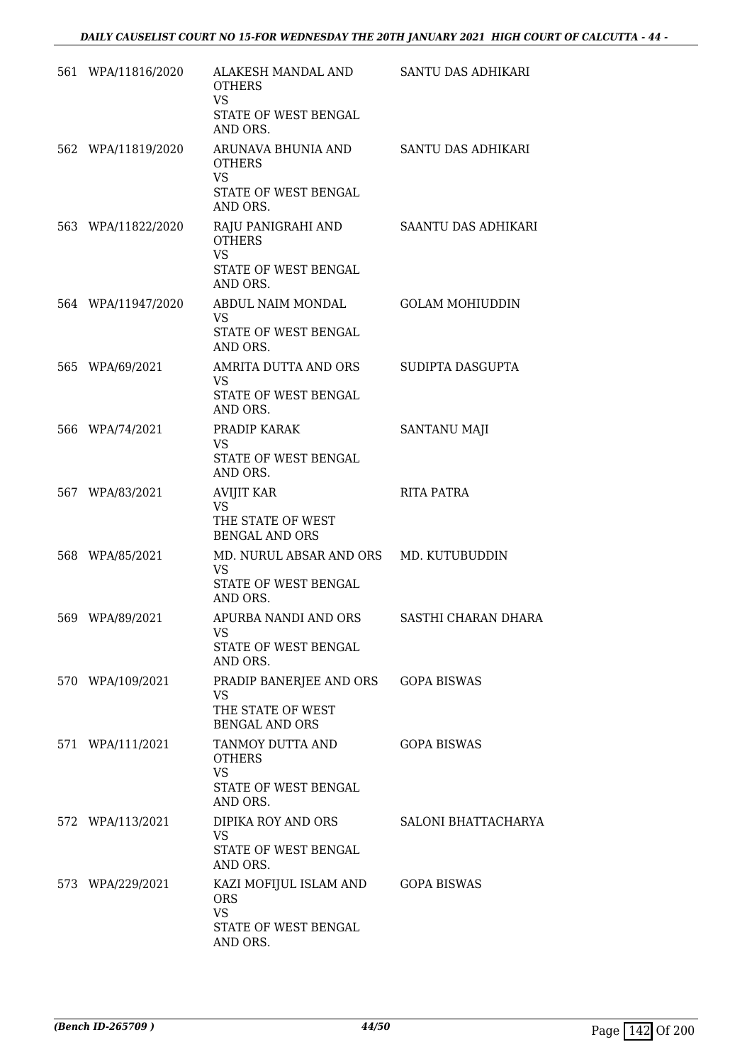| | | | |
|---|---|---|---|
| 561 | WPA/11816/2020 | ALAKESH MANDAL AND OTHERS<br>VS<br>STATE OF WEST BENGAL AND ORS. | SANTU DAS ADHIKARI |
| 562 | WPA/11819/2020 | ARUNAVA BHUNIA AND OTHERS<br>VS<br>STATE OF WEST BENGAL AND ORS. | SANTU DAS ADHIKARI |
| 563 | WPA/11822/2020 | RAJU PANIGRAHI AND OTHERS<br>VS<br>STATE OF WEST BENGAL AND ORS. | SAANTU DAS ADHIKARI |
| 564 | WPA/11947/2020 | ABDUL NAIM MONDAL<br>VS<br>STATE OF WEST BENGAL AND ORS. | GOLAM MOHIUDDIN |
| 565 | WPA/69/2021 | AMRITA DUTTA AND ORS<br>VS<br>STATE OF WEST BENGAL AND ORS. | SUDIPTA DASGUPTA |
| 566 | WPA/74/2021 | PRADIP KARAK<br>VS<br>STATE OF WEST BENGAL AND ORS. | SANTANU MAJI |
| 567 | WPA/83/2021 | AVIJIT KAR<br>VS<br>THE STATE OF WEST BENGAL AND ORS | RITA PATRA |
| 568 | WPA/85/2021 | MD. NURUL ABSAR AND ORS<br>VS<br>STATE OF WEST BENGAL AND ORS. | MD. KUTUBUDDIN |
| 569 | WPA/89/2021 | APURBA NANDI AND ORS<br>VS<br>STATE OF WEST BENGAL AND ORS. | SASTHI CHARAN DHARA |
| 570 | WPA/109/2021 | PRADIP BANERJEE AND ORS<br>VS<br>THE STATE OF WEST BENGAL AND ORS | GOPA BISWAS |
| 571 | WPA/111/2021 | TANMOY DUTTA AND OTHERS<br>VS<br>STATE OF WEST BENGAL AND ORS. | GOPA BISWAS |
| 572 | WPA/113/2021 | DIPIKA ROY AND ORS<br>VS<br>STATE OF WEST BENGAL AND ORS. | SALONI BHATTACHARYA |
| 573 | WPA/229/2021 | KAZI MOFIJUL ISLAM AND ORS<br>VS<br>STATE OF WEST BENGAL AND ORS. | GOPA BISWAS |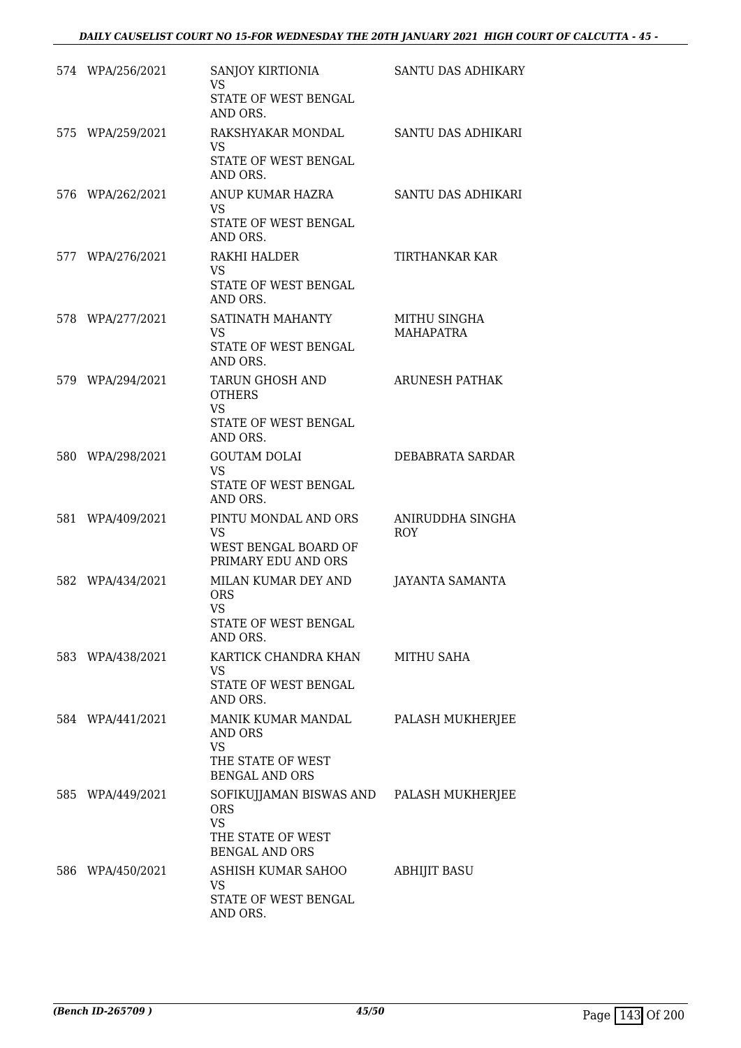| | | | |
|---|---|---|---|
| 574 | WPA/256/2021 | SANJOY KIRTIONIA<br>VS<br>STATE OF WEST BENGAL AND ORS. | SANTU DAS ADHIKARY |
| 575 | WPA/259/2021 | RAKSHYAKAR MONDAL<br>VS<br>STATE OF WEST BENGAL AND ORS. | SANTU DAS ADHIKARI |
| 576 | WPA/262/2021 | ANUP KUMAR HAZRA<br>VS<br>STATE OF WEST BENGAL AND ORS. | SANTU DAS ADHIKARI |
| 577 | WPA/276/2021 | RAKHI HALDER<br>VS<br>STATE OF WEST BENGAL AND ORS. | TIRTHANKAR KAR |
| 578 | WPA/277/2021 | SATINATH MAHANTY<br>VS<br>STATE OF WEST BENGAL AND ORS. | MITHU SINGHA MAHAPATRA |
| 579 | WPA/294/2021 | TARUN GHOSH AND OTHERS<br>VS<br>STATE OF WEST BENGAL AND ORS. | ARUNESH PATHAK |
| 580 | WPA/298/2021 | GOUTAM DOLAI<br>VS<br>STATE OF WEST BENGAL AND ORS. | DEBABRATA SARDAR |
| 581 | WPA/409/2021 | PINTU MONDAL AND ORS<br>VS<br>WEST BENGAL BOARD OF PRIMARY EDU AND ORS | ANIRUDDHA SINGHA ROY |
| 582 | WPA/434/2021 | MILAN KUMAR DEY AND ORS<br>VS<br>STATE OF WEST BENGAL AND ORS. | JAYANTA SAMANTA |
| 583 | WPA/438/2021 | KARTICK CHANDRA KHAN<br>VS<br>STATE OF WEST BENGAL AND ORS. | MITHU SAHA |
| 584 | WPA/441/2021 | MANIK KUMAR MANDAL AND ORS<br>VS<br>THE STATE OF WEST BENGAL AND ORS | PALASH MUKHERJEE |
| 585 | WPA/449/2021 | SOFIKUJJAMAN BISWAS AND ORS<br>VS<br>THE STATE OF WEST BENGAL AND ORS | PALASH MUKHERJEE |
| 586 | WPA/450/2021 | ASHISH KUMAR SAHOO<br>VS<br>STATE OF WEST BENGAL AND ORS. | ABHIJIT BASU |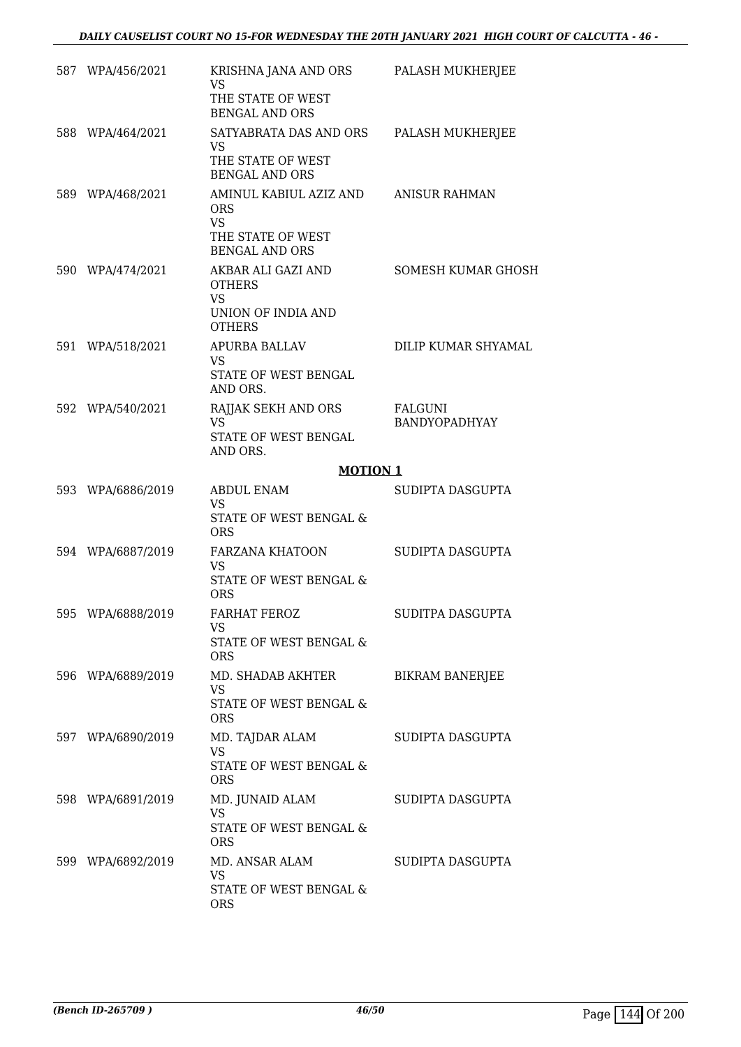| | | | |
|---|---|---|---|
| 587 | WPA/456/2021 | KRISHNA JANA AND ORS<br>VS<br>THE STATE OF WEST BENGAL AND ORS | PALASH MUKHERJEE |
| 588 | WPA/464/2021 | SATYABRATA DAS AND ORS<br>VS<br>THE STATE OF WEST BENGAL AND ORS | PALASH MUKHERJEE |
| 589 | WPA/468/2021 | AMINUL KABIUL AZIZ AND ORS<br>VS<br>THE STATE OF WEST BENGAL AND ORS | ANISUR RAHMAN |
| 590 | WPA/474/2021 | AKBAR ALI GAZI AND OTHERS<br>VS<br>UNION OF INDIA AND OTHERS | SOMESH KUMAR GHOSH |
| 591 | WPA/518/2021 | APURBA BALLAV<br>VS<br>STATE OF WEST BENGAL AND ORS. | DILIP KUMAR SHYAMAL |
| 592 | WPA/540/2021 | RAJJAK SEKH AND ORS<br>VS<br>STATE OF WEST BENGAL AND ORS. | FALGUNI BANDYOPADHYAY |

**MOTION 1**

| | | | |
|---|---|---|---|
| 593 | WPA/6886/2019 | ABDUL ENAM<br>VS<br>STATE OF WEST BENGAL & ORS | SUDIPTA DASGUPTA |
| 594 | WPA/6887/2019 | FARZANA KHATOON<br>VS<br>STATE OF WEST BENGAL & ORS | SUDIPTA DASGUPTA |
| 595 | WPA/6888/2019 | FARHAT FEROZ<br>VS<br>STATE OF WEST BENGAL & ORS | SUDITPA DASGUPTA |
| 596 | WPA/6889/2019 | MD. SHADAB AKHTER<br>VS<br>STATE OF WEST BENGAL & ORS | BIKRAM BANERJEE |
| 597 | WPA/6890/2019 | MD. TAJDAR ALAM<br>VS<br>STATE OF WEST BENGAL & ORS | SUDIPTA DASGUPTA |
| 598 | WPA/6891/2019 | MD. JUNAID ALAM<br>VS<br>STATE OF WEST BENGAL & ORS | SUDIPTA DASGUPTA |
| 599 | WPA/6892/2019 | MD. ANSAR ALAM<br>VS<br>STATE OF WEST BENGAL & ORS | SUDIPTA DASGUPTA |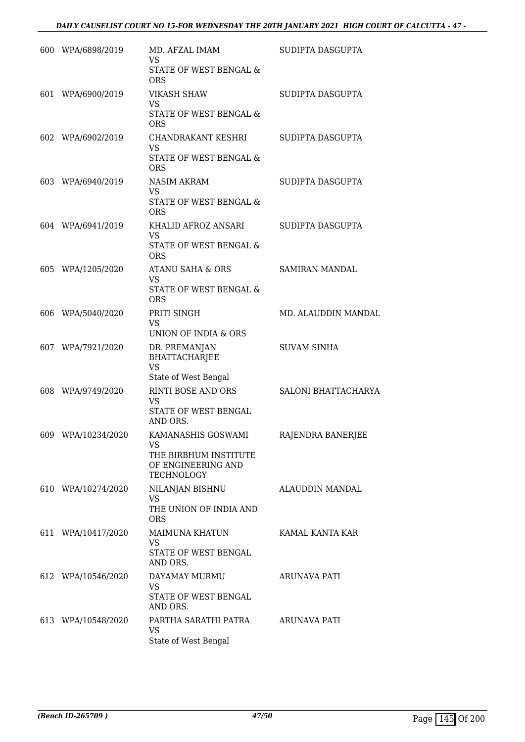| | | | |
|---|---|---|---|
| 600 | WPA/6898/2019 | MD. AFZAL IMAM<br>VS<br>STATE OF WEST BENGAL & ORS | SUDIPTA DASGUPTA |
| 601 | WPA/6900/2019 | VIKASH SHAW<br>VS<br>STATE OF WEST BENGAL & ORS | SUDIPTA DASGUPTA |
| 602 | WPA/6902/2019 | CHANDRAKANT KESHRI<br>VS<br>STATE OF WEST BENGAL & ORS | SUDIPTA DASGUPTA |
| 603 | WPA/6940/2019 | NASIM AKRAM<br>VS<br>STATE OF WEST BENGAL & ORS | SUDIPTA DASGUPTA |
| 604 | WPA/6941/2019 | KHALID AFROZ ANSARI<br>VS<br>STATE OF WEST BENGAL & ORS | SUDIPTA DASGUPTA |
| 605 | WPA/1205/2020 | ATANU SAHA & ORS<br>VS<br>STATE OF WEST BENGAL & ORS | SAMIRAN MANDAL |
| 606 | WPA/5040/2020 | PRITI SINGH<br>VS<br>UNION OF INDIA & ORS | MD. ALAUDDIN MANDAL |
| 607 | WPA/7921/2020 | DR. PREMANJAN BHATTACHARJEE<br>VS<br>State of West Bengal | SUVAM SINHA |
| 608 | WPA/9749/2020 | RINTI BOSE AND ORS<br>VS<br>STATE OF WEST BENGAL AND ORS. | SALONI BHATTACHARYA |
| 609 | WPA/10234/2020 | KAMANASHIS GOSWAMI<br>VS<br>THE BIRBHUM INSTITUTE OF ENGINEERING AND TECHNOLOGY | RAJENDRA BANERJEE |
| 610 | WPA/10274/2020 | NILANJAN BISHNU<br>VS<br>THE UNION OF INDIA AND ORS | ALAUDDIN MANDAL |
| 611 | WPA/10417/2020 | MAIMUNA KHATUN<br>VS<br>STATE OF WEST BENGAL AND ORS. | KAMAL KANTA KAR |
| 612 | WPA/10546/2020 | DAYAMAY MURMU<br>VS<br>STATE OF WEST BENGAL AND ORS. | ARUNAVA PATI |
| 613 | WPA/10548/2020 | PARTHA SARATHI PATRA<br>VS<br>State of West Bengal | ARUNAVA PATI |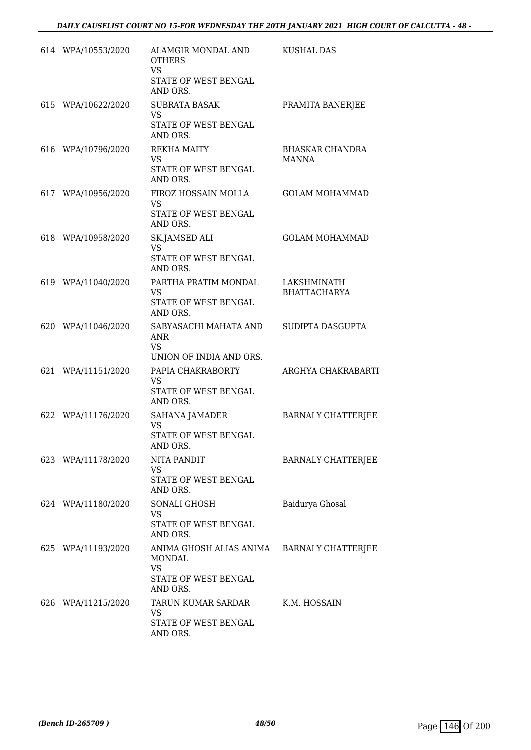| | | | |
|---|---|---|---|
| 614 | WPA/10553/2020 | ALAMGIR MONDAL AND OTHERS<br>VS<br>STATE OF WEST BENGAL AND ORS. | KUSHAL DAS |
| 615 | WPA/10622/2020 | SUBRATA BASAK<br>VS<br>STATE OF WEST BENGAL AND ORS. | PRAMITA BANERJEE |
| 616 | WPA/10796/2020 | REKHA MAITY<br>VS<br>STATE OF WEST BENGAL AND ORS. | BHASKAR CHANDRA MANNA |
| 617 | WPA/10956/2020 | FIROZ HOSSAIN MOLLA<br>VS<br>STATE OF WEST BENGAL AND ORS. | GOLAM MOHAMMAD |
| 618 | WPA/10958/2020 | SK.JAMSED ALI<br>VS<br>STATE OF WEST BENGAL AND ORS. | GOLAM MOHAMMAD |
| 619 | WPA/11040/2020 | PARTHA PRATIM MONDAL<br>VS<br>STATE OF WEST BENGAL AND ORS. | LAKSHMINATH BHATTACHARYA |
| 620 | WPA/11046/2020 | SABYASACHI MAHATA AND ANR<br>VS<br>UNION OF INDIA AND ORS. | SUDIPTA DASGUPTA |
| 621 | WPA/11151/2020 | PAPIA CHAKRABORTY<br>VS<br>STATE OF WEST BENGAL AND ORS. | ARGHYA CHAKRABARTI |
| 622 | WPA/11176/2020 | SAHANA JAMADER<br>VS<br>STATE OF WEST BENGAL AND ORS. | BARNALY CHATTERJEE |
| 623 | WPA/11178/2020 | NITA PANDIT<br>VS<br>STATE OF WEST BENGAL AND ORS. | BARNALY CHATTERJEE |
| 624 | WPA/11180/2020 | SONALI GHOSH<br>VS<br>STATE OF WEST BENGAL AND ORS. | Baidurya Ghosal |
| 625 | WPA/11193/2020 | ANIMA GHOSH ALIAS ANIMA MONDAL<br>VS<br>STATE OF WEST BENGAL AND ORS. | BARNALY CHATTERJEE |
| 626 | WPA/11215/2020 | TARUN KUMAR SARDAR<br>VS<br>STATE OF WEST BENGAL AND ORS. | K.M. HOSSAIN |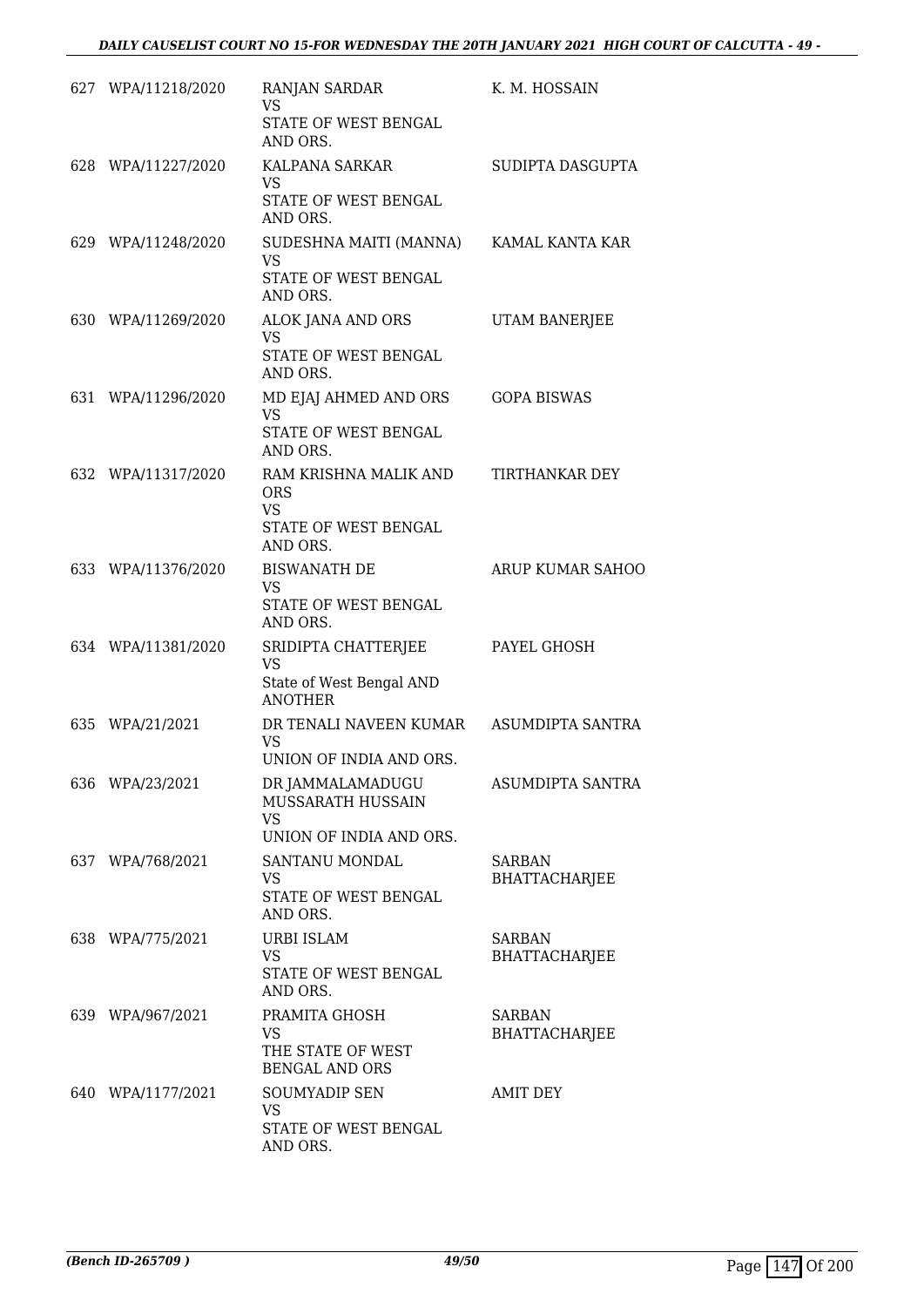| | | | |
|---|---|---|---|
| 627 | WPA/11218/2020 | RANJAN SARDAR<br>VS<br>STATE OF WEST BENGAL AND ORS. | K. M. HOSSAIN |
| 628 | WPA/11227/2020 | KALPANA SARKAR<br>VS<br>STATE OF WEST BENGAL AND ORS. | SUDIPTA DASGUPTA |
| 629 | WPA/11248/2020 | SUDESHNA MAITI (MANNA)<br>VS<br>STATE OF WEST BENGAL AND ORS. | KAMAL KANTA KAR |
| 630 | WPA/11269/2020 | ALOK JANA AND ORS<br>VS<br>STATE OF WEST BENGAL AND ORS. | UTAM BANERJEE |
| 631 | WPA/11296/2020 | MD EJAJ AHMED AND ORS<br>VS<br>STATE OF WEST BENGAL AND ORS. | GOPA BISWAS |
| 632 | WPA/11317/2020 | RAM KRISHNA MALIK AND ORS<br>VS<br>STATE OF WEST BENGAL AND ORS. | TIRTHANKAR DEY |
| 633 | WPA/11376/2020 | BISWANATH DE<br>VS<br>STATE OF WEST BENGAL AND ORS. | ARUP KUMAR SAHOO |
| 634 | WPA/11381/2020 | SRIDIPTA CHATTERJEE<br>VS<br>State of West Bengal AND ANOTHER | PAYEL GHOSH |
| 635 | WPA/21/2021 | DR TENALI NAVEEN KUMAR<br>VS<br>UNION OF INDIA AND ORS. | ASUMDIPTA SANTRA |
| 636 | WPA/23/2021 | DR JAMMALAMADUGU MUSSARATH HUSSAIN<br>VS<br>UNION OF INDIA AND ORS. | ASUMDIPTA SANTRA |
| 637 | WPA/768/2021 | SANTANU MONDAL<br>VS<br>STATE OF WEST BENGAL AND ORS. | SARBAN BHATTACHARJEE |
| 638 | WPA/775/2021 | URBI ISLAM<br>VS<br>STATE OF WEST BENGAL AND ORS. | SARBAN BHATTACHARJEE |
| 639 | WPA/967/2021 | PRAMITA GHOSH<br>VS<br>THE STATE OF WEST BENGAL AND ORS | SARBAN BHATTACHARJEE |
| 640 | WPA/1177/2021 | SOUMYADIP SEN<br>VS<br>STATE OF WEST BENGAL AND ORS. | AMIT DEY |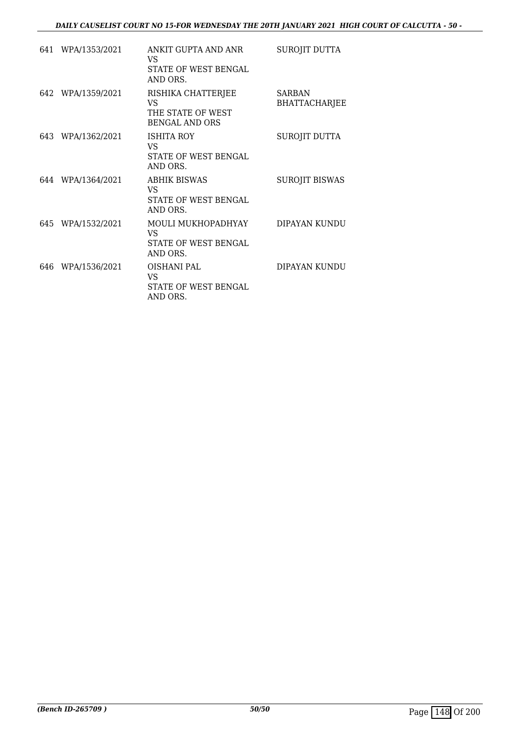| | | | |
|---|---|---|---|
| 641 | WPA/1353/2021 | ANKIT GUPTA AND ANR<br>VS<br>STATE OF WEST BENGAL AND ORS. | SUROJIT DUTTA |
| 642 | WPA/1359/2021 | RISHIKA CHATTERJEE<br>VS<br>THE STATE OF WEST BENGAL AND ORS | SARBAN BHATTACHARJEE |
| 643 | WPA/1362/2021 | ISHITA ROY<br>VS<br>STATE OF WEST BENGAL AND ORS. | SUROJIT DUTTA |
| 644 | WPA/1364/2021 | ABHIK BISWAS<br>VS<br>STATE OF WEST BENGAL AND ORS. | SUROJIT BISWAS |
| 645 | WPA/1532/2021 | MOULI MUKHOPADHYAY<br>VS<br>STATE OF WEST BENGAL AND ORS. | DIPAYAN KUNDU |
| 646 | WPA/1536/2021 | OISHANI PAL<br>VS<br>STATE OF WEST BENGAL AND ORS. | DIPAYAN KUNDU |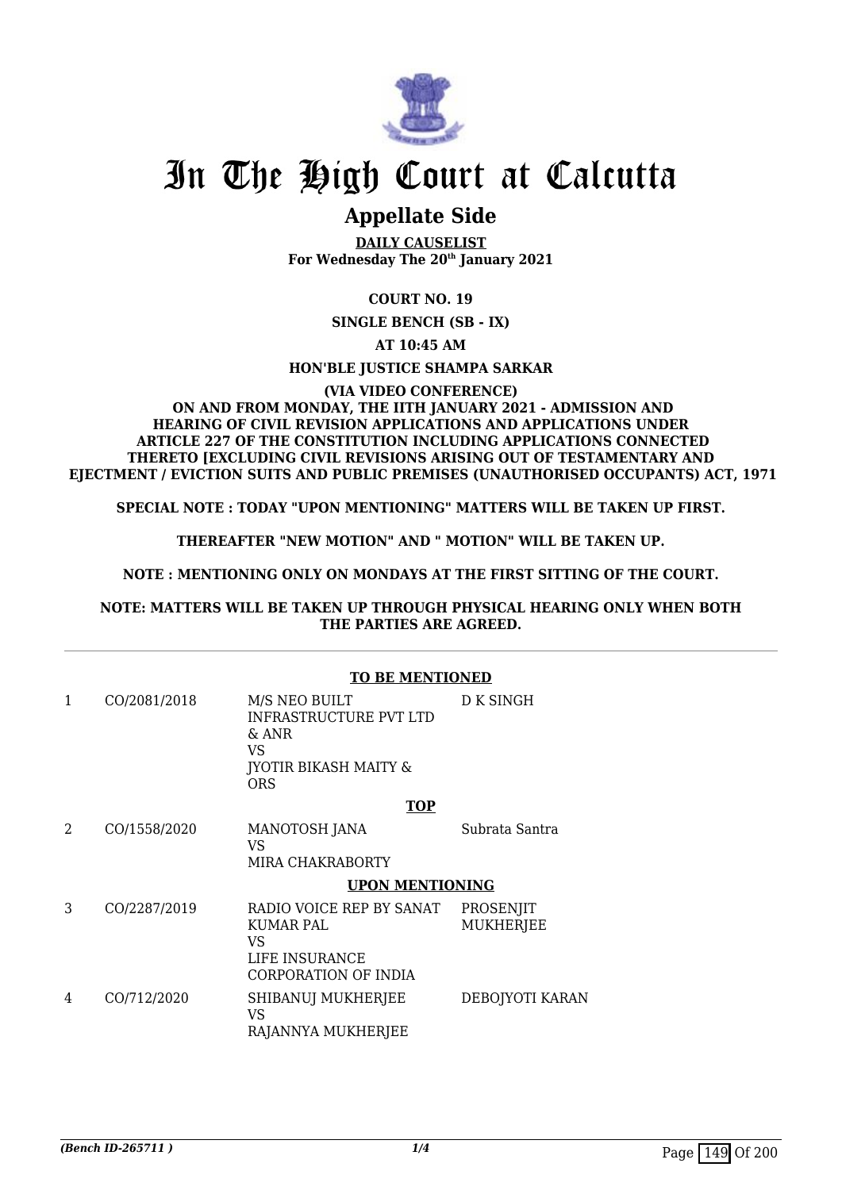# In The High Court at Calcutta

## Appellate Side

**DAILY CAUSELIST**
**For Wednesday The 20th January 2021**

**COURT NO. 19**

**SINGLE BENCH (SB - IX)**

**AT 10:45 AM**

**HON'BLE JUSTICE SHAMPA SARKAR**

**(VIA VIDEO CONFERENCE)**
**ON AND FROM MONDAY, THE IITH JANUARY 2021 - ADMISSION AND HEARING OF CIVIL REVISION APPLICATIONS AND APPLICATIONS UNDER ARTICLE 227 OF THE CONSTITUTION INCLUDING APPLICATIONS CONNECTED THERETO [EXCLUDING CIVIL REVISIONS ARISING OUT OF TESTAMENTARY AND EJECTMENT / EVICTION SUITS AND PUBLIC PREMISES (UNAUTHORISED OCCUPANTS) ACT, 1971**

**SPECIAL NOTE : TODAY "UPON MENTIONING" MATTERS WILL BE TAKEN UP FIRST.**

**THEREAFTER "NEW MOTION" AND " MOTION" WILL BE TAKEN UP.**

**NOTE : MENTIONING ONLY ON MONDAYS AT THE FIRST SITTING OF THE COURT.**

**NOTE: MATTERS WILL BE TAKEN UP THROUGH PHYSICAL HEARING ONLY WHEN BOTH THE PARTIES ARE AGREED.**

**TO BE MENTIONED**

| | | | |
|---|---|---|---|
| 1 | CO/2081/2018 | M/S NEO BUILT INFRASTRUCTURE PVT LTD & ANR<br>VS<br>JYOTIR BIKASH MAITY & ORS | D K SINGH |

**TOP**

| | | | |
|---|---|---|---|
| 2 | CO/1558/2020 | MANOTOSH JANA<br>VS<br>MIRA CHAKRABORTY | Subrata Santra |

**UPON MENTIONING**

| | | | |
|---|---|---|---|
| 3 | CO/2287/2019 | RADIO VOICE REP BY SANAT KUMAR PAL<br>VS<br>LIFE INSURANCE CORPORATION OF INDIA | PROSENJIT MUKHERJEE |
| 4 | CO/712/2020 | SHIBANUJ MUKHERJEE<br>VS<br>RAJANNYA MUKHERJEE | DEBOJYOTI KARAN |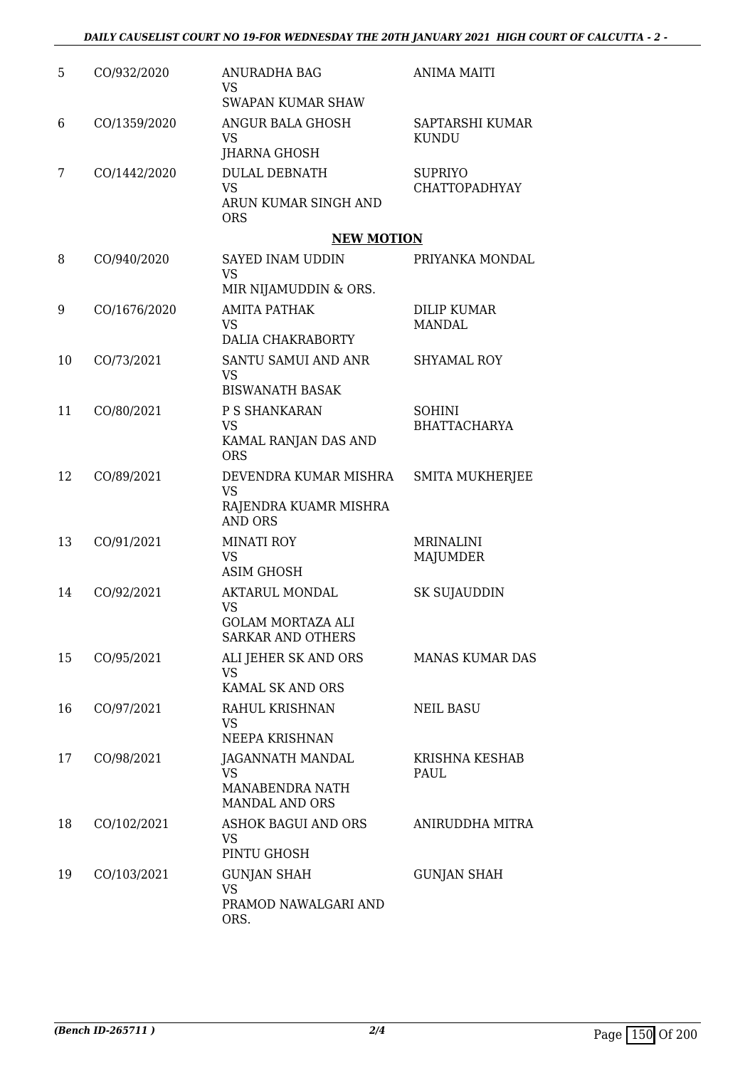| 5 | CO/932/2020 | ANURADHA BAG<br>VS<br>SWAPAN KUMAR SHAW | ANIMA MAITI |
|---|---|---|---|
| 6 | CO/1359/2020 | ANGUR BALA GHOSH<br>VS<br>JHARNA GHOSH | SAPTARSHI KUMAR KUNDU |
| 7 | CO/1442/2020 | DULAL DEBNATH<br>VS<br>ARUN KUMAR SINGH AND ORS | SUPRIYO CHATTOPADHYAY |

**NEW MOTION**

| 8 | CO/940/2020 | SAYED INAM UDDIN<br>VS<br>MIR NIJAMUDDIN & ORS. | PRIYANKA MONDAL |
|---|---|---|---|
| 9 | CO/1676/2020 | AMITA PATHAK<br>VS<br>DALIA CHAKRABORTY | DILIP KUMAR MANDAL |
| 10 | CO/73/2021 | SANTU SAMUI AND ANR<br>VS<br>BISWANATH BASAK | SHYAMAL ROY |
| 11 | CO/80/2021 | P S SHANKARAN<br>VS<br>KAMAL RANJAN DAS AND ORS | SOHINI BHATTACHARYA |
| 12 | CO/89/2021 | DEVENDRA KUMAR MISHRA<br>VS<br>RAJENDRA KUAMR MISHRA AND ORS | SMITA MUKHERJEE |
| 13 | CO/91/2021 | MINATI ROY<br>VS<br>ASIM GHOSH | MRINALINI MAJUMDER |
| 14 | CO/92/2021 | AKTARUL MONDAL<br>VS<br>GOLAM MORTAZA ALI SARKAR AND OTHERS | SK SUJAUDDIN |
| 15 | CO/95/2021 | ALI JEHER SK AND ORS<br>VS<br>KAMAL SK AND ORS | MANAS KUMAR DAS |
| 16 | CO/97/2021 | RAHUL KRISHNAN<br>VS<br>NEEPA KRISHNAN | NEIL BASU |
| 17 | CO/98/2021 | JAGANNATH MANDAL<br>VS<br>MANABENDRA NATH MANDAL AND ORS | KRISHNA KESHAB PAUL |
| 18 | CO/102/2021 | ASHOK BAGUI AND ORS<br>VS<br>PINTU GHOSH | ANIRUDDHA MITRA |
| 19 | CO/103/2021 | GUNJAN SHAH<br>VS<br>PRAMOD NAWALGARI AND ORS. | GUNJAN SHAH |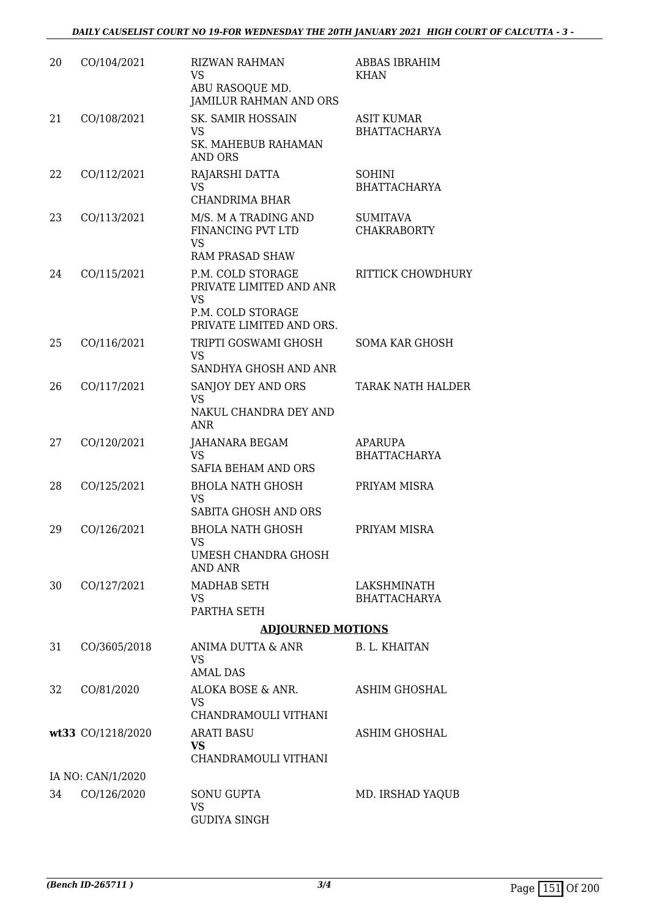| | | | |
|---|---|---|---|
| 20 | CO/104/2021 | RIZWAN RAHMAN<br>VS<br>ABU RASOQUE MD. JAMILUR RAHMAN AND ORS | ABBAS IBRAHIM KHAN |
| 21 | CO/108/2021 | SK. SAMIR HOSSAIN<br>VS<br>SK. MAHEBUB RAHAMAN AND ORS | ASIT KUMAR BHATTACHARYA |
| 22 | CO/112/2021 | RAJARSHI DATTA<br>VS<br>CHANDRIMA BHAR | SOHINI BHATTACHARYA |
| 23 | CO/113/2021 | M/S. M A TRADING AND FINANCING PVT LTD<br>VS<br>RAM PRASAD SHAW | SUMITAVA CHAKRABORTY |
| 24 | CO/115/2021 | P.M. COLD STORAGE PRIVATE LIMITED AND ANR<br>VS<br>P.M. COLD STORAGE PRIVATE LIMITED AND ORS. | RITTICK CHOWDHURY |
| 25 | CO/116/2021 | TRIPTI GOSWAMI GHOSH<br>VS<br>SANDHYA GHOSH AND ANR | SOMA KAR GHOSH |
| 26 | CO/117/2021 | SANJOY DEY AND ORS<br>VS<br>NAKUL CHANDRA DEY AND ANR | TARAK NATH HALDER |
| 27 | CO/120/2021 | JAHANARA BEGAM<br>VS<br>SAFIA BEHAM AND ORS | APARUPA BHATTACHARYA |
| 28 | CO/125/2021 | BHOLA NATH GHOSH<br>VS<br>SABITA GHOSH AND ORS | PRIYAM MISRA |
| 29 | CO/126/2021 | BHOLA NATH GHOSH<br>VS<br>UMESH CHANDRA GHOSH AND ANR | PRIYAM MISRA |
| 30 | CO/127/2021 | MADHAB SETH<br>VS<br>PARTHA SETH | LAKSHMINATH BHATTACHARYA |

## ADJOURNED MOTIONS

| | | | |
|---|---|---|---|
| 31 | CO/3605/2018 | ANIMA DUTTA & ANR<br>VS<br>AMAL DAS | B. L. KHAITAN |
| 32 | CO/81/2020 | ALOKA BOSE & ANR.<br>VS<br>CHANDRAMOULI VITHANI | ASHIM GHOSHAL |
| **wt33** | CO/1218/2020 | ARATI BASU<br>**VS**<br>CHANDRAMOULI VITHANI | ASHIM GHOSHAL |
| | IA NO: CAN/1/2020 | | |
| 34 | CO/126/2020 | SONU GUPTA<br>VS<br>GUDIYA SINGH | MD. IRSHAD YAQUB |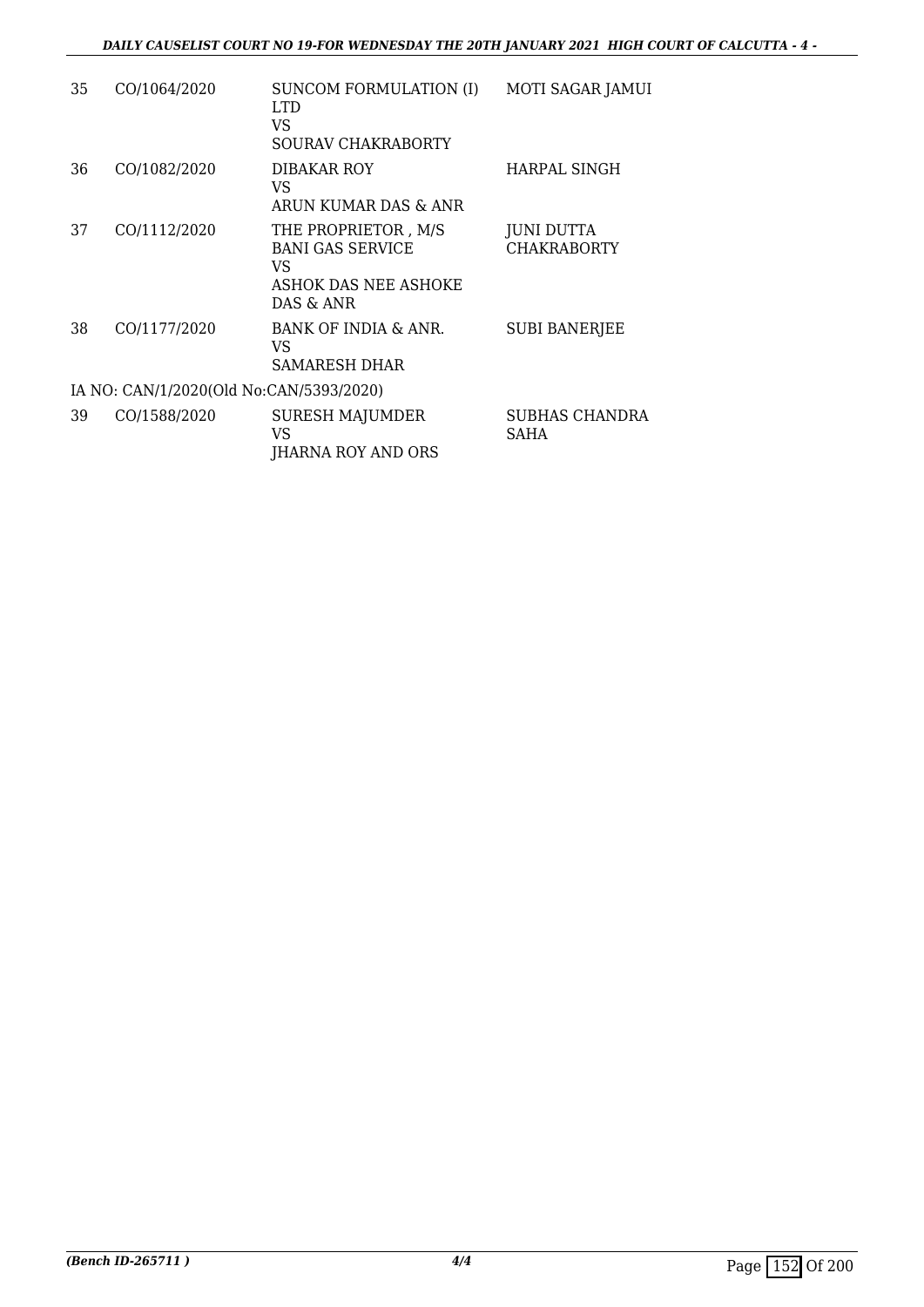| | | | |
|---|---|---|---|
| 35 | CO/1064/2020 | SUNCOM FORMULATION (I) LTD<br>VS<br>SOURAV CHAKRABORTY | MOTI SAGAR JAMUI |
| 36 | CO/1082/2020 | DIBAKAR ROY<br>VS<br>ARUN KUMAR DAS & ANR | HARPAL SINGH |
| 37 | CO/1112/2020 | THE PROPRIETOR , M/S BANI GAS SERVICE<br>VS<br>ASHOK DAS NEE ASHOKE DAS & ANR | JUNI DUTTA CHAKRABORTY |
| 38 | CO/1177/2020 | BANK OF INDIA & ANR.<br>VS<br>SAMARESH DHAR | SUBI BANERJEE |

IA NO: CAN/1/2020(Old No:CAN/5393/2020)

| | | | |
|---|---|---|---|
| 39 | CO/1588/2020 | SURESH MAJUMDER<br>VS<br>JHARNA ROY AND ORS | SUBHAS CHANDRA SAHA |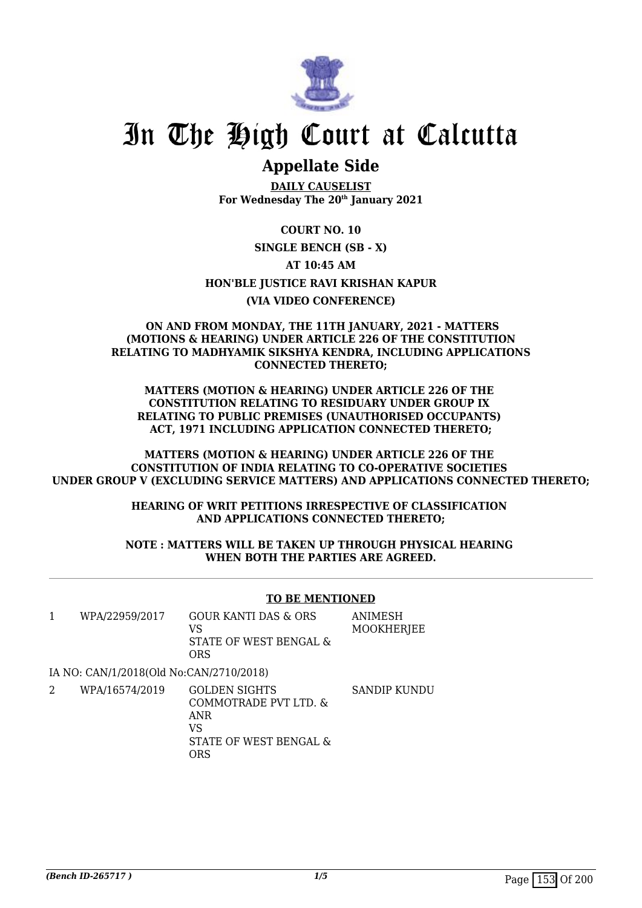# In The High Court at Calcutta

## Appellate Side

**DAILY CAUSELIST**
**For Wednesday The 20th January 2021**

**COURT NO. 10**

**SINGLE BENCH (SB - X)**

**AT 10:45 AM**

**HON'BLE JUSTICE RAVI KRISHAN KAPUR**

**(VIA VIDEO CONFERENCE)**

**ON AND FROM MONDAY, THE 11TH JANUARY, 2021 - MATTERS (MOTIONS & HEARING) UNDER ARTICLE 226 OF THE CONSTITUTION RELATING TO MADHYAMIK SIKSHYA KENDRA, INCLUDING APPLICATIONS CONNECTED THERETO;**

**MATTERS (MOTION & HEARING) UNDER ARTICLE 226 OF THE CONSTITUTION RELATING TO RESIDUARY UNDER GROUP IX RELATING TO PUBLIC PREMISES (UNAUTHORISED OCCUPANTS) ACT, 1971 INCLUDING APPLICATION CONNECTED THERETO;**

**MATTERS (MOTION & HEARING) UNDER ARTICLE 226 OF THE CONSTITUTION OF INDIA RELATING TO CO-OPERATIVE SOCIETIES UNDER GROUP V (EXCLUDING SERVICE MATTERS) AND APPLICATIONS CONNECTED THERETO;**

**HEARING OF WRIT PETITIONS IRRESPECTIVE OF CLASSIFICATION AND APPLICATIONS CONNECTED THERETO;**

**NOTE : MATTERS WILL BE TAKEN UP THROUGH PHYSICAL HEARING WHEN BOTH THE PARTIES ARE AGREED.**

---

**TO BE MENTIONED**

| | | | |
|---|---|---|---|
| 1 | WPA/22959/2017 | GOUR KANTI DAS & ORS VS STATE OF WEST BENGAL & ORS | ANIMESH MOOKHERJEE |
| | IA NO: CAN/1/2018(Old No:CAN/2710/2018) | | |
| 2 | WPA/16574/2019 | GOLDEN SIGHTS COMMOTRADE PVT LTD. & ANR VS STATE OF WEST BENGAL & ORS | SANDIP KUNDU |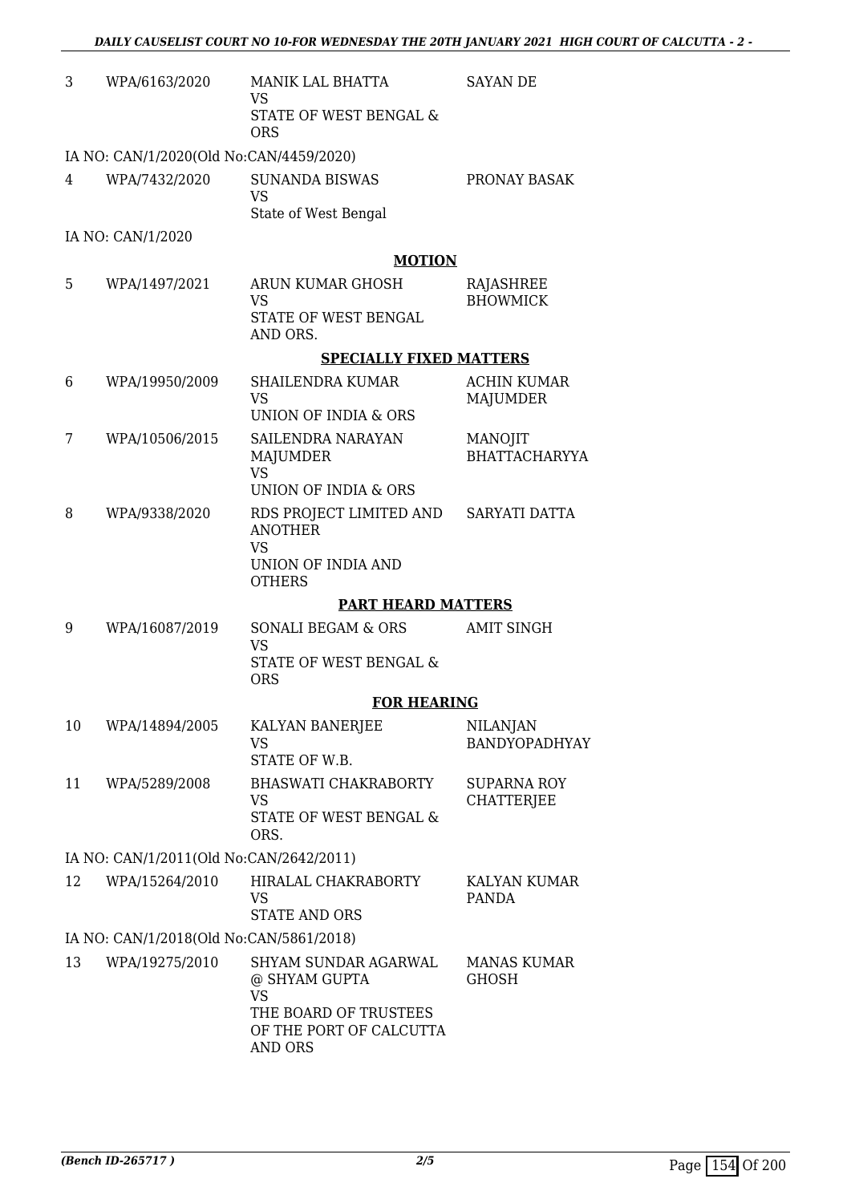| | | | |
|---|---|---|---|
| 3 | WPA/6163/2020 | MANIK LAL BHATTA<br>VS<br>STATE OF WEST BENGAL & ORS | SAYAN DE |
| IA NO: CAN/1/2020(Old No:CAN/4459/2020) | | | |
| 4 | WPA/7432/2020 | SUNANDA BISWAS<br>VS<br>State of West Bengal | PRONAY BASAK |
| IA NO: CAN/1/2020 | | | |

**MOTION**

| | | | |
|---|---|---|---|
| 5 | WPA/1497/2021 | ARUN KUMAR GHOSH<br>VS<br>STATE OF WEST BENGAL AND ORS. | RAJASHREE BHOWMICK |

**SPECIALLY FIXED MATTERS**

| | | | |
|---|---|---|---|
| 6 | WPA/19950/2009 | SHAILENDRA KUMAR<br>VS<br>UNION OF INDIA & ORS | ACHIN KUMAR MAJUMDER |
| 7 | WPA/10506/2015 | SAILENDRA NARAYAN MAJUMDER<br>VS<br>UNION OF INDIA & ORS | MANOJIT BHATTACHARYYA |
| 8 | WPA/9338/2020 | RDS PROJECT LIMITED AND ANOTHER<br>VS<br>UNION OF INDIA AND OTHERS | SARYATI DATTA |

**PART HEARD MATTERS**

| | | | |
|---|---|---|---|
| 9 | WPA/16087/2019 | SONALI BEGAM & ORS<br>VS<br>STATE OF WEST BENGAL & ORS | AMIT SINGH |

**FOR HEARING**

| | | | |
|---|---|---|---|
| 10 | WPA/14894/2005 | KALYAN BANERJEE<br>VS<br>STATE OF W.B. | NILANJAN BANDYOPADHYAY |
| 11 | WPA/5289/2008 | BHASWATI CHAKRABORTY<br>VS<br>STATE OF WEST BENGAL & ORS. | SUPARNA ROY CHATTERJEE |
| IA NO: CAN/1/2011(Old No:CAN/2642/2011) | | | |
| 12 | WPA/15264/2010 | HIRALAL CHAKRABORTY<br>VS<br>STATE AND ORS | KALYAN KUMAR PANDA |
| IA NO: CAN/1/2018(Old No:CAN/5861/2018) | | | |
| 13 | WPA/19275/2010 | SHYAM SUNDAR AGARWAL @ SHYAM GUPTA<br>VS<br>THE BOARD OF TRUSTEES OF THE PORT OF CALCUTTA AND ORS | MANAS KUMAR GHOSH |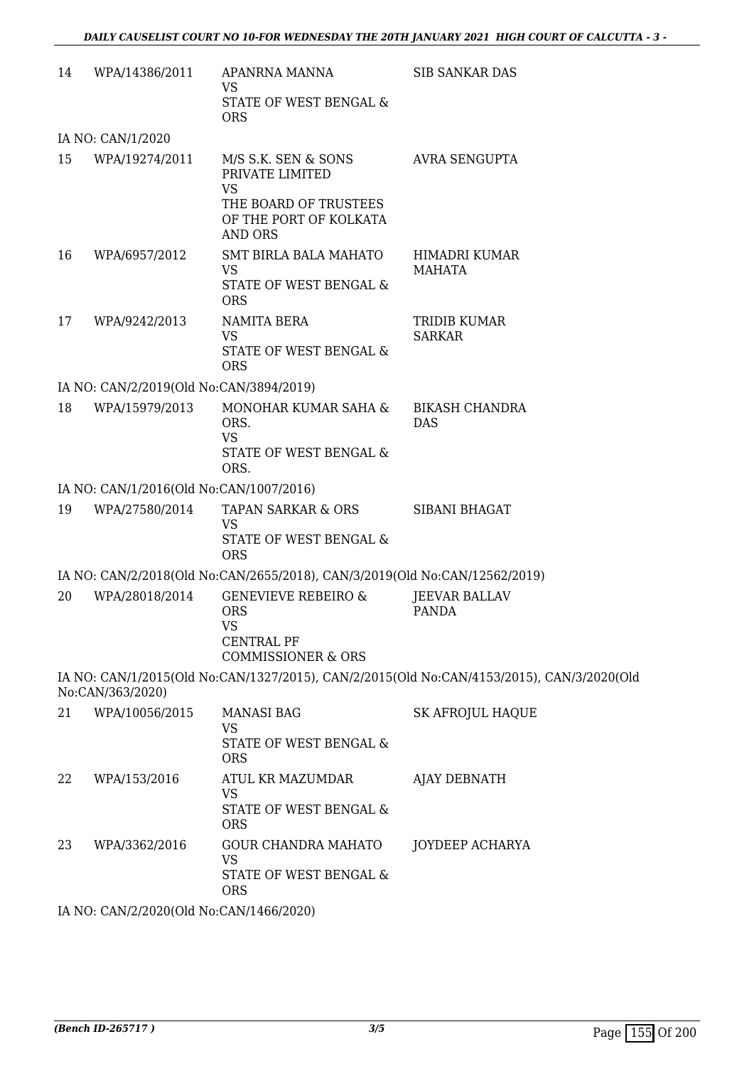| | | | |
|---|---|---|---|
| 14 | WPA/14386/2011 | APANRNA MANNA<br>VS<br>STATE OF WEST BENGAL & ORS | SIB SANKAR DAS |

IA NO: CAN/1/2020

| | | | |
|---|---|---|---|
| 15 | WPA/19274/2011 | M/S S.K. SEN & SONS PRIVATE LIMITED<br>VS<br>THE BOARD OF TRUSTEES OF THE PORT OF KOLKATA AND ORS | AVRA SENGUPTA |
| 16 | WPA/6957/2012 | SMT BIRLA BALA MAHATO<br>VS<br>STATE OF WEST BENGAL & ORS | HIMADRI KUMAR MAHATA |
| 17 | WPA/9242/2013 | NAMITA BERA<br>VS<br>STATE OF WEST BENGAL & ORS | TRIDIB KUMAR SARKAR |

IA NO: CAN/2/2019(Old No:CAN/3894/2019)

| | | | |
|---|---|---|---|
| 18 | WPA/15979/2013 | MONOHAR KUMAR SAHA & ORS.<br>VS<br>STATE OF WEST BENGAL & ORS. | BIKASH CHANDRA DAS |

IA NO: CAN/1/2016(Old No:CAN/1007/2016)

| | | | |
|---|---|---|---|
| 19 | WPA/27580/2014 | TAPAN SARKAR & ORS<br>VS<br>STATE OF WEST BENGAL & ORS | SIBANI BHAGAT |

IA NO: CAN/2/2018(Old No:CAN/2655/2018), CAN/3/2019(Old No:CAN/12562/2019)

| | | | |
|---|---|---|---|
| 20 | WPA/28018/2014 | GENEVIEVE REBEIRO & ORS<br>VS<br>CENTRAL PF COMMISSIONER & ORS | JEEVAR BALLAV PANDA |

IA NO: CAN/1/2015(Old No:CAN/1327/2015), CAN/2/2015(Old No:CAN/4153/2015), CAN/3/2020(Old No:CAN/363/2020)

| | | | |
|---|---|---|---|
| 21 | WPA/10056/2015 | MANASI BAG<br>VS<br>STATE OF WEST BENGAL & ORS | SK AFROJUL HAQUE |
| 22 | WPA/153/2016 | ATUL KR MAZUMDAR<br>VS<br>STATE OF WEST BENGAL & ORS | AJAY DEBNATH |
| 23 | WPA/3362/2016 | GOUR CHANDRA MAHATO<br>VS<br>STATE OF WEST BENGAL & ORS | JOYDEEP ACHARYA |

IA NO: CAN/2/2020(Old No:CAN/1466/2020)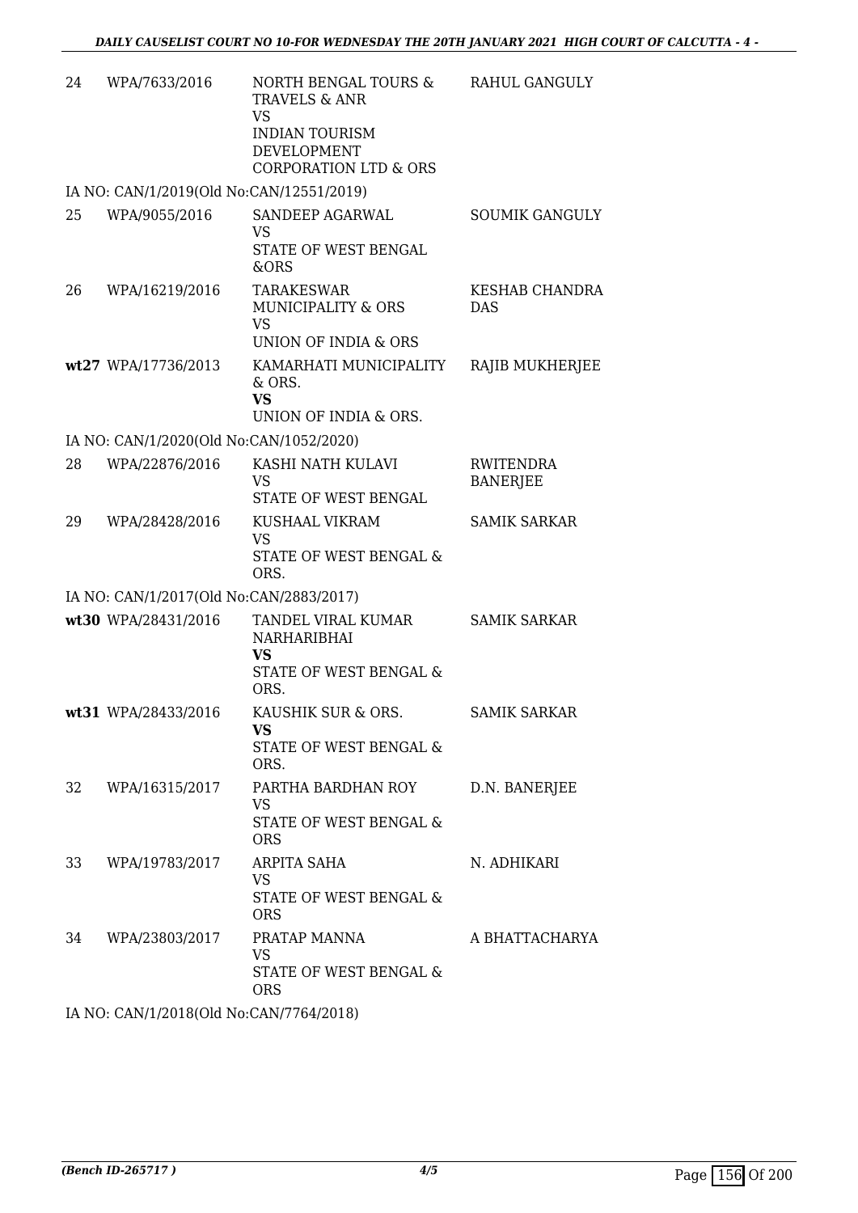| | | | |
|---|---|---|---|
| 24 | WPA/7633/2016 | NORTH BENGAL TOURS & TRAVELS & ANR<br>VS<br>INDIAN TOURISM DEVELOPMENT CORPORATION LTD & ORS | RAHUL GANGULY |

IA NO: CAN/1/2019(Old No:CAN/12551/2019)

| | | | |
|---|---|---|---|
| 25 | WPA/9055/2016 | SANDEEP AGARWAL<br>VS<br>STATE OF WEST BENGAL &ORS | SOUMIK GANGULY |
| 26 | WPA/16219/2016 | TARAKESWAR MUNICIPALITY & ORS<br>VS<br>UNION OF INDIA & ORS | KESHAB CHANDRA DAS |
| **wt27** | WPA/17736/2013 | KAMARHATI MUNICIPALITY & ORS.<br>**VS**<br>UNION OF INDIA & ORS. | RAJIB MUKHERJEE |

IA NO: CAN/1/2020(Old No:CAN/1052/2020)

| | | | |
|---|---|---|---|
| 28 | WPA/22876/2016 | KASHI NATH KULAVI<br>VS<br>STATE OF WEST BENGAL | RWITENDRA BANERJEE |
| 29 | WPA/28428/2016 | KUSHAAL VIKRAM<br>VS<br>STATE OF WEST BENGAL & ORS. | SAMIK SARKAR |

IA NO: CAN/1/2017(Old No:CAN/2883/2017)

| | | | |
|---|---|---|---|
| **wt30** | WPA/28431/2016 | TANDEL VIRAL KUMAR NARHARIBHAI<br>**VS**<br>STATE OF WEST BENGAL & ORS. | SAMIK SARKAR |
| **wt31** | WPA/28433/2016 | KAUSHIK SUR & ORS.<br>**VS**<br>STATE OF WEST BENGAL & ORS. | SAMIK SARKAR |
| 32 | WPA/16315/2017 | PARTHA BARDHAN ROY<br>VS<br>STATE OF WEST BENGAL & ORS | D.N. BANERJEE |
| 33 | WPA/19783/2017 | ARPITA SAHA<br>VS<br>STATE OF WEST BENGAL & ORS | N. ADHIKARI |
| 34 | WPA/23803/2017 | PRATAP MANNA<br>VS<br>STATE OF WEST BENGAL & ORS | A BHATTACHARYA |

IA NO: CAN/1/2018(Old No:CAN/7764/2018)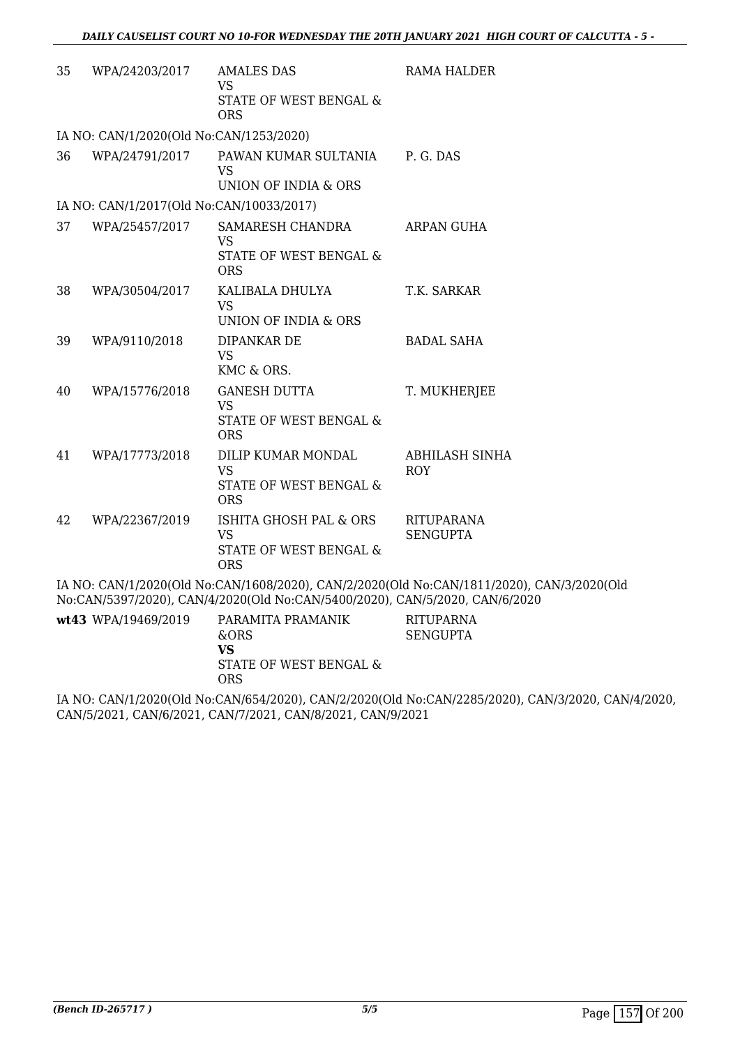| | | | |
|---|---|---|---|
| 35 | WPA/24203/2017 | AMALES DAS<br>VS<br>STATE OF WEST BENGAL & ORS | RAMA HALDER |

IA NO: CAN/1/2020(Old No:CAN/1253/2020)

| | | | |
|---|---|---|---|
| 36 | WPA/24791/2017 | PAWAN KUMAR SULTANIA<br>VS<br>UNION OF INDIA & ORS | P. G. DAS |

IA NO: CAN/1/2017(Old No:CAN/10033/2017)

| | | | |
|---|---|---|---|
| 37 | WPA/25457/2017 | SAMARESH CHANDRA<br>VS<br>STATE OF WEST BENGAL & ORS | ARPAN GUHA |
| 38 | WPA/30504/2017 | KALIBALA DHULYA<br>VS<br>UNION OF INDIA & ORS | T.K. SARKAR |
| 39 | WPA/9110/2018 | DIPANKAR DE<br>VS<br>KMC & ORS. | BADAL SAHA |
| 40 | WPA/15776/2018 | GANESH DUTTA<br>VS<br>STATE OF WEST BENGAL & ORS | T. MUKHERJEE |
| 41 | WPA/17773/2018 | DILIP KUMAR MONDAL<br>VS<br>STATE OF WEST BENGAL & ORS | ABHILASH SINHA ROY |
| 42 | WPA/22367/2019 | ISHITA GHOSH PAL & ORS<br>VS<br>STATE OF WEST BENGAL & ORS | RITUPARANA SENGUPTA |

IA NO: CAN/1/2020(Old No:CAN/1608/2020), CAN/2/2020(Old No:CAN/1811/2020), CAN/3/2020(Old No:CAN/5397/2020), CAN/4/2020(Old No:CAN/5400/2020), CAN/5/2020, CAN/6/2020

| | | | |
|---|---|---|---|
| **wt43** | WPA/19469/2019 | PARAMITA PRAMANIK &ORS<br>**VS**<br>STATE OF WEST BENGAL & ORS | RITUPARNA SENGUPTA |

IA NO: CAN/1/2020(Old No:CAN/654/2020), CAN/2/2020(Old No:CAN/2285/2020), CAN/3/2020, CAN/4/2020, CAN/5/2021, CAN/6/2021, CAN/7/2021, CAN/8/2021, CAN/9/2021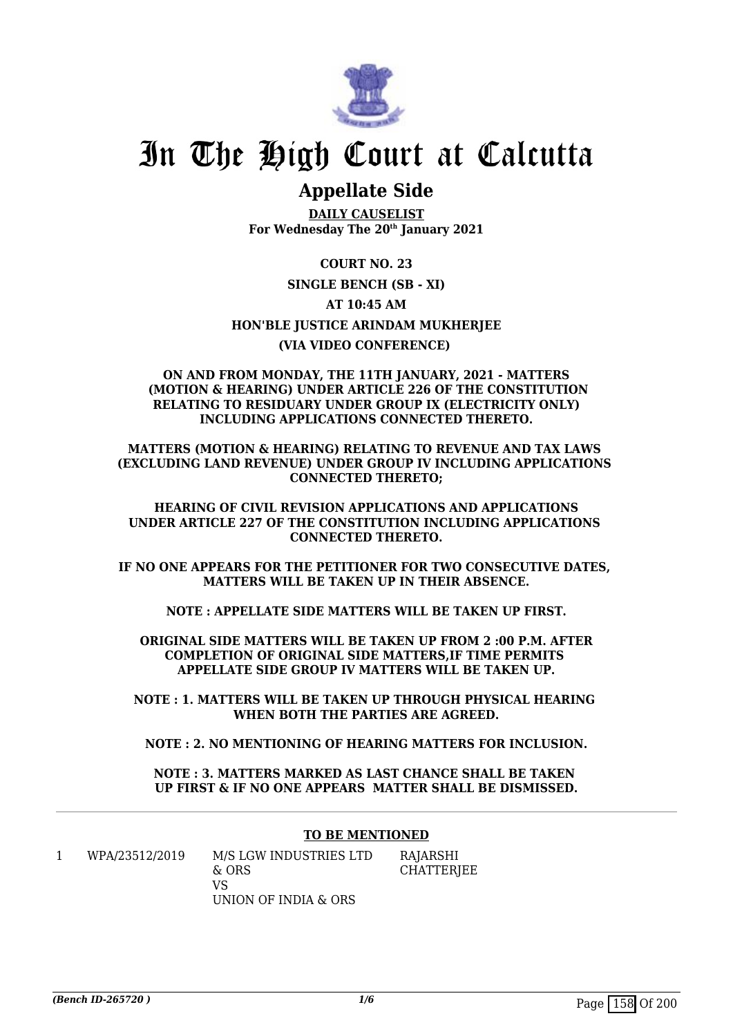# In The High Court at Calcutta

## Appellate Side

**DAILY CAUSELIST**
**For Wednesday The 20th January 2021**

**COURT NO. 23**

**SINGLE BENCH (SB - XI)**

**AT 10:45 AM**

**HON'BLE JUSTICE ARINDAM MUKHERJEE**

**(VIA VIDEO CONFERENCE)**

**ON AND FROM MONDAY, THE 11TH JANUARY, 2021 - MATTERS (MOTION & HEARING) UNDER ARTICLE 226 OF THE CONSTITUTION RELATING TO RESIDUARY UNDER GROUP IX (ELECTRICITY ONLY) INCLUDING APPLICATIONS CONNECTED THERETO.**

**MATTERS (MOTION & HEARING) RELATING TO REVENUE AND TAX LAWS (EXCLUDING LAND REVENUE) UNDER GROUP IV INCLUDING APPLICATIONS CONNECTED THERETO;**

**HEARING OF CIVIL REVISION APPLICATIONS AND APPLICATIONS UNDER ARTICLE 227 OF THE CONSTITUTION INCLUDING APPLICATIONS CONNECTED THERETO.**

**IF NO ONE APPEARS FOR THE PETITIONER FOR TWO CONSECUTIVE DATES, MATTERS WILL BE TAKEN UP IN THEIR ABSENCE.**

**NOTE : APPELLATE SIDE MATTERS WILL BE TAKEN UP FIRST.**

**ORIGINAL SIDE MATTERS WILL BE TAKEN UP FROM 2 :00 P.M. AFTER COMPLETION OF ORIGINAL SIDE MATTERS,IF TIME PERMITS APPELLATE SIDE GROUP IV MATTERS WILL BE TAKEN UP.**

**NOTE : 1. MATTERS WILL BE TAKEN UP THROUGH PHYSICAL HEARING WHEN BOTH THE PARTIES ARE AGREED.**

**NOTE : 2. NO MENTIONING OF HEARING MATTERS FOR INCLUSION.**

**NOTE : 3. MATTERS MARKED AS LAST CHANCE SHALL BE TAKEN UP FIRST & IF NO ONE APPEARS MATTER SHALL BE DISMISSED.**

---

**TO BE MENTIONED**

| | | | |
|---|---|---|---|
| 1 | WPA/23512/2019 | M/S LGW INDUSTRIES LTD & ORS<br>VS<br>UNION OF INDIA & ORS | RAJARSHI CHATTERJEE |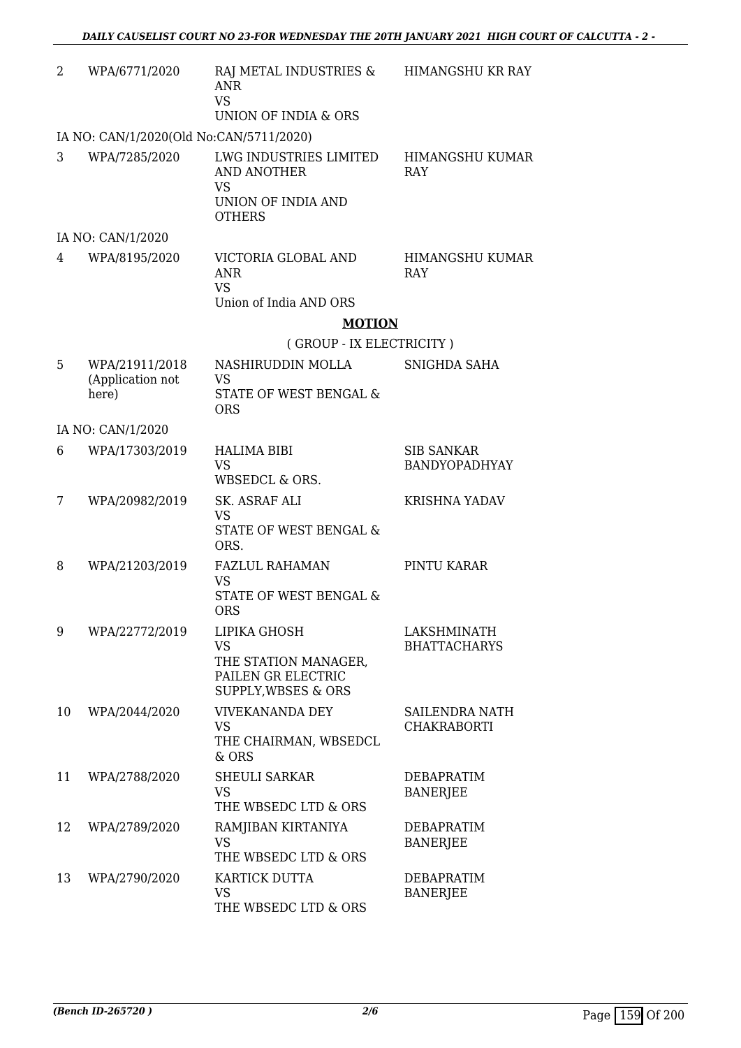| | | | |
|---|---|---|---|
| 2 | WPA/6771/2020 | RAJ METAL INDUSTRIES & ANR<br>VS<br>UNION OF INDIA & ORS | HIMANGSHU KR RAY |

IA NO: CAN/1/2020(Old No:CAN/5711/2020)

| | | | |
|---|---|---|---|
| 3 | WPA/7285/2020 | LWG INDUSTRIES LIMITED AND ANOTHER<br>VS<br>UNION OF INDIA AND OTHERS | HIMANGSHU KUMAR RAY |

IA NO: CAN/1/2020

| | | | |
|---|---|---|---|
| 4 | WPA/8195/2020 | VICTORIA GLOBAL AND ANR<br>VS<br>Union of India AND ORS | HIMANGSHU KUMAR RAY |

## MOTION

( GROUP - IX ELECTRICITY )

| | | | |
|---|---|---|---|
| 5 | WPA/21911/2018 (Application not here) | NASHIRUDDIN MOLLA<br>VS<br>STATE OF WEST BENGAL & ORS | SNIGHDA SAHA |

IA NO: CAN/1/2020

| | | | |
|---|---|---|---|
| 6 | WPA/17303/2019 | HALIMA BIBI<br>VS<br>WBSEDCL & ORS. | SIB SANKAR BANDYOPADHYAY |
| 7 | WPA/20982/2019 | SK. ASRAF ALI<br>VS<br>STATE OF WEST BENGAL & ORS. | KRISHNA YADAV |
| 8 | WPA/21203/2019 | FAZLUL RAHAMAN<br>VS<br>STATE OF WEST BENGAL & ORS | PINTU KARAR |
| 9 | WPA/22772/2019 | LIPIKA GHOSH<br>VS<br>THE STATION MANAGER, PAILEN GR ELECTRIC SUPPLY,WBSES & ORS | LAKSHMINATH BHATTACHARYS |
| 10 | WPA/2044/2020 | VIVEKANANDA DEY<br>VS<br>THE CHAIRMAN, WBSEDCL & ORS | SAILENDRA NATH CHAKRABORTI |
| 11 | WPA/2788/2020 | SHEULI SARKAR<br>VS<br>THE WBSEDC LTD & ORS | DEBAPRATIM BANERJEE |
| 12 | WPA/2789/2020 | RAMJIBAN KIRTANIYA<br>VS<br>THE WBSEDC LTD & ORS | DEBAPRATIM BANERJEE |
| 13 | WPA/2790/2020 | KARTICK DUTTA<br>VS<br>THE WBSEDC LTD & ORS | DEBAPRATIM BANERJEE |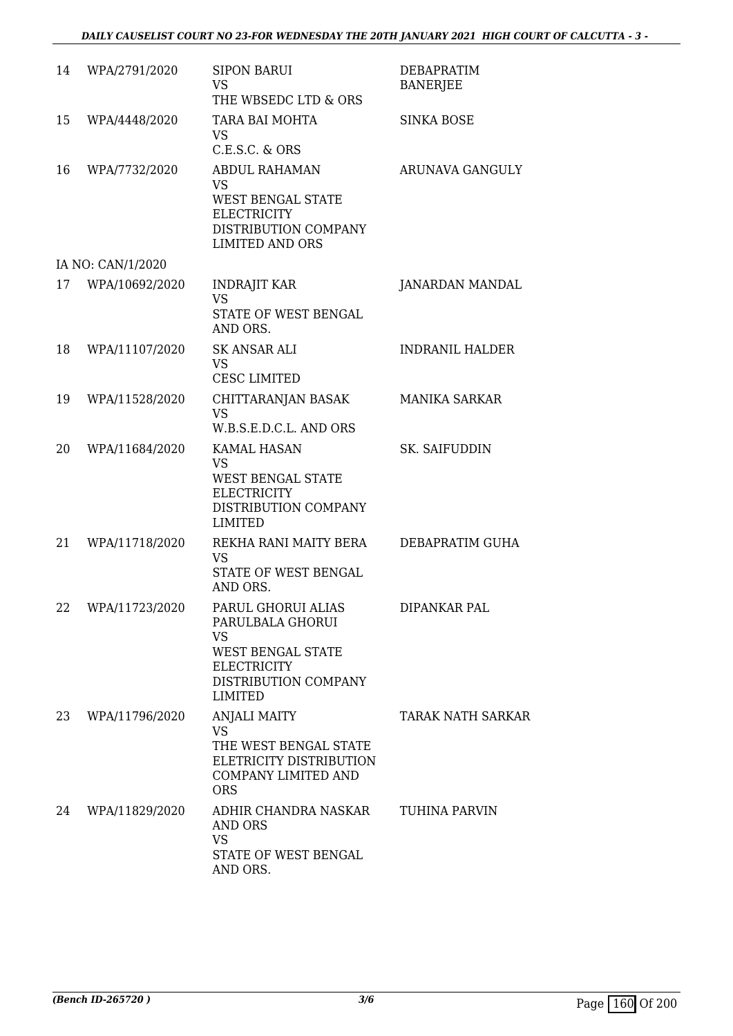| | | | |
|---|---|---|---|
| 14 | WPA/2791/2020 | SIPON BARUI<br>VS<br>THE WBSEDC LTD & ORS | DEBAPRATIM BANERJEE |
| 15 | WPA/4448/2020 | TARA BAI MOHTA<br>VS<br>C.E.S.C. & ORS | SINKA BOSE |
| 16 | WPA/7732/2020 | ABDUL RAHAMAN<br>VS<br>WEST BENGAL STATE ELECTRICITY DISTRIBUTION COMPANY LIMITED AND ORS | ARUNAVA GANGULY |
| | IA NO: CAN/1/2020 | | |
| 17 | WPA/10692/2020 | INDRAJIT KAR<br>VS<br>STATE OF WEST BENGAL AND ORS. | JANARDAN MANDAL |
| 18 | WPA/11107/2020 | SK ANSAR ALI<br>VS<br>CESC LIMITED | INDRANIL HALDER |
| 19 | WPA/11528/2020 | CHITTARANJAN BASAK<br>VS<br>W.B.S.E.D.C.L. AND ORS | MANIKA SARKAR |
| 20 | WPA/11684/2020 | KAMAL HASAN<br>VS<br>WEST BENGAL STATE ELECTRICITY DISTRIBUTION COMPANY LIMITED | SK. SAIFUDDIN |
| 21 | WPA/11718/2020 | REKHA RANI MAITY BERA<br>VS<br>STATE OF WEST BENGAL AND ORS. | DEBAPRATIM GUHA |
| 22 | WPA/11723/2020 | PARUL GHORUI ALIAS PARULBALA GHORUI<br>VS<br>WEST BENGAL STATE ELECTRICITY DISTRIBUTION COMPANY LIMITED | DIPANKAR PAL |
| 23 | WPA/11796/2020 | ANJALI MAITY<br>VS<br>THE WEST BENGAL STATE ELETRICITY DISTRIBUTION COMPANY LIMITED AND ORS | TARAK NATH SARKAR |
| 24 | WPA/11829/2020 | ADHIR CHANDRA NASKAR AND ORS<br>VS<br>STATE OF WEST BENGAL AND ORS. | TUHINA PARVIN |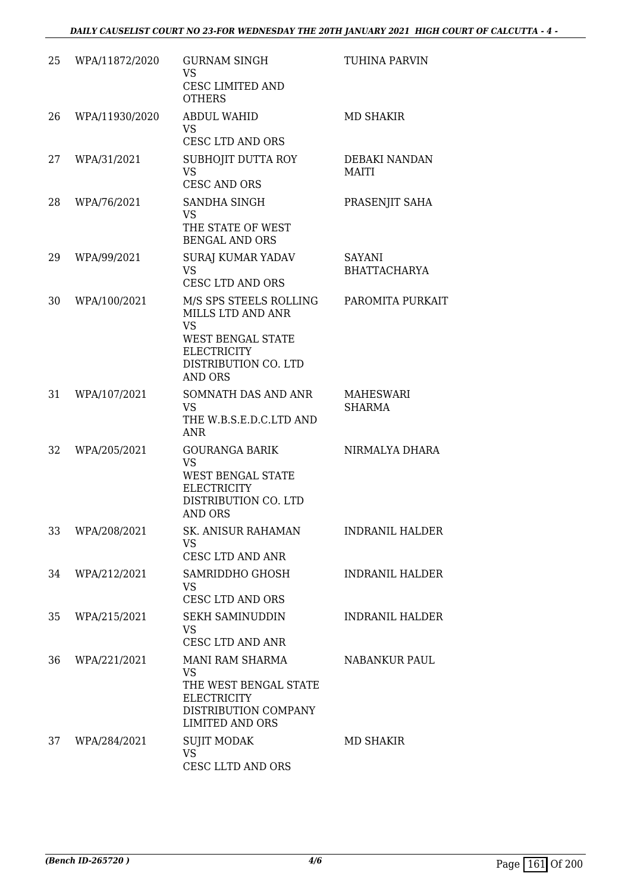| 25 | WPA/11872/2020 | GURNAM SINGH<br>VS<br>CESC LIMITED AND OTHERS | TUHINA PARVIN |
|---|---|---|---|
| 26 | WPA/11930/2020 | ABDUL WAHID<br>VS<br>CESC LTD AND ORS | MD SHAKIR |
| 27 | WPA/31/2021 | SUBHOJIT DUTTA ROY<br>VS<br>CESC AND ORS | DEBAKI NANDAN MAITI |
| 28 | WPA/76/2021 | SANDHA SINGH<br>VS<br>THE STATE OF WEST BENGAL AND ORS | PRASENJIT SAHA |
| 29 | WPA/99/2021 | SURAJ KUMAR YADAV<br>VS<br>CESC LTD AND ORS | SAYANI BHATTACHARYA |
| 30 | WPA/100/2021 | M/S SPS STEELS ROLLING MILLS LTD AND ANR<br>VS<br>WEST BENGAL STATE ELECTRICITY DISTRIBUTION CO. LTD AND ORS | PAROMITA PURKAIT |
| 31 | WPA/107/2021 | SOMNATH DAS AND ANR<br>VS<br>THE W.B.S.E.D.C.LTD AND ANR | MAHESWARI SHARMA |
| 32 | WPA/205/2021 | GOURANGA BARIK<br>VS<br>WEST BENGAL STATE ELECTRICITY DISTRIBUTION CO. LTD AND ORS | NIRMALYA DHARA |
| 33 | WPA/208/2021 | SK. ANISUR RAHAMAN<br>VS<br>CESC LTD AND ANR | INDRANIL HALDER |
| 34 | WPA/212/2021 | SAMRIDDHO GHOSH<br>VS<br>CESC LTD AND ORS | INDRANIL HALDER |
| 35 | WPA/215/2021 | SEKH SAMINUDDIN<br>VS<br>CESC LTD AND ANR | INDRANIL HALDER |
| 36 | WPA/221/2021 | MANI RAM SHARMA<br>VS<br>THE WEST BENGAL STATE ELECTRICITY DISTRIBUTION COMPANY LIMITED AND ORS | NABANKUR PAUL |
| 37 | WPA/284/2021 | SUJIT MODAK<br>VS<br>CESC LLTD AND ORS | MD SHAKIR |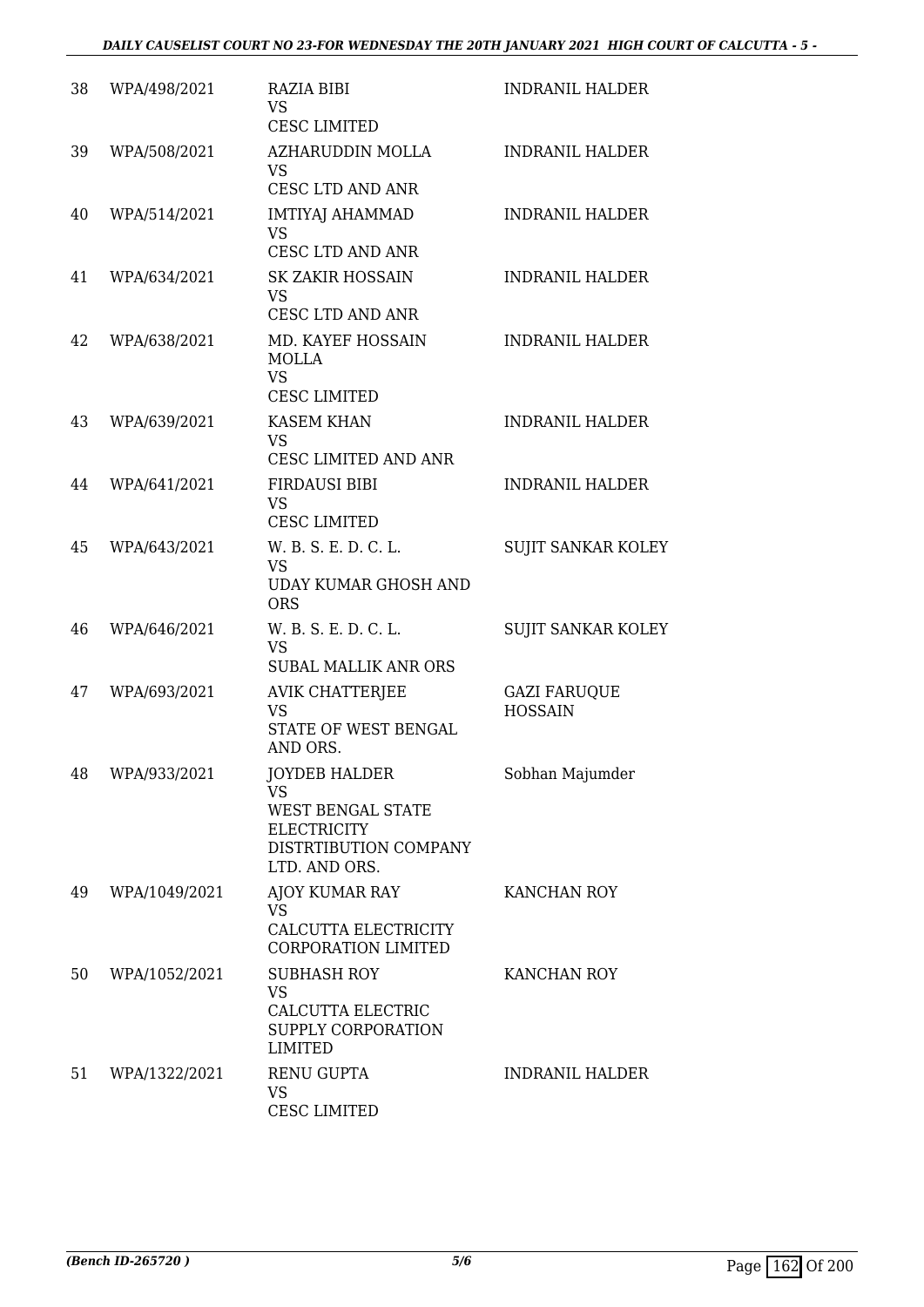| | | | |
|---|---|---|---|
| 38 | WPA/498/2021 | RAZIA BIBI<br>VS<br>CESC LIMITED | INDRANIL HALDER |
| 39 | WPA/508/2021 | AZHARUDDIN MOLLA<br>VS<br>CESC LTD AND ANR | INDRANIL HALDER |
| 40 | WPA/514/2021 | IMTIYAJ AHAMMAD<br>VS<br>CESC LTD AND ANR | INDRANIL HALDER |
| 41 | WPA/634/2021 | SK ZAKIR HOSSAIN<br>VS<br>CESC LTD AND ANR | INDRANIL HALDER |
| 42 | WPA/638/2021 | MD. KAYEF HOSSAIN MOLLA<br>VS<br>CESC LIMITED | INDRANIL HALDER |
| 43 | WPA/639/2021 | KASEM KHAN<br>VS<br>CESC LIMITED AND ANR | INDRANIL HALDER |
| 44 | WPA/641/2021 | FIRDAUSI BIBI<br>VS<br>CESC LIMITED | INDRANIL HALDER |
| 45 | WPA/643/2021 | W. B. S. E. D. C. L.<br>VS<br>UDAY KUMAR GHOSH AND ORS | SUJIT SANKAR KOLEY |
| 46 | WPA/646/2021 | W. B. S. E. D. C. L.<br>VS<br>SUBAL MALLIK ANR ORS | SUJIT SANKAR KOLEY |
| 47 | WPA/693/2021 | AVIK CHATTERJEE<br>VS<br>STATE OF WEST BENGAL AND ORS. | GAZI FARUQUE HOSSAIN |
| 48 | WPA/933/2021 | JOYDEB HALDER<br>VS<br>WEST BENGAL STATE ELECTRICITY DISTRTIBUTION COMPANY LTD. AND ORS. | Sobhan Majumder |
| 49 | WPA/1049/2021 | AJOY KUMAR RAY<br>VS<br>CALCUTTA ELECTRICITY CORPORATION LIMITED | KANCHAN ROY |
| 50 | WPA/1052/2021 | SUBHASH ROY<br>VS<br>CALCUTTA ELECTRIC SUPPLY CORPORATION LIMITED | KANCHAN ROY |
| 51 | WPA/1322/2021 | RENU GUPTA<br>VS<br>CESC LIMITED | INDRANIL HALDER |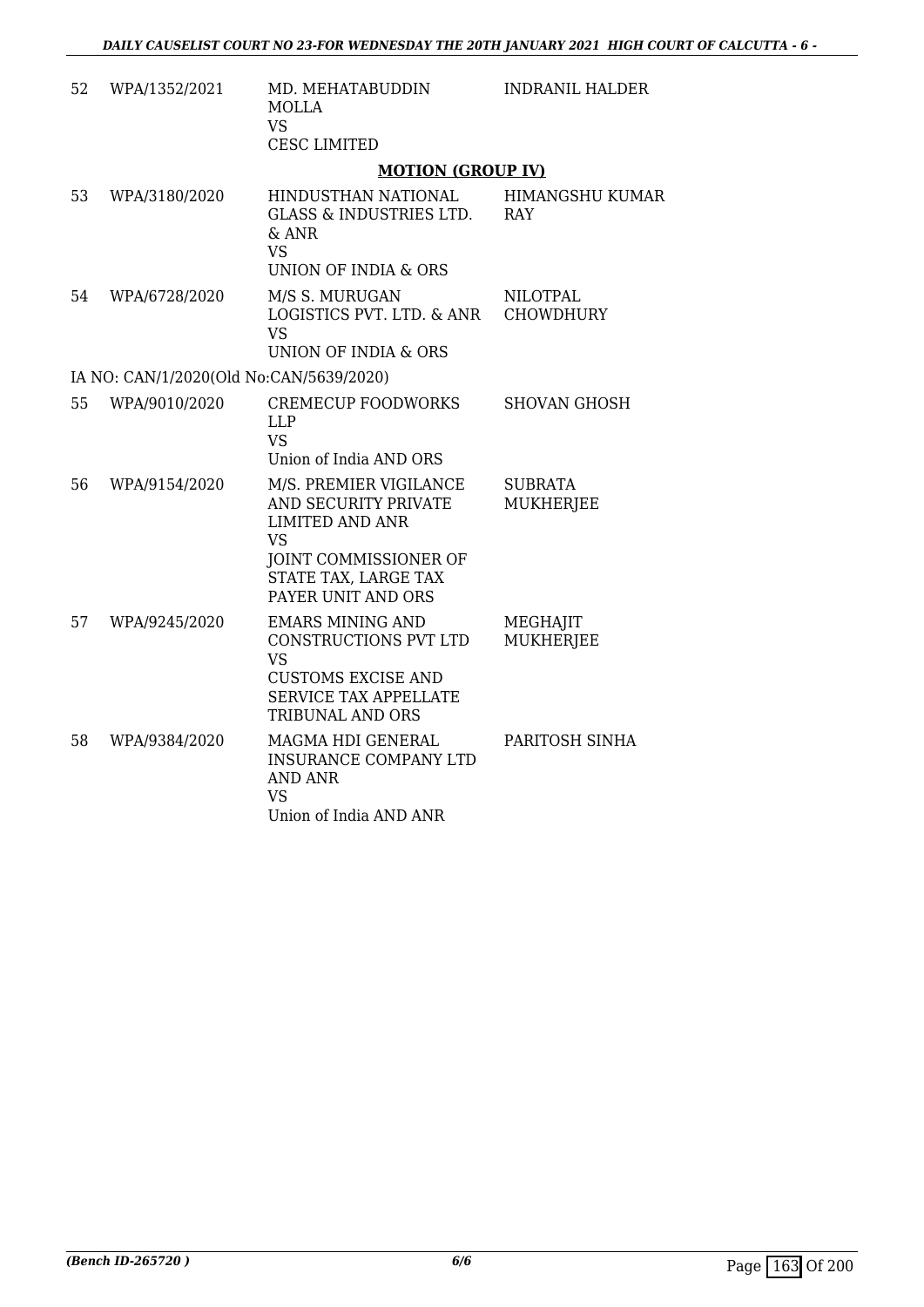| | | | |
|---|---|---|---|
| 52 | WPA/1352/2021 | MD. MEHATABUDDIN MOLLA<br>VS<br>CESC LIMITED | INDRANIL HALDER |

**MOTION (GROUP IV)**

| | | | |
|---|---|---|---|
| 53 | WPA/3180/2020 | HINDUSTHAN NATIONAL GLASS & INDUSTRIES LTD. & ANR<br>VS<br>UNION OF INDIA & ORS | HIMANGSHU KUMAR RAY |
| 54 | WPA/6728/2020 | M/S S. MURUGAN LOGISTICS PVT. LTD. & ANR<br>VS<br>UNION OF INDIA & ORS | NILOTPAL CHOWDHURY |

IA NO: CAN/1/2020(Old No:CAN/5639/2020)

| | | | |
|---|---|---|---|
| 55 | WPA/9010/2020 | CREMECUP FOODWORKS LLP<br>VS<br>Union of India AND ORS | SHOVAN GHOSH |
| 56 | WPA/9154/2020 | M/S. PREMIER VIGILANCE AND SECURITY PRIVATE LIMITED AND ANR<br>VS<br>JOINT COMMISSIONER OF STATE TAX, LARGE TAX PAYER UNIT AND ORS | SUBRATA MUKHERJEE |
| 57 | WPA/9245/2020 | EMARS MINING AND CONSTRUCTIONS PVT LTD<br>VS<br>CUSTOMS EXCISE AND SERVICE TAX APPELLATE TRIBUNAL AND ORS | MEGHAJIT MUKHERJEE |
| 58 | WPA/9384/2020 | MAGMA HDI GENERAL INSURANCE COMPANY LTD AND ANR<br>VS<br>Union of India AND ANR | PARITOSH SINHA |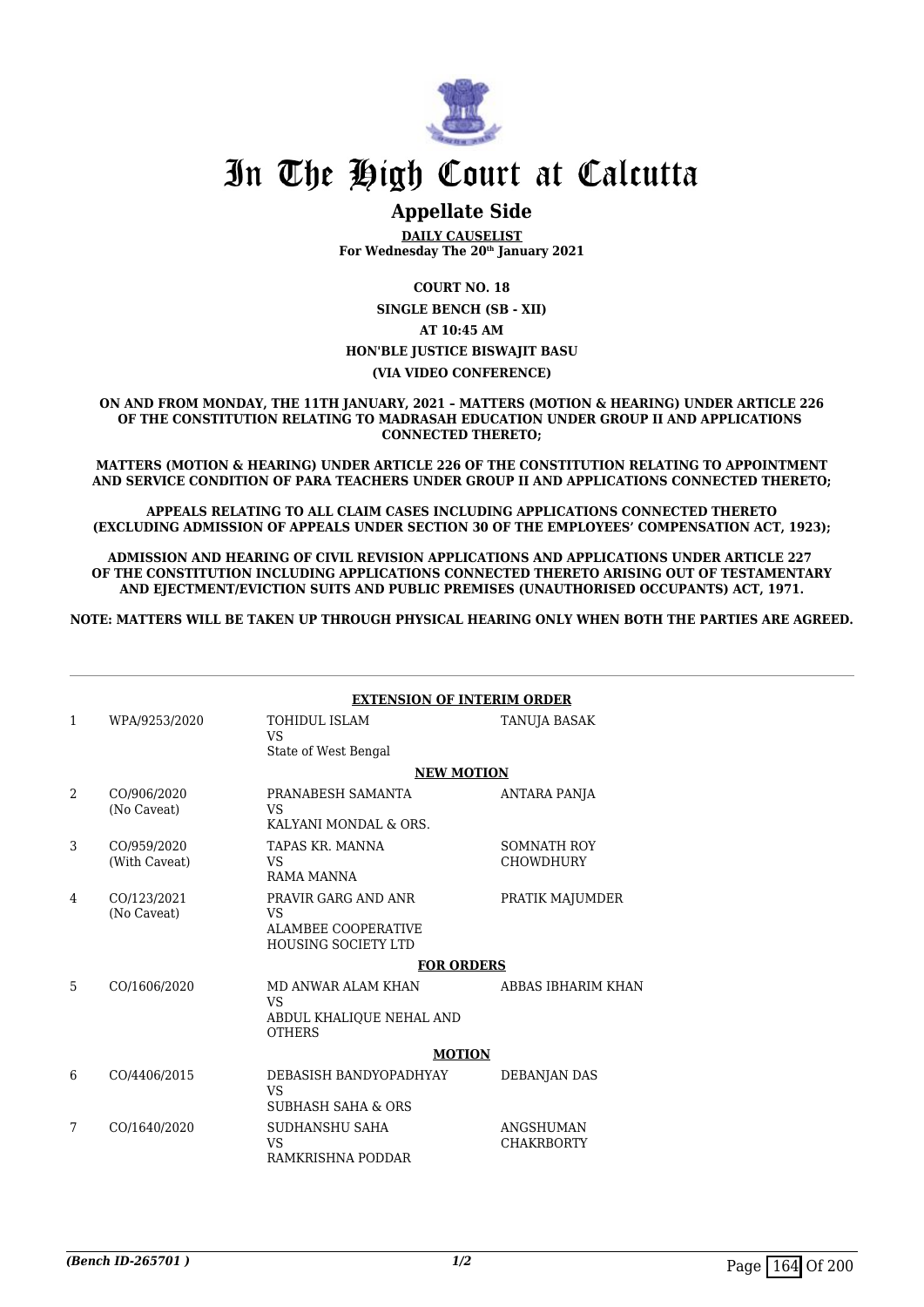# In The High Court at Calcutta

## Appellate Side

**DAILY CAUSELIST**
**For Wednesday The 20th January 2021**

**COURT NO. 18**

**SINGLE BENCH (SB - XII)**

**AT 10:45 AM**

**HON'BLE JUSTICE BISWAJIT BASU**

**(VIA VIDEO CONFERENCE)**

**ON AND FROM MONDAY, THE 11TH JANUARY, 2021 – MATTERS (MOTION & HEARING) UNDER ARTICLE 226 OF THE CONSTITUTION RELATING TO MADRASAH EDUCATION UNDER GROUP II AND APPLICATIONS CONNECTED THERETO;**

**MATTERS (MOTION & HEARING) UNDER ARTICLE 226 OF THE CONSTITUTION RELATING TO APPOINTMENT AND SERVICE CONDITION OF PARA TEACHERS UNDER GROUP II AND APPLICATIONS CONNECTED THERETO;**

**APPEALS RELATING TO ALL CLAIM CASES INCLUDING APPLICATIONS CONNECTED THERETO (EXCLUDING ADMISSION OF APPEALS UNDER SECTION 30 OF THE EMPLOYEES' COMPENSATION ACT, 1923);**

**ADMISSION AND HEARING OF CIVIL REVISION APPLICATIONS AND APPLICATIONS UNDER ARTICLE 227 OF THE CONSTITUTION INCLUDING APPLICATIONS CONNECTED THERETO ARISING OUT OF TESTAMENTARY AND EJECTMENT/EVICTION SUITS AND PUBLIC PREMISES (UNAUTHORISED OCCUPANTS) ACT, 1971.**

**NOTE: MATTERS WILL BE TAKEN UP THROUGH PHYSICAL HEARING ONLY WHEN BOTH THE PARTIES ARE AGREED.**

**EXTENSION OF INTERIM ORDER**

| | | | |
|---|---|---|---|
| 1 | WPA/9253/2020 | TOHIDUL ISLAM<br>VS<br>State of West Bengal | TANUJA BASAK |

**NEW MOTION**

| | | | |
|---|---|---|---|
| 2 | CO/906/2020<br>(No Caveat) | PRANABESH SAMANTA<br>VS<br>KALYANI MONDAL & ORS. | ANTARA PANJA |
| 3 | CO/959/2020<br>(With Caveat) | TAPAS KR. MANNA<br>VS<br>RAMA MANNA | SOMNATH ROY CHOWDHURY |
| 4 | CO/123/2021<br>(No Caveat) | PRAVIR GARG AND ANR<br>VS<br>ALAMBEE COOPERATIVE HOUSING SOCIETY LTD | PRATIK MAJUMDER |

**FOR ORDERS**

| | | | |
|---|---|---|---|
| 5 | CO/1606/2020 | MD ANWAR ALAM KHAN<br>VS<br>ABDUL KHALIQUE NEHAL AND OTHERS | ABBAS IBHARIM KHAN |

**MOTION**

| | | | |
|---|---|---|---|
| 6 | CO/4406/2015 | DEBASISH BANDYOPADHYAY<br>VS<br>SUBHASH SAHA & ORS | DEBANJAN DAS |
| 7 | CO/1640/2020 | SUDHANSHU SAHA<br>VS<br>RAMKRISHNA PODDAR | ANGSHUMAN CHAKRBORTY |

*(Bench ID-265701 )*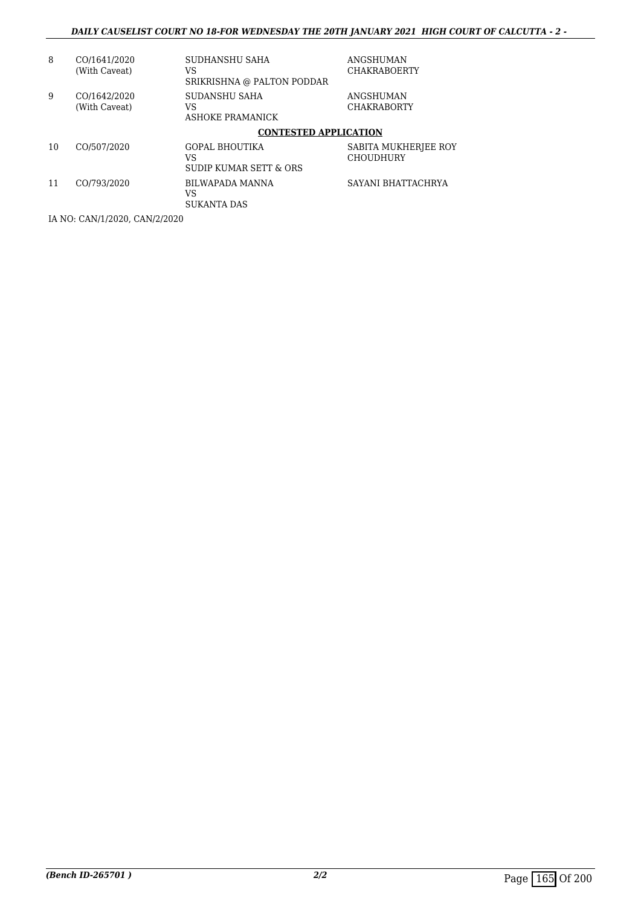| | | | |
|---|---|---|---|
| 8 | CO/1641/2020 (With Caveat) | SUDHANSHU SAHA VS SRIKRISHNA @ PALTON PODDAR | ANGSHUMAN CHAKRABOERTY |
| 9 | CO/1642/2020 (With Caveat) | SUDANSHU SAHA VS ASHOKE PRAMANICK | ANGSHUMAN CHAKRABORTY |

**CONTESTED APPLICATION**

| | | | |
|---|---|---|---|
| 10 | CO/507/2020 | GOPAL BHOUTIKA VS SUDIP KUMAR SETT & ORS | SABITA MUKHERJEE ROY CHOUDHURY |
| 11 | CO/793/2020 | BILWAPADA MANNA VS SUKANTA DAS | SAYANI BHATTACHRYA |

IA NO: CAN/1/2020, CAN/2/2020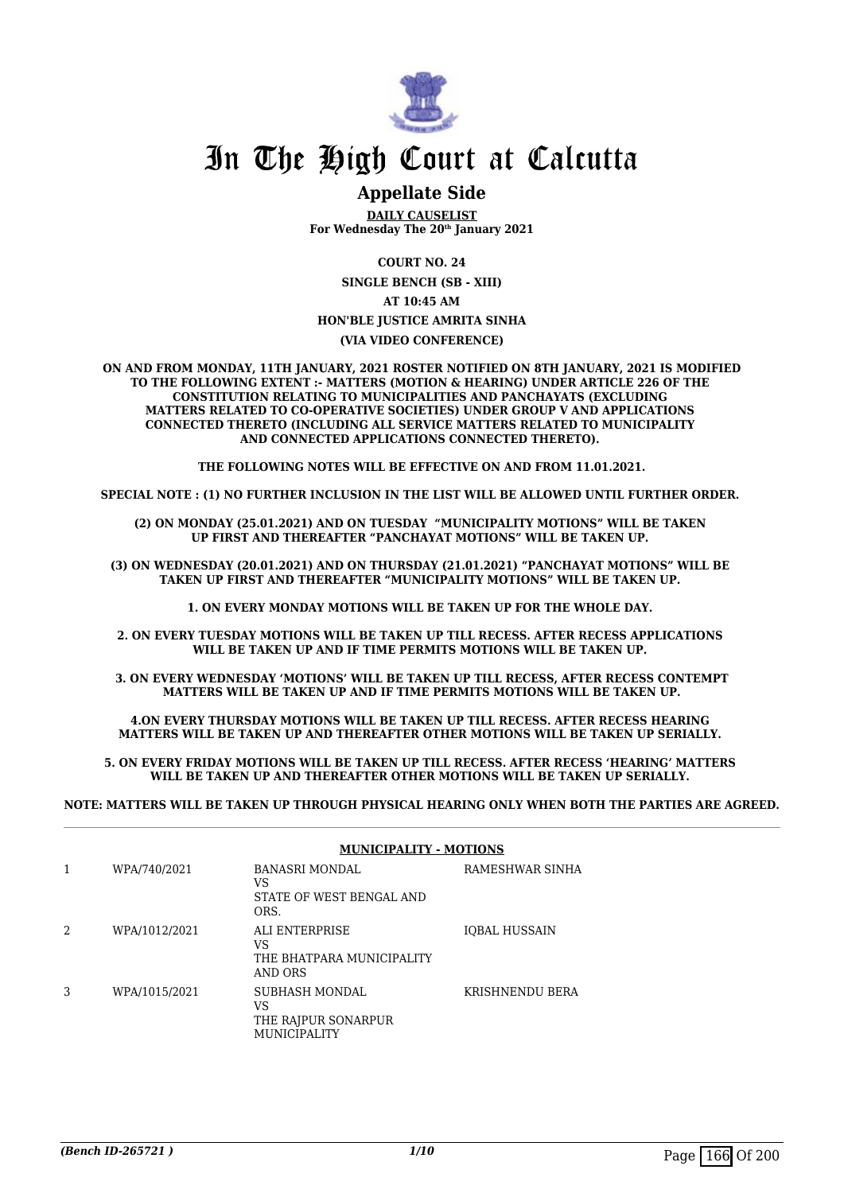# In The High Court at Calcutta

## Appellate Side

**DAILY CAUSELIST**
**For Wednesday The 20th January 2021**

**COURT NO. 24**

**SINGLE BENCH (SB - XIII)**

**AT 10:45 AM**

**HON'BLE JUSTICE AMRITA SINHA**

**(VIA VIDEO CONFERENCE)**

**ON AND FROM MONDAY, 11TH JANUARY, 2021 ROSTER NOTIFIED ON 8TH JANUARY, 2021 IS MODIFIED TO THE FOLLOWING EXTENT :- MATTERS (MOTION & HEARING) UNDER ARTICLE 226 OF THE CONSTITUTION RELATING TO MUNICIPALITIES AND PANCHAYATS (EXCLUDING MATTERS RELATED TO CO-OPERATIVE SOCIETIES) UNDER GROUP V AND APPLICATIONS CONNECTED THERETO (INCLUDING ALL SERVICE MATTERS RELATED TO MUNICIPALITY AND CONNECTED APPLICATIONS CONNECTED THERETO).**

**THE FOLLOWING NOTES WILL BE EFFECTIVE ON AND FROM 11.01.2021.**

**SPECIAL NOTE : (1) NO FURTHER INCLUSION IN THE LIST WILL BE ALLOWED UNTIL FURTHER ORDER.**

**(2) ON MONDAY (25.01.2021) AND ON TUESDAY "MUNICIPALITY MOTIONS" WILL BE TAKEN UP FIRST AND THEREAFTER "PANCHAYAT MOTIONS" WILL BE TAKEN UP.**

**(3) ON WEDNESDAY (20.01.2021) AND ON THURSDAY (21.01.2021) "PANCHAYAT MOTIONS" WILL BE TAKEN UP FIRST AND THEREAFTER "MUNICIPALITY MOTIONS" WILL BE TAKEN UP.**

**1. ON EVERY MONDAY MOTIONS WILL BE TAKEN UP FOR THE WHOLE DAY.**

**2. ON EVERY TUESDAY MOTIONS WILL BE TAKEN UP TILL RECESS. AFTER RECESS APPLICATIONS WILL BE TAKEN UP AND IF TIME PERMITS MOTIONS WILL BE TAKEN UP.**

**3. ON EVERY WEDNESDAY 'MOTIONS' WILL BE TAKEN UP TILL RECESS, AFTER RECESS CONTEMPT MATTERS WILL BE TAKEN UP AND IF TIME PERMITS MOTIONS WILL BE TAKEN UP.**

**4.ON EVERY THURSDAY MOTIONS WILL BE TAKEN UP TILL RECESS. AFTER RECESS HEARING MATTERS WILL BE TAKEN UP AND THEREAFTER OTHER MOTIONS WILL BE TAKEN UP SERIALLY.**

**5. ON EVERY FRIDAY MOTIONS WILL BE TAKEN UP TILL RECESS. AFTER RECESS 'HEARING' MATTERS WILL BE TAKEN UP AND THEREAFTER OTHER MOTIONS WILL BE TAKEN UP SERIALLY.**

**NOTE: MATTERS WILL BE TAKEN UP THROUGH PHYSICAL HEARING ONLY WHEN BOTH THE PARTIES ARE AGREED.**

**MUNICIPALITY - MOTIONS**

| | | | |
|---|---|---|---|
| 1 | WPA/740/2021 | BANASRI MONDAL<br>VS<br>STATE OF WEST BENGAL AND ORS. | RAMESHWAR SINHA |
| 2 | WPA/1012/2021 | ALI ENTERPRISE<br>VS<br>THE BHATPARA MUNICIPALITY AND ORS | IQBAL HUSSAIN |
| 3 | WPA/1015/2021 | SUBHASH MONDAL<br>VS<br>THE RAJPUR SONARPUR MUNICIPALITY | KRISHNENDU BERA |

*(Bench ID-265721 )*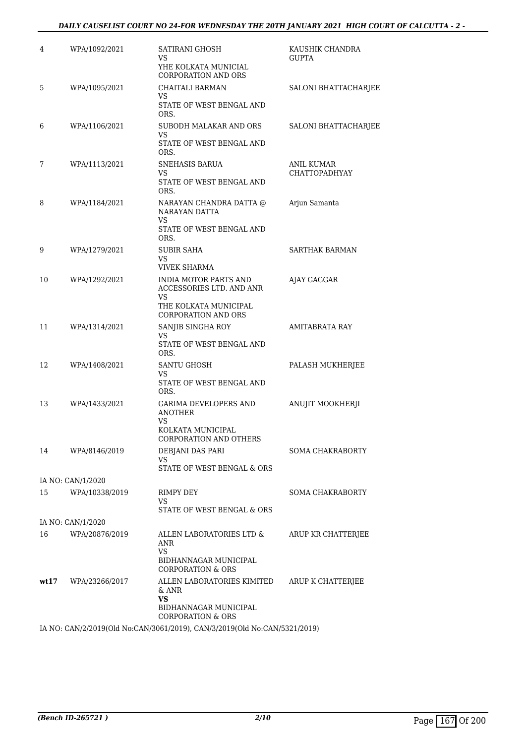| | | | |
|---|---|---|---|
| 4 | WPA/1092/2021 | SATIRANI GHOSH<br>VS<br>YHE KOLKATA MUNICIAL CORPORATION AND ORS | KAUSHIK CHANDRA GUPTA |
| 5 | WPA/1095/2021 | CHAITALI BARMAN<br>VS<br>STATE OF WEST BENGAL AND ORS. | SALONI BHATTACHARJEE |
| 6 | WPA/1106/2021 | SUBODH MALAKAR AND ORS<br>VS<br>STATE OF WEST BENGAL AND ORS. | SALONI BHATTACHARJEE |
| 7 | WPA/1113/2021 | SNEHASIS BARUA<br>VS<br>STATE OF WEST BENGAL AND ORS. | ANIL KUMAR CHATTOPADHYAY |
| 8 | WPA/1184/2021 | NARAYAN CHANDRA DATTA @ NARAYAN DATTA<br>VS<br>STATE OF WEST BENGAL AND ORS. | Arjun Samanta |
| 9 | WPA/1279/2021 | SUBIR SAHA<br>VS<br>VIVEK SHARMA | SARTHAK BARMAN |
| 10 | WPA/1292/2021 | INDIA MOTOR PARTS AND ACCESSORIES LTD. AND ANR<br>VS<br>THE KOLKATA MUNICIPAL CORPORATION AND ORS | AJAY GAGGAR |
| 11 | WPA/1314/2021 | SANJIB SINGHA ROY<br>VS<br>STATE OF WEST BENGAL AND ORS. | AMITABRATA RAY |
| 12 | WPA/1408/2021 | SANTU GHOSH<br>VS<br>STATE OF WEST BENGAL AND ORS. | PALASH MUKHERJEE |
| 13 | WPA/1433/2021 | GARIMA DEVELOPERS AND ANOTHER<br>VS<br>KOLKATA MUNICIPAL CORPORATION AND OTHERS | ANUJIT MOOKHERJI |
| 14 | WPA/8146/2019 | DEBJANI DAS PARI<br>VS<br>STATE OF WEST BENGAL & ORS | SOMA CHAKRABORTY |
| IA NO: CAN/1/2020 | | | |
| 15 | WPA/10338/2019 | RIMPY DEY<br>VS<br>STATE OF WEST BENGAL & ORS | SOMA CHAKRABORTY |
| IA NO: CAN/1/2020 | | | |
| 16 | WPA/20876/2019 | ALLEN LABORATORIES LTD & ANR<br>VS<br>BIDHANNAGAR MUNICIPAL CORPORATION & ORS | ARUP KR CHATTERJEE |
| **wt17** | WPA/23266/2017 | ALLEN LABORATORIES KIMITED & ANR<br>**VS**<br>BIDHANNAGAR MUNICIPAL CORPORATION & ORS | ARUP K CHATTERJEE |

IA NO: CAN/2/2019(Old No:CAN/3061/2019), CAN/3/2019(Old No:CAN/5321/2019)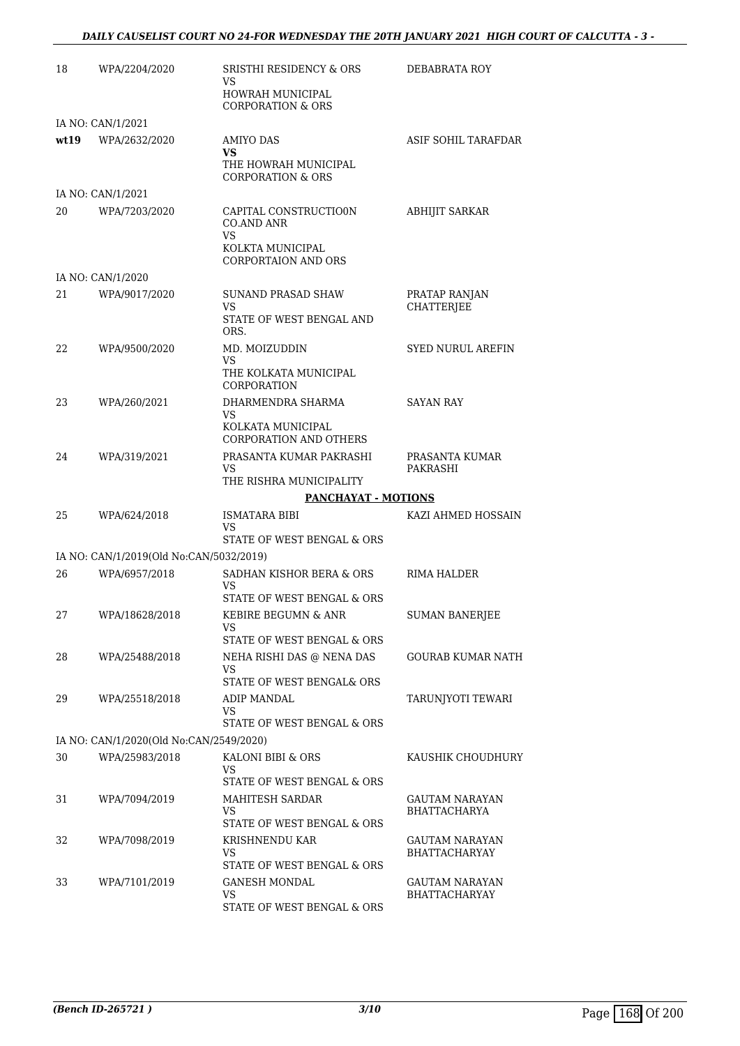| | | | |
|---|---|---|---|
| 18 | WPA/2204/2020 | SRISTHI RESIDENCY & ORS<br>VS<br>HOWRAH MUNICIPAL CORPORATION & ORS | DEBABRATA ROY |
| | IA NO: CAN/1/2021 | | |
| **wt19** | WPA/2632/2020 | AMIYO DAS<br>**VS**<br>THE HOWRAH MUNICIPAL CORPORATION & ORS | ASIF SOHIL TARAFDAR |
| | IA NO: CAN/1/2021 | | |
| 20 | WPA/7203/2020 | CAPITAL CONSTRUCTIO0N CO.AND ANR<br>VS<br>KOLKTA MUNICIPAL CORPORTAION AND ORS | ABHIJIT SARKAR |
| | IA NO: CAN/1/2020 | | |
| 21 | WPA/9017/2020 | SUNAND PRASAD SHAW<br>VS<br>STATE OF WEST BENGAL AND ORS. | PRATAP RANJAN CHATTERJEE |
| 22 | WPA/9500/2020 | MD. MOIZUDDIN<br>VS<br>THE KOLKATA MUNICIPAL CORPORATION | SYED NURUL AREFIN |
| 23 | WPA/260/2021 | DHARMENDRA SHARMA<br>VS<br>KOLKATA MUNICIPAL CORPORATION AND OTHERS | SAYAN RAY |
| 24 | WPA/319/2021 | PRASANTA KUMAR PAKRASHI<br>VS<br>THE RISHRA MUNICIPALITY | PRASANTA KUMAR PAKRASHI |

**PANCHAYAT - MOTIONS**

| | | | |
|---|---|---|---|
| 25 | WPA/624/2018 | ISMATARA BIBI<br>VS<br>STATE OF WEST BENGAL & ORS | KAZI AHMED HOSSAIN |
| | IA NO: CAN/1/2019(Old No:CAN/5032/2019) | | |
| 26 | WPA/6957/2018 | SADHAN KISHOR BERA & ORS<br>VS<br>STATE OF WEST BENGAL & ORS | RIMA HALDER |
| 27 | WPA/18628/2018 | KEBIRE BEGUMN & ANR<br>VS<br>STATE OF WEST BENGAL & ORS | SUMAN BANERJEE |
| 28 | WPA/25488/2018 | NEHA RISHI DAS @ NENA DAS<br>VS<br>STATE OF WEST BENGAL& ORS | GOURAB KUMAR NATH |
| 29 | WPA/25518/2018 | ADIP MANDAL<br>VS<br>STATE OF WEST BENGAL & ORS | TARUNJYOTI TEWARI |
| | IA NO: CAN/1/2020(Old No:CAN/2549/2020) | | |
| 30 | WPA/25983/2018 | KALONI BIBI & ORS<br>VS<br>STATE OF WEST BENGAL & ORS | KAUSHIK CHOUDHURY |
| 31 | WPA/7094/2019 | MAHITESH SARDAR<br>VS<br>STATE OF WEST BENGAL & ORS | GAUTAM NARAYAN BHATTACHARYA |
| 32 | WPA/7098/2019 | KRISHNENDU KAR<br>VS<br>STATE OF WEST BENGAL & ORS | GAUTAM NARAYAN BHATTACHARYAY |
| 33 | WPA/7101/2019 | GANESH MONDAL<br>VS<br>STATE OF WEST BENGAL & ORS | GAUTAM NARAYAN BHATTACHARYAY |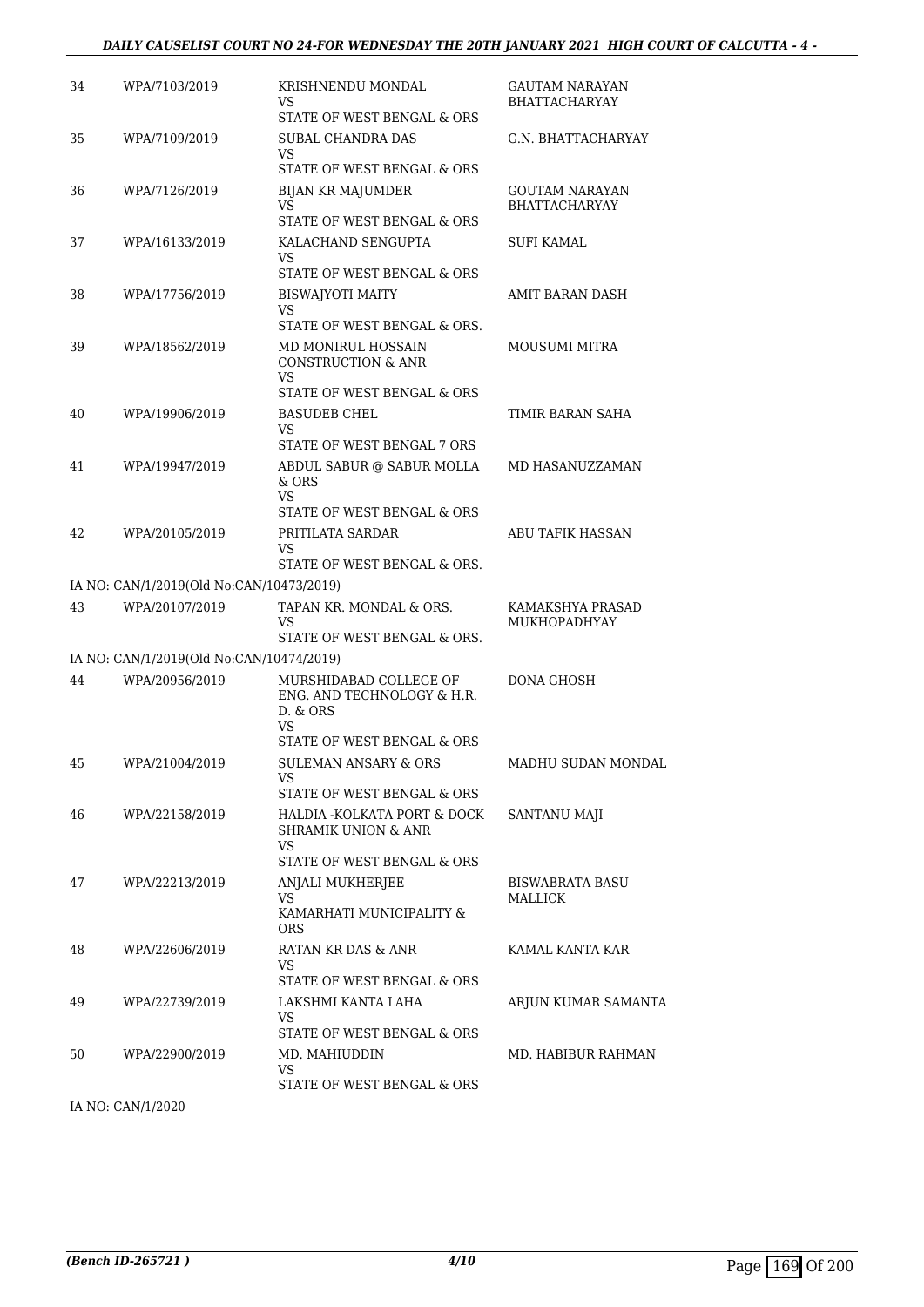| 34 | WPA/7103/2019 | KRISHNENDU MONDAL<br>VS<br>STATE OF WEST BENGAL & ORS | GAUTAM NARAYAN BHATTACHARYAY |
|---|---|---|---|
| 35 | WPA/7109/2019 | SUBAL CHANDRA DAS<br>VS<br>STATE OF WEST BENGAL & ORS | G.N. BHATTACHARYAY |
| 36 | WPA/7126/2019 | BIJAN KR MAJUMDER<br>VS<br>STATE OF WEST BENGAL & ORS | GOUTAM NARAYAN BHATTACHARYAY |
| 37 | WPA/16133/2019 | KALACHAND SENGUPTA<br>VS<br>STATE OF WEST BENGAL & ORS | SUFI KAMAL |
| 38 | WPA/17756/2019 | BISWAJYOTI MAITY<br>VS<br>STATE OF WEST BENGAL & ORS. | AMIT BARAN DASH |
| 39 | WPA/18562/2019 | MD MONIRUL HOSSAIN CONSTRUCTION & ANR<br>VS<br>STATE OF WEST BENGAL & ORS | MOUSUMI MITRA |
| 40 | WPA/19906/2019 | BASUDEB CHEL<br>VS<br>STATE OF WEST BENGAL 7 ORS | TIMIR BARAN SAHA |
| 41 | WPA/19947/2019 | ABDUL SABUR @ SABUR MOLLA & ORS<br>VS<br>STATE OF WEST BENGAL & ORS | MD HASANUZZAMAN |
| 42 | WPA/20105/2019 | PRITILATA SARDAR<br>VS<br>STATE OF WEST BENGAL & ORS. | ABU TAFIK HASSAN |
| | IA NO: CAN/1/2019(Old No:CAN/10473/2019) | | |
| 43 | WPA/20107/2019 | TAPAN KR. MONDAL & ORS.<br>VS<br>STATE OF WEST BENGAL & ORS. | KAMAKSHYA PRASAD MUKHOPADHYAY |
| | IA NO: CAN/1/2019(Old No:CAN/10474/2019) | | |
| 44 | WPA/20956/2019 | MURSHIDABAD COLLEGE OF ENG. AND TECHNOLOGY & H.R. D. & ORS<br>VS<br>STATE OF WEST BENGAL & ORS | DONA GHOSH |
| 45 | WPA/21004/2019 | SULEMAN ANSARY & ORS<br>VS<br>STATE OF WEST BENGAL & ORS | MADHU SUDAN MONDAL |
| 46 | WPA/22158/2019 | HALDIA -KOLKATA PORT & DOCK SHRAMIK UNION & ANR<br>VS<br>STATE OF WEST BENGAL & ORS | SANTANU MAJI |
| 47 | WPA/22213/2019 | ANJALI MUKHERJEE<br>VS<br>KAMARHATI MUNICIPALITY & ORS | BISWABRATA BASU MALLICK |
| 48 | WPA/22606/2019 | RATAN KR DAS & ANR<br>VS<br>STATE OF WEST BENGAL & ORS | KAMAL KANTA KAR |
| 49 | WPA/22739/2019 | LAKSHMI KANTA LAHA<br>VS<br>STATE OF WEST BENGAL & ORS | ARJUN KUMAR SAMANTA |
| 50 | WPA/22900/2019 | MD. MAHIUDDIN<br>VS<br>STATE OF WEST BENGAL & ORS | MD. HABIBUR RAHMAN |
| | IA NO: CAN/1/2020 | | |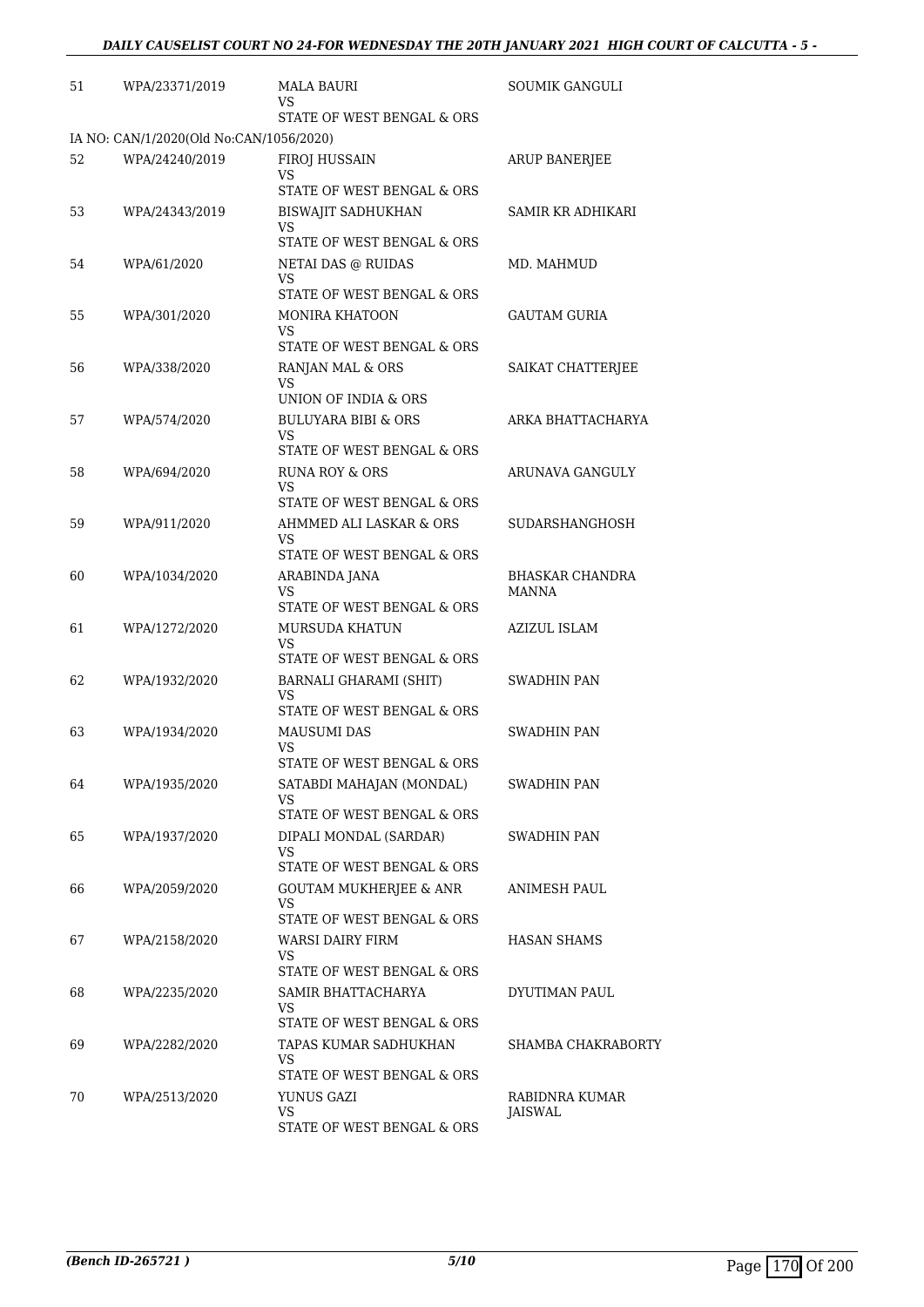| 51 | WPA/23371/2019 | MALA BAURI<br>VS<br>STATE OF WEST BENGAL & ORS | SOUMIK GANGULI |
|---|---|---|---|
| IA NO: CAN/1/2020(Old No:CAN/1056/2020) | | | |
| 52 | WPA/24240/2019 | FIROJ HUSSAIN<br>VS<br>STATE OF WEST BENGAL & ORS | ARUP BANERJEE |
| 53 | WPA/24343/2019 | BISWAJIT SADHUKHAN<br>VS<br>STATE OF WEST BENGAL & ORS | SAMIR KR ADHIKARI |
| 54 | WPA/61/2020 | NETAI DAS @ RUIDAS<br>VS<br>STATE OF WEST BENGAL & ORS | MD. MAHMUD |
| 55 | WPA/301/2020 | MONIRA KHATOON<br>VS<br>STATE OF WEST BENGAL & ORS | GAUTAM GURIA |
| 56 | WPA/338/2020 | RANJAN MAL & ORS<br>VS<br>UNION OF INDIA & ORS | SAIKAT CHATTERJEE |
| 57 | WPA/574/2020 | BULUYARA BIBI & ORS<br>VS<br>STATE OF WEST BENGAL & ORS | ARKA BHATTACHARYA |
| 58 | WPA/694/2020 | RUNA ROY & ORS<br>VS<br>STATE OF WEST BENGAL & ORS | ARUNAVA GANGULY |
| 59 | WPA/911/2020 | AHMMED ALI LASKAR & ORS<br>VS<br>STATE OF WEST BENGAL & ORS | SUDARSHANGHOSH |
| 60 | WPA/1034/2020 | ARABINDA JANA<br>VS<br>STATE OF WEST BENGAL & ORS | BHASKAR CHANDRA MANNA |
| 61 | WPA/1272/2020 | MURSUDA KHATUN<br>VS<br>STATE OF WEST BENGAL & ORS | AZIZUL ISLAM |
| 62 | WPA/1932/2020 | BARNALI GHARAMI (SHIT)<br>VS<br>STATE OF WEST BENGAL & ORS | SWADHIN PAN |
| 63 | WPA/1934/2020 | MAUSUMI DAS<br>VS<br>STATE OF WEST BENGAL & ORS | SWADHIN PAN |
| 64 | WPA/1935/2020 | SATABDI MAHAJAN (MONDAL)<br>VS<br>STATE OF WEST BENGAL & ORS | SWADHIN PAN |
| 65 | WPA/1937/2020 | DIPALI MONDAL (SARDAR)<br>VS<br>STATE OF WEST BENGAL & ORS | SWADHIN PAN |
| 66 | WPA/2059/2020 | GOUTAM MUKHERJEE & ANR<br>VS<br>STATE OF WEST BENGAL & ORS | ANIMESH PAUL |
| 67 | WPA/2158/2020 | WARSI DAIRY FIRM<br>VS<br>STATE OF WEST BENGAL & ORS | HASAN SHAMS |
| 68 | WPA/2235/2020 | SAMIR BHATTACHARYA<br>VS<br>STATE OF WEST BENGAL & ORS | DYUTIMAN PAUL |
| 69 | WPA/2282/2020 | TAPAS KUMAR SADHUKHAN<br>VS<br>STATE OF WEST BENGAL & ORS | SHAMBA CHAKRABORTY |
| 70 | WPA/2513/2020 | YUNUS GAZI<br>VS<br>STATE OF WEST BENGAL & ORS | RABIDNRA KUMAR JAISWAL |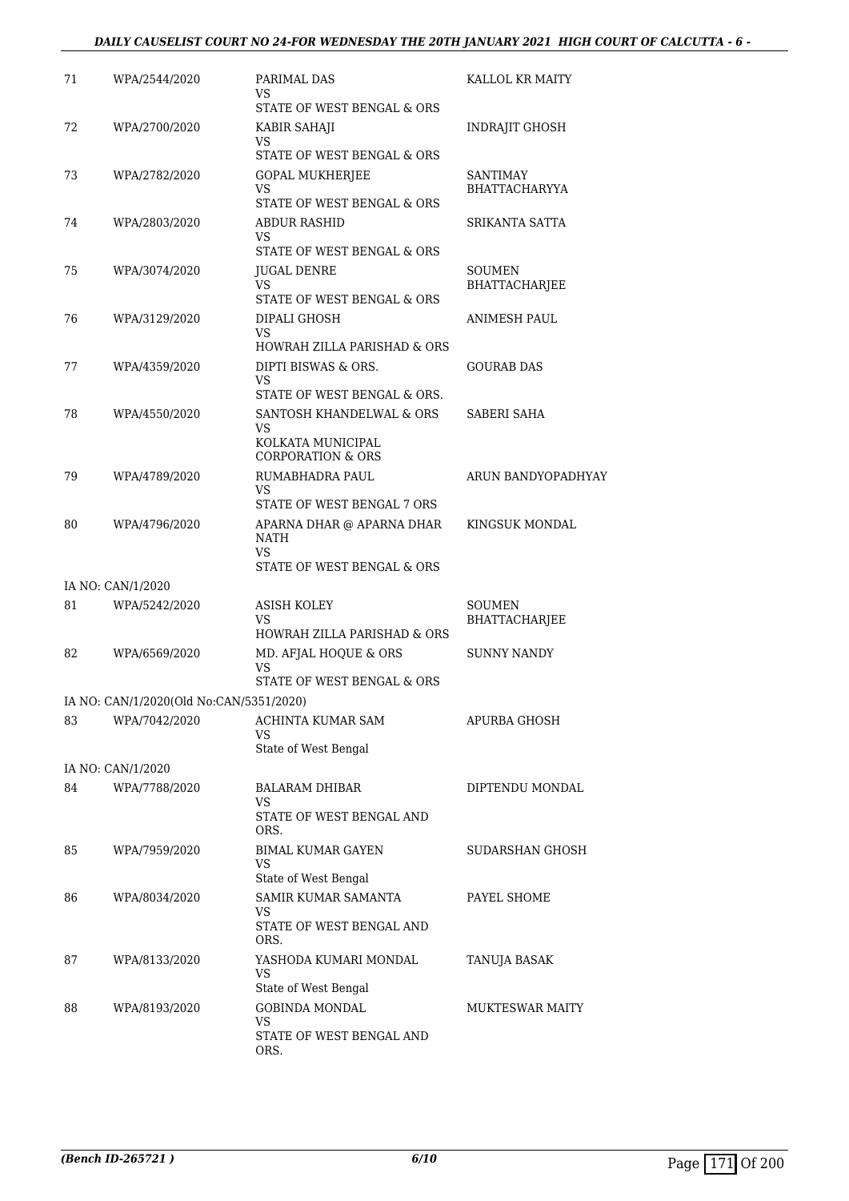| | | | |
|---|---|---|---|
| 71 | WPA/2544/2020 | PARIMAL DAS<br>VS<br>STATE OF WEST BENGAL & ORS | KALLOL KR MAITY |
| 72 | WPA/2700/2020 | KABIR SAHAJI<br>VS<br>STATE OF WEST BENGAL & ORS | INDRAJIT GHOSH |
| 73 | WPA/2782/2020 | GOPAL MUKHERJEE<br>VS<br>STATE OF WEST BENGAL & ORS | SANTIMAY BHATTACHARYYA |
| 74 | WPA/2803/2020 | ABDUR RASHID<br>VS<br>STATE OF WEST BENGAL & ORS | SRIKANTA SATTA |
| 75 | WPA/3074/2020 | JUGAL DENRE<br>VS<br>STATE OF WEST BENGAL & ORS | SOUMEN BHATTACHARJEE |
| 76 | WPA/3129/2020 | DIPALI GHOSH<br>VS<br>HOWRAH ZILLA PARISHAD & ORS | ANIMESH PAUL |
| 77 | WPA/4359/2020 | DIPTI BISWAS & ORS.<br>VS<br>STATE OF WEST BENGAL & ORS. | GOURAB DAS |
| 78 | WPA/4550/2020 | SANTOSH KHANDELWAL & ORS<br>VS<br>KOLKATA MUNICIPAL CORPORATION & ORS | SABERI SAHA |
| 79 | WPA/4789/2020 | RUMABHADRA PAUL<br>VS<br>STATE OF WEST BENGAL 7 ORS | ARUN BANDYOPADHYAY |
| 80 | WPA/4796/2020 | APARNA DHAR @ APARNA DHAR NATH<br>VS<br>STATE OF WEST BENGAL & ORS | KINGSUK MONDAL |
| | IA NO: CAN/1/2020 | | |
| 81 | WPA/5242/2020 | ASISH KOLEY<br>VS<br>HOWRAH ZILLA PARISHAD & ORS | SOUMEN BHATTACHARJEE |
| 82 | WPA/6569/2020 | MD. AFJAL HOQUE & ORS<br>VS<br>STATE OF WEST BENGAL & ORS | SUNNY NANDY |
| | IA NO: CAN/1/2020(Old No:CAN/5351/2020) | | |
| 83 | WPA/7042/2020 | ACHINTA KUMAR SAM<br>VS<br>State of West Bengal | APURBA GHOSH |
| | IA NO: CAN/1/2020 | | |
| 84 | WPA/7788/2020 | BALARAM DHIBAR<br>VS<br>STATE OF WEST BENGAL AND ORS. | DIPTENDU MONDAL |
| 85 | WPA/7959/2020 | BIMAL KUMAR GAYEN<br>VS<br>State of West Bengal | SUDARSHAN GHOSH |
| 86 | WPA/8034/2020 | SAMIR KUMAR SAMANTA<br>VS<br>STATE OF WEST BENGAL AND ORS. | PAYEL SHOME |
| 87 | WPA/8133/2020 | YASHODA KUMARI MONDAL<br>VS<br>State of West Bengal | TANUJA BASAK |
| 88 | WPA/8193/2020 | GOBINDA MONDAL<br>VS<br>STATE OF WEST BENGAL AND ORS. | MUKTESWAR MAITY |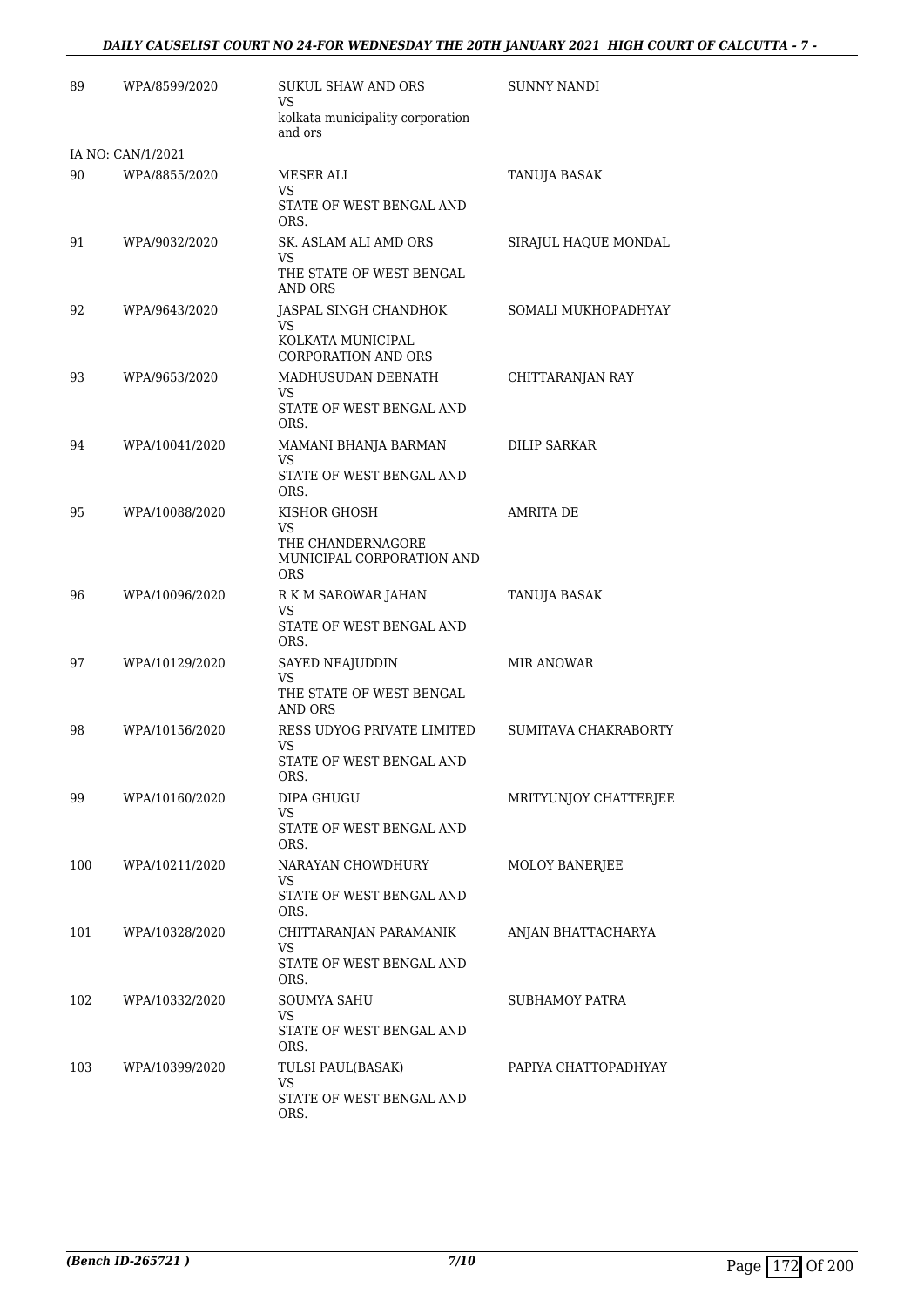| | | | |
|---|---|---|---|
| 89 | WPA/8599/2020 | SUKUL SHAW AND ORS<br>VS<br>kolkata municipality corporation and ors | SUNNY NANDI |
| IA NO: CAN/1/2021 | | | |
| 90 | WPA/8855/2020 | MESER ALI<br>VS<br>STATE OF WEST BENGAL AND ORS. | TANUJA BASAK |
| 91 | WPA/9032/2020 | SK. ASLAM ALI AMD ORS<br>VS<br>THE STATE OF WEST BENGAL AND ORS | SIRAJUL HAQUE MONDAL |
| 92 | WPA/9643/2020 | JASPAL SINGH CHANDHOK<br>VS<br>KOLKATA MUNICIPAL CORPORATION AND ORS | SOMALI MUKHOPADHYAY |
| 93 | WPA/9653/2020 | MADHUSUDAN DEBNATH<br>VS<br>STATE OF WEST BENGAL AND ORS. | CHITTARANJAN RAY |
| 94 | WPA/10041/2020 | MAMANI BHANJA BARMAN<br>VS<br>STATE OF WEST BENGAL AND ORS. | DILIP SARKAR |
| 95 | WPA/10088/2020 | KISHOR GHOSH<br>VS<br>THE CHANDERNAGORE MUNICIPAL CORPORATION AND ORS | AMRITA DE |
| 96 | WPA/10096/2020 | R K M SAROWAR JAHAN<br>VS<br>STATE OF WEST BENGAL AND ORS. | TANUJA BASAK |
| 97 | WPA/10129/2020 | SAYED NEAJUDDIN<br>VS<br>THE STATE OF WEST BENGAL AND ORS | MIR ANOWAR |
| 98 | WPA/10156/2020 | RESS UDYOG PRIVATE LIMITED<br>VS<br>STATE OF WEST BENGAL AND ORS. | SUMITAVA CHAKRABORTY |
| 99 | WPA/10160/2020 | DIPA GHUGU<br>VS<br>STATE OF WEST BENGAL AND ORS. | MRITYUNJOY CHATTERJEE |
| 100 | WPA/10211/2020 | NARAYAN CHOWDHURY<br>VS<br>STATE OF WEST BENGAL AND ORS. | MOLOY BANERJEE |
| 101 | WPA/10328/2020 | CHITTARANJAN PARAMANIK<br>VS<br>STATE OF WEST BENGAL AND ORS. | ANJAN BHATTACHARYA |
| 102 | WPA/10332/2020 | SOUMYA SAHU<br>VS<br>STATE OF WEST BENGAL AND ORS. | SUBHAMOY PATRA |
| 103 | WPA/10399/2020 | TULSI PAUL(BASAK)<br>VS<br>STATE OF WEST BENGAL AND ORS. | PAPIYA CHATTOPADHYAY |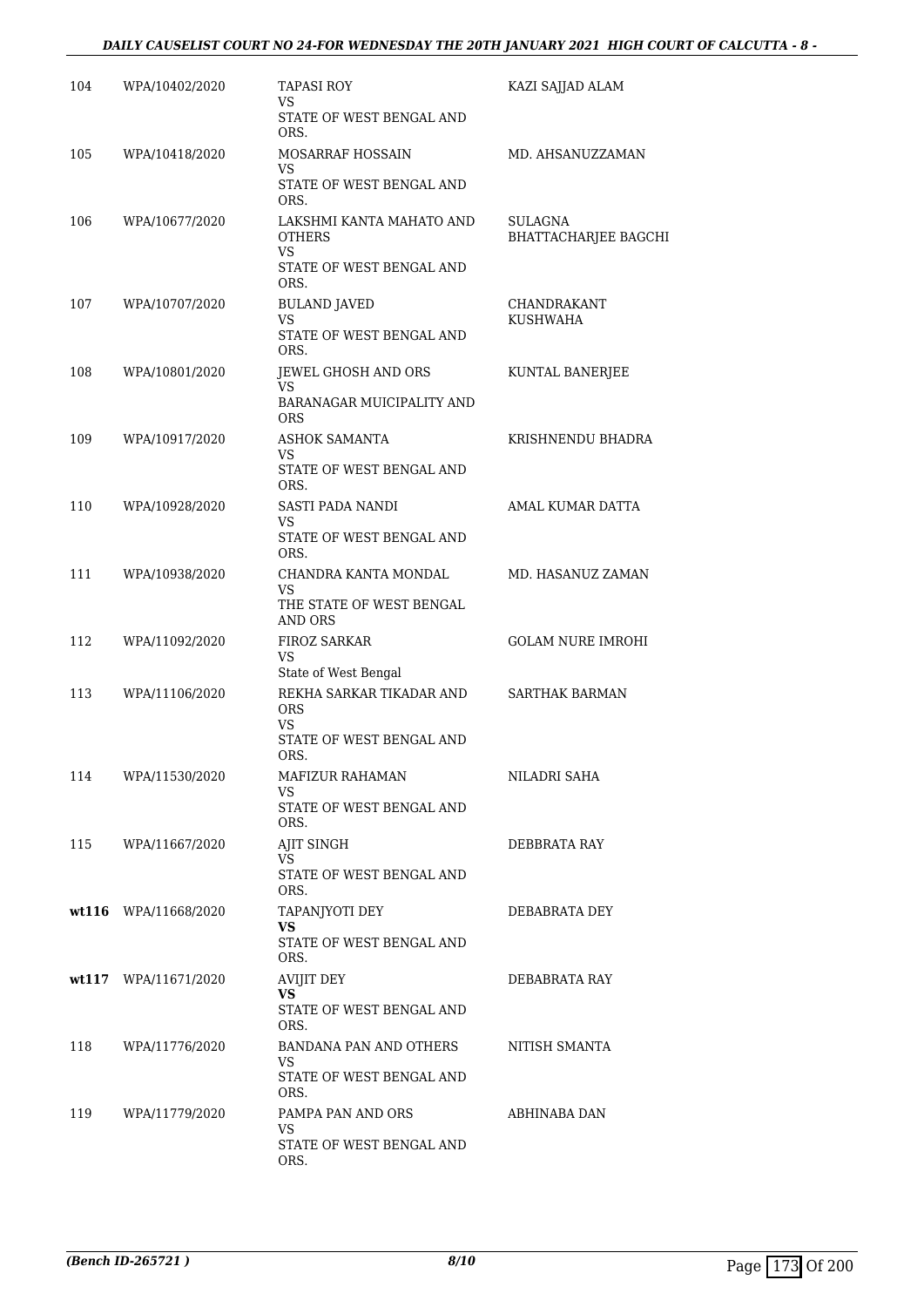| 104 | WPA/10402/2020 | TAPASI ROY<br>VS<br>STATE OF WEST BENGAL AND ORS. | KAZI SAJJAD ALAM |
|---|---|---|---|
| 105 | WPA/10418/2020 | MOSARRAF HOSSAIN<br>VS<br>STATE OF WEST BENGAL AND ORS. | MD. AHSANUZZAMAN |
| 106 | WPA/10677/2020 | LAKSHMI KANTA MAHATO AND OTHERS<br>VS<br>STATE OF WEST BENGAL AND ORS. | SULAGNA BHATTACHARJEE BAGCHI |
| 107 | WPA/10707/2020 | BULAND JAVED<br>VS<br>STATE OF WEST BENGAL AND ORS. | CHANDRAKANT KUSHWAHA |
| 108 | WPA/10801/2020 | JEWEL GHOSH AND ORS<br>VS<br>BARANAGAR MUICIPALITY AND ORS | KUNTAL BANERJEE |
| 109 | WPA/10917/2020 | ASHOK SAMANTA<br>VS<br>STATE OF WEST BENGAL AND ORS. | KRISHNENDU BHADRA |
| 110 | WPA/10928/2020 | SASTI PADA NANDI<br>VS<br>STATE OF WEST BENGAL AND ORS. | AMAL KUMAR DATTA |
| 111 | WPA/10938/2020 | CHANDRA KANTA MONDAL<br>VS<br>THE STATE OF WEST BENGAL AND ORS | MD. HASANUZ ZAMAN |
| 112 | WPA/11092/2020 | FIROZ SARKAR<br>VS<br>State of West Bengal | GOLAM NURE IMROHI |
| 113 | WPA/11106/2020 | REKHA SARKAR TIKADAR AND ORS<br>VS<br>STATE OF WEST BENGAL AND ORS. | SARTHAK BARMAN |
| 114 | WPA/11530/2020 | MAFIZUR RAHAMAN<br>VS<br>STATE OF WEST BENGAL AND ORS. | NILADRI SAHA |
| 115 | WPA/11667/2020 | AJIT SINGH<br>VS<br>STATE OF WEST BENGAL AND ORS. | DEBBRATA RAY |
| **wt116** | WPA/11668/2020 | TAPANJYOTI DEY<br>**VS**<br>STATE OF WEST BENGAL AND ORS. | DEBABRATA DEY |
| **wt117** | WPA/11671/2020 | AVIJIT DEY<br>**VS**<br>STATE OF WEST BENGAL AND ORS. | DEBABRATA RAY |
| 118 | WPA/11776/2020 | BANDANA PAN AND OTHERS<br>VS<br>STATE OF WEST BENGAL AND ORS. | NITISH SMANTA |
| 119 | WPA/11779/2020 | PAMPA PAN AND ORS<br>VS<br>STATE OF WEST BENGAL AND ORS. | ABHINABA DAN |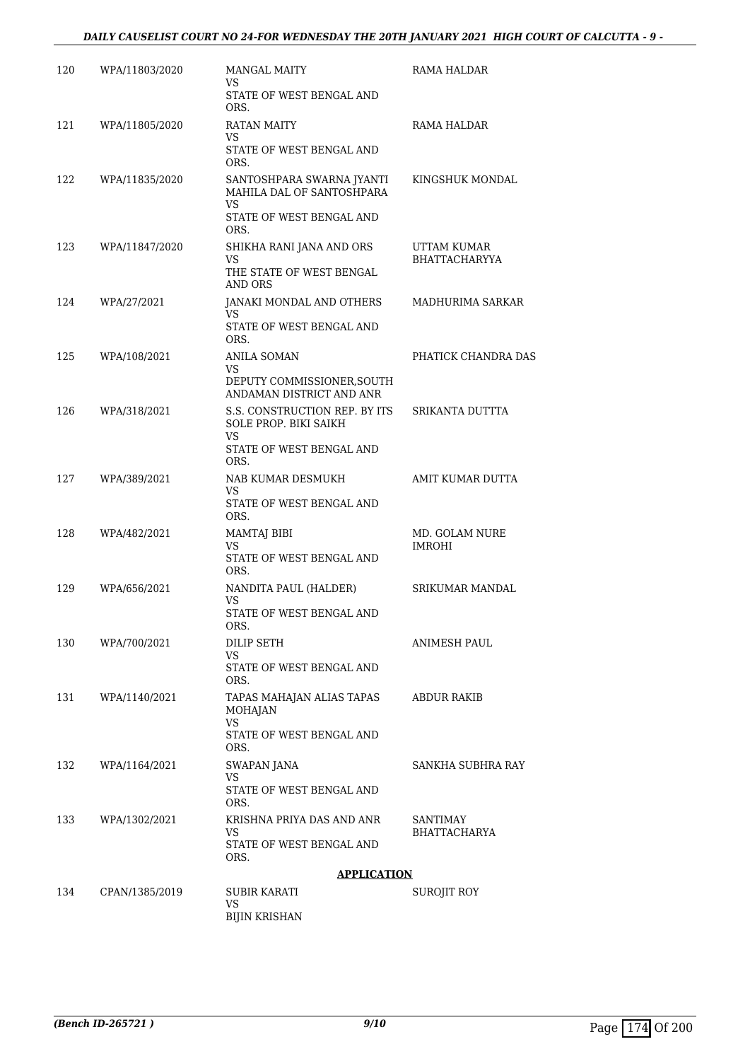| | | | |
|---|---|---|---|
| 120 | WPA/11803/2020 | MANGAL MAITY<br>VS<br>STATE OF WEST BENGAL AND ORS. | RAMA HALDAR |
| 121 | WPA/11805/2020 | RATAN MAITY<br>VS<br>STATE OF WEST BENGAL AND ORS. | RAMA HALDAR |
| 122 | WPA/11835/2020 | SANTOSHPARA SWARNA JYANTI MAHILA DAL OF SANTOSHPARA<br>VS<br>STATE OF WEST BENGAL AND ORS. | KINGSHUK MONDAL |
| 123 | WPA/11847/2020 | SHIKHA RANI JANA AND ORS<br>VS<br>THE STATE OF WEST BENGAL AND ORS | UTTAM KUMAR BHATTACHARYYA |
| 124 | WPA/27/2021 | JANAKI MONDAL AND OTHERS<br>VS<br>STATE OF WEST BENGAL AND ORS. | MADHURIMA SARKAR |
| 125 | WPA/108/2021 | ANILA SOMAN<br>VS<br>DEPUTY COMMISSIONER,SOUTH ANDAMAN DISTRICT AND ANR | PHATICK CHANDRA DAS |
| 126 | WPA/318/2021 | S.S. CONSTRUCTION REP. BY ITS SOLE PROP. BIKI SAIKH<br>VS<br>STATE OF WEST BENGAL AND ORS. | SRIKANTA DUTTTA |
| 127 | WPA/389/2021 | NAB KUMAR DESMUKH<br>VS<br>STATE OF WEST BENGAL AND ORS. | AMIT KUMAR DUTTA |
| 128 | WPA/482/2021 | MAMTAJ BIBI<br>VS<br>STATE OF WEST BENGAL AND ORS. | MD. GOLAM NURE IMROHI |
| 129 | WPA/656/2021 | NANDITA PAUL (HALDER)<br>VS<br>STATE OF WEST BENGAL AND ORS. | SRIKUMAR MANDAL |
| 130 | WPA/700/2021 | DILIP SETH<br>VS<br>STATE OF WEST BENGAL AND ORS. | ANIMESH PAUL |
| 131 | WPA/1140/2021 | TAPAS MAHAJAN ALIAS TAPAS MOHAJAN<br>VS<br>STATE OF WEST BENGAL AND ORS. | ABDUR RAKIB |
| 132 | WPA/1164/2021 | SWAPAN JANA<br>VS<br>STATE OF WEST BENGAL AND ORS. | SANKHA SUBHRA RAY |
| 133 | WPA/1302/2021 | KRISHNA PRIYA DAS AND ANR<br>VS<br>STATE OF WEST BENGAL AND ORS. | SANTIMAY BHATTACHARYA |

**APPLICATION**

| | | | |
|---|---|---|---|
| 134 | CPAN/1385/2019 | SUBIR KARATI<br>VS<br>BIJIN KRISHAN | SUROJIT ROY |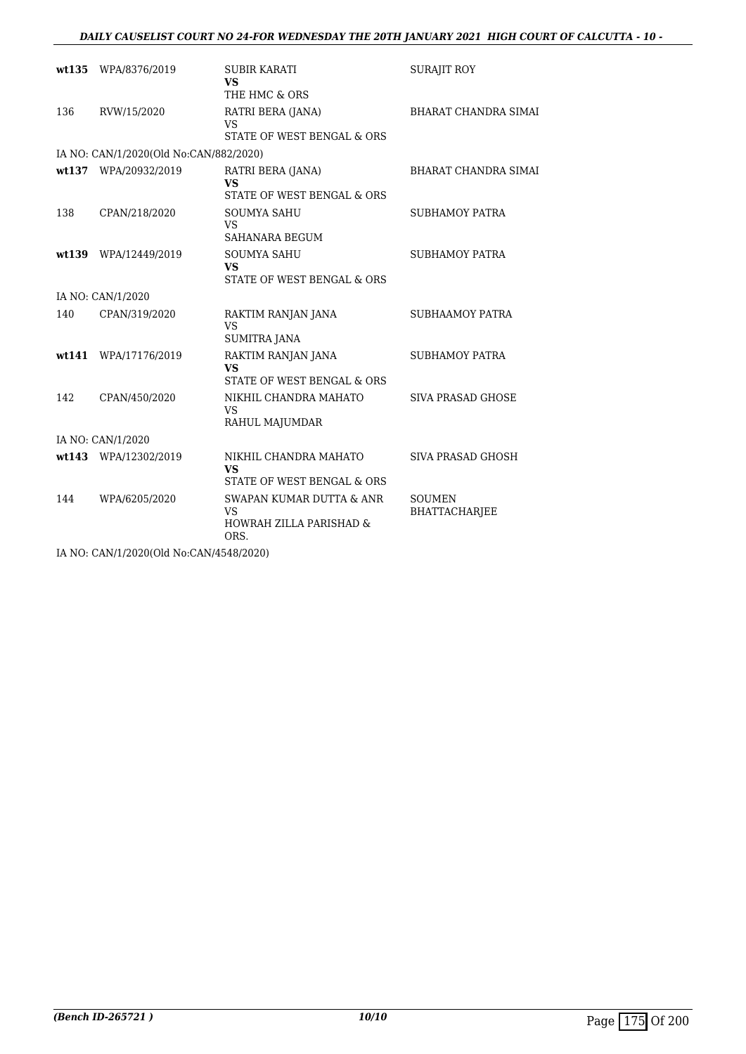| | | | |
|---|---|---|---|
| **wt135** | WPA/8376/2019 | SUBIR KARATI<br>**VS**<br>THE HMC & ORS | SURAJIT ROY |
| 136 | RVW/15/2020 | RATRI BERA (JANA)<br>VS<br>STATE OF WEST BENGAL & ORS | BHARAT CHANDRA SIMAI |
| IA NO: CAN/1/2020(Old No:CAN/882/2020) | | | |
| **wt137** | WPA/20932/2019 | RATRI BERA (JANA)<br>**VS**<br>STATE OF WEST BENGAL & ORS | BHARAT CHANDRA SIMAI |
| 138 | CPAN/218/2020 | SOUMYA SAHU<br>VS<br>SAHANARA BEGUM | SUBHAMOY PATRA |
| **wt139** | WPA/12449/2019 | SOUMYA SAHU<br>**VS**<br>STATE OF WEST BENGAL & ORS | SUBHAMOY PATRA |
| IA NO: CAN/1/2020 | | | |
| 140 | CPAN/319/2020 | RAKTIM RANJAN JANA<br>VS<br>SUMITRA JANA | SUBHAAMOY PATRA |
| **wt141** | WPA/17176/2019 | RAKTIM RANJAN JANA<br>**VS**<br>STATE OF WEST BENGAL & ORS | SUBHAMOY PATRA |
| 142 | CPAN/450/2020 | NIKHIL CHANDRA MAHATO<br>VS<br>RAHUL MAJUMDAR | SIVA PRASAD GHOSE |
| IA NO: CAN/1/2020 | | | |
| **wt143** | WPA/12302/2019 | NIKHIL CHANDRA MAHATO<br>**VS**<br>STATE OF WEST BENGAL & ORS | SIVA PRASAD GHOSH |
| 144 | WPA/6205/2020 | SWAPAN KUMAR DUTTA & ANR<br>VS<br>HOWRAH ZILLA PARISHAD & ORS. | SOUMEN BHATTACHARJEE |
| IA NO: CAN/1/2020(Old No:CAN/4548/2020) | | | |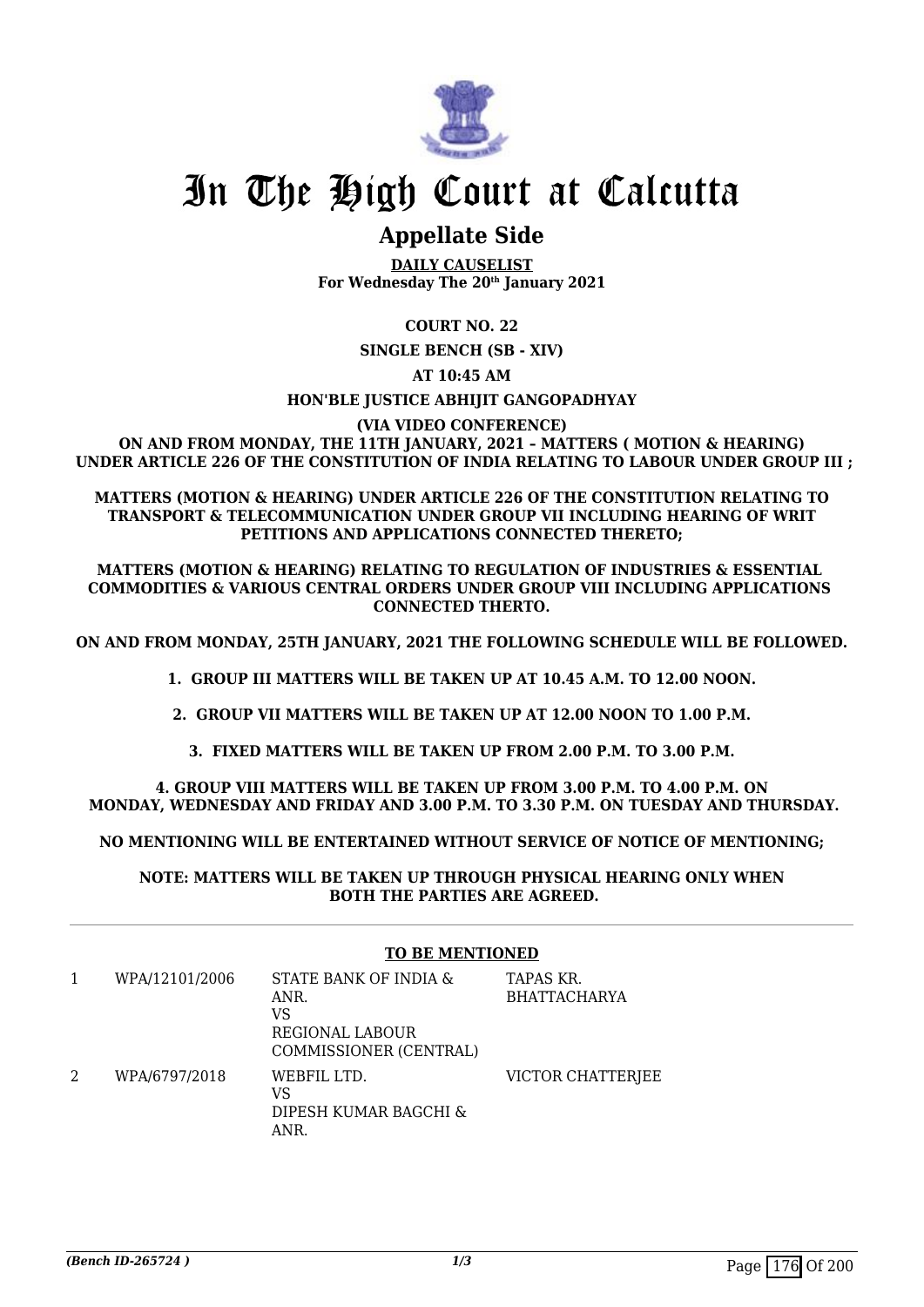# In The High Court at Calcutta

## Appellate Side

**DAILY CAUSELIST**
**For Wednesday The 20th January 2021**

**COURT NO. 22**

**SINGLE BENCH (SB - XIV)**

**AT 10:45 AM**

**HON'BLE JUSTICE ABHIJIT GANGOPADHYAY**

**(VIA VIDEO CONFERENCE)**

**ON AND FROM MONDAY, THE 11TH JANUARY, 2021 – MATTERS ( MOTION & HEARING) UNDER ARTICLE 226 OF THE CONSTITUTION OF INDIA RELATING TO LABOUR UNDER GROUP III ;**

**MATTERS (MOTION & HEARING) UNDER ARTICLE 226 OF THE CONSTITUTION RELATING TO TRANSPORT & TELECOMMUNICATION UNDER GROUP VII INCLUDING HEARING OF WRIT PETITIONS AND APPLICATIONS CONNECTED THERETO;**

**MATTERS (MOTION & HEARING) RELATING TO REGULATION OF INDUSTRIES & ESSENTIAL COMMODITIES & VARIOUS CENTRAL ORDERS UNDER GROUP VIII INCLUDING APPLICATIONS CONNECTED THERTO.**

**ON AND FROM MONDAY, 25TH JANUARY, 2021 THE FOLLOWING SCHEDULE WILL BE FOLLOWED.**

**1. GROUP III MATTERS WILL BE TAKEN UP AT 10.45 A.M. TO 12.00 NOON.**

**2. GROUP VII MATTERS WILL BE TAKEN UP AT 12.00 NOON TO 1.00 P.M.**

**3. FIXED MATTERS WILL BE TAKEN UP FROM 2.00 P.M. TO 3.00 P.M.**

**4. GROUP VIII MATTERS WILL BE TAKEN UP FROM 3.00 P.M. TO 4.00 P.M. ON MONDAY, WEDNESDAY AND FRIDAY AND 3.00 P.M. TO 3.30 P.M. ON TUESDAY AND THURSDAY.**

**NO MENTIONING WILL BE ENTERTAINED WITHOUT SERVICE OF NOTICE OF MENTIONING;**

**NOTE: MATTERS WILL BE TAKEN UP THROUGH PHYSICAL HEARING ONLY WHEN BOTH THE PARTIES ARE AGREED.**

**TO BE MENTIONED**

| | | | |
|---|---|---|---|
| 1 | WPA/12101/2006 | STATE BANK OF INDIA & ANR.<br>VS<br>REGIONAL LABOUR COMMISSIONER (CENTRAL) | TAPAS KR. BHATTACHARYA |
| 2 | WPA/6797/2018 | WEBFIL LTD.<br>VS<br>DIPESH KUMAR BAGCHI & ANR. | VICTOR CHATTERJEE |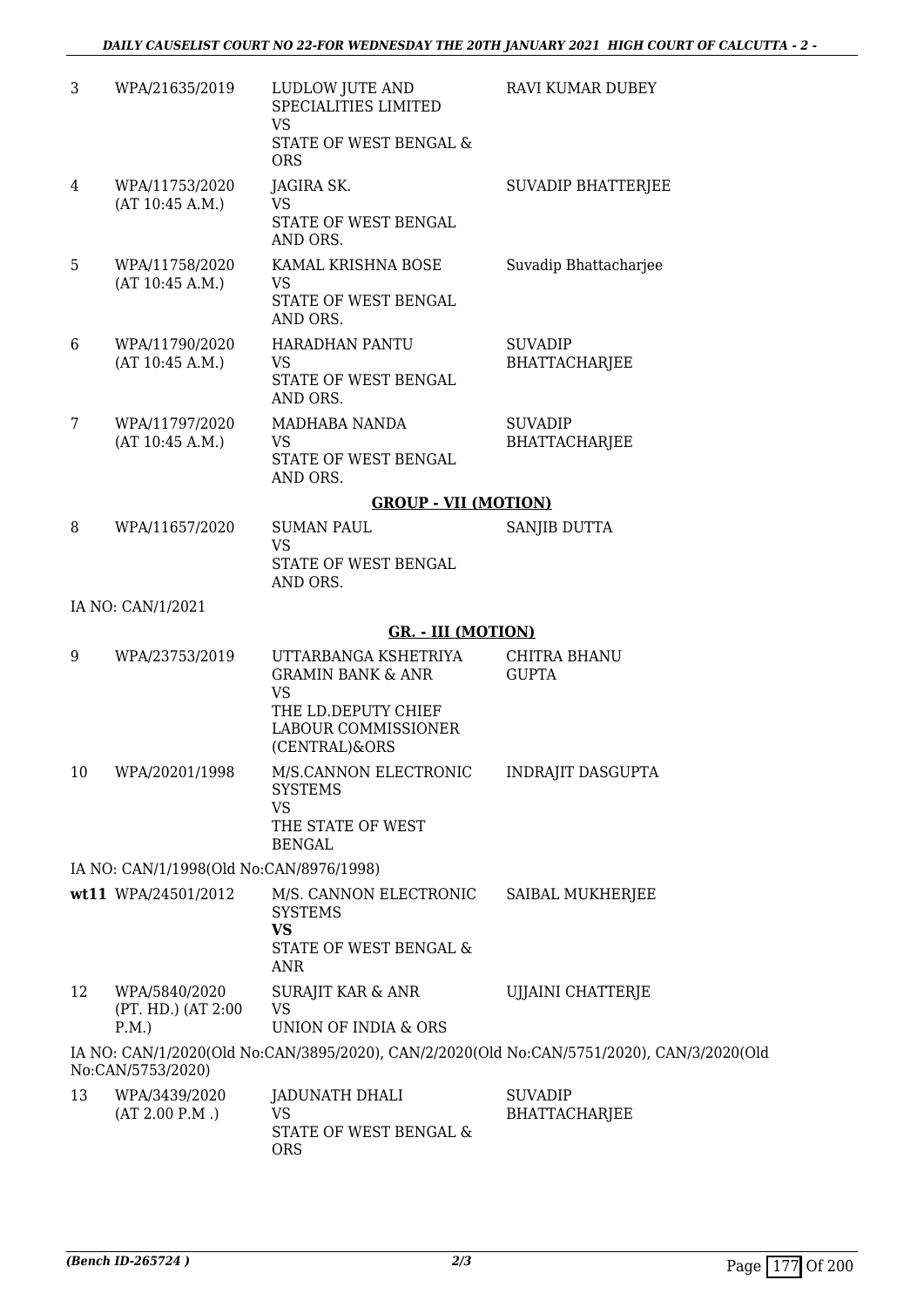| | | | |
|---|---|---|---|
| 3 | WPA/21635/2019 | LUDLOW JUTE AND SPECIALITIES LIMITED<br>VS<br>STATE OF WEST BENGAL & ORS | RAVI KUMAR DUBEY |
| 4 | WPA/11753/2020 (AT 10:45 A.M.) | JAGIRA SK.<br>VS<br>STATE OF WEST BENGAL AND ORS. | SUVADIP BHATTERJEE |
| 5 | WPA/11758/2020 (AT 10:45 A.M.) | KAMAL KRISHNA BOSE<br>VS<br>STATE OF WEST BENGAL AND ORS. | Suvadip Bhattacharjee |
| 6 | WPA/11790/2020 (AT 10:45 A.M.) | HARADHAN PANTU<br>VS<br>STATE OF WEST BENGAL AND ORS. | SUVADIP BHATTACHARJEE |
| 7 | WPA/11797/2020 (AT 10:45 A.M.) | MADHABA NANDA<br>VS<br>STATE OF WEST BENGAL AND ORS. | SUVADIP BHATTACHARJEE |

**GROUP - VII (MOTION)**

| | | | |
|---|---|---|---|
| 8 | WPA/11657/2020 | SUMAN PAUL<br>VS<br>STATE OF WEST BENGAL AND ORS. | SANJIB DUTTA |

IA NO: CAN/1/2021

**GR. - III (MOTION)**

| | | | |
|---|---|---|---|
| 9 | WPA/23753/2019 | UTTARBANGA KSHETRIYA GRAMIN BANK & ANR<br>VS<br>THE LD.DEPUTY CHIEF LABOUR COMMISSIONER (CENTRAL)&ORS | CHITRA BHANU GUPTA |
| 10 | WPA/20201/1998 | M/S.CANNON ELECTRONIC SYSTEMS<br>VS<br>THE STATE OF WEST BENGAL | INDRAJIT DASGUPTA |

IA NO: CAN/1/1998(Old No:CAN/8976/1998)

| | | | |
|---|---|---|---|
| wt11 | WPA/24501/2012 | M/S. CANNON ELECTRONIC SYSTEMS<br>**VS**<br>STATE OF WEST BENGAL & ANR | SAIBAL MUKHERJEE |
| 12 | WPA/5840/2020 (PT. HD.) (AT 2:00 P.M.) | SURAJIT KAR & ANR<br>VS<br>UNION OF INDIA & ORS | UJJAINI CHATTERJE |

IA NO: CAN/1/2020(Old No:CAN/3895/2020), CAN/2/2020(Old No:CAN/5751/2020), CAN/3/2020(Old No:CAN/5753/2020)

| | | | |
|---|---|---|---|
| 13 | WPA/3439/2020 (AT 2.00 P.M .) | JADUNATH DHALI<br>VS<br>STATE OF WEST BENGAL & ORS | SUVADIP BHATTACHARJEE |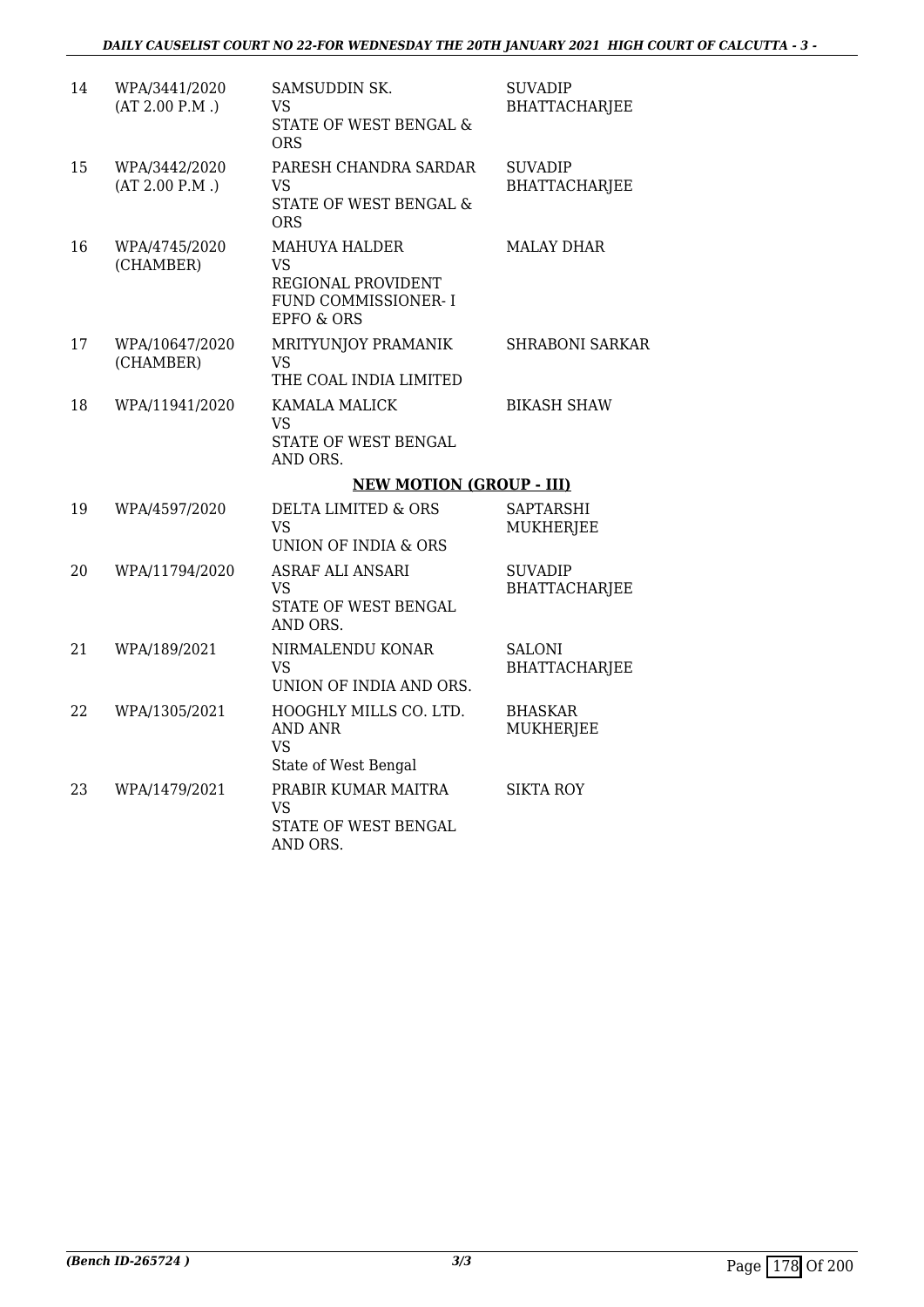| 14 | WPA/3441/2020 (AT 2.00 P.M .) | SAMSUDDIN SK. VS STATE OF WEST BENGAL & ORS | SUVADIP BHATTACHARJEE |
|---|---|---|---|
| 15 | WPA/3442/2020 (AT 2.00 P.M .) | PARESH CHANDRA SARDAR VS STATE OF WEST BENGAL & ORS | SUVADIP BHATTACHARJEE |
| 16 | WPA/4745/2020 (CHAMBER) | MAHUYA HALDER VS REGIONAL PROVIDENT FUND COMMISSIONER- I EPFO & ORS | MALAY DHAR |
| 17 | WPA/10647/2020 (CHAMBER) | MRITYUNJOY PRAMANIK VS THE COAL INDIA LIMITED | SHRABONI SARKAR |
| 18 | WPA/11941/2020 | KAMALA MALICK VS STATE OF WEST BENGAL AND ORS. | BIKASH SHAW |

**NEW MOTION (GROUP - III)**

| 19 | WPA/4597/2020 | DELTA LIMITED & ORS VS UNION OF INDIA & ORS | SAPTARSHI MUKHERJEE |
|---|---|---|---|
| 20 | WPA/11794/2020 | ASRAF ALI ANSARI VS STATE OF WEST BENGAL AND ORS. | SUVADIP BHATTACHARJEE |
| 21 | WPA/189/2021 | NIRMALENDU KONAR VS UNION OF INDIA AND ORS. | SALONI BHATTACHARJEE |
| 22 | WPA/1305/2021 | HOOGHLY MILLS CO. LTD. AND ANR VS State of West Bengal | BHASKAR MUKHERJEE |
| 23 | WPA/1479/2021 | PRABIR KUMAR MAITRA VS STATE OF WEST BENGAL AND ORS. | SIKTA ROY |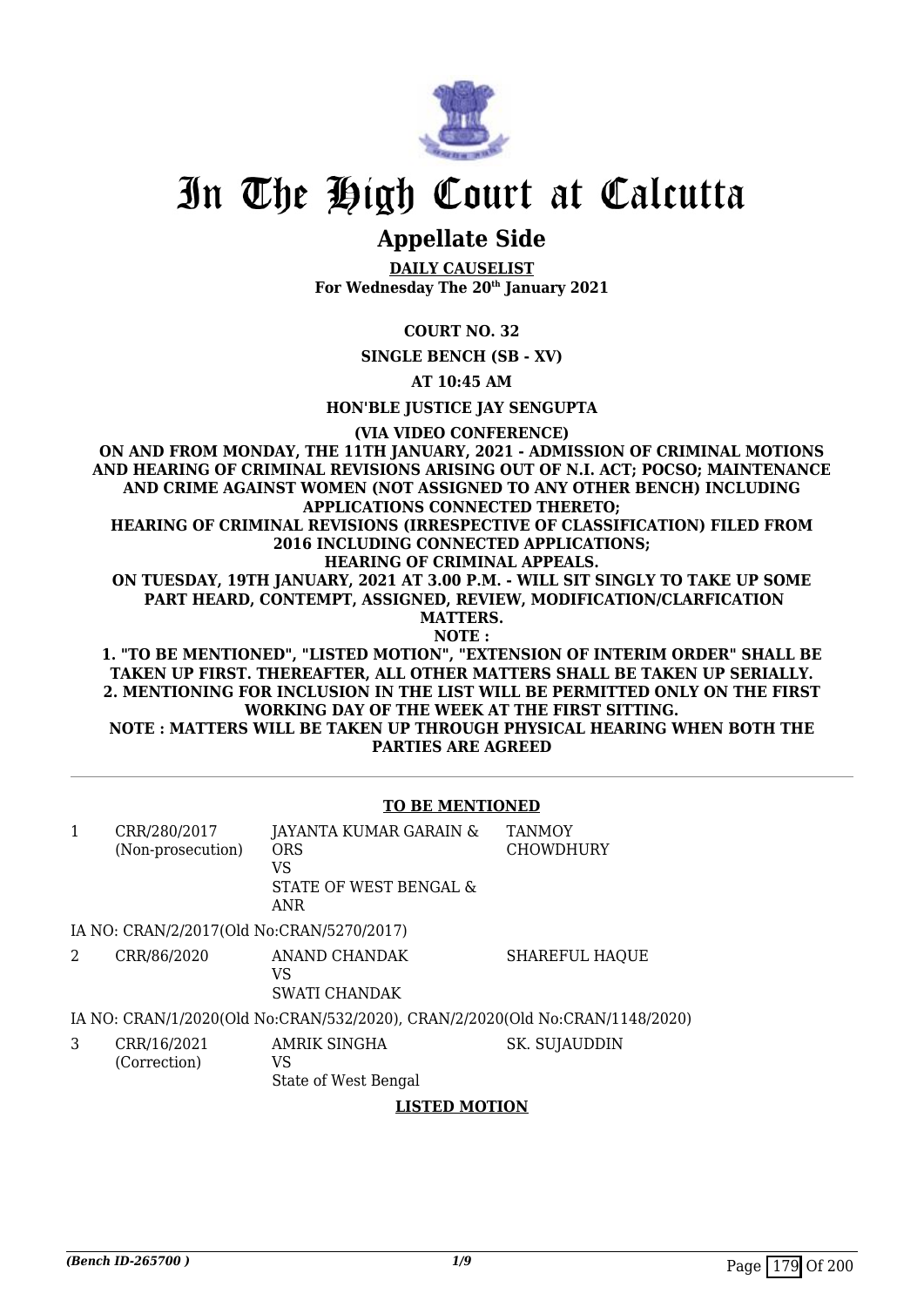# In The High Court at Calcutta

## Appellate Side

**DAILY CAUSELIST**
**For Wednesday The 20th January 2021**

**COURT NO. 32**

**SINGLE BENCH (SB - XV)**

**AT 10:45 AM**

**HON'BLE JUSTICE JAY SENGUPTA**

**(VIA VIDEO CONFERENCE)**

**ON AND FROM MONDAY, THE 11TH JANUARY, 2021 - ADMISSION OF CRIMINAL MOTIONS AND HEARING OF CRIMINAL REVISIONS ARISING OUT OF N.I. ACT; POCSO; MAINTENANCE AND CRIME AGAINST WOMEN (NOT ASSIGNED TO ANY OTHER BENCH) INCLUDING APPLICATIONS CONNECTED THERETO;**
**HEARING OF CRIMINAL REVISIONS (IRRESPECTIVE OF CLASSIFICATION) FILED FROM 2016 INCLUDING CONNECTED APPLICATIONS;**
**HEARING OF CRIMINAL APPEALS.**
**ON TUESDAY, 19TH JANUARY, 2021 AT 3.00 P.M. - WILL SIT SINGLY TO TAKE UP SOME PART HEARD, CONTEMPT, ASSIGNED, REVIEW, MODIFICATION/CLARFICATION MATTERS.**
**NOTE :**
**1. "TO BE MENTIONED", "LISTED MOTION", "EXTENSION OF INTERIM ORDER" SHALL BE TAKEN UP FIRST. THEREAFTER, ALL OTHER MATTERS SHALL BE TAKEN UP SERIALLY.**
**2. MENTIONING FOR INCLUSION IN THE LIST WILL BE PERMITTED ONLY ON THE FIRST WORKING DAY OF THE WEEK AT THE FIRST SITTING.**
**NOTE : MATTERS WILL BE TAKEN UP THROUGH PHYSICAL HEARING WHEN BOTH THE PARTIES ARE AGREED**

### TO BE MENTIONED

| | | | |
|---|---|---|---|
| 1 | CRR/280/2017 (Non-prosecution) | JAYANTA KUMAR GARAIN & ORS VS STATE OF WEST BENGAL & ANR | TANMOY CHOWDHURY |

IA NO: CRAN/2/2017(Old No:CRAN/5270/2017)

| | | | |
|---|---|---|---|
| 2 | CRR/86/2020 | ANAND CHANDAK VS SWATI CHANDAK | SHAREFUL HAQUE |

IA NO: CRAN/1/2020(Old No:CRAN/532/2020), CRAN/2/2020(Old No:CRAN/1148/2020)

| | | | |
|---|---|---|---|
| 3 | CRR/16/2021 (Correction) | AMRIK SINGHA VS State of West Bengal | SK. SUJAUDDIN |

### LISTED MOTION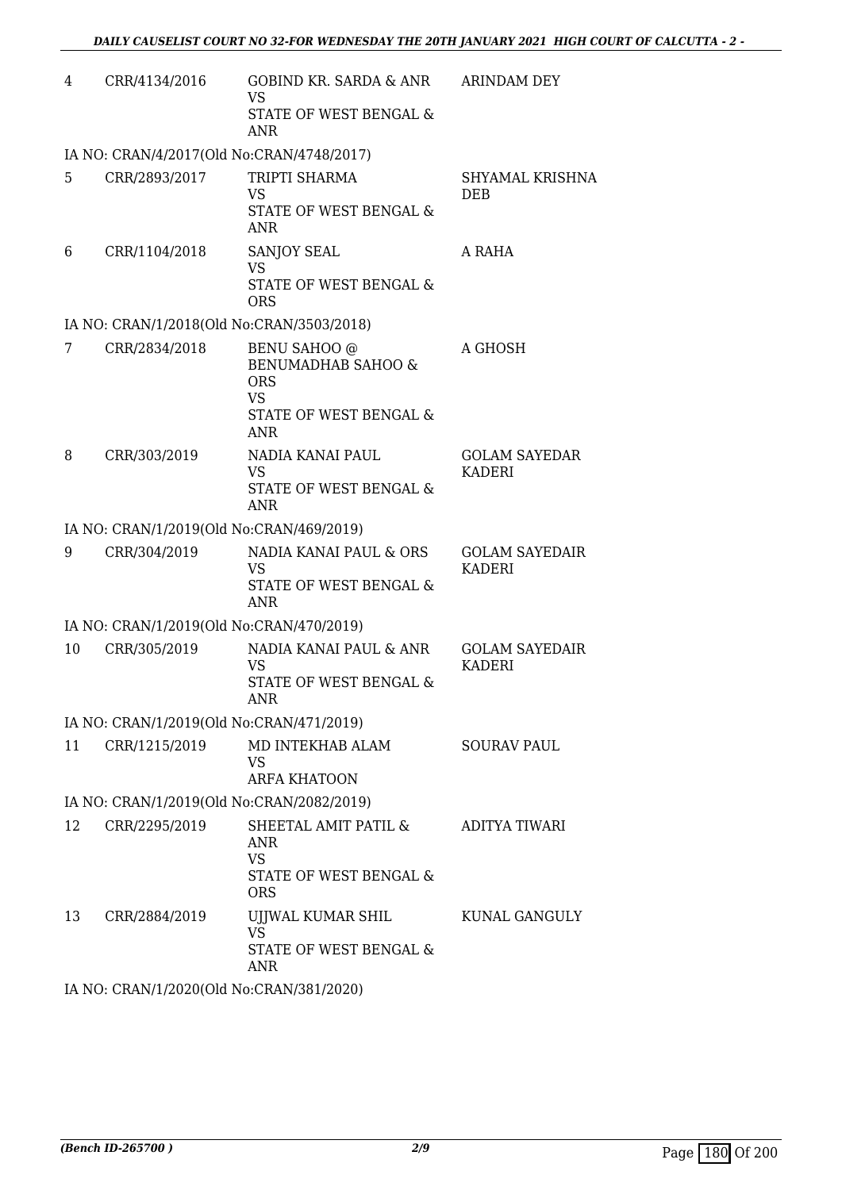| | | | |
|---|---|---|---|
| 4 | CRR/4134/2016 | GOBIND KR. SARDA & ANR<br>VS<br>STATE OF WEST BENGAL & ANR | ARINDAM DEY |
| IA NO: CRAN/4/2017(Old No:CRAN/4748/2017) | | | |
| 5 | CRR/2893/2017 | TRIPTI SHARMA<br>VS<br>STATE OF WEST BENGAL & ANR | SHYAMAL KRISHNA DEB |
| 6 | CRR/1104/2018 | SANJOY SEAL<br>VS<br>STATE OF WEST BENGAL & ORS | A RAHA |
| IA NO: CRAN/1/2018(Old No:CRAN/3503/2018) | | | |
| 7 | CRR/2834/2018 | BENU SAHOO @ BENUMADHAB SAHOO & ORS<br>VS<br>STATE OF WEST BENGAL & ANR | A GHOSH |
| 8 | CRR/303/2019 | NADIA KANAI PAUL<br>VS<br>STATE OF WEST BENGAL & ANR | GOLAM SAYEDAR KADERI |
| IA NO: CRAN/1/2019(Old No:CRAN/469/2019) | | | |
| 9 | CRR/304/2019 | NADIA KANAI PAUL & ORS<br>VS<br>STATE OF WEST BENGAL & ANR | GOLAM SAYEDAIR KADERI |
| IA NO: CRAN/1/2019(Old No:CRAN/470/2019) | | | |
| 10 | CRR/305/2019 | NADIA KANAI PAUL & ANR<br>VS<br>STATE OF WEST BENGAL & ANR | GOLAM SAYEDAIR KADERI |
| IA NO: CRAN/1/2019(Old No:CRAN/471/2019) | | | |
| 11 | CRR/1215/2019 | MD INTEKHAB ALAM<br>VS<br>ARFA KHATOON | SOURAV PAUL |
| IA NO: CRAN/1/2019(Old No:CRAN/2082/2019) | | | |
| 12 | CRR/2295/2019 | SHEETAL AMIT PATIL & ANR<br>VS<br>STATE OF WEST BENGAL & ORS | ADITYA TIWARI |
| 13 | CRR/2884/2019 | UJJWAL KUMAR SHIL<br>VS<br>STATE OF WEST BENGAL & ANR | KUNAL GANGULY |
| IA NO: CRAN/1/2020(Old No:CRAN/381/2020) | | | |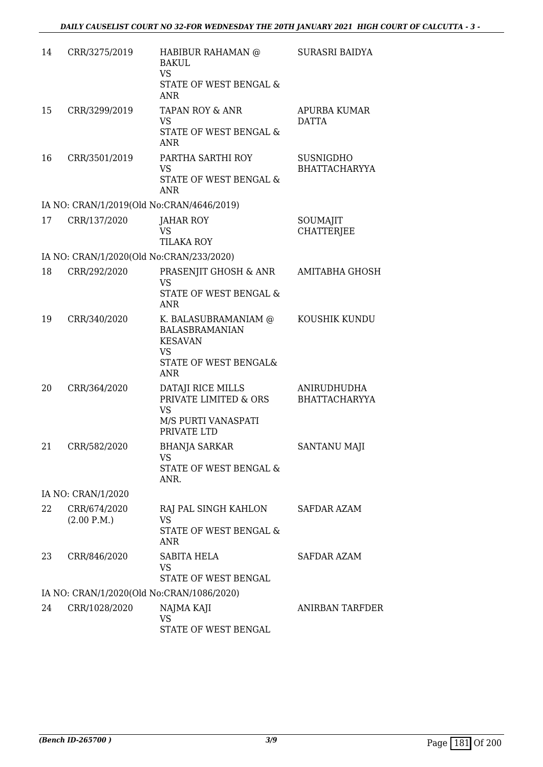| 14 | CRR/3275/2019 | HABIBUR RAHAMAN @ BAKUL<br>VS<br>STATE OF WEST BENGAL & ANR | SURASRI BAIDYA |
|---|---|---|---|
| 15 | CRR/3299/2019 | TAPAN ROY & ANR<br>VS<br>STATE OF WEST BENGAL & ANR | APURBA KUMAR DATTA |
| 16 | CRR/3501/2019 | PARTHA SARTHI ROY<br>VS<br>STATE OF WEST BENGAL & ANR | SUSNIGDHO BHATTACHARYYA |
| | IA NO: CRAN/1/2019(Old No:CRAN/4646/2019) | | |
| 17 | CRR/137/2020 | JAHAR ROY<br>VS<br>TILAKA ROY | SOUMAJIT CHATTERJEE |
| | IA NO: CRAN/1/2020(Old No:CRAN/233/2020) | | |
| 18 | CRR/292/2020 | PRASENJIT GHOSH & ANR<br>VS<br>STATE OF WEST BENGAL & ANR | AMITABHA GHOSH |
| 19 | CRR/340/2020 | K. BALASUBRAMANIAM @ BALASBRAMANIAN KESAVAN<br>VS<br>STATE OF WEST BENGAL& ANR | KOUSHIK KUNDU |
| 20 | CRR/364/2020 | DATAJI RICE MILLS PRIVATE LIMITED & ORS<br>VS<br>M/S PURTI VANASPATI PRIVATE LTD | ANIRUDHUDHA BHATTACHARYYA |
| 21 | CRR/582/2020 | BHANJA SARKAR<br>VS<br>STATE OF WEST BENGAL & ANR. | SANTANU MAJI |
| | IA NO: CRAN/1/2020 | | |
| 22 | CRR/674/2020<br>(2.00 P.M.) | RAJ PAL SINGH KAHLON<br>VS<br>STATE OF WEST BENGAL & ANR | SAFDAR AZAM |
| 23 | CRR/846/2020 | SABITA HELA<br>VS<br>STATE OF WEST BENGAL | SAFDAR AZAM |
| | IA NO: CRAN/1/2020(Old No:CRAN/1086/2020) | | |
| 24 | CRR/1028/2020 | NAJMA KAJI<br>VS<br>STATE OF WEST BENGAL | ANIRBAN TARFDER |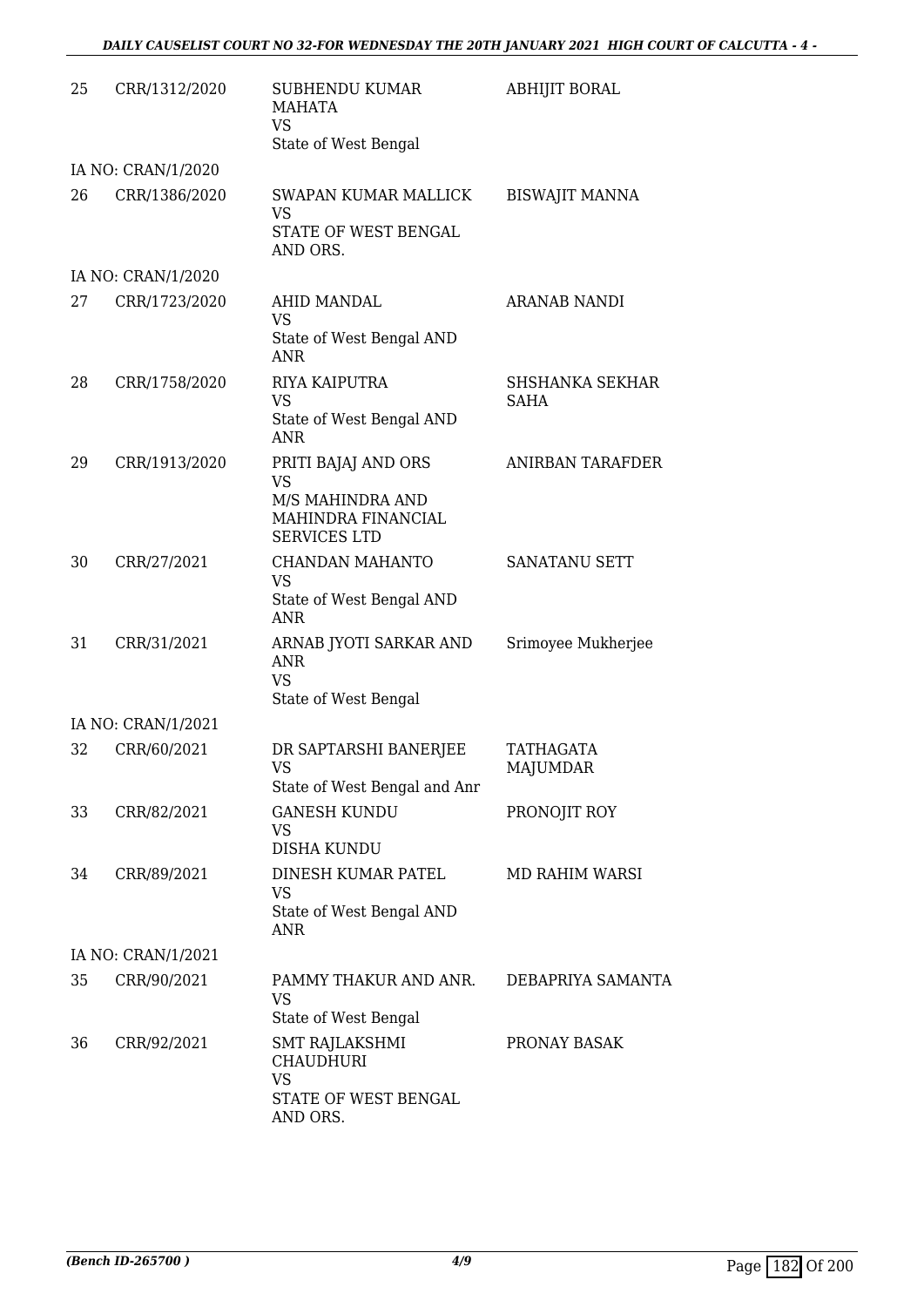| | | | |
|---|---|---|---|
| 25 | CRR/1312/2020 | SUBHENDU KUMAR MAHATA<br>VS<br>State of West Bengal | ABHIJIT BORAL |
| IA NO: CRAN/1/2020 | | | |
| 26 | CRR/1386/2020 | SWAPAN KUMAR MALLICK<br>VS<br>STATE OF WEST BENGAL AND ORS. | BISWAJIT MANNA |
| IA NO: CRAN/1/2020 | | | |
| 27 | CRR/1723/2020 | AHID MANDAL<br>VS<br>State of West Bengal AND ANR | ARANAB NANDI |
| 28 | CRR/1758/2020 | RIYA KAIPUTRA<br>VS<br>State of West Bengal AND ANR | SHSHANKA SEKHAR SAHA |
| 29 | CRR/1913/2020 | PRITI BAJAJ AND ORS<br>VS<br>M/S MAHINDRA AND MAHINDRA FINANCIAL SERVICES LTD | ANIRBAN TARAFDER |
| 30 | CRR/27/2021 | CHANDAN MAHANTO<br>VS<br>State of West Bengal AND ANR | SANATANU SETT |
| 31 | CRR/31/2021 | ARNAB JYOTI SARKAR AND ANR<br>VS<br>State of West Bengal | Srimoyee Mukherjee |
| IA NO: CRAN/1/2021 | | | |
| 32 | CRR/60/2021 | DR SAPTARSHI BANERJEE<br>VS<br>State of West Bengal and Anr | TATHAGATA MAJUMDAR |
| 33 | CRR/82/2021 | GANESH KUNDU<br>VS<br>DISHA KUNDU | PRONOJIT ROY |
| 34 | CRR/89/2021 | DINESH KUMAR PATEL<br>VS<br>State of West Bengal AND ANR | MD RAHIM WARSI |
| IA NO: CRAN/1/2021 | | | |
| 35 | CRR/90/2021 | PAMMY THAKUR AND ANR.<br>VS<br>State of West Bengal | DEBAPRIYA SAMANTA |
| 36 | CRR/92/2021 | SMT RAJLAKSHMI CHAUDHURI<br>VS<br>STATE OF WEST BENGAL AND ORS. | PRONAY BASAK |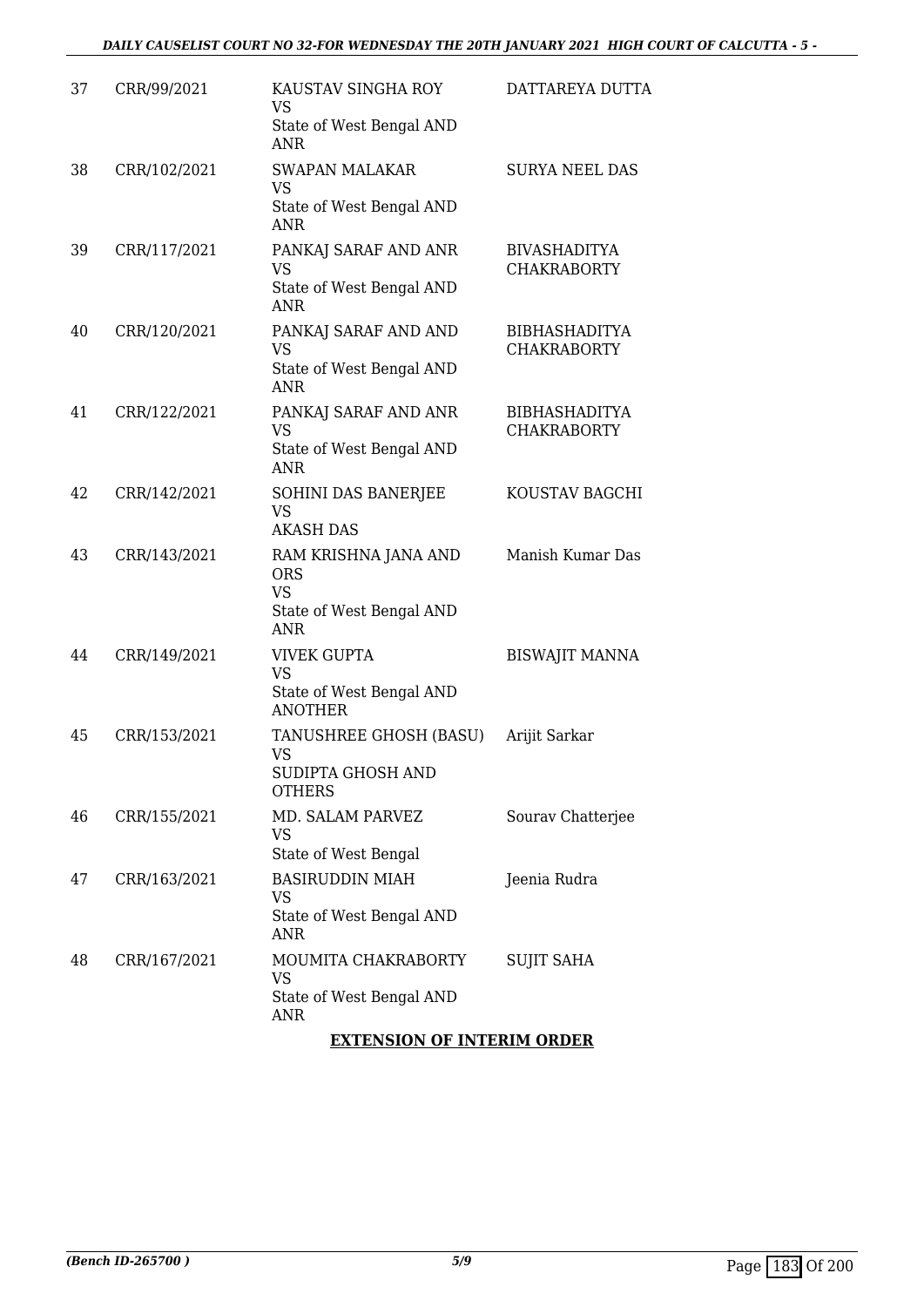| 37 | CRR/99/2021 | KAUSTAV SINGHA ROY<br>VS<br>State of West Bengal AND ANR | DATTAREYA DUTTA |
|---|---|---|---|
| 38 | CRR/102/2021 | SWAPAN MALAKAR<br>VS<br>State of West Bengal AND ANR | SURYA NEEL DAS |
| 39 | CRR/117/2021 | PANKAJ SARAF AND ANR<br>VS<br>State of West Bengal AND ANR | BIVASHADITYA CHAKRABORTY |
| 40 | CRR/120/2021 | PANKAJ SARAF AND AND<br>VS<br>State of West Bengal AND ANR | BIBHASHADITYA CHAKRABORTY |
| 41 | CRR/122/2021 | PANKAJ SARAF AND ANR<br>VS<br>State of West Bengal AND ANR | BIBHASHADITYA CHAKRABORTY |
| 42 | CRR/142/2021 | SOHINI DAS BANERJEE<br>VS<br>AKASH DAS | KOUSTAV BAGCHI |
| 43 | CRR/143/2021 | RAM KRISHNA JANA AND ORS<br>VS<br>State of West Bengal AND ANR | Manish Kumar Das |
| 44 | CRR/149/2021 | VIVEK GUPTA<br>VS<br>State of West Bengal AND ANOTHER | BISWAJIT MANNA |
| 45 | CRR/153/2021 | TANUSHREE GHOSH (BASU)<br>VS<br>SUDIPTA GHOSH AND OTHERS | Arijit Sarkar |
| 46 | CRR/155/2021 | MD. SALAM PARVEZ<br>VS<br>State of West Bengal | Sourav Chatterjee |
| 47 | CRR/163/2021 | BASIRUDDIN MIAH<br>VS<br>State of West Bengal AND ANR | Jeenia Rudra |
| 48 | CRR/167/2021 | MOUMITA CHAKRABORTY<br>VS<br>State of West Bengal AND ANR | SUJIT SAHA |

**EXTENSION OF INTERIM ORDER**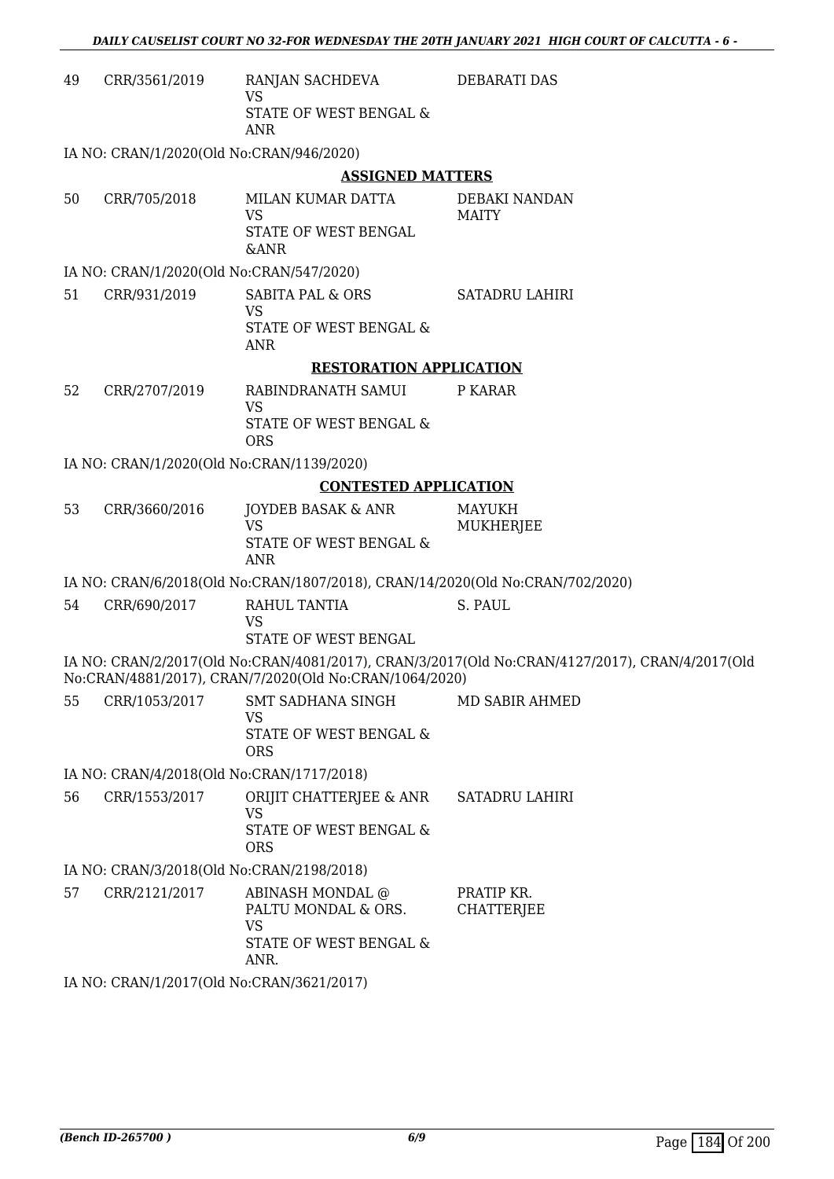| | | | |
|---|---|---|---|
| 49 | CRR/3561/2019 | RANJAN SACHDEVA<br>VS<br>STATE OF WEST BENGAL & ANR | DEBARATI DAS |

IA NO: CRAN/1/2020(Old No:CRAN/946/2020)

**ASSIGNED MATTERS**

| | | | |
|---|---|---|---|
| 50 | CRR/705/2018 | MILAN KUMAR DATTA<br>VS<br>STATE OF WEST BENGAL &ANR | DEBAKI NANDAN MAITY |

IA NO: CRAN/1/2020(Old No:CRAN/547/2020)

| | | | |
|---|---|---|---|
| 51 | CRR/931/2019 | SABITA PAL & ORS<br>VS<br>STATE OF WEST BENGAL & ANR | SATADRU LAHIRI |

**RESTORATION APPLICATION**

| | | | |
|---|---|---|---|
| 52 | CRR/2707/2019 | RABINDRANATH SAMUI<br>VS<br>STATE OF WEST BENGAL & ORS | P KARAR |

IA NO: CRAN/1/2020(Old No:CRAN/1139/2020)

**CONTESTED APPLICATION**

| | | | |
|---|---|---|---|
| 53 | CRR/3660/2016 | JOYDEB BASAK & ANR<br>VS<br>STATE OF WEST BENGAL & ANR | MAYUKH MUKHERJEE |

IA NO: CRAN/6/2018(Old No:CRAN/1807/2018), CRAN/14/2020(Old No:CRAN/702/2020)

| | | | |
|---|---|---|---|
| 54 | CRR/690/2017 | RAHUL TANTIA<br>VS<br>STATE OF WEST BENGAL | S. PAUL |

IA NO: CRAN/2/2017(Old No:CRAN/4081/2017), CRAN/3/2017(Old No:CRAN/4127/2017), CRAN/4/2017(Old No:CRAN/4881/2017), CRAN/7/2020(Old No:CRAN/1064/2020)

| | | | |
|---|---|---|---|
| 55 | CRR/1053/2017 | SMT SADHANA SINGH<br>VS<br>STATE OF WEST BENGAL & ORS | MD SABIR AHMED |

IA NO: CRAN/4/2018(Old No:CRAN/1717/2018)

| | | | |
|---|---|---|---|
| 56 | CRR/1553/2017 | ORIJIT CHATTERJEE & ANR<br>VS<br>STATE OF WEST BENGAL & ORS | SATADRU LAHIRI |

IA NO: CRAN/3/2018(Old No:CRAN/2198/2018)

| | | | |
|---|---|---|---|
| 57 | CRR/2121/2017 | ABINASH MONDAL @ PALTU MONDAL & ORS.<br>VS<br>STATE OF WEST BENGAL & ANR. | PRATIP KR. CHATTERJEE |

IA NO: CRAN/1/2017(Old No:CRAN/3621/2017)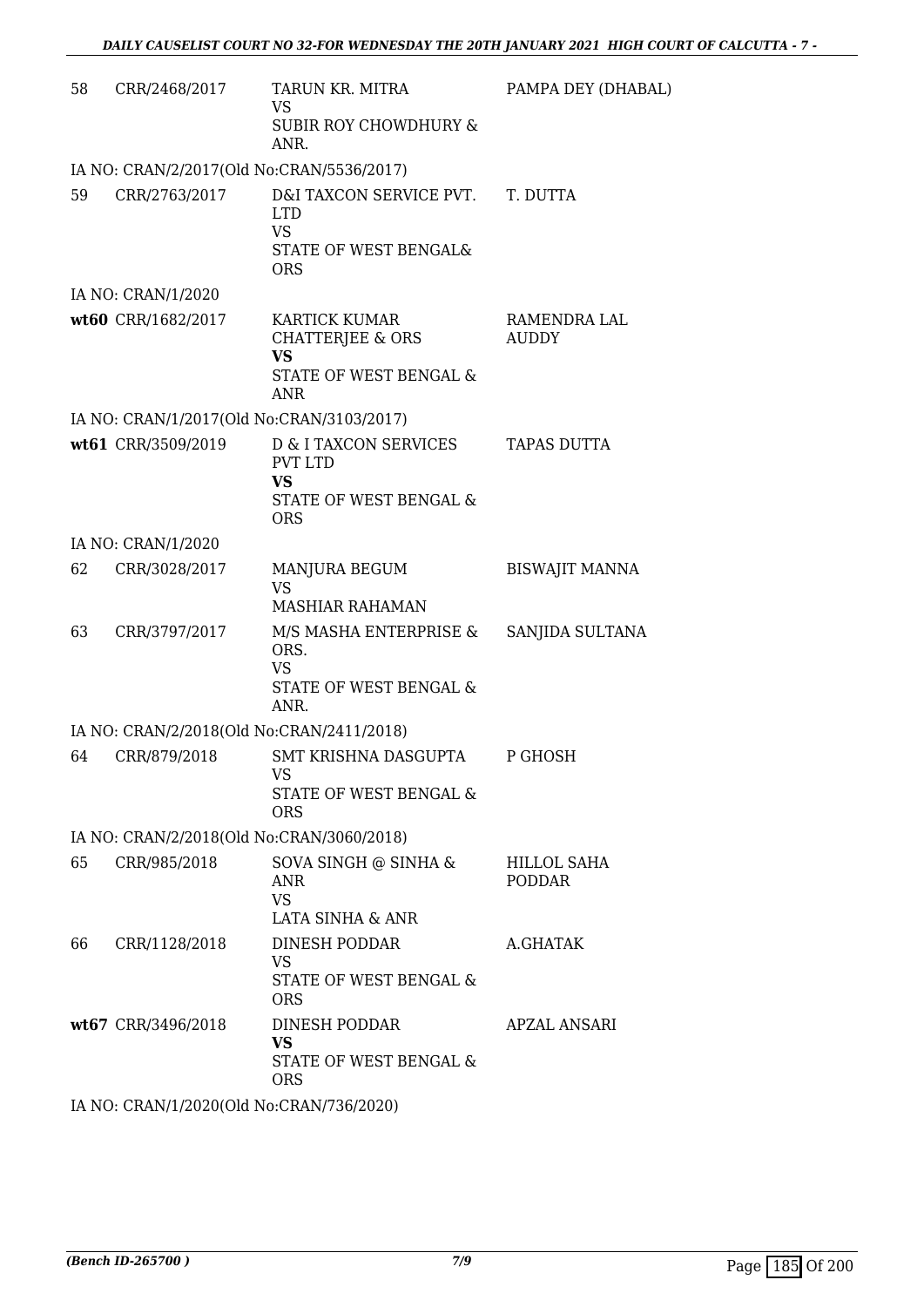| | | | |
|---|---|---|---|
| 58 | CRR/2468/2017 | TARUN KR. MITRA<br>VS<br>SUBIR ROY CHOWDHURY & ANR. | PAMPA DEY (DHABAL) |
| | IA NO: CRAN/2/2017(Old No:CRAN/5536/2017) | | |
| 59 | CRR/2763/2017 | D&I TAXCON SERVICE PVT. LTD<br>VS<br>STATE OF WEST BENGAL& ORS | T. DUTTA |
| | IA NO: CRAN/1/2020 | | |
| wt60 | CRR/1682/2017 | KARTICK KUMAR CHATTERJEE & ORS<br>**VS**<br>STATE OF WEST BENGAL & ANR | RAMENDRA LAL AUDDY |
| | IA NO: CRAN/1/2017(Old No:CRAN/3103/2017) | | |
| wt61 | CRR/3509/2019 | D & I TAXCON SERVICES PVT LTD<br>**VS**<br>STATE OF WEST BENGAL & ORS | TAPAS DUTTA |
| | IA NO: CRAN/1/2020 | | |
| 62 | CRR/3028/2017 | MANJURA BEGUM<br>VS<br>MASHIAR RAHAMAN | BISWAJIT MANNA |
| 63 | CRR/3797/2017 | M/S MASHA ENTERPRISE & ORS.<br>VS<br>STATE OF WEST BENGAL & ANR. | SANJIDA SULTANA |
| | IA NO: CRAN/2/2018(Old No:CRAN/2411/2018) | | |
| 64 | CRR/879/2018 | SMT KRISHNA DASGUPTA<br>VS<br>STATE OF WEST BENGAL & ORS | P GHOSH |
| | IA NO: CRAN/2/2018(Old No:CRAN/3060/2018) | | |
| 65 | CRR/985/2018 | SOVA SINGH @ SINHA & ANR<br>VS<br>LATA SINHA & ANR | HILLOL SAHA PODDAR |
| 66 | CRR/1128/2018 | DINESH PODDAR<br>VS<br>STATE OF WEST BENGAL & ORS | A.GHATAK |
| wt67 | CRR/3496/2018 | DINESH PODDAR<br>**VS**<br>STATE OF WEST BENGAL & ORS | APZAL ANSARI |
| | IA NO: CRAN/1/2020(Old No:CRAN/736/2020) | | |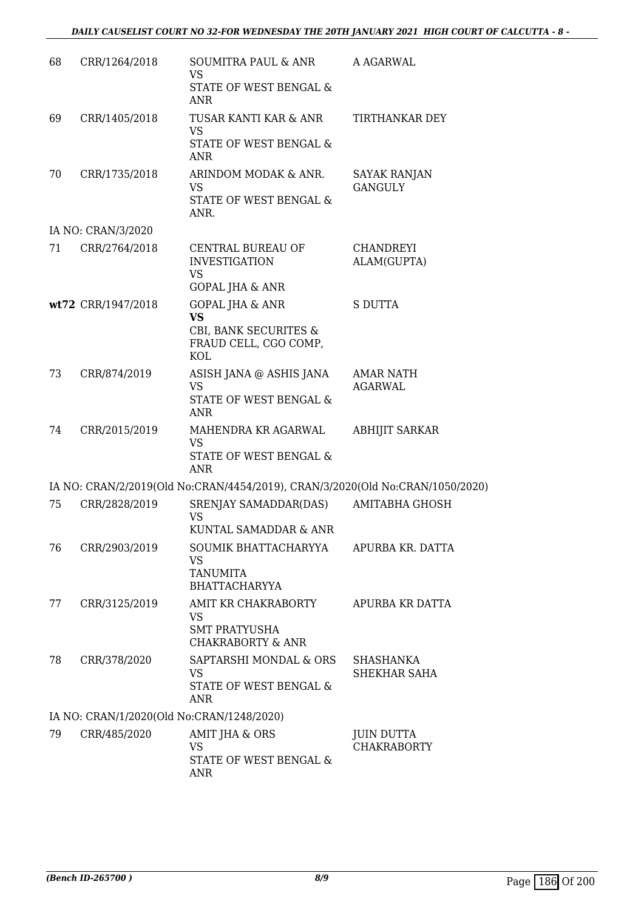| | | | |
|---|---|---|---|
| 68 | CRR/1264/2018 | SOUMITRA PAUL & ANR<br>VS<br>STATE OF WEST BENGAL & ANR | A AGARWAL |
| 69 | CRR/1405/2018 | TUSAR KANTI KAR & ANR<br>VS<br>STATE OF WEST BENGAL & ANR | TIRTHANKAR DEY |
| 70 | CRR/1735/2018 | ARINDOM MODAK & ANR.<br>VS<br>STATE OF WEST BENGAL & ANR. | SAYAK RANJAN GANGULY |
| IA NO: CRAN/3/2020 | | | |
| 71 | CRR/2764/2018 | CENTRAL BUREAU OF INVESTIGATION<br>VS<br>GOPAL JHA & ANR | CHANDREYI ALAM(GUPTA) |
| **wt72** | CRR/1947/2018 | GOPAL JHA & ANR<br>**VS**<br>CBI, BANK SECURITES & FRAUD CELL, CGO COMP, KOL | S DUTTA |
| 73 | CRR/874/2019 | ASISH JANA @ ASHIS JANA<br>VS<br>STATE OF WEST BENGAL & ANR | AMAR NATH AGARWAL |
| 74 | CRR/2015/2019 | MAHENDRA KR AGARWAL<br>VS<br>STATE OF WEST BENGAL & ANR | ABHIJIT SARKAR |
| IA NO: CRAN/2/2019(Old No:CRAN/4454/2019), CRAN/3/2020(Old No:CRAN/1050/2020) | | | |
| 75 | CRR/2828/2019 | SRENJAY SAMADDAR(DAS)<br>VS<br>KUNTAL SAMADDAR & ANR | AMITABHA GHOSH |
| 76 | CRR/2903/2019 | SOUMIK BHATTACHARYYA<br>VS<br>TANUMITA BHATTACHARYYA | APURBA KR. DATTA |
| 77 | CRR/3125/2019 | AMIT KR CHAKRABORTY<br>VS<br>SMT PRATYUSHA CHAKRABORTY & ANR | APURBA KR DATTA |
| 78 | CRR/378/2020 | SAPTARSHI MONDAL & ORS<br>VS<br>STATE OF WEST BENGAL & ANR | SHASHANKA SHEKHAR SAHA |
| IA NO: CRAN/1/2020(Old No:CRAN/1248/2020) | | | |
| 79 | CRR/485/2020 | AMIT JHA & ORS<br>VS<br>STATE OF WEST BENGAL & ANR | JUIN DUTTA CHAKRABORTY |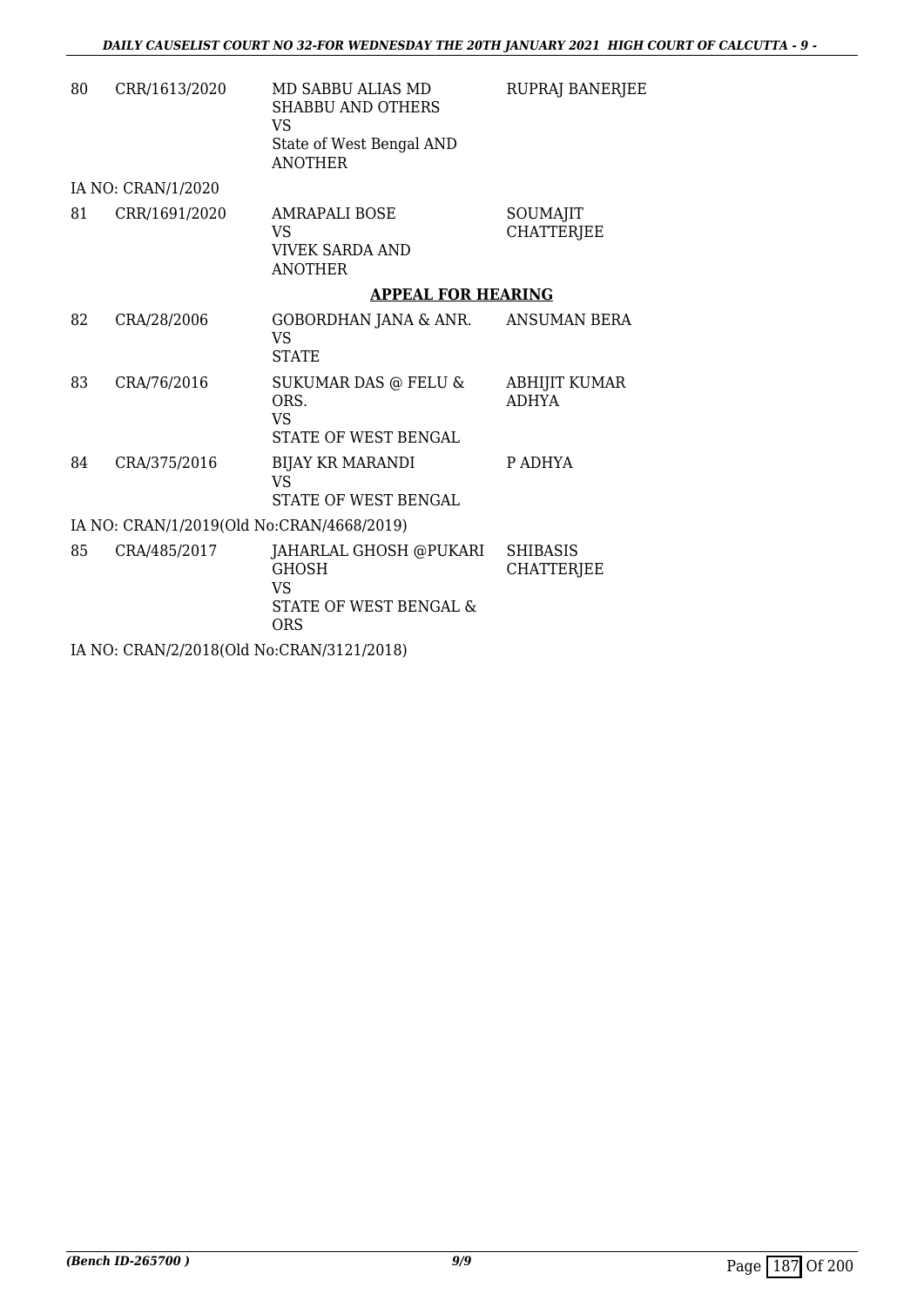| | | | |
|---|---|---|---|
| 80 | CRR/1613/2020 | MD SABBU ALIAS MD SHABBU AND OTHERS<br>VS<br>State of West Bengal AND ANOTHER | RUPRAJ BANERJEE |

IA NO: CRAN/1/2020

| | | | |
|---|---|---|---|
| 81 | CRR/1691/2020 | AMRAPALI BOSE<br>VS<br>VIVEK SARDA AND ANOTHER | SOUMAJIT CHATTERJEE |

**APPEAL FOR HEARING**

| | | | |
|---|---|---|---|
| 82 | CRA/28/2006 | GOBORDHAN JANA & ANR.<br>VS<br>STATE | ANSUMAN BERA |
| 83 | CRA/76/2016 | SUKUMAR DAS @ FELU & ORS.<br>VS<br>STATE OF WEST BENGAL | ABHIJIT KUMAR ADHYA |
| 84 | CRA/375/2016 | BIJAY KR MARANDI<br>VS<br>STATE OF WEST BENGAL | P ADHYA |

IA NO: CRAN/1/2019(Old No:CRAN/4668/2019)

| | | | |
|---|---|---|---|
| 85 | CRA/485/2017 | JAHARLAL GHOSH @PUKARI GHOSH<br>VS<br>STATE OF WEST BENGAL & ORS | SHIBASIS CHATTERJEE |

IA NO: CRAN/2/2018(Old No:CRAN/3121/2018)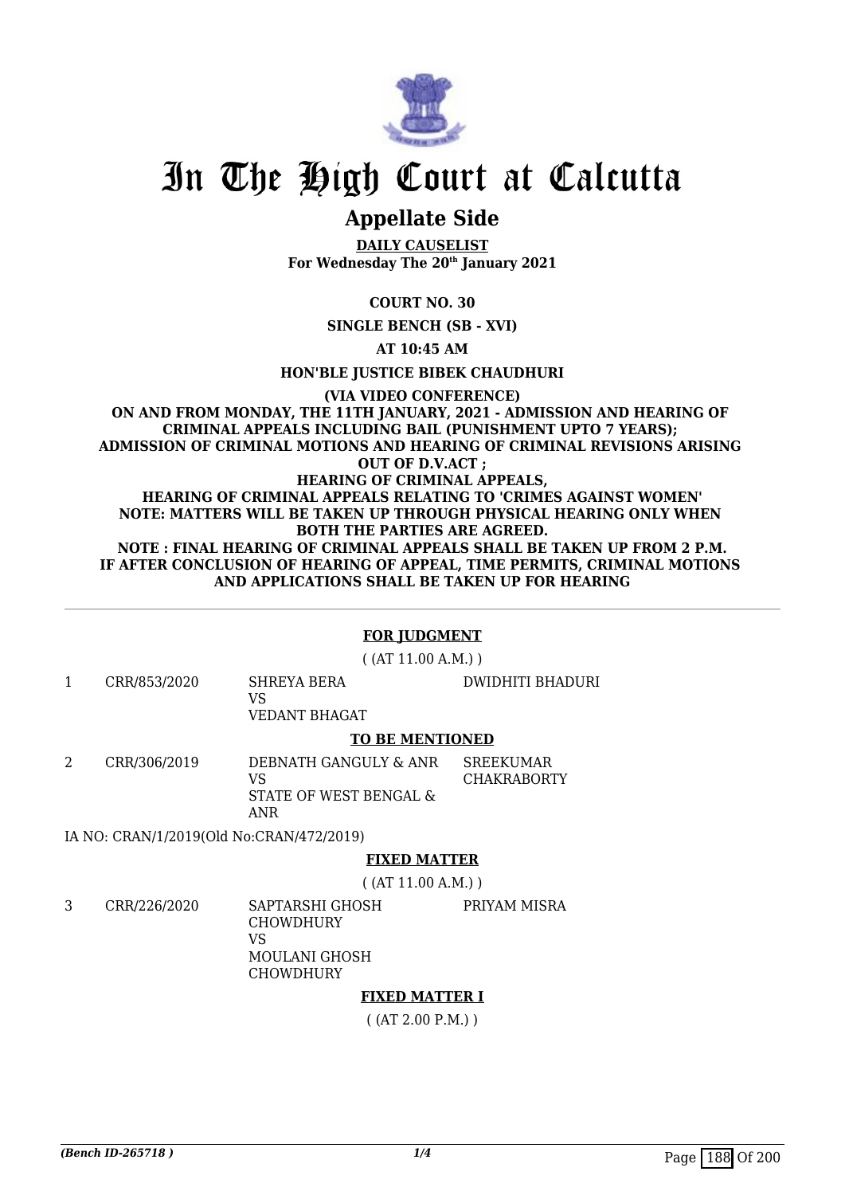# In The High Court at Calcutta

## Appellate Side

**DAILY CAUSELIST**
**For Wednesday The 20th January 2021**

**COURT NO. 30**

**SINGLE BENCH (SB - XVI)**

**AT 10:45 AM**

**HON'BLE JUSTICE BIBEK CHAUDHURI**

**(VIA VIDEO CONFERENCE)**
**ON AND FROM MONDAY, THE 11TH JANUARY, 2021 - ADMISSION AND HEARING OF CRIMINAL APPEALS INCLUDING BAIL (PUNISHMENT UPTO 7 YEARS); ADMISSION OF CRIMINAL MOTIONS AND HEARING OF CRIMINAL REVISIONS ARISING OUT OF D.V.ACT ;**
**HEARING OF CRIMINAL APPEALS,**
**HEARING OF CRIMINAL APPEALS RELATING TO 'CRIMES AGAINST WOMEN'**
**NOTE: MATTERS WILL BE TAKEN UP THROUGH PHYSICAL HEARING ONLY WHEN BOTH THE PARTIES ARE AGREED.**
**NOTE : FINAL HEARING OF CRIMINAL APPEALS SHALL BE TAKEN UP FROM 2 P.M. IF AFTER CONCLUSION OF HEARING OF APPEAL, TIME PERMITS, CRIMINAL MOTIONS AND APPLICATIONS SHALL BE TAKEN UP FOR HEARING**

---

**FOR JUDGMENT**

( (AT 11.00 A.M.) )

| | | | |
|---|---|---|---|
| 1 | CRR/853/2020 | SHREYA BERA<br>VS<br>VEDANT BHAGAT | DWIDHITI BHADURI |

**TO BE MENTIONED**

| | | | |
|---|---|---|---|
| 2 | CRR/306/2019 | DEBNATH GANGULY & ANR<br>VS<br>STATE OF WEST BENGAL & ANR | SREEKUMAR CHAKRABORTY |

IA NO: CRAN/1/2019(Old No:CRAN/472/2019)

**FIXED MATTER**

( (AT 11.00 A.M.) )

| | | | |
|---|---|---|---|
| 3 | CRR/226/2020 | SAPTARSHI GHOSH CHOWDHURY<br>VS<br>MOULANI GHOSH CHOWDHURY | PRIYAM MISRA |

**FIXED MATTER I**

( (AT 2.00 P.M.) )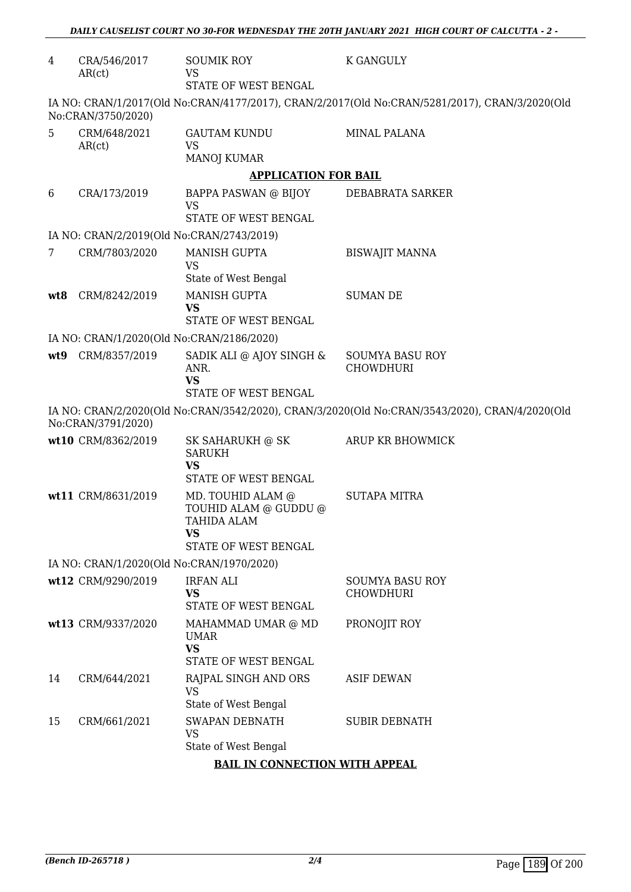| | | | |
|---|---|---|---|
| 4 | CRA/546/2017 AR(ct) | SOUMIK ROY<br>VS<br>STATE OF WEST BENGAL | K GANGULY |

IA NO: CRAN/1/2017(Old No:CRAN/4177/2017), CRAN/2/2017(Old No:CRAN/5281/2017), CRAN/3/2020(Old No:CRAN/3750/2020)

| | | | |
|---|---|---|---|
| 5 | CRM/648/2021 AR(ct) | GAUTAM KUNDU<br>VS<br>MANOJ KUMAR | MINAL PALANA |

**APPLICATION FOR BAIL**

| | | | |
|---|---|---|---|
| 6 | CRA/173/2019 | BAPPA PASWAN @ BIJOY<br>VS<br>STATE OF WEST BENGAL | DEBABRATA SARKER |

IA NO: CRAN/2/2019(Old No:CRAN/2743/2019)

| | | | |
|---|---|---|---|
| 7 | CRM/7803/2020 | MANISH GUPTA<br>VS<br>State of West Bengal | BISWAJIT MANNA |
| **wt8** | CRM/8242/2019 | MANISH GUPTA<br>**VS**<br>STATE OF WEST BENGAL | SUMAN DE |

IA NO: CRAN/1/2020(Old No:CRAN/2186/2020)

| | | | |
|---|---|---|---|
| **wt9** | CRM/8357/2019 | SADIK ALI @ AJOY SINGH & ANR.<br>**VS**<br>STATE OF WEST BENGAL | SOUMYA BASU ROY CHOWDHURI |

IA NO: CRAN/2/2020(Old No:CRAN/3542/2020), CRAN/3/2020(Old No:CRAN/3543/2020), CRAN/4/2020(Old No:CRAN/3791/2020)

| | | | |
|---|---|---|---|
| **wt10** | CRM/8362/2019 | SK SAHARUKH @ SK SARUKH<br>**VS**<br>STATE OF WEST BENGAL | ARUP KR BHOWMICK |
| **wt11** | CRM/8631/2019 | MD. TOUHID ALAM @ TOUHID ALAM @ GUDDU @ TAHIDA ALAM<br>**VS**<br>STATE OF WEST BENGAL | SUTAPA MITRA |

IA NO: CRAN/1/2020(Old No:CRAN/1970/2020)

| | | | |
|---|---|---|---|
| **wt12** | CRM/9290/2019 | IRFAN ALI<br>**VS**<br>STATE OF WEST BENGAL | SOUMYA BASU ROY CHOWDHURI |
| **wt13** | CRM/9337/2020 | MAHAMMAD UMAR @ MD UMAR<br>**VS**<br>STATE OF WEST BENGAL | PRONOJIT ROY |
| 14 | CRM/644/2021 | RAJPAL SINGH AND ORS<br>VS<br>State of West Bengal | ASIF DEWAN |
| 15 | CRM/661/2021 | SWAPAN DEBNATH<br>VS<br>State of West Bengal | SUBIR DEBNATH |

**BAIL IN CONNECTION WITH APPEAL**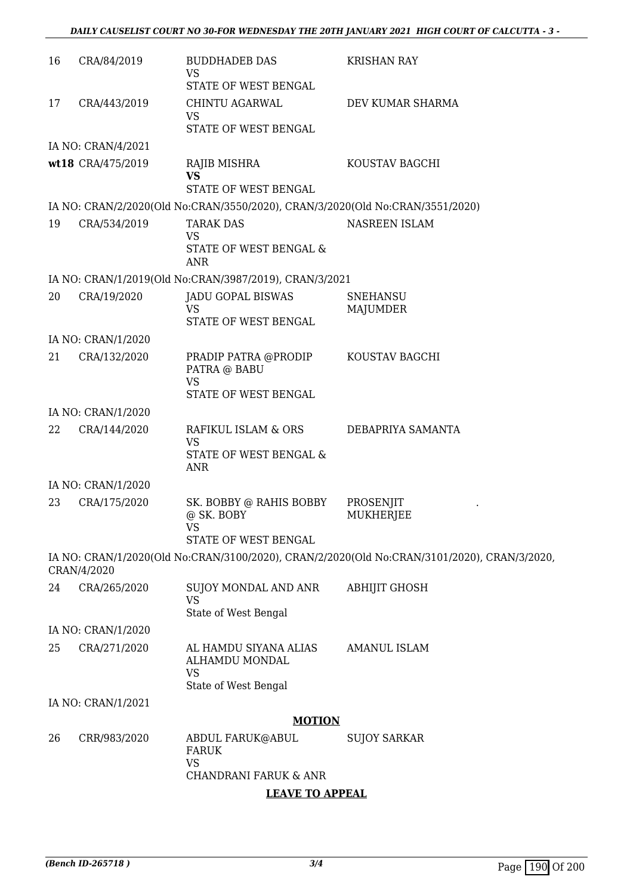| | | | |
|---|---|---|---|
| 16 | CRA/84/2019 | BUDDHADEB DAS<br>VS<br>STATE OF WEST BENGAL | KRISHAN RAY |
| 17 | CRA/443/2019 | CHINTU AGARWAL<br>VS<br>STATE OF WEST BENGAL | DEV KUMAR SHARMA |
| | IA NO: CRAN/4/2021 | | |
| **wt18** | CRA/475/2019 | RAJIB MISHRA<br>**VS**<br>STATE OF WEST BENGAL | KOUSTAV BAGCHI |

IA NO: CRAN/2/2020(Old No:CRAN/3550/2020), CRAN/3/2020(Old No:CRAN/3551/2020)

| | | | |
|---|---|---|---|
| 19 | CRA/534/2019 | TARAK DAS<br>VS<br>STATE OF WEST BENGAL & ANR | NASREEN ISLAM |

IA NO: CRAN/1/2019(Old No:CRAN/3987/2019), CRAN/3/2021

| | | | |
|---|---|---|---|
| 20 | CRA/19/2020 | JADU GOPAL BISWAS<br>VS<br>STATE OF WEST BENGAL | SNEHANSU MAJUMDER |
| | IA NO: CRAN/1/2020 | | |
| 21 | CRA/132/2020 | PRADIP PATRA @PRODIP PATRA @ BABU<br>VS<br>STATE OF WEST BENGAL | KOUSTAV BAGCHI |
| | IA NO: CRAN/1/2020 | | |
| 22 | CRA/144/2020 | RAFIKUL ISLAM & ORS<br>VS<br>STATE OF WEST BENGAL & ANR | DEBAPRIYA SAMANTA |
| | IA NO: CRAN/1/2020 | | |
| 23 | CRA/175/2020 | SK. BOBBY @ RAHIS BOBBY @ SK. BOBY<br>VS<br>STATE OF WEST BENGAL | PROSENJIT MUKHERJEE . |

IA NO: CRAN/1/2020(Old No:CRAN/3100/2020), CRAN/2/2020(Old No:CRAN/3101/2020), CRAN/3/2020, CRAN/4/2020

| | | | |
|---|---|---|---|
| 24 | CRA/265/2020 | SUJOY MONDAL AND ANR<br>VS<br>State of West Bengal | ABHIJIT GHOSH |
| | IA NO: CRAN/1/2020 | | |
| 25 | CRA/271/2020 | AL HAMDU SIYANA ALIAS ALHAMDU MONDAL<br>VS<br>State of West Bengal | AMANUL ISLAM |
| | IA NO: CRAN/1/2021 | | |

**MOTION**

| | | | |
|---|---|---|---|
| 26 | CRR/983/2020 | ABDUL FARUK@ABUL FARUK<br>VS<br>CHANDRANI FARUK & ANR | SUJOY SARKAR |

**LEAVE TO APPEAL**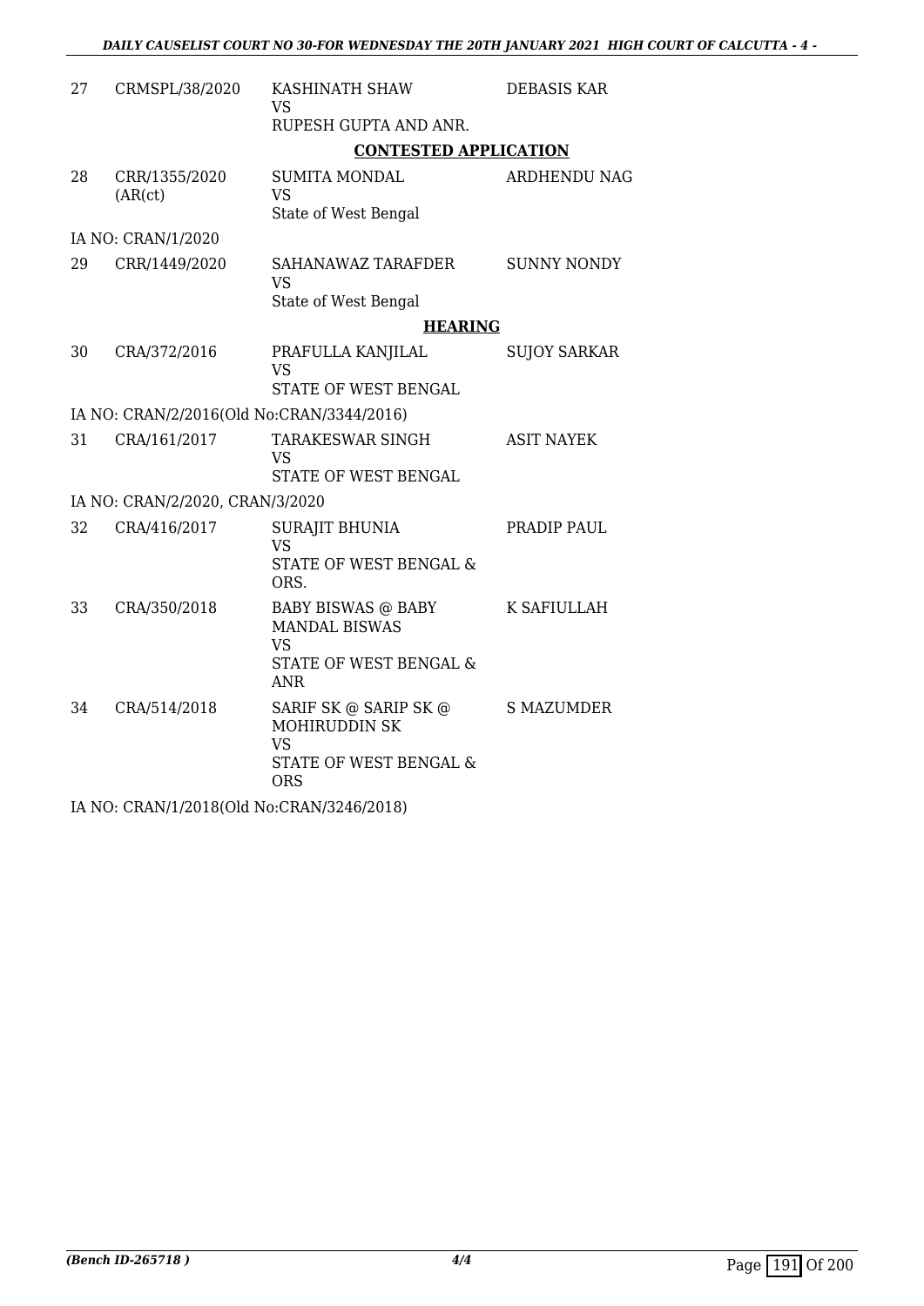| | | | |
|---|---|---|---|
| 27 | CRMSPL/38/2020 | KASHINATH SHAW<br>VS<br>RUPESH GUPTA AND ANR. | DEBASIS KAR |

**CONTESTED APPLICATION**

| | | | |
|---|---|---|---|
| 28 | CRR/1355/2020<br>(AR(ct) | SUMITA MONDAL<br>VS<br>State of West Bengal | ARDHENDU NAG |

IA NO: CRAN/1/2020

| | | | |
|---|---|---|---|
| 29 | CRR/1449/2020 | SAHANAWAZ TARAFDER<br>VS<br>State of West Bengal | SUNNY NONDY |

**HEARING**

| | | | |
|---|---|---|---|
| 30 | CRA/372/2016 | PRAFULLA KANJILAL<br>VS<br>STATE OF WEST BENGAL | SUJOY SARKAR |

IA NO: CRAN/2/2016(Old No:CRAN/3344/2016)

| | | | |
|---|---|---|---|
| 31 | CRA/161/2017 | TARAKESWAR SINGH<br>VS<br>STATE OF WEST BENGAL | ASIT NAYEK |

IA NO: CRAN/2/2020, CRAN/3/2020

| | | | |
|---|---|---|---|
| 32 | CRA/416/2017 | SURAJIT BHUNIA<br>VS<br>STATE OF WEST BENGAL & ORS. | PRADIP PAUL |
| 33 | CRA/350/2018 | BABY BISWAS @ BABY MANDAL BISWAS<br>VS<br>STATE OF WEST BENGAL & ANR | K SAFIULLAH |
| 34 | CRA/514/2018 | SARIF SK @ SARIP SK @ MOHIRUDDIN SK<br>VS<br>STATE OF WEST BENGAL & ORS | S MAZUMDER |

IA NO: CRAN/1/2018(Old No:CRAN/3246/2018)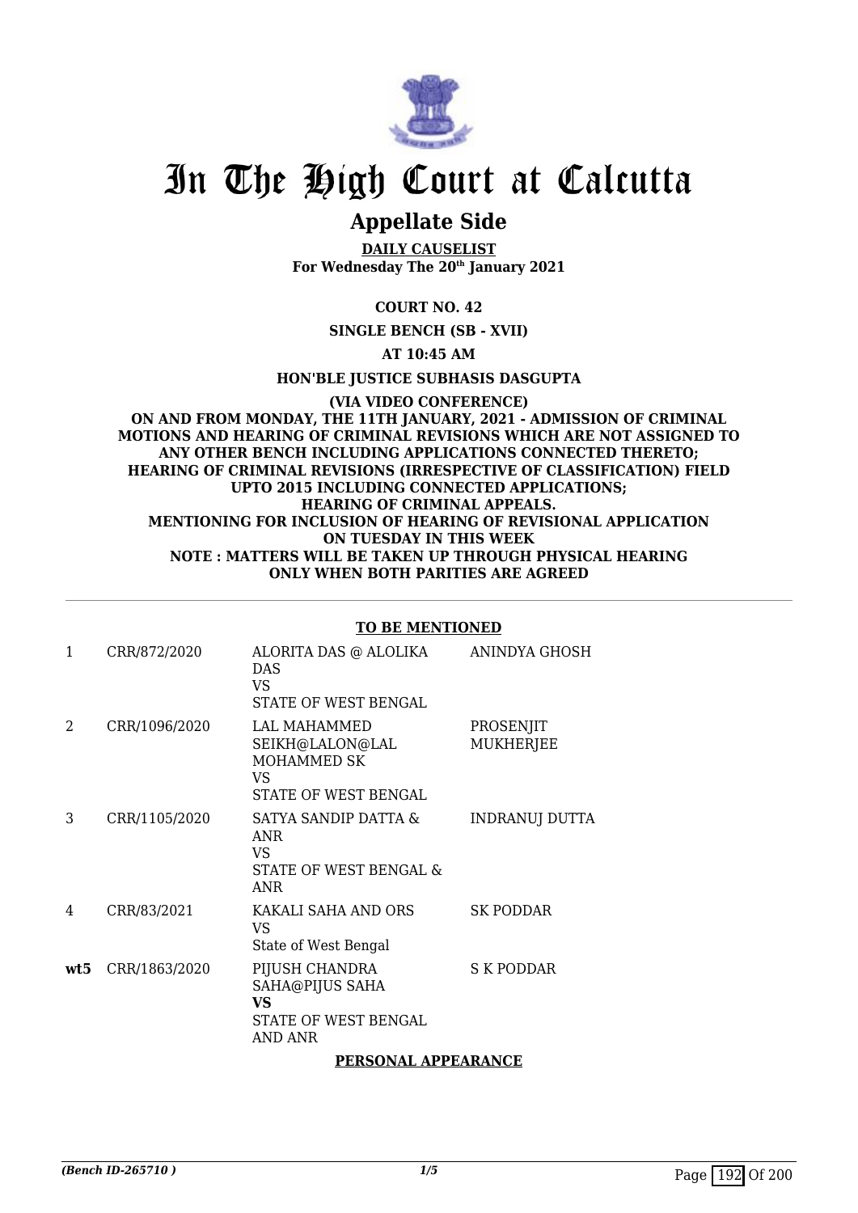# In The High Court at Calcutta

## Appellate Side

**DAILY CAUSELIST**
**For Wednesday The 20th January 2021**

**COURT NO. 42**

**SINGLE BENCH (SB - XVII)**

**AT 10:45 AM**

**HON'BLE JUSTICE SUBHASIS DASGUPTA**

**(VIA VIDEO CONFERENCE)**
**ON AND FROM MONDAY, THE 11TH JANUARY, 2021 - ADMISSION OF CRIMINAL MOTIONS AND HEARING OF CRIMINAL REVISIONS WHICH ARE NOT ASSIGNED TO ANY OTHER BENCH INCLUDING APPLICATIONS CONNECTED THERETO; HEARING OF CRIMINAL REVISIONS (IRRESPECTIVE OF CLASSIFICATION) FIELD UPTO 2015 INCLUDING CONNECTED APPLICATIONS; HEARING OF CRIMINAL APPEALS. MENTIONING FOR INCLUSION OF HEARING OF REVISIONAL APPLICATION ON TUESDAY IN THIS WEEK**
**NOTE : MATTERS WILL BE TAKEN UP THROUGH PHYSICAL HEARING ONLY WHEN BOTH PARITIES ARE AGREED**

**TO BE MENTIONED**

| | | | |
|---|---|---|---|
| 1 | CRR/872/2020 | ALORITA DAS @ ALOLIKA DAS<br>VS<br>STATE OF WEST BENGAL | ANINDYA GHOSH |
| 2 | CRR/1096/2020 | LAL MAHAMMED SEIKH@LALON@LAL MOHAMMED SK<br>VS<br>STATE OF WEST BENGAL | PROSENJIT MUKHERJEE |
| 3 | CRR/1105/2020 | SATYA SANDIP DATTA & ANR<br>VS<br>STATE OF WEST BENGAL & ANR | INDRANUJ DUTTA |
| 4 | CRR/83/2021 | KAKALI SAHA AND ORS<br>VS<br>State of West Bengal | SK PODDAR |
| **wt5** | CRR/1863/2020 | PIJUSH CHANDRA SAHA@PIJUS SAHA<br>**VS**<br>STATE OF WEST BENGAL AND ANR | S K PODDAR |

**PERSONAL APPEARANCE**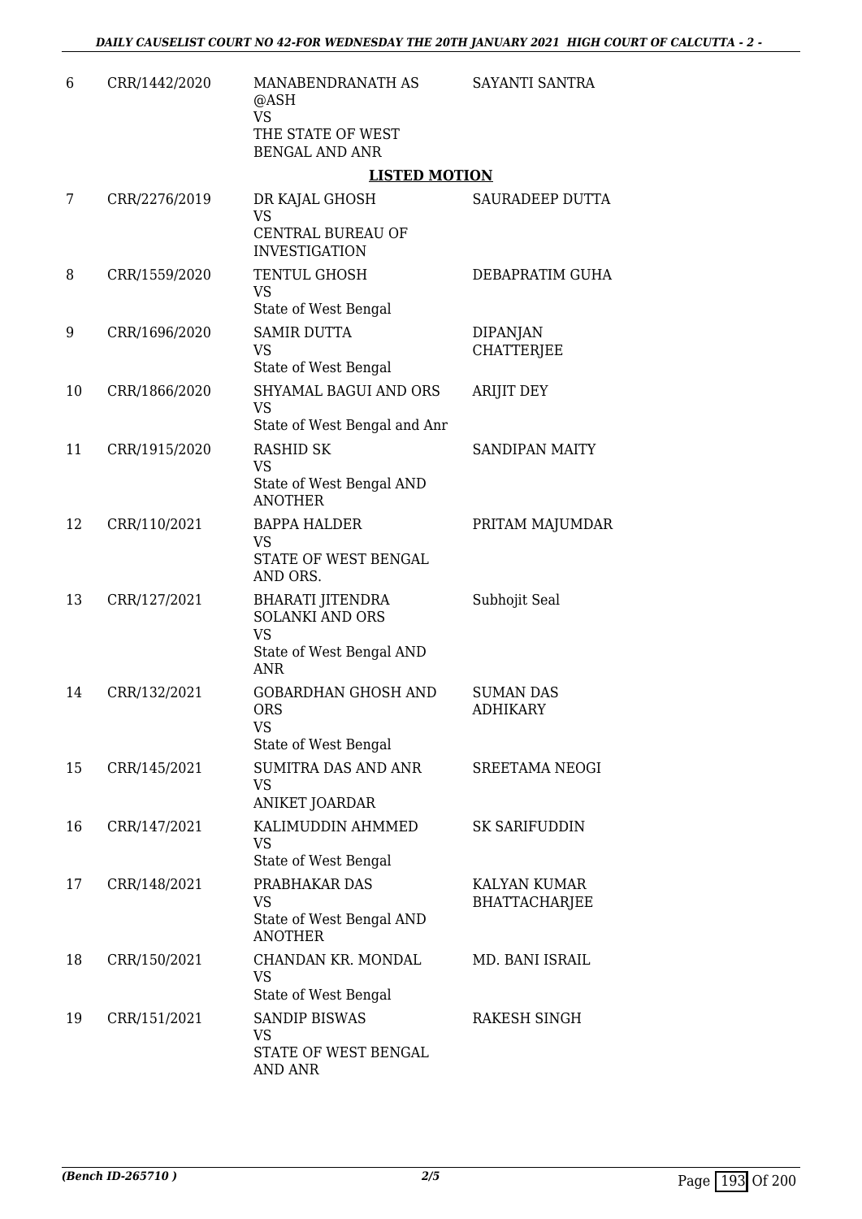| | | | |
|---|---|---|---|
| 6 | CRR/1442/2020 | MANABENDRANATH AS @ASH<br>VS<br>THE STATE OF WEST BENGAL AND ANR | SAYANTI SANTRA |

**LISTED MOTION**

| | | | |
|---|---|---|---|
| 7 | CRR/2276/2019 | DR KAJAL GHOSH<br>VS<br>CENTRAL BUREAU OF INVESTIGATION | SAURADEEP DUTTA |
| 8 | CRR/1559/2020 | TENTUL GHOSH<br>VS<br>State of West Bengal | DEBAPRATIM GUHA |
| 9 | CRR/1696/2020 | SAMIR DUTTA<br>VS<br>State of West Bengal | DIPANJAN CHATTERJEE |
| 10 | CRR/1866/2020 | SHYAMAL BAGUI AND ORS<br>VS<br>State of West Bengal and Anr | ARIJIT DEY |
| 11 | CRR/1915/2020 | RASHID SK<br>VS<br>State of West Bengal AND ANOTHER | SANDIPAN MAITY |
| 12 | CRR/110/2021 | BAPPA HALDER<br>VS<br>STATE OF WEST BENGAL AND ORS. | PRITAM MAJUMDAR |
| 13 | CRR/127/2021 | BHARATI JITENDRA SOLANKI AND ORS<br>VS<br>State of West Bengal AND ANR | Subhojit Seal |
| 14 | CRR/132/2021 | GOBARDHAN GHOSH AND ORS<br>VS<br>State of West Bengal | SUMAN DAS ADHIKARY |
| 15 | CRR/145/2021 | SUMITRA DAS AND ANR<br>VS<br>ANIKET JOARDAR | SREETAMA NEOGI |
| 16 | CRR/147/2021 | KALIMUDDIN AHMMED<br>VS<br>State of West Bengal | SK SARIFUDDIN |
| 17 | CRR/148/2021 | PRABHAKAR DAS<br>VS<br>State of West Bengal AND ANOTHER | KALYAN KUMAR BHATTACHARJEE |
| 18 | CRR/150/2021 | CHANDAN KR. MONDAL<br>VS<br>State of West Bengal | MD. BANI ISRAIL |
| 19 | CRR/151/2021 | SANDIP BISWAS<br>VS<br>STATE OF WEST BENGAL AND ANR | RAKESH SINGH |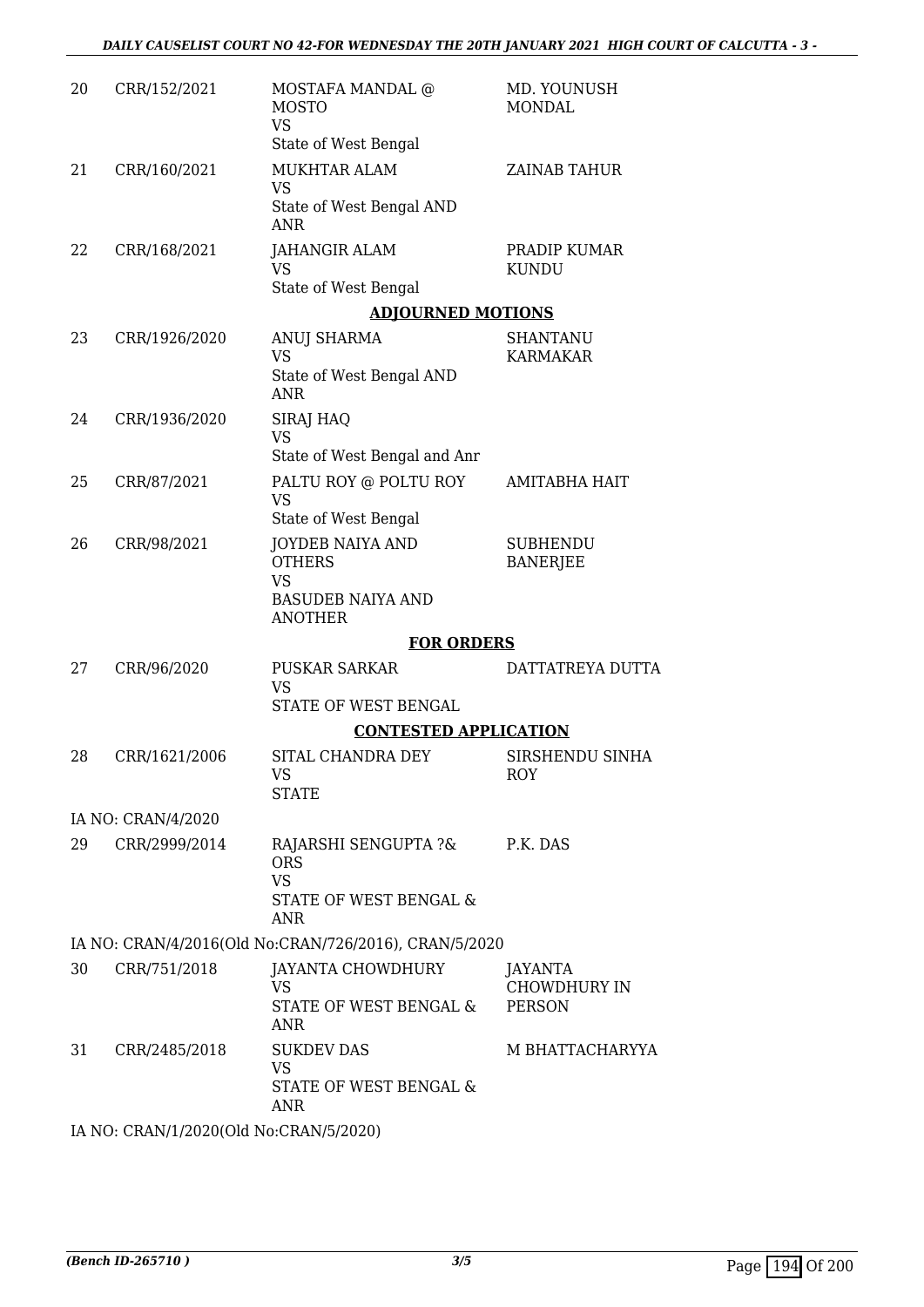| 20 | CRR/152/2021 | MOSTAFA MANDAL @ MOSTO<br>VS<br>State of West Bengal | MD. YOUNUSH MONDAL |
|---|---|---|---|
| 21 | CRR/160/2021 | MUKHTAR ALAM<br>VS<br>State of West Bengal AND ANR | ZAINAB TAHUR |
| 22 | CRR/168/2021 | JAHANGIR ALAM<br>VS<br>State of West Bengal | PRADIP KUMAR KUNDU |

**ADJOURNED MOTIONS**

| 23 | CRR/1926/2020 | ANUJ SHARMA<br>VS<br>State of West Bengal AND ANR | SHANTANU KARMAKAR |
|---|---|---|---|
| 24 | CRR/1936/2020 | SIRAJ HAQ<br>VS<br>State of West Bengal and Anr | |
| 25 | CRR/87/2021 | PALTU ROY @ POLTU ROY<br>VS<br>State of West Bengal | AMITABHA HAIT |
| 26 | CRR/98/2021 | JOYDEB NAIYA AND OTHERS<br>VS<br>BASUDEB NAIYA AND ANOTHER | SUBHENDU BANERJEE |

**FOR ORDERS**

| 27 | CRR/96/2020 | PUSKAR SARKAR<br>VS<br>STATE OF WEST BENGAL | DATTATREYA DUTTA |
|---|---|---|---|

**CONTESTED APPLICATION**

| 28 | CRR/1621/2006 | SITAL CHANDRA DEY<br>VS<br>STATE | SIRSHENDU SINHA ROY |
|---|---|---|---|

IA NO: CRAN/4/2020

| 29 | CRR/2999/2014 | RAJARSHI SENGUPTA ?& ORS<br>VS<br>STATE OF WEST BENGAL & ANR | P.K. DAS |
|---|---|---|---|

IA NO: CRAN/4/2016(Old No:CRAN/726/2016), CRAN/5/2020

| 30 | CRR/751/2018 | JAYANTA CHOWDHURY<br>VS<br>STATE OF WEST BENGAL & ANR | JAYANTA CHOWDHURY IN PERSON |
|---|---|---|---|
| 31 | CRR/2485/2018 | SUKDEV DAS<br>VS<br>STATE OF WEST BENGAL & ANR | M BHATTACHARYYA |

IA NO: CRAN/1/2020(Old No:CRAN/5/2020)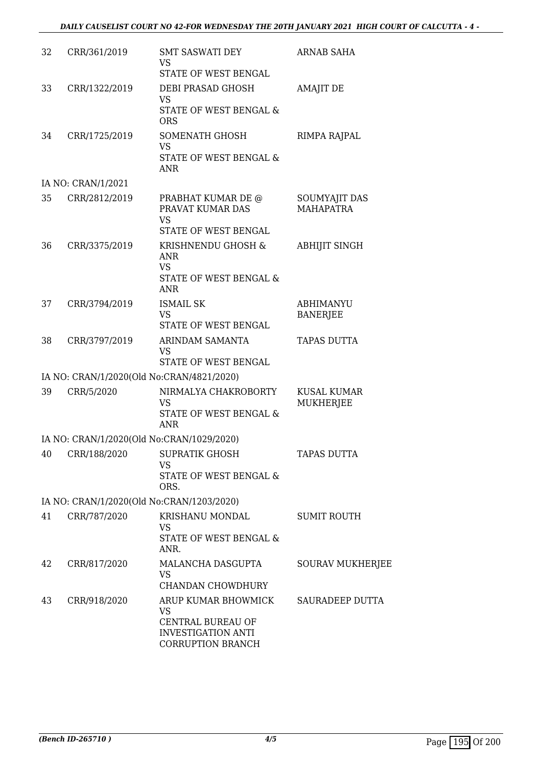| | | | |
|---|---|---|---|
| 32 | CRR/361/2019 | SMT SASWATI DEY<br>VS<br>STATE OF WEST BENGAL | ARNAB SAHA |
| 33 | CRR/1322/2019 | DEBI PRASAD GHOSH<br>VS<br>STATE OF WEST BENGAL & ORS | AMAJIT DE |
| 34 | CRR/1725/2019 | SOMENATH GHOSH<br>VS<br>STATE OF WEST BENGAL & ANR | RIMPA RAJPAL |
| IA NO: CRAN/1/2021 | | | |
| 35 | CRR/2812/2019 | PRABHAT KUMAR DE @ PRAVAT KUMAR DAS<br>VS<br>STATE OF WEST BENGAL | SOUMYAJIT DAS MAHAPATRA |
| 36 | CRR/3375/2019 | KRISHNENDU GHOSH & ANR<br>VS<br>STATE OF WEST BENGAL & ANR | ABHIJIT SINGH |
| 37 | CRR/3794/2019 | ISMAIL SK<br>VS<br>STATE OF WEST BENGAL | ABHIMANYU BANERJEE |
| 38 | CRR/3797/2019 | ARINDAM SAMANTA<br>VS<br>STATE OF WEST BENGAL | TAPAS DUTTA |
| IA NO: CRAN/1/2020(Old No:CRAN/4821/2020) | | | |
| 39 | CRR/5/2020 | NIRMALYA CHAKROBORTY<br>VS<br>STATE OF WEST BENGAL & ANR | KUSAL KUMAR MUKHERJEE |
| IA NO: CRAN/1/2020(Old No:CRAN/1029/2020) | | | |
| 40 | CRR/188/2020 | SUPRATIK GHOSH<br>VS<br>STATE OF WEST BENGAL & ORS. | TAPAS DUTTA |
| IA NO: CRAN/1/2020(Old No:CRAN/1203/2020) | | | |
| 41 | CRR/787/2020 | KRISHANU MONDAL<br>VS<br>STATE OF WEST BENGAL & ANR. | SUMIT ROUTH |
| 42 | CRR/817/2020 | MALANCHA DASGUPTA<br>VS<br>CHANDAN CHOWDHURY | SOURAV MUKHERJEE |
| 43 | CRR/918/2020 | ARUP KUMAR BHOWMICK<br>VS<br>CENTRAL BUREAU OF INVESTIGATION ANTI CORRUPTION BRANCH | SAURADEEP DUTTA |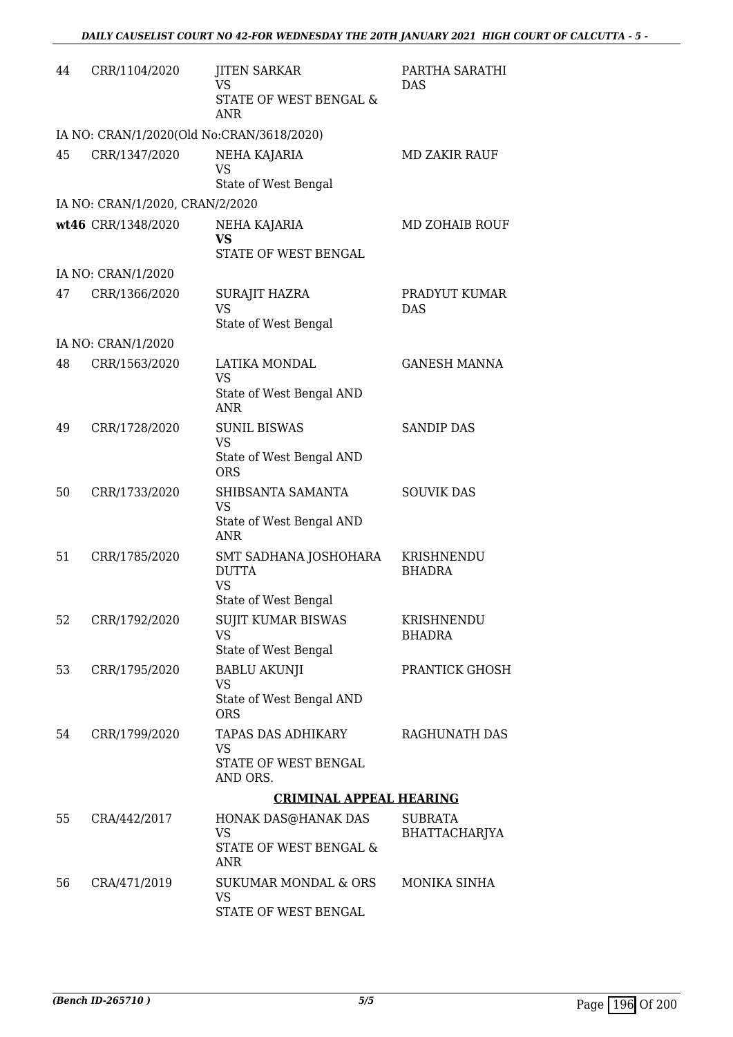| | | | |
|---|---|---|---|
| 44 | CRR/1104/2020 | JITEN SARKAR<br>VS<br>STATE OF WEST BENGAL & ANR | PARTHA SARATHI DAS |
| IA NO: CRAN/1/2020(Old No:CRAN/3618/2020) | | | |
| 45 | CRR/1347/2020 | NEHA KAJARIA<br>VS<br>State of West Bengal | MD ZAKIR RAUF |
| IA NO: CRAN/1/2020, CRAN/2/2020 | | | |
| wt46 | CRR/1348/2020 | NEHA KAJARIA<br>**VS**<br>STATE OF WEST BENGAL | MD ZOHAIB ROUF |
| IA NO: CRAN/1/2020 | | | |
| 47 | CRR/1366/2020 | SURAJIT HAZRA<br>VS<br>State of West Bengal | PRADYUT KUMAR DAS |
| IA NO: CRAN/1/2020 | | | |
| 48 | CRR/1563/2020 | LATIKA MONDAL<br>VS<br>State of West Bengal AND ANR | GANESH MANNA |
| 49 | CRR/1728/2020 | SUNIL BISWAS<br>VS<br>State of West Bengal AND ORS | SANDIP DAS |
| 50 | CRR/1733/2020 | SHIBSANTA SAMANTA<br>VS<br>State of West Bengal AND ANR | SOUVIK DAS |
| 51 | CRR/1785/2020 | SMT SADHANA JOSHOHARA DUTTA<br>VS<br>State of West Bengal | KRISHNENDU BHADRA |
| 52 | CRR/1792/2020 | SUJIT KUMAR BISWAS<br>VS<br>State of West Bengal | KRISHNENDU BHADRA |
| 53 | CRR/1795/2020 | BABLU AKUNJI<br>VS<br>State of West Bengal AND ORS | PRANTICK GHOSH |
| 54 | CRR/1799/2020 | TAPAS DAS ADHIKARY<br>VS<br>STATE OF WEST BENGAL AND ORS. | RAGHUNATH DAS |

### CRIMINAL APPEAL HEARING

| | | | |
|---|---|---|---|
| 55 | CRA/442/2017 | HONAK DAS@HANAK DAS<br>VS<br>STATE OF WEST BENGAL & ANR | SUBRATA BHATTACHARJYA |
| 56 | CRA/471/2019 | SUKUMAR MONDAL & ORS<br>VS<br>STATE OF WEST BENGAL | MONIKA SINHA |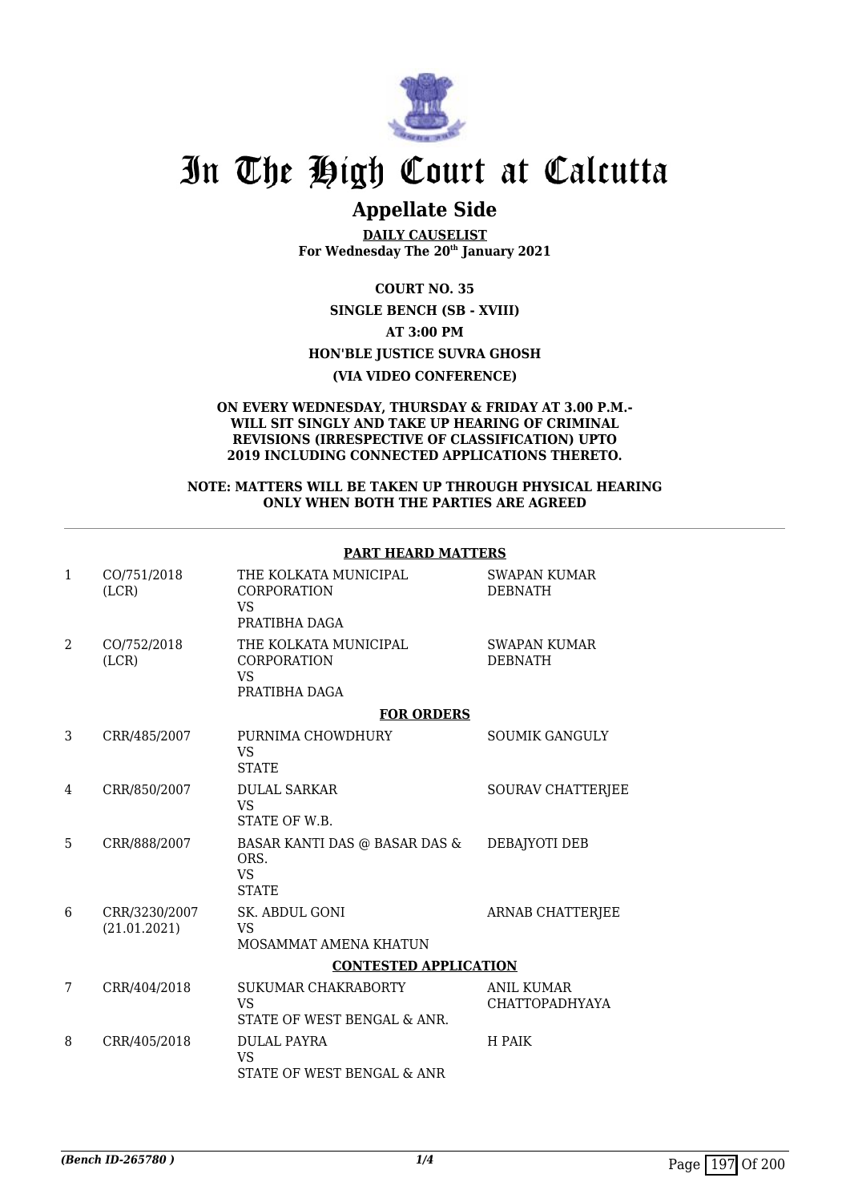# In The High Court at Calcutta

## Appellate Side

**DAILY CAUSELIST**
**For Wednesday The 20th January 2021**

**COURT NO. 35**

**SINGLE BENCH (SB - XVIII)**

**AT 3:00 PM**

**HON'BLE JUSTICE SUVRA GHOSH**

**(VIA VIDEO CONFERENCE)**

**ON EVERY WEDNESDAY, THURSDAY & FRIDAY AT 3.00 P.M.- WILL SIT SINGLY AND TAKE UP HEARING OF CRIMINAL REVISIONS (IRRESPECTIVE OF CLASSIFICATION) UPTO 2019 INCLUDING CONNECTED APPLICATIONS THERETO.**

**NOTE: MATTERS WILL BE TAKEN UP THROUGH PHYSICAL HEARING ONLY WHEN BOTH THE PARTIES ARE AGREED**

**PART HEARD MATTERS**

| | | | |
|---|---|---|---|
| 1 | CO/751/2018 (LCR) | THE KOLKATA MUNICIPAL CORPORATION VS PRATIBHA DAGA | SWAPAN KUMAR DEBNATH |
| 2 | CO/752/2018 (LCR) | THE KOLKATA MUNICIPAL CORPORATION VS PRATIBHA DAGA | SWAPAN KUMAR DEBNATH |

**FOR ORDERS**

| | | | |
|---|---|---|---|
| 3 | CRR/485/2007 | PURNIMA CHOWDHURY VS STATE | SOUMIK GANGULY |
| 4 | CRR/850/2007 | DULAL SARKAR VS STATE OF W.B. | SOURAV CHATTERJEE |
| 5 | CRR/888/2007 | BASAR KANTI DAS @ BASAR DAS & ORS. VS STATE | DEBAJYOTI DEB |
| 6 | CRR/3230/2007 (21.01.2021) | SK. ABDUL GONI VS MOSAMMAT AMENA KHATUN | ARNAB CHATTERJEE |

**CONTESTED APPLICATION**

| | | | |
|---|---|---|---|
| 7 | CRR/404/2018 | SUKUMAR CHAKRABORTY VS STATE OF WEST BENGAL & ANR. | ANIL KUMAR CHATTOPADHYAYA |
| 8 | CRR/405/2018 | DULAL PAYRA VS STATE OF WEST BENGAL & ANR | H PAIK |

*(Bench ID-265780 )*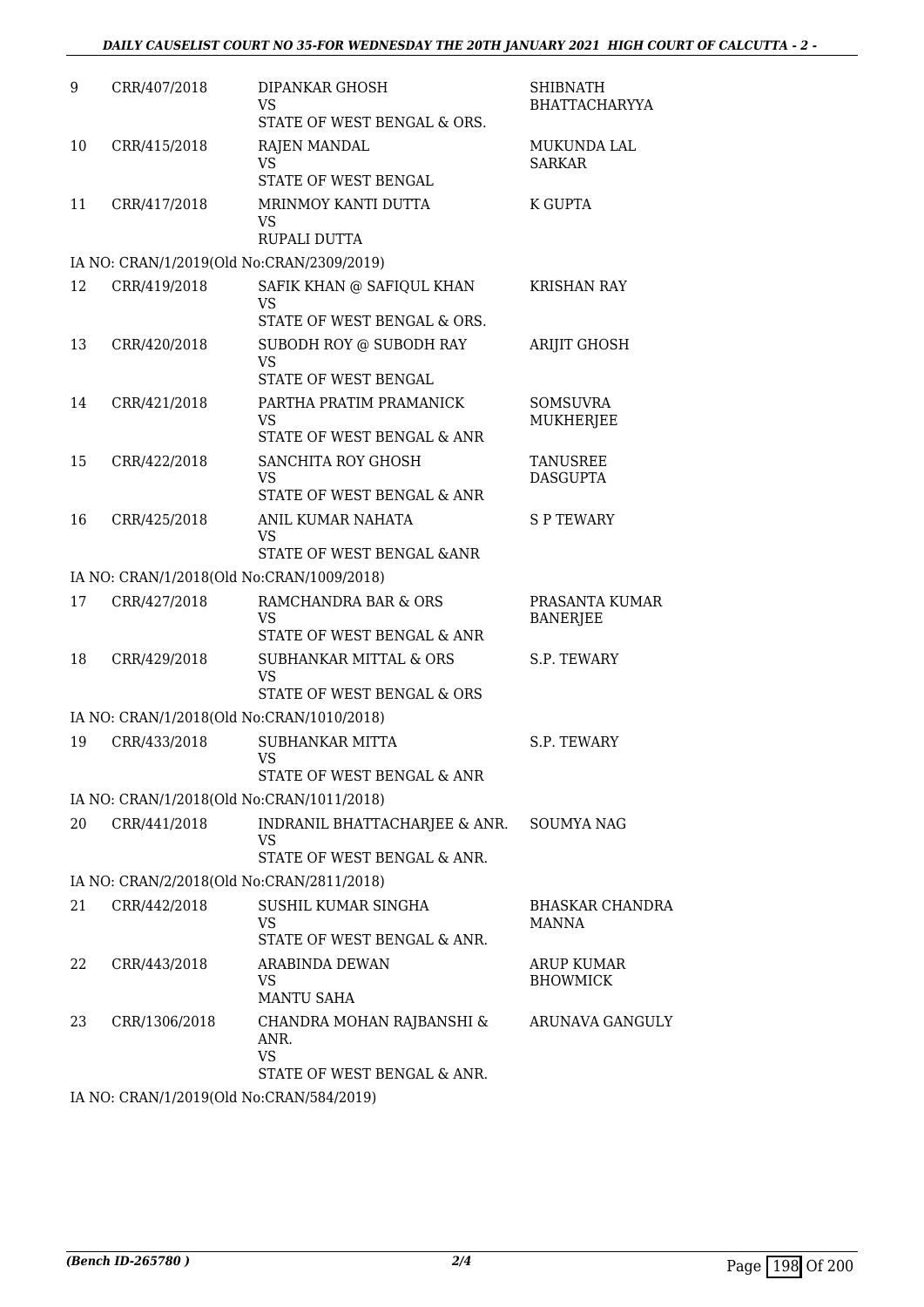| 9 | CRR/407/2018 | DIPANKAR GHOSH<br>VS<br>STATE OF WEST BENGAL & ORS. | SHIBNATH BHATTACHARYYA |
|---|---|---|---|
| 10 | CRR/415/2018 | RAJEN MANDAL<br>VS<br>STATE OF WEST BENGAL | MUKUNDA LAL SARKAR |
| 11 | CRR/417/2018 | MRINMOY KANTI DUTTA<br>VS<br>RUPALI DUTTA | K GUPTA |
| | IA NO: CRAN/1/2019(Old No:CRAN/2309/2019) | | |
| 12 | CRR/419/2018 | SAFIK KHAN @ SAFIQUL KHAN<br>VS<br>STATE OF WEST BENGAL & ORS. | KRISHAN RAY |
| 13 | CRR/420/2018 | SUBODH ROY @ SUBODH RAY<br>VS<br>STATE OF WEST BENGAL | ARIJIT GHOSH |
| 14 | CRR/421/2018 | PARTHA PRATIM PRAMANICK<br>VS<br>STATE OF WEST BENGAL & ANR | SOMSUVRA MUKHERJEE |
| 15 | CRR/422/2018 | SANCHITA ROY GHOSH<br>VS<br>STATE OF WEST BENGAL & ANR | TANUSREE DASGUPTA |
| 16 | CRR/425/2018 | ANIL KUMAR NAHATA<br>VS<br>STATE OF WEST BENGAL &ANR | S P TEWARY |
| | IA NO: CRAN/1/2018(Old No:CRAN/1009/2018) | | |
| 17 | CRR/427/2018 | RAMCHANDRA BAR & ORS<br>VS<br>STATE OF WEST BENGAL & ANR | PRASANTA KUMAR BANERJEE |
| 18 | CRR/429/2018 | SUBHANKAR MITTAL & ORS<br>VS<br>STATE OF WEST BENGAL & ORS | S.P. TEWARY |
| | IA NO: CRAN/1/2018(Old No:CRAN/1010/2018) | | |
| 19 | CRR/433/2018 | SUBHANKAR MITTA<br>VS<br>STATE OF WEST BENGAL & ANR | S.P. TEWARY |
| | IA NO: CRAN/1/2018(Old No:CRAN/1011/2018) | | |
| 20 | CRR/441/2018 | INDRANIL BHATTACHARJEE & ANR.<br>VS<br>STATE OF WEST BENGAL & ANR. | SOUMYA NAG |
| | IA NO: CRAN/2/2018(Old No:CRAN/2811/2018) | | |
| 21 | CRR/442/2018 | SUSHIL KUMAR SINGHA<br>VS<br>STATE OF WEST BENGAL & ANR. | BHASKAR CHANDRA MANNA |
| 22 | CRR/443/2018 | ARABINDA DEWAN<br>VS<br>MANTU SAHA | ARUP KUMAR BHOWMICK |
| 23 | CRR/1306/2018 | CHANDRA MOHAN RAJBANSHI & ANR.<br>VS<br>STATE OF WEST BENGAL & ANR. | ARUNAVA GANGULY |
| | IA NO: CRAN/1/2019(Old No:CRAN/584/2019) | | |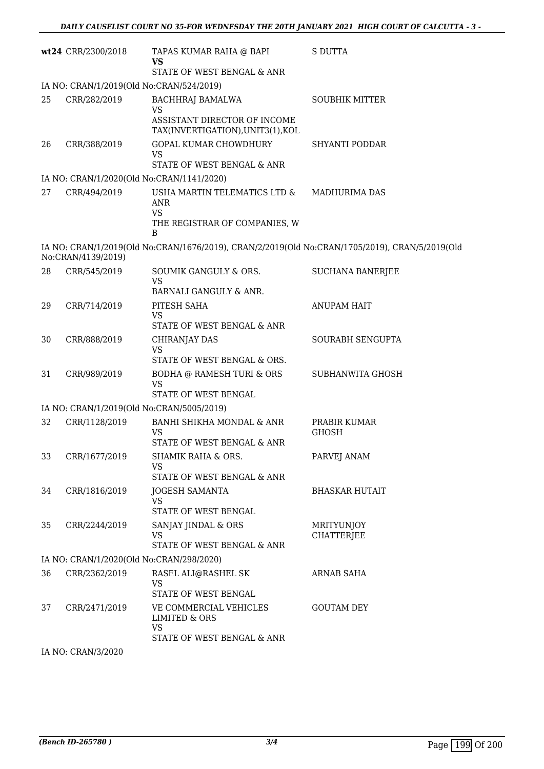| | | | |
|---|---|---|---|
| wt24 | CRR/2300/2018 | TAPAS KUMAR RAHA @ BAPI **VS** STATE OF WEST BENGAL & ANR | S DUTTA |

IA NO: CRAN/1/2019(Old No:CRAN/524/2019)

| | | | |
|---|---|---|---|
| 25 | CRR/282/2019 | BACHHRAJ BAMALWA VS ASSISTANT DIRECTOR OF INCOME TAX(INVERTIGATION),UNIT3(1),KOL | SOUBHIK MITTER |
| 26 | CRR/388/2019 | GOPAL KUMAR CHOWDHURY VS STATE OF WEST BENGAL & ANR | SHYANTI PODDAR |

IA NO: CRAN/1/2020(Old No:CRAN/1141/2020)

| | | | |
|---|---|---|---|
| 27 | CRR/494/2019 | USHA MARTIN TELEMATICS LTD & ANR VS THE REGISTRAR OF COMPANIES, W B | MADHURIMA DAS |

IA NO: CRAN/1/2019(Old No:CRAN/1676/2019), CRAN/2/2019(Old No:CRAN/1705/2019), CRAN/5/2019(Old No:CRAN/4139/2019)

| | | | |
|---|---|---|---|
| 28 | CRR/545/2019 | SOUMIK GANGULY & ORS. VS BARNALI GANGULY & ANR. | SUCHANA BANERJEE |
| 29 | CRR/714/2019 | PITESH SAHA VS STATE OF WEST BENGAL & ANR | ANUPAM HAIT |
| 30 | CRR/888/2019 | CHIRANJAY DAS VS STATE OF WEST BENGAL & ORS. | SOURABH SENGUPTA |
| 31 | CRR/989/2019 | BODHA @ RAMESH TURI & ORS VS STATE OF WEST BENGAL | SUBHANWITA GHOSH |

IA NO: CRAN/1/2019(Old No:CRAN/5005/2019)

| | | | |
|---|---|---|---|
| 32 | CRR/1128/2019 | BANHI SHIKHA MONDAL & ANR VS STATE OF WEST BENGAL & ANR | PRABIR KUMAR GHOSH |
| 33 | CRR/1677/2019 | SHAMIK RAHA & ORS. VS STATE OF WEST BENGAL & ANR | PARVEJ ANAM |
| 34 | CRR/1816/2019 | JOGESH SAMANTA VS STATE OF WEST BENGAL | BHASKAR HUTAIT |
| 35 | CRR/2244/2019 | SANJAY JINDAL & ORS VS STATE OF WEST BENGAL & ANR | MRITYUNJOY CHATTERJEE |

IA NO: CRAN/1/2020(Old No:CRAN/298/2020)

| | | | |
|---|---|---|---|
| 36 | CRR/2362/2019 | RASEL ALI@RASHEL SK VS STATE OF WEST BENGAL | ARNAB SAHA |
| 37 | CRR/2471/2019 | VE COMMERCIAL VEHICLES LIMITED & ORS VS STATE OF WEST BENGAL & ANR | GOUTAM DEY |

IA NO: CRAN/3/2020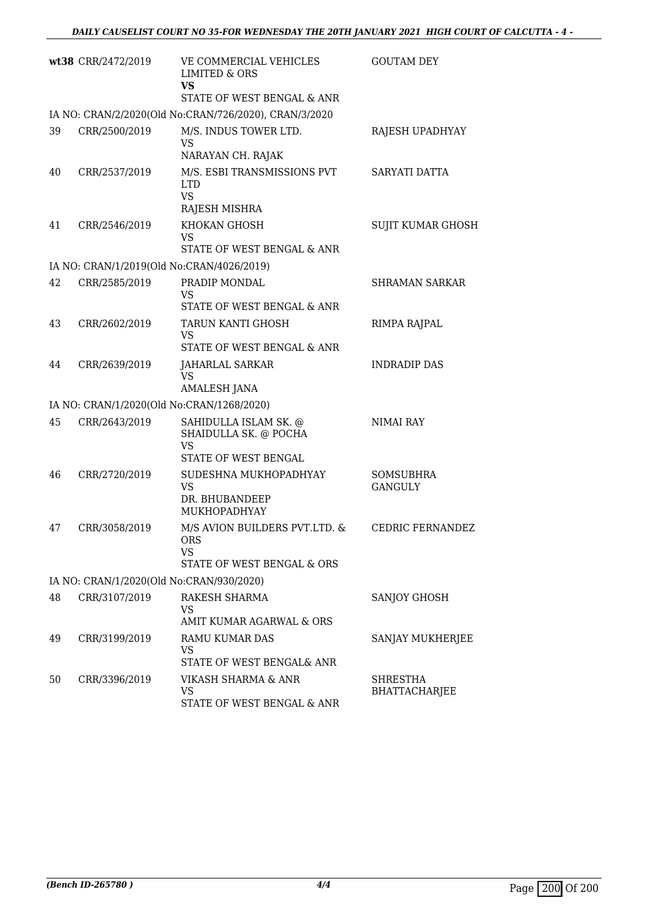| | | | |
|---|---|---|---|
| **wt38** | CRR/2472/2019 | VE COMMERCIAL VEHICLES LIMITED & ORS<br>**VS**<br>STATE OF WEST BENGAL & ANR | GOUTAM DEY |
| | IA NO: CRAN/2/2020(Old No:CRAN/726/2020), CRAN/3/2020 | | |
| 39 | CRR/2500/2019 | M/S. INDUS TOWER LTD.<br>VS<br>NARAYAN CH. RAJAK | RAJESH UPADHYAY |
| 40 | CRR/2537/2019 | M/S. ESBI TRANSMISSIONS PVT LTD<br>VS<br>RAJESH MISHRA | SARYATI DATTA |
| 41 | CRR/2546/2019 | KHOKAN GHOSH<br>VS<br>STATE OF WEST BENGAL & ANR | SUJIT KUMAR GHOSH |
| | IA NO: CRAN/1/2019(Old No:CRAN/4026/2019) | | |
| 42 | CRR/2585/2019 | PRADIP MONDAL<br>VS<br>STATE OF WEST BENGAL & ANR | SHRAMAN SARKAR |
| 43 | CRR/2602/2019 | TARUN KANTI GHOSH<br>VS<br>STATE OF WEST BENGAL & ANR | RIMPA RAJPAL |
| 44 | CRR/2639/2019 | JAHARLAL SARKAR<br>VS<br>AMALESH JANA | INDRADIP DAS |
| | IA NO: CRAN/1/2020(Old No:CRAN/1268/2020) | | |
| 45 | CRR/2643/2019 | SAHIDULLA ISLAM SK. @ SHAIDULLA SK. @ POCHA<br>VS<br>STATE OF WEST BENGAL | NIMAI RAY |
| 46 | CRR/2720/2019 | SUDESHNA MUKHOPADHYAY<br>VS<br>DR. BHUBANDEEP MUKHOPADHYAY | SOMSUBHRA GANGULY |
| 47 | CRR/3058/2019 | M/S AVION BUILDERS PVT.LTD. & ORS<br>VS<br>STATE OF WEST BENGAL & ORS | CEDRIC FERNANDEZ |
| | IA NO: CRAN/1/2020(Old No:CRAN/930/2020) | | |
| 48 | CRR/3107/2019 | RAKESH SHARMA<br>VS<br>AMIT KUMAR AGARWAL & ORS | SANJOY GHOSH |
| 49 | CRR/3199/2019 | RAMU KUMAR DAS<br>VS<br>STATE OF WEST BENGAL& ANR | SANJAY MUKHERJEE |
| 50 | CRR/3396/2019 | VIKASH SHARMA & ANR<br>VS<br>STATE OF WEST BENGAL & ANR | SHRESTHA BHATTACHARJEE |